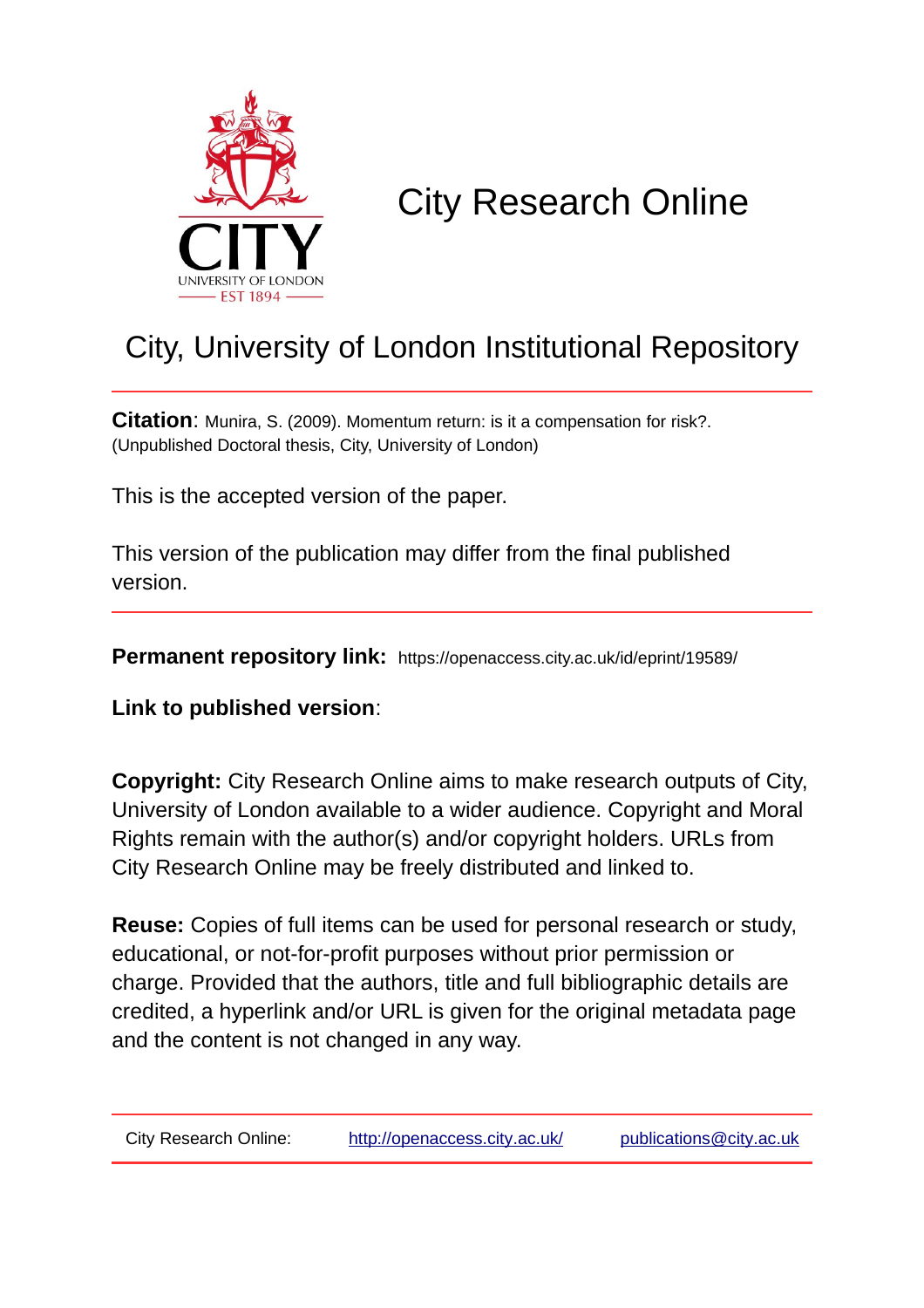# City Research Online

## City, University of London Institutional Repository

**Citation**: Munira, S. (2009). Momentum return: is it a compensation for risk?. (Unpublished Doctoral thesis, City, University of London)

This is the accepted version of the paper.

This version of the publication may differ from the final published version.

**Permanent repository link:** https://openaccess.city.ac.uk/id/eprint/19589/

**Link to published version**:

**Copyright:** City Research Online aims to make research outputs of City, University of London available to a wider audience. Copyright and Moral Rights remain with the author(s) and/or copyright holders. URLs from City Research Online may be freely distributed and linked to.

**Reuse:** Copies of full items can be used for personal research or study, educational, or not-for-profit purposes without prior permission or charge. Provided that the authors, title and full bibliographic details are credited, a hyperlink and/or URL is given for the original metadata page and the content is not changed in any way.

City Research Online: http://openaccess.city.ac.uk/ publications@city.ac.uk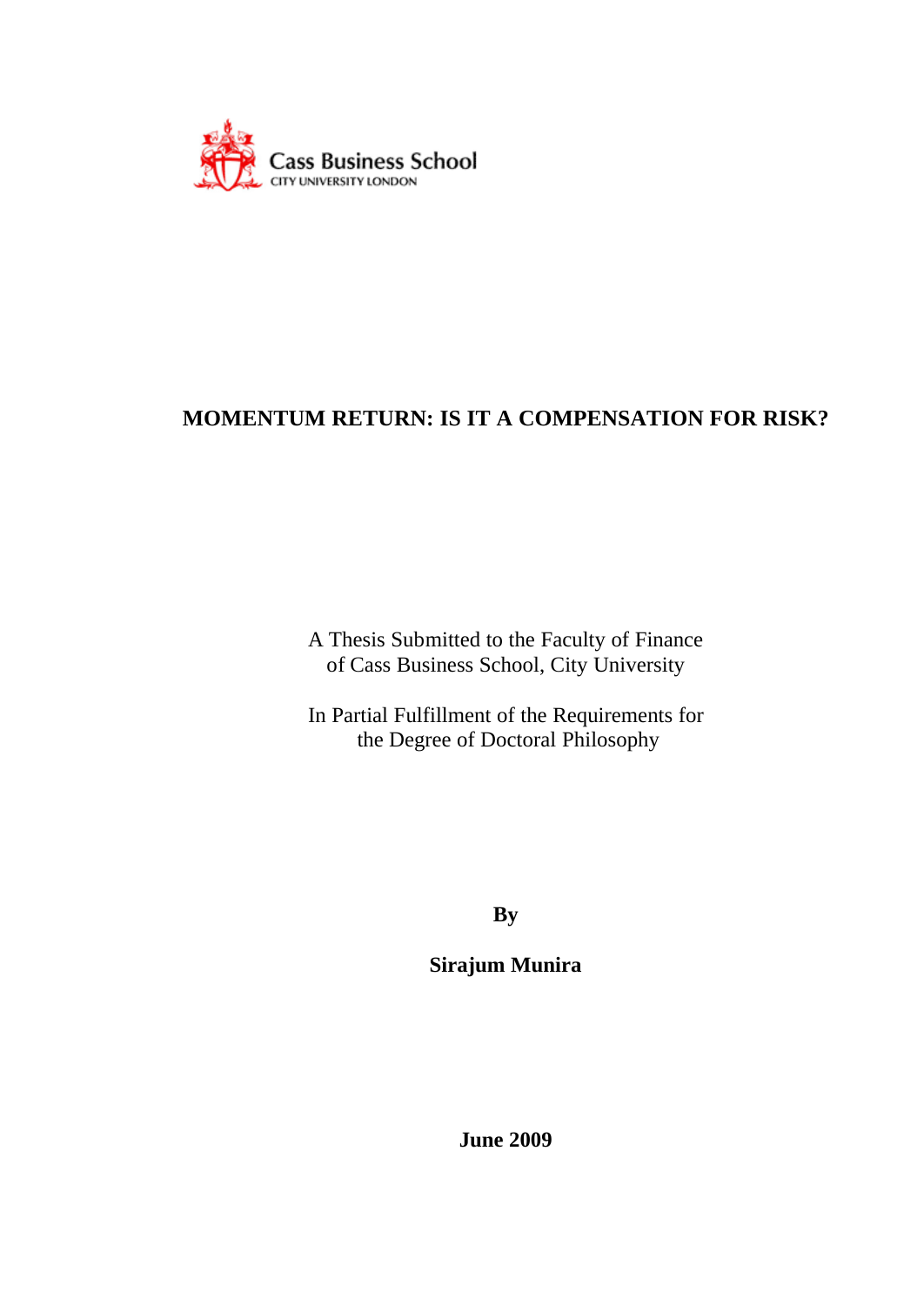Cass Business School
CITY UNIVERSITY LONDON

# MOMENTUM RETURN: IS IT A COMPENSATION FOR RISK?

A Thesis Submitted to the Faculty of Finance
of Cass Business School, City University

In Partial Fulfillment of the Requirements for
the Degree of Doctoral Philosophy

**By**

**Sirajum Munira**

**June 2009**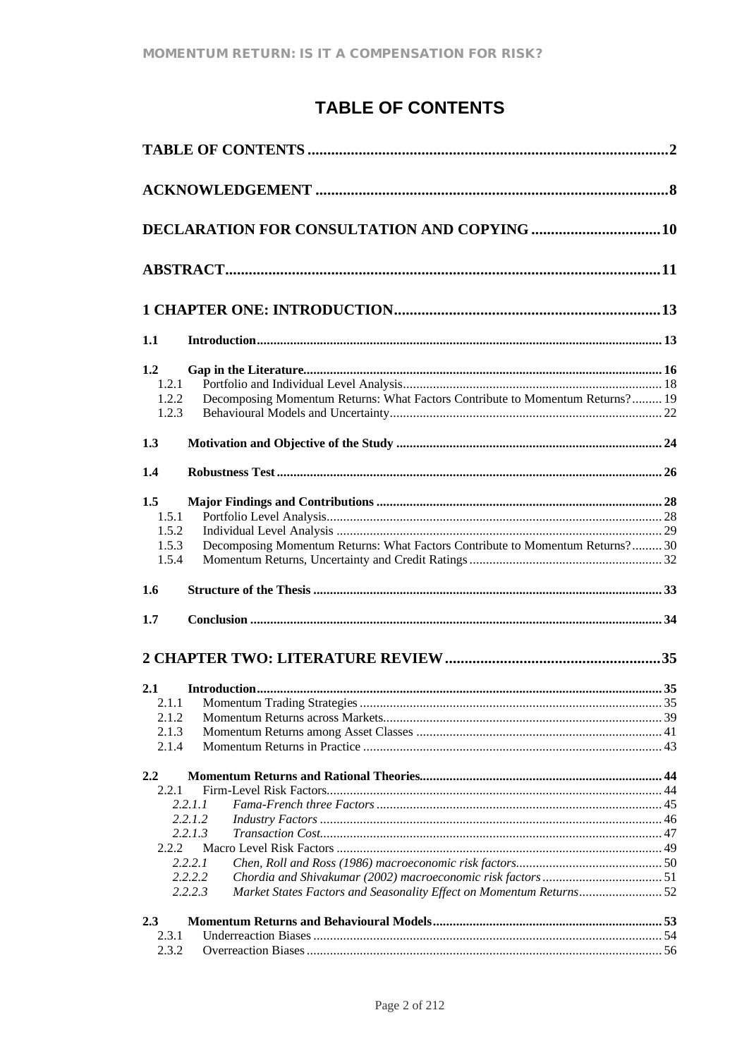# TABLE OF CONTENTS

**TABLE OF CONTENTS** .......... 2

**ACKNOWLEDGEMENT** .......... 8

**DECLARATION FOR CONSULTATION AND COPYING** .......... 10

**ABSTRACT** .......... 11

**1 CHAPTER ONE: INTRODUCTION** .......... 13

**1.1 Introduction** .......... 13

**1.2 Gap in the Literature** .......... 16
- 1.2.1 Portfolio and Individual Level Analysis .......... 18
- 1.2.2 Decomposing Momentum Returns: What Factors Contribute to Momentum Returns? .......... 19
- 1.2.3 Behavioural Models and Uncertainty .......... 22

**1.3 Motivation and Objective of the Study** .......... 24

**1.4 Robustness Test** .......... 26

**1.5 Major Findings and Contributions** .......... 28
- 1.5.1 Portfolio Level Analysis .......... 28
- 1.5.2 Individual Level Analysis .......... 29
- 1.5.3 Decomposing Momentum Returns: What Factors Contribute to Momentum Returns? .......... 30
- 1.5.4 Momentum Returns, Uncertainty and Credit Ratings .......... 32

**1.6 Structure of the Thesis** .......... 33

**1.7 Conclusion** .......... 34

**2 CHAPTER TWO: LITERATURE REVIEW** .......... 35

**2.1 Introduction** .......... 35
- 2.1.1 Momentum Trading Strategies .......... 35
- 2.1.2 Momentum Returns across Markets .......... 39
- 2.1.3 Momentum Returns among Asset Classes .......... 41
- 2.1.4 Momentum Returns in Practice .......... 43

**2.2 Momentum Returns and Rational Theories** .......... 44
- 2.2.1 Firm-Level Risk Factors .......... 44
  - *2.2.1.1 Fama-French three Factors* .......... 45
  - *2.2.1.2 Industry Factors* .......... 46
  - *2.2.1.3 Transaction Cost* .......... 47
- 2.2.2 Macro Level Risk Factors .......... 49
  - *2.2.2.1 Chen, Roll and Ross (1986) macroeconomic risk factors* .......... 50
  - *2.2.2.2 Chordia and Shivakumar (2002) macroeconomic risk factors* .......... 51
  - *2.2.2.3 Market States Factors and Seasonality Effect on Momentum Returns* .......... 52

**2.3 Momentum Returns and Behavioural Models** .......... 53
- 2.3.1 Underreaction Biases .......... 54
- 2.3.2 Overreaction Biases .......... 56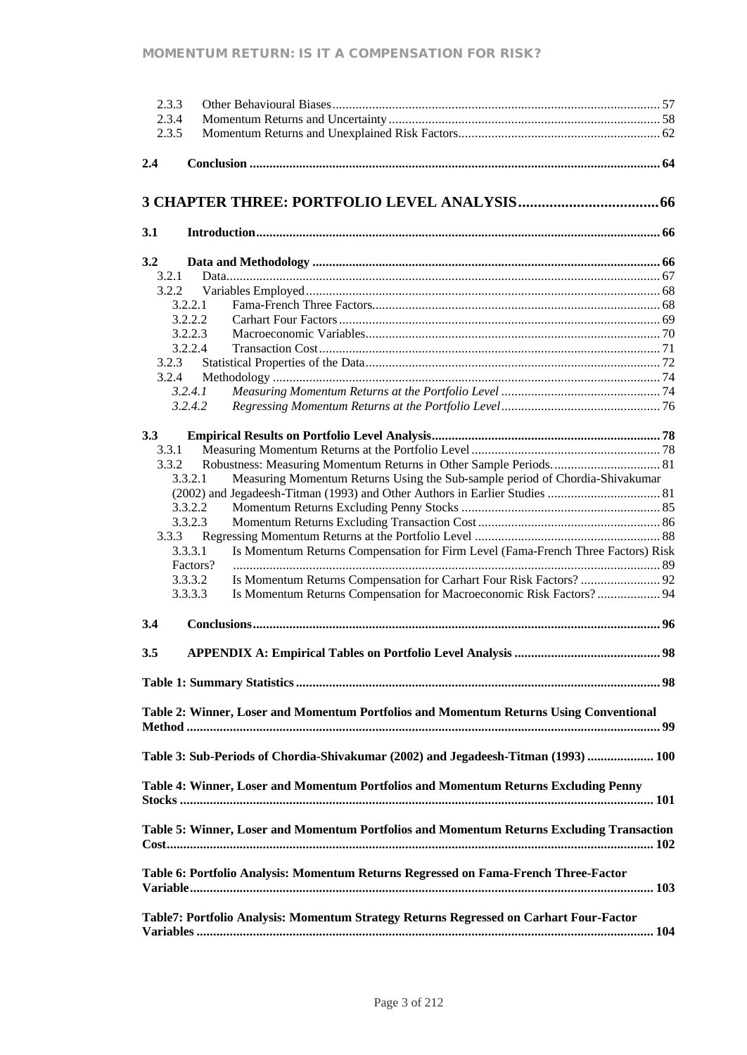2.3.3 Other Behavioural Biases .................................................. 57
2.3.4 Momentum Returns and Uncertainty .................................................. 58
2.3.5 Momentum Returns and Unexplained Risk Factors .................................................. 62

**2.4 Conclusion .................................................. 64**

## 3 CHAPTER THREE: PORTFOLIO LEVEL ANALYSIS .................................................. 66

**3.1 Introduction .................................................. 66**

**3.2 Data and Methodology .................................................. 66**

3.2.1 Data .................................................. 67
3.2.2 Variables Employed .................................................. 68
3.2.2.1 Fama-French Three Factors .................................................. 68
3.2.2.2 Carhart Four Factors .................................................. 69
3.2.2.3 Macroeconomic Variables .................................................. 70
3.2.2.4 Transaction Cost .................................................. 71
3.2.3 Statistical Properties of the Data .................................................. 72
3.2.4 Methodology .................................................. 74
*3.2.4.1 Measuring Momentum Returns at the Portfolio Level .................................................. 74*
*3.2.4.2 Regressing Momentum Returns at the Portfolio Level .................................................. 76*

**3.3 Empirical Results on Portfolio Level Analysis .................................................. 78**

3.3.1 Measuring Momentum Returns at the Portfolio Level .................................................. 78
3.3.2 Robustness: Measuring Momentum Returns in Other Sample Periods .................................................. 81
3.3.2.1 Measuring Momentum Returns Using the Sub-sample period of Chordia-Shivakumar (2002) and Jegadeesh-Titman (1993) and Other Authors in Earlier Studies .................................................. 81
3.3.2.2 Momentum Returns Excluding Penny Stocks .................................................. 85
3.3.2.3 Momentum Returns Excluding Transaction Cost .................................................. 86
3.3.3 Regressing Momentum Returns at the Portfolio Level .................................................. 88
3.3.3.1 Is Momentum Returns Compensation for Firm Level (Fama-French Three Factors) Risk Factors? .................................................. 89
3.3.3.2 Is Momentum Returns Compensation for Carhart Four Risk Factors? .................................................. 92
3.3.3.3 Is Momentum Returns Compensation for Macroeconomic Risk Factors? .................................................. 94

**3.4 Conclusions .................................................. 96**

**3.5 APPENDIX A: Empirical Tables on Portfolio Level Analysis .................................................. 98**

**Table 1: Summary Statistics .................................................. 98**

**Table 2: Winner, Loser and Momentum Portfolios and Momentum Returns Using Conventional Method .................................................. 99**

**Table 3: Sub-Periods of Chordia-Shivakumar (2002) and Jegadeesh-Titman (1993) .................................................. 100**

**Table 4: Winner, Loser and Momentum Portfolios and Momentum Returns Excluding Penny Stocks .................................................. 101**

**Table 5: Winner, Loser and Momentum Portfolios and Momentum Returns Excluding Transaction Cost .................................................. 102**

**Table 6: Portfolio Analysis: Momentum Returns Regressed on Fama-French Three-Factor Variable .................................................. 103**

**Table7: Portfolio Analysis: Momentum Strategy Returns Regressed on Carhart Four-Factor Variables .................................................. 104**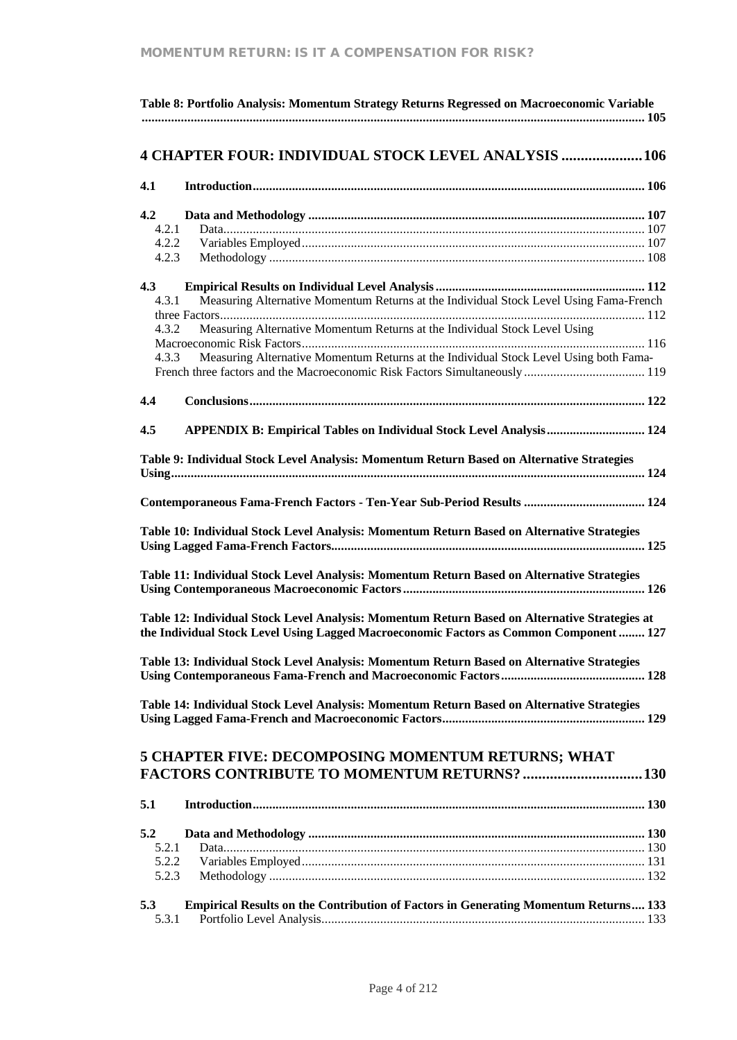**Table 8: Portfolio Analysis: Momentum Strategy Returns Regressed on Macroeconomic Variable ... 105**

## 4 CHAPTER FOUR: INDIVIDUAL STOCK LEVEL ANALYSIS ... 106

**4.1 Introduction ... 106**

**4.2 Data and Methodology ... 107**

- 4.2.1 Data ... 107
- 4.2.2 Variables Employed ... 107
- 4.2.3 Methodology ... 108

**4.3 Empirical Results on Individual Level Analysis ... 112**

- 4.3.1 Measuring Alternative Momentum Returns at the Individual Stock Level Using Fama-French three Factors ... 112
- 4.3.2 Measuring Alternative Momentum Returns at the Individual Stock Level Using Macroeconomic Risk Factors ... 116
- 4.3.3 Measuring Alternative Momentum Returns at the Individual Stock Level Using both Fama-French three factors and the Macroeconomic Risk Factors Simultaneously ... 119

**4.4 Conclusions ... 122**

**4.5 APPENDIX B: Empirical Tables on Individual Stock Level Analysis ... 124**

**Table 9: Individual Stock Level Analysis: Momentum Return Based on Alternative Strategies Using ... 124**

**Contemporaneous Fama-French Factors - Ten-Year Sub-Period Results ... 124**

**Table 10: Individual Stock Level Analysis: Momentum Return Based on Alternative Strategies Using Lagged Fama-French Factors ... 125**

**Table 11: Individual Stock Level Analysis: Momentum Return Based on Alternative Strategies Using Contemporaneous Macroeconomic Factors ... 126**

**Table 12: Individual Stock Level Analysis: Momentum Return Based on Alternative Strategies at the Individual Stock Level Using Lagged Macroeconomic Factors as Common Component ... 127**

**Table 13: Individual Stock Level Analysis: Momentum Return Based on Alternative Strategies Using Contemporaneous Fama-French and Macroeconomic Factors ... 128**

**Table 14: Individual Stock Level Analysis: Momentum Return Based on Alternative Strategies Using Lagged Fama-French and Macroeconomic Factors ... 129**

## 5 CHAPTER FIVE: DECOMPOSING MOMENTUM RETURNS; WHAT FACTORS CONTRIBUTE TO MOMENTUM RETURNS? ... 130

**5.1 Introduction ... 130**

**5.2 Data and Methodology ... 130**

- 5.2.1 Data ... 130
- 5.2.2 Variables Employed ... 131
- 5.2.3 Methodology ... 132

**5.3 Empirical Results on the Contribution of Factors in Generating Momentum Returns ... 133**

- 5.3.1 Portfolio Level Analysis ... 133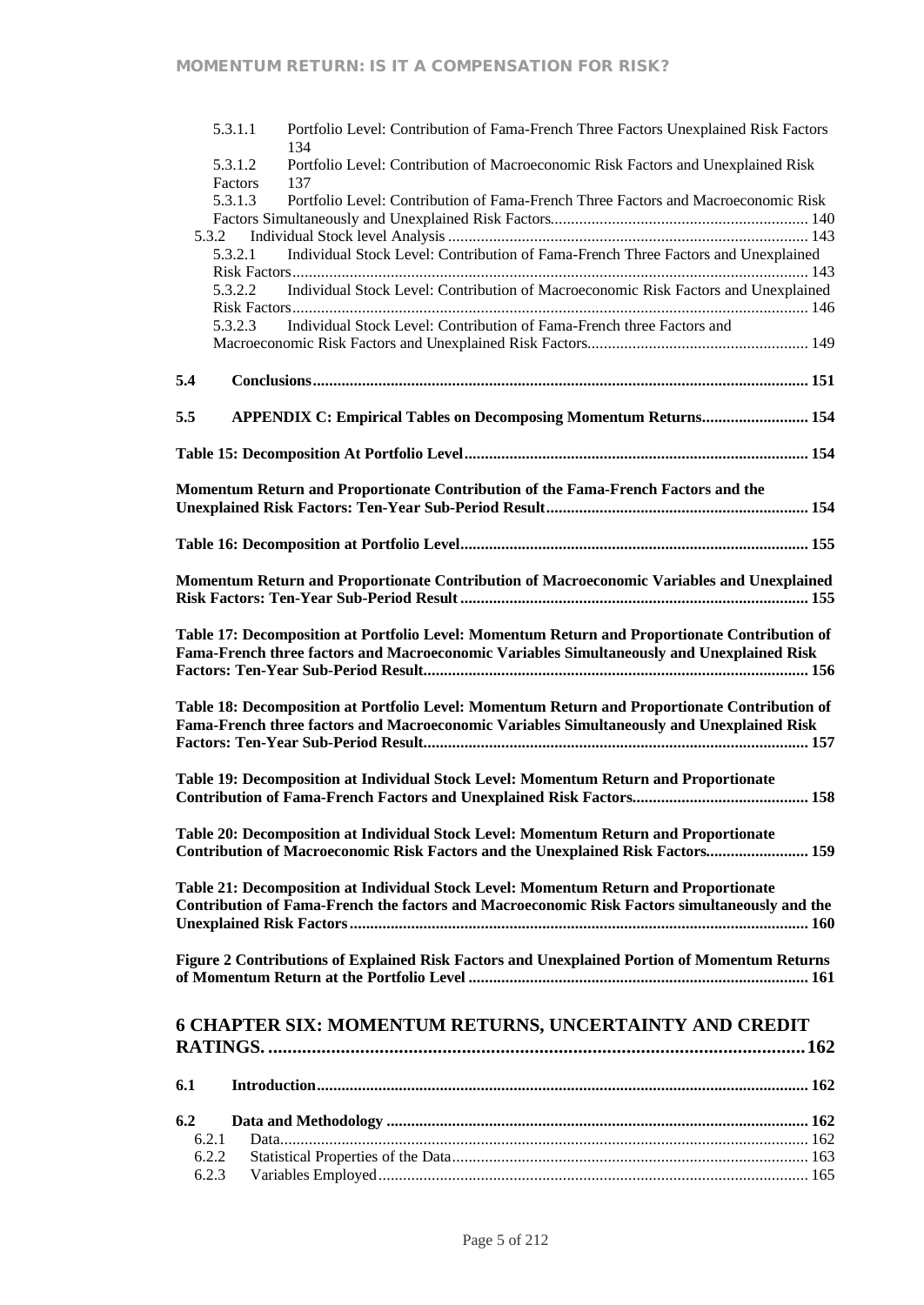5.3.1.1 Portfolio Level: Contribution of Fama-French Three Factors Unexplained Risk Factors 134

5.3.1.2 Portfolio Level: Contribution of Macroeconomic Risk Factors and Unexplained Risk Factors 137

5.3.1.3 Portfolio Level: Contribution of Fama-French Three Factors and Macroeconomic Risk Factors Simultaneously and Unexplained Risk Factors ..... 140

5.3.2 Individual Stock level Analysis ..... 143

5.3.2.1 Individual Stock Level: Contribution of Fama-French Three Factors and Unexplained Risk Factors ..... 143

5.3.2.2 Individual Stock Level: Contribution of Macroeconomic Risk Factors and Unexplained Risk Factors ..... 146

5.3.2.3 Individual Stock Level: Contribution of Fama-French three Factors and Macroeconomic Risk Factors and Unexplained Risk Factors ..... 149

**5.4 Conclusions ..... 151**

**5.5 APPENDIX C: Empirical Tables on Decomposing Momentum Returns ..... 154**

**Table 15: Decomposition At Portfolio Level ..... 154**

**Momentum Return and Proportionate Contribution of the Fama-French Factors and the Unexplained Risk Factors: Ten-Year Sub-Period Result ..... 154**

**Table 16: Decomposition at Portfolio Level ..... 155**

**Momentum Return and Proportionate Contribution of Macroeconomic Variables and Unexplained Risk Factors: Ten-Year Sub-Period Result ..... 155**

**Table 17: Decomposition at Portfolio Level: Momentum Return and Proportionate Contribution of Fama-French three factors and Macroeconomic Variables Simultaneously and Unexplained Risk Factors: Ten-Year Sub-Period Result ..... 156**

**Table 18: Decomposition at Portfolio Level: Momentum Return and Proportionate Contribution of Fama-French three factors and Macroeconomic Variables Simultaneously and Unexplained Risk Factors: Ten-Year Sub-Period Result ..... 157**

**Table 19: Decomposition at Individual Stock Level: Momentum Return and Proportionate Contribution of Fama-French Factors and Unexplained Risk Factors ..... 158**

**Table 20: Decomposition at Individual Stock Level: Momentum Return and Proportionate Contribution of Macroeconomic Risk Factors and the Unexplained Risk Factors ..... 159**

**Table 21: Decomposition at Individual Stock Level: Momentum Return and Proportionate Contribution of Fama-French the factors and Macroeconomic Risk Factors simultaneously and the Unexplained Risk Factors ..... 160**

**Figure 2 Contributions of Explained Risk Factors and Unexplained Portion of Momentum Returns of Momentum Return at the Portfolio Level ..... 161**

## 6 CHAPTER SIX: MOMENTUM RETURNS, UNCERTAINTY AND CREDIT RATINGS. ..... 162

**6.1 Introduction ..... 162**

**6.2 Data and Methodology ..... 162**

6.2.1 Data ..... 162

6.2.2 Statistical Properties of the Data ..... 163

6.2.3 Variables Employed ..... 165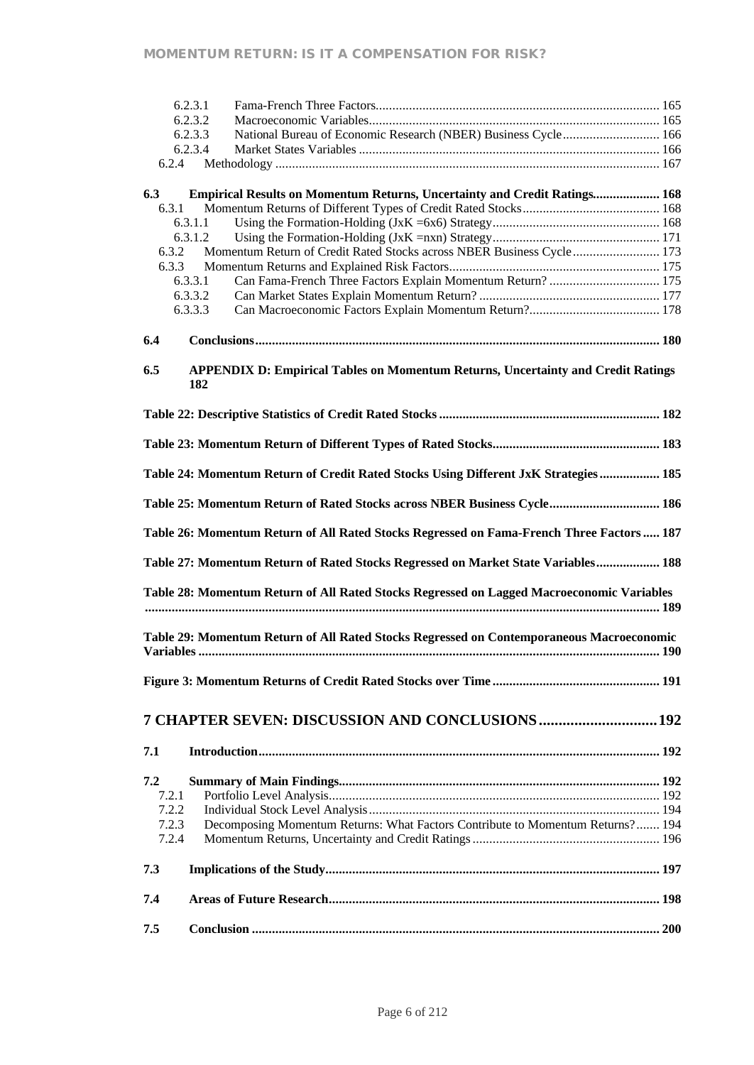6.2.3.1 Fama-French Three Factors .......... 165
6.2.3.2 Macroeconomic Variables .......... 165
6.2.3.3 National Bureau of Economic Research (NBER) Business Cycle .......... 166
6.2.3.4 Market States Variables .......... 166
6.2.4 Methodology .......... 167

**6.3 Empirical Results on Momentum Returns, Uncertainty and Credit Ratings .......... 168**
6.3.1 Momentum Returns of Different Types of Credit Rated Stocks .......... 168
6.3.1.1 Using the Formation-Holding (JxK =6x6) Strategy .......... 168
6.3.1.2 Using the Formation-Holding (JxK =nxn) Strategy .......... 171
6.3.2 Momentum Return of Credit Rated Stocks across NBER Business Cycle .......... 173
6.3.3 Momentum Returns and Explained Risk Factors .......... 175
6.3.3.1 Can Fama-French Three Factors Explain Momentum Return? .......... 175
6.3.3.2 Can Market States Explain Momentum Return? .......... 177
6.3.3.3 Can Macroeconomic Factors Explain Momentum Return? .......... 178

**6.4 Conclusions .......... 180**

**6.5 APPENDIX D: Empirical Tables on Momentum Returns, Uncertainty and Credit Ratings 182**

**Table 22: Descriptive Statistics of Credit Rated Stocks .......... 182**

**Table 23: Momentum Return of Different Types of Rated Stocks .......... 183**

**Table 24: Momentum Return of Credit Rated Stocks Using Different JxK Strategies .......... 185**

**Table 25: Momentum Return of Rated Stocks across NBER Business Cycle .......... 186**

**Table 26: Momentum Return of All Rated Stocks Regressed on Fama-French Three Factors .......... 187**

**Table 27: Momentum Return of Rated Stocks Regressed on Market State Variables .......... 188**

**Table 28: Momentum Return of All Rated Stocks Regressed on Lagged Macroeconomic Variables .......... 189**

**Table 29: Momentum Return of All Rated Stocks Regressed on Contemporaneous Macroeconomic Variables .......... 190**

**Figure 3: Momentum Returns of Credit Rated Stocks over Time .......... 191**

# 7 CHAPTER SEVEN: DISCUSSION AND CONCLUSIONS .......... 192

**7.1 Introduction .......... 192**

**7.2 Summary of Main Findings .......... 192**
7.2.1 Portfolio Level Analysis .......... 192
7.2.2 Individual Stock Level Analysis .......... 194
7.2.3 Decomposing Momentum Returns: What Factors Contribute to Momentum Returns? .......... 194
7.2.4 Momentum Returns, Uncertainty and Credit Ratings .......... 196

**7.3 Implications of the Study .......... 197**

**7.4 Areas of Future Research .......... 198**

**7.5 Conclusion .......... 200**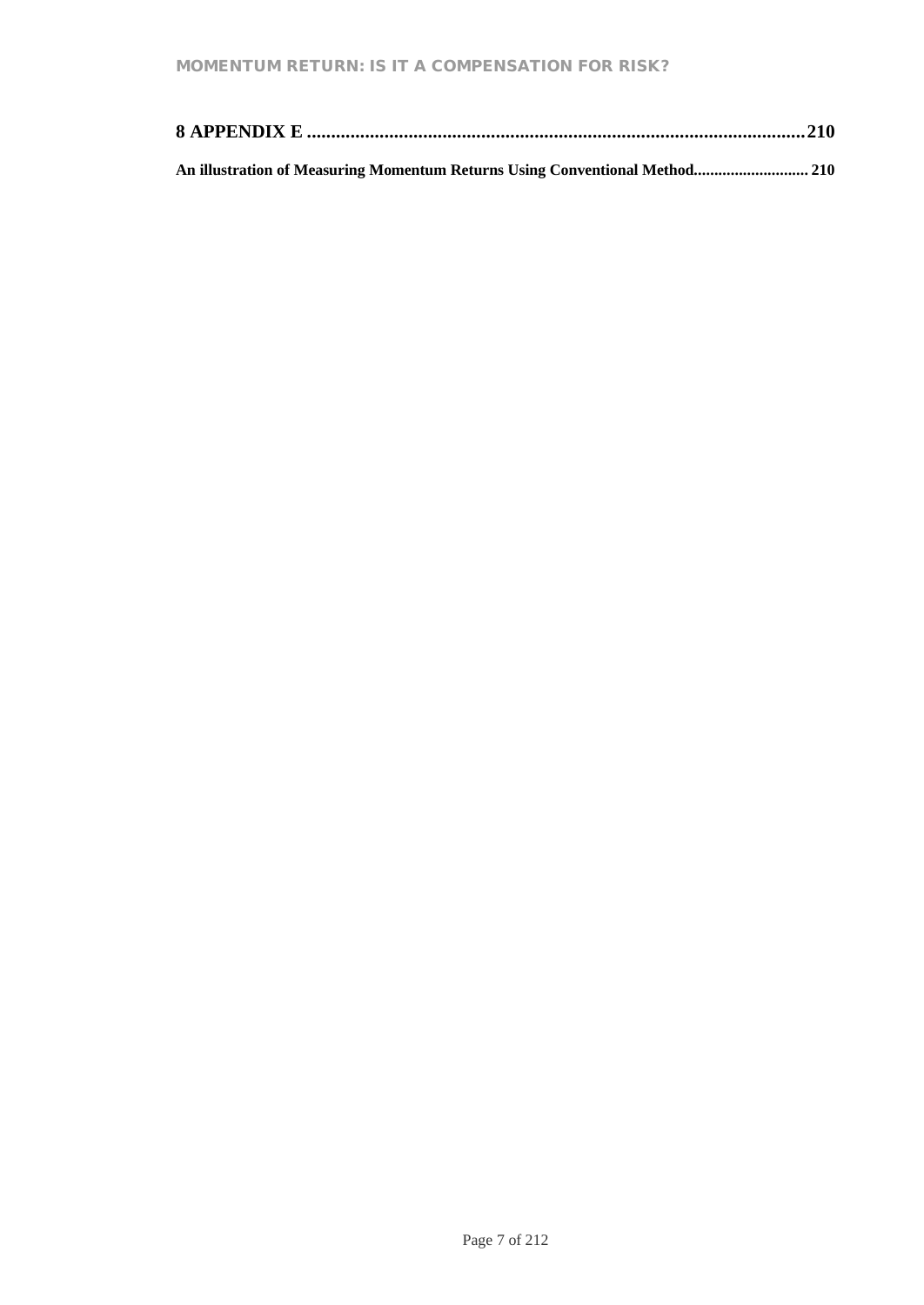**8 APPENDIX E ....................................................................................................210**

**An illustration of Measuring Momentum Returns Using Conventional Method............................ 210**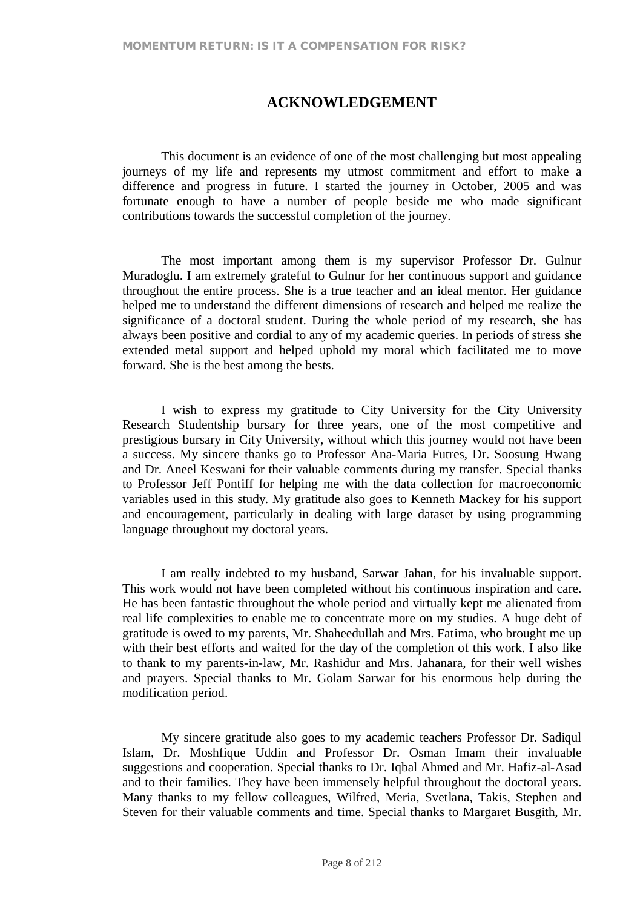# ACKNOWLEDGEMENT

This document is an evidence of one of the most challenging but most appealing journeys of my life and represents my utmost commitment and effort to make a difference and progress in future. I started the journey in October, 2005 and was fortunate enough to have a number of people beside me who made significant contributions towards the successful completion of the journey.

The most important among them is my supervisor Professor Dr. Gulnur Muradoglu. I am extremely grateful to Gulnur for her continuous support and guidance throughout the entire process. She is a true teacher and an ideal mentor. Her guidance helped me to understand the different dimensions of research and helped me realize the significance of a doctoral student. During the whole period of my research, she has always been positive and cordial to any of my academic queries. In periods of stress she extended metal support and helped uphold my moral which facilitated me to move forward. She is the best among the bests.

I wish to express my gratitude to City University for the City University Research Studentship bursary for three years, one of the most competitive and prestigious bursary in City University, without which this journey would not have been a success. My sincere thanks go to Professor Ana-Maria Futres, Dr. Soosung Hwang and Dr. Aneel Keswani for their valuable comments during my transfer. Special thanks to Professor Jeff Pontiff for helping me with the data collection for macroeconomic variables used in this study. My gratitude also goes to Kenneth Mackey for his support and encouragement, particularly in dealing with large dataset by using programming language throughout my doctoral years.

I am really indebted to my husband, Sarwar Jahan, for his invaluable support. This work would not have been completed without his continuous inspiration and care. He has been fantastic throughout the whole period and virtually kept me alienated from real life complexities to enable me to concentrate more on my studies. A huge debt of gratitude is owed to my parents, Mr. Shaheedullah and Mrs. Fatima, who brought me up with their best efforts and waited for the day of the completion of this work. I also like to thank to my parents-in-law, Mr. Rashidur and Mrs. Jahanara, for their well wishes and prayers. Special thanks to Mr. Golam Sarwar for his enormous help during the modification period.

My sincere gratitude also goes to my academic teachers Professor Dr. Sadiqul Islam, Dr. Moshfique Uddin and Professor Dr. Osman Imam their invaluable suggestions and cooperation. Special thanks to Dr. Iqbal Ahmed and Mr. Hafiz-al-Asad and to their families. They have been immensely helpful throughout the doctoral years. Many thanks to my fellow colleagues, Wilfred, Meria, Svetlana, Takis, Stephen and Steven for their valuable comments and time. Special thanks to Margaret Busgith, Mr.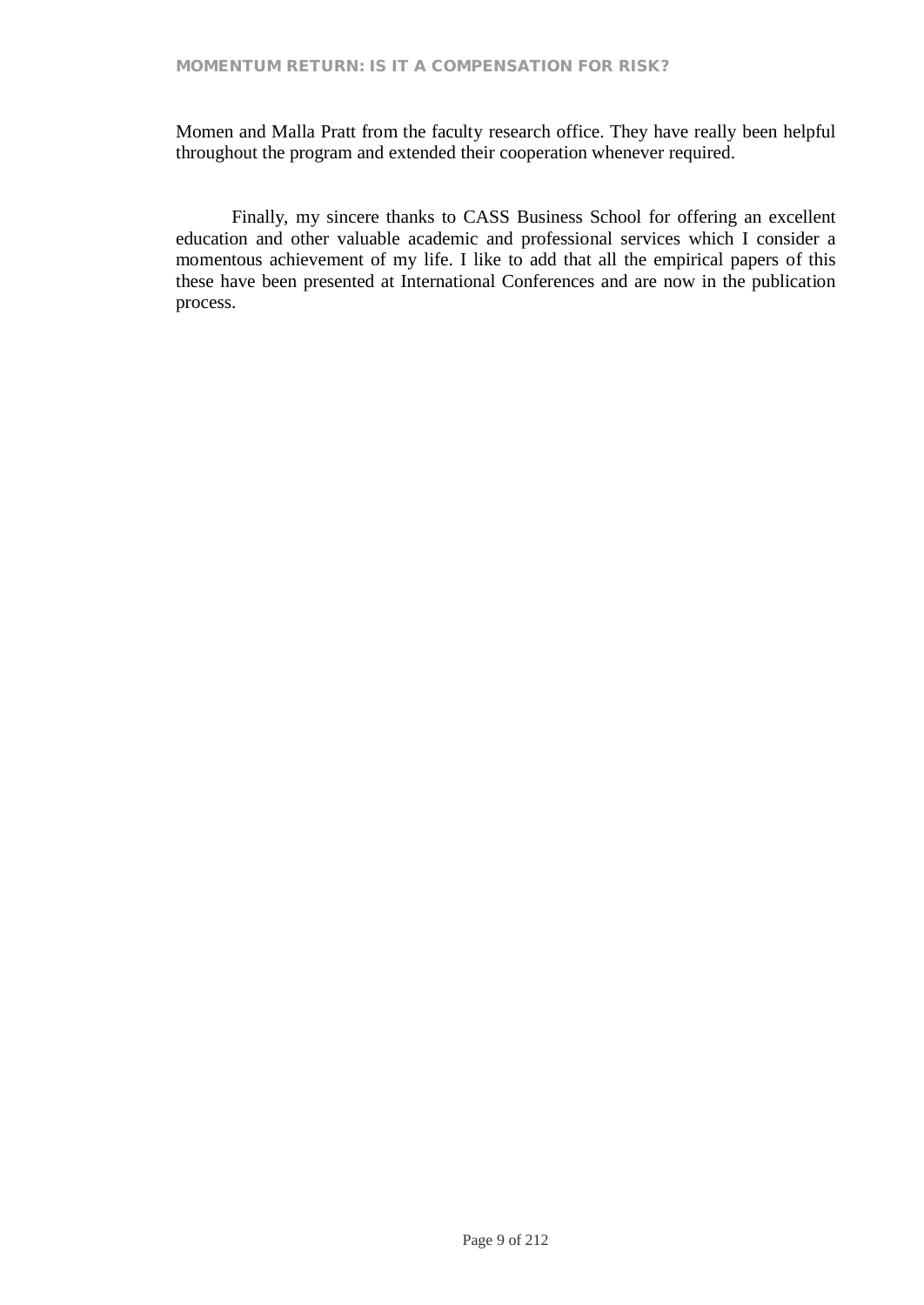Momen and Malla Pratt from the faculty research office. They have really been helpful throughout the program and extended their cooperation whenever required.

Finally, my sincere thanks to CASS Business School for offering an excellent education and other valuable academic and professional services which I consider a momentous achievement of my life. I like to add that all the empirical papers of this these have been presented at International Conferences and are now in the publication process.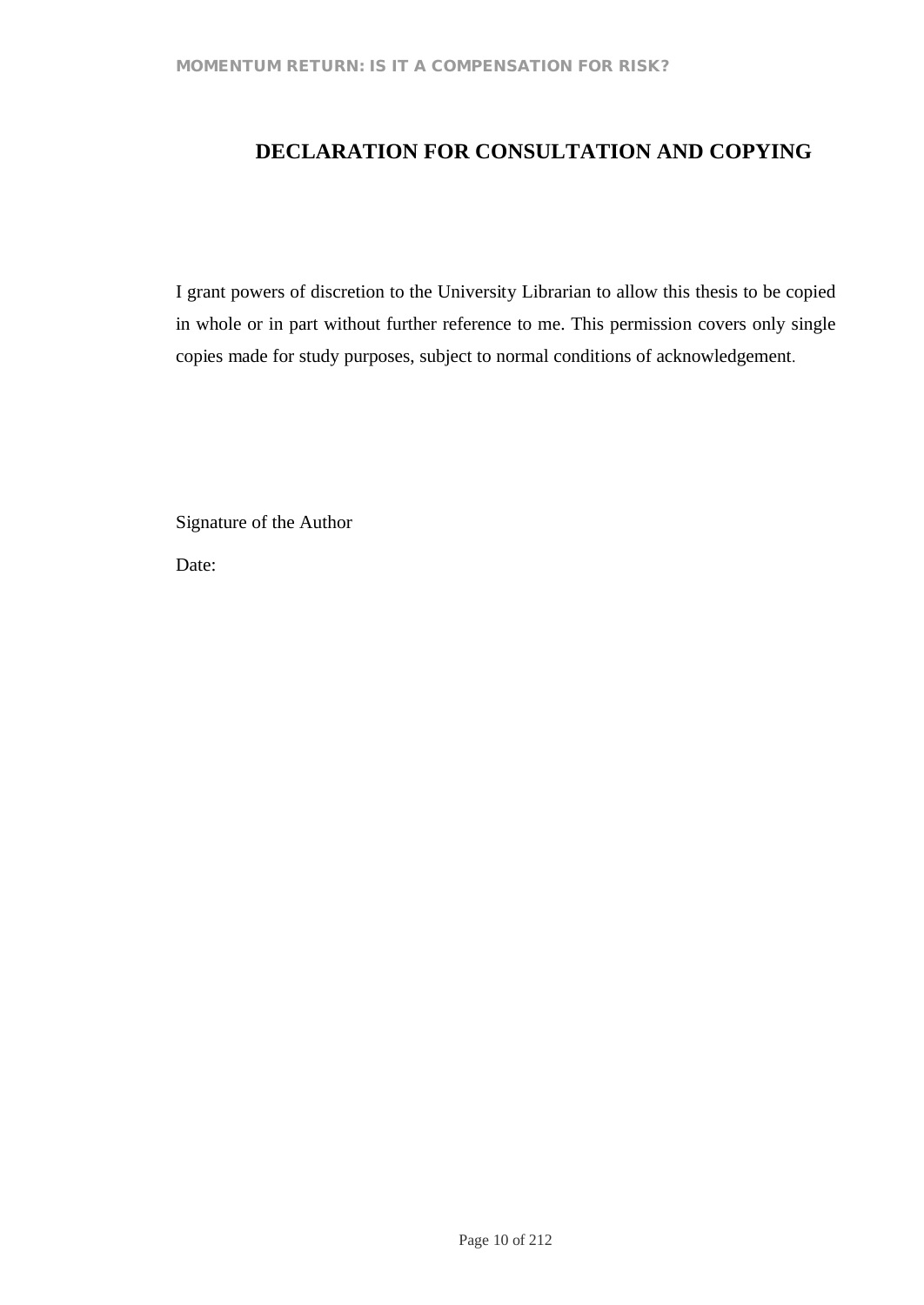# DECLARATION FOR CONSULTATION AND COPYING

I grant powers of discretion to the University Librarian to allow this thesis to be copied in whole or in part without further reference to me. This permission covers only single copies made for study purposes, subject to normal conditions of acknowledgement.

Signature of the Author

Date: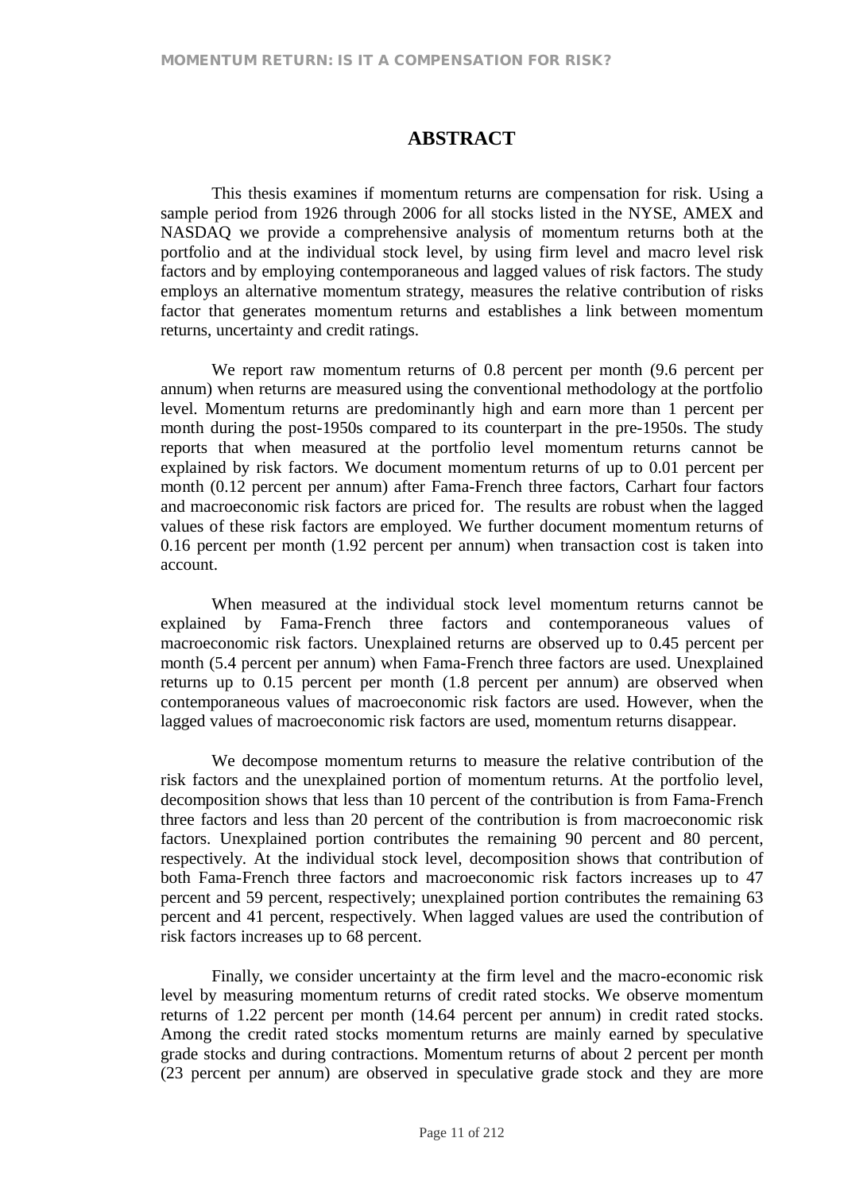# ABSTRACT

This thesis examines if momentum returns are compensation for risk. Using a sample period from 1926 through 2006 for all stocks listed in the NYSE, AMEX and NASDAQ we provide a comprehensive analysis of momentum returns both at the portfolio and at the individual stock level, by using firm level and macro level risk factors and by employing contemporaneous and lagged values of risk factors. The study employs an alternative momentum strategy, measures the relative contribution of risks factor that generates momentum returns and establishes a link between momentum returns, uncertainty and credit ratings.

We report raw momentum returns of 0.8 percent per month (9.6 percent per annum) when returns are measured using the conventional methodology at the portfolio level. Momentum returns are predominantly high and earn more than 1 percent per month during the post-1950s compared to its counterpart in the pre-1950s. The study reports that when measured at the portfolio level momentum returns cannot be explained by risk factors. We document momentum returns of up to 0.01 percent per month (0.12 percent per annum) after Fama-French three factors, Carhart four factors and macroeconomic risk factors are priced for. The results are robust when the lagged values of these risk factors are employed. We further document momentum returns of 0.16 percent per month (1.92 percent per annum) when transaction cost is taken into account.

When measured at the individual stock level momentum returns cannot be explained by Fama-French three factors and contemporaneous values of macroeconomic risk factors. Unexplained returns are observed up to 0.45 percent per month (5.4 percent per annum) when Fama-French three factors are used. Unexplained returns up to 0.15 percent per month (1.8 percent per annum) are observed when contemporaneous values of macroeconomic risk factors are used. However, when the lagged values of macroeconomic risk factors are used, momentum returns disappear.

We decompose momentum returns to measure the relative contribution of the risk factors and the unexplained portion of momentum returns. At the portfolio level, decomposition shows that less than 10 percent of the contribution is from Fama-French three factors and less than 20 percent of the contribution is from macroeconomic risk factors. Unexplained portion contributes the remaining 90 percent and 80 percent, respectively. At the individual stock level, decomposition shows that contribution of both Fama-French three factors and macroeconomic risk factors increases up to 47 percent and 59 percent, respectively; unexplained portion contributes the remaining 63 percent and 41 percent, respectively. When lagged values are used the contribution of risk factors increases up to 68 percent.

Finally, we consider uncertainty at the firm level and the macro-economic risk level by measuring momentum returns of credit rated stocks. We observe momentum returns of 1.22 percent per month (14.64 percent per annum) in credit rated stocks. Among the credit rated stocks momentum returns are mainly earned by speculative grade stocks and during contractions. Momentum returns of about 2 percent per month (23 percent per annum) are observed in speculative grade stock and they are more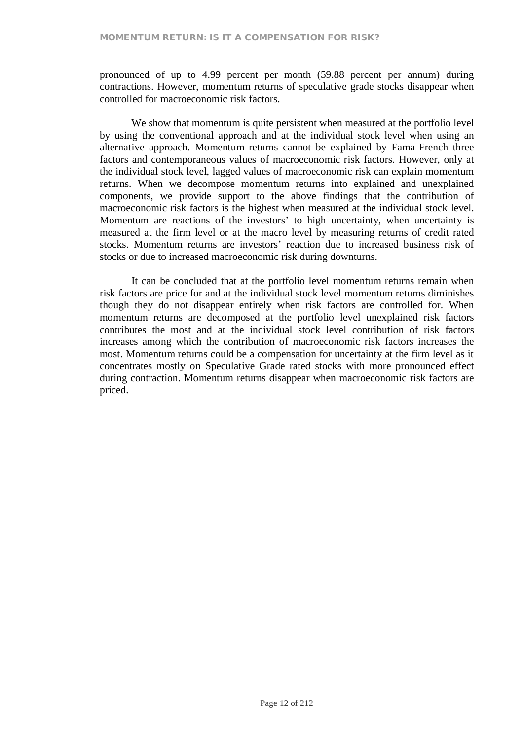pronounced of up to 4.99 percent per month (59.88 percent per annum) during contractions. However, momentum returns of speculative grade stocks disappear when controlled for macroeconomic risk factors.

We show that momentum is quite persistent when measured at the portfolio level by using the conventional approach and at the individual stock level when using an alternative approach. Momentum returns cannot be explained by Fama-French three factors and contemporaneous values of macroeconomic risk factors. However, only at the individual stock level, lagged values of macroeconomic risk can explain momentum returns. When we decompose momentum returns into explained and unexplained components, we provide support to the above findings that the contribution of macroeconomic risk factors is the highest when measured at the individual stock level. Momentum are reactions of the investors' to high uncertainty, when uncertainty is measured at the firm level or at the macro level by measuring returns of credit rated stocks. Momentum returns are investors' reaction due to increased business risk of stocks or due to increased macroeconomic risk during downturns.

It can be concluded that at the portfolio level momentum returns remain when risk factors are price for and at the individual stock level momentum returns diminishes though they do not disappear entirely when risk factors are controlled for. When momentum returns are decomposed at the portfolio level unexplained risk factors contributes the most and at the individual stock level contribution of risk factors increases among which the contribution of macroeconomic risk factors increases the most. Momentum returns could be a compensation for uncertainty at the firm level as it concentrates mostly on Speculative Grade rated stocks with more pronounced effect during contraction. Momentum returns disappear when macroeconomic risk factors are priced.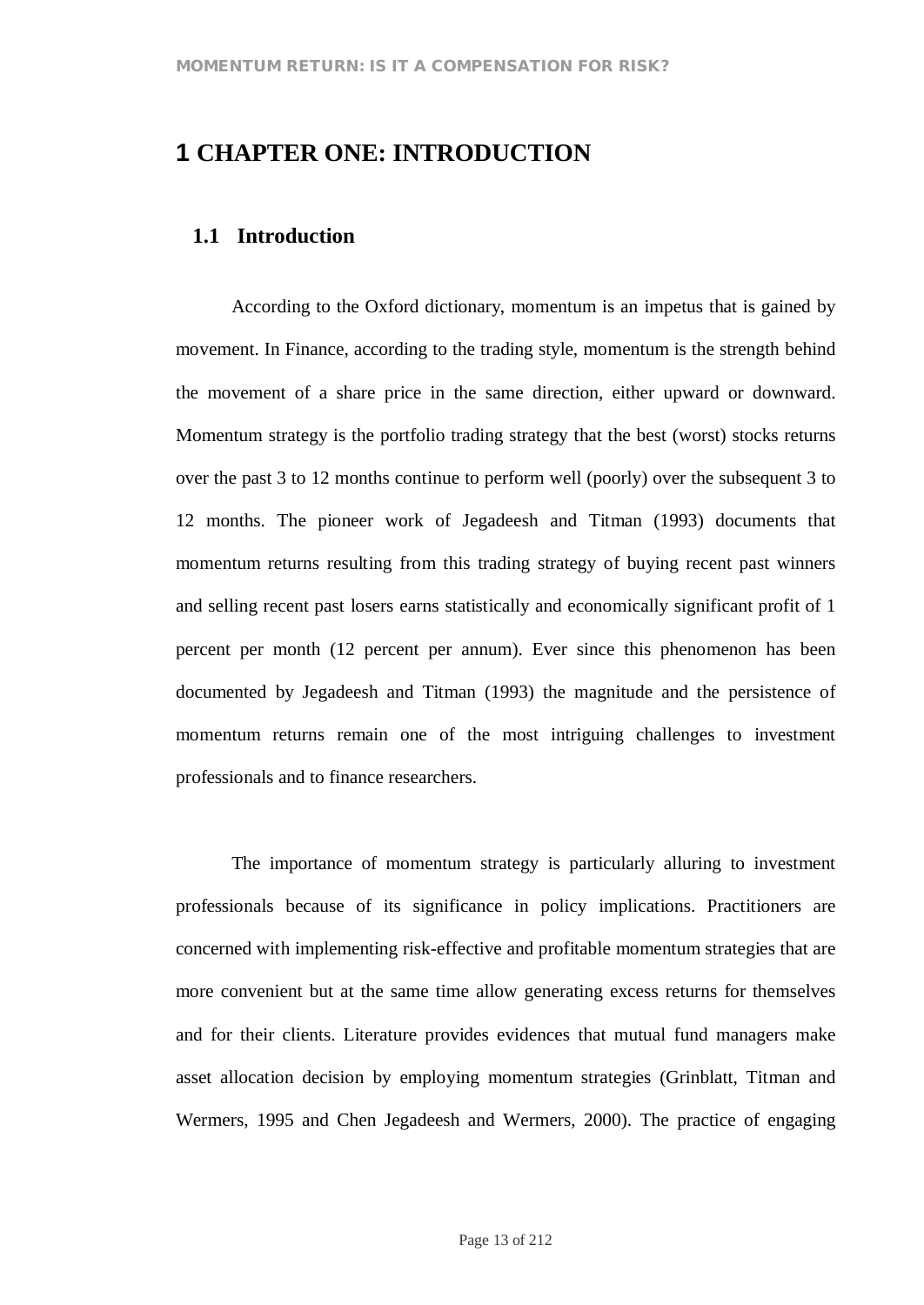# 1 CHAPTER ONE: INTRODUCTION

## 1.1 Introduction

According to the Oxford dictionary, momentum is an impetus that is gained by movement. In Finance, according to the trading style, momentum is the strength behind the movement of a share price in the same direction, either upward or downward. Momentum strategy is the portfolio trading strategy that the best (worst) stocks returns over the past 3 to 12 months continue to perform well (poorly) over the subsequent 3 to 12 months. The pioneer work of Jegadeesh and Titman (1993) documents that momentum returns resulting from this trading strategy of buying recent past winners and selling recent past losers earns statistically and economically significant profit of 1 percent per month (12 percent per annum). Ever since this phenomenon has been documented by Jegadeesh and Titman (1993) the magnitude and the persistence of momentum returns remain one of the most intriguing challenges to investment professionals and to finance researchers.

The importance of momentum strategy is particularly alluring to investment professionals because of its significance in policy implications. Practitioners are concerned with implementing risk-effective and profitable momentum strategies that are more convenient but at the same time allow generating excess returns for themselves and for their clients. Literature provides evidences that mutual fund managers make asset allocation decision by employing momentum strategies (Grinblatt, Titman and Wermers, 1995 and Chen Jegadeesh and Wermers, 2000). The practice of engaging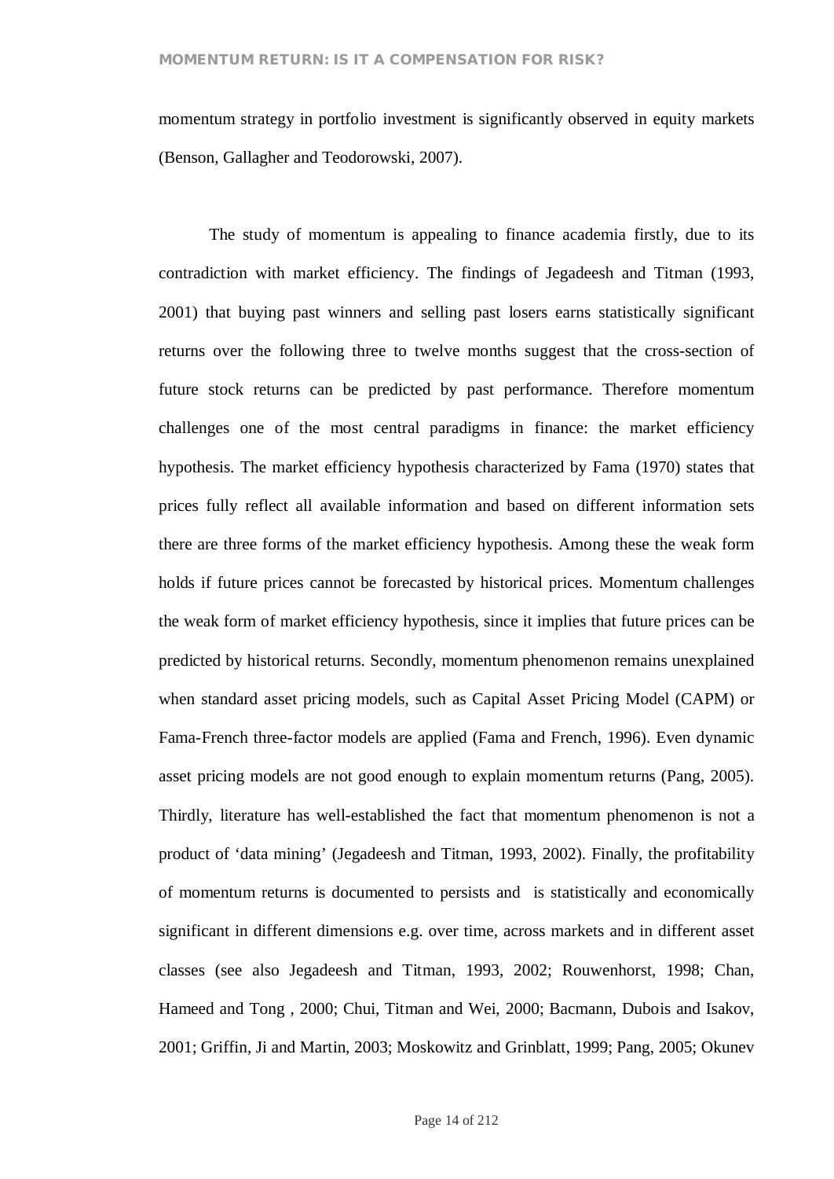momentum strategy in portfolio investment is significantly observed in equity markets (Benson, Gallagher and Teodorowski, 2007).

The study of momentum is appealing to finance academia firstly, due to its contradiction with market efficiency. The findings of Jegadeesh and Titman (1993, 2001) that buying past winners and selling past losers earns statistically significant returns over the following three to twelve months suggest that the cross-section of future stock returns can be predicted by past performance. Therefore momentum challenges one of the most central paradigms in finance: the market efficiency hypothesis. The market efficiency hypothesis characterized by Fama (1970) states that prices fully reflect all available information and based on different information sets there are three forms of the market efficiency hypothesis. Among these the weak form holds if future prices cannot be forecasted by historical prices. Momentum challenges the weak form of market efficiency hypothesis, since it implies that future prices can be predicted by historical returns. Secondly, momentum phenomenon remains unexplained when standard asset pricing models, such as Capital Asset Pricing Model (CAPM) or Fama-French three-factor models are applied (Fama and French, 1996). Even dynamic asset pricing models are not good enough to explain momentum returns (Pang, 2005). Thirdly, literature has well-established the fact that momentum phenomenon is not a product of 'data mining' (Jegadeesh and Titman, 1993, 2002). Finally, the profitability of momentum returns is documented to persists and is statistically and economically significant in different dimensions e.g. over time, across markets and in different asset classes (see also Jegadeesh and Titman, 1993, 2002; Rouwenhorst, 1998; Chan, Hameed and Tong , 2000; Chui, Titman and Wei, 2000; Bacmann, Dubois and Isakov, 2001; Griffin, Ji and Martin, 2003; Moskowitz and Grinblatt, 1999; Pang, 2005; Okunev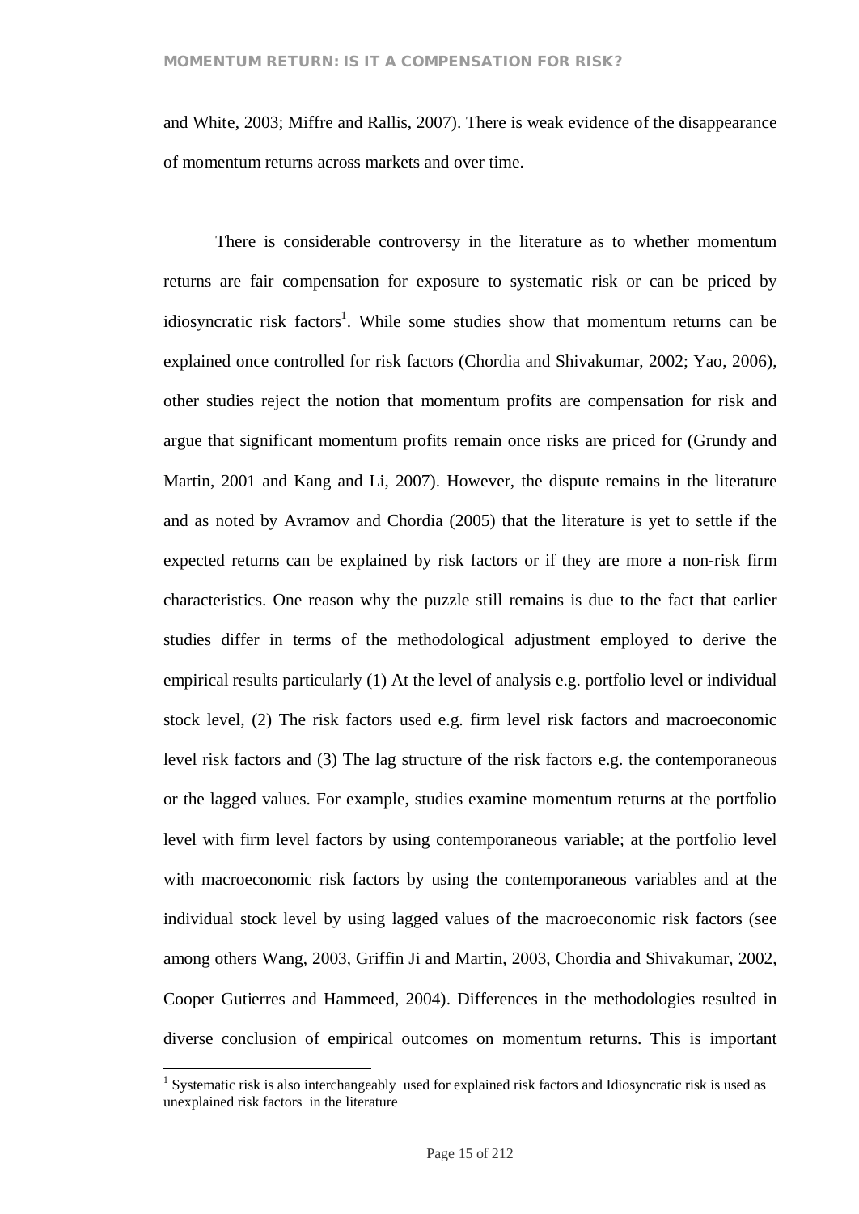and White, 2003; Miffre and Rallis, 2007). There is weak evidence of the disappearance of momentum returns across markets and over time.

There is considerable controversy in the literature as to whether momentum returns are fair compensation for exposure to systematic risk or can be priced by idiosyncratic risk factors[1]. While some studies show that momentum returns can be explained once controlled for risk factors (Chordia and Shivakumar, 2002; Yao, 2006), other studies reject the notion that momentum profits are compensation for risk and argue that significant momentum profits remain once risks are priced for (Grundy and Martin, 2001 and Kang and Li, 2007). However, the dispute remains in the literature and as noted by Avramov and Chordia (2005) that the literature is yet to settle if the expected returns can be explained by risk factors or if they are more a non-risk firm characteristics. One reason why the puzzle still remains is due to the fact that earlier studies differ in terms of the methodological adjustment employed to derive the empirical results particularly (1) At the level of analysis e.g. portfolio level or individual stock level, (2) The risk factors used e.g. firm level risk factors and macroeconomic level risk factors and (3) The lag structure of the risk factors e.g. the contemporaneous or the lagged values. For example, studies examine momentum returns at the portfolio level with firm level factors by using contemporaneous variable; at the portfolio level with macroeconomic risk factors by using the contemporaneous variables and at the individual stock level by using lagged values of the macroeconomic risk factors (see among others Wang, 2003, Griffin Ji and Martin, 2003, Chordia and Shivakumar, 2002, Cooper Gutierres and Hammeed, 2004). Differences in the methodologies resulted in diverse conclusion of empirical outcomes on momentum returns. This is important

[1] Systematic risk is also interchangeably used for explained risk factors and Idiosyncratic risk is used as unexplained risk factors in the literature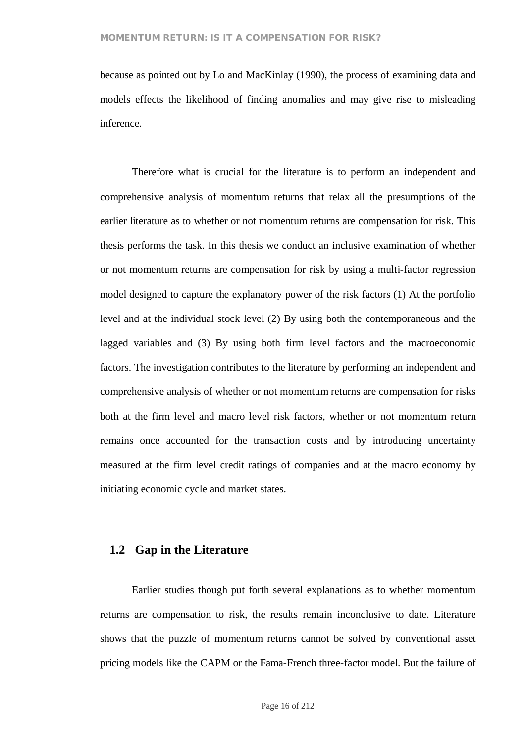because as pointed out by Lo and MacKinlay (1990), the process of examining data and models effects the likelihood of finding anomalies and may give rise to misleading inference.

Therefore what is crucial for the literature is to perform an independent and comprehensive analysis of momentum returns that relax all the presumptions of the earlier literature as to whether or not momentum returns are compensation for risk. This thesis performs the task. In this thesis we conduct an inclusive examination of whether or not momentum returns are compensation for risk by using a multi-factor regression model designed to capture the explanatory power of the risk factors (1) At the portfolio level and at the individual stock level (2) By using both the contemporaneous and the lagged variables and (3) By using both firm level factors and the macroeconomic factors. The investigation contributes to the literature by performing an independent and comprehensive analysis of whether or not momentum returns are compensation for risks both at the firm level and macro level risk factors, whether or not momentum return remains once accounted for the transaction costs and by introducing uncertainty measured at the firm level credit ratings of companies and at the macro economy by initiating economic cycle and market states.

## 1.2 Gap in the Literature

Earlier studies though put forth several explanations as to whether momentum returns are compensation to risk, the results remain inconclusive to date. Literature shows that the puzzle of momentum returns cannot be solved by conventional asset pricing models like the CAPM or the Fama-French three-factor model. But the failure of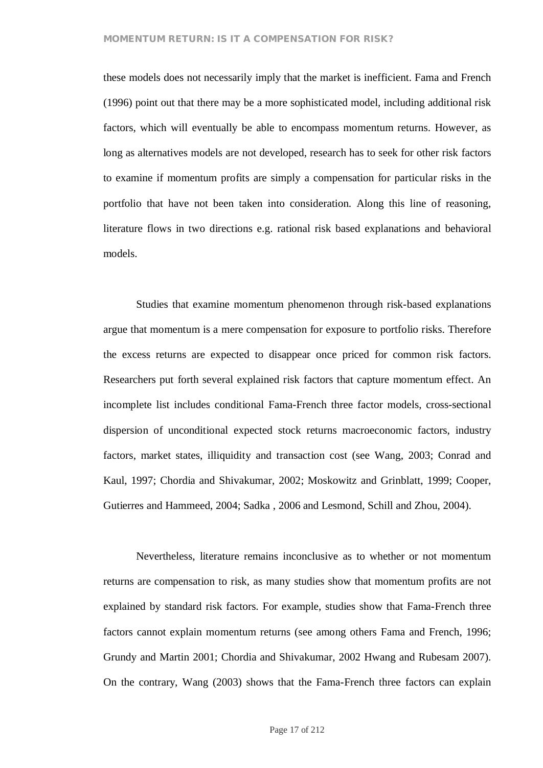these models does not necessarily imply that the market is inefficient. Fama and French (1996) point out that there may be a more sophisticated model, including additional risk factors, which will eventually be able to encompass momentum returns. However, as long as alternatives models are not developed, research has to seek for other risk factors to examine if momentum profits are simply a compensation for particular risks in the portfolio that have not been taken into consideration. Along this line of reasoning, literature flows in two directions e.g. rational risk based explanations and behavioral models.

Studies that examine momentum phenomenon through risk-based explanations argue that momentum is a mere compensation for exposure to portfolio risks. Therefore the excess returns are expected to disappear once priced for common risk factors. Researchers put forth several explained risk factors that capture momentum effect. An incomplete list includes conditional Fama-French three factor models, cross-sectional dispersion of unconditional expected stock returns macroeconomic factors, industry factors, market states, illiquidity and transaction cost (see Wang, 2003; Conrad and Kaul, 1997; Chordia and Shivakumar, 2002; Moskowitz and Grinblatt, 1999; Cooper, Gutierres and Hammeed, 2004; Sadka , 2006 and Lesmond, Schill and Zhou, 2004).

Nevertheless, literature remains inconclusive as to whether or not momentum returns are compensation to risk, as many studies show that momentum profits are not explained by standard risk factors. For example, studies show that Fama-French three factors cannot explain momentum returns (see among others Fama and French, 1996; Grundy and Martin 2001; Chordia and Shivakumar, 2002 Hwang and Rubesam 2007). On the contrary, Wang (2003) shows that the Fama-French three factors can explain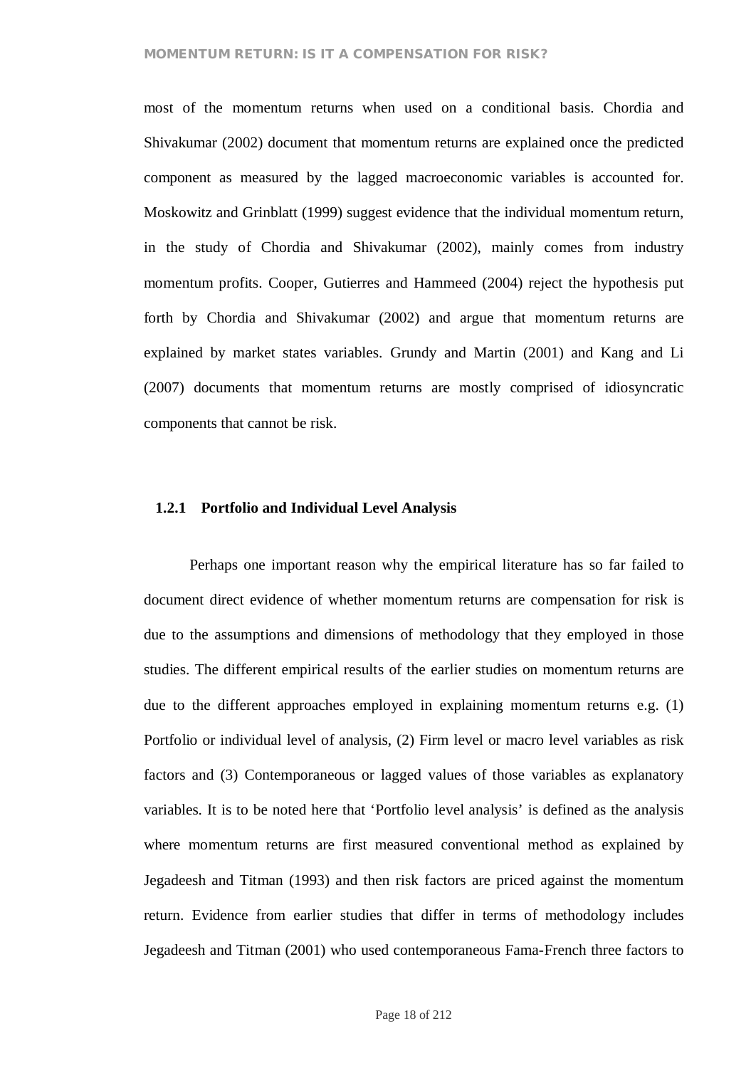most of the momentum returns when used on a conditional basis. Chordia and Shivakumar (2002) document that momentum returns are explained once the predicted component as measured by the lagged macroeconomic variables is accounted for. Moskowitz and Grinblatt (1999) suggest evidence that the individual momentum return, in the study of Chordia and Shivakumar (2002), mainly comes from industry momentum profits. Cooper, Gutierres and Hammeed (2004) reject the hypothesis put forth by Chordia and Shivakumar (2002) and argue that momentum returns are explained by market states variables. Grundy and Martin (2001) and Kang and Li (2007) documents that momentum returns are mostly comprised of idiosyncratic components that cannot be risk.

### 1.2.1 Portfolio and Individual Level Analysis

Perhaps one important reason why the empirical literature has so far failed to document direct evidence of whether momentum returns are compensation for risk is due to the assumptions and dimensions of methodology that they employed in those studies. The different empirical results of the earlier studies on momentum returns are due to the different approaches employed in explaining momentum returns e.g. (1) Portfolio or individual level of analysis, (2) Firm level or macro level variables as risk factors and (3) Contemporaneous or lagged values of those variables as explanatory variables. It is to be noted here that 'Portfolio level analysis' is defined as the analysis where momentum returns are first measured conventional method as explained by Jegadeesh and Titman (1993) and then risk factors are priced against the momentum return. Evidence from earlier studies that differ in terms of methodology includes Jegadeesh and Titman (2001) who used contemporaneous Fama-French three factors to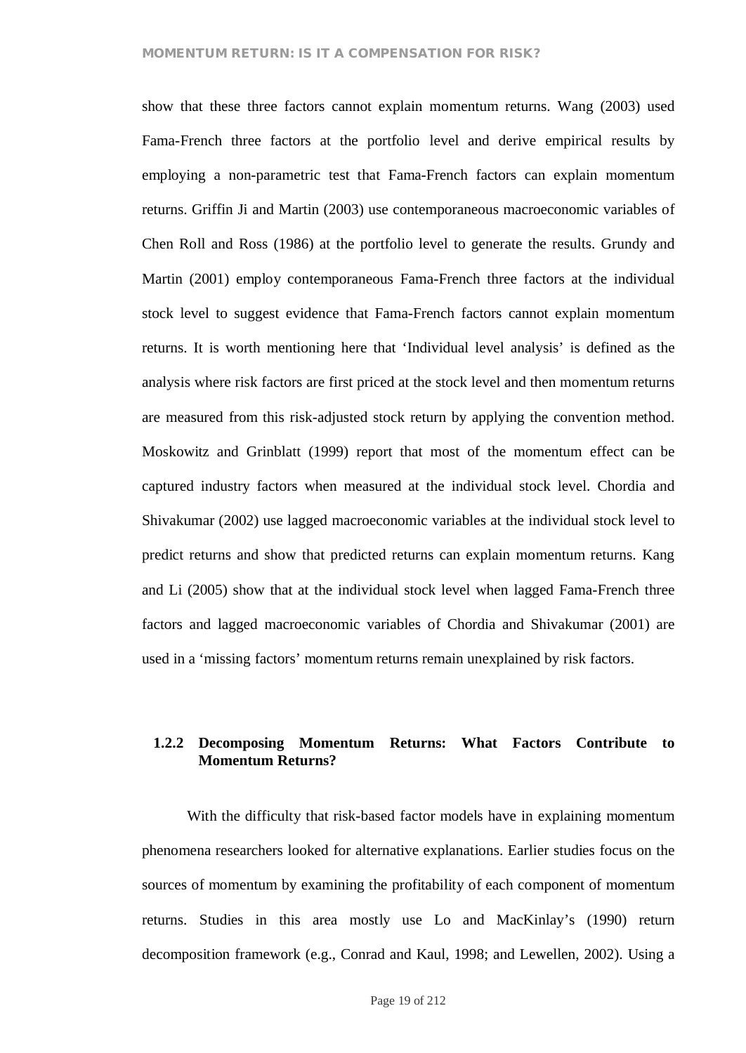show that these three factors cannot explain momentum returns. Wang (2003) used Fama-French three factors at the portfolio level and derive empirical results by employing a non-parametric test that Fama-French factors can explain momentum returns. Griffin Ji and Martin (2003) use contemporaneous macroeconomic variables of Chen Roll and Ross (1986) at the portfolio level to generate the results. Grundy and Martin (2001) employ contemporaneous Fama-French three factors at the individual stock level to suggest evidence that Fama-French factors cannot explain momentum returns. It is worth mentioning here that 'Individual level analysis' is defined as the analysis where risk factors are first priced at the stock level and then momentum returns are measured from this risk-adjusted stock return by applying the convention method. Moskowitz and Grinblatt (1999) report that most of the momentum effect can be captured industry factors when measured at the individual stock level. Chordia and Shivakumar (2002) use lagged macroeconomic variables at the individual stock level to predict returns and show that predicted returns can explain momentum returns. Kang and Li (2005) show that at the individual stock level when lagged Fama-French three factors and lagged macroeconomic variables of Chordia and Shivakumar (2001) are used in a 'missing factors' momentum returns remain unexplained by risk factors.

### 1.2.2 Decomposing Momentum Returns: What Factors Contribute to Momentum Returns?

With the difficulty that risk-based factor models have in explaining momentum phenomena researchers looked for alternative explanations. Earlier studies focus on the sources of momentum by examining the profitability of each component of momentum returns. Studies in this area mostly use Lo and MacKinlay's (1990) return decomposition framework (e.g., Conrad and Kaul, 1998; and Lewellen, 2002). Using a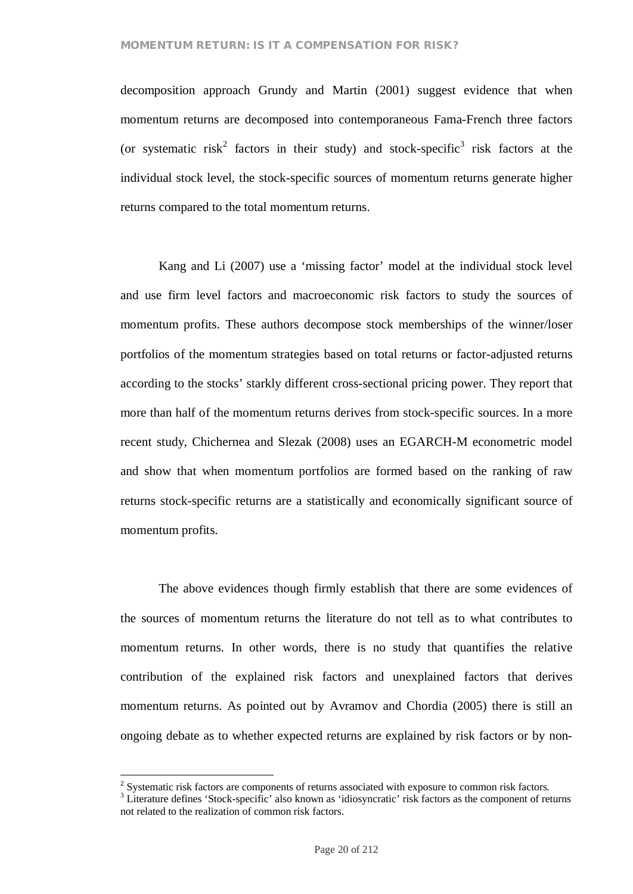decomposition approach Grundy and Martin (2001) suggest evidence that when momentum returns are decomposed into contemporaneous Fama-French three factors (or systematic risk[2] factors in their study) and stock-specific[3] risk factors at the individual stock level, the stock-specific sources of momentum returns generate higher returns compared to the total momentum returns.

Kang and Li (2007) use a 'missing factor' model at the individual stock level and use firm level factors and macroeconomic risk factors to study the sources of momentum profits. These authors decompose stock memberships of the winner/loser portfolios of the momentum strategies based on total returns or factor-adjusted returns according to the stocks' starkly different cross-sectional pricing power. They report that more than half of the momentum returns derives from stock-specific sources. In a more recent study, Chichernea and Slezak (2008) uses an EGARCH-M econometric model and show that when momentum portfolios are formed based on the ranking of raw returns stock-specific returns are a statistically and economically significant source of momentum profits.

The above evidences though firmly establish that there are some evidences of the sources of momentum returns the literature do not tell as to what contributes to momentum returns. In other words, there is no study that quantifies the relative contribution of the explained risk factors and unexplained factors that derives momentum returns. As pointed out by Avramov and Chordia (2005) there is still an ongoing debate as to whether expected returns are explained by risk factors or by non-

---

[2] Systematic risk factors are components of returns associated with exposure to common risk factors.

[3] Literature defines 'Stock-specific' also known as 'idiosyncratic' risk factors as the component of returns not related to the realization of common risk factors.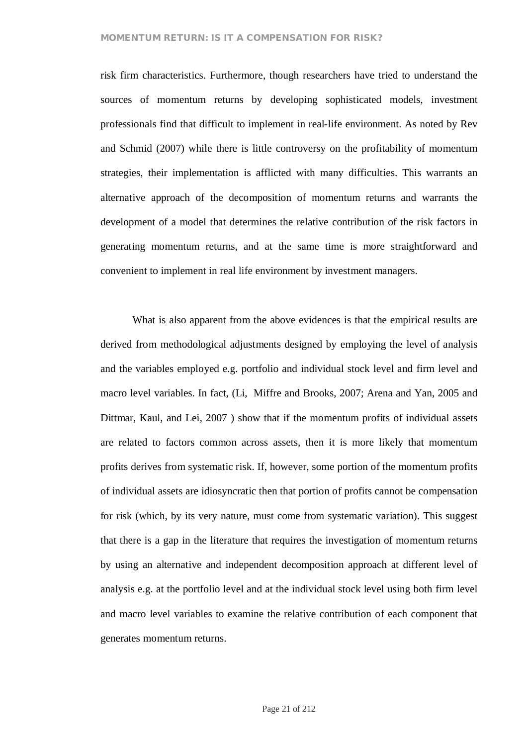risk firm characteristics. Furthermore, though researchers have tried to understand the sources of momentum returns by developing sophisticated models, investment professionals find that difficult to implement in real-life environment. As noted by Rev and Schmid (2007) while there is little controversy on the profitability of momentum strategies, their implementation is afflicted with many difficulties. This warrants an alternative approach of the decomposition of momentum returns and warrants the development of a model that determines the relative contribution of the risk factors in generating momentum returns, and at the same time is more straightforward and convenient to implement in real life environment by investment managers.

What is also apparent from the above evidences is that the empirical results are derived from methodological adjustments designed by employing the level of analysis and the variables employed e.g. portfolio and individual stock level and firm level and macro level variables. In fact, (Li, Miffre and Brooks, 2007; Arena and Yan, 2005 and Dittmar, Kaul, and Lei, 2007 ) show that if the momentum profits of individual assets are related to factors common across assets, then it is more likely that momentum profits derives from systematic risk. If, however, some portion of the momentum profits of individual assets are idiosyncratic then that portion of profits cannot be compensation for risk (which, by its very nature, must come from systematic variation). This suggest that there is a gap in the literature that requires the investigation of momentum returns by using an alternative and independent decomposition approach at different level of analysis e.g. at the portfolio level and at the individual stock level using both firm level and macro level variables to examine the relative contribution of each component that generates momentum returns.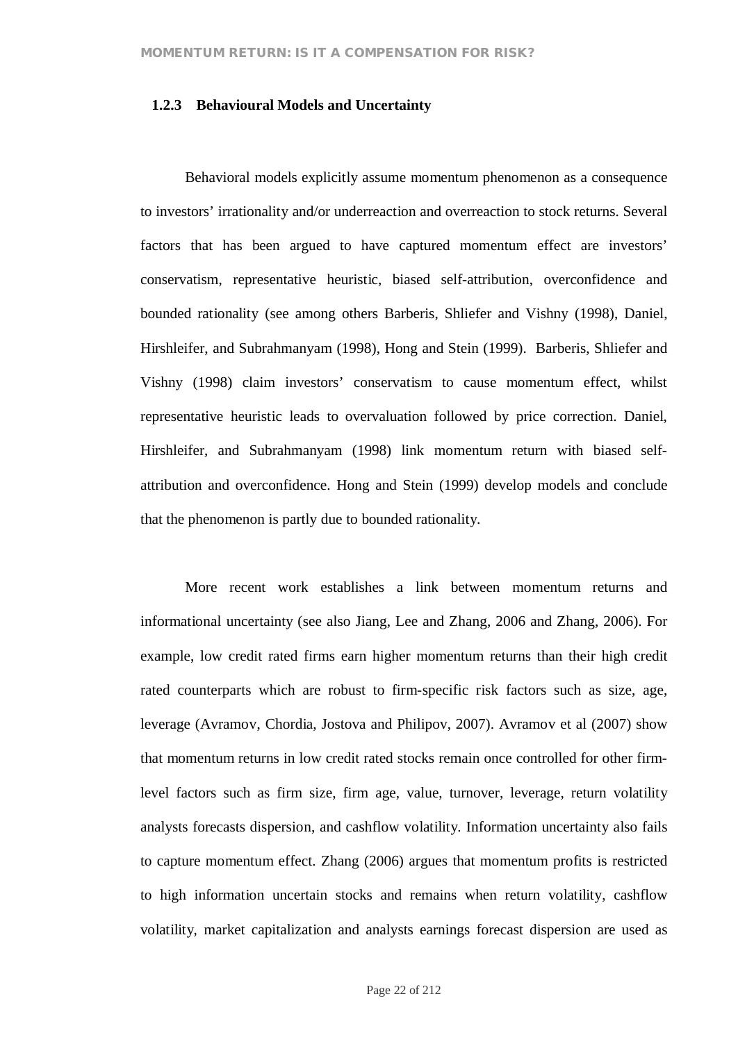### 1.2.3 Behavioural Models and Uncertainty

Behavioral models explicitly assume momentum phenomenon as a consequence to investors' irrationality and/or underreaction and overreaction to stock returns. Several factors that has been argued to have captured momentum effect are investors' conservatism, representative heuristic, biased self-attribution, overconfidence and bounded rationality (see among others Barberis, Shliefer and Vishny (1998), Daniel, Hirshleifer, and Subrahmanyam (1998), Hong and Stein (1999). Barberis, Shliefer and Vishny (1998) claim investors' conservatism to cause momentum effect, whilst representative heuristic leads to overvaluation followed by price correction. Daniel, Hirshleifer, and Subrahmanyam (1998) link momentum return with biased self-attribution and overconfidence. Hong and Stein (1999) develop models and conclude that the phenomenon is partly due to bounded rationality.

More recent work establishes a link between momentum returns and informational uncertainty (see also Jiang, Lee and Zhang, 2006 and Zhang, 2006). For example, low credit rated firms earn higher momentum returns than their high credit rated counterparts which are robust to firm-specific risk factors such as size, age, leverage (Avramov, Chordia, Jostova and Philipov, 2007). Avramov et al (2007) show that momentum returns in low credit rated stocks remain once controlled for other firm-level factors such as firm size, firm age, value, turnover, leverage, return volatility analysts forecasts dispersion, and cashflow volatility. Information uncertainty also fails to capture momentum effect. Zhang (2006) argues that momentum profits is restricted to high information uncertain stocks and remains when return volatility, cashflow volatility, market capitalization and analysts earnings forecast dispersion are used as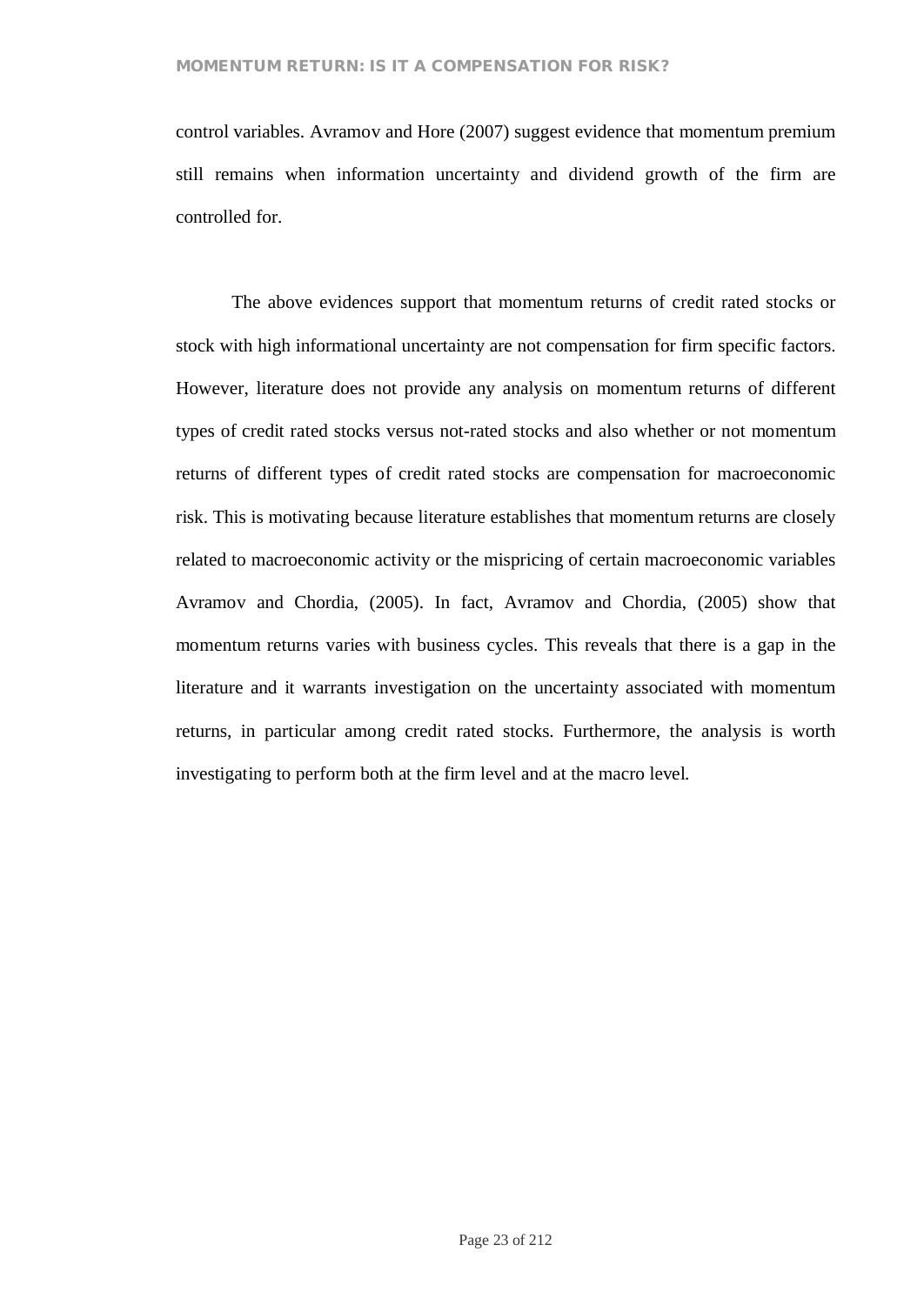control variables. Avramov and Hore (2007) suggest evidence that momentum premium still remains when information uncertainty and dividend growth of the firm are controlled for.

The above evidences support that momentum returns of credit rated stocks or stock with high informational uncertainty are not compensation for firm specific factors. However, literature does not provide any analysis on momentum returns of different types of credit rated stocks versus not-rated stocks and also whether or not momentum returns of different types of credit rated stocks are compensation for macroeconomic risk. This is motivating because literature establishes that momentum returns are closely related to macroeconomic activity or the mispricing of certain macroeconomic variables Avramov and Chordia, (2005). In fact, Avramov and Chordia, (2005) show that momentum returns varies with business cycles. This reveals that there is a gap in the literature and it warrants investigation on the uncertainty associated with momentum returns, in particular among credit rated stocks. Furthermore, the analysis is worth investigating to perform both at the firm level and at the macro level.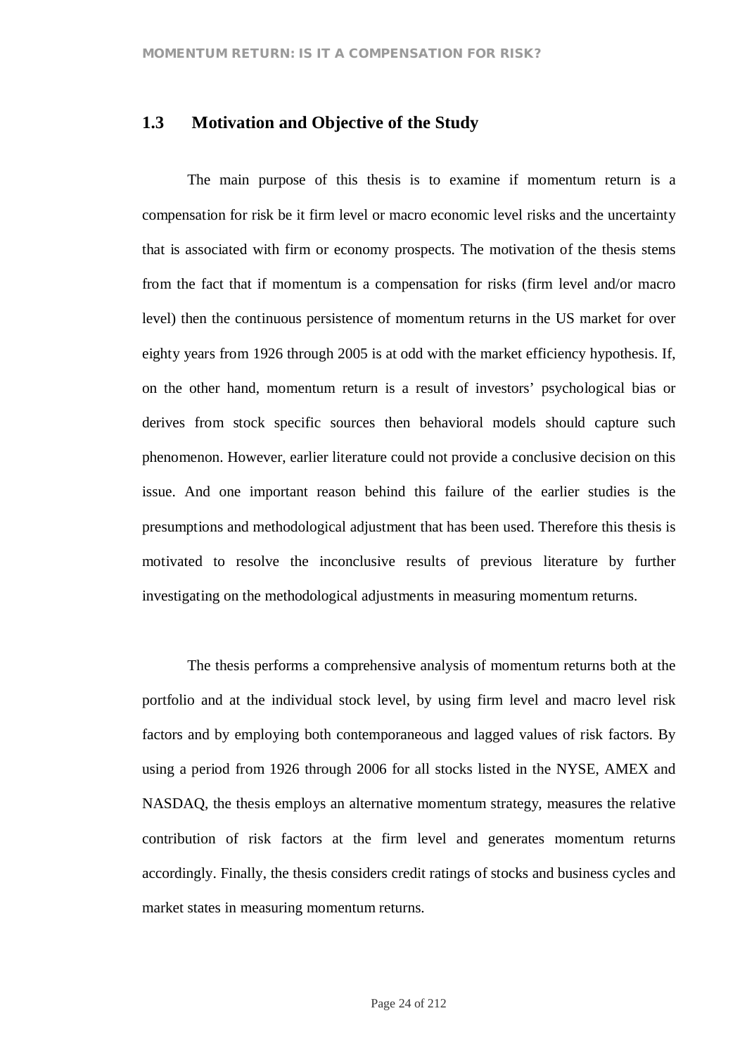## 1.3 Motivation and Objective of the Study

The main purpose of this thesis is to examine if momentum return is a compensation for risk be it firm level or macro economic level risks and the uncertainty that is associated with firm or economy prospects. The motivation of the thesis stems from the fact that if momentum is a compensation for risks (firm level and/or macro level) then the continuous persistence of momentum returns in the US market for over eighty years from 1926 through 2005 is at odd with the market efficiency hypothesis. If, on the other hand, momentum return is a result of investors' psychological bias or derives from stock specific sources then behavioral models should capture such phenomenon. However, earlier literature could not provide a conclusive decision on this issue. And one important reason behind this failure of the earlier studies is the presumptions and methodological adjustment that has been used. Therefore this thesis is motivated to resolve the inconclusive results of previous literature by further investigating on the methodological adjustments in measuring momentum returns.

The thesis performs a comprehensive analysis of momentum returns both at the portfolio and at the individual stock level, by using firm level and macro level risk factors and by employing both contemporaneous and lagged values of risk factors. By using a period from 1926 through 2006 for all stocks listed in the NYSE, AMEX and NASDAQ, the thesis employs an alternative momentum strategy, measures the relative contribution of risk factors at the firm level and generates momentum returns accordingly. Finally, the thesis considers credit ratings of stocks and business cycles and market states in measuring momentum returns.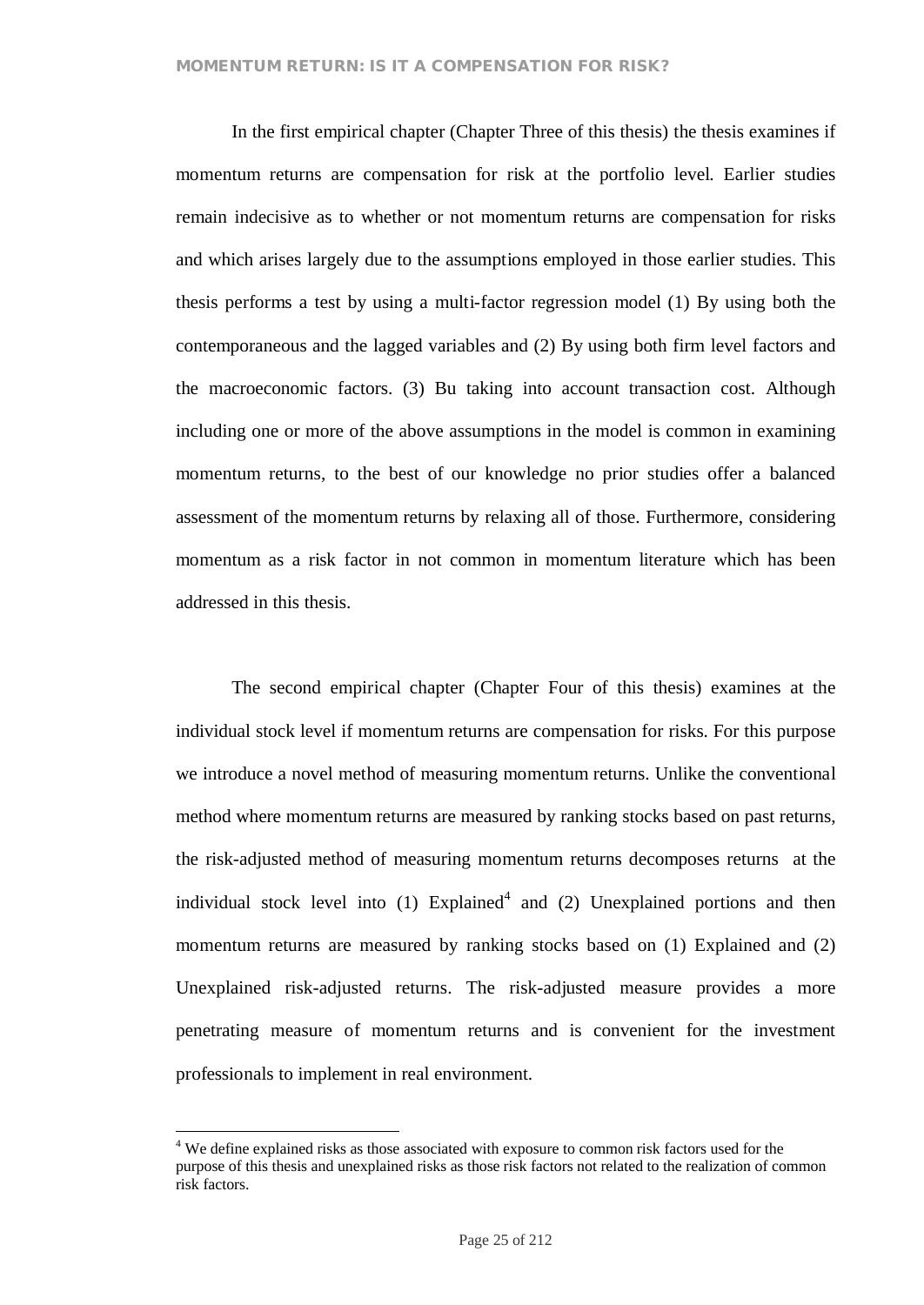In the first empirical chapter (Chapter Three of this thesis) the thesis examines if momentum returns are compensation for risk at the portfolio level. Earlier studies remain indecisive as to whether or not momentum returns are compensation for risks and which arises largely due to the assumptions employed in those earlier studies. This thesis performs a test by using a multi-factor regression model (1) By using both the contemporaneous and the lagged variables and (2) By using both firm level factors and the macroeconomic factors. (3) Bu taking into account transaction cost. Although including one or more of the above assumptions in the model is common in examining momentum returns, to the best of our knowledge no prior studies offer a balanced assessment of the momentum returns by relaxing all of those. Furthermore, considering momentum as a risk factor in not common in momentum literature which has been addressed in this thesis.

The second empirical chapter (Chapter Four of this thesis) examines at the individual stock level if momentum returns are compensation for risks. For this purpose we introduce a novel method of measuring momentum returns. Unlike the conventional method where momentum returns are measured by ranking stocks based on past returns, the risk-adjusted method of measuring momentum returns decomposes returns at the individual stock level into (1) Explained[4] and (2) Unexplained portions and then momentum returns are measured by ranking stocks based on (1) Explained and (2) Unexplained risk-adjusted returns. The risk-adjusted measure provides a more penetrating measure of momentum returns and is convenient for the investment professionals to implement in real environment.

[4] We define explained risks as those associated with exposure to common risk factors used for the purpose of this thesis and unexplained risks as those risk factors not related to the realization of common risk factors.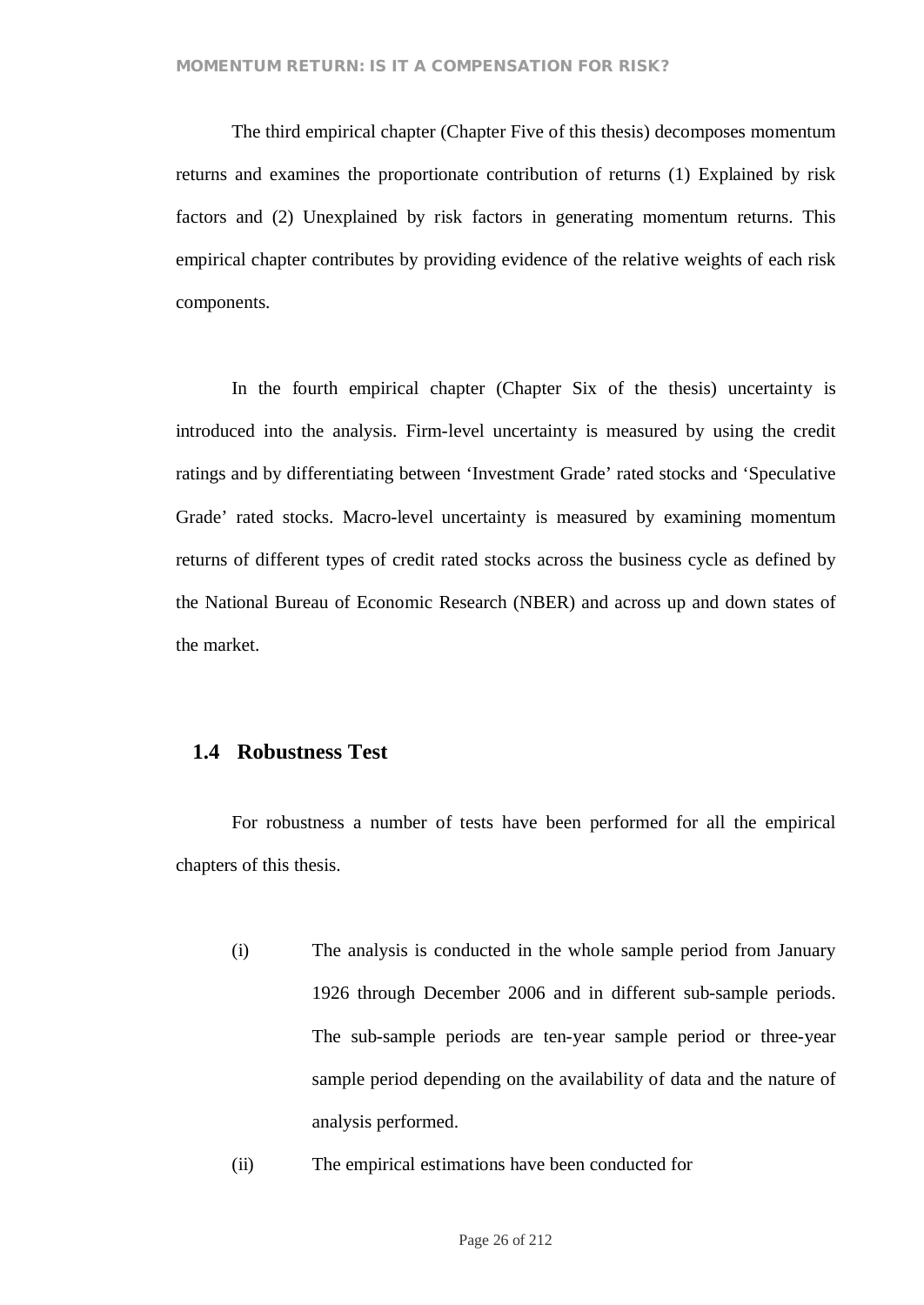The third empirical chapter (Chapter Five of this thesis) decomposes momentum returns and examines the proportionate contribution of returns (1) Explained by risk factors and (2) Unexplained by risk factors in generating momentum returns. This empirical chapter contributes by providing evidence of the relative weights of each risk components.

In the fourth empirical chapter (Chapter Six of the thesis) uncertainty is introduced into the analysis. Firm-level uncertainty is measured by using the credit ratings and by differentiating between 'Investment Grade' rated stocks and 'Speculative Grade' rated stocks. Macro-level uncertainty is measured by examining momentum returns of different types of credit rated stocks across the business cycle as defined by the National Bureau of Economic Research (NBER) and across up and down states of the market.

## 1.4 Robustness Test

For robustness a number of tests have been performed for all the empirical chapters of this thesis.

(i) The analysis is conducted in the whole sample period from January 1926 through December 2006 and in different sub-sample periods. The sub-sample periods are ten-year sample period or three-year sample period depending on the availability of data and the nature of analysis performed.

(ii) The empirical estimations have been conducted for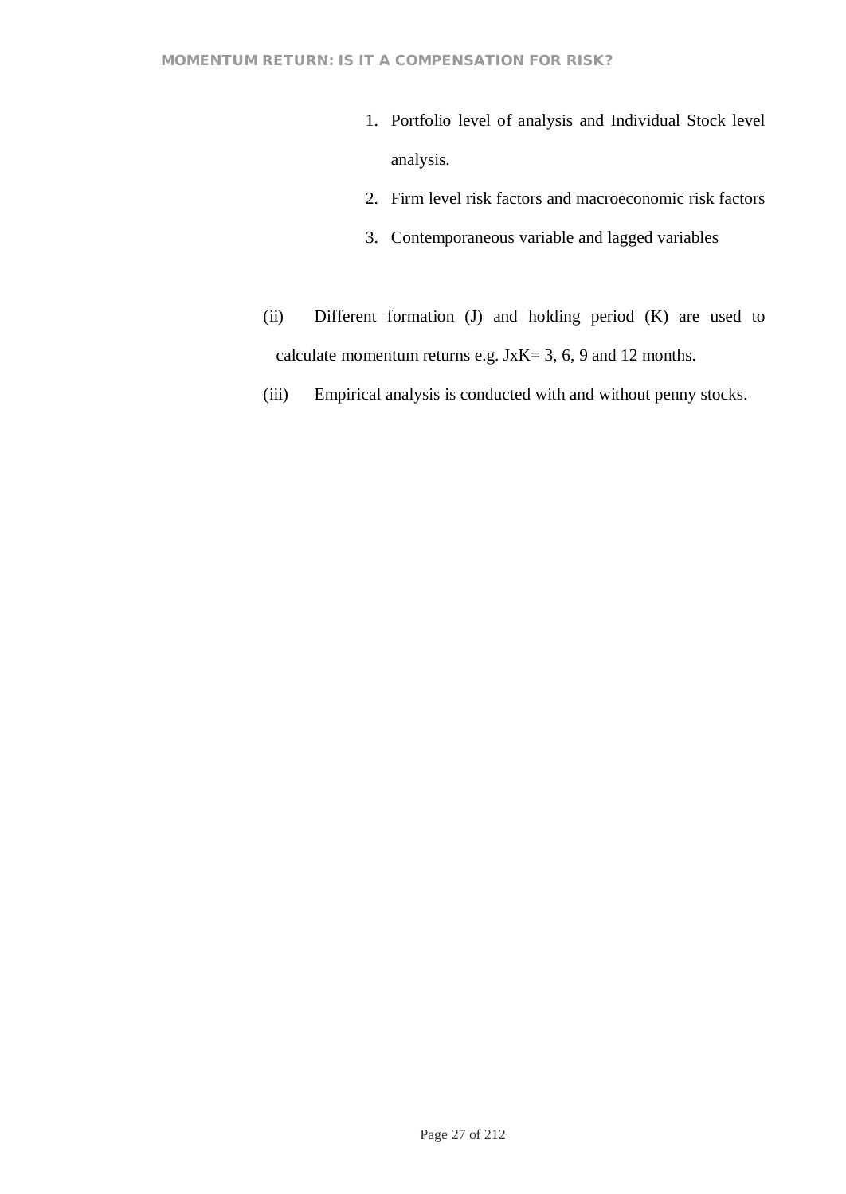1. Portfolio level of analysis and Individual Stock level analysis.
2. Firm level risk factors and macroeconomic risk factors
3. Contemporaneous variable and lagged variables

(ii) Different formation (J) and holding period (K) are used to calculate momentum returns e.g. JxK= 3, 6, 9 and 12 months.

(iii) Empirical analysis is conducted with and without penny stocks.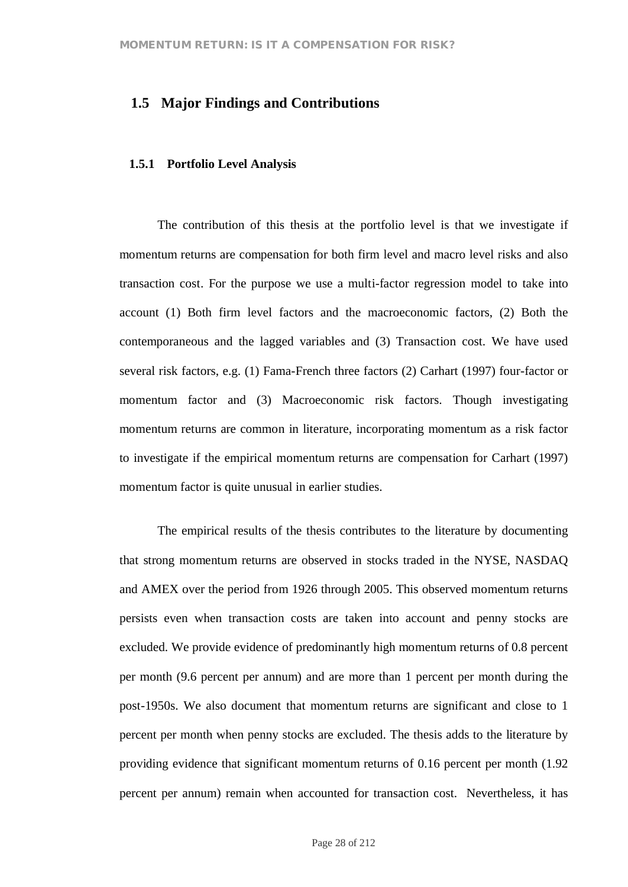## 1.5 Major Findings and Contributions

### 1.5.1 Portfolio Level Analysis

The contribution of this thesis at the portfolio level is that we investigate if momentum returns are compensation for both firm level and macro level risks and also transaction cost. For the purpose we use a multi-factor regression model to take into account (1) Both firm level factors and the macroeconomic factors, (2) Both the contemporaneous and the lagged variables and (3) Transaction cost. We have used several risk factors, e.g. (1) Fama-French three factors (2) Carhart (1997) four-factor or momentum factor and (3) Macroeconomic risk factors. Though investigating momentum returns are common in literature, incorporating momentum as a risk factor to investigate if the empirical momentum returns are compensation for Carhart (1997) momentum factor is quite unusual in earlier studies.

The empirical results of the thesis contributes to the literature by documenting that strong momentum returns are observed in stocks traded in the NYSE, NASDAQ and AMEX over the period from 1926 through 2005. This observed momentum returns persists even when transaction costs are taken into account and penny stocks are excluded. We provide evidence of predominantly high momentum returns of 0.8 percent per month (9.6 percent per annum) and are more than 1 percent per month during the post-1950s. We also document that momentum returns are significant and close to 1 percent per month when penny stocks are excluded. The thesis adds to the literature by providing evidence that significant momentum returns of 0.16 percent per month (1.92 percent per annum) remain when accounted for transaction cost. Nevertheless, it has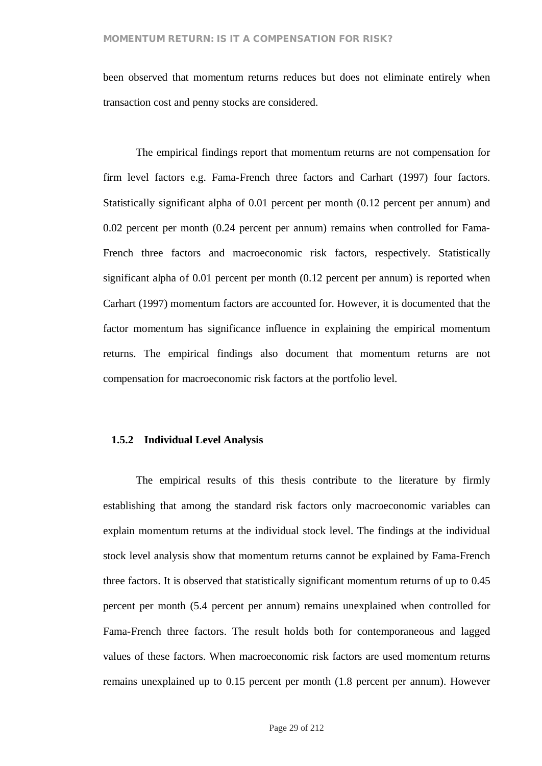been observed that momentum returns reduces but does not eliminate entirely when transaction cost and penny stocks are considered.

The empirical findings report that momentum returns are not compensation for firm level factors e.g. Fama-French three factors and Carhart (1997) four factors. Statistically significant alpha of 0.01 percent per month (0.12 percent per annum) and 0.02 percent per month (0.24 percent per annum) remains when controlled for Fama-French three factors and macroeconomic risk factors, respectively. Statistically significant alpha of 0.01 percent per month (0.12 percent per annum) is reported when Carhart (1997) momentum factors are accounted for. However, it is documented that the factor momentum has significance influence in explaining the empirical momentum returns. The empirical findings also document that momentum returns are not compensation for macroeconomic risk factors at the portfolio level.

### 1.5.2 Individual Level Analysis

The empirical results of this thesis contribute to the literature by firmly establishing that among the standard risk factors only macroeconomic variables can explain momentum returns at the individual stock level. The findings at the individual stock level analysis show that momentum returns cannot be explained by Fama-French three factors. It is observed that statistically significant momentum returns of up to 0.45 percent per month (5.4 percent per annum) remains unexplained when controlled for Fama-French three factors. The result holds both for contemporaneous and lagged values of these factors. When macroeconomic risk factors are used momentum returns remains unexplained up to 0.15 percent per month (1.8 percent per annum). However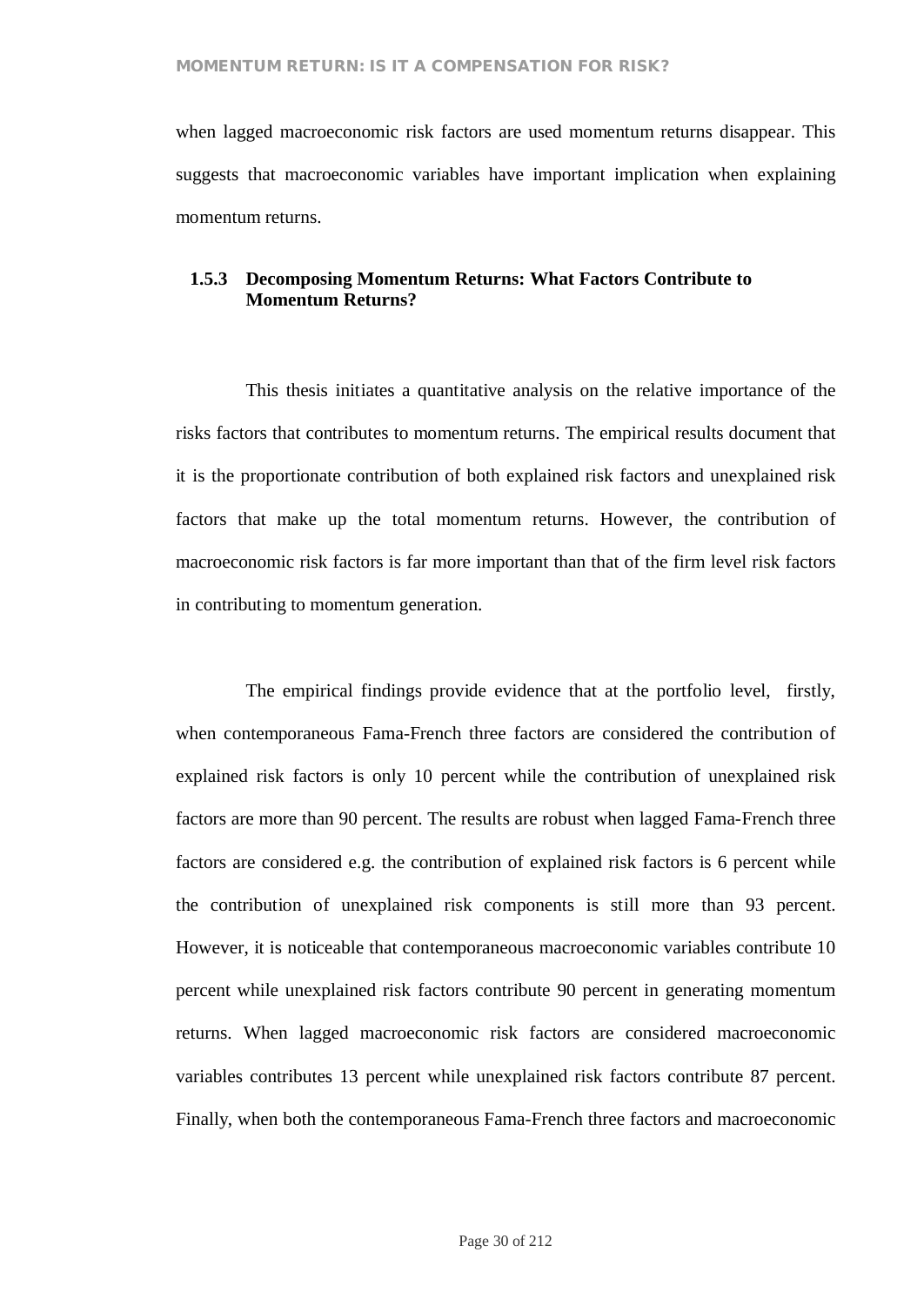when lagged macroeconomic risk factors are used momentum returns disappear. This suggests that macroeconomic variables have important implication when explaining momentum returns.

### 1.5.3 Decomposing Momentum Returns: What Factors Contribute to Momentum Returns?

This thesis initiates a quantitative analysis on the relative importance of the risks factors that contributes to momentum returns. The empirical results document that it is the proportionate contribution of both explained risk factors and unexplained risk factors that make up the total momentum returns. However, the contribution of macroeconomic risk factors is far more important than that of the firm level risk factors in contributing to momentum generation.

The empirical findings provide evidence that at the portfolio level, firstly, when contemporaneous Fama-French three factors are considered the contribution of explained risk factors is only 10 percent while the contribution of unexplained risk factors are more than 90 percent. The results are robust when lagged Fama-French three factors are considered e.g. the contribution of explained risk factors is 6 percent while the contribution of unexplained risk components is still more than 93 percent. However, it is noticeable that contemporaneous macroeconomic variables contribute 10 percent while unexplained risk factors contribute 90 percent in generating momentum returns. When lagged macroeconomic risk factors are considered macroeconomic variables contributes 13 percent while unexplained risk factors contribute 87 percent. Finally, when both the contemporaneous Fama-French three factors and macroeconomic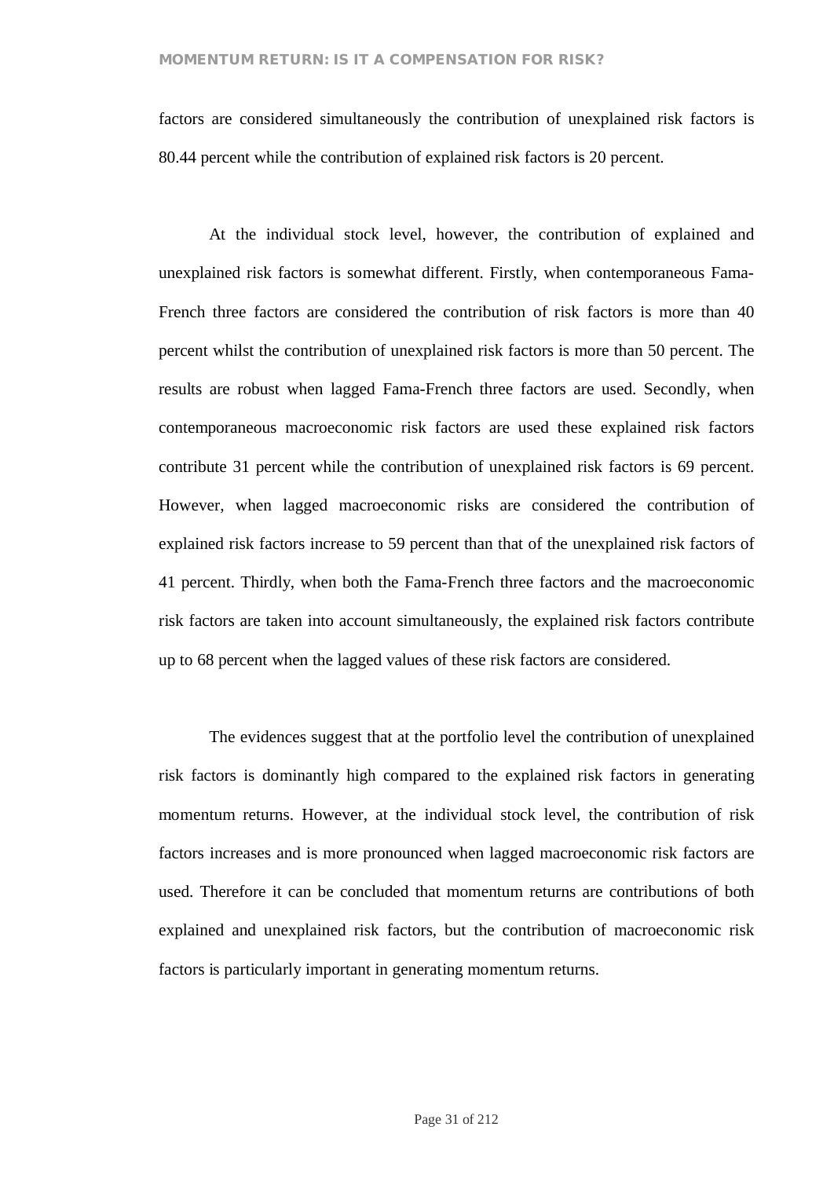factors are considered simultaneously the contribution of unexplained risk factors is 80.44 percent while the contribution of explained risk factors is 20 percent.

At the individual stock level, however, the contribution of explained and unexplained risk factors is somewhat different. Firstly, when contemporaneous Fama-French three factors are considered the contribution of risk factors is more than 40 percent whilst the contribution of unexplained risk factors is more than 50 percent. The results are robust when lagged Fama-French three factors are used. Secondly, when contemporaneous macroeconomic risk factors are used these explained risk factors contribute 31 percent while the contribution of unexplained risk factors is 69 percent. However, when lagged macroeconomic risks are considered the contribution of explained risk factors increase to 59 percent than that of the unexplained risk factors of 41 percent. Thirdly, when both the Fama-French three factors and the macroeconomic risk factors are taken into account simultaneously, the explained risk factors contribute up to 68 percent when the lagged values of these risk factors are considered.

The evidences suggest that at the portfolio level the contribution of unexplained risk factors is dominantly high compared to the explained risk factors in generating momentum returns. However, at the individual stock level, the contribution of risk factors increases and is more pronounced when lagged macroeconomic risk factors are used. Therefore it can be concluded that momentum returns are contributions of both explained and unexplained risk factors, but the contribution of macroeconomic risk factors is particularly important in generating momentum returns.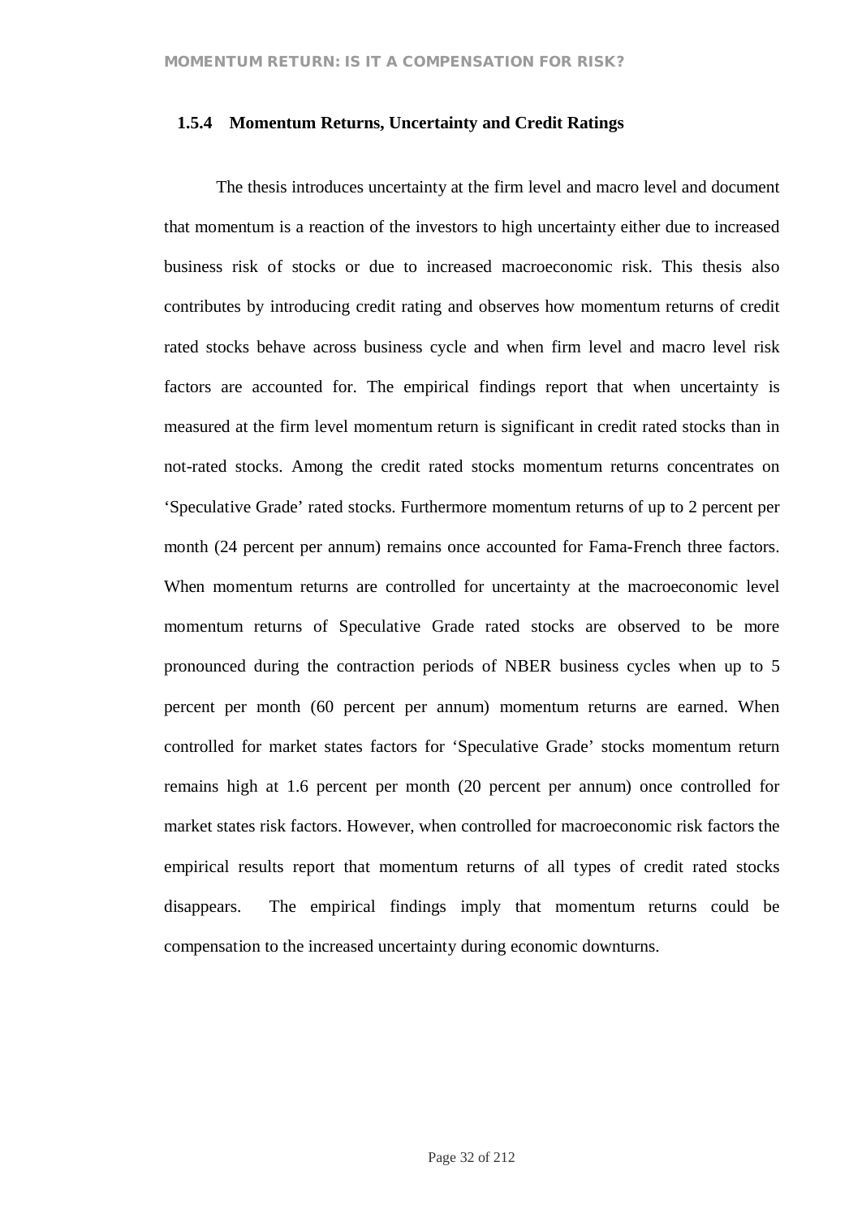### 1.5.4 Momentum Returns, Uncertainty and Credit Ratings

The thesis introduces uncertainty at the firm level and macro level and document that momentum is a reaction of the investors to high uncertainty either due to increased business risk of stocks or due to increased macroeconomic risk. This thesis also contributes by introducing credit rating and observes how momentum returns of credit rated stocks behave across business cycle and when firm level and macro level risk factors are accounted for. The empirical findings report that when uncertainty is measured at the firm level momentum return is significant in credit rated stocks than in not-rated stocks. Among the credit rated stocks momentum returns concentrates on 'Speculative Grade' rated stocks. Furthermore momentum returns of up to 2 percent per month (24 percent per annum) remains once accounted for Fama-French three factors. When momentum returns are controlled for uncertainty at the macroeconomic level momentum returns of Speculative Grade rated stocks are observed to be more pronounced during the contraction periods of NBER business cycles when up to 5 percent per month (60 percent per annum) momentum returns are earned. When controlled for market states factors for 'Speculative Grade' stocks momentum return remains high at 1.6 percent per month (20 percent per annum) once controlled for market states risk factors. However, when controlled for macroeconomic risk factors the empirical results report that momentum returns of all types of credit rated stocks disappears. The empirical findings imply that momentum returns could be compensation to the increased uncertainty during economic downturns.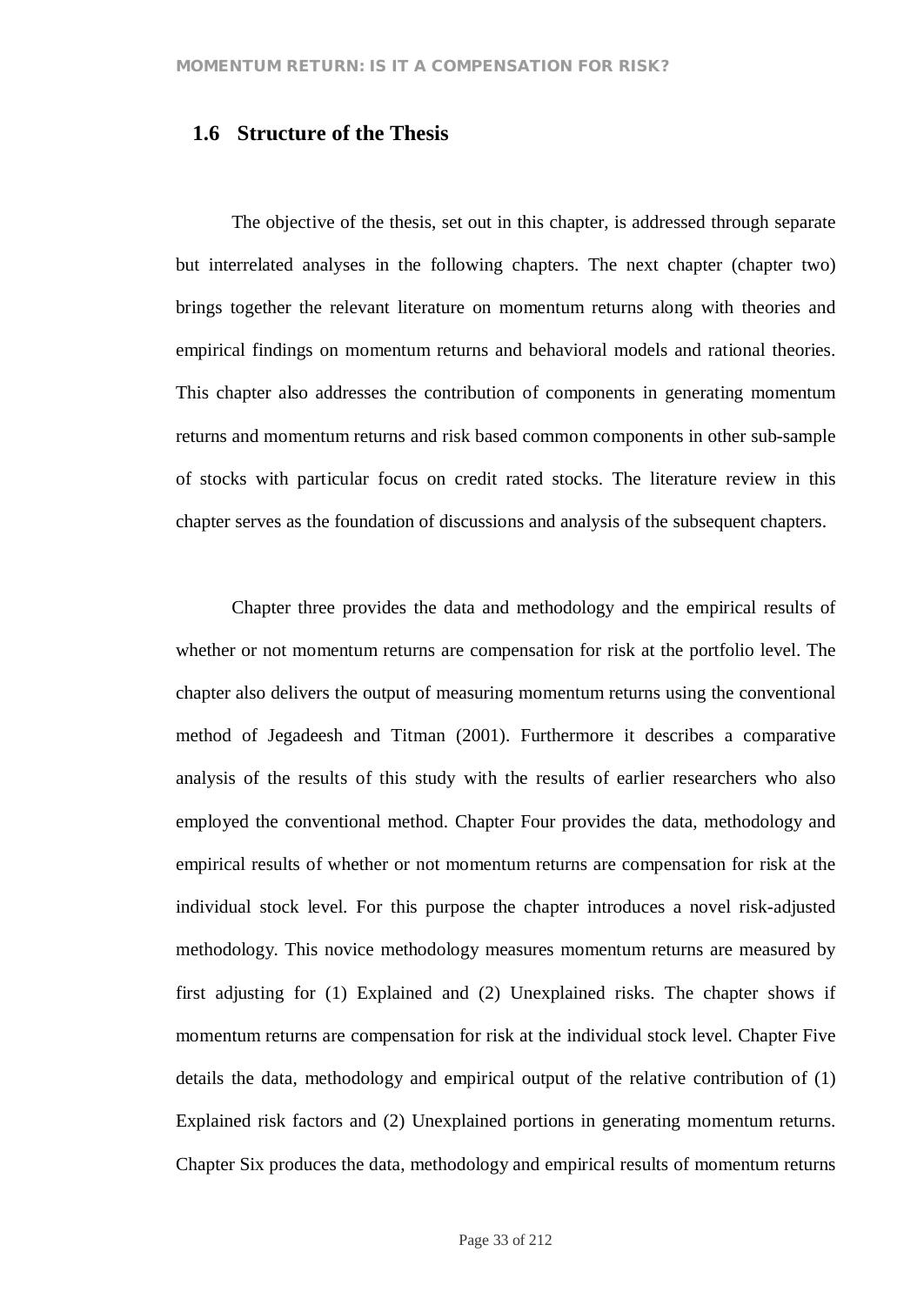## 1.6 Structure of the Thesis

The objective of the thesis, set out in this chapter, is addressed through separate but interrelated analyses in the following chapters. The next chapter (chapter two) brings together the relevant literature on momentum returns along with theories and empirical findings on momentum returns and behavioral models and rational theories. This chapter also addresses the contribution of components in generating momentum returns and momentum returns and risk based common components in other sub-sample of stocks with particular focus on credit rated stocks. The literature review in this chapter serves as the foundation of discussions and analysis of the subsequent chapters.

Chapter three provides the data and methodology and the empirical results of whether or not momentum returns are compensation for risk at the portfolio level. The chapter also delivers the output of measuring momentum returns using the conventional method of Jegadeesh and Titman (2001). Furthermore it describes a comparative analysis of the results of this study with the results of earlier researchers who also employed the conventional method. Chapter Four provides the data, methodology and empirical results of whether or not momentum returns are compensation for risk at the individual stock level. For this purpose the chapter introduces a novel risk-adjusted methodology. This novice methodology measures momentum returns are measured by first adjusting for (1) Explained and (2) Unexplained risks. The chapter shows if momentum returns are compensation for risk at the individual stock level. Chapter Five details the data, methodology and empirical output of the relative contribution of (1) Explained risk factors and (2) Unexplained portions in generating momentum returns. Chapter Six produces the data, methodology and empirical results of momentum returns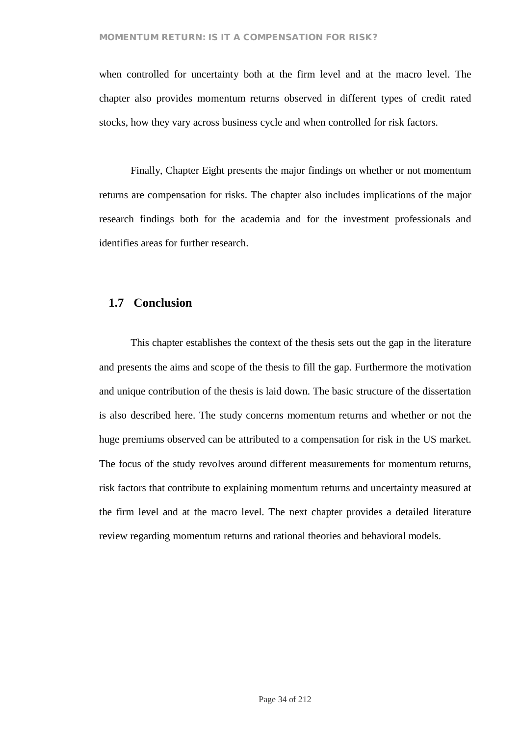when controlled for uncertainty both at the firm level and at the macro level. The chapter also provides momentum returns observed in different types of credit rated stocks, how they vary across business cycle and when controlled for risk factors.

Finally, Chapter Eight presents the major findings on whether or not momentum returns are compensation for risks. The chapter also includes implications of the major research findings both for the academia and for the investment professionals and identifies areas for further research.

## 1.7 Conclusion

This chapter establishes the context of the thesis sets out the gap in the literature and presents the aims and scope of the thesis to fill the gap. Furthermore the motivation and unique contribution of the thesis is laid down. The basic structure of the dissertation is also described here. The study concerns momentum returns and whether or not the huge premiums observed can be attributed to a compensation for risk in the US market. The focus of the study revolves around different measurements for momentum returns, risk factors that contribute to explaining momentum returns and uncertainty measured at the firm level and at the macro level. The next chapter provides a detailed literature review regarding momentum returns and rational theories and behavioral models.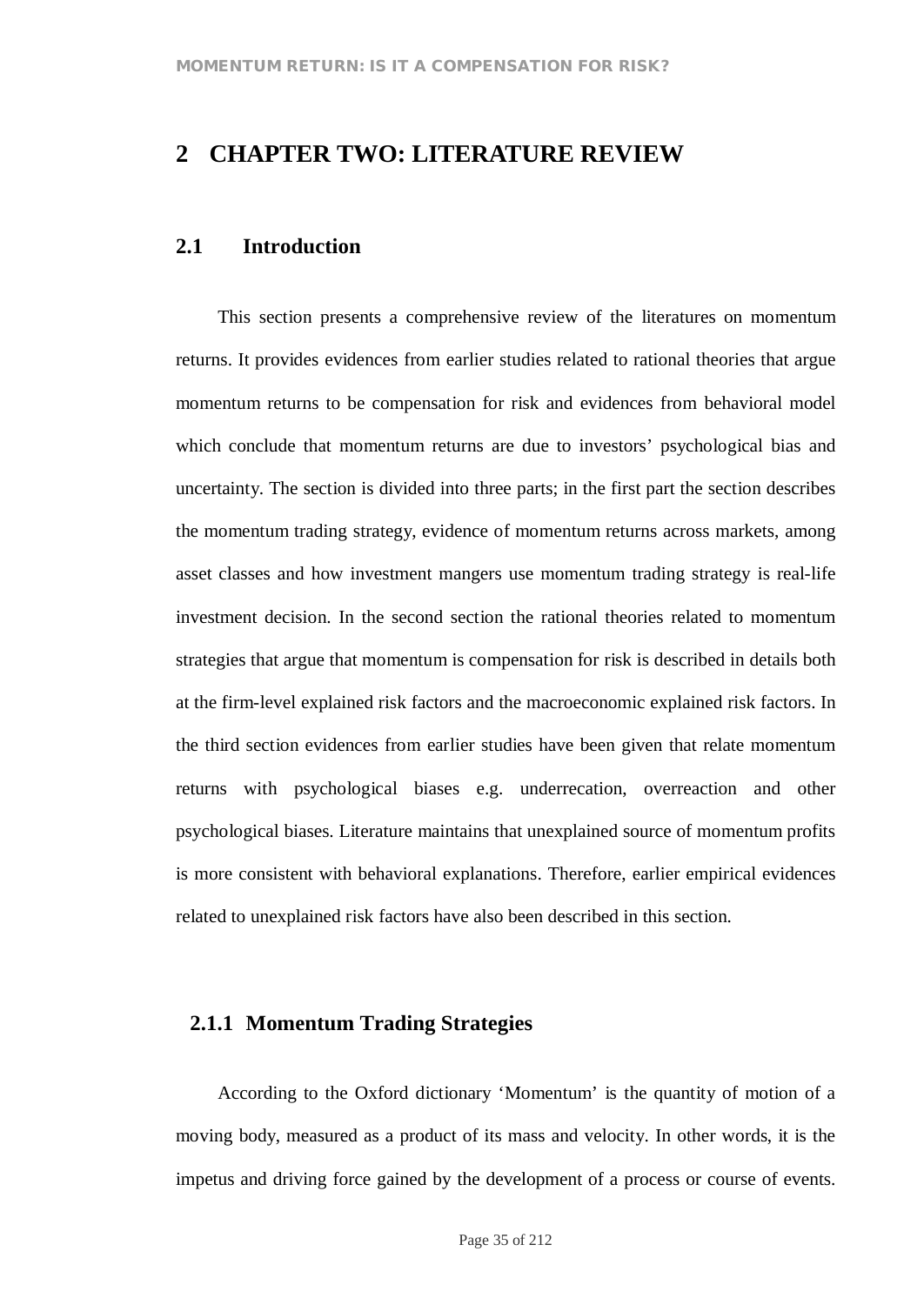# 2 CHAPTER TWO: LITERATURE REVIEW

## 2.1 Introduction

This section presents a comprehensive review of the literatures on momentum returns. It provides evidences from earlier studies related to rational theories that argue momentum returns to be compensation for risk and evidences from behavioral model which conclude that momentum returns are due to investors' psychological bias and uncertainty. The section is divided into three parts; in the first part the section describes the momentum trading strategy, evidence of momentum returns across markets, among asset classes and how investment mangers use momentum trading strategy is real-life investment decision. In the second section the rational theories related to momentum strategies that argue that momentum is compensation for risk is described in details both at the firm-level explained risk factors and the macroeconomic explained risk factors. In the third section evidences from earlier studies have been given that relate momentum returns with psychological biases e.g. underrecation, overreaction and other psychological biases. Literature maintains that unexplained source of momentum profits is more consistent with behavioral explanations. Therefore, earlier empirical evidences related to unexplained risk factors have also been described in this section.

### 2.1.1 Momentum Trading Strategies

According to the Oxford dictionary 'Momentum' is the quantity of motion of a moving body, measured as a product of its mass and velocity. In other words, it is the impetus and driving force gained by the development of a process or course of events.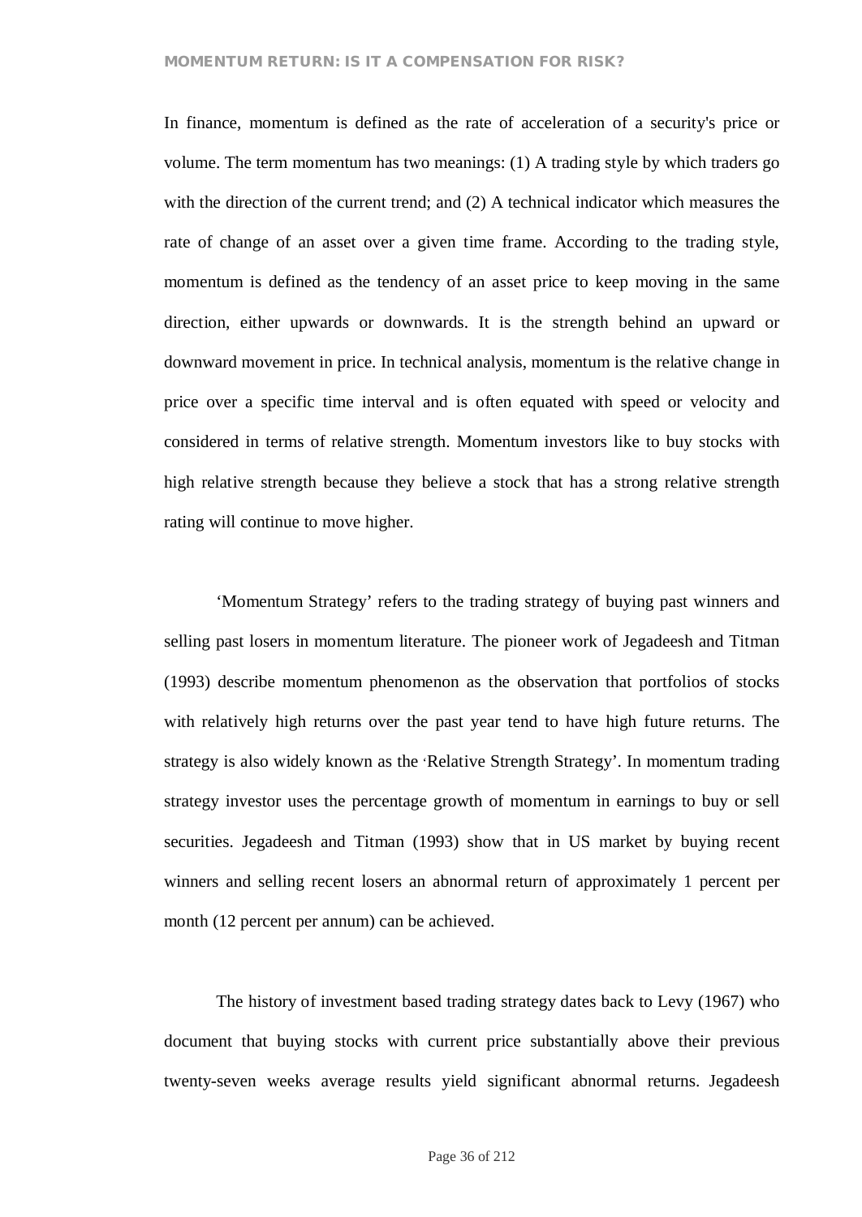In finance, momentum is defined as the rate of acceleration of a security's price or volume. The term momentum has two meanings: (1) A trading style by which traders go with the direction of the current trend; and (2) A technical indicator which measures the rate of change of an asset over a given time frame. According to the trading style, momentum is defined as the tendency of an asset price to keep moving in the same direction, either upwards or downwards. It is the strength behind an upward or downward movement in price. In technical analysis, momentum is the relative change in price over a specific time interval and is often equated with speed or velocity and considered in terms of relative strength. Momentum investors like to buy stocks with high relative strength because they believe a stock that has a strong relative strength rating will continue to move higher.

'Momentum Strategy' refers to the trading strategy of buying past winners and selling past losers in momentum literature. The pioneer work of Jegadeesh and Titman (1993) describe momentum phenomenon as the observation that portfolios of stocks with relatively high returns over the past year tend to have high future returns. The strategy is also widely known as the 'Relative Strength Strategy'. In momentum trading strategy investor uses the percentage growth of momentum in earnings to buy or sell securities. Jegadeesh and Titman (1993) show that in US market by buying recent winners and selling recent losers an abnormal return of approximately 1 percent per month (12 percent per annum) can be achieved.

The history of investment based trading strategy dates back to Levy (1967) who document that buying stocks with current price substantially above their previous twenty-seven weeks average results yield significant abnormal returns. Jegadeesh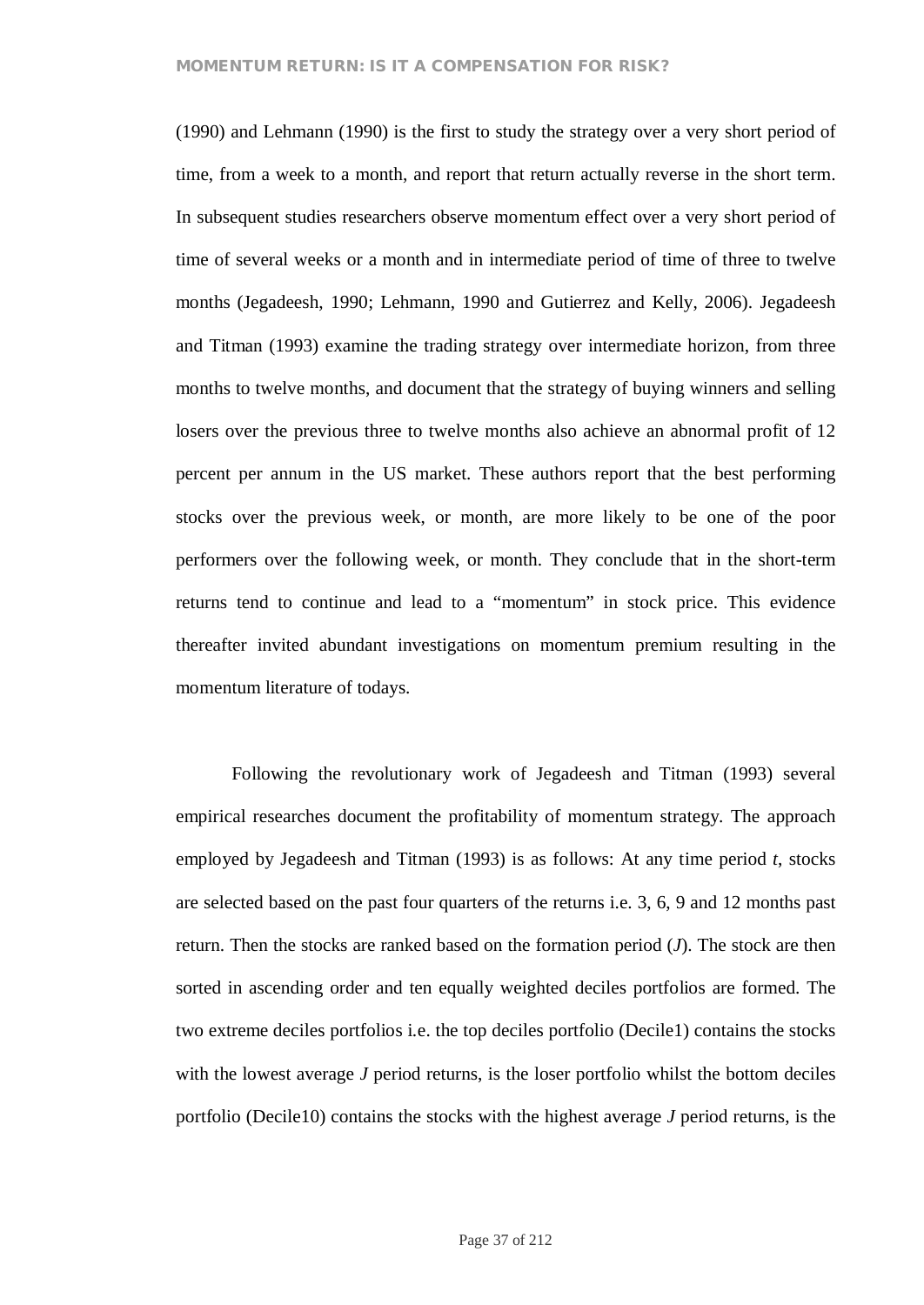(1990) and Lehmann (1990) is the first to study the strategy over a very short period of time, from a week to a month, and report that return actually reverse in the short term. In subsequent studies researchers observe momentum effect over a very short period of time of several weeks or a month and in intermediate period of time of three to twelve months (Jegadeesh, 1990; Lehmann, 1990 and Gutierrez and Kelly, 2006). Jegadeesh and Titman (1993) examine the trading strategy over intermediate horizon, from three months to twelve months, and document that the strategy of buying winners and selling losers over the previous three to twelve months also achieve an abnormal profit of 12 percent per annum in the US market. These authors report that the best performing stocks over the previous week, or month, are more likely to be one of the poor performers over the following week, or month. They conclude that in the short-term returns tend to continue and lead to a “momentum” in stock price. This evidence thereafter invited abundant investigations on momentum premium resulting in the momentum literature of todays.

Following the revolutionary work of Jegadeesh and Titman (1993) several empirical researches document the profitability of momentum strategy. The approach employed by Jegadeesh and Titman (1993) is as follows: At any time period *t*, stocks are selected based on the past four quarters of the returns i.e. 3, 6, 9 and 12 months past return. Then the stocks are ranked based on the formation period (*J*). The stock are then sorted in ascending order and ten equally weighted deciles portfolios are formed. The two extreme deciles portfolios i.e. the top deciles portfolio (Decile1) contains the stocks with the lowest average *J* period returns, is the loser portfolio whilst the bottom deciles portfolio (Decile10) contains the stocks with the highest average *J* period returns, is the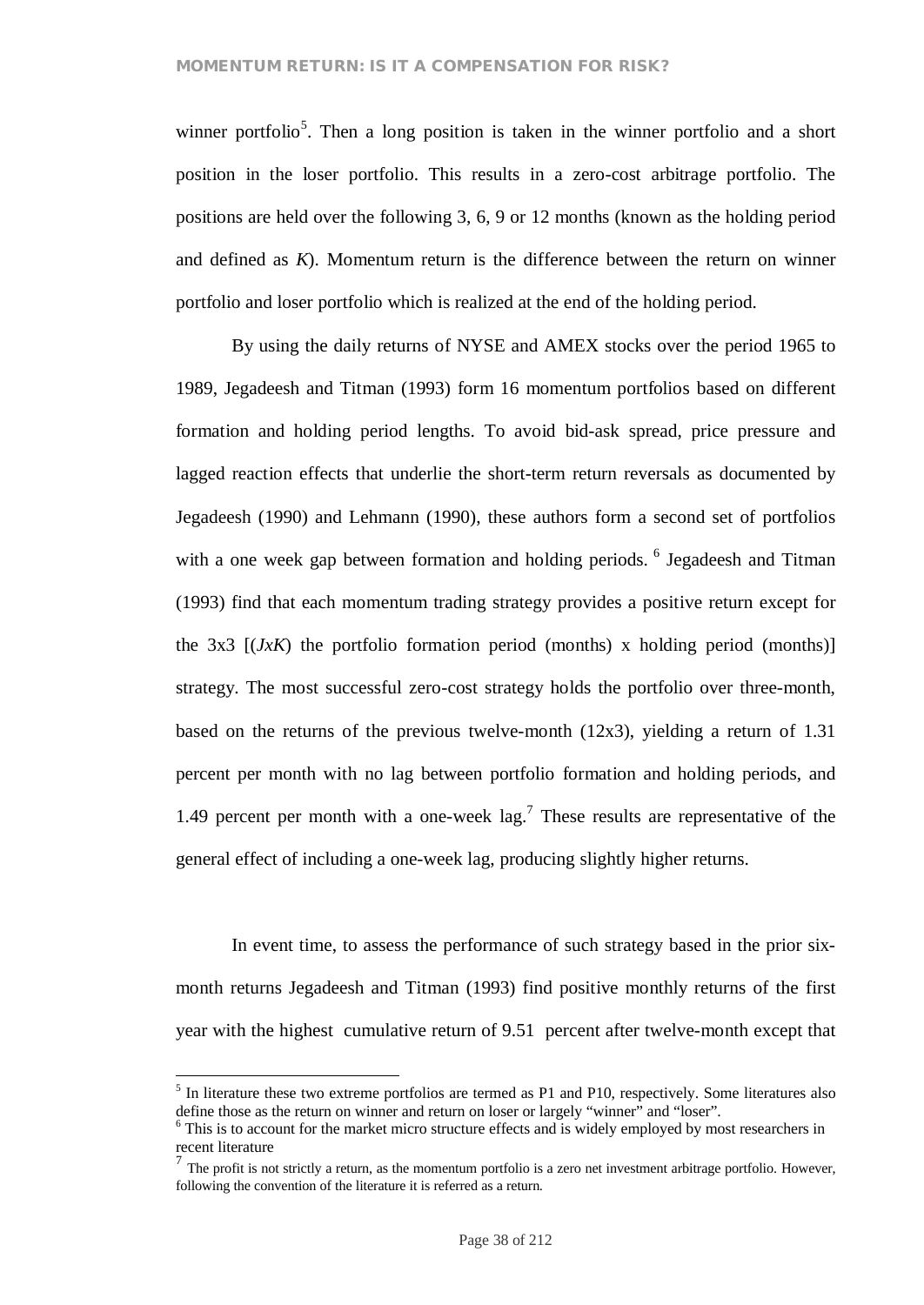winner portfolio[5]. Then a long position is taken in the winner portfolio and a short position in the loser portfolio. This results in a zero-cost arbitrage portfolio. The positions are held over the following 3, 6, 9 or 12 months (known as the holding period and defined as *K*). Momentum return is the difference between the return on winner portfolio and loser portfolio which is realized at the end of the holding period.

By using the daily returns of NYSE and AMEX stocks over the period 1965 to 1989, Jegadeesh and Titman (1993) form 16 momentum portfolios based on different formation and holding period lengths. To avoid bid-ask spread, price pressure and lagged reaction effects that underlie the short-term return reversals as documented by Jegadeesh (1990) and Lehmann (1990), these authors form a second set of portfolios with a one week gap between formation and holding periods. [6] Jegadeesh and Titman (1993) find that each momentum trading strategy provides a positive return except for the 3x3 [(*JxK*) the portfolio formation period (months) x holding period (months)] strategy. The most successful zero-cost strategy holds the portfolio over three-month, based on the returns of the previous twelve-month (12x3), yielding a return of 1.31 percent per month with no lag between portfolio formation and holding periods, and 1.49 percent per month with a one-week lag.[7] These results are representative of the general effect of including a one-week lag, producing slightly higher returns.

In event time, to assess the performance of such strategy based in the prior six-month returns Jegadeesh and Titman (1993) find positive monthly returns of the first year with the highest cumulative return of 9.51 percent after twelve-month except that

---

[5] In literature these two extreme portfolios are termed as P1 and P10, respectively. Some literatures also define those as the return on winner and return on loser or largely "winner" and "loser".

[6] This is to account for the market micro structure effects and is widely employed by most researchers in recent literature

[7] The profit is not strictly a return, as the momentum portfolio is a zero net investment arbitrage portfolio. However, following the convention of the literature it is referred as a return.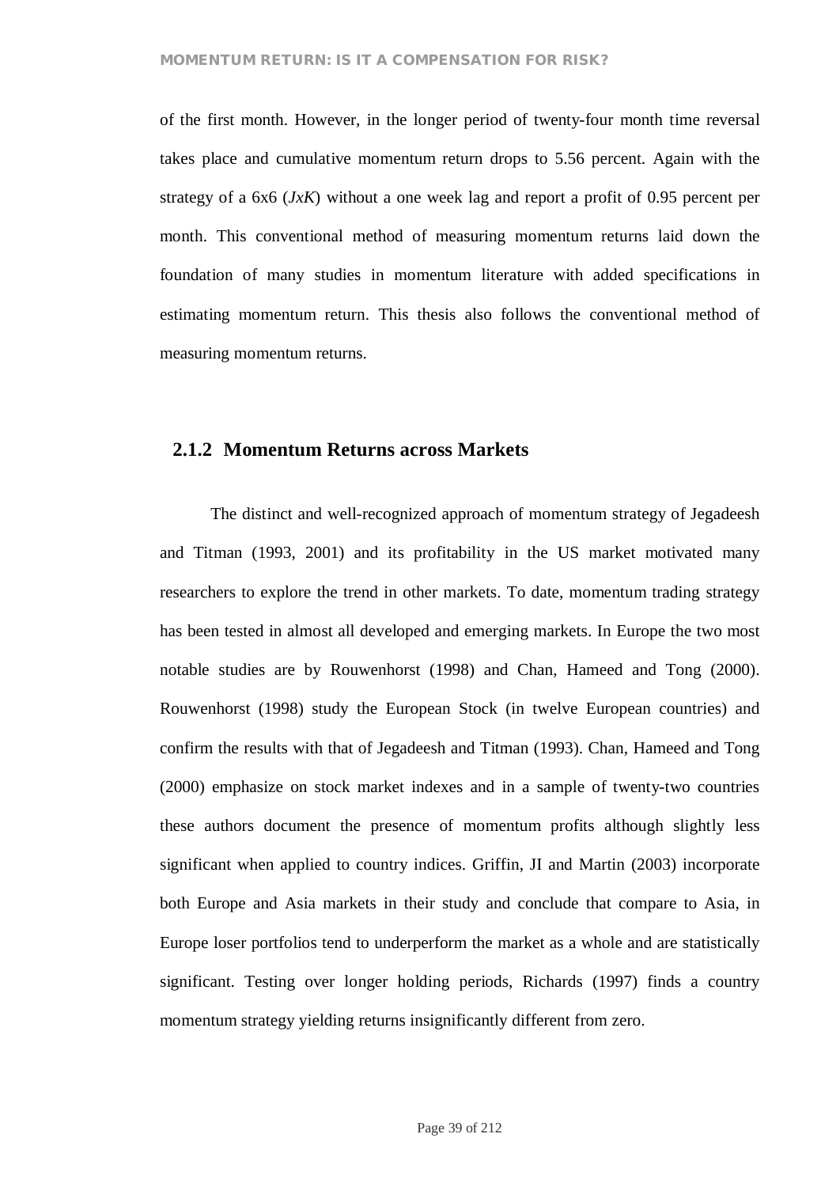of the first month. However, in the longer period of twenty-four month time reversal takes place and cumulative momentum return drops to 5.56 percent. Again with the strategy of a 6x6 (*JxK*) without a one week lag and report a profit of 0.95 percent per month. This conventional method of measuring momentum returns laid down the foundation of many studies in momentum literature with added specifications in estimating momentum return. This thesis also follows the conventional method of measuring momentum returns.

### 2.1.2 Momentum Returns across Markets

The distinct and well-recognized approach of momentum strategy of Jegadeesh and Titman (1993, 2001) and its profitability in the US market motivated many researchers to explore the trend in other markets. To date, momentum trading strategy has been tested in almost all developed and emerging markets. In Europe the two most notable studies are by Rouwenhorst (1998) and Chan, Hameed and Tong (2000). Rouwenhorst (1998) study the European Stock (in twelve European countries) and confirm the results with that of Jegadeesh and Titman (1993). Chan, Hameed and Tong (2000) emphasize on stock market indexes and in a sample of twenty-two countries these authors document the presence of momentum profits although slightly less significant when applied to country indices. Griffin, JI and Martin (2003) incorporate both Europe and Asia markets in their study and conclude that compare to Asia, in Europe loser portfolios tend to underperform the market as a whole and are statistically significant. Testing over longer holding periods, Richards (1997) finds a country momentum strategy yielding returns insignificantly different from zero.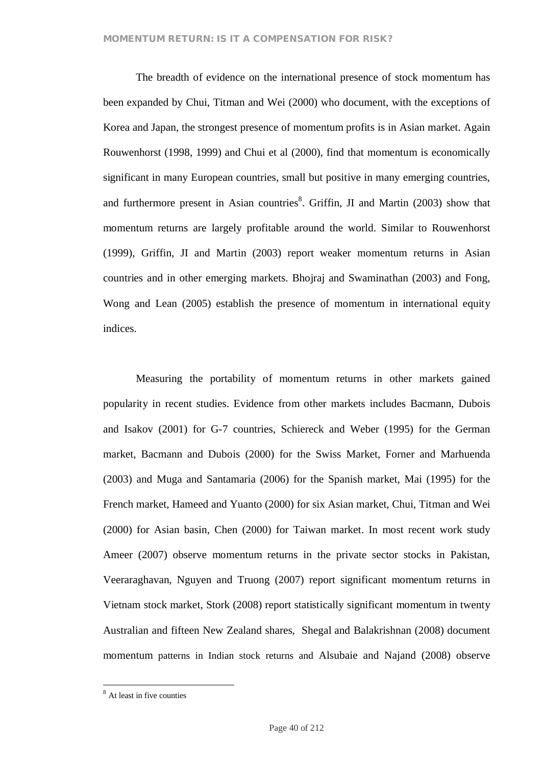The breadth of evidence on the international presence of stock momentum has been expanded by Chui, Titman and Wei (2000) who document, with the exceptions of Korea and Japan, the strongest presence of momentum profits is in Asian market. Again Rouwenhorst (1998, 1999) and Chui et al (2000), find that momentum is economically significant in many European countries, small but positive in many emerging countries, and furthermore present in Asian countries[8]. Griffin, JI and Martin (2003) show that momentum returns are largely profitable around the world. Similar to Rouwenhorst (1999), Griffin, JI and Martin (2003) report weaker momentum returns in Asian countries and in other emerging markets. Bhojraj and Swaminathan (2003) and Fong, Wong and Lean (2005) establish the presence of momentum in international equity indices.

Measuring the portability of momentum returns in other markets gained popularity in recent studies. Evidence from other markets includes Bacmann, Dubois and Isakov (2001) for G-7 countries, Schiereck and Weber (1995) for the German market, Bacmann and Dubois (2000) for the Swiss Market, Forner and Marhuenda (2003) and Muga and Santamaria (2006) for the Spanish market, Mai (1995) for the French market, Hameed and Yuanto (2000) for six Asian market, Chui, Titman and Wei (2000) for Asian basin, Chen (2000) for Taiwan market. In most recent work study Ameer (2007) observe momentum returns in the private sector stocks in Pakistan, Veeraraghavan, Nguyen and Truong (2007) report significant momentum returns in Vietnam stock market, Stork (2008) report statistically significant momentum in twenty Australian and fifteen New Zealand shares, Shegal and Balakrishnan (2008) document momentum patterns in Indian stock returns and Alsubaie and Najand (2008) observe

[8] At least in five counties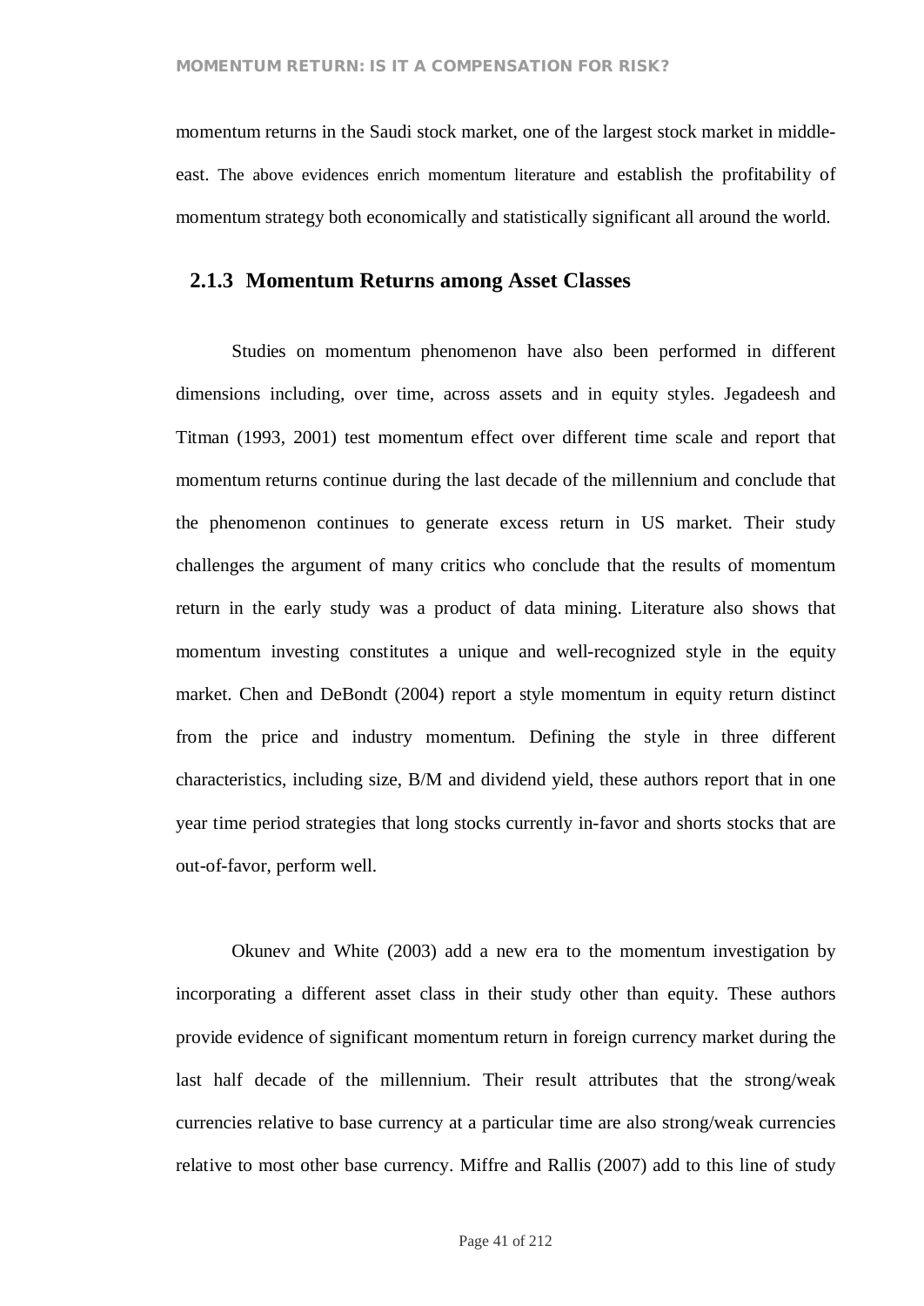momentum returns in the Saudi stock market, one of the largest stock market in middle-east. The above evidences enrich momentum literature and establish the profitability of momentum strategy both economically and statistically significant all around the world.

### 2.1.3 Momentum Returns among Asset Classes

Studies on momentum phenomenon have also been performed in different dimensions including, over time, across assets and in equity styles. Jegadeesh and Titman (1993, 2001) test momentum effect over different time scale and report that momentum returns continue during the last decade of the millennium and conclude that the phenomenon continues to generate excess return in US market. Their study challenges the argument of many critics who conclude that the results of momentum return in the early study was a product of data mining. Literature also shows that momentum investing constitutes a unique and well-recognized style in the equity market. Chen and DeBondt (2004) report a style momentum in equity return distinct from the price and industry momentum. Defining the style in three different characteristics, including size, B/M and dividend yield, these authors report that in one year time period strategies that long stocks currently in-favor and shorts stocks that are out-of-favor, perform well.

Okunev and White (2003) add a new era to the momentum investigation by incorporating a different asset class in their study other than equity. These authors provide evidence of significant momentum return in foreign currency market during the last half decade of the millennium. Their result attributes that the strong/weak currencies relative to base currency at a particular time are also strong/weak currencies relative to most other base currency. Miffre and Rallis (2007) add to this line of study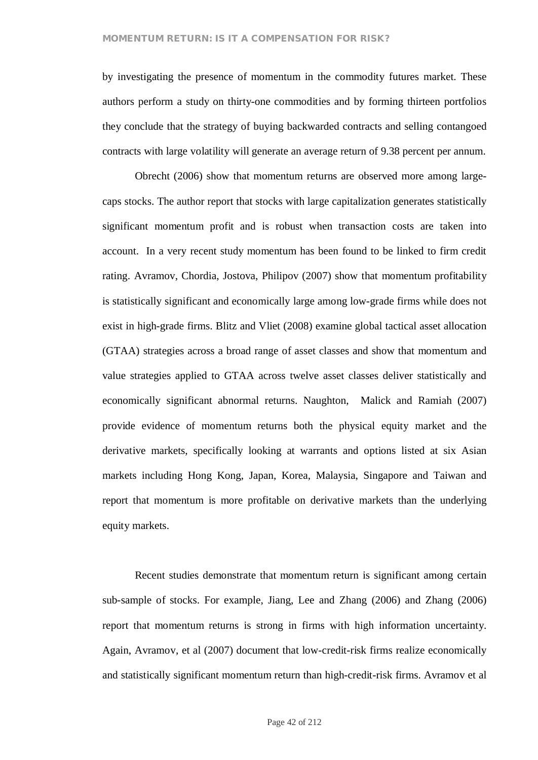by investigating the presence of momentum in the commodity futures market. These authors perform a study on thirty-one commodities and by forming thirteen portfolios they conclude that the strategy of buying backwarded contracts and selling contangoed contracts with large volatility will generate an average return of 9.38 percent per annum.

Obrecht (2006) show that momentum returns are observed more among large-caps stocks. The author report that stocks with large capitalization generates statistically significant momentum profit and is robust when transaction costs are taken into account. In a very recent study momentum has been found to be linked to firm credit rating. Avramov, Chordia, Jostova, Philipov (2007) show that momentum profitability is statistically significant and economically large among low-grade firms while does not exist in high-grade firms. Blitz and Vliet (2008) examine global tactical asset allocation (GTAA) strategies across a broad range of asset classes and show that momentum and value strategies applied to GTAA across twelve asset classes deliver statistically and economically significant abnormal returns. Naughton, Malick and Ramiah (2007) provide evidence of momentum returns both the physical equity market and the derivative markets, specifically looking at warrants and options listed at six Asian markets including Hong Kong, Japan, Korea, Malaysia, Singapore and Taiwan and report that momentum is more profitable on derivative markets than the underlying equity markets.

Recent studies demonstrate that momentum return is significant among certain sub-sample of stocks. For example, Jiang, Lee and Zhang (2006) and Zhang (2006) report that momentum returns is strong in firms with high information uncertainty. Again, Avramov, et al (2007) document that low-credit-risk firms realize economically and statistically significant momentum return than high-credit-risk firms. Avramov et al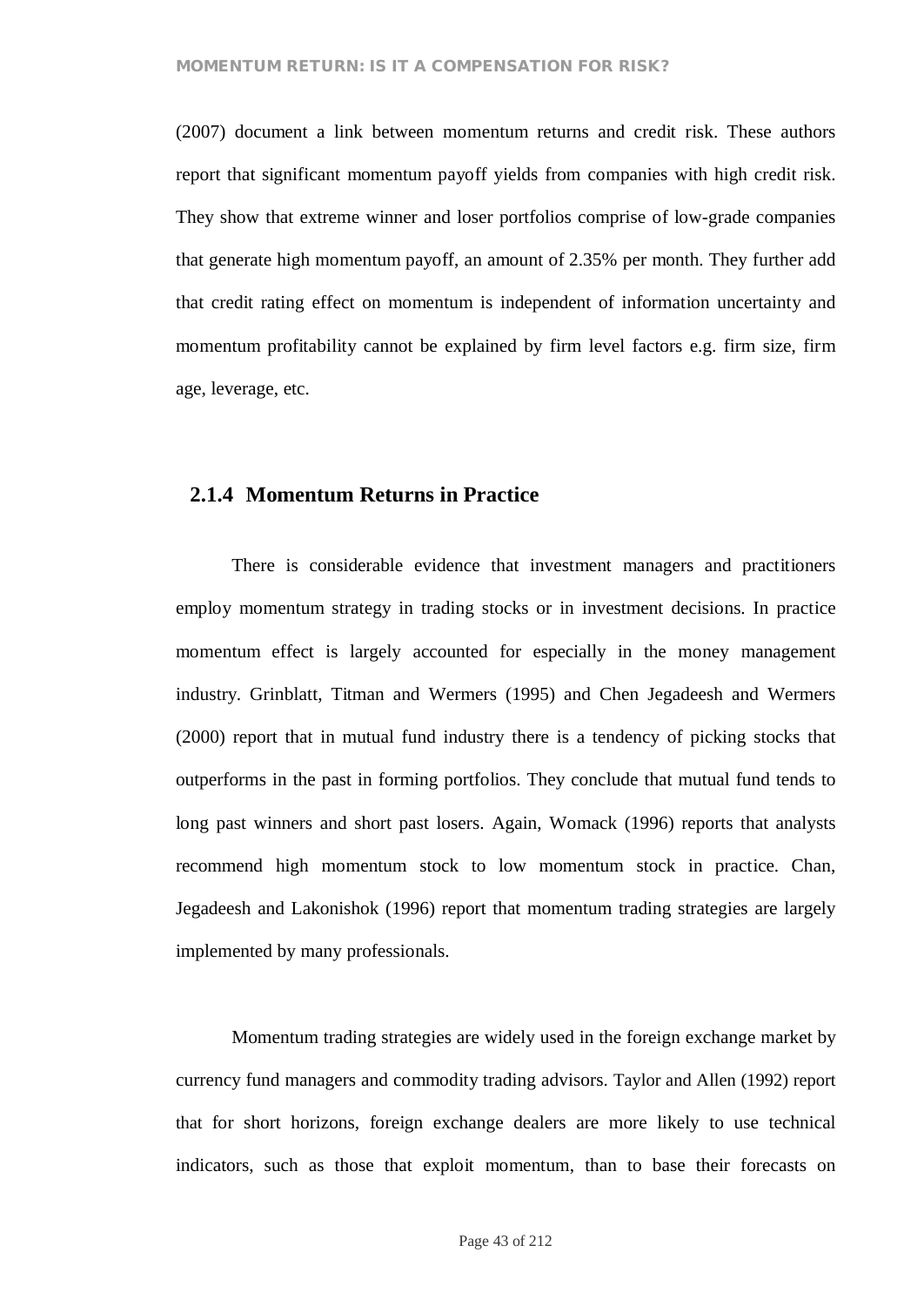(2007) document a link between momentum returns and credit risk. These authors report that significant momentum payoff yields from companies with high credit risk. They show that extreme winner and loser portfolios comprise of low-grade companies that generate high momentum payoff, an amount of 2.35% per month. They further add that credit rating effect on momentum is independent of information uncertainty and momentum profitability cannot be explained by firm level factors e.g. firm size, firm age, leverage, etc.

### 2.1.4 Momentum Returns in Practice

There is considerable evidence that investment managers and practitioners employ momentum strategy in trading stocks or in investment decisions. In practice momentum effect is largely accounted for especially in the money management industry. Grinblatt, Titman and Wermers (1995) and Chen Jegadeesh and Wermers (2000) report that in mutual fund industry there is a tendency of picking stocks that outperforms in the past in forming portfolios. They conclude that mutual fund tends to long past winners and short past losers. Again, Womack (1996) reports that analysts recommend high momentum stock to low momentum stock in practice. Chan, Jegadeesh and Lakonishok (1996) report that momentum trading strategies are largely implemented by many professionals.

Momentum trading strategies are widely used in the foreign exchange market by currency fund managers and commodity trading advisors. Taylor and Allen (1992) report that for short horizons, foreign exchange dealers are more likely to use technical indicators, such as those that exploit momentum, than to base their forecasts on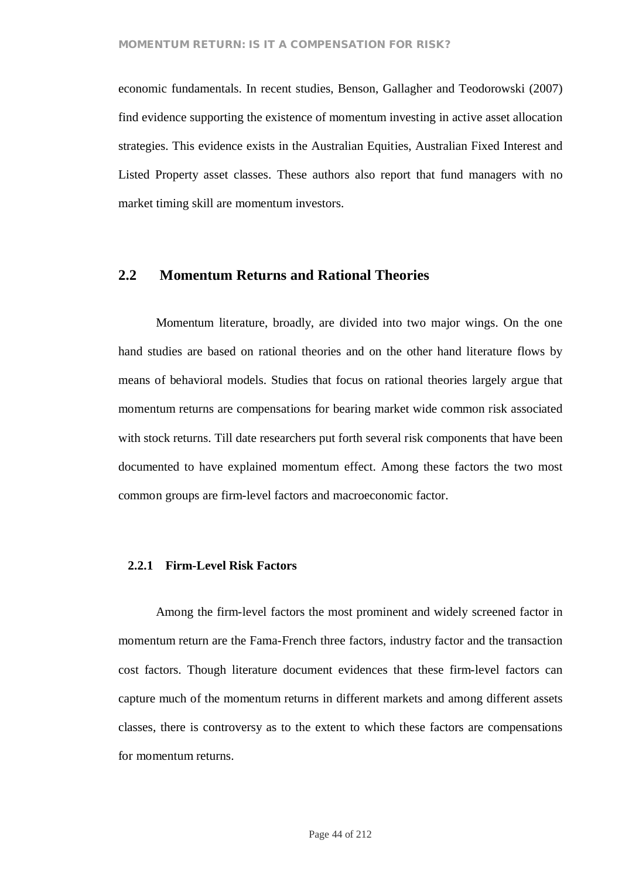economic fundamentals. In recent studies, Benson, Gallagher and Teodorowski (2007) find evidence supporting the existence of momentum investing in active asset allocation strategies. This evidence exists in the Australian Equities, Australian Fixed Interest and Listed Property asset classes. These authors also report that fund managers with no market timing skill are momentum investors.

## 2.2 Momentum Returns and Rational Theories

Momentum literature, broadly, are divided into two major wings. On the one hand studies are based on rational theories and on the other hand literature flows by means of behavioral models. Studies that focus on rational theories largely argue that momentum returns are compensations for bearing market wide common risk associated with stock returns. Till date researchers put forth several risk components that have been documented to have explained momentum effect. Among these factors the two most common groups are firm-level factors and macroeconomic factor.

### 2.2.1 Firm-Level Risk Factors

Among the firm-level factors the most prominent and widely screened factor in momentum return are the Fama-French three factors, industry factor and the transaction cost factors. Though literature document evidences that these firm-level factors can capture much of the momentum returns in different markets and among different assets classes, there is controversy as to the extent to which these factors are compensations for momentum returns.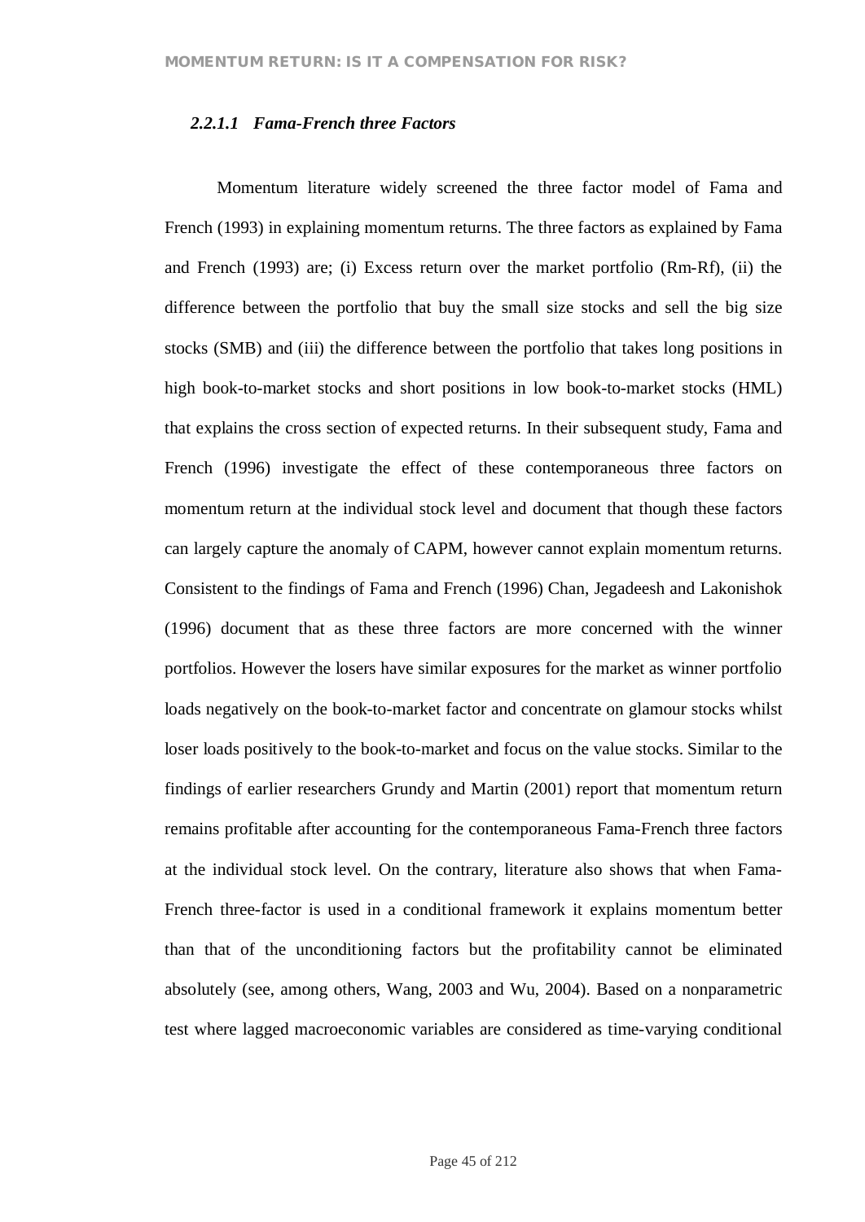#### *2.2.1.1 Fama-French three Factors*

Momentum literature widely screened the three factor model of Fama and French (1993) in explaining momentum returns. The three factors as explained by Fama and French (1993) are; (i) Excess return over the market portfolio (Rm-Rf), (ii) the difference between the portfolio that buy the small size stocks and sell the big size stocks (SMB) and (iii) the difference between the portfolio that takes long positions in high book-to-market stocks and short positions in low book-to-market stocks (HML) that explains the cross section of expected returns. In their subsequent study, Fama and French (1996) investigate the effect of these contemporaneous three factors on momentum return at the individual stock level and document that though these factors can largely capture the anomaly of CAPM, however cannot explain momentum returns. Consistent to the findings of Fama and French (1996) Chan, Jegadeesh and Lakonishok (1996) document that as these three factors are more concerned with the winner portfolios. However the losers have similar exposures for the market as winner portfolio loads negatively on the book-to-market factor and concentrate on glamour stocks whilst loser loads positively to the book-to-market and focus on the value stocks. Similar to the findings of earlier researchers Grundy and Martin (2001) report that momentum return remains profitable after accounting for the contemporaneous Fama-French three factors at the individual stock level. On the contrary, literature also shows that when Fama-French three-factor is used in a conditional framework it explains momentum better than that of the unconditioning factors but the profitability cannot be eliminated absolutely (see, among others, Wang, 2003 and Wu, 2004). Based on a nonparametric test where lagged macroeconomic variables are considered as time-varying conditional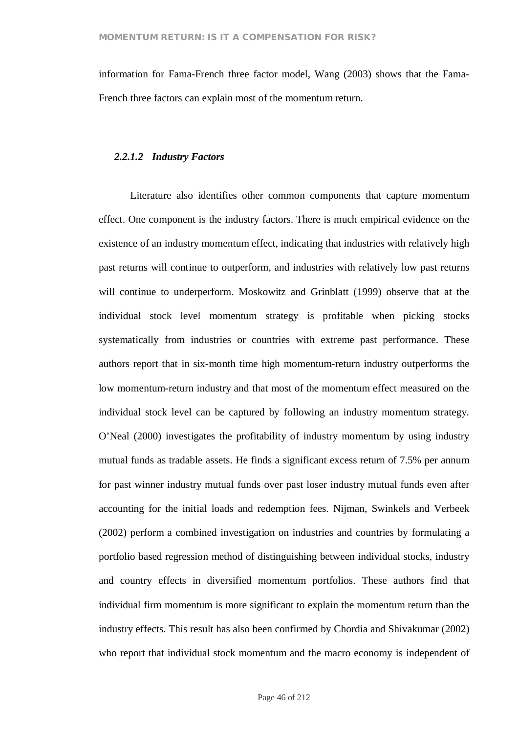information for Fama-French three factor model, Wang (2003) shows that the Fama-French three factors can explain most of the momentum return.

#### *2.2.1.2 Industry Factors*

Literature also identifies other common components that capture momentum effect. One component is the industry factors. There is much empirical evidence on the existence of an industry momentum effect, indicating that industries with relatively high past returns will continue to outperform, and industries with relatively low past returns will continue to underperform. Moskowitz and Grinblatt (1999) observe that at the individual stock level momentum strategy is profitable when picking stocks systematically from industries or countries with extreme past performance. These authors report that in six-month time high momentum-return industry outperforms the low momentum-return industry and that most of the momentum effect measured on the individual stock level can be captured by following an industry momentum strategy. O'Neal (2000) investigates the profitability of industry momentum by using industry mutual funds as tradable assets. He finds a significant excess return of 7.5% per annum for past winner industry mutual funds over past loser industry mutual funds even after accounting for the initial loads and redemption fees. Nijman, Swinkels and Verbeek (2002) perform a combined investigation on industries and countries by formulating a portfolio based regression method of distinguishing between individual stocks, industry and country effects in diversified momentum portfolios. These authors find that individual firm momentum is more significant to explain the momentum return than the industry effects. This result has also been confirmed by Chordia and Shivakumar (2002) who report that individual stock momentum and the macro economy is independent of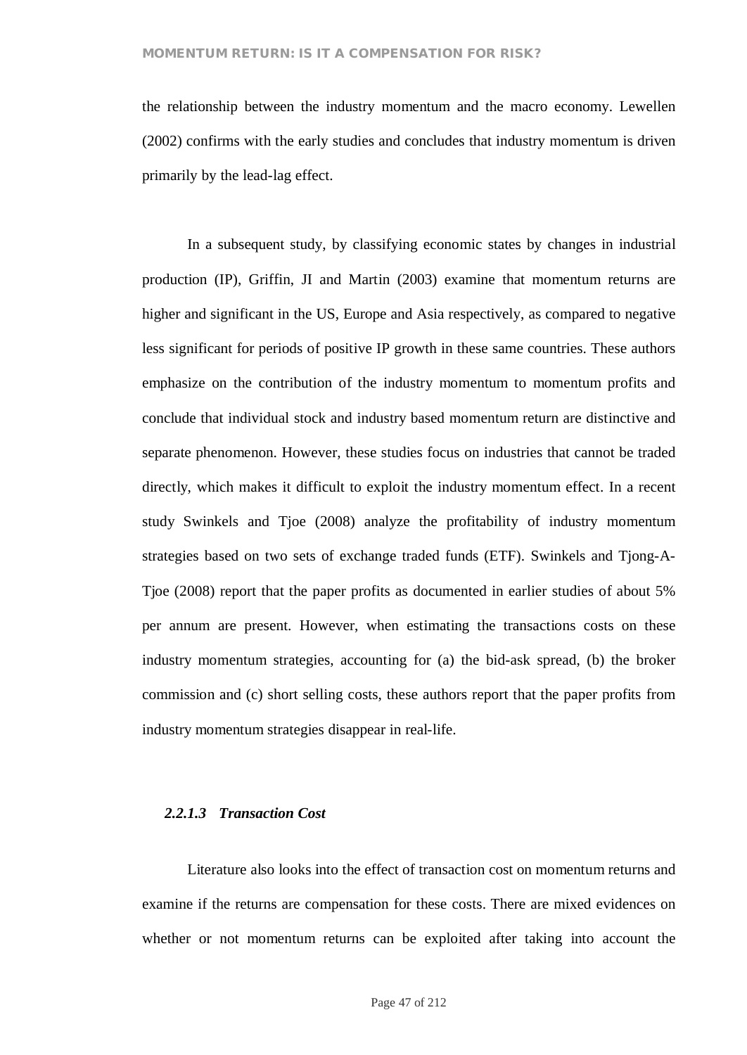the relationship between the industry momentum and the macro economy. Lewellen (2002) confirms with the early studies and concludes that industry momentum is driven primarily by the lead-lag effect.

In a subsequent study, by classifying economic states by changes in industrial production (IP), Griffin, JI and Martin (2003) examine that momentum returns are higher and significant in the US, Europe and Asia respectively, as compared to negative less significant for periods of positive IP growth in these same countries. These authors emphasize on the contribution of the industry momentum to momentum profits and conclude that individual stock and industry based momentum return are distinctive and separate phenomenon. However, these studies focus on industries that cannot be traded directly, which makes it difficult to exploit the industry momentum effect. In a recent study Swinkels and Tjoe (2008) analyze the profitability of industry momentum strategies based on two sets of exchange traded funds (ETF). Swinkels and Tjong-A-Tjoe (2008) report that the paper profits as documented in earlier studies of about 5% per annum are present. However, when estimating the transactions costs on these industry momentum strategies, accounting for (a) the bid-ask spread, (b) the broker commission and (c) short selling costs, these authors report that the paper profits from industry momentum strategies disappear in real-life.

#### *2.2.1.3 Transaction Cost*

Literature also looks into the effect of transaction cost on momentum returns and examine if the returns are compensation for these costs. There are mixed evidences on whether or not momentum returns can be exploited after taking into account the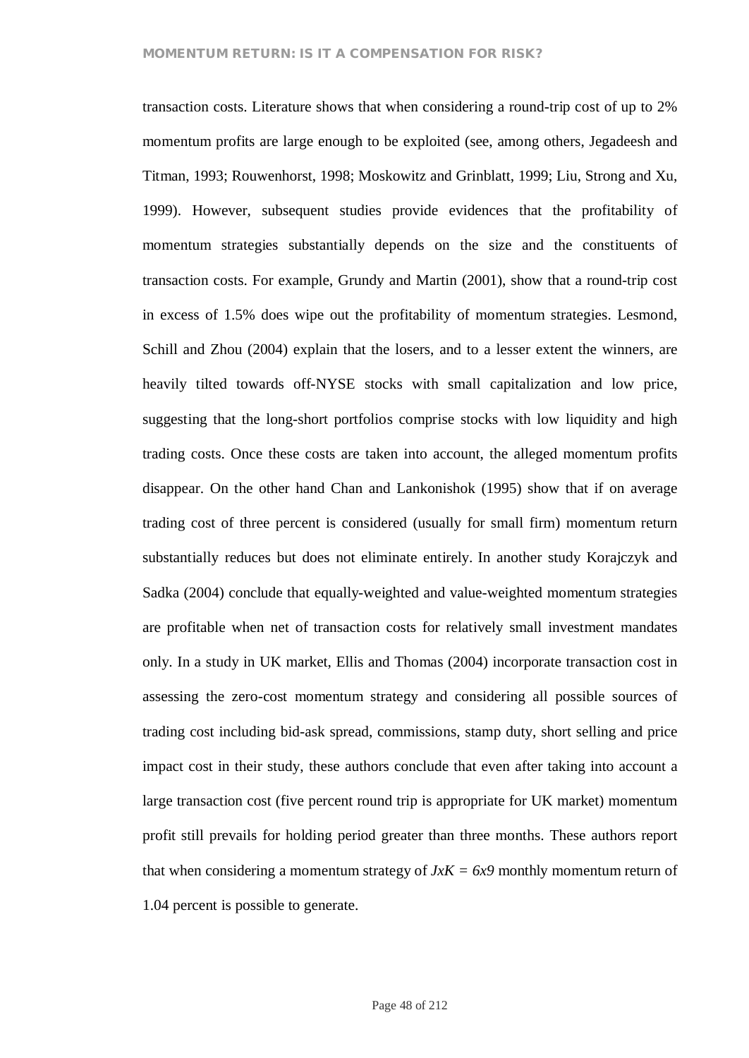transaction costs. Literature shows that when considering a round-trip cost of up to 2% momentum profits are large enough to be exploited (see, among others, Jegadeesh and Titman, 1993; Rouwenhorst, 1998; Moskowitz and Grinblatt, 1999; Liu, Strong and Xu, 1999). However, subsequent studies provide evidences that the profitability of momentum strategies substantially depends on the size and the constituents of transaction costs. For example, Grundy and Martin (2001), show that a round-trip cost in excess of 1.5% does wipe out the profitability of momentum strategies. Lesmond, Schill and Zhou (2004) explain that the losers, and to a lesser extent the winners, are heavily tilted towards off-NYSE stocks with small capitalization and low price, suggesting that the long-short portfolios comprise stocks with low liquidity and high trading costs. Once these costs are taken into account, the alleged momentum profits disappear. On the other hand Chan and Lankonishok (1995) show that if on average trading cost of three percent is considered (usually for small firm) momentum return substantially reduces but does not eliminate entirely. In another study Korajczyk and Sadka (2004) conclude that equally-weighted and value-weighted momentum strategies are profitable when net of transaction costs for relatively small investment mandates only. In a study in UK market, Ellis and Thomas (2004) incorporate transaction cost in assessing the zero-cost momentum strategy and considering all possible sources of trading cost including bid-ask spread, commissions, stamp duty, short selling and price impact cost in their study, these authors conclude that even after taking into account a large transaction cost (five percent round trip is appropriate for UK market) momentum profit still prevails for holding period greater than three months. These authors report that when considering a momentum strategy of $JxK = 6x9$ monthly momentum return of 1.04 percent is possible to generate.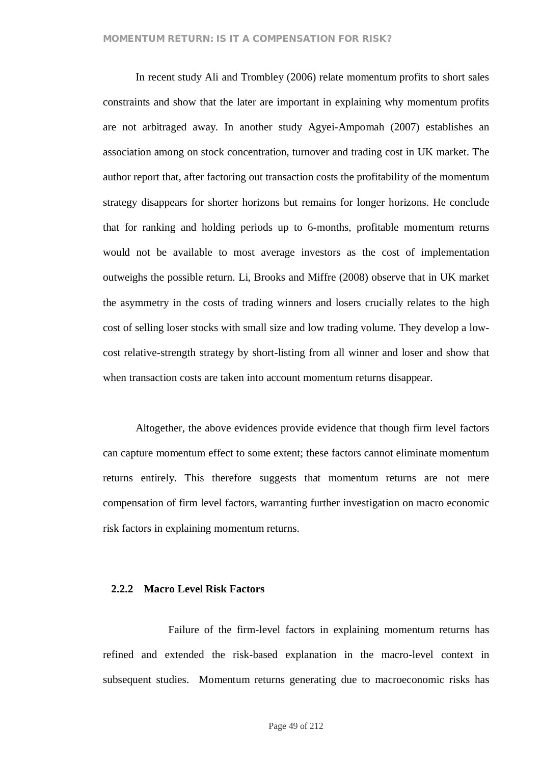In recent study Ali and Trombley (2006) relate momentum profits to short sales constraints and show that the later are important in explaining why momentum profits are not arbitraged away. In another study Agyei-Ampomah (2007) establishes an association among on stock concentration, turnover and trading cost in UK market. The author report that, after factoring out transaction costs the profitability of the momentum strategy disappears for shorter horizons but remains for longer horizons. He conclude that for ranking and holding periods up to 6-months, profitable momentum returns would not be available to most average investors as the cost of implementation outweighs the possible return. Li, Brooks and Miffre (2008) observe that in UK market the asymmetry in the costs of trading winners and losers crucially relates to the high cost of selling loser stocks with small size and low trading volume. They develop a low-cost relative-strength strategy by short-listing from all winner and loser and show that when transaction costs are taken into account momentum returns disappear.

Altogether, the above evidences provide evidence that though firm level factors can capture momentum effect to some extent; these factors cannot eliminate momentum returns entirely. This therefore suggests that momentum returns are not mere compensation of firm level factors, warranting further investigation on macro economic risk factors in explaining momentum returns.

### 2.2.2 Macro Level Risk Factors

Failure of the firm-level factors in explaining momentum returns has refined and extended the risk-based explanation in the macro-level context in subsequent studies. Momentum returns generating due to macroeconomic risks has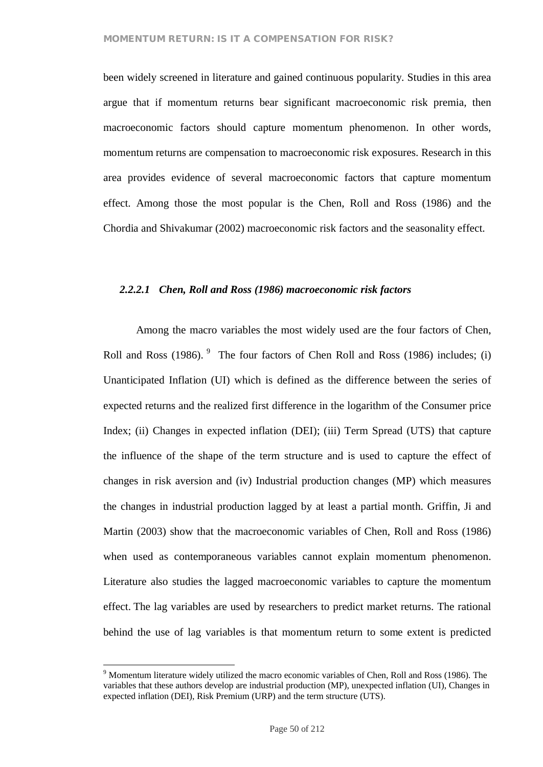been widely screened in literature and gained continuous popularity. Studies in this area argue that if momentum returns bear significant macroeconomic risk premia, then macroeconomic factors should capture momentum phenomenon. In other words, momentum returns are compensation to macroeconomic risk exposures. Research in this area provides evidence of several macroeconomic factors that capture momentum effect. Among those the most popular is the Chen, Roll and Ross (1986) and the Chordia and Shivakumar (2002) macroeconomic risk factors and the seasonality effect.

#### *2.2.2.1 Chen, Roll and Ross (1986) macroeconomic risk factors*

Among the macro variables the most widely used are the four factors of Chen, Roll and Ross (1986). [9] The four factors of Chen Roll and Ross (1986) includes; (i) Unanticipated Inflation (UI) which is defined as the difference between the series of expected returns and the realized first difference in the logarithm of the Consumer price Index; (ii) Changes in expected inflation (DEI); (iii) Term Spread (UTS) that capture the influence of the shape of the term structure and is used to capture the effect of changes in risk aversion and (iv) Industrial production changes (MP) which measures the changes in industrial production lagged by at least a partial month. Griffin, Ji and Martin (2003) show that the macroeconomic variables of Chen, Roll and Ross (1986) when used as contemporaneous variables cannot explain momentum phenomenon. Literature also studies the lagged macroeconomic variables to capture the momentum effect. The lag variables are used by researchers to predict market returns. The rational behind the use of lag variables is that momentum return to some extent is predicted

---

[9] Momentum literature widely utilized the macro economic variables of Chen, Roll and Ross (1986). The variables that these authors develop are industrial production (MP), unexpected inflation (UI), Changes in expected inflation (DEI), Risk Premium (URP) and the term structure (UTS).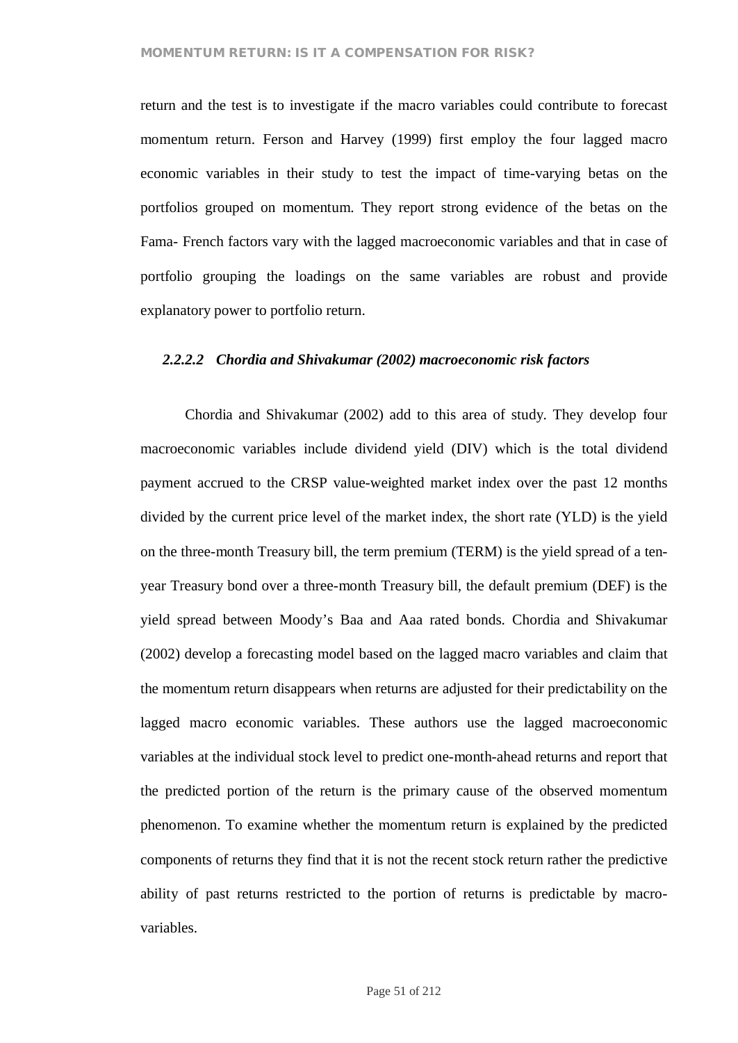return and the test is to investigate if the macro variables could contribute to forecast momentum return. Ferson and Harvey (1999) first employ the four lagged macro economic variables in their study to test the impact of time-varying betas on the portfolios grouped on momentum. They report strong evidence of the betas on the Fama- French factors vary with the lagged macroeconomic variables and that in case of portfolio grouping the loadings on the same variables are robust and provide explanatory power to portfolio return.

#### *2.2.2.2 Chordia and Shivakumar (2002) macroeconomic risk factors*

Chordia and Shivakumar (2002) add to this area of study. They develop four macroeconomic variables include dividend yield (DIV) which is the total dividend payment accrued to the CRSP value-weighted market index over the past 12 months divided by the current price level of the market index, the short rate (YLD) is the yield on the three-month Treasury bill, the term premium (TERM) is the yield spread of a ten-year Treasury bond over a three-month Treasury bill, the default premium (DEF) is the yield spread between Moody's Baa and Aaa rated bonds. Chordia and Shivakumar (2002) develop a forecasting model based on the lagged macro variables and claim that the momentum return disappears when returns are adjusted for their predictability on the lagged macro economic variables. These authors use the lagged macroeconomic variables at the individual stock level to predict one-month-ahead returns and report that the predicted portion of the return is the primary cause of the observed momentum phenomenon. To examine whether the momentum return is explained by the predicted components of returns they find that it is not the recent stock return rather the predictive ability of past returns restricted to the portion of returns is predictable by macro-variables.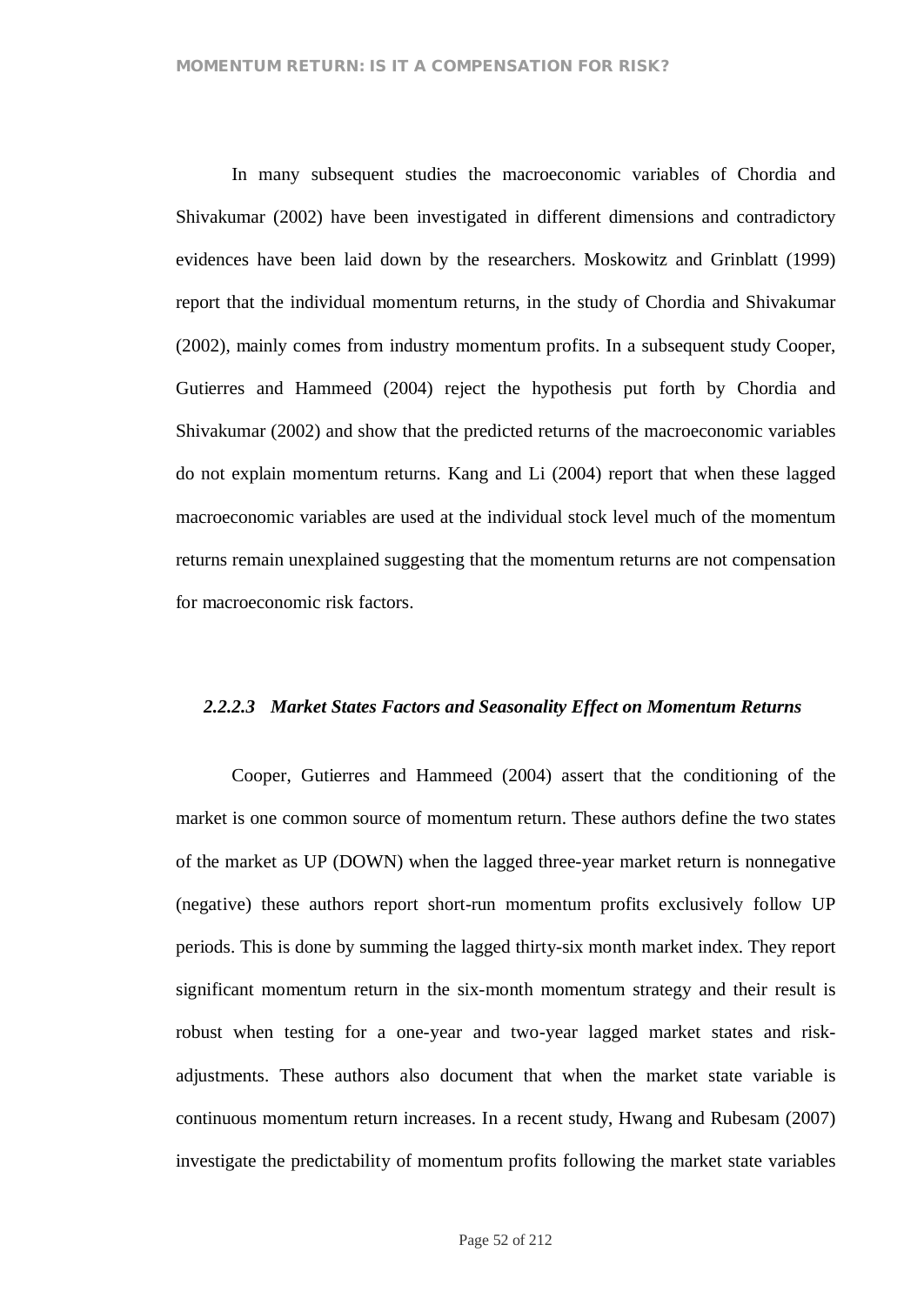In many subsequent studies the macroeconomic variables of Chordia and Shivakumar (2002) have been investigated in different dimensions and contradictory evidences have been laid down by the researchers. Moskowitz and Grinblatt (1999) report that the individual momentum returns, in the study of Chordia and Shivakumar (2002), mainly comes from industry momentum profits. In a subsequent study Cooper, Gutierres and Hammeed (2004) reject the hypothesis put forth by Chordia and Shivakumar (2002) and show that the predicted returns of the macroeconomic variables do not explain momentum returns. Kang and Li (2004) report that when these lagged macroeconomic variables are used at the individual stock level much of the momentum returns remain unexplained suggesting that the momentum returns are not compensation for macroeconomic risk factors.

#### *2.2.2.3 Market States Factors and Seasonality Effect on Momentum Returns*

Cooper, Gutierres and Hammeed (2004) assert that the conditioning of the market is one common source of momentum return. These authors define the two states of the market as UP (DOWN) when the lagged three-year market return is nonnegative (negative) these authors report short-run momentum profits exclusively follow UP periods. This is done by summing the lagged thirty-six month market index. They report significant momentum return in the six-month momentum strategy and their result is robust when testing for a one-year and two-year lagged market states and risk-adjustments. These authors also document that when the market state variable is continuous momentum return increases. In a recent study, Hwang and Rubesam (2007) investigate the predictability of momentum profits following the market state variables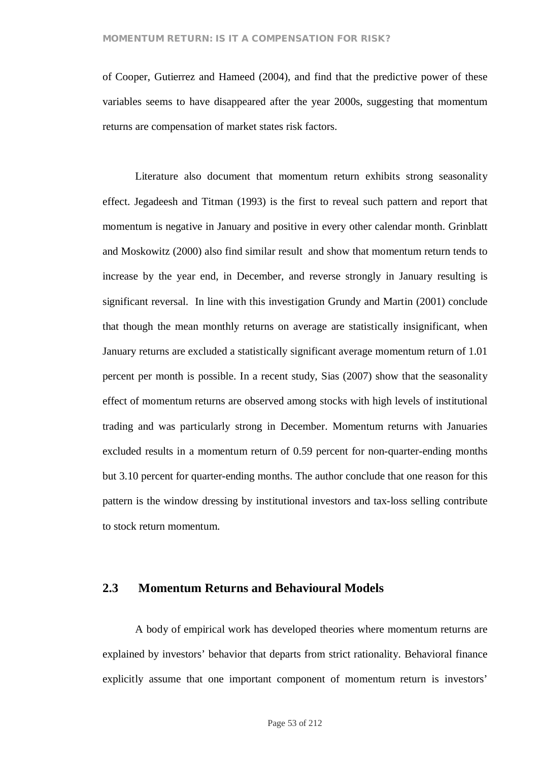of Cooper, Gutierrez and Hameed (2004), and find that the predictive power of these variables seems to have disappeared after the year 2000s, suggesting that momentum returns are compensation of market states risk factors.

Literature also document that momentum return exhibits strong seasonality effect. Jegadeesh and Titman (1993) is the first to reveal such pattern and report that momentum is negative in January and positive in every other calendar month. Grinblatt and Moskowitz (2000) also find similar result and show that momentum return tends to increase by the year end, in December, and reverse strongly in January resulting is significant reversal. In line with this investigation Grundy and Martin (2001) conclude that though the mean monthly returns on average are statistically insignificant, when January returns are excluded a statistically significant average momentum return of 1.01 percent per month is possible. In a recent study, Sias (2007) show that the seasonality effect of momentum returns are observed among stocks with high levels of institutional trading and was particularly strong in December. Momentum returns with Januaries excluded results in a momentum return of 0.59 percent for non-quarter-ending months but 3.10 percent for quarter-ending months. The author conclude that one reason for this pattern is the window dressing by institutional investors and tax-loss selling contribute to stock return momentum.

## 2.3 Momentum Returns and Behavioural Models

A body of empirical work has developed theories where momentum returns are explained by investors' behavior that departs from strict rationality. Behavioral finance explicitly assume that one important component of momentum return is investors'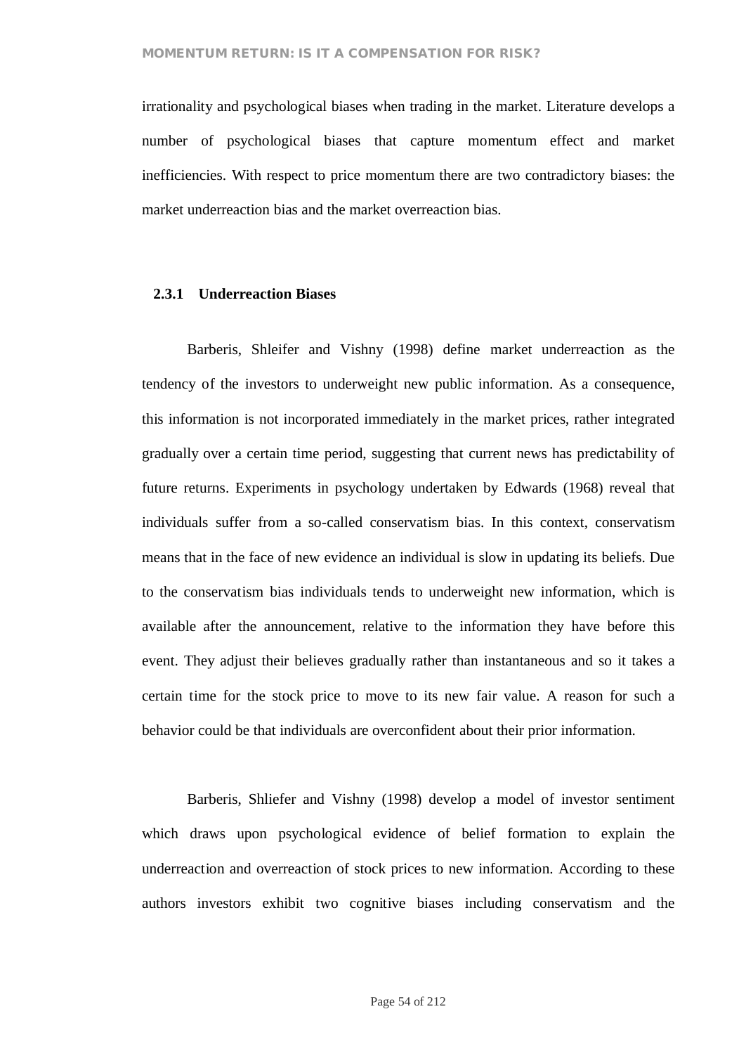irrationality and psychological biases when trading in the market. Literature develops a number of psychological biases that capture momentum effect and market inefficiencies. With respect to price momentum there are two contradictory biases: the market underreaction bias and the market overreaction bias.

### 2.3.1 Underreaction Biases

Barberis, Shleifer and Vishny (1998) define market underreaction as the tendency of the investors to underweight new public information. As a consequence, this information is not incorporated immediately in the market prices, rather integrated gradually over a certain time period, suggesting that current news has predictability of future returns. Experiments in psychology undertaken by Edwards (1968) reveal that individuals suffer from a so-called conservatism bias. In this context, conservatism means that in the face of new evidence an individual is slow in updating its beliefs. Due to the conservatism bias individuals tends to underweight new information, which is available after the announcement, relative to the information they have before this event. They adjust their believes gradually rather than instantaneous and so it takes a certain time for the stock price to move to its new fair value. A reason for such a behavior could be that individuals are overconfident about their prior information.

Barberis, Shliefer and Vishny (1998) develop a model of investor sentiment which draws upon psychological evidence of belief formation to explain the underreaction and overreaction of stock prices to new information. According to these authors investors exhibit two cognitive biases including conservatism and the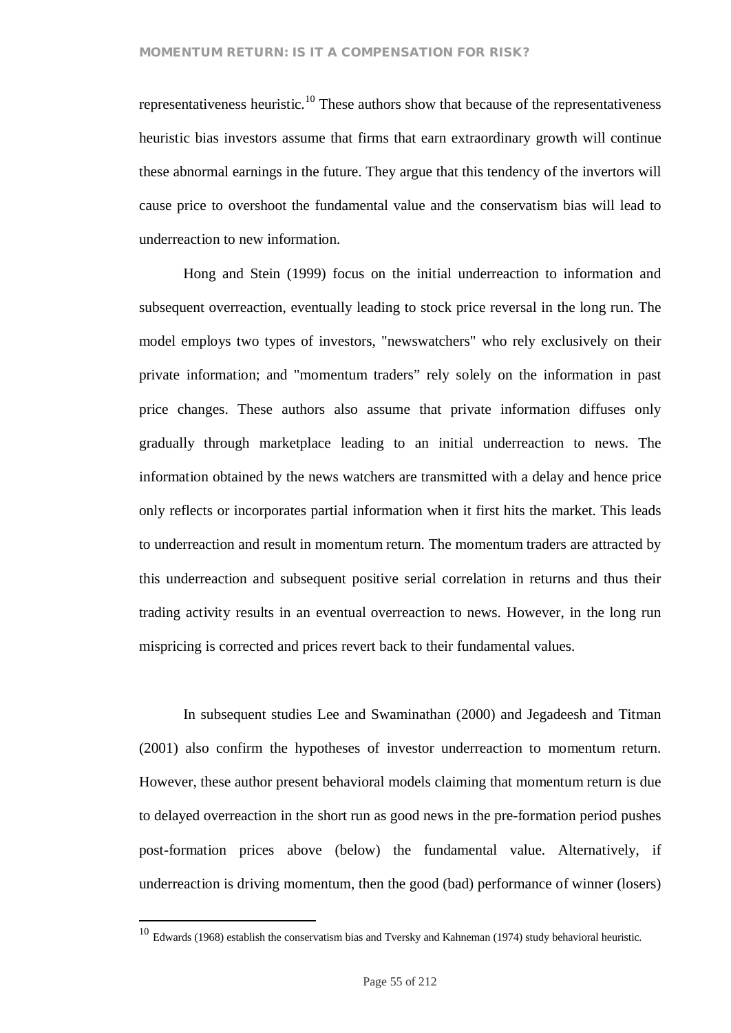representativeness heuristic.[10] These authors show that because of the representativeness heuristic bias investors assume that firms that earn extraordinary growth will continue these abnormal earnings in the future. They argue that this tendency of the invertors will cause price to overshoot the fundamental value and the conservatism bias will lead to underreaction to new information.

Hong and Stein (1999) focus on the initial underreaction to information and subsequent overreaction, eventually leading to stock price reversal in the long run. The model employs two types of investors, "newswatchers" who rely exclusively on their private information; and "momentum traders" rely solely on the information in past price changes. These authors also assume that private information diffuses only gradually through marketplace leading to an initial underreaction to news. The information obtained by the news watchers are transmitted with a delay and hence price only reflects or incorporates partial information when it first hits the market. This leads to underreaction and result in momentum return. The momentum traders are attracted by this underreaction and subsequent positive serial correlation in returns and thus their trading activity results in an eventual overreaction to news. However, in the long run mispricing is corrected and prices revert back to their fundamental values.

In subsequent studies Lee and Swaminathan (2000) and Jegadeesh and Titman (2001) also confirm the hypotheses of investor underreaction to momentum return. However, these author present behavioral models claiming that momentum return is due to delayed overreaction in the short run as good news in the pre-formation period pushes post-formation prices above (below) the fundamental value. Alternatively, if underreaction is driving momentum, then the good (bad) performance of winner (losers)

[10] Edwards (1968) establish the conservatism bias and Tversky and Kahneman (1974) study behavioral heuristic.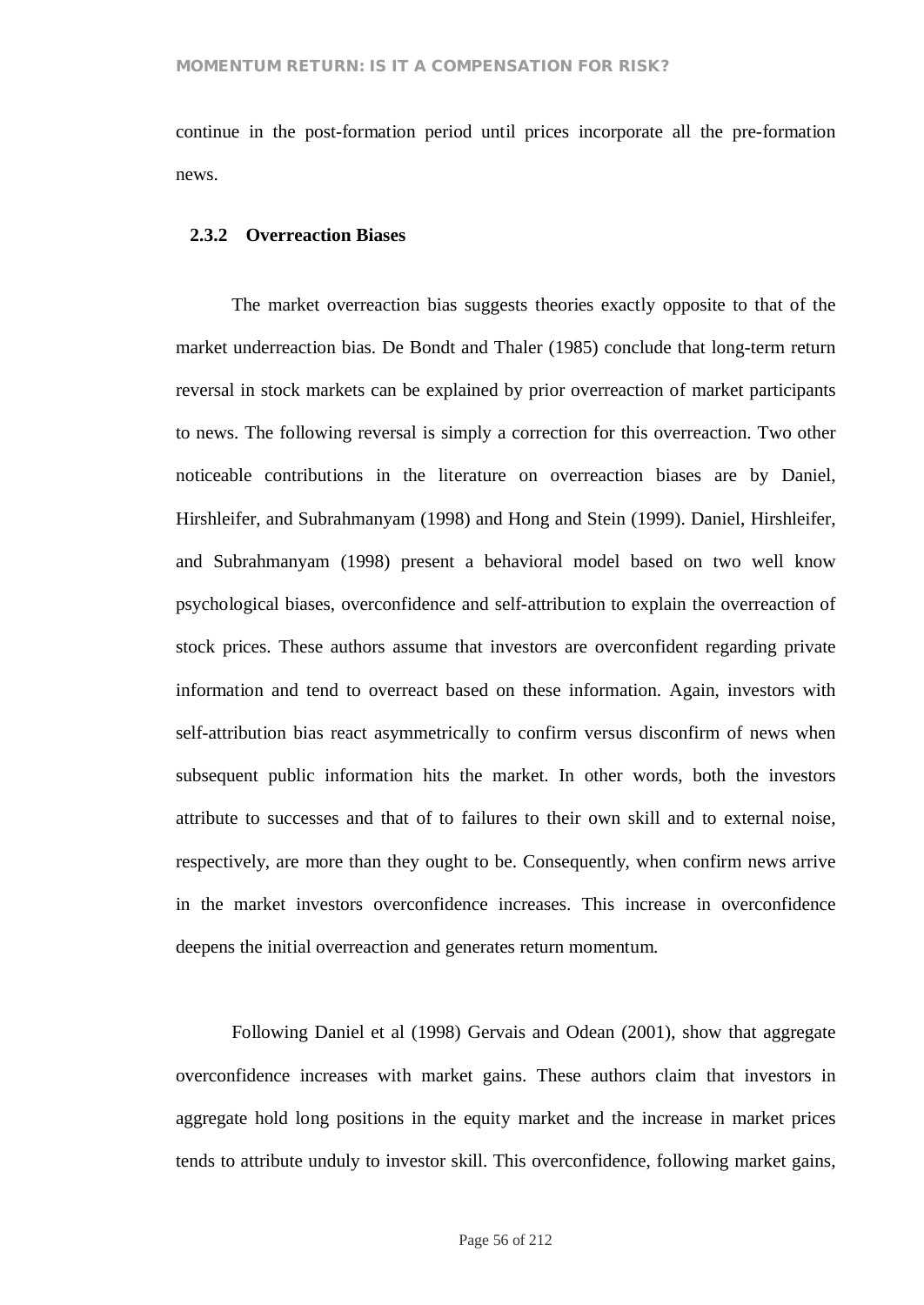continue in the post-formation period until prices incorporate all the pre-formation news.

### 2.3.2 Overreaction Biases

The market overreaction bias suggests theories exactly opposite to that of the market underreaction bias. De Bondt and Thaler (1985) conclude that long-term return reversal in stock markets can be explained by prior overreaction of market participants to news. The following reversal is simply a correction for this overreaction. Two other noticeable contributions in the literature on overreaction biases are by Daniel, Hirshleifer, and Subrahmanyam (1998) and Hong and Stein (1999). Daniel, Hirshleifer, and Subrahmanyam (1998) present a behavioral model based on two well know psychological biases, overconfidence and self-attribution to explain the overreaction of stock prices. These authors assume that investors are overconfident regarding private information and tend to overreact based on these information. Again, investors with self-attribution bias react asymmetrically to confirm versus disconfirm of news when subsequent public information hits the market. In other words, both the investors attribute to successes and that of to failures to their own skill and to external noise, respectively, are more than they ought to be. Consequently, when confirm news arrive in the market investors overconfidence increases. This increase in overconfidence deepens the initial overreaction and generates return momentum.

Following Daniel et al (1998) Gervais and Odean (2001), show that aggregate overconfidence increases with market gains. These authors claim that investors in aggregate hold long positions in the equity market and the increase in market prices tends to attribute unduly to investor skill. This overconfidence, following market gains,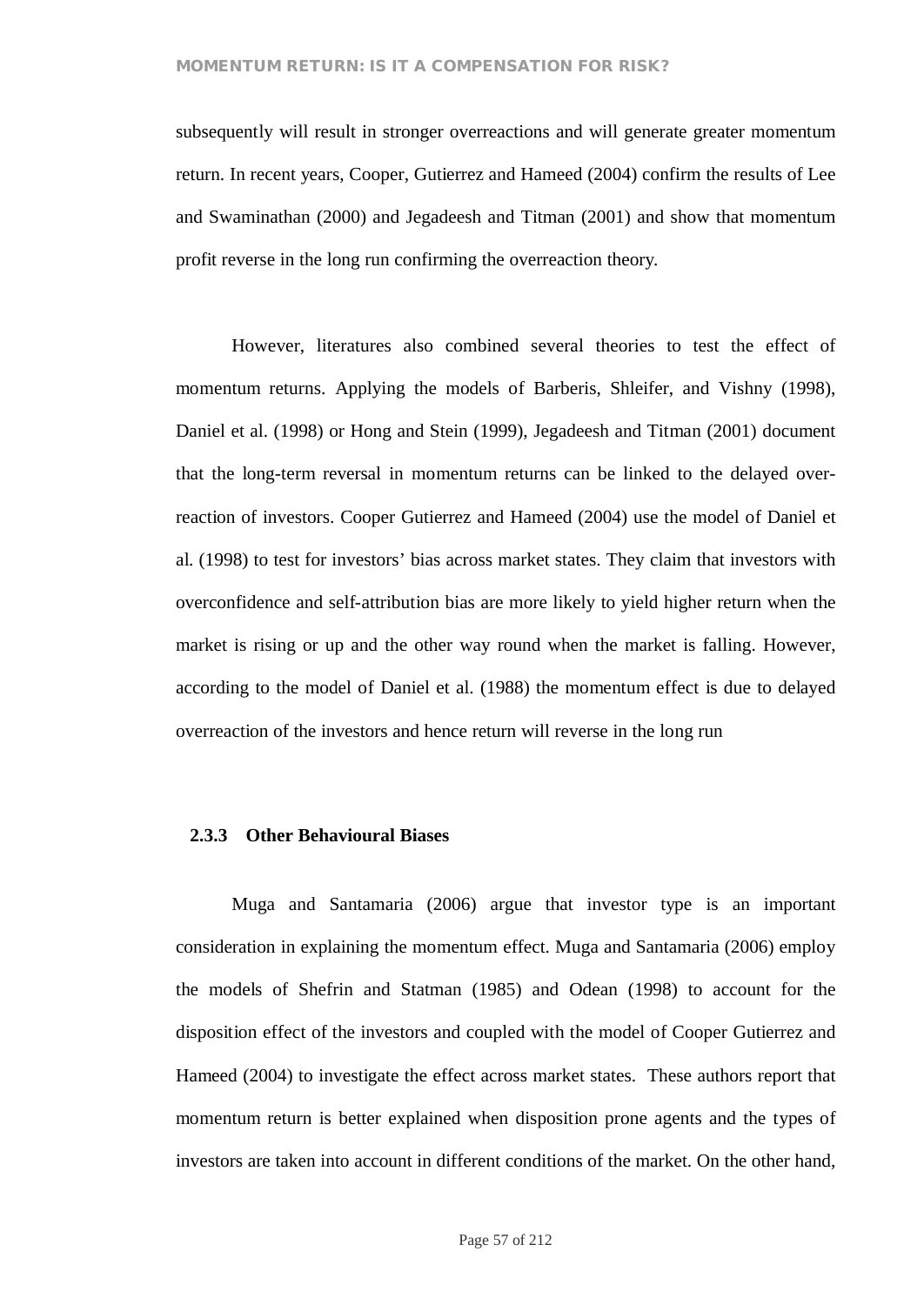subsequently will result in stronger overreactions and will generate greater momentum return. In recent years, Cooper, Gutierrez and Hameed (2004) confirm the results of Lee and Swaminathan (2000) and Jegadeesh and Titman (2001) and show that momentum profit reverse in the long run confirming the overreaction theory.

However, literatures also combined several theories to test the effect of momentum returns. Applying the models of Barberis, Shleifer, and Vishny (1998), Daniel et al. (1998) or Hong and Stein (1999), Jegadeesh and Titman (2001) document that the long-term reversal in momentum returns can be linked to the delayed over-reaction of investors. Cooper Gutierrez and Hameed (2004) use the model of Daniel et al. (1998) to test for investors' bias across market states. They claim that investors with overconfidence and self-attribution bias are more likely to yield higher return when the market is rising or up and the other way round when the market is falling. However, according to the model of Daniel et al. (1988) the momentum effect is due to delayed overreaction of the investors and hence return will reverse in the long run

### 2.3.3 Other Behavioural Biases

Muga and Santamaria (2006) argue that investor type is an important consideration in explaining the momentum effect. Muga and Santamaria (2006) employ the models of Shefrin and Statman (1985) and Odean (1998) to account for the disposition effect of the investors and coupled with the model of Cooper Gutierrez and Hameed (2004) to investigate the effect across market states. These authors report that momentum return is better explained when disposition prone agents and the types of investors are taken into account in different conditions of the market. On the other hand,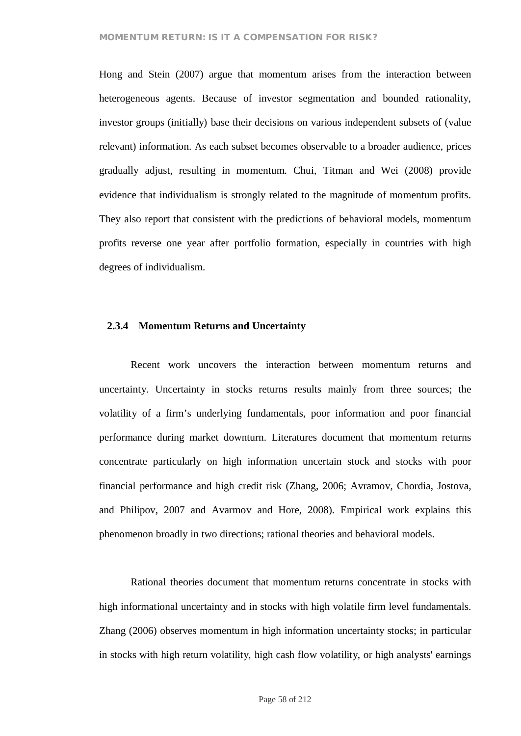Hong and Stein (2007) argue that momentum arises from the interaction between heterogeneous agents. Because of investor segmentation and bounded rationality, investor groups (initially) base their decisions on various independent subsets of (value relevant) information. As each subset becomes observable to a broader audience, prices gradually adjust, resulting in momentum. Chui, Titman and Wei (2008) provide evidence that individualism is strongly related to the magnitude of momentum profits. They also report that consistent with the predictions of behavioral models, momentum profits reverse one year after portfolio formation, especially in countries with high degrees of individualism.

### 2.3.4 Momentum Returns and Uncertainty

Recent work uncovers the interaction between momentum returns and uncertainty. Uncertainty in stocks returns results mainly from three sources; the volatility of a firm's underlying fundamentals, poor information and poor financial performance during market downturn. Literatures document that momentum returns concentrate particularly on high information uncertain stock and stocks with poor financial performance and high credit risk (Zhang, 2006; Avramov, Chordia, Jostova, and Philipov, 2007 and Avarmov and Hore, 2008). Empirical work explains this phenomenon broadly in two directions; rational theories and behavioral models.

Rational theories document that momentum returns concentrate in stocks with high informational uncertainty and in stocks with high volatile firm level fundamentals. Zhang (2006) observes momentum in high information uncertainty stocks; in particular in stocks with high return volatility, high cash flow volatility, or high analysts' earnings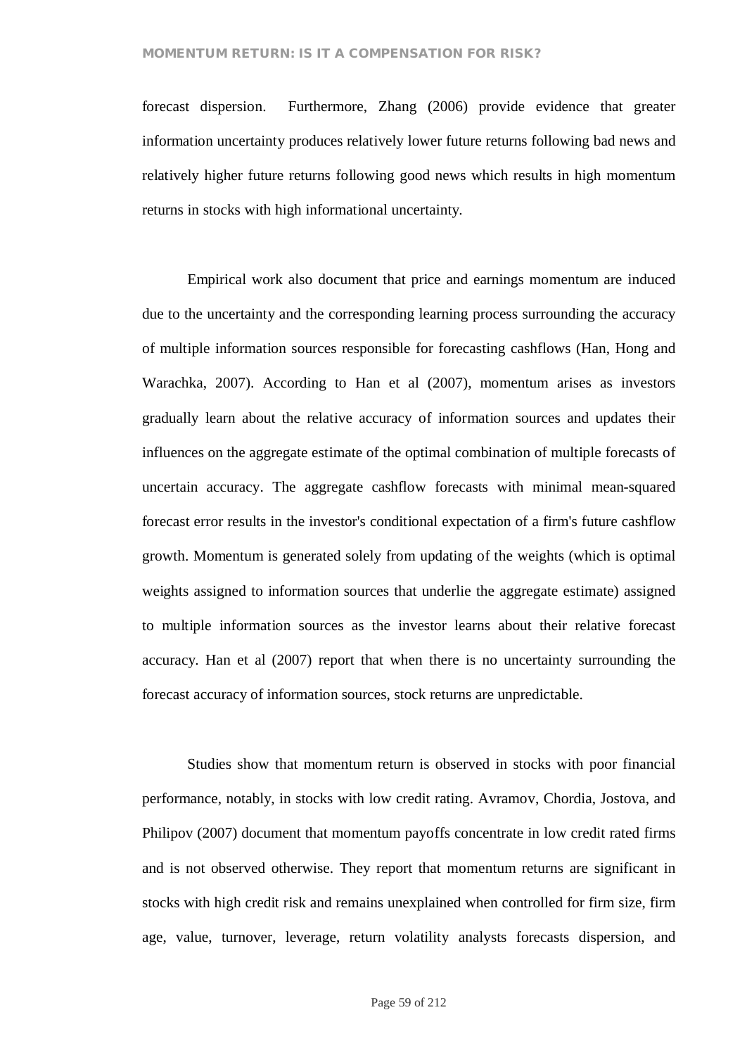forecast dispersion. Furthermore, Zhang (2006) provide evidence that greater information uncertainty produces relatively lower future returns following bad news and relatively higher future returns following good news which results in high momentum returns in stocks with high informational uncertainty.

Empirical work also document that price and earnings momentum are induced due to the uncertainty and the corresponding learning process surrounding the accuracy of multiple information sources responsible for forecasting cashflows (Han, Hong and Warachka, 2007). According to Han et al (2007), momentum arises as investors gradually learn about the relative accuracy of information sources and updates their influences on the aggregate estimate of the optimal combination of multiple forecasts of uncertain accuracy. The aggregate cashflow forecasts with minimal mean-squared forecast error results in the investor's conditional expectation of a firm's future cashflow growth. Momentum is generated solely from updating of the weights (which is optimal weights assigned to information sources that underlie the aggregate estimate) assigned to multiple information sources as the investor learns about their relative forecast accuracy. Han et al (2007) report that when there is no uncertainty surrounding the forecast accuracy of information sources, stock returns are unpredictable.

Studies show that momentum return is observed in stocks with poor financial performance, notably, in stocks with low credit rating. Avramov, Chordia, Jostova, and Philipov (2007) document that momentum payoffs concentrate in low credit rated firms and is not observed otherwise. They report that momentum returns are significant in stocks with high credit risk and remains unexplained when controlled for firm size, firm age, value, turnover, leverage, return volatility analysts forecasts dispersion, and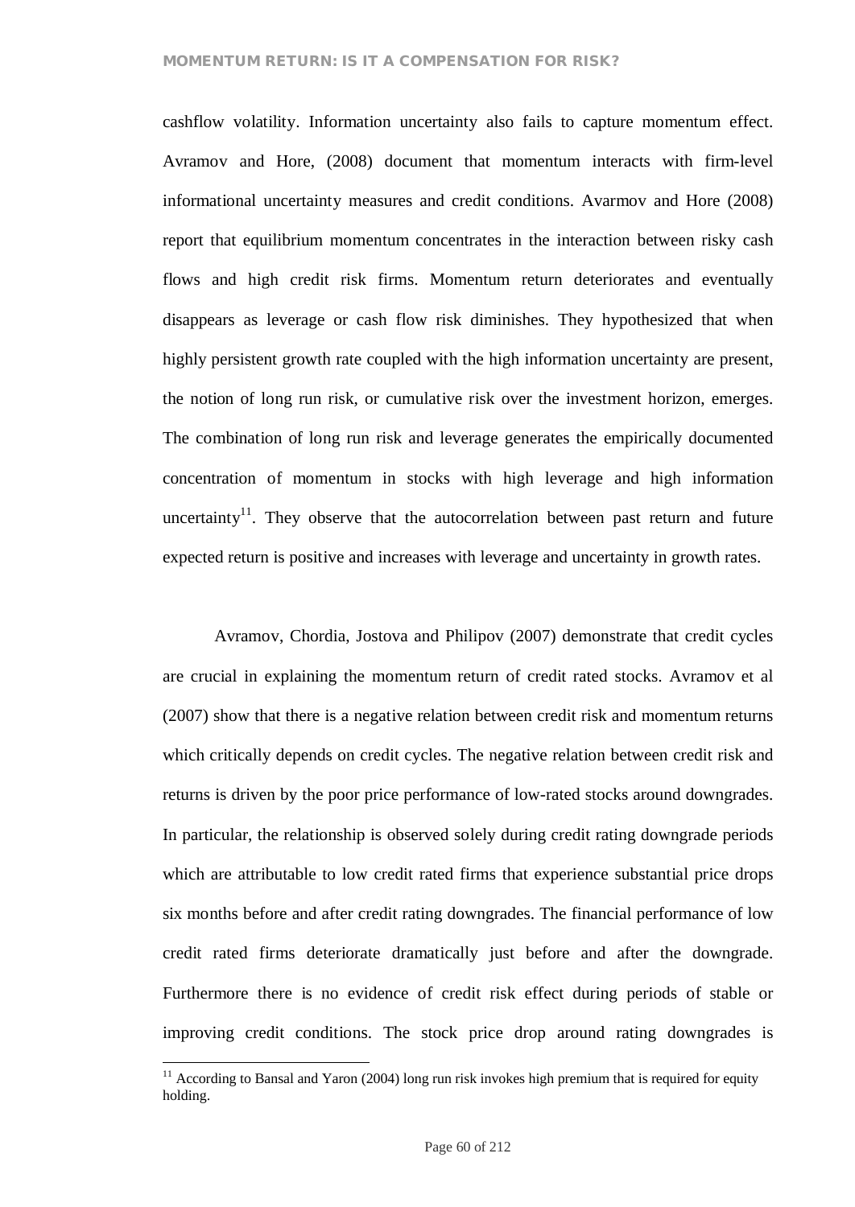cashflow volatility. Information uncertainty also fails to capture momentum effect. Avramov and Hore, (2008) document that momentum interacts with firm-level informational uncertainty measures and credit conditions. Avarmov and Hore (2008) report that equilibrium momentum concentrates in the interaction between risky cash flows and high credit risk firms. Momentum return deteriorates and eventually disappears as leverage or cash flow risk diminishes. They hypothesized that when highly persistent growth rate coupled with the high information uncertainty are present, the notion of long run risk, or cumulative risk over the investment horizon, emerges. The combination of long run risk and leverage generates the empirically documented concentration of momentum in stocks with high leverage and high information uncertainty[11]. They observe that the autocorrelation between past return and future expected return is positive and increases with leverage and uncertainty in growth rates.

Avramov, Chordia, Jostova and Philipov (2007) demonstrate that credit cycles are crucial in explaining the momentum return of credit rated stocks. Avramov et al (2007) show that there is a negative relation between credit risk and momentum returns which critically depends on credit cycles. The negative relation between credit risk and returns is driven by the poor price performance of low-rated stocks around downgrades. In particular, the relationship is observed solely during credit rating downgrade periods which are attributable to low credit rated firms that experience substantial price drops six months before and after credit rating downgrades. The financial performance of low credit rated firms deteriorate dramatically just before and after the downgrade. Furthermore there is no evidence of credit risk effect during periods of stable or improving credit conditions. The stock price drop around rating downgrades is

[11] According to Bansal and Yaron (2004) long run risk invokes high premium that is required for equity holding.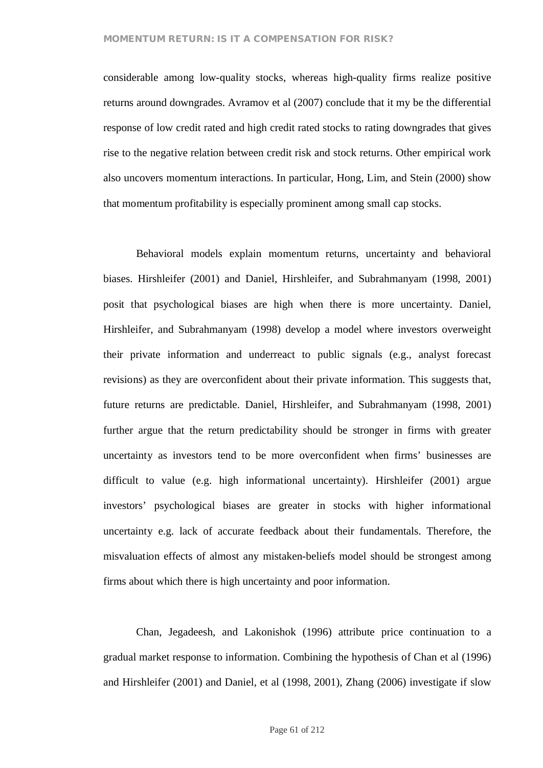considerable among low-quality stocks, whereas high-quality firms realize positive returns around downgrades. Avramov et al (2007) conclude that it my be the differential response of low credit rated and high credit rated stocks to rating downgrades that gives rise to the negative relation between credit risk and stock returns. Other empirical work also uncovers momentum interactions. In particular, Hong, Lim, and Stein (2000) show that momentum profitability is especially prominent among small cap stocks.

Behavioral models explain momentum returns, uncertainty and behavioral biases. Hirshleifer (2001) and Daniel, Hirshleifer, and Subrahmanyam (1998, 2001) posit that psychological biases are high when there is more uncertainty. Daniel, Hirshleifer, and Subrahmanyam (1998) develop a model where investors overweight their private information and underreact to public signals (e.g., analyst forecast revisions) as they are overconfident about their private information. This suggests that, future returns are predictable. Daniel, Hirshleifer, and Subrahmanyam (1998, 2001) further argue that the return predictability should be stronger in firms with greater uncertainty as investors tend to be more overconfident when firms' businesses are difficult to value (e.g. high informational uncertainty). Hirshleifer (2001) argue investors' psychological biases are greater in stocks with higher informational uncertainty e.g. lack of accurate feedback about their fundamentals. Therefore, the misvaluation effects of almost any mistaken-beliefs model should be strongest among firms about which there is high uncertainty and poor information.

Chan, Jegadeesh, and Lakonishok (1996) attribute price continuation to a gradual market response to information. Combining the hypothesis of Chan et al (1996) and Hirshleifer (2001) and Daniel, et al (1998, 2001), Zhang (2006) investigate if slow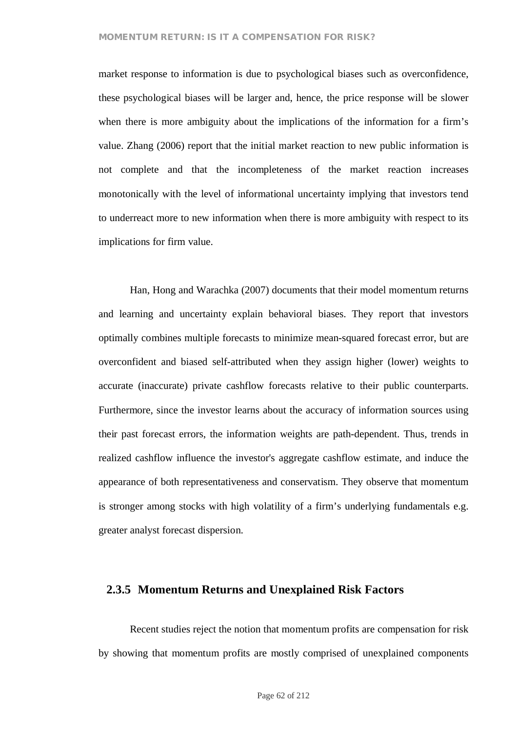market response to information is due to psychological biases such as overconfidence, these psychological biases will be larger and, hence, the price response will be slower when there is more ambiguity about the implications of the information for a firm's value. Zhang (2006) report that the initial market reaction to new public information is not complete and that the incompleteness of the market reaction increases monotonically with the level of informational uncertainty implying that investors tend to underreact more to new information when there is more ambiguity with respect to its implications for firm value.

Han, Hong and Warachka (2007) documents that their model momentum returns and learning and uncertainty explain behavioral biases. They report that investors optimally combines multiple forecasts to minimize mean-squared forecast error, but are overconfident and biased self-attributed when they assign higher (lower) weights to accurate (inaccurate) private cashflow forecasts relative to their public counterparts. Furthermore, since the investor learns about the accuracy of information sources using their past forecast errors, the information weights are path-dependent. Thus, trends in realized cashflow influence the investor's aggregate cashflow estimate, and induce the appearance of both representativeness and conservatism. They observe that momentum is stronger among stocks with high volatility of a firm's underlying fundamentals e.g. greater analyst forecast dispersion.

### 2.3.5 Momentum Returns and Unexplained Risk Factors

Recent studies reject the notion that momentum profits are compensation for risk by showing that momentum profits are mostly comprised of unexplained components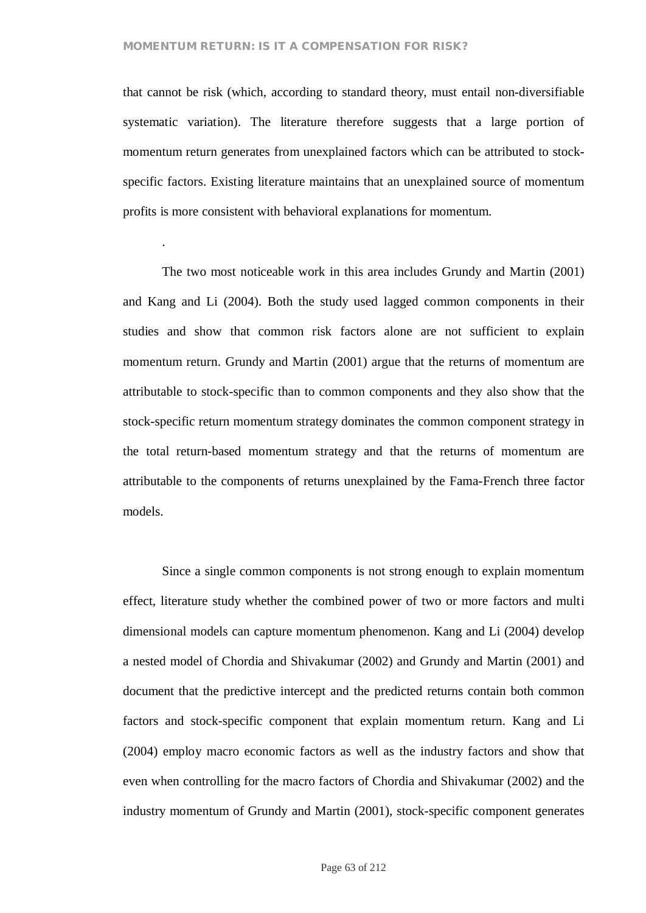that cannot be risk (which, according to standard theory, must entail non-diversifiable systematic variation). The literature therefore suggests that a large portion of momentum return generates from unexplained factors which can be attributed to stock-specific factors. Existing literature maintains that an unexplained source of momentum profits is more consistent with behavioral explanations for momentum.

.

The two most noticeable work in this area includes Grundy and Martin (2001) and Kang and Li (2004). Both the study used lagged common components in their studies and show that common risk factors alone are not sufficient to explain momentum return. Grundy and Martin (2001) argue that the returns of momentum are attributable to stock-specific than to common components and they also show that the stock-specific return momentum strategy dominates the common component strategy in the total return-based momentum strategy and that the returns of momentum are attributable to the components of returns unexplained by the Fama-French three factor models.

Since a single common components is not strong enough to explain momentum effect, literature study whether the combined power of two or more factors and multi dimensional models can capture momentum phenomenon. Kang and Li (2004) develop a nested model of Chordia and Shivakumar (2002) and Grundy and Martin (2001) and document that the predictive intercept and the predicted returns contain both common factors and stock-specific component that explain momentum return. Kang and Li (2004) employ macro economic factors as well as the industry factors and show that even when controlling for the macro factors of Chordia and Shivakumar (2002) and the industry momentum of Grundy and Martin (2001), stock-specific component generates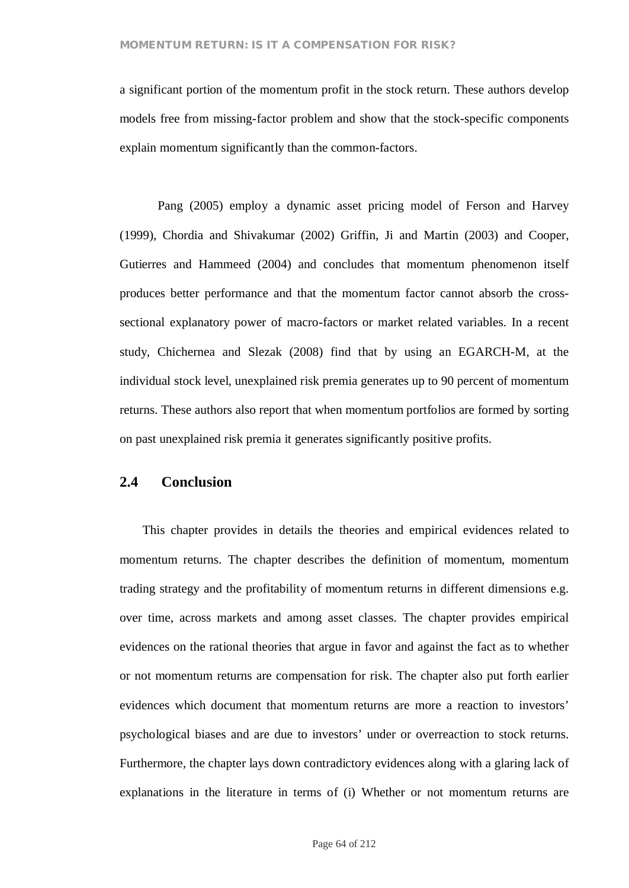a significant portion of the momentum profit in the stock return. These authors develop models free from missing-factor problem and show that the stock-specific components explain momentum significantly than the common-factors.

Pang (2005) employ a dynamic asset pricing model of Ferson and Harvey (1999), Chordia and Shivakumar (2002) Griffin, Ji and Martin (2003) and Cooper, Gutierres and Hammeed (2004) and concludes that momentum phenomenon itself produces better performance and that the momentum factor cannot absorb the cross-sectional explanatory power of macro-factors or market related variables. In a recent study, Chichernea and Slezak (2008) find that by using an EGARCH-M, at the individual stock level, unexplained risk premia generates up to 90 percent of momentum returns. These authors also report that when momentum portfolios are formed by sorting on past unexplained risk premia it generates significantly positive profits.

## 2.4 Conclusion

This chapter provides in details the theories and empirical evidences related to momentum returns. The chapter describes the definition of momentum, momentum trading strategy and the profitability of momentum returns in different dimensions e.g. over time, across markets and among asset classes. The chapter provides empirical evidences on the rational theories that argue in favor and against the fact as to whether or not momentum returns are compensation for risk. The chapter also put forth earlier evidences which document that momentum returns are more a reaction to investors' psychological biases and are due to investors' under or overreaction to stock returns. Furthermore, the chapter lays down contradictory evidences along with a glaring lack of explanations in the literature in terms of (i) Whether or not momentum returns are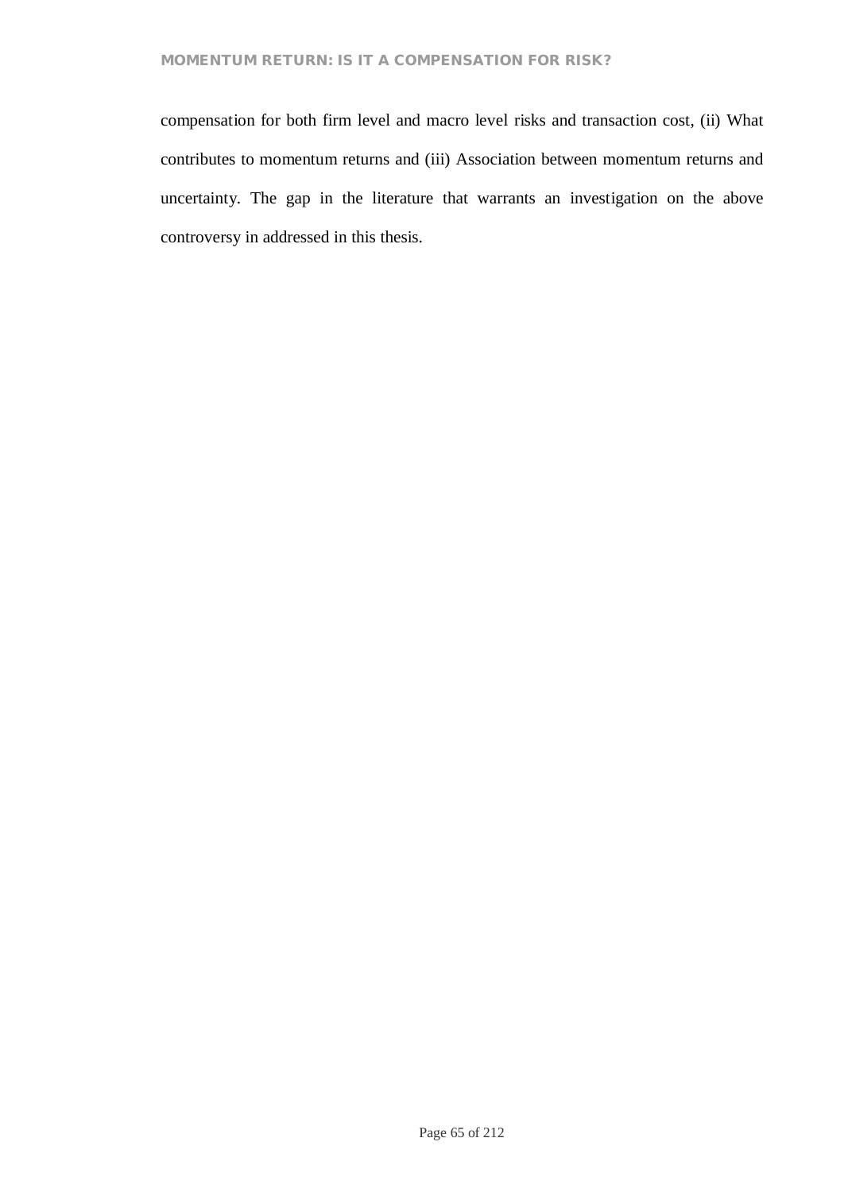compensation for both firm level and macro level risks and transaction cost, (ii) What contributes to momentum returns and (iii) Association between momentum returns and uncertainty. The gap in the literature that warrants an investigation on the above controversy in addressed in this thesis.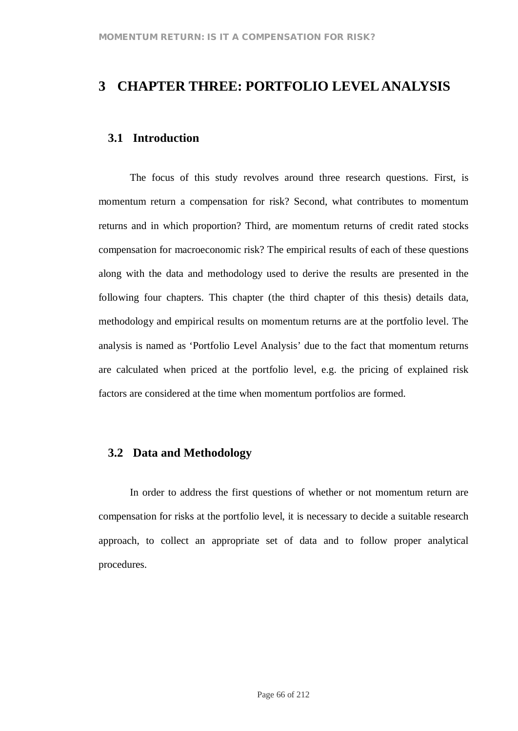# 3 CHAPTER THREE: PORTFOLIO LEVEL ANALYSIS

## 3.1 Introduction

The focus of this study revolves around three research questions. First, is momentum return a compensation for risk? Second, what contributes to momentum returns and in which proportion? Third, are momentum returns of credit rated stocks compensation for macroeconomic risk? The empirical results of each of these questions along with the data and methodology used to derive the results are presented in the following four chapters. This chapter (the third chapter of this thesis) details data, methodology and empirical results on momentum returns are at the portfolio level. The analysis is named as 'Portfolio Level Analysis' due to the fact that momentum returns are calculated when priced at the portfolio level, e.g. the pricing of explained risk factors are considered at the time when momentum portfolios are formed.

## 3.2 Data and Methodology

In order to address the first questions of whether or not momentum return are compensation for risks at the portfolio level, it is necessary to decide a suitable research approach, to collect an appropriate set of data and to follow proper analytical procedures.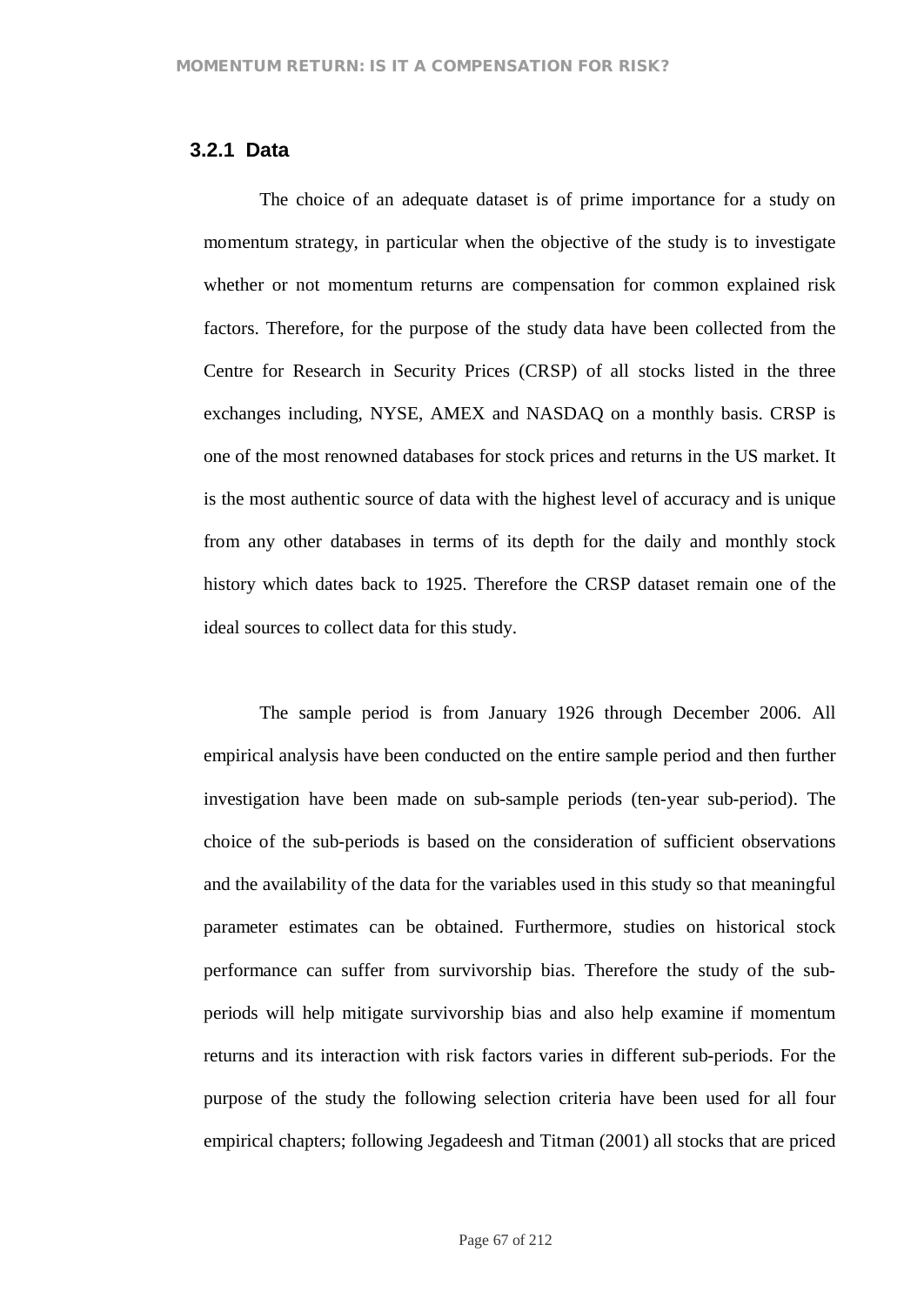### 3.2.1 Data

The choice of an adequate dataset is of prime importance for a study on momentum strategy, in particular when the objective of the study is to investigate whether or not momentum returns are compensation for common explained risk factors. Therefore, for the purpose of the study data have been collected from the Centre for Research in Security Prices (CRSP) of all stocks listed in the three exchanges including, NYSE, AMEX and NASDAQ on a monthly basis. CRSP is one of the most renowned databases for stock prices and returns in the US market. It is the most authentic source of data with the highest level of accuracy and is unique from any other databases in terms of its depth for the daily and monthly stock history which dates back to 1925. Therefore the CRSP dataset remain one of the ideal sources to collect data for this study.

The sample period is from January 1926 through December 2006. All empirical analysis have been conducted on the entire sample period and then further investigation have been made on sub-sample periods (ten-year sub-period). The choice of the sub-periods is based on the consideration of sufficient observations and the availability of the data for the variables used in this study so that meaningful parameter estimates can be obtained. Furthermore, studies on historical stock performance can suffer from survivorship bias. Therefore the study of the sub-periods will help mitigate survivorship bias and also help examine if momentum returns and its interaction with risk factors varies in different sub-periods. For the purpose of the study the following selection criteria have been used for all four empirical chapters; following Jegadeesh and Titman (2001) all stocks that are priced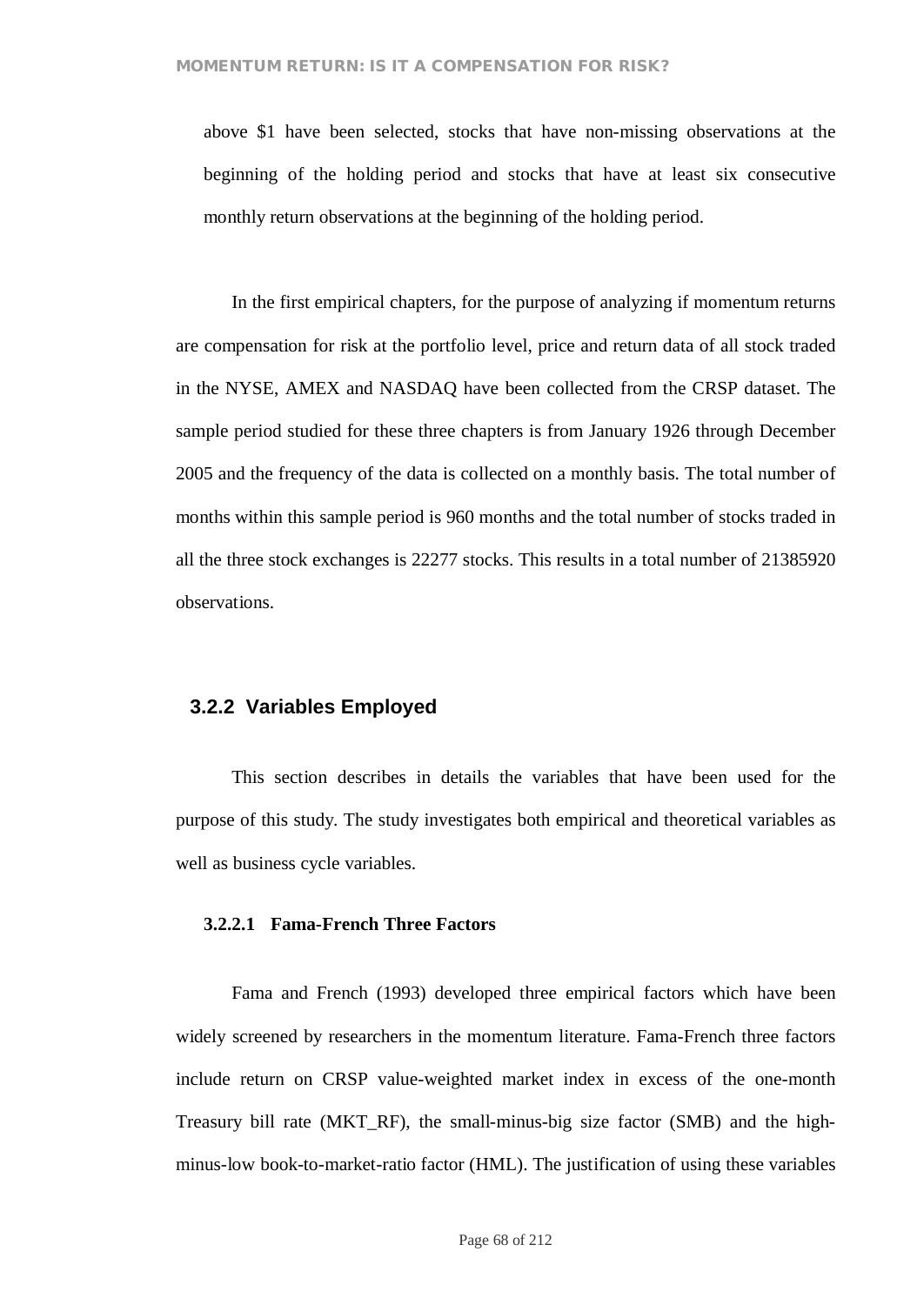above $1 have been selected, stocks that have non-missing observations at the beginning of the holding period and stocks that have at least six consecutive monthly return observations at the beginning of the holding period.

In the first empirical chapters, for the purpose of analyzing if momentum returns are compensation for risk at the portfolio level, price and return data of all stock traded in the NYSE, AMEX and NASDAQ have been collected from the CRSP dataset. The sample period studied for these three chapters is from January 1926 through December 2005 and the frequency of the data is collected on a monthly basis. The total number of months within this sample period is 960 months and the total number of stocks traded in all the three stock exchanges is 22277 stocks. This results in a total number of 21385920 observations.

### 3.2.2 Variables Employed

This section describes in details the variables that have been used for the purpose of this study. The study investigates both empirical and theoretical variables as well as business cycle variables.

#### 3.2.2.1 Fama-French Three Factors

Fama and French (1993) developed three empirical factors which have been widely screened by researchers in the momentum literature. Fama-French three factors include return on CRSP value-weighted market index in excess of the one-month Treasury bill rate (MKT_RF), the small-minus-big size factor (SMB) and the high-minus-low book-to-market-ratio factor (HML). The justification of using these variables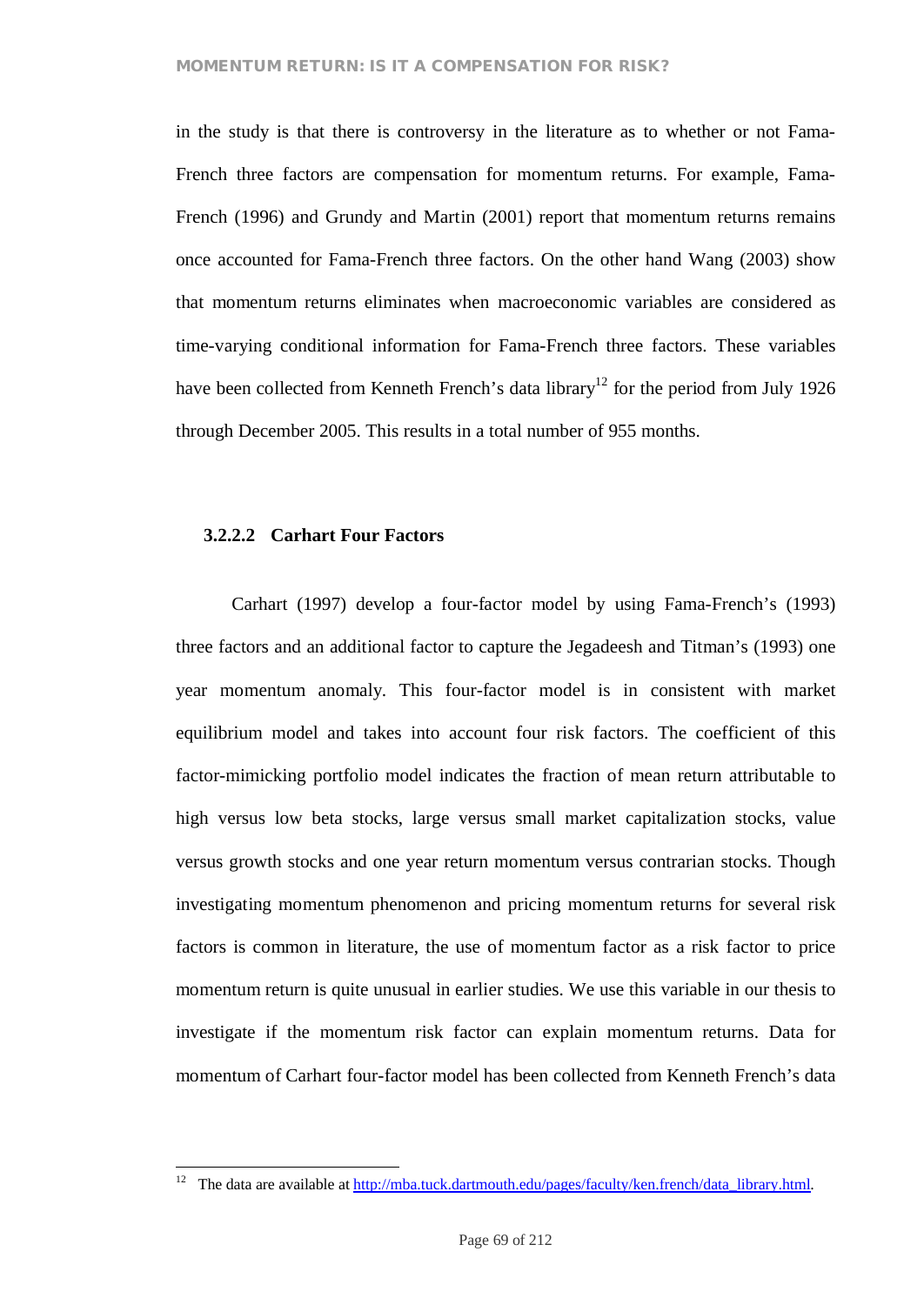in the study is that there is controversy in the literature as to whether or not Fama-French three factors are compensation for momentum returns. For example, Fama-French (1996) and Grundy and Martin (2001) report that momentum returns remains once accounted for Fama-French three factors. On the other hand Wang (2003) show that momentum returns eliminates when macroeconomic variables are considered as time-varying conditional information for Fama-French three factors. These variables have been collected from Kenneth French's data library[12] for the period from July 1926 through December 2005. This results in a total number of 955 months.

#### 3.2.2.2 Carhart Four Factors

Carhart (1997) develop a four-factor model by using Fama-French's (1993) three factors and an additional factor to capture the Jegadeesh and Titman's (1993) one year momentum anomaly. This four-factor model is in consistent with market equilibrium model and takes into account four risk factors. The coefficient of this factor-mimicking portfolio model indicates the fraction of mean return attributable to high versus low beta stocks, large versus small market capitalization stocks, value versus growth stocks and one year return momentum versus contrarian stocks. Though investigating momentum phenomenon and pricing momentum returns for several risk factors is common in literature, the use of momentum factor as a risk factor to price momentum return is quite unusual in earlier studies. We use this variable in our thesis to investigate if the momentum risk factor can explain momentum returns. Data for momentum of Carhart four-factor model has been collected from Kenneth French's data

---

[12] The data are available at http://mba.tuck.dartmouth.edu/pages/faculty/ken.french/data_library.html.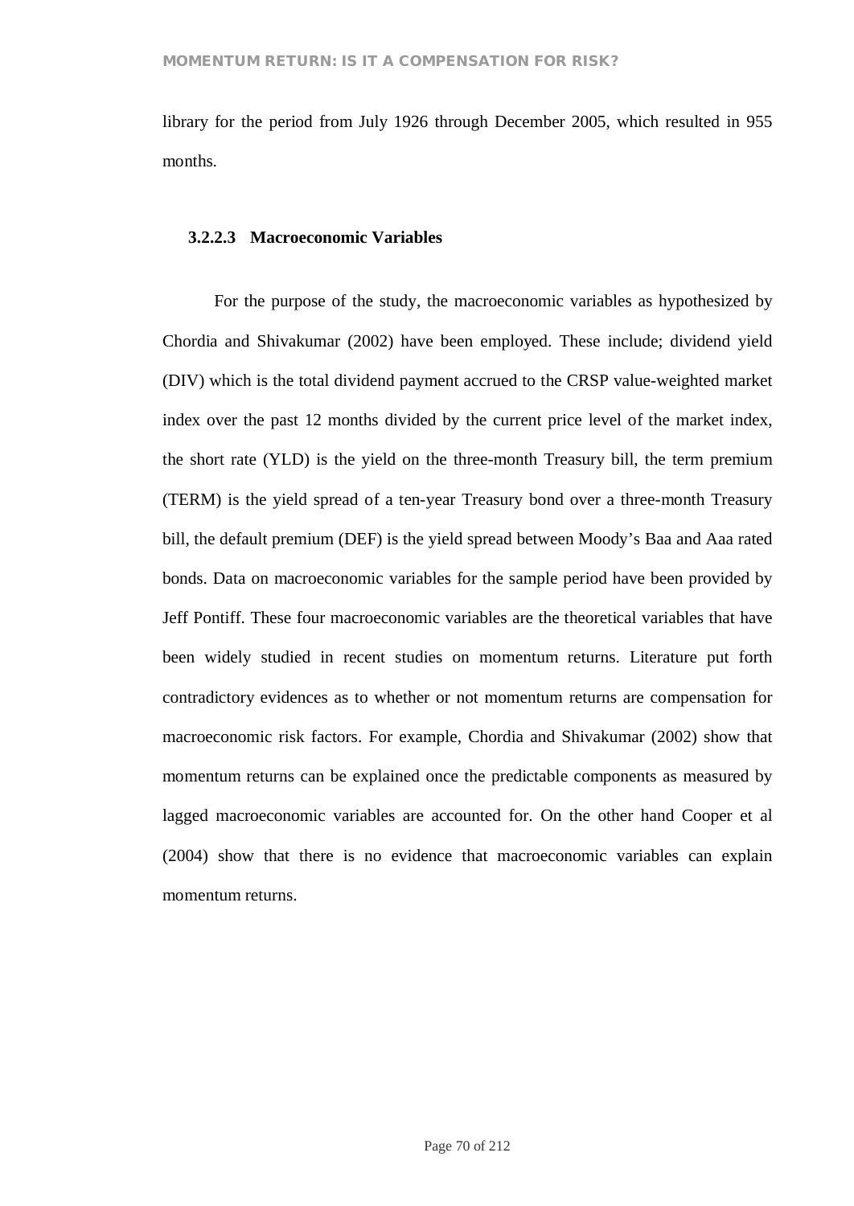library for the period from July 1926 through December 2005, which resulted in 955 months.

#### 3.2.2.3 Macroeconomic Variables

For the purpose of the study, the macroeconomic variables as hypothesized by Chordia and Shivakumar (2002) have been employed. These include; dividend yield (DIV) which is the total dividend payment accrued to the CRSP value-weighted market index over the past 12 months divided by the current price level of the market index, the short rate (YLD) is the yield on the three-month Treasury bill, the term premium (TERM) is the yield spread of a ten-year Treasury bond over a three-month Treasury bill, the default premium (DEF) is the yield spread between Moody's Baa and Aaa rated bonds. Data on macroeconomic variables for the sample period have been provided by Jeff Pontiff. These four macroeconomic variables are the theoretical variables that have been widely studied in recent studies on momentum returns. Literature put forth contradictory evidences as to whether or not momentum returns are compensation for macroeconomic risk factors. For example, Chordia and Shivakumar (2002) show that momentum returns can be explained once the predictable components as measured by lagged macroeconomic variables are accounted for. On the other hand Cooper et al (2004) show that there is no evidence that macroeconomic variables can explain momentum returns.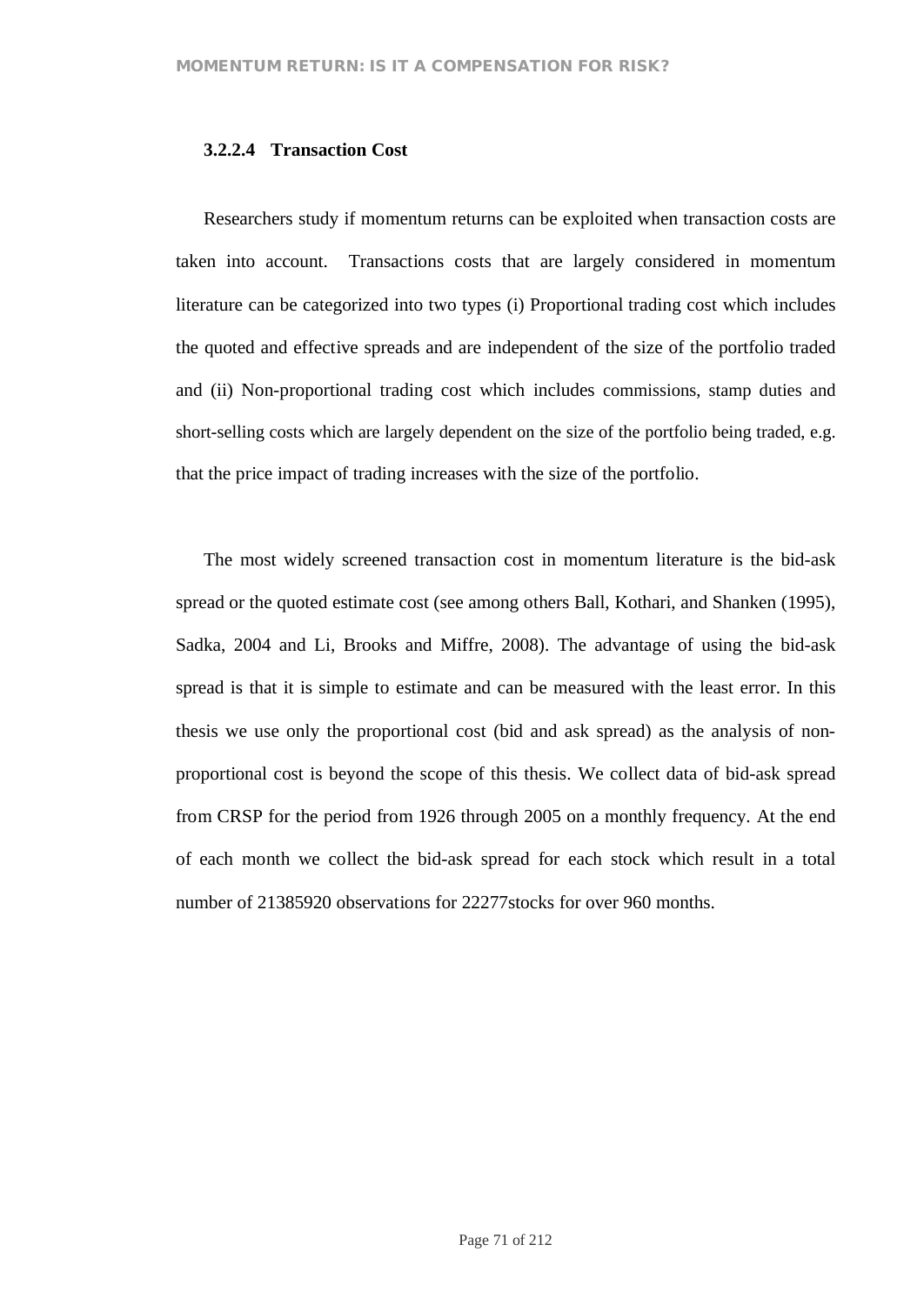### 3.2.2.4 Transaction Cost

Researchers study if momentum returns can be exploited when transaction costs are taken into account. Transactions costs that are largely considered in momentum literature can be categorized into two types (i) Proportional trading cost which includes the quoted and effective spreads and are independent of the size of the portfolio traded and (ii) Non-proportional trading cost which includes commissions, stamp duties and short-selling costs which are largely dependent on the size of the portfolio being traded, e.g. that the price impact of trading increases with the size of the portfolio.

The most widely screened transaction cost in momentum literature is the bid-ask spread or the quoted estimate cost (see among others Ball, Kothari, and Shanken (1995), Sadka, 2004 and Li, Brooks and Miffre, 2008). The advantage of using the bid-ask spread is that it is simple to estimate and can be measured with the least error. In this thesis we use only the proportional cost (bid and ask spread) as the analysis of non-proportional cost is beyond the scope of this thesis. We collect data of bid-ask spread from CRSP for the period from 1926 through 2005 on a monthly frequency. At the end of each month we collect the bid-ask spread for each stock which result in a total number of 21385920 observations for 22277stocks for over 960 months.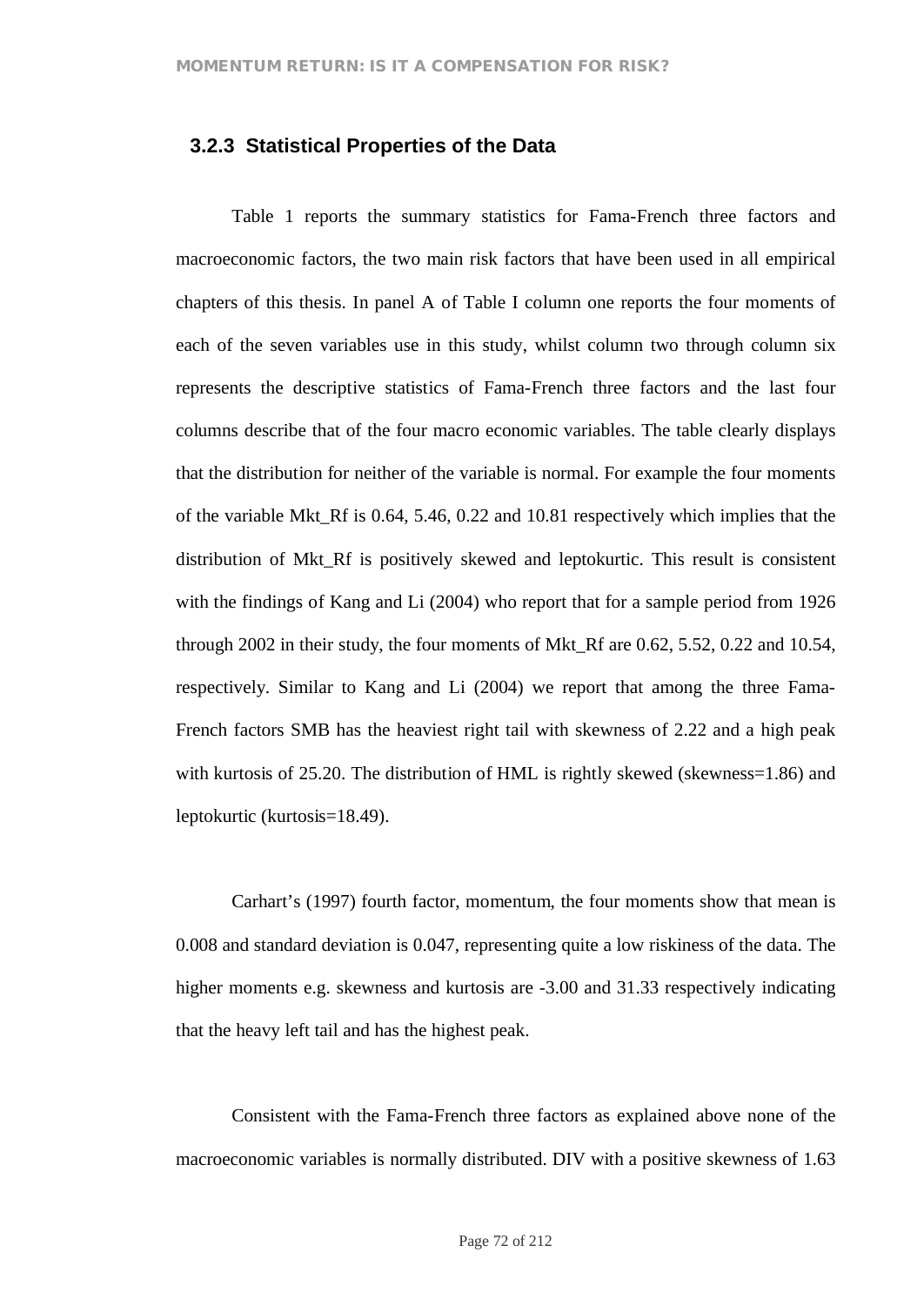### 3.2.3 Statistical Properties of the Data

Table 1 reports the summary statistics for Fama-French three factors and macroeconomic factors, the two main risk factors that have been used in all empirical chapters of this thesis. In panel A of Table I column one reports the four moments of each of the seven variables use in this study, whilst column two through column six represents the descriptive statistics of Fama-French three factors and the last four columns describe that of the four macro economic variables. The table clearly displays that the distribution for neither of the variable is normal. For example the four moments of the variable Mkt_Rf is 0.64, 5.46, 0.22 and 10.81 respectively which implies that the distribution of Mkt_Rf is positively skewed and leptokurtic. This result is consistent with the findings of Kang and Li (2004) who report that for a sample period from 1926 through 2002 in their study, the four moments of Mkt_Rf are 0.62, 5.52, 0.22 and 10.54, respectively. Similar to Kang and Li (2004) we report that among the three Fama-French factors SMB has the heaviest right tail with skewness of 2.22 and a high peak with kurtosis of 25.20. The distribution of HML is rightly skewed (skewness=1.86) and leptokurtic (kurtosis=18.49).

Carhart's (1997) fourth factor, momentum, the four moments show that mean is 0.008 and standard deviation is 0.047, representing quite a low riskiness of the data. The higher moments e.g. skewness and kurtosis are -3.00 and 31.33 respectively indicating that the heavy left tail and has the highest peak.

Consistent with the Fama-French three factors as explained above none of the macroeconomic variables is normally distributed. DIV with a positive skewness of 1.63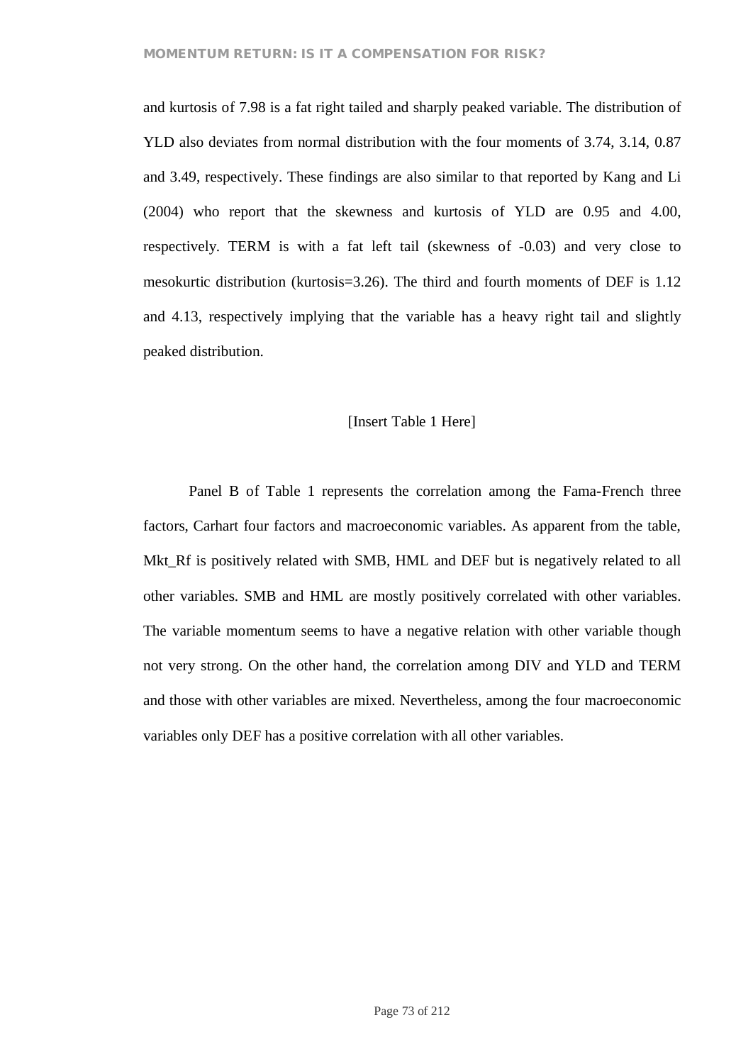and kurtosis of 7.98 is a fat right tailed and sharply peaked variable. The distribution of YLD also deviates from normal distribution with the four moments of 3.74, 3.14, 0.87 and 3.49, respectively. These findings are also similar to that reported by Kang and Li (2004) who report that the skewness and kurtosis of YLD are 0.95 and 4.00, respectively. TERM is with a fat left tail (skewness of -0.03) and very close to mesokurtic distribution (kurtosis=3.26). The third and fourth moments of DEF is 1.12 and 4.13, respectively implying that the variable has a heavy right tail and slightly peaked distribution.

[Insert Table 1 Here]

Panel B of Table 1 represents the correlation among the Fama-French three factors, Carhart four factors and macroeconomic variables. As apparent from the table, Mkt_Rf is positively related with SMB, HML and DEF but is negatively related to all other variables. SMB and HML are mostly positively correlated with other variables. The variable momentum seems to have a negative relation with other variable though not very strong. On the other hand, the correlation among DIV and YLD and TERM and those with other variables are mixed. Nevertheless, among the four macroeconomic variables only DEF has a positive correlation with all other variables.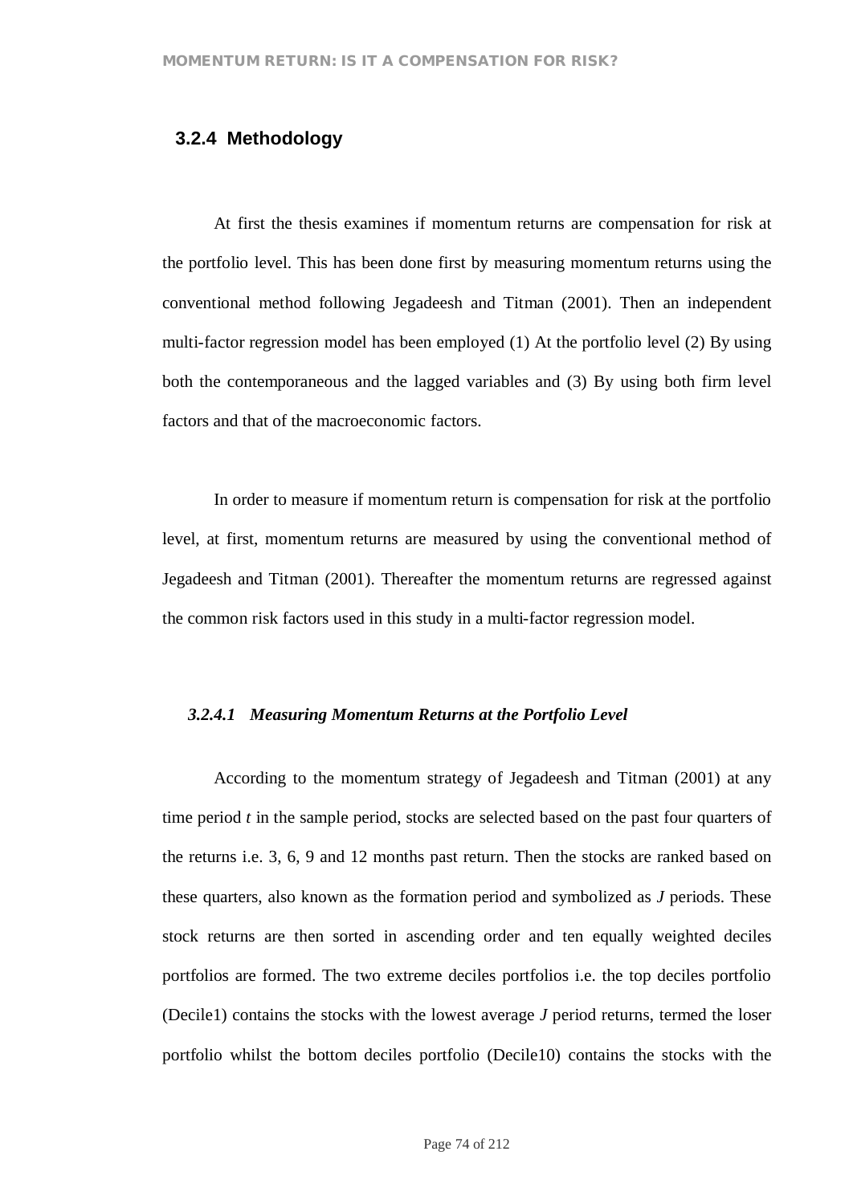### 3.2.4 Methodology

At first the thesis examines if momentum returns are compensation for risk at the portfolio level. This has been done first by measuring momentum returns using the conventional method following Jegadeesh and Titman (2001). Then an independent multi-factor regression model has been employed (1) At the portfolio level (2) By using both the contemporaneous and the lagged variables and (3) By using both firm level factors and that of the macroeconomic factors.

In order to measure if momentum return is compensation for risk at the portfolio level, at first, momentum returns are measured by using the conventional method of Jegadeesh and Titman (2001). Thereafter the momentum returns are regressed against the common risk factors used in this study in a multi-factor regression model.

#### *3.2.4.1 Measuring Momentum Returns at the Portfolio Level*

According to the momentum strategy of Jegadeesh and Titman (2001) at any time period *t* in the sample period, stocks are selected based on the past four quarters of the returns i.e. 3, 6, 9 and 12 months past return. Then the stocks are ranked based on these quarters, also known as the formation period and symbolized as *J* periods. These stock returns are then sorted in ascending order and ten equally weighted deciles portfolios are formed. The two extreme deciles portfolios i.e. the top deciles portfolio (Decile1) contains the stocks with the lowest average *J* period returns, termed the loser portfolio whilst the bottom deciles portfolio (Decile10) contains the stocks with the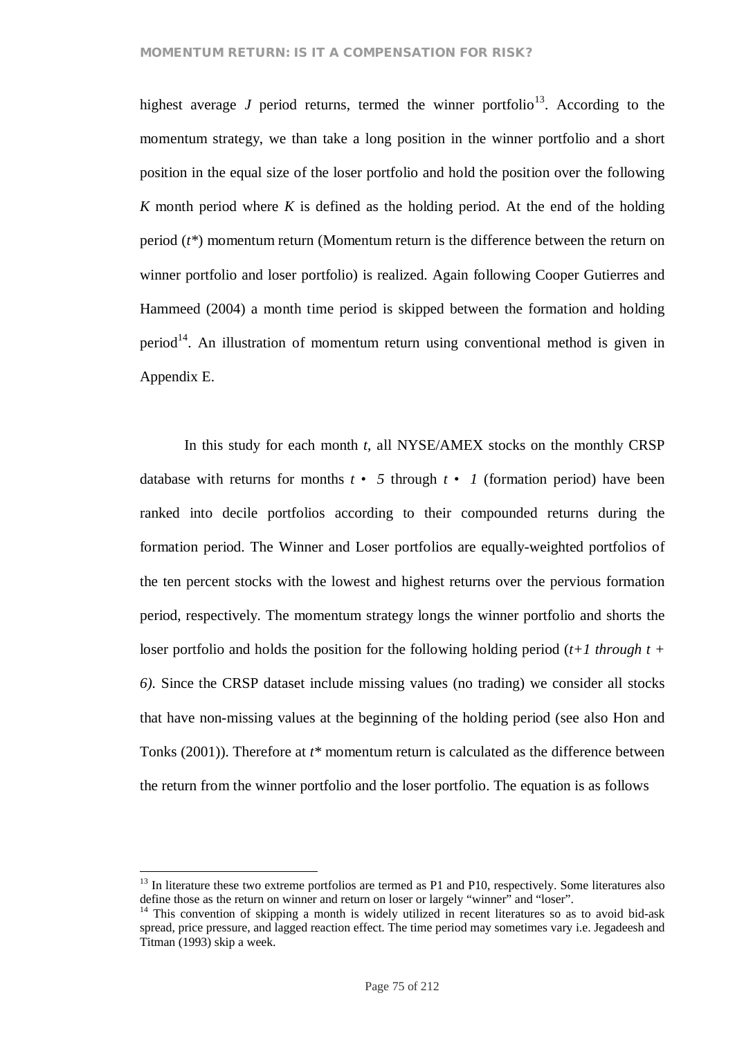highest average $J$ period returns, termed the winner portfolio[13]. According to the momentum strategy, we than take a long position in the winner portfolio and a short position in the equal size of the loser portfolio and hold the position over the following $K$ month period where $K$ is defined as the holding period. At the end of the holding period ($t^*$) momentum return (Momentum return is the difference between the return on winner portfolio and loser portfolio) is realized. Again following Cooper Gutierres and Hammeed (2004) a month time period is skipped between the formation and holding period[14]. An illustration of momentum return using conventional method is given in Appendix E.

In this study for each month $t$, all NYSE/AMEX stocks on the monthly CRSP database with returns for months $t - 5$ through $t - 1$ (formation period) have been ranked into decile portfolios according to their compounded returns during the formation period. The Winner and Loser portfolios are equally-weighted portfolios of the ten percent stocks with the lowest and highest returns over the pervious formation period, respectively. The momentum strategy longs the winner portfolio and shorts the loser portfolio and holds the position for the following holding period (*t+1 through t + 6)*. Since the CRSP dataset include missing values (no trading) we consider all stocks that have non-missing values at the beginning of the holding period (see also Hon and Tonks (2001)). Therefore at $t^*$ momentum return is calculated as the difference between the return from the winner portfolio and the loser portfolio. The equation is as follows

---

[13] In literature these two extreme portfolios are termed as P1 and P10, respectively. Some literatures also define those as the return on winner and return on loser or largely "winner" and "loser".

[14] This convention of skipping a month is widely utilized in recent literatures so as to avoid bid-ask spread, price pressure, and lagged reaction effect. The time period may sometimes vary i.e. Jegadeesh and Titman (1993) skip a week.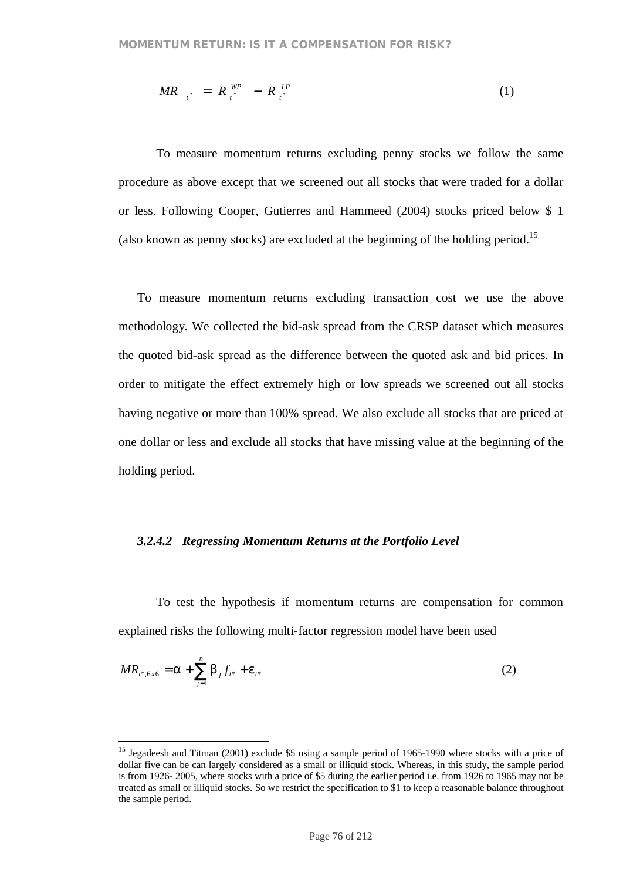$$MR_{t^*} = R_{t^*}^{WP} - R_{t^*}^{LP} \tag{1}$$

To measure momentum returns excluding penny stocks we follow the same procedure as above except that we screened out all stocks that were traded for a dollar or less. Following Cooper, Gutierres and Hammeed (2004) stocks priced below \$ 1 (also known as penny stocks) are excluded at the beginning of the holding period.[15]

To measure momentum returns excluding transaction cost we use the above methodology. We collected the bid-ask spread from the CRSP dataset which measures the quoted bid-ask spread as the difference between the quoted ask and bid prices. In order to mitigate the effect extremely high or low spreads we screened out all stocks having negative or more than 100% spread. We also exclude all stocks that are priced at one dollar or less and exclude all stocks that have missing value at the beginning of the holding period.

#### *3.2.4.2 Regressing Momentum Returns at the Portfolio Level*

To test the hypothesis if momentum returns are compensation for common explained risks the following multi-factor regression model have been used

$$MR_{t^*,6x6} = \alpha + \sum_{j=1}^{n} \beta_j f_{t^*} + \varepsilon_{t^*} \tag{2}$$

---

[15] Jegadeesh and Titman (2001) exclude \$5 using a sample period of 1965-1990 where stocks with a price of dollar five can be can largely considered as a small or illiquid stock. Whereas, in this study, the sample period is from 1926- 2005, where stocks with a price of \$5 during the earlier period i.e. from 1926 to 1965 may not be treated as small or illiquid stocks. So we restrict the specification to \$1 to keep a reasonable balance throughout the sample period.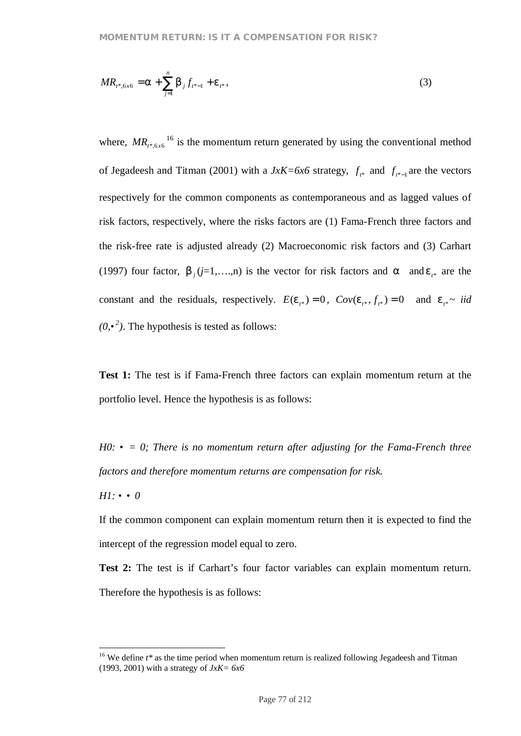$$MR_{t^*,6x6} = \alpha + \sum_{j=1}^{n} \beta_j f_{t^*-1} + \varepsilon_{t^*}, \tag{3}$$

where, $MR_{t^*,6x6}$[16] is the momentum return generated by using the conventional method of Jegadeesh and Titman (2001) with a *JxK=6x6* strategy, $f_{t^*}$ and $f_{t^*-1}$ are the vectors respectively for the common components as contemporaneous and as lagged values of risk factors, respectively, where the risks factors are (1) Fama-French three factors and the risk-free rate is adjusted already (2) Macroeconomic risk factors and (3) Carhart (1997) four factor, $\beta_j$ ($j$=1,….,n) is the vector for risk factors and $\alpha$ and $\varepsilon_{t^*}$ are the constant and the residuals, respectively. $E(\varepsilon_{t^*}) = 0$, $Cov(\varepsilon_{t^*}, f_{t^*}) = 0$ and $\varepsilon_{t^*}$~ *iid* $(0, \sigma^2)$. The hypothesis is tested as follows:

**Test 1:** The test is if Fama-French three factors can explain momentum return at the portfolio level. Hence the hypothesis is as follows:

*H0: $\alpha$ = 0; There is no momentum return after adjusting for the Fama-French three factors and therefore momentum returns are compensation for risk.*

*H1: $\alpha \neq 0$*

If the common component can explain momentum return then it is expected to find the intercept of the regression model equal to zero.

**Test 2:** The test is if Carhart's four factor variables can explain momentum return. Therefore the hypothesis is as follows:

---

[16] We define $t^*$ as the time period when momentum return is realized following Jegadeesh and Titman (1993, 2001) with a strategy of *JxK= 6x6*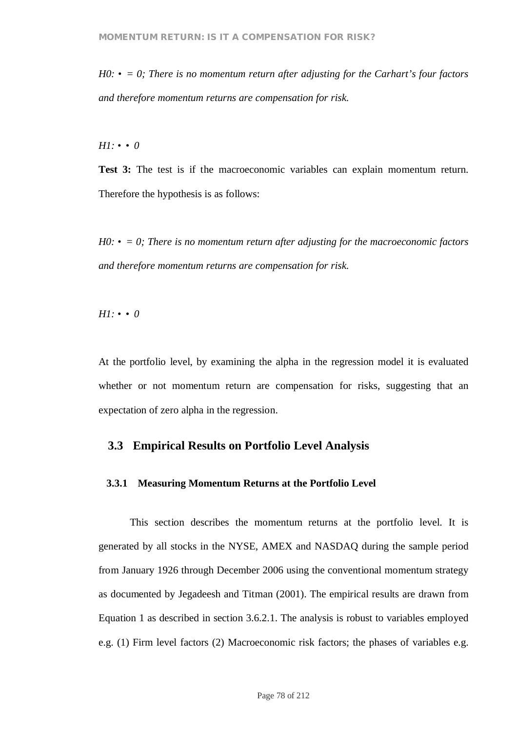*H0: • = 0; There is no momentum return after adjusting for the Carhart's four factors and therefore momentum returns are compensation for risk.*

*H1: • • 0*

**Test 3:** The test is if the macroeconomic variables can explain momentum return. Therefore the hypothesis is as follows:

*H0: • = 0; There is no momentum return after adjusting for the macroeconomic factors and therefore momentum returns are compensation for risk.*

*H1: • • 0*

At the portfolio level, by examining the alpha in the regression model it is evaluated whether or not momentum return are compensation for risks, suggesting that an expectation of zero alpha in the regression.

## 3.3 Empirical Results on Portfolio Level Analysis

### 3.3.1 Measuring Momentum Returns at the Portfolio Level

This section describes the momentum returns at the portfolio level. It is generated by all stocks in the NYSE, AMEX and NASDAQ during the sample period from January 1926 through December 2006 using the conventional momentum strategy as documented by Jegadeesh and Titman (2001). The empirical results are drawn from Equation 1 as described in section 3.6.2.1. The analysis is robust to variables employed e.g. (1) Firm level factors (2) Macroeconomic risk factors; the phases of variables e.g.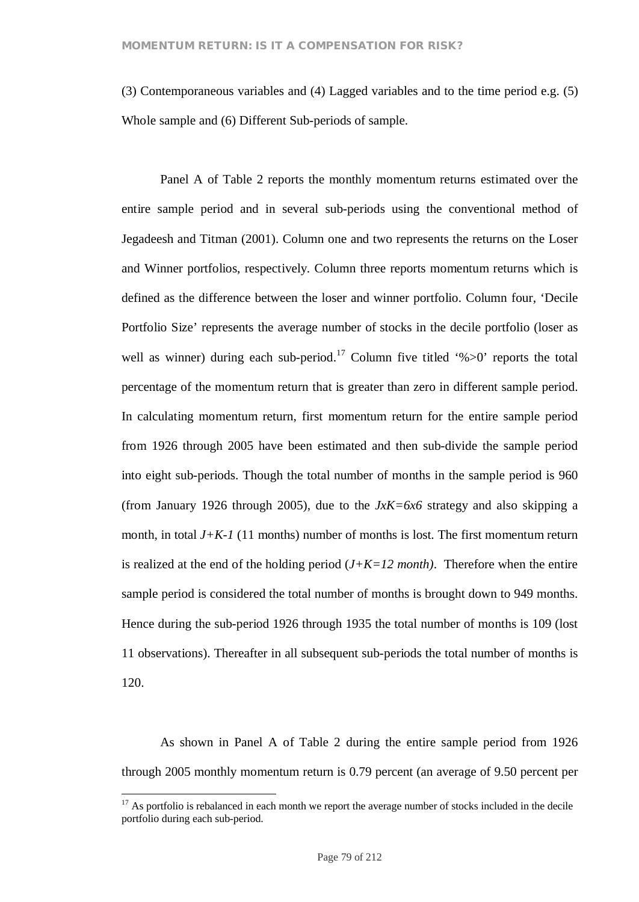(3) Contemporaneous variables and (4) Lagged variables and to the time period e.g. (5) Whole sample and (6) Different Sub-periods of sample.

Panel A of Table 2 reports the monthly momentum returns estimated over the entire sample period and in several sub-periods using the conventional method of Jegadeesh and Titman (2001). Column one and two represents the returns on the Loser and Winner portfolios, respectively. Column three reports momentum returns which is defined as the difference between the loser and winner portfolio. Column four, 'Decile Portfolio Size' represents the average number of stocks in the decile portfolio (loser as well as winner) during each sub-period.[17] Column five titled '%>0' reports the total percentage of the momentum return that is greater than zero in different sample period. In calculating momentum return, first momentum return for the entire sample period from 1926 through 2005 have been estimated and then sub-divide the sample period into eight sub-periods. Though the total number of months in the sample period is 960 (from January 1926 through 2005), due to the $JxK=6x6$ strategy and also skipping a month, in total $J+K-1$ (11 months) number of months is lost. The first momentum return is realized at the end of the holding period ($J+K=12$ *month*). Therefore when the entire sample period is considered the total number of months is brought down to 949 months. Hence during the sub-period 1926 through 1935 the total number of months is 109 (lost 11 observations). Thereafter in all subsequent sub-periods the total number of months is 120.

As shown in Panel A of Table 2 during the entire sample period from 1926 through 2005 monthly momentum return is 0.79 percent (an average of 9.50 percent per

[17] As portfolio is rebalanced in each month we report the average number of stocks included in the decile portfolio during each sub-period.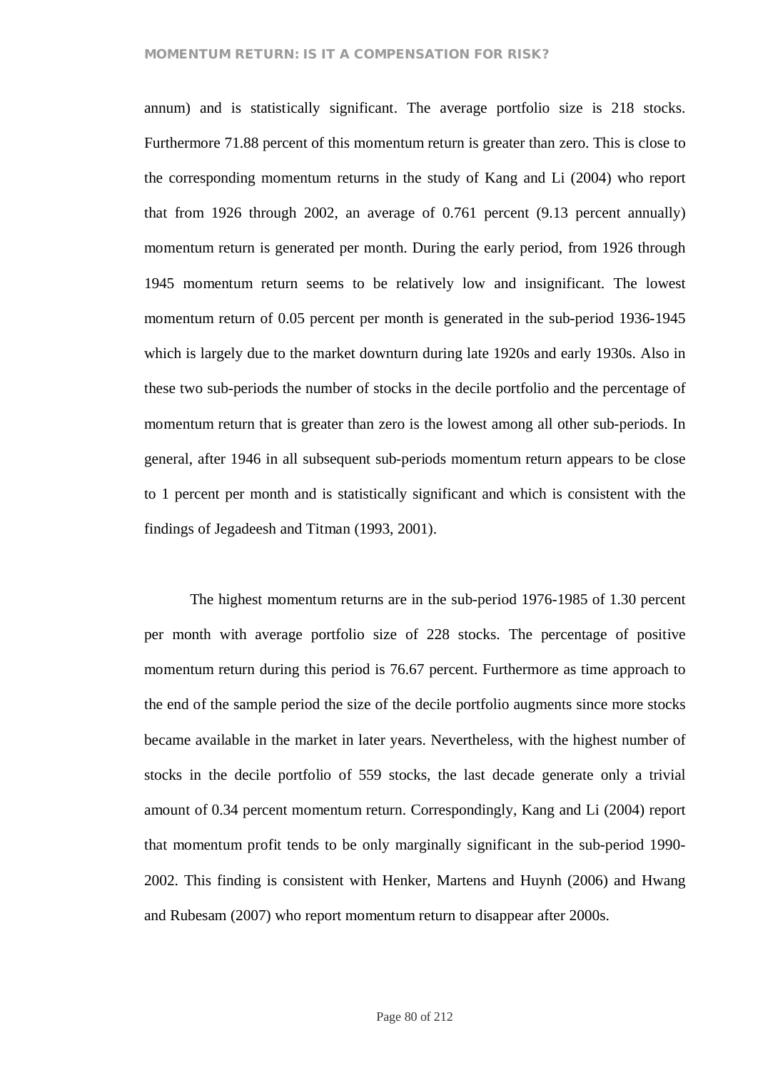annum) and is statistically significant. The average portfolio size is 218 stocks. Furthermore 71.88 percent of this momentum return is greater than zero. This is close to the corresponding momentum returns in the study of Kang and Li (2004) who report that from 1926 through 2002, an average of 0.761 percent (9.13 percent annually) momentum return is generated per month. During the early period, from 1926 through 1945 momentum return seems to be relatively low and insignificant. The lowest momentum return of 0.05 percent per month is generated in the sub-period 1936-1945 which is largely due to the market downturn during late 1920s and early 1930s. Also in these two sub-periods the number of stocks in the decile portfolio and the percentage of momentum return that is greater than zero is the lowest among all other sub-periods. In general, after 1946 in all subsequent sub-periods momentum return appears to be close to 1 percent per month and is statistically significant and which is consistent with the findings of Jegadeesh and Titman (1993, 2001).

The highest momentum returns are in the sub-period 1976-1985 of 1.30 percent per month with average portfolio size of 228 stocks. The percentage of positive momentum return during this period is 76.67 percent. Furthermore as time approach to the end of the sample period the size of the decile portfolio augments since more stocks became available in the market in later years. Nevertheless, with the highest number of stocks in the decile portfolio of 559 stocks, the last decade generate only a trivial amount of 0.34 percent momentum return. Correspondingly, Kang and Li (2004) report that momentum profit tends to be only marginally significant in the sub-period 1990-2002. This finding is consistent with Henker, Martens and Huynh (2006) and Hwang and Rubesam (2007) who report momentum return to disappear after 2000s.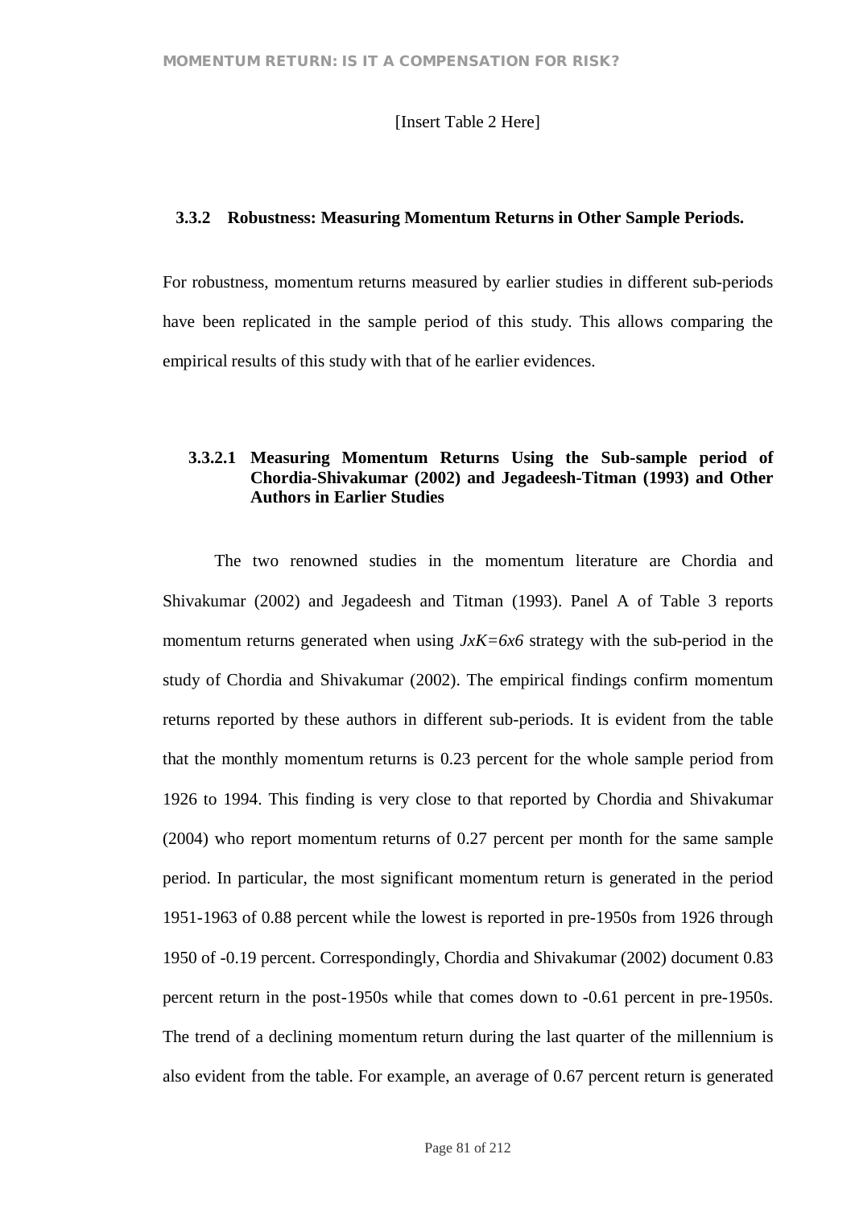[Insert Table 2 Here]

### 3.3.2 Robustness: Measuring Momentum Returns in Other Sample Periods.

For robustness, momentum returns measured by earlier studies in different sub-periods have been replicated in the sample period of this study. This allows comparing the empirical results of this study with that of he earlier evidences.

#### 3.3.2.1 Measuring Momentum Returns Using the Sub-sample period of Chordia-Shivakumar (2002) and Jegadeesh-Titman (1993) and Other Authors in Earlier Studies

The two renowned studies in the momentum literature are Chordia and Shivakumar (2002) and Jegadeesh and Titman (1993). Panel A of Table 3 reports momentum returns generated when using *JxK=6x6* strategy with the sub-period in the study of Chordia and Shivakumar (2002). The empirical findings confirm momentum returns reported by these authors in different sub-periods. It is evident from the table that the monthly momentum returns is 0.23 percent for the whole sample period from 1926 to 1994. This finding is very close to that reported by Chordia and Shivakumar (2004) who report momentum returns of 0.27 percent per month for the same sample period. In particular, the most significant momentum return is generated in the period 1951-1963 of 0.88 percent while the lowest is reported in pre-1950s from 1926 through 1950 of -0.19 percent. Correspondingly, Chordia and Shivakumar (2002) document 0.83 percent return in the post-1950s while that comes down to -0.61 percent in pre-1950s. The trend of a declining momentum return during the last quarter of the millennium is also evident from the table. For example, an average of 0.67 percent return is generated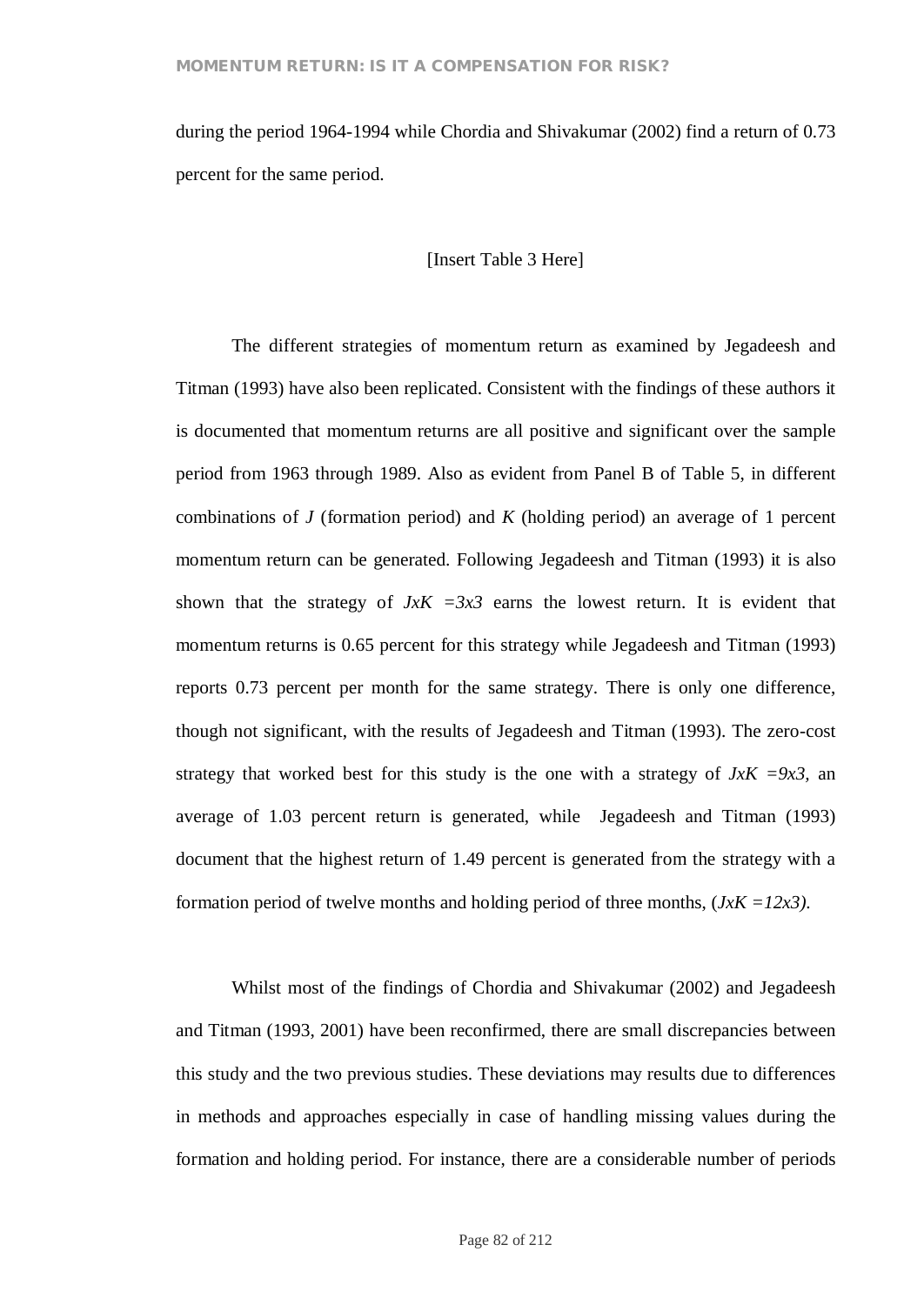during the period 1964-1994 while Chordia and Shivakumar (2002) find a return of 0.73 percent for the same period.

[Insert Table 3 Here]

The different strategies of momentum return as examined by Jegadeesh and Titman (1993) have also been replicated. Consistent with the findings of these authors it is documented that momentum returns are all positive and significant over the sample period from 1963 through 1989. Also as evident from Panel B of Table 5, in different combinations of *J* (formation period) and *K* (holding period) an average of 1 percent momentum return can be generated. Following Jegadeesh and Titman (1993) it is also shown that the strategy of *JxK =3x3* earns the lowest return. It is evident that momentum returns is 0.65 percent for this strategy while Jegadeesh and Titman (1993) reports 0.73 percent per month for the same strategy. There is only one difference, though not significant, with the results of Jegadeesh and Titman (1993). The zero-cost strategy that worked best for this study is the one with a strategy of *JxK =9x3,* an average of 1.03 percent return is generated, while Jegadeesh and Titman (1993) document that the highest return of 1.49 percent is generated from the strategy with a formation period of twelve months and holding period of three months, (*JxK =12x3).*

Whilst most of the findings of Chordia and Shivakumar (2002) and Jegadeesh and Titman (1993, 2001) have been reconfirmed, there are small discrepancies between this study and the two previous studies. These deviations may results due to differences in methods and approaches especially in case of handling missing values during the formation and holding period. For instance, there are a considerable number of periods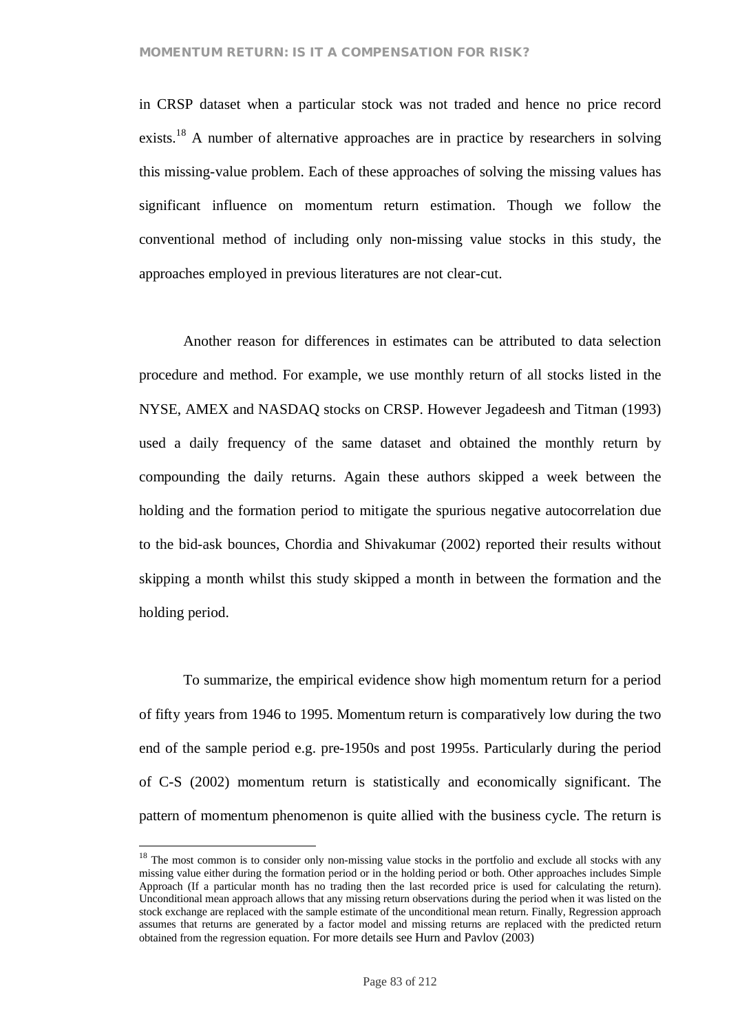in CRSP dataset when a particular stock was not traded and hence no price record exists.[18] A number of alternative approaches are in practice by researchers in solving this missing-value problem. Each of these approaches of solving the missing values has significant influence on momentum return estimation. Though we follow the conventional method of including only non-missing value stocks in this study, the approaches employed in previous literatures are not clear-cut.

Another reason for differences in estimates can be attributed to data selection procedure and method. For example, we use monthly return of all stocks listed in the NYSE, AMEX and NASDAQ stocks on CRSP. However Jegadeesh and Titman (1993) used a daily frequency of the same dataset and obtained the monthly return by compounding the daily returns. Again these authors skipped a week between the holding and the formation period to mitigate the spurious negative autocorrelation due to the bid-ask bounces, Chordia and Shivakumar (2002) reported their results without skipping a month whilst this study skipped a month in between the formation and the holding period.

To summarize, the empirical evidence show high momentum return for a period of fifty years from 1946 to 1995. Momentum return is comparatively low during the two end of the sample period e.g. pre-1950s and post 1995s. Particularly during the period of C-S (2002) momentum return is statistically and economically significant. The pattern of momentum phenomenon is quite allied with the business cycle. The return is

[18] The most common is to consider only non-missing value stocks in the portfolio and exclude all stocks with any missing value either during the formation period or in the holding period or both. Other approaches includes Simple Approach (If a particular month has no trading then the last recorded price is used for calculating the return). Unconditional mean approach allows that any missing return observations during the period when it was listed on the stock exchange are replaced with the sample estimate of the unconditional mean return. Finally, Regression approach assumes that returns are generated by a factor model and missing returns are replaced with the predicted return obtained from the regression equation. For more details see Hurn and Pavlov (2003)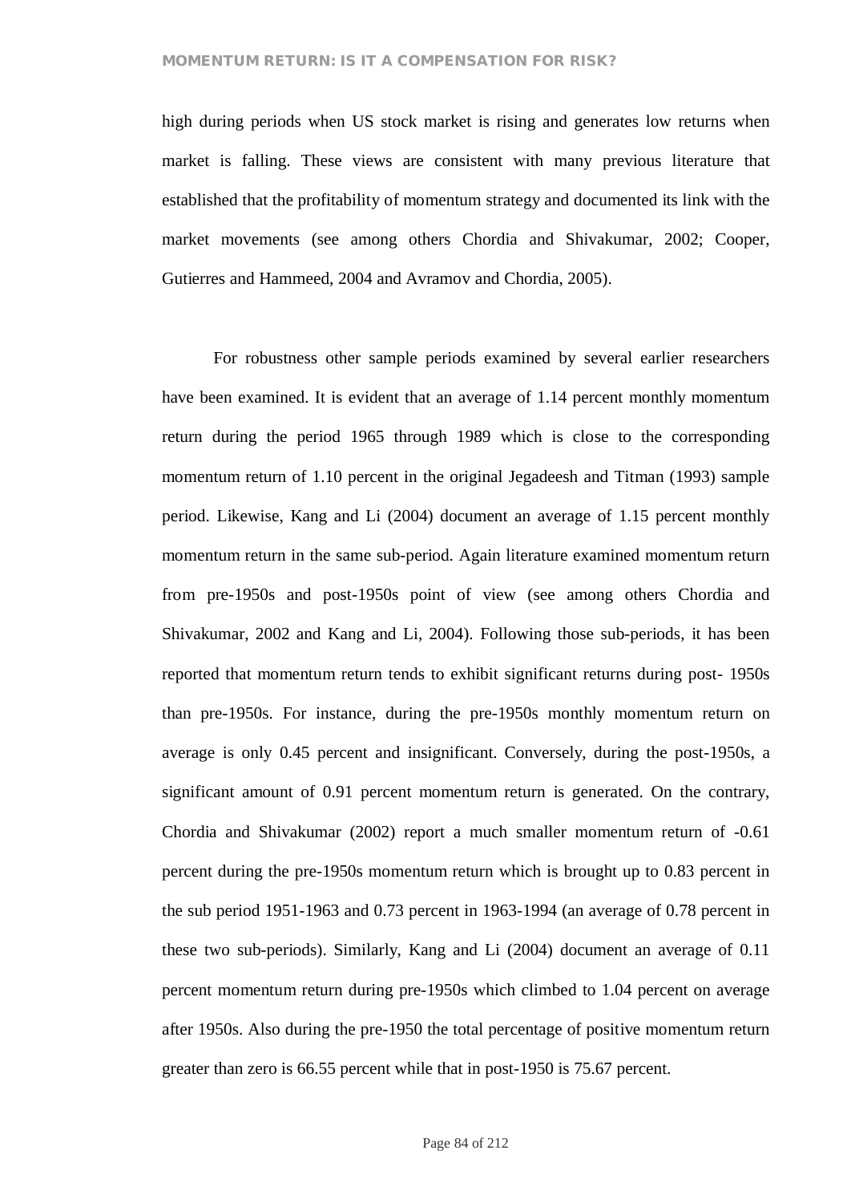high during periods when US stock market is rising and generates low returns when market is falling. These views are consistent with many previous literature that established that the profitability of momentum strategy and documented its link with the market movements (see among others Chordia and Shivakumar, 2002; Cooper, Gutierres and Hammeed, 2004 and Avramov and Chordia, 2005).

For robustness other sample periods examined by several earlier researchers have been examined. It is evident that an average of 1.14 percent monthly momentum return during the period 1965 through 1989 which is close to the corresponding momentum return of 1.10 percent in the original Jegadeesh and Titman (1993) sample period. Likewise, Kang and Li (2004) document an average of 1.15 percent monthly momentum return in the same sub-period. Again literature examined momentum return from pre-1950s and post-1950s point of view (see among others Chordia and Shivakumar, 2002 and Kang and Li, 2004). Following those sub-periods, it has been reported that momentum return tends to exhibit significant returns during post- 1950s than pre-1950s. For instance, during the pre-1950s monthly momentum return on average is only 0.45 percent and insignificant. Conversely, during the post-1950s, a significant amount of 0.91 percent momentum return is generated. On the contrary, Chordia and Shivakumar (2002) report a much smaller momentum return of -0.61 percent during the pre-1950s momentum return which is brought up to 0.83 percent in the sub period 1951-1963 and 0.73 percent in 1963-1994 (an average of 0.78 percent in these two sub-periods). Similarly, Kang and Li (2004) document an average of 0.11 percent momentum return during pre-1950s which climbed to 1.04 percent on average after 1950s. Also during the pre-1950 the total percentage of positive momentum return greater than zero is 66.55 percent while that in post-1950 is 75.67 percent.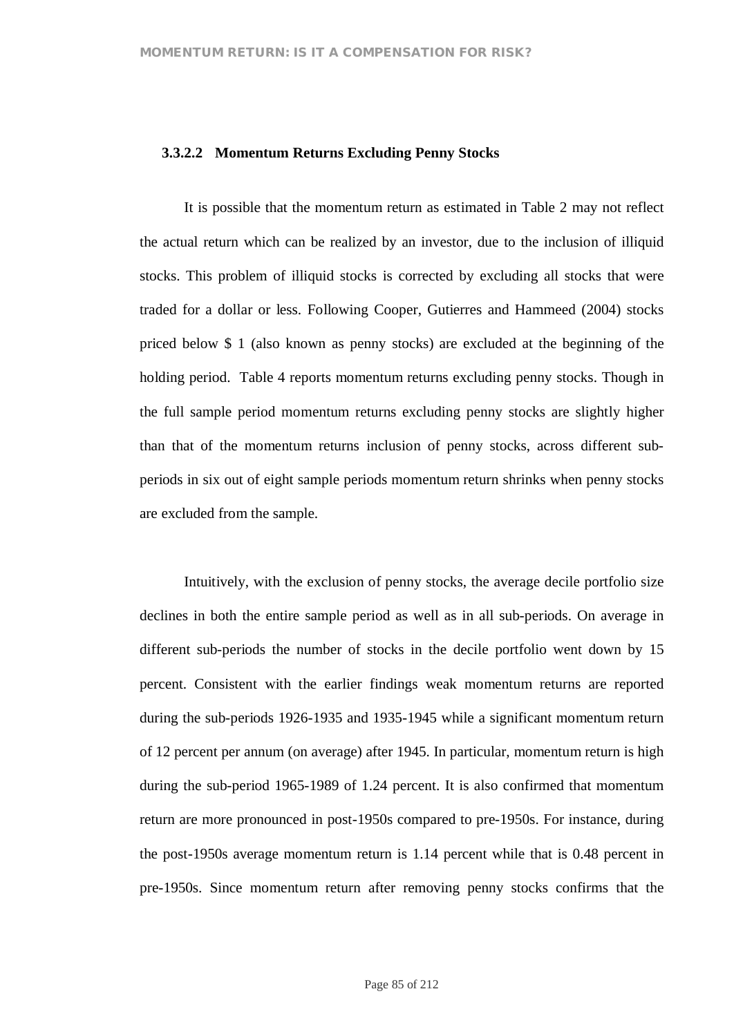#### 3.3.2.2 Momentum Returns Excluding Penny Stocks

It is possible that the momentum return as estimated in Table 2 may not reflect the actual return which can be realized by an investor, due to the inclusion of illiquid stocks. This problem of illiquid stocks is corrected by excluding all stocks that were traded for a dollar or less. Following Cooper, Gutierres and Hammeed (2004) stocks priced below $ 1 (also known as penny stocks) are excluded at the beginning of the holding period. Table 4 reports momentum returns excluding penny stocks. Though in the full sample period momentum returns excluding penny stocks are slightly higher than that of the momentum returns inclusion of penny stocks, across different sub-periods in six out of eight sample periods momentum return shrinks when penny stocks are excluded from the sample.

Intuitively, with the exclusion of penny stocks, the average decile portfolio size declines in both the entire sample period as well as in all sub-periods. On average in different sub-periods the number of stocks in the decile portfolio went down by 15 percent. Consistent with the earlier findings weak momentum returns are reported during the sub-periods 1926-1935 and 1935-1945 while a significant momentum return of 12 percent per annum (on average) after 1945. In particular, momentum return is high during the sub-period 1965-1989 of 1.24 percent. It is also confirmed that momentum return are more pronounced in post-1950s compared to pre-1950s. For instance, during the post-1950s average momentum return is 1.14 percent while that is 0.48 percent in pre-1950s. Since momentum return after removing penny stocks confirms that the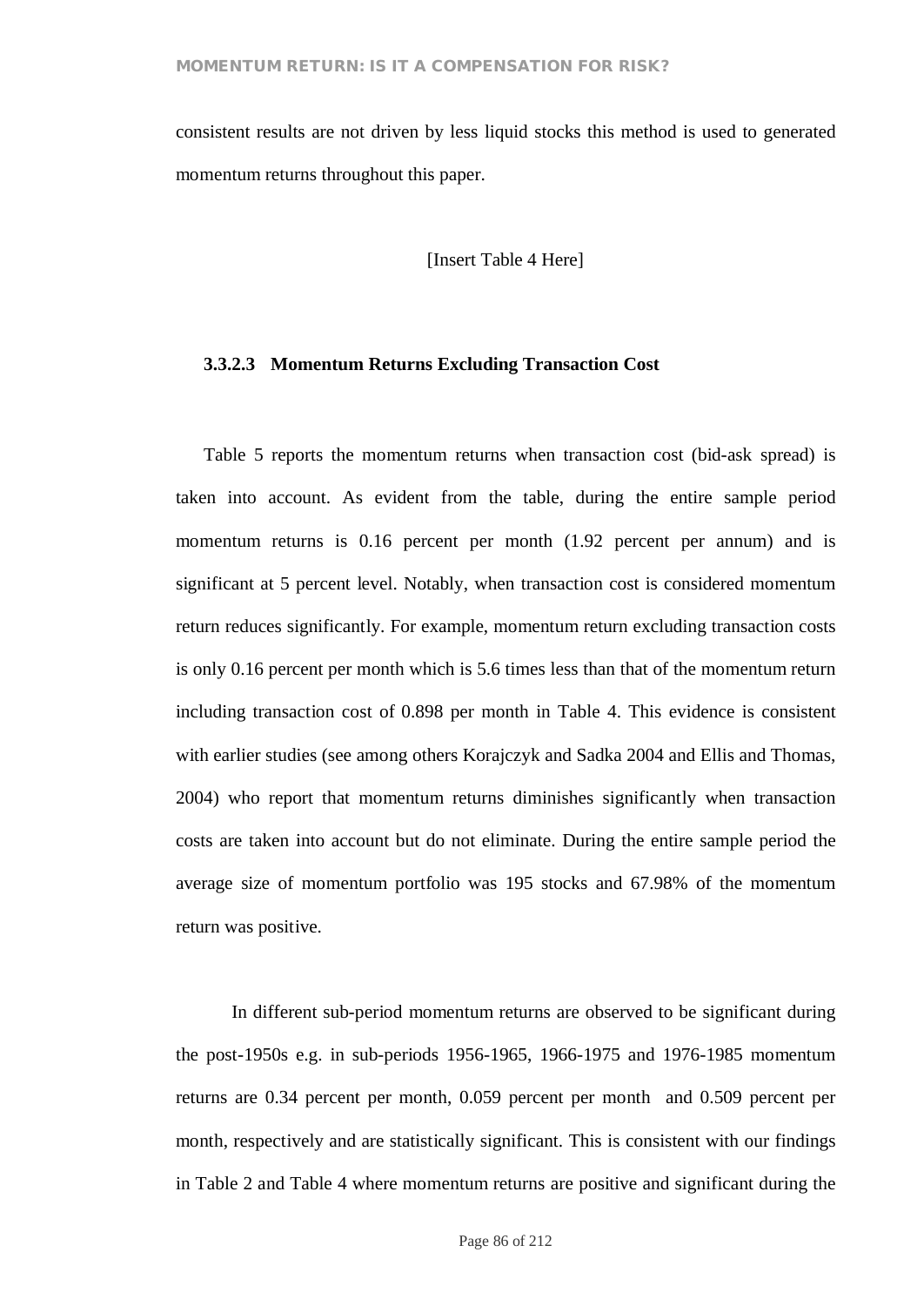consistent results are not driven by less liquid stocks this method is used to generated momentum returns throughout this paper.

[Insert Table 4 Here]

### 3.3.2.3 Momentum Returns Excluding Transaction Cost

Table 5 reports the momentum returns when transaction cost (bid-ask spread) is taken into account. As evident from the table, during the entire sample period momentum returns is 0.16 percent per month (1.92 percent per annum) and is significant at 5 percent level. Notably, when transaction cost is considered momentum return reduces significantly. For example, momentum return excluding transaction costs is only 0.16 percent per month which is 5.6 times less than that of the momentum return including transaction cost of 0.898 per month in Table 4. This evidence is consistent with earlier studies (see among others Korajczyk and Sadka 2004 and Ellis and Thomas, 2004) who report that momentum returns diminishes significantly when transaction costs are taken into account but do not eliminate. During the entire sample period the average size of momentum portfolio was 195 stocks and 67.98% of the momentum return was positive.

In different sub-period momentum returns are observed to be significant during the post-1950s e.g. in sub-periods 1956-1965, 1966-1975 and 1976-1985 momentum returns are 0.34 percent per month, 0.059 percent per month and 0.509 percent per month, respectively and are statistically significant. This is consistent with our findings in Table 2 and Table 4 where momentum returns are positive and significant during the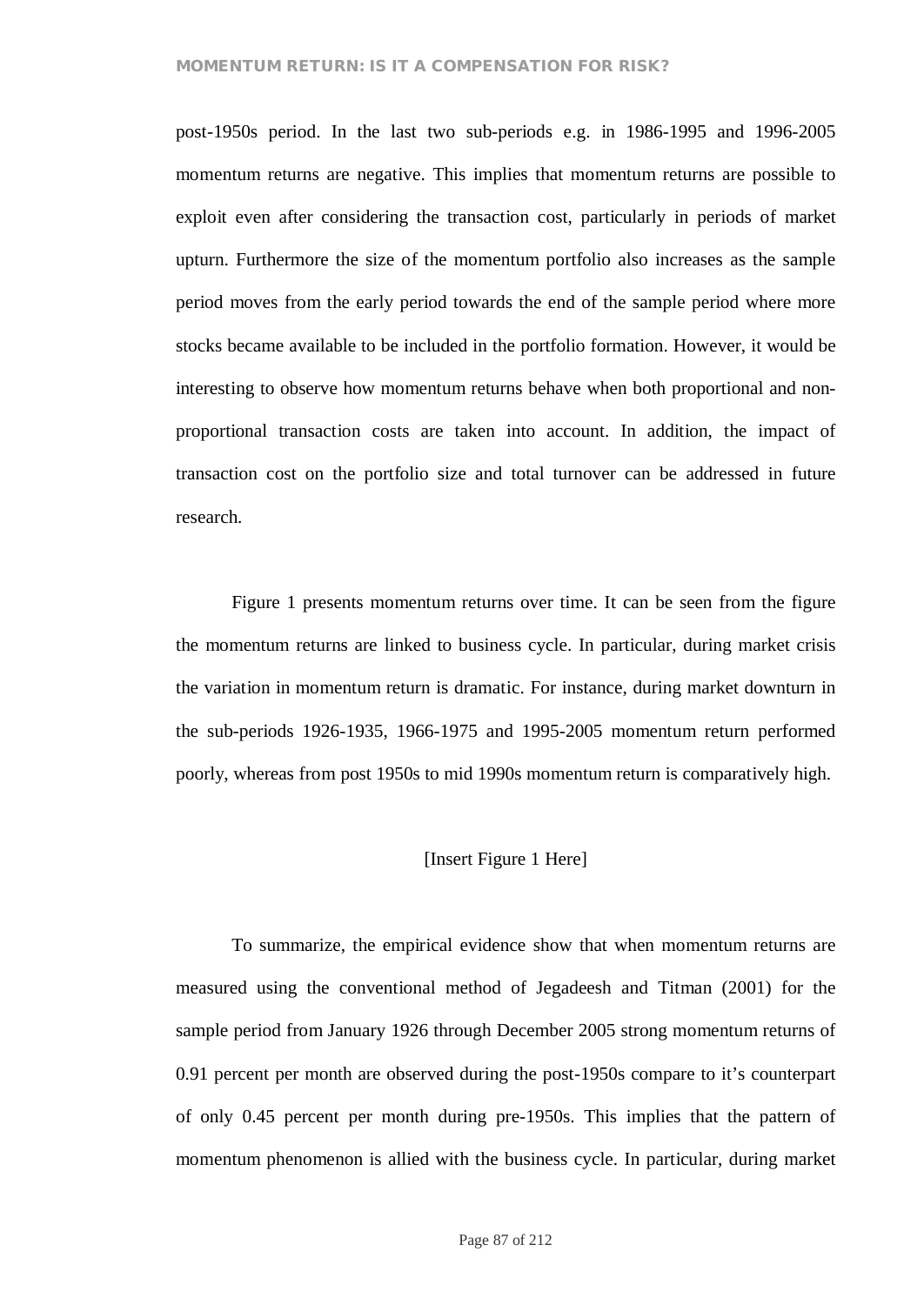post-1950s period. In the last two sub-periods e.g. in 1986-1995 and 1996-2005 momentum returns are negative. This implies that momentum returns are possible to exploit even after considering the transaction cost, particularly in periods of market upturn. Furthermore the size of the momentum portfolio also increases as the sample period moves from the early period towards the end of the sample period where more stocks became available to be included in the portfolio formation. However, it would be interesting to observe how momentum returns behave when both proportional and non-proportional transaction costs are taken into account. In addition, the impact of transaction cost on the portfolio size and total turnover can be addressed in future research.

Figure 1 presents momentum returns over time. It can be seen from the figure the momentum returns are linked to business cycle. In particular, during market crisis the variation in momentum return is dramatic. For instance, during market downturn in the sub-periods 1926-1935, 1966-1975 and 1995-2005 momentum return performed poorly, whereas from post 1950s to mid 1990s momentum return is comparatively high.

[Insert Figure 1 Here]

To summarize, the empirical evidence show that when momentum returns are measured using the conventional method of Jegadeesh and Titman (2001) for the sample period from January 1926 through December 2005 strong momentum returns of 0.91 percent per month are observed during the post-1950s compare to it's counterpart of only 0.45 percent per month during pre-1950s. This implies that the pattern of momentum phenomenon is allied with the business cycle. In particular, during market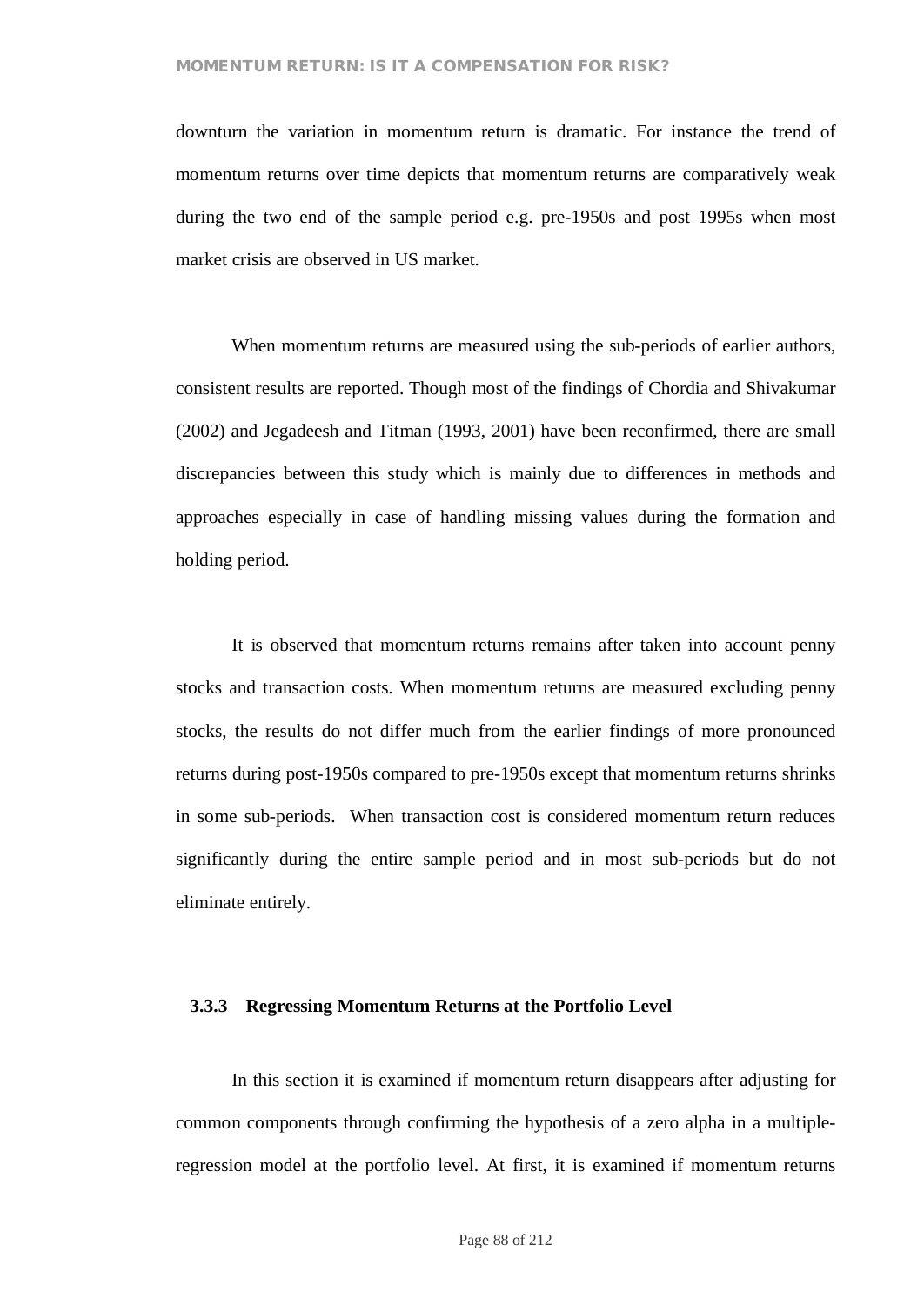downturn the variation in momentum return is dramatic. For instance the trend of momentum returns over time depicts that momentum returns are comparatively weak during the two end of the sample period e.g. pre-1950s and post 1995s when most market crisis are observed in US market.

When momentum returns are measured using the sub-periods of earlier authors, consistent results are reported. Though most of the findings of Chordia and Shivakumar (2002) and Jegadeesh and Titman (1993, 2001) have been reconfirmed, there are small discrepancies between this study which is mainly due to differences in methods and approaches especially in case of handling missing values during the formation and holding period.

It is observed that momentum returns remains after taken into account penny stocks and transaction costs. When momentum returns are measured excluding penny stocks, the results do not differ much from the earlier findings of more pronounced returns during post-1950s compared to pre-1950s except that momentum returns shrinks in some sub-periods. When transaction cost is considered momentum return reduces significantly during the entire sample period and in most sub-periods but do not eliminate entirely.

### 3.3.3 Regressing Momentum Returns at the Portfolio Level

In this section it is examined if momentum return disappears after adjusting for common components through confirming the hypothesis of a zero alpha in a multiple-regression model at the portfolio level. At first, it is examined if momentum returns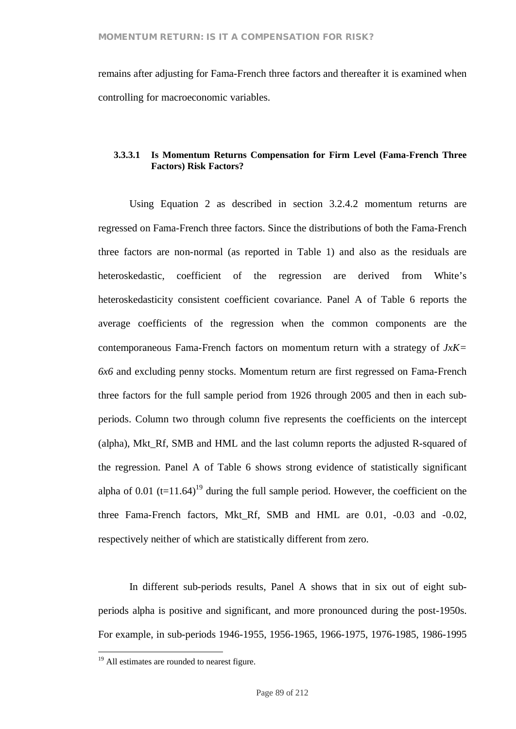remains after adjusting for Fama-French three factors and thereafter it is examined when controlling for macroeconomic variables.

#### 3.3.3.1 Is Momentum Returns Compensation for Firm Level (Fama-French Three Factors) Risk Factors?

Using Equation 2 as described in section 3.2.4.2 momentum returns are regressed on Fama-French three factors. Since the distributions of both the Fama-French three factors are non-normal (as reported in Table 1) and also as the residuals are heteroskedastic, coefficient of the regression are derived from White's heteroskedasticity consistent coefficient covariance. Panel A of Table 6 reports the average coefficients of the regression when the common components are the contemporaneous Fama-French factors on momentum return with a strategy of *JxK= 6x6* and excluding penny stocks. Momentum return are first regressed on Fama-French three factors for the full sample period from 1926 through 2005 and then in each sub-periods. Column two through column five represents the coefficients on the intercept (alpha), Mkt_Rf, SMB and HML and the last column reports the adjusted R-squared of the regression. Panel A of Table 6 shows strong evidence of statistically significant alpha of 0.01 (t=11.64)[19] during the full sample period. However, the coefficient on the three Fama-French factors, Mkt_Rf, SMB and HML are 0.01, -0.03 and -0.02, respectively neither of which are statistically different from zero.

In different sub-periods results, Panel A shows that in six out of eight sub-periods alpha is positive and significant, and more pronounced during the post-1950s. For example, in sub-periods 1946-1955, 1956-1965, 1966-1975, 1976-1985, 1986-1995

---

[19] All estimates are rounded to nearest figure.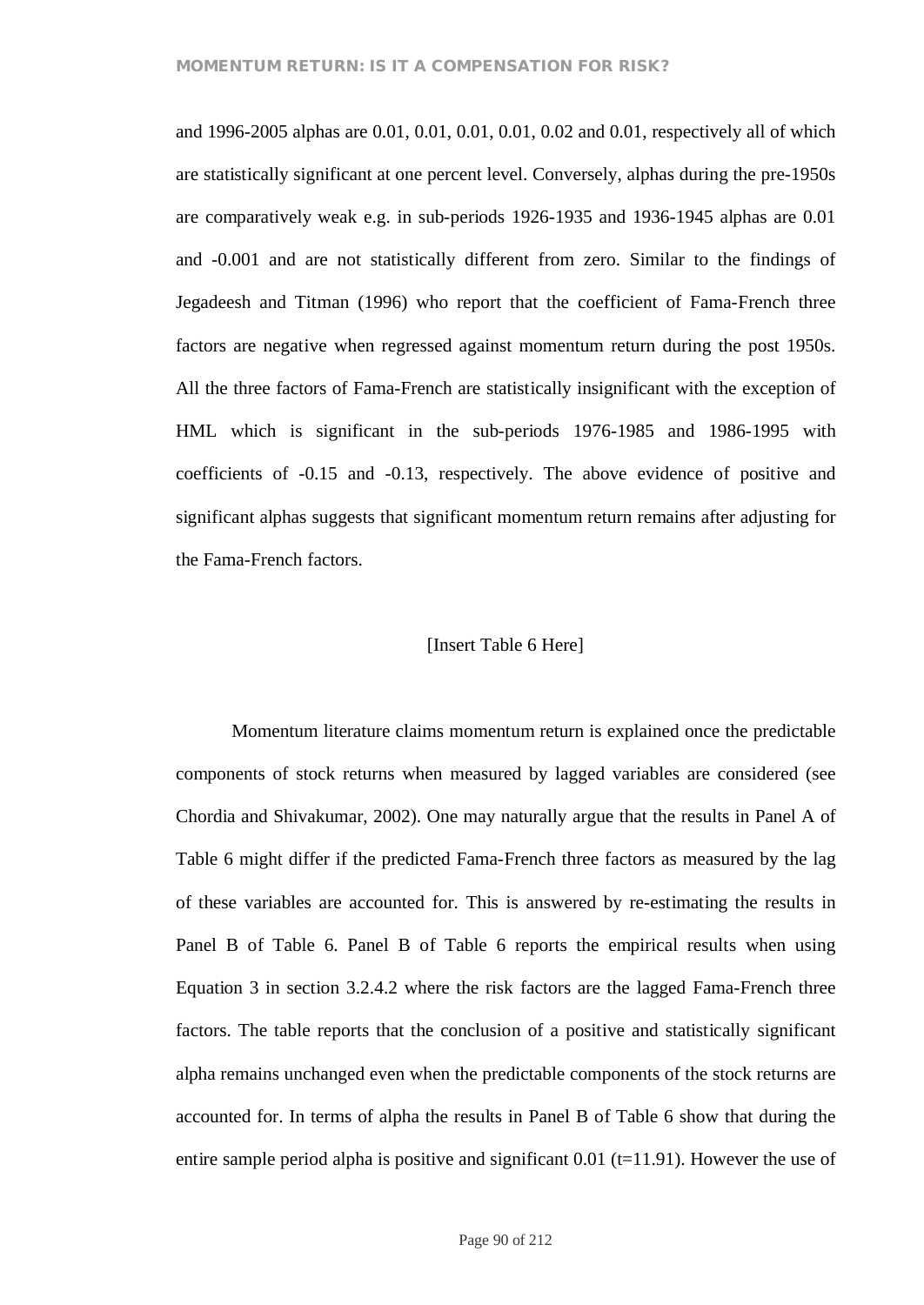and 1996-2005 alphas are 0.01, 0.01, 0.01, 0.01, 0.02 and 0.01, respectively all of which are statistically significant at one percent level. Conversely, alphas during the pre-1950s are comparatively weak e.g. in sub-periods 1926-1935 and 1936-1945 alphas are 0.01 and -0.001 and are not statistically different from zero. Similar to the findings of Jegadeesh and Titman (1996) who report that the coefficient of Fama-French three factors are negative when regressed against momentum return during the post 1950s. All the three factors of Fama-French are statistically insignificant with the exception of HML which is significant in the sub-periods 1976-1985 and 1986-1995 with coefficients of -0.15 and -0.13, respectively. The above evidence of positive and significant alphas suggests that significant momentum return remains after adjusting for the Fama-French factors.

[Insert Table 6 Here]

Momentum literature claims momentum return is explained once the predictable components of stock returns when measured by lagged variables are considered (see Chordia and Shivakumar, 2002). One may naturally argue that the results in Panel A of Table 6 might differ if the predicted Fama-French three factors as measured by the lag of these variables are accounted for. This is answered by re-estimating the results in Panel B of Table 6. Panel B of Table 6 reports the empirical results when using Equation 3 in section 3.2.4.2 where the risk factors are the lagged Fama-French three factors. The table reports that the conclusion of a positive and statistically significant alpha remains unchanged even when the predictable components of the stock returns are accounted for. In terms of alpha the results in Panel B of Table 6 show that during the entire sample period alpha is positive and significant 0.01 ($t$=11.91). However the use of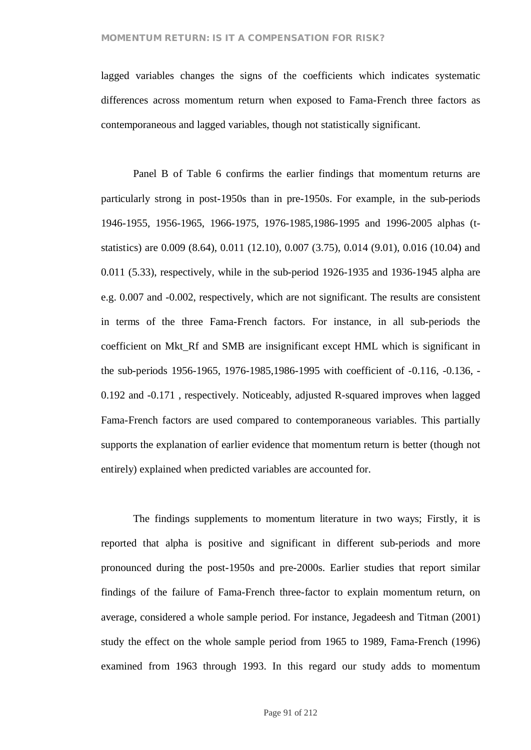lagged variables changes the signs of the coefficients which indicates systematic differences across momentum return when exposed to Fama-French three factors as contemporaneous and lagged variables, though not statistically significant.

Panel B of Table 6 confirms the earlier findings that momentum returns are particularly strong in post-1950s than in pre-1950s. For example, in the sub-periods 1946-1955, 1956-1965, 1966-1975, 1976-1985,1986-1995 and 1996-2005 alphas (t-statistics) are 0.009 (8.64), 0.011 (12.10), 0.007 (3.75), 0.014 (9.01), 0.016 (10.04) and 0.011 (5.33), respectively, while in the sub-period 1926-1935 and 1936-1945 alpha are e.g. 0.007 and -0.002, respectively, which are not significant. The results are consistent in terms of the three Fama-French factors. For instance, in all sub-periods the coefficient on Mkt_Rf and SMB are insignificant except HML which is significant in the sub-periods 1956-1965, 1976-1985,1986-1995 with coefficient of -0.116, -0.136, -0.192 and -0.171 , respectively. Noticeably, adjusted R-squared improves when lagged Fama-French factors are used compared to contemporaneous variables. This partially supports the explanation of earlier evidence that momentum return is better (though not entirely) explained when predicted variables are accounted for.

The findings supplements to momentum literature in two ways; Firstly, it is reported that alpha is positive and significant in different sub-periods and more pronounced during the post-1950s and pre-2000s. Earlier studies that report similar findings of the failure of Fama-French three-factor to explain momentum return, on average, considered a whole sample period. For instance, Jegadeesh and Titman (2001) study the effect on the whole sample period from 1965 to 1989, Fama-French (1996) examined from 1963 through 1993. In this regard our study adds to momentum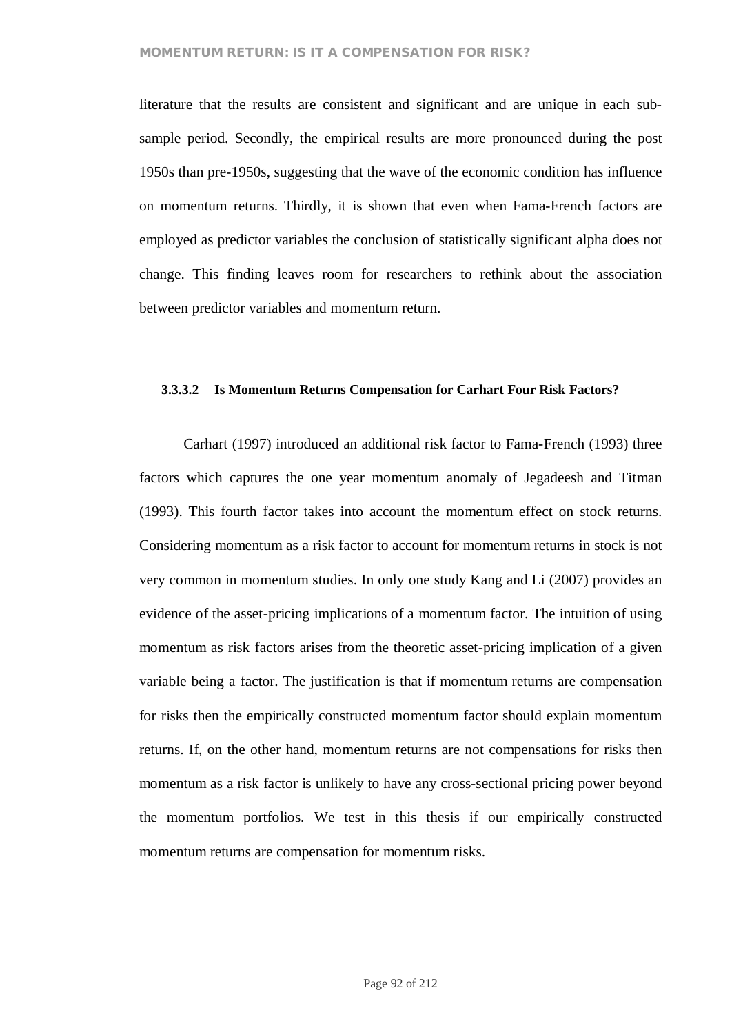literature that the results are consistent and significant and are unique in each sub-sample period. Secondly, the empirical results are more pronounced during the post 1950s than pre-1950s, suggesting that the wave of the economic condition has influence on momentum returns. Thirdly, it is shown that even when Fama-French factors are employed as predictor variables the conclusion of statistically significant alpha does not change. This finding leaves room for researchers to rethink about the association between predictor variables and momentum return.

#### 3.3.3.2 Is Momentum Returns Compensation for Carhart Four Risk Factors?

Carhart (1997) introduced an additional risk factor to Fama-French (1993) three factors which captures the one year momentum anomaly of Jegadeesh and Titman (1993). This fourth factor takes into account the momentum effect on stock returns. Considering momentum as a risk factor to account for momentum returns in stock is not very common in momentum studies. In only one study Kang and Li (2007) provides an evidence of the asset-pricing implications of a momentum factor. The intuition of using momentum as risk factors arises from the theoretic asset-pricing implication of a given variable being a factor. The justification is that if momentum returns are compensation for risks then the empirically constructed momentum factor should explain momentum returns. If, on the other hand, momentum returns are not compensations for risks then momentum as a risk factor is unlikely to have any cross-sectional pricing power beyond the momentum portfolios. We test in this thesis if our empirically constructed momentum returns are compensation for momentum risks.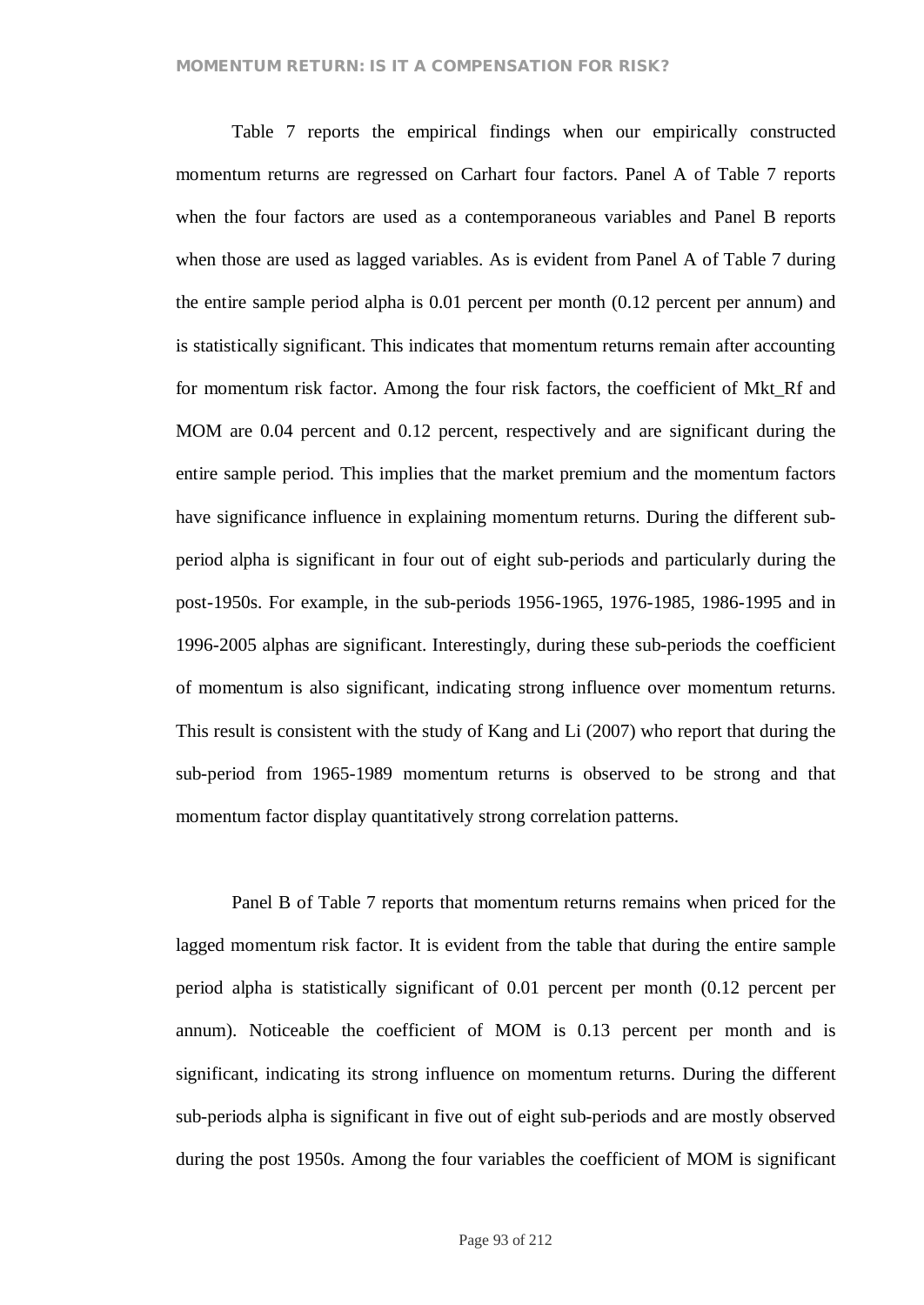Table 7 reports the empirical findings when our empirically constructed momentum returns are regressed on Carhart four factors. Panel A of Table 7 reports when the four factors are used as a contemporaneous variables and Panel B reports when those are used as lagged variables. As is evident from Panel A of Table 7 during the entire sample period alpha is 0.01 percent per month (0.12 percent per annum) and is statistically significant. This indicates that momentum returns remain after accounting for momentum risk factor. Among the four risk factors, the coefficient of Mkt_Rf and MOM are 0.04 percent and 0.12 percent, respectively and are significant during the entire sample period. This implies that the market premium and the momentum factors have significance influence in explaining momentum returns. During the different sub-period alpha is significant in four out of eight sub-periods and particularly during the post-1950s. For example, in the sub-periods 1956-1965, 1976-1985, 1986-1995 and in 1996-2005 alphas are significant. Interestingly, during these sub-periods the coefficient of momentum is also significant, indicating strong influence over momentum returns. This result is consistent with the study of Kang and Li (2007) who report that during the sub-period from 1965-1989 momentum returns is observed to be strong and that momentum factor display quantitatively strong correlation patterns.

Panel B of Table 7 reports that momentum returns remains when priced for the lagged momentum risk factor. It is evident from the table that during the entire sample period alpha is statistically significant of 0.01 percent per month (0.12 percent per annum). Noticeable the coefficient of MOM is 0.13 percent per month and is significant, indicating its strong influence on momentum returns. During the different sub-periods alpha is significant in five out of eight sub-periods and are mostly observed during the post 1950s. Among the four variables the coefficient of MOM is significant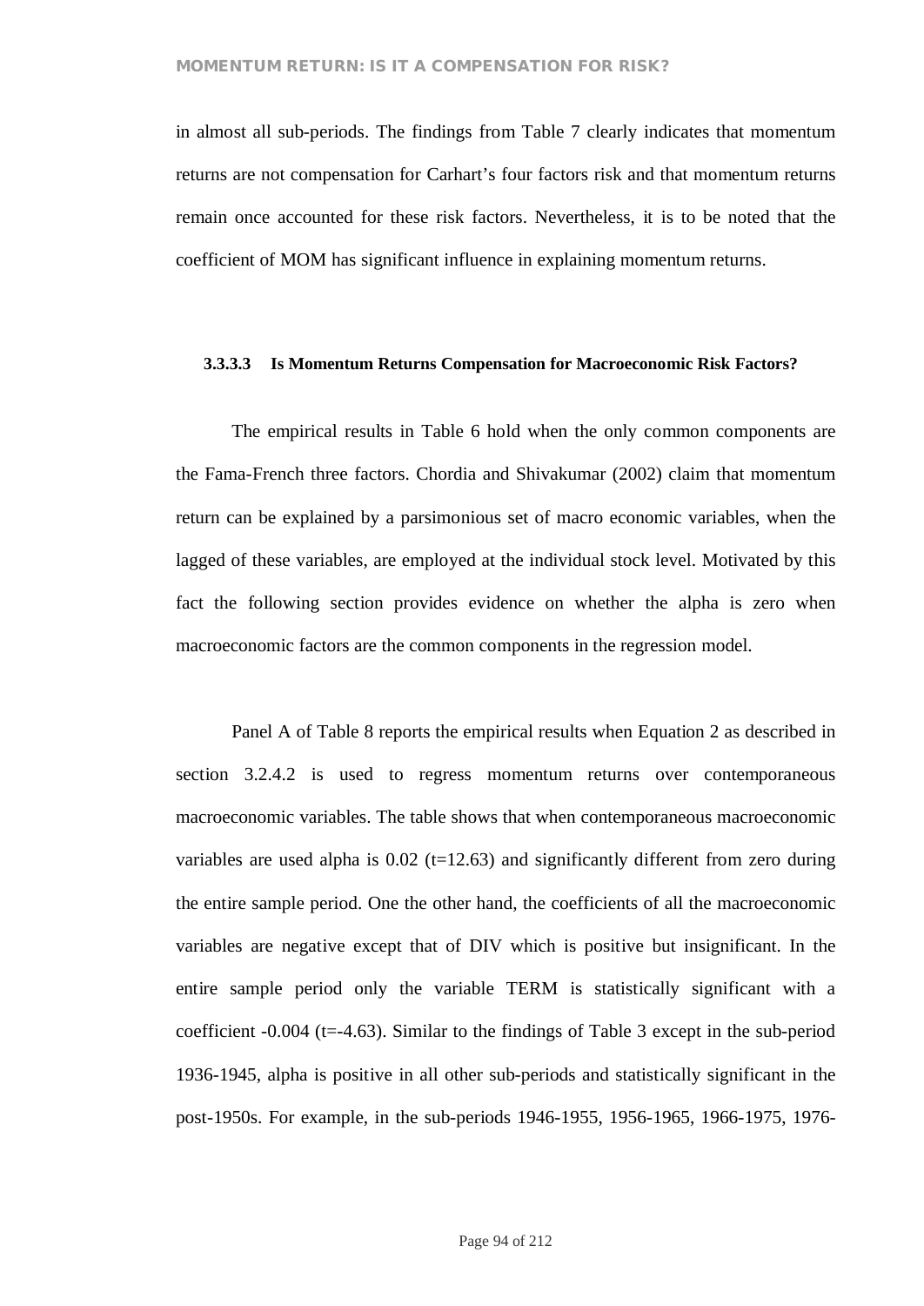in almost all sub-periods. The findings from Table 7 clearly indicates that momentum returns are not compensation for Carhart's four factors risk and that momentum returns remain once accounted for these risk factors. Nevertheless, it is to be noted that the coefficient of MOM has significant influence in explaining momentum returns.

#### 3.3.3.3 Is Momentum Returns Compensation for Macroeconomic Risk Factors?

The empirical results in Table 6 hold when the only common components are the Fama-French three factors. Chordia and Shivakumar (2002) claim that momentum return can be explained by a parsimonious set of macro economic variables, when the lagged of these variables, are employed at the individual stock level. Motivated by this fact the following section provides evidence on whether the alpha is zero when macroeconomic factors are the common components in the regression model.

Panel A of Table 8 reports the empirical results when Equation 2 as described in section 3.2.4.2 is used to regress momentum returns over contemporaneous macroeconomic variables. The table shows that when contemporaneous macroeconomic variables are used alpha is 0.02 (t=12.63) and significantly different from zero during the entire sample period. One the other hand, the coefficients of all the macroeconomic variables are negative except that of DIV which is positive but insignificant. In the entire sample period only the variable TERM is statistically significant with a coefficient -0.004 (t=-4.63). Similar to the findings of Table 3 except in the sub-period 1936-1945, alpha is positive in all other sub-periods and statistically significant in the post-1950s. For example, in the sub-periods 1946-1955, 1956-1965, 1966-1975, 1976-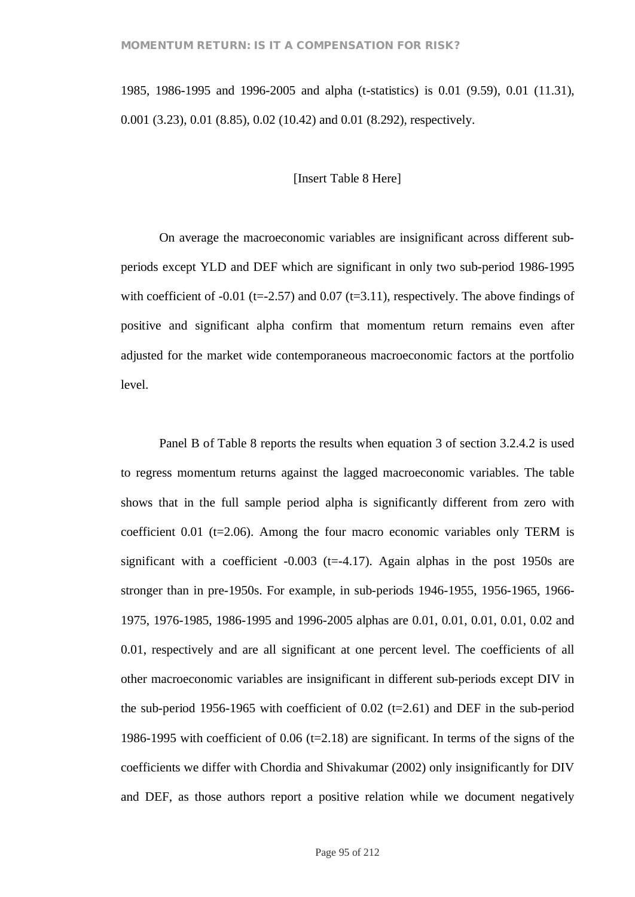1985, 1986-1995 and 1996-2005 and alpha (t-statistics) is 0.01 (9.59), 0.01 (11.31), 0.001 (3.23), 0.01 (8.85), 0.02 (10.42) and 0.01 (8.292), respectively.

[Insert Table 8 Here]

On average the macroeconomic variables are insignificant across different sub-periods except YLD and DEF which are significant in only two sub-period 1986-1995 with coefficient of -0.01 (t=-2.57) and 0.07 (t=3.11), respectively. The above findings of positive and significant alpha confirm that momentum return remains even after adjusted for the market wide contemporaneous macroeconomic factors at the portfolio level.

Panel B of Table 8 reports the results when equation 3 of section 3.2.4.2 is used to regress momentum returns against the lagged macroeconomic variables. The table shows that in the full sample period alpha is significantly different from zero with coefficient 0.01 (t=2.06). Among the four macro economic variables only TERM is significant with a coefficient -0.003 (t=-4.17). Again alphas in the post 1950s are stronger than in pre-1950s. For example, in sub-periods 1946-1955, 1956-1965, 1966-1975, 1976-1985, 1986-1995 and 1996-2005 alphas are 0.01, 0.01, 0.01, 0.01, 0.02 and 0.01, respectively and are all significant at one percent level. The coefficients of all other macroeconomic variables are insignificant in different sub-periods except DIV in the sub-period 1956-1965 with coefficient of 0.02 (t=2.61) and DEF in the sub-period 1986-1995 with coefficient of 0.06 (t=2.18) are significant. In terms of the signs of the coefficients we differ with Chordia and Shivakumar (2002) only insignificantly for DIV and DEF, as those authors report a positive relation while we document negatively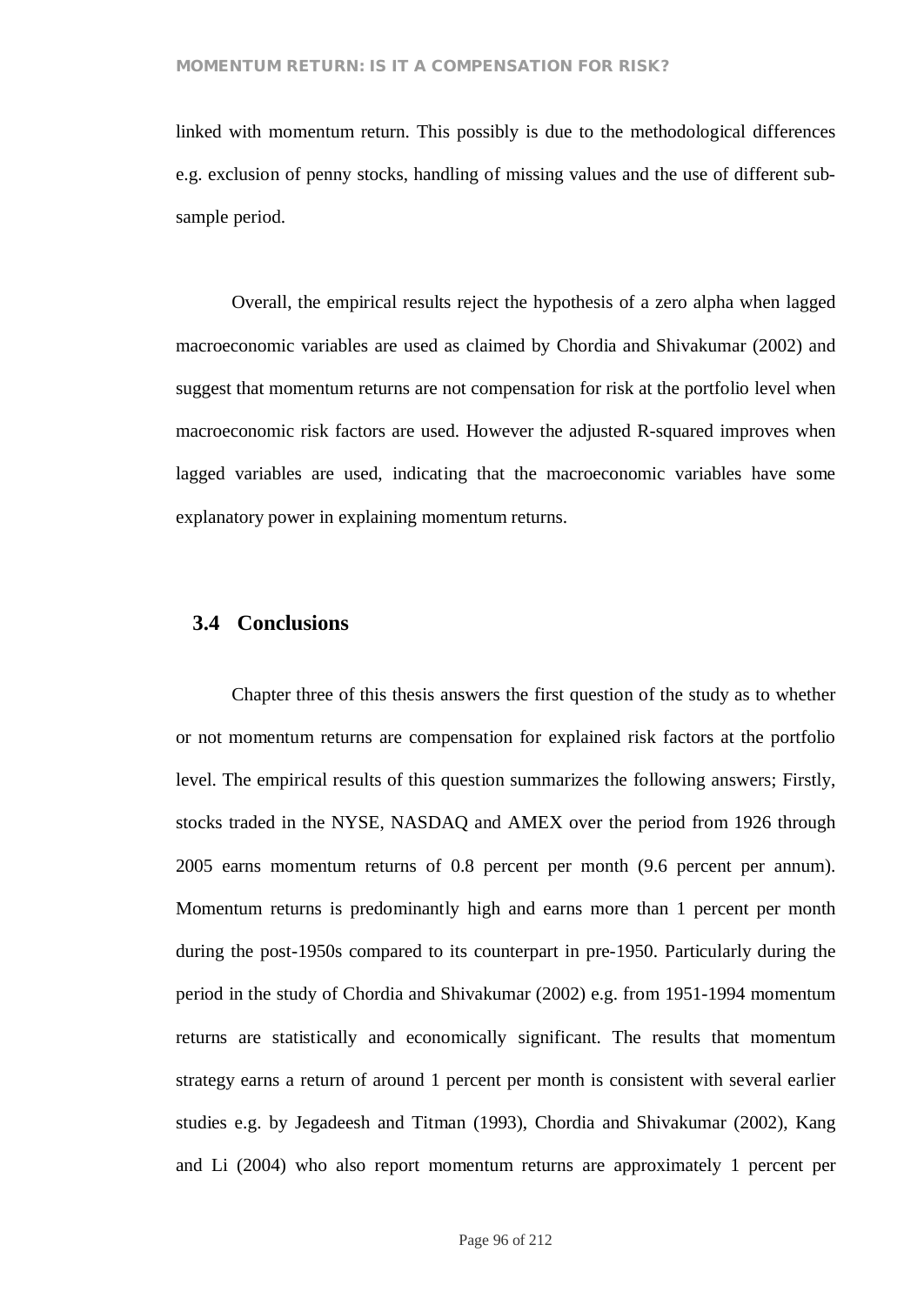linked with momentum return. This possibly is due to the methodological differences e.g. exclusion of penny stocks, handling of missing values and the use of different sub-sample period.

Overall, the empirical results reject the hypothesis of a zero alpha when lagged macroeconomic variables are used as claimed by Chordia and Shivakumar (2002) and suggest that momentum returns are not compensation for risk at the portfolio level when macroeconomic risk factors are used. However the adjusted R-squared improves when lagged variables are used, indicating that the macroeconomic variables have some explanatory power in explaining momentum returns.

## 3.4 Conclusions

Chapter three of this thesis answers the first question of the study as to whether or not momentum returns are compensation for explained risk factors at the portfolio level. The empirical results of this question summarizes the following answers; Firstly, stocks traded in the NYSE, NASDAQ and AMEX over the period from 1926 through 2005 earns momentum returns of 0.8 percent per month (9.6 percent per annum). Momentum returns is predominantly high and earns more than 1 percent per month during the post-1950s compared to its counterpart in pre-1950. Particularly during the period in the study of Chordia and Shivakumar (2002) e.g. from 1951-1994 momentum returns are statistically and economically significant. The results that momentum strategy earns a return of around 1 percent per month is consistent with several earlier studies e.g. by Jegadeesh and Titman (1993), Chordia and Shivakumar (2002), Kang and Li (2004) who also report momentum returns are approximately 1 percent per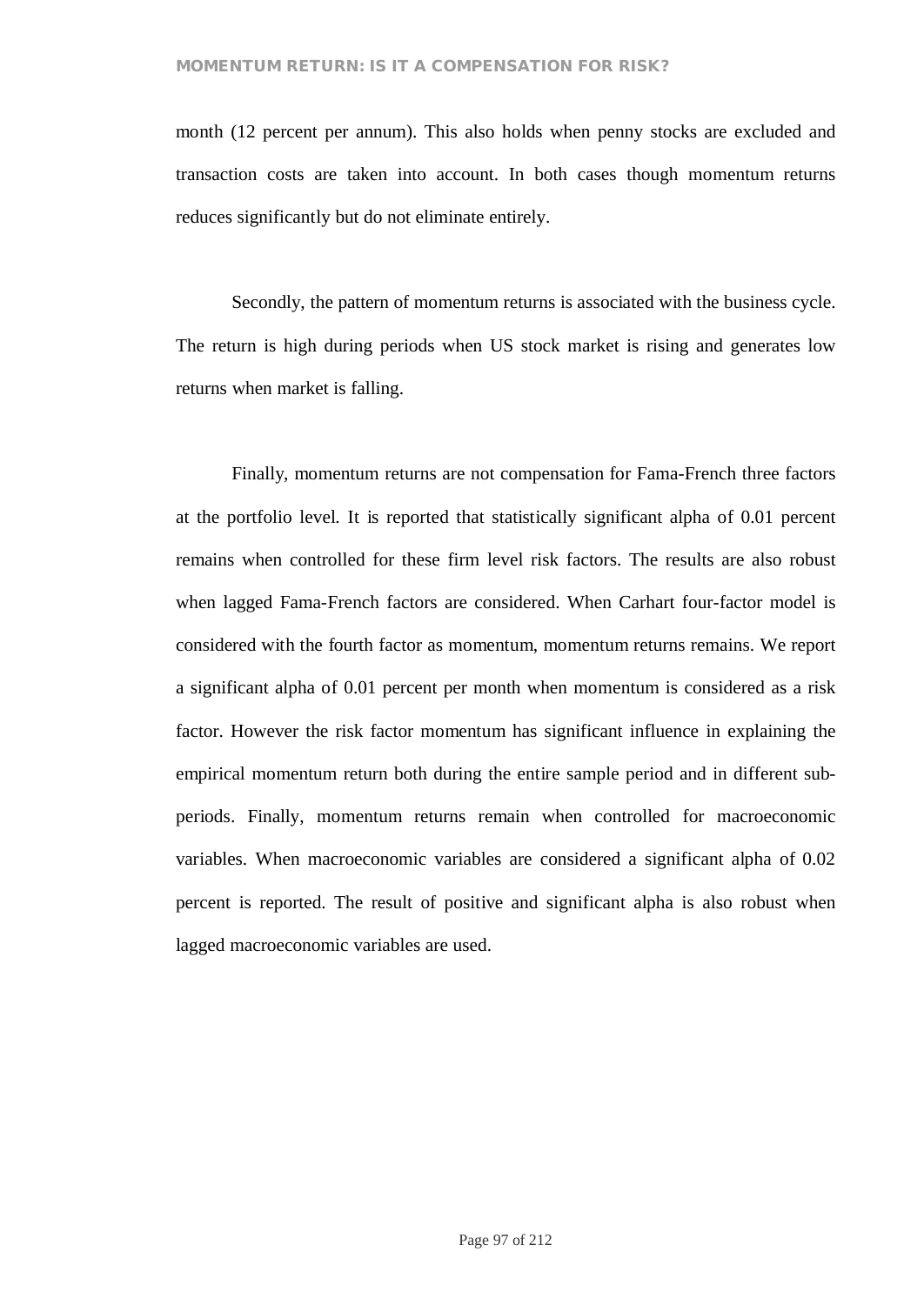month (12 percent per annum). This also holds when penny stocks are excluded and transaction costs are taken into account. In both cases though momentum returns reduces significantly but do not eliminate entirely.

Secondly, the pattern of momentum returns is associated with the business cycle. The return is high during periods when US stock market is rising and generates low returns when market is falling.

Finally, momentum returns are not compensation for Fama-French three factors at the portfolio level. It is reported that statistically significant alpha of 0.01 percent remains when controlled for these firm level risk factors. The results are also robust when lagged Fama-French factors are considered. When Carhart four-factor model is considered with the fourth factor as momentum, momentum returns remains. We report a significant alpha of 0.01 percent per month when momentum is considered as a risk factor. However the risk factor momentum has significant influence in explaining the empirical momentum return both during the entire sample period and in different sub-periods. Finally, momentum returns remain when controlled for macroeconomic variables. When macroeconomic variables are considered a significant alpha of 0.02 percent is reported. The result of positive and significant alpha is also robust when lagged macroeconomic variables are used.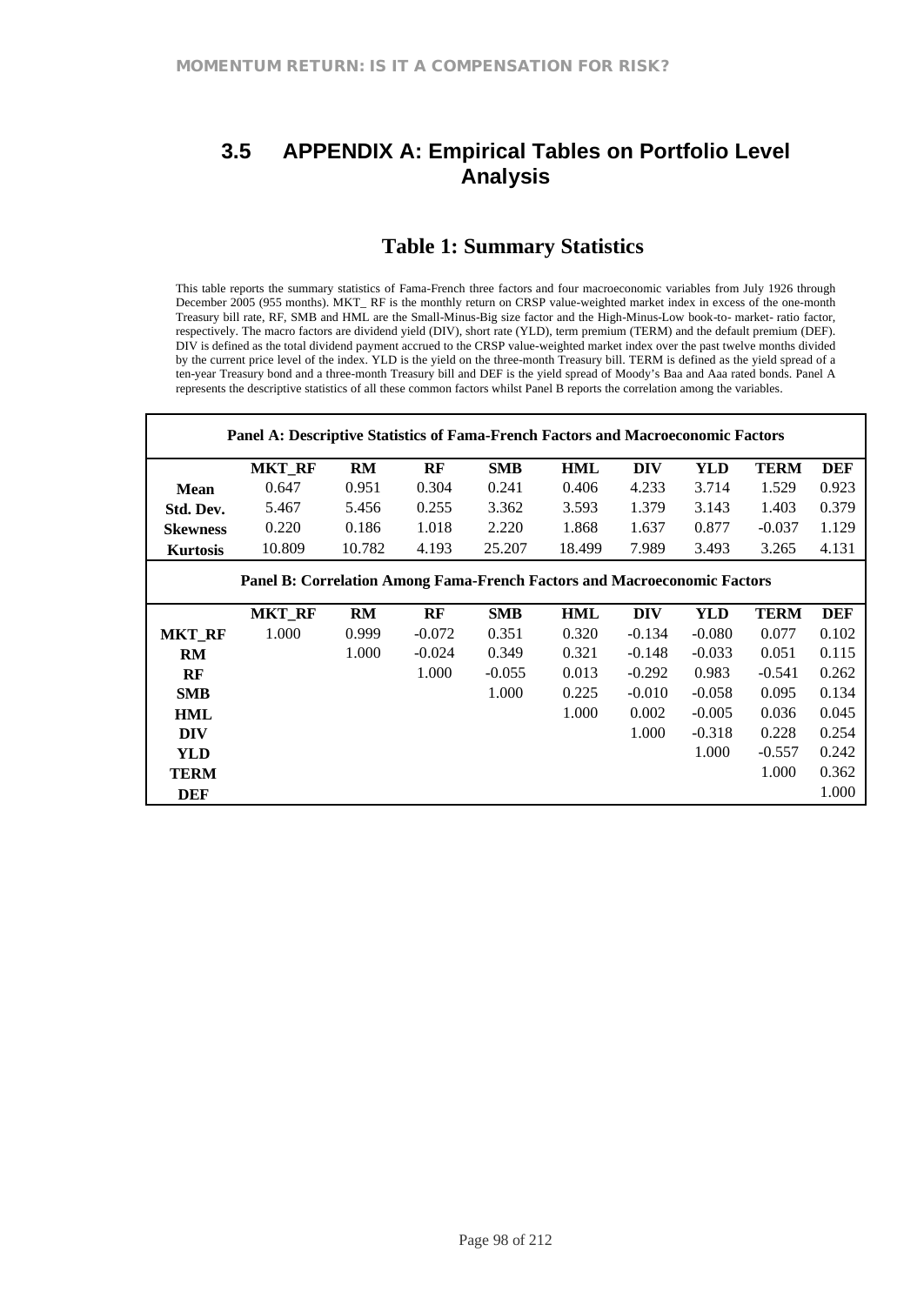## 3.5 APPENDIX A: Empirical Tables on Portfolio Level Analysis

### Table 1: Summary Statistics

This table reports the summary statistics of Fama-French three factors and four macroeconomic variables from July 1926 through December 2005 (955 months). MKT_ RF is the monthly return on CRSP value-weighted market index in excess of the one-month Treasury bill rate, RF, SMB and HML are the Small-Minus-Big size factor and the High-Minus-Low book-to- market- ratio factor, respectively. The macro factors are dividend yield (DIV), short rate (YLD), term premium (TERM) and the default premium (DEF). DIV is defined as the total dividend payment accrued to the CRSP value-weighted market index over the past twelve months divided by the current price level of the index. YLD is the yield on the three-month Treasury bill. TERM is defined as the yield spread of a ten-year Treasury bond and a three-month Treasury bill and DEF is the yield spread of Moody's Baa and Aaa rated bonds. Panel A represents the descriptive statistics of all these common factors whilst Panel B reports the correlation among the variables.

| **Panel A: Descriptive Statistics of Fama-French Factors and Macroeconomic Factors** | | | | | | | | | |
|---|---|---|---|---|---|---|---|---|---|
| | **MKT_RF** | **RM** | **RF** | **SMB** | **HML** | **DIV** | **YLD** | **TERM** | **DEF** |
| **Mean** | 0.647 | 0.951 | 0.304 | 0.241 | 0.406 | 4.233 | 3.714 | 1.529 | 0.923 |
| **Std. Dev.** | 5.467 | 5.456 | 0.255 | 3.362 | 3.593 | 1.379 | 3.143 | 1.403 | 0.379 |
| **Skewness** | 0.220 | 0.186 | 1.018 | 2.220 | 1.868 | 1.637 | 0.877 | -0.037 | 1.129 |
| **Kurtosis** | 10.809 | 10.782 | 4.193 | 25.207 | 18.499 | 7.989 | 3.493 | 3.265 | 4.131 |
| **Panel B: Correlation Among Fama-French Factors and Macroeconomic Factors** | | | | | | | | | |
| | **MKT_RF** | **RM** | **RF** | **SMB** | **HML** | **DIV** | **YLD** | **TERM** | **DEF** |
| **MKT_RF** | 1.000 | 0.999 | -0.072 | 0.351 | 0.320 | -0.134 | -0.080 | 0.077 | 0.102 |
| **RM** | | 1.000 | -0.024 | 0.349 | 0.321 | -0.148 | -0.033 | 0.051 | 0.115 |
| **RF** | | | 1.000 | -0.055 | 0.013 | -0.292 | 0.983 | -0.541 | 0.262 |
| **SMB** | | | | 1.000 | 0.225 | -0.010 | -0.058 | 0.095 | 0.134 |
| **HML** | | | | | 1.000 | 0.002 | -0.005 | 0.036 | 0.045 |
| **DIV** | | | | | | 1.000 | -0.318 | 0.228 | 0.254 |
| **YLD** | | | | | | | 1.000 | -0.557 | 0.242 |
| **TERM** | | | | | | | | 1.000 | 0.362 |
| **DEF** | | | | | | | | | 1.000 |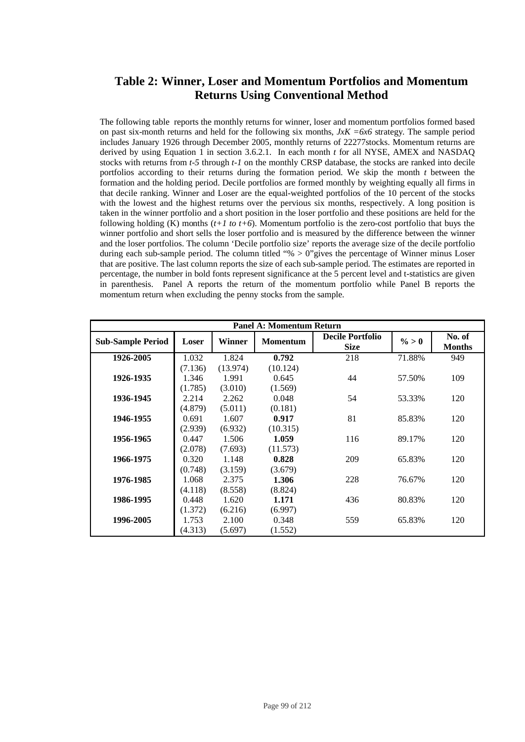## Table 2: Winner, Loser and Momentum Portfolios and Momentum Returns Using Conventional Method

The following table reports the monthly returns for winner, loser and momentum portfolios formed based on past six-month returns and held for the following six months, *JxK =6x6* strategy. The sample period includes January 1926 through December 2005, monthly returns of 22277stocks. Momentum returns are derived by using Equation 1 in section 3.6.2.1. In each month *t* for all NYSE, AMEX and NASDAQ stocks with returns from *t-5* through *t-1* on the monthly CRSP database, the stocks are ranked into decile portfolios according to their returns during the formation period. We skip the month *t* between the formation and the holding period. Decile portfolios are formed monthly by weighting equally all firms in that decile ranking. Winner and Loser are the equal-weighted portfolios of the 10 percent of the stocks with the lowest and the highest returns over the pervious six months, respectively. A long position is taken in the winner portfolio and a short position in the loser portfolio and these positions are held for the following holding (K) months (*t+1 to t+6*). Momentum portfolio is the zero-cost portfolio that buys the winner portfolio and short sells the loser portfolio and is measured by the difference between the winner and the loser portfolios. The column 'Decile portfolio size' reports the average size of the decile portfolio during each sub-sample period. The column titled "% > 0"gives the percentage of Winner minus Loser that are positive. The last column reports the size of each sub-sample period. The estimates are reported in percentage, the number in bold fonts represent significance at the 5 percent level and t-statistics are given in parenthesis. Panel A reports the return of the momentum portfolio while Panel B reports the momentum return when excluding the penny stocks from the sample.

| Panel A: Momentum Return | | | | | | |
|---|---|---|---|---|---|---|
| **Sub-Sample Period** | **Loser** | **Winner** | **Momentum** | **Decile Portfolio Size** | **% > 0** | **No. of Months** |
| **1926-2005** | 1.032 | 1.824 | **0.792** | 218 | 71.88% | 949 |
| | (7.136) | (13.974) | (10.124) | | | |
| **1926-1935** | 1.346 | 1.991 | 0.645 | 44 | 57.50% | 109 |
| | (1.785) | (3.010) | (1.569) | | | |
| **1936-1945** | 2.214 | 2.262 | 0.048 | 54 | 53.33% | 120 |
| | (4.879) | (5.011) | (0.181) | | | |
| **1946-1955** | 0.691 | 1.607 | **0.917** | 81 | 85.83% | 120 |
| | (2.939) | (6.932) | (10.315) | | | |
| **1956-1965** | 0.447 | 1.506 | **1.059** | 116 | 89.17% | 120 |
| | (2.078) | (7.693) | (11.573) | | | |
| **1966-1975** | 0.320 | 1.148 | **0.828** | 209 | 65.83% | 120 |
| | (0.748) | (3.159) | (3.679) | | | |
| **1976-1985** | 1.068 | 2.375 | **1.306** | 228 | 76.67% | 120 |
| | (4.118) | (8.558) | (8.824) | | | |
| **1986-1995** | 0.448 | 1.620 | **1.171** | 436 | 80.83% | 120 |
| | (1.372) | (6.216) | (6.997) | | | |
| **1996-2005** | 1.753 | 2.100 | 0.348 | 559 | 65.83% | 120 |
| | (4.313) | (5.697) | (1.552) | | | |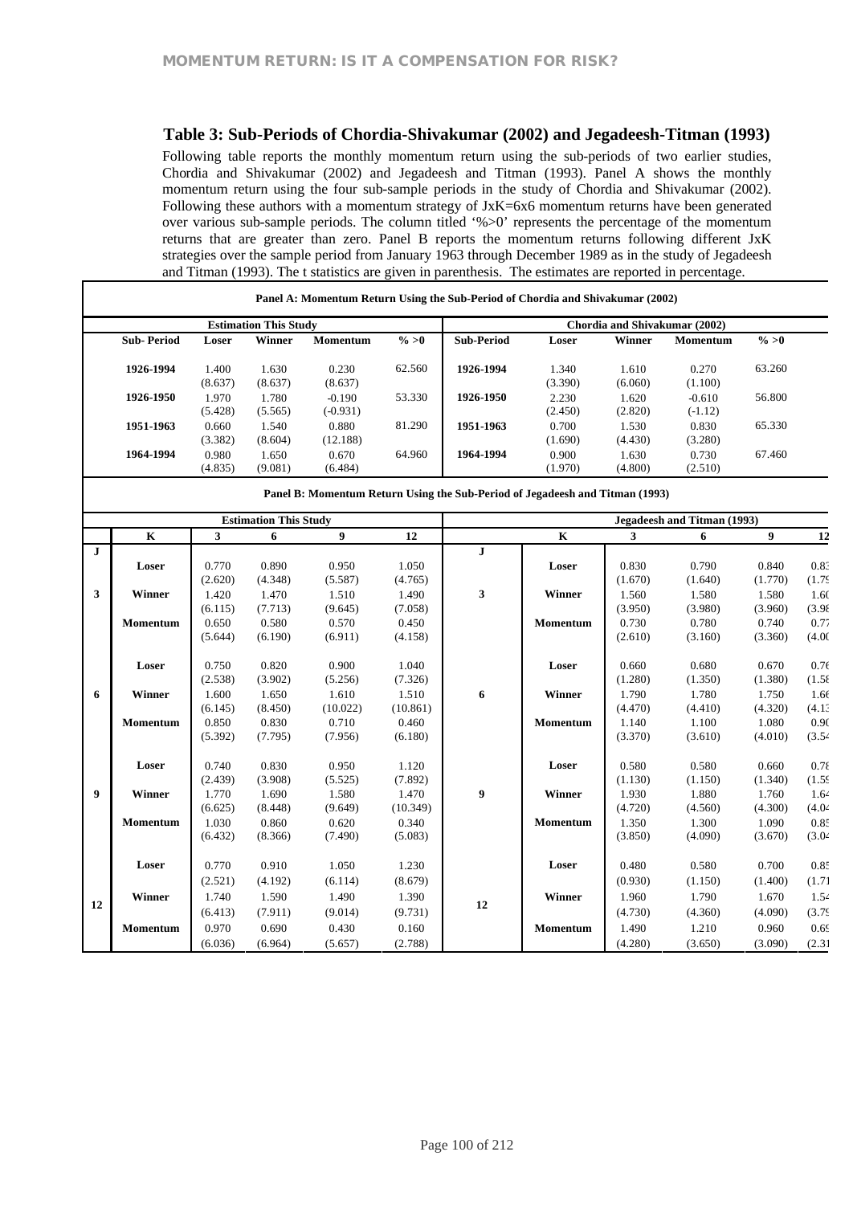## Table 3: Sub-Periods of Chordia-Shivakumar (2002) and Jegadeesh-Titman (1993)

Following table reports the monthly momentum return using the sub-periods of two earlier studies, Chordia and Shivakumar (2002) and Jegadeesh and Titman (1993). Panel A shows the monthly momentum return using the four sub-sample periods in the study of Chordia and Shivakumar (2002). Following these authors with a momentum strategy of JxK=6x6 momentum returns have been generated over various sub-sample periods. The column titled '%>0' represents the percentage of the momentum returns that are greater than zero. Panel B reports the momentum returns following different JxK strategies over the sample period from January 1963 through December 1989 as in the study of Jegadeesh and Titman (1993). The t statistics are given in parenthesis. The estimates are reported in percentage.

**Panel A: Momentum Return Using the Sub-Period of Chordia and Shivakumar (2002)**

| Estimation This Study | | | | | Chordia and Shivakumar (2002) | | | | |
|---|---|---|---|---|---|---|---|---|---|
| **Sub- Period** | **Loser** | **Winner** | **Momentum** | **% >0** | **Sub-Period** | **Loser** | **Winner** | **Momentum** | **% >0** |
| **1926-1994** | 1.400 | 1.630 | 0.230 | 62.560 | **1926-1994** | 1.340 | 1.610 | 0.270 | 63.260 |
| | (8.637) | (8.637) | (8.637) | | | (3.390) | (6.060) | (1.100) | |
| **1926-1950** | 1.970 | 1.780 | -0.190 | 53.330 | **1926-1950** | 2.230 | 1.620 | -0.610 | 56.800 |
| | (5.428) | (5.565) | (-0.931) | | | (2.450) | (2.820) | (-1.12) | |
| **1951-1963** | 0.660 | 1.540 | 0.880 | 81.290 | **1951-1963** | 0.700 | 1.530 | 0.830 | 65.330 |
| | (3.382) | (8.604) | (12.188) | | | (1.690) | (4.430) | (3.280) | |
| **1964-1994** | 0.980 | 1.650 | 0.670 | 64.960 | **1964-1994** | 0.900 | 1.630 | 0.730 | 67.460 |
| | (4.835) | (9.081) | (6.484) | | | (1.970) | (4.800) | (2.510) | |

**Panel B: Momentum Return Using the Sub-Period of Jegadeesh and Titman (1993)**

| | Estimation This Study | | | | | | Jegadeesh and Titman (1993) | | | | |
|---|---|---|---|---|---|---|---|---|---|---|---|
| | **K** | **3** | **6** | **9** | **12** | | **K** | **3** | **6** | **9** | **12** |
| **J** | | | | | | **J** | | | | | |
| | **Loser** | 0.770 | 0.890 | 0.950 | 1.050 | | **Loser** | 0.830 | 0.790 | 0.840 | 0.83 |
| | | (2.620) | (4.348) | (5.587) | (4.765) | | | (1.670) | (1.640) | (1.770) | (1.79 |
| **3** | **Winner** | 1.420 | 1.470 | 1.510 | 1.490 | **3** | **Winner** | 1.560 | 1.580 | 1.580 | 1.60 |
| | | (6.115) | (7.713) | (9.645) | (7.058) | | | (3.950) | (3.980) | (3.960) | (3.98 |
| | **Momentum** | 0.650 | 0.580 | 0.570 | 0.450 | | **Momentum** | 0.730 | 0.780 | 0.740 | 0.77 |
| | | (5.644) | (6.190) | (6.911) | (4.158) | | | (2.610) | (3.160) | (3.360) | (4.00 |
| | **Loser** | 0.750 | 0.820 | 0.900 | 1.040 | | **Loser** | 0.660 | 0.680 | 0.670 | 0.76 |
| | | (2.538) | (3.902) | (5.256) | (7.326) | | | (1.280) | (1.350) | (1.380) | (1.58 |
| **6** | **Winner** | 1.600 | 1.650 | 1.610 | 1.510 | **6** | **Winner** | 1.790 | 1.780 | 1.750 | 1.66 |
| | | (6.145) | (8.450) | (10.022) | (10.861) | | | (4.470) | (4.410) | (4.320) | (4.13 |
| | **Momentum** | 0.850 | 0.830 | 0.710 | 0.460 | | **Momentum** | 1.140 | 1.100 | 1.080 | 0.90 |
| | | (5.392) | (7.795) | (7.956) | (6.180) | | | (3.370) | (3.610) | (4.010) | (3.54 |
| | **Loser** | 0.740 | 0.830 | 0.950 | 1.120 | | **Loser** | 0.580 | 0.580 | 0.660 | 0.78 |
| | | (2.439) | (3.908) | (5.525) | (7.892) | | | (1.130) | (1.150) | (1.340) | (1.59 |
| **9** | **Winner** | 1.770 | 1.690 | 1.580 | 1.470 | **9** | **Winner** | 1.930 | 1.880 | 1.760 | 1.64 |
| | | (6.625) | (8.448) | (9.649) | (10.349) | | | (4.720) | (4.560) | (4.300) | (4.04 |
| | **Momentum** | 1.030 | 0.860 | 0.620 | 0.340 | | **Momentum** | 1.350 | 1.300 | 1.090 | 0.85 |
| | | (6.432) | (8.366) | (7.490) | (5.083) | | | (3.850) | (4.090) | (3.670) | (3.04 |
| | **Loser** | 0.770 | 0.910 | 1.050 | 1.230 | | **Loser** | 0.480 | 0.580 | 0.700 | 0.85 |
| | | (2.521) | (4.192) | (6.114) | (8.679) | | | (0.930) | (1.150) | (1.400) | (1.71 |
| **12** | **Winner** | 1.740 | 1.590 | 1.490 | 1.390 | **12** | **Winner** | 1.960 | 1.790 | 1.670 | 1.54 |
| | | (6.413) | (7.911) | (9.014) | (9.731) | | | (4.730) | (4.360) | (4.090) | (3.79 |
| | **Momentum** | 0.970 | 0.690 | 0.430 | 0.160 | | **Momentum** | 1.490 | 1.210 | 0.960 | 0.69 |
| | | (6.036) | (6.964) | (5.657) | (2.788) | | | (4.280) | (3.650) | (3.090) | (2.31 |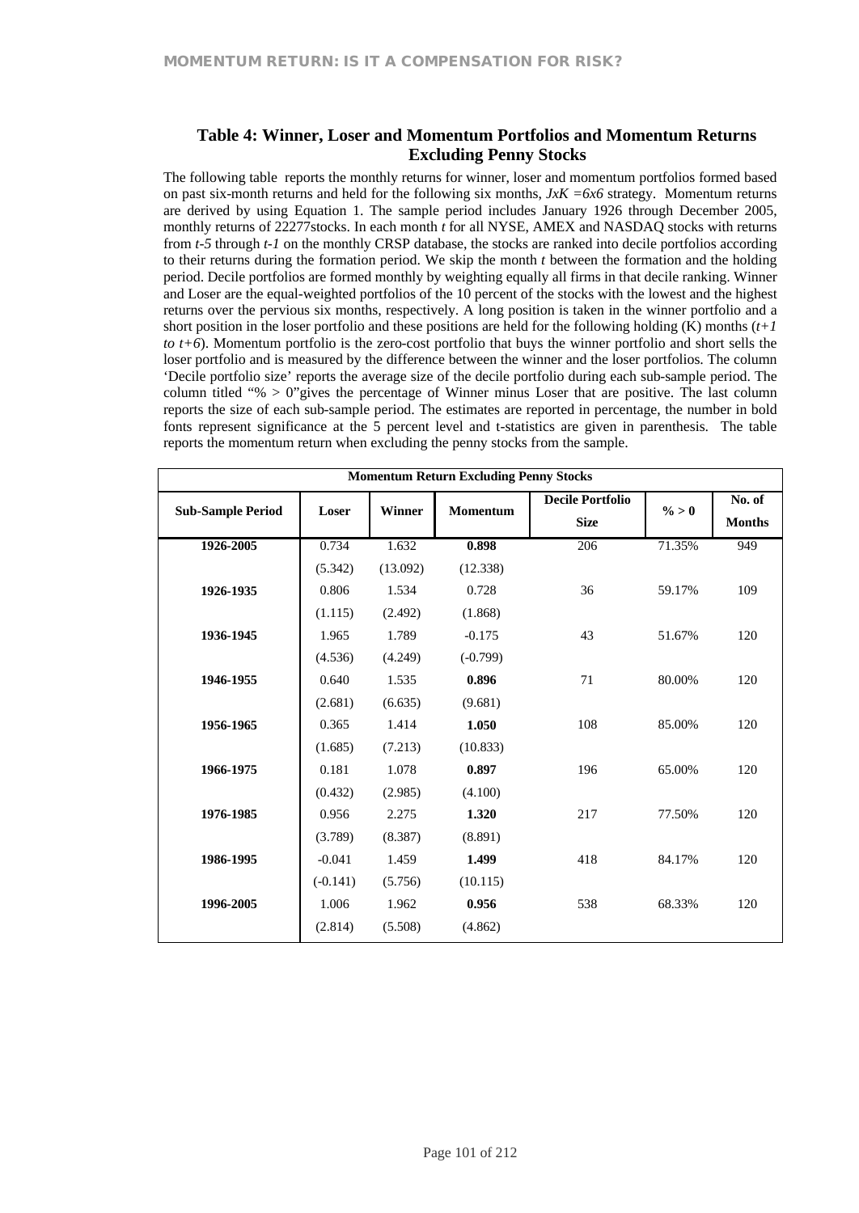## Table 4: Winner, Loser and Momentum Portfolios and Momentum Returns Excluding Penny Stocks

The following table reports the monthly returns for winner, loser and momentum portfolios formed based on past six-month returns and held for the following six months, *JxK =6x6* strategy. Momentum returns are derived by using Equation 1. The sample period includes January 1926 through December 2005, monthly returns of 22277stocks. In each month *t* for all NYSE, AMEX and NASDAQ stocks with returns from *t-5* through *t-1* on the monthly CRSP database, the stocks are ranked into decile portfolios according to their returns during the formation period. We skip the month *t* between the formation and the holding period. Decile portfolios are formed monthly by weighting equally all firms in that decile ranking. Winner and Loser are the equal-weighted portfolios of the 10 percent of the stocks with the lowest and the highest returns over the pervious six months, respectively. A long position is taken in the winner portfolio and a short position in the loser portfolio and these positions are held for the following holding (K) months (*t+1 to t+6*). Momentum portfolio is the zero-cost portfolio that buys the winner portfolio and short sells the loser portfolio and is measured by the difference between the winner and the loser portfolios. The column 'Decile portfolio size' reports the average size of the decile portfolio during each sub-sample period. The column titled "% > 0"gives the percentage of Winner minus Loser that are positive. The last column reports the size of each sub-sample period. The estimates are reported in percentage, the number in bold fonts represent significance at the 5 percent level and t-statistics are given in parenthesis. The table reports the momentum return when excluding the penny stocks from the sample.

| **Momentum Return Excluding Penny Stocks** | | | | | | |
|---|---|---|---|---|---|---|
| **Sub-Sample Period** | **Loser** | **Winner** | **Momentum** | **Decile Portfolio Size** | **% > 0** | **No. of Months** |
| **1926-2005** | 0.734 | 1.632 | **0.898** | 206 | 71.35% | 949 |
| | (5.342) | (13.092) | (12.338) | | | |
| **1926-1935** | 0.806 | 1.534 | 0.728 | 36 | 59.17% | 109 |
| | (1.115) | (2.492) | (1.868) | | | |
| **1936-1945** | 1.965 | 1.789 | -0.175 | 43 | 51.67% | 120 |
| | (4.536) | (4.249) | (-0.799) | | | |
| **1946-1955** | 0.640 | 1.535 | **0.896** | 71 | 80.00% | 120 |
| | (2.681) | (6.635) | (9.681) | | | |
| **1956-1965** | 0.365 | 1.414 | **1.050** | 108 | 85.00% | 120 |
| | (1.685) | (7.213) | (10.833) | | | |
| **1966-1975** | 0.181 | 1.078 | **0.897** | 196 | 65.00% | 120 |
| | (0.432) | (2.985) | (4.100) | | | |
| **1976-1985** | 0.956 | 2.275 | **1.320** | 217 | 77.50% | 120 |
| | (3.789) | (8.387) | (8.891) | | | |
| **1986-1995** | -0.041 | 1.459 | **1.499** | 418 | 84.17% | 120 |
| | (-0.141) | (5.756) | (10.115) | | | |
| **1996-2005** | 1.006 | 1.962 | **0.956** | 538 | 68.33% | 120 |
| | (2.814) | (5.508) | (4.862) | | | |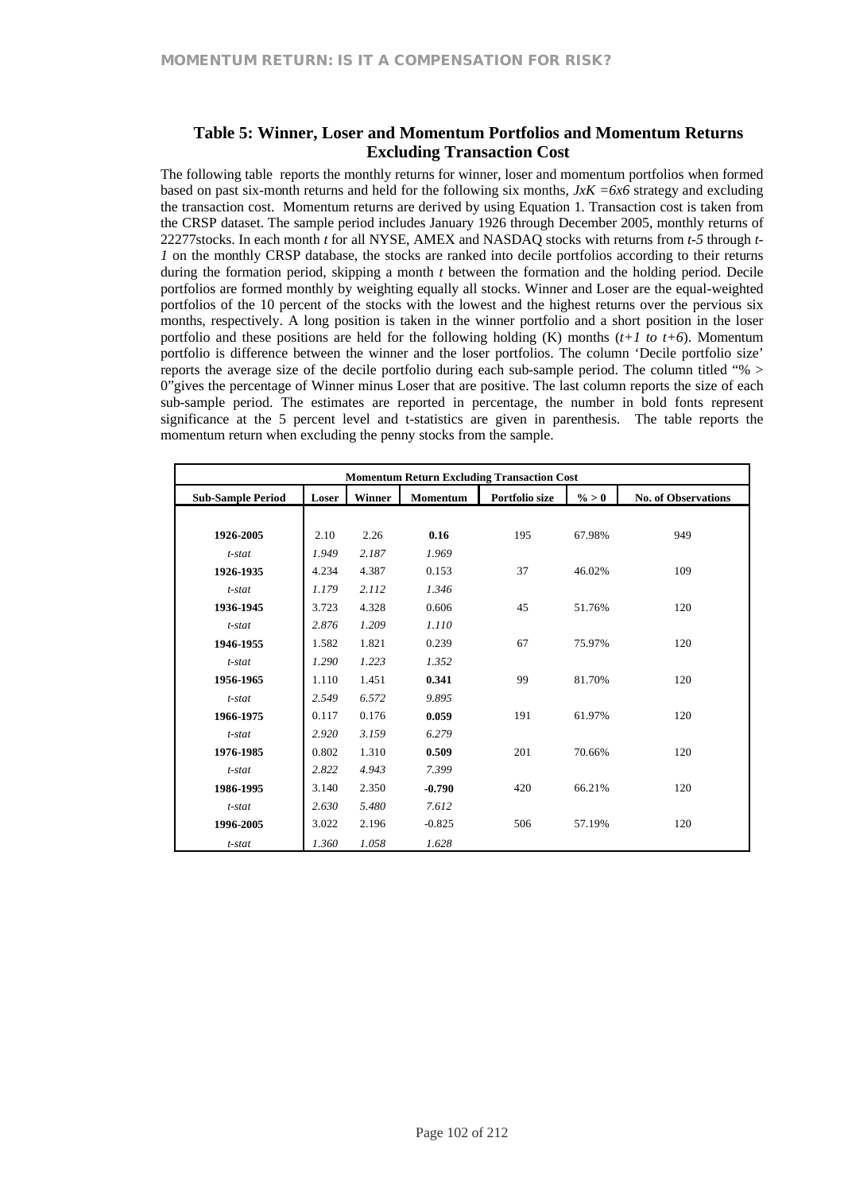## Table 5: Winner, Loser and Momentum Portfolios and Momentum Returns Excluding Transaction Cost

The following table reports the monthly returns for winner, loser and momentum portfolios when formed based on past six-month returns and held for the following six months, *JxK =6x6* strategy and excluding the transaction cost. Momentum returns are derived by using Equation 1. Transaction cost is taken from the CRSP dataset. The sample period includes January 1926 through December 2005, monthly returns of 22277stocks. In each month *t* for all NYSE, AMEX and NASDAQ stocks with returns from *t-5* through *t-1* on the monthly CRSP database, the stocks are ranked into decile portfolios according to their returns during the formation period, skipping a month *t* between the formation and the holding period. Decile portfolios are formed monthly by weighting equally all stocks. Winner and Loser are the equal-weighted portfolios of the 10 percent of the stocks with the lowest and the highest returns over the pervious six months, respectively. A long position is taken in the winner portfolio and a short position in the loser portfolio and these positions are held for the following holding (K) months (*t+1 to t+6*). Momentum portfolio is difference between the winner and the loser portfolios. The column 'Decile portfolio size' reports the average size of the decile portfolio during each sub-sample period. The column titled "% > 0"gives the percentage of Winner minus Loser that are positive. The last column reports the size of each sub-sample period. The estimates are reported in percentage, the number in bold fonts represent significance at the 5 percent level and t-statistics are given in parenthesis. The table reports the momentum return when excluding the penny stocks from the sample.

| Momentum Return Excluding Transaction Cost | | | | | | |
|---|---|---|---|---|---|---|
| **Sub-Sample Period** | **Loser** | **Winner** | **Momentum** | **Portfolio size** | **% > 0** | **No. of Observations** |
| **1926-2005** | 2.10 | 2.26 | **0.16** | 195 | 67.98% | 949 |
| *t-stat* | *1.949* | *2.187* | *1.969* | | | |
| **1926-1935** | 4.234 | 4.387 | 0.153 | 37 | 46.02% | 109 |
| *t-stat* | *1.179* | *2.112* | *1.346* | | | |
| **1936-1945** | 3.723 | 4.328 | 0.606 | 45 | 51.76% | 120 |
| *t-stat* | *2.876* | *1.209* | *1.110* | | | |
| **1946-1955** | 1.582 | 1.821 | 0.239 | 67 | 75.97% | 120 |
| *t-stat* | *1.290* | *1.223* | *1.352* | | | |
| **1956-1965** | 1.110 | 1.451 | **0.341** | 99 | 81.70% | 120 |
| *t-stat* | *2.549* | *6.572* | *9.895* | | | |
| **1966-1975** | 0.117 | 0.176 | **0.059** | 191 | 61.97% | 120 |
| *t-stat* | *2.920* | *3.159* | *6.279* | | | |
| **1976-1985** | 0.802 | 1.310 | **0.509** | 201 | 70.66% | 120 |
| *t-stat* | *2.822* | *4.943* | *7.399* | | | |
| **1986-1995** | 3.140 | 2.350 | **-0.790** | 420 | 66.21% | 120 |
| *t-stat* | *2.630* | *5.480* | *7.612* | | | |
| **1996-2005** | 3.022 | 2.196 | -0.825 | 506 | 57.19% | 120 |
| *t-stat* | *1.360* | *1.058* | *1.628* | | | |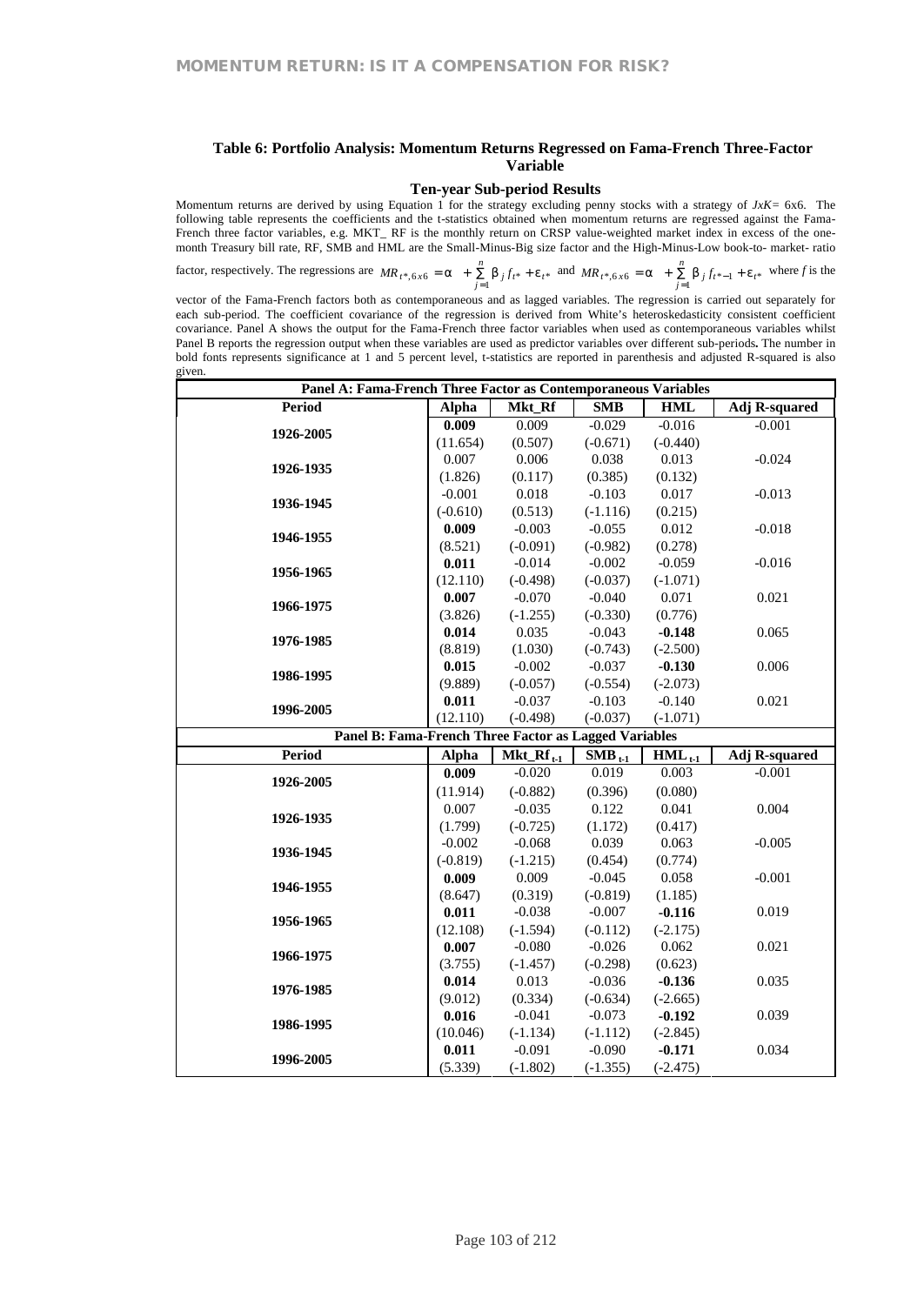### Table 6: Portfolio Analysis: Momentum Returns Regressed on Fama-French Three-Factor Variable

#### Ten-year Sub-period Results

Momentum returns are derived by using Equation 1 for the strategy excluding penny stocks with a strategy of $JxK$= 6x6. The following table represents the coefficients and the t-statistics obtained when momentum returns are regressed against the Fama-French three factor variables, e.g. MKT_ RF is the monthly return on CRSP value-weighted market index in excess of the one-month Treasury bill rate, RF, SMB and HML are the Small-Minus-Big size factor and the High-Minus-Low book-to- market- ratio factor, respectively. The regressions are $MR_{t^*,6x6} = \alpha + \sum_{j=1}^{n} \beta_j f_{t^*} + \varepsilon_{t^*}$ and $MR_{t^*,6x6} = \alpha + \sum_{j=1}^{n} \beta_j f_{t^*-1} + \varepsilon_{t^*}$ where $f$ is the vector of the Fama-French factors both as contemporaneous and as lagged variables. The regression is carried out separately for each sub-period. The coefficient covariance of the regression is derived from White's heteroskedasticity consistent coefficient covariance. Panel A shows the output for the Fama-French three factor variables when used as contemporaneous variables whilst Panel B reports the regression output when these variables are used as predictor variables over different sub-periods**.** The number in bold fonts represents significance at 1 and 5 percent level, t-statistics are reported in parenthesis and adjusted R-squared is also given.

| Panel A: Fama-French Three Factor as Contemporaneous Variables | | | | | |
|---|---|---|---|---|---|
| **Period** | **Alpha** | **Mkt_Rf** | **SMB** | **HML** | **Adj R-squared** |
| 1926-2005 | **0.009** | 0.009 | -0.029 | -0.016 | -0.001 |
| | (11.654) | (0.507) | (-0.671) | (-0.440) | |
| 1926-1935 | 0.007 | 0.006 | 0.038 | 0.013 | -0.024 |
| | (1.826) | (0.117) | (0.385) | (0.132) | |
| 1936-1945 | -0.001 | 0.018 | -0.103 | 0.017 | -0.013 |
| | (-0.610) | (0.513) | (-1.116) | (0.215) | |
| 1946-1955 | **0.009** | -0.003 | -0.055 | 0.012 | -0.018 |
| | (8.521) | (-0.091) | (-0.982) | (0.278) | |
| 1956-1965 | **0.011** | -0.014 | -0.002 | -0.059 | -0.016 |
| | (12.110) | (-0.498) | (-0.037) | (-1.071) | |
| 1966-1975 | **0.007** | -0.070 | -0.040 | 0.071 | 0.021 |
| | (3.826) | (-1.255) | (-0.330) | (0.776) | |
| 1976-1985 | **0.014** | 0.035 | -0.043 | **-0.148** | 0.065 |
| | (8.819) | (1.030) | (-0.743) | (-2.500) | |
| 1986-1995 | **0.015** | -0.002 | -0.037 | **-0.130** | 0.006 |
| | (9.889) | (-0.057) | (-0.554) | (-2.073) | |
| 1996-2005 | **0.011** | -0.037 | -0.103 | -0.140 | 0.021 |
| | (12.110) | (-0.498) | (-0.037) | (-1.071) | |
| **Panel B: Fama-French Three Factor as Lagged Variables** | | | | | |
| **Period** | **Alpha** | **$Mkt\_Rf_{t-1}$** | **$SMB_{t-1}$** | **$HML_{t-1}$** | **Adj R-squared** |
| 1926-2005 | **0.009** | -0.020 | 0.019 | 0.003 | -0.001 |
| | (11.914) | (-0.882) | (0.396) | (0.080) | |
| 1926-1935 | 0.007 | -0.035 | 0.122 | 0.041 | 0.004 |
| | (1.799) | (-0.725) | (1.172) | (0.417) | |
| 1936-1945 | -0.002 | -0.068 | 0.039 | 0.063 | -0.005 |
| | (-0.819) | (-1.215) | (0.454) | (0.774) | |
| 1946-1955 | **0.009** | 0.009 | -0.045 | 0.058 | -0.001 |
| | (8.647) | (0.319) | (-0.819) | (1.185) | |
| 1956-1965 | **0.011** | -0.038 | -0.007 | **-0.116** | 0.019 |
| | (12.108) | (-1.594) | (-0.112) | (-2.175) | |
| 1966-1975 | **0.007** | -0.080 | -0.026 | 0.062 | 0.021 |
| | (3.755) | (-1.457) | (-0.298) | (0.623) | |
| 1976-1985 | **0.014** | 0.013 | -0.036 | **-0.136** | 0.035 |
| | (9.012) | (0.334) | (-0.634) | (-2.665) | |
| 1986-1995 | **0.016** | -0.041 | -0.073 | **-0.192** | 0.039 |
| | (10.046) | (-1.134) | (-1.112) | (-2.845) | |
| 1996-2005 | **0.011** | -0.091 | -0.090 | **-0.171** | 0.034 |
| | (5.339) | (-1.802) | (-1.355) | (-2.475) | |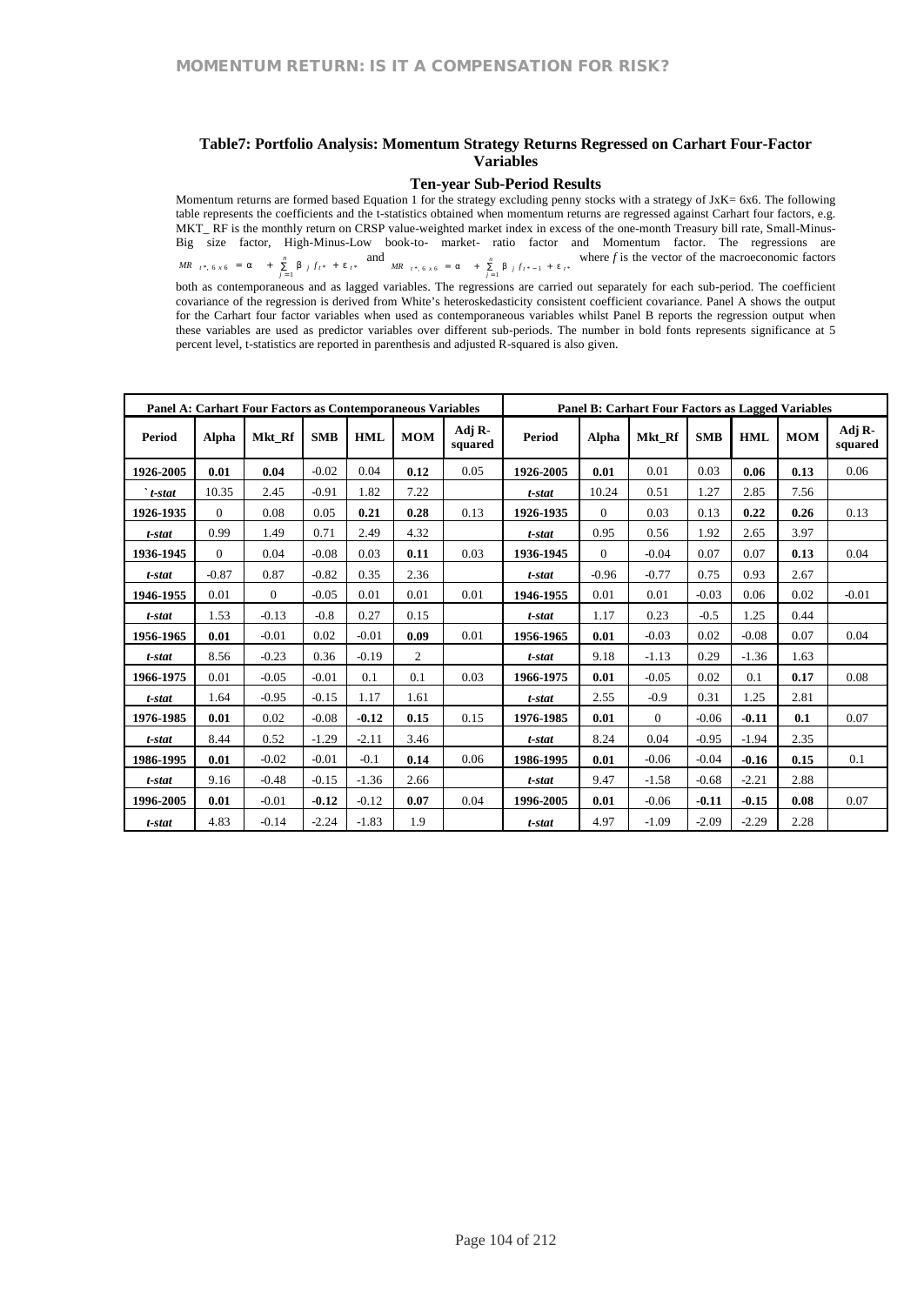### Table7: Portfolio Analysis: Momentum Strategy Returns Regressed on Carhart Four-Factor Variables

#### Ten-year Sub-Period Results

Momentum returns are formed based Equation 1 for the strategy excluding penny stocks with a strategy of JxK= 6x6. The following table represents the coefficients and the t-statistics obtained when momentum returns are regressed against Carhart four factors, e.g. MKT_ RF is the monthly return on CRSP value-weighted market index in excess of the one-month Treasury bill rate, Small-Minus-Big size factor, High-Minus-Low book-to- market- ratio factor and Momentum factor. The regressions are $MR_{t^*,6x6} = \alpha + \sum_{j=1}^{n} \beta_j f_{t^*} + \varepsilon_{t^*}$ and $MR_{t^*,6x6} = \alpha + \sum_{j=1}^{o} \beta_j f_{t^*-1} + \varepsilon_{t^*}$ where *f* is the vector of the macroeconomic factors both as contemporaneous and as lagged variables. The regressions are carried out separately for each sub-period. The coefficient covariance of the regression is derived from White's heteroskedasticity consistent coefficient covariance. Panel A shows the output for the Carhart four factor variables when used as contemporaneous variables whilst Panel B reports the regression output when these variables are used as predictor variables over different sub-periods. The number in bold fonts represents significance at 5 percent level, t-statistics are reported in parenthesis and adjusted R-squared is also given.

| Panel A: Carhart Four Factors as Contemporaneous Variables | | | | | | | Panel B: Carhart Four Factors as Lagged Variables | | | | | | |
|---|---|---|---|---|---|---|---|---|---|---|---|---|---|
| **Period** | **Alpha** | **Mkt_Rf** | **SMB** | **HML** | **MOM** | **Adj R-squared** | **Period** | **Alpha** | **Mkt_Rf** | **SMB** | **HML** | **MOM** | **Adj R-squared** |
| **1926-2005** | **0.01** | **0.04** | -0.02 | 0.04 | **0.12** | 0.05 | **1926-2005** | **0.01** | 0.01 | 0.03 | **0.06** | **0.13** | 0.06 |
| *`t-stat* | 10.35 | 2.45 | -0.91 | 1.82 | 7.22 | | *t-stat* | 10.24 | 0.51 | 1.27 | 2.85 | 7.56 | |
| **1926-1935** | 0 | 0.08 | 0.05 | **0.21** | **0.28** | 0.13 | **1926-1935** | 0 | 0.03 | 0.13 | **0.22** | **0.26** | 0.13 |
| *t-stat* | 0.99 | 1.49 | 0.71 | 2.49 | 4.32 | | *t-stat* | 0.95 | 0.56 | 1.92 | 2.65 | 3.97 | |
| **1936-1945** | 0 | 0.04 | -0.08 | 0.03 | **0.11** | 0.03 | **1936-1945** | 0 | -0.04 | 0.07 | 0.07 | **0.13** | 0.04 |
| *t-stat* | -0.87 | 0.87 | -0.82 | 0.35 | 2.36 | | *t-stat* | -0.96 | -0.77 | 0.75 | 0.93 | 2.67 | |
| **1946-1955** | 0.01 | 0 | -0.05 | 0.01 | 0.01 | 0.01 | **1946-1955** | 0.01 | 0.01 | -0.03 | 0.06 | 0.02 | -0.01 |
| *t-stat* | 1.53 | -0.13 | -0.8 | 0.27 | 0.15 | | *t-stat* | 1.17 | 0.23 | -0.5 | 1.25 | 0.44 | |
| **1956-1965** | **0.01** | -0.01 | 0.02 | -0.01 | **0.09** | 0.01 | **1956-1965** | **0.01** | -0.03 | 0.02 | -0.08 | 0.07 | 0.04 |
| *t-stat* | 8.56 | -0.23 | 0.36 | -0.19 | 2 | | *t-stat* | 9.18 | -1.13 | 0.29 | -1.36 | 1.63 | |
| **1966-1975** | 0.01 | -0.05 | -0.01 | 0.1 | 0.1 | 0.03 | **1966-1975** | **0.01** | -0.05 | 0.02 | 0.1 | **0.17** | 0.08 |
| *t-stat* | 1.64 | -0.95 | -0.15 | 1.17 | 1.61 | | *t-stat* | 2.55 | -0.9 | 0.31 | 1.25 | 2.81 | |
| **1976-1985** | **0.01** | 0.02 | -0.08 | **-0.12** | **0.15** | 0.15 | **1976-1985** | **0.01** | 0 | -0.06 | **-0.11** | **0.1** | 0.07 |
| *t-stat* | 8.44 | 0.52 | -1.29 | -2.11 | 3.46 | | *t-stat* | 8.24 | 0.04 | -0.95 | -1.94 | 2.35 | |
| **1986-1995** | **0.01** | -0.02 | -0.01 | -0.1 | **0.14** | 0.06 | **1986-1995** | **0.01** | -0.06 | -0.04 | **-0.16** | **0.15** | 0.1 |
| *t-stat* | 9.16 | -0.48 | -0.15 | -1.36 | 2.66 | | *t-stat* | 9.47 | -1.58 | -0.68 | -2.21 | 2.88 | |
| **1996-2005** | **0.01** | -0.01 | **-0.12** | -0.12 | **0.07** | 0.04 | **1996-2005** | **0.01** | -0.06 | **-0.11** | **-0.15** | **0.08** | 0.07 |
| *t-stat* | 4.83 | -0.14 | -2.24 | -1.83 | 1.9 | | *t-stat* | 4.97 | -1.09 | -2.09 | -2.29 | 2.28 | |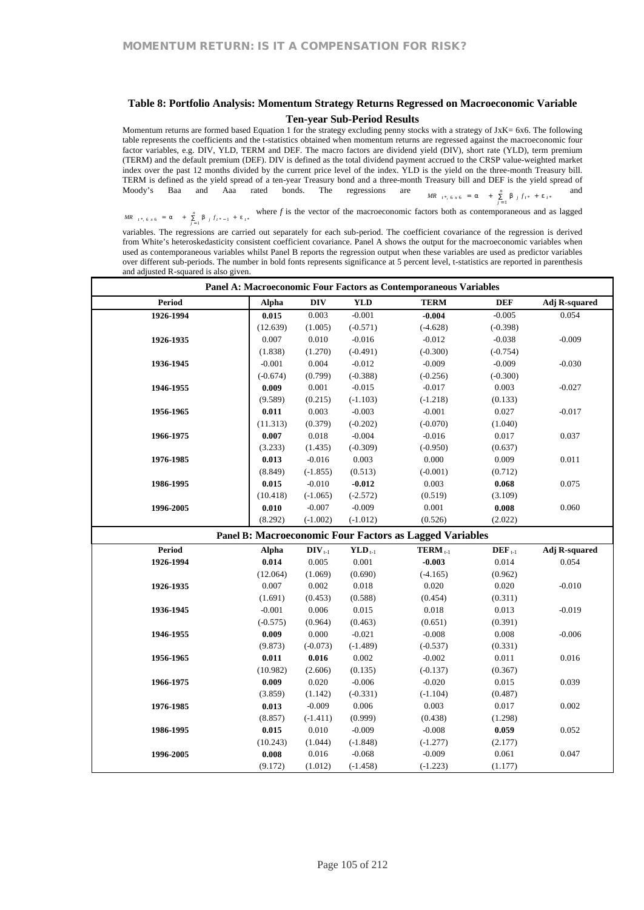## Table 8: Portfolio Analysis: Momentum Strategy Returns Regressed on Macroeconomic Variable

### Ten-year Sub-Period Results

Momentum returns are formed based Equation 1 for the strategy excluding penny stocks with a strategy of JxK= 6x6. The following table represents the coefficients and the t-statistics obtained when momentum returns are regressed against the macroeconomic four factor variables, e.g. DIV, YLD, TERM and DEF. The macro factors are dividend yield (DIV), short rate (YLD), term premium (TERM) and the default premium (DEF). DIV is defined as the total dividend payment accrued to the CRSP value-weighted market index over the past 12 months divided by the current price level of the index. YLD is the yield on the three-month Treasury bill. TERM is defined as the yield spread of a ten-year Treasury bond and a three-month Treasury bill and DEF is the yield spread of Moody's Baa and Aaa rated bonds. The regressions are $MR_{t*,6x6} = \alpha + \sum_{j=1}^{n} \beta_j f_{t*} + \varepsilon_{t*}$ and $MR_{t*,6x6} = \alpha + \sum_{j=1}^{n} \beta_j f_{t*-1} + \varepsilon_{t*}$ where $f$ is the vector of the macroeconomic factors both as contemporaneous and as lagged variables. The regressions are carried out separately for each sub-period. The coefficient covariance of the regression is derived from White's heteroskedasticity consistent coefficient covariance. Panel A shows the output for the macroeconomic variables when used as contemporaneous variables whilst Panel B reports the regression output when these variables are used as predictor variables over different sub-periods. The number in bold fonts represents significance at 5 percent level, t-statistics are reported in parenthesis and adjusted R-squared is also given.

| Panel A: Macroeconomic Four Factors as Contemporaneous Variables | | | | | | |
|---|---|---|---|---|---|---|
| **Period** | **Alpha** | **DIV** | **YLD** | **TERM** | **DEF** | **Adj R-squared** |
| **1926-1994** | **0.015** | 0.003 | -0.001 | **-0.004** | -0.005 | 0.054 |
| | (12.639) | (1.005) | (-0.571) | (-4.628) | (-0.398) | |
| **1926-1935** | 0.007 | 0.010 | -0.016 | -0.012 | -0.038 | -0.009 |
| | (1.838) | (1.270) | (-0.491) | (-0.300) | (-0.754) | |
| **1936-1945** | -0.001 | 0.004 | -0.012 | -0.009 | -0.009 | -0.030 |
| | (-0.674) | (0.799) | (-0.388) | (-0.256) | (-0.300) | |
| **1946-1955** | **0.009** | 0.001 | -0.015 | -0.017 | 0.003 | -0.027 |
| | (9.589) | (0.215) | (-1.103) | (-1.218) | (0.133) | |
| **1956-1965** | **0.011** | 0.003 | -0.003 | -0.001 | 0.027 | -0.017 |
| | (11.313) | (0.379) | (-0.202) | (-0.070) | (1.040) | |
| **1966-1975** | **0.007** | 0.018 | -0.004 | -0.016 | 0.017 | 0.037 |
| | (3.233) | (1.435) | (-0.309) | (-0.950) | (0.637) | |
| **1976-1985** | **0.013** | -0.016 | 0.003 | 0.000 | 0.009 | 0.011 |
| | (8.849) | (-1.855) | (0.513) | (-0.001) | (0.712) | |
| **1986-1995** | **0.015** | -0.010 | **-0.012** | 0.003 | **0.068** | 0.075 |
| | (10.418) | (-1.065) | (-2.572) | (0.519) | (3.109) | |
| **1996-2005** | **0.010** | -0.007 | -0.009 | 0.001 | **0.008** | 0.060 |
| | (8.292) | (-1.002) | (-1.012) | (0.526) | (2.022) | |

| Panel B: Macroeconomic Four Factors as Lagged Variables | | | | | | |
|---|---|---|---|---|---|---|
| **Period** | **Alpha** | $\mathbf{DIV}_{t-1}$ | $\mathbf{YLD}_{t-1}$ | $\mathbf{TERM}_{t-1}$ | $\mathbf{DEF}_{t-1}$ | **Adj R-squared** |
| **1926-1994** | **0.014** | 0.005 | 0.001 | **-0.003** | 0.014 | 0.054 |
| | (12.064) | (1.069) | (0.690) | (-4.165) | (0.962) | |
| **1926-1935** | 0.007 | 0.002 | 0.018 | 0.020 | 0.020 | -0.010 |
| | (1.691) | (0.453) | (0.588) | (0.454) | (0.311) | |
| **1936-1945** | -0.001 | 0.006 | 0.015 | 0.018 | 0.013 | -0.019 |
| | (-0.575) | (0.964) | (0.463) | (0.651) | (0.391) | |
| **1946-1955** | **0.009** | 0.000 | -0.021 | -0.008 | 0.008 | -0.006 |
| | (9.873) | (-0.073) | (-1.489) | (-0.537) | (0.331) | |
| **1956-1965** | **0.011** | **0.016** | 0.002 | -0.002 | 0.011 | 0.016 |
| | (10.982) | (2.606) | (0.135) | (-0.137) | (0.367) | |
| **1966-1975** | **0.009** | 0.020 | -0.006 | -0.020 | 0.015 | 0.039 |
| | (3.859) | (1.142) | (-0.331) | (-1.104) | (0.487) | |
| **1976-1985** | **0.013** | -0.009 | 0.006 | 0.003 | 0.017 | 0.002 |
| | (8.857) | (-1.411) | (0.999) | (0.438) | (1.298) | |
| **1986-1995** | **0.015** | 0.010 | -0.009 | -0.008 | **0.059** | 0.052 |
| | (10.243) | (1.044) | (-1.848) | (-1.277) | (2.177) | |
| **1996-2005** | **0.008** | 0.016 | -0.068 | -0.009 | 0.061 | 0.047 |
| | (9.172) | (1.012) | (-1.458) | (-1.223) | (1.177) | |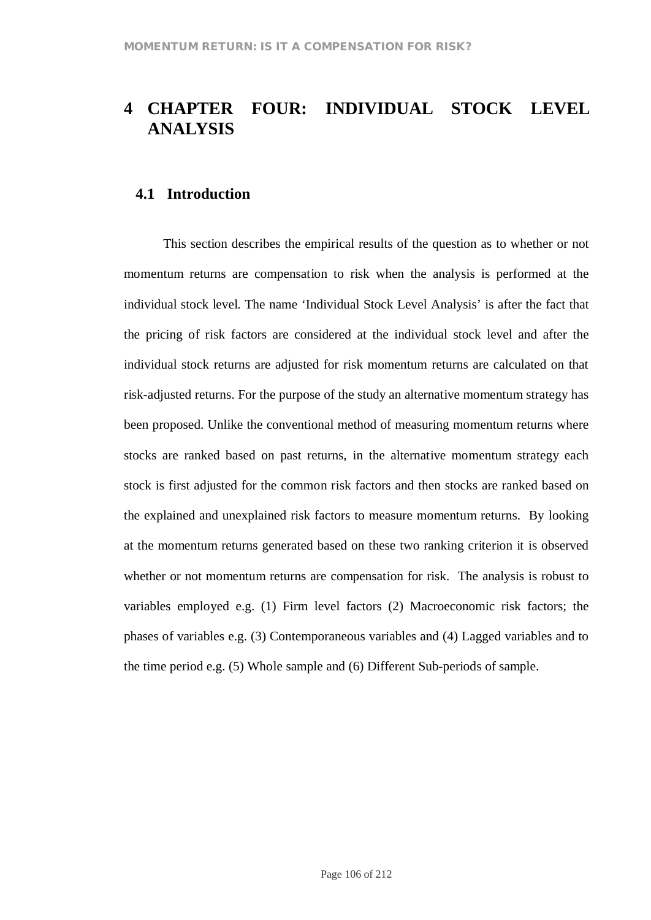# 4 CHAPTER FOUR: INDIVIDUAL STOCK LEVEL ANALYSIS

## 4.1 Introduction

This section describes the empirical results of the question as to whether or not momentum returns are compensation to risk when the analysis is performed at the individual stock level. The name 'Individual Stock Level Analysis' is after the fact that the pricing of risk factors are considered at the individual stock level and after the individual stock returns are adjusted for risk momentum returns are calculated on that risk-adjusted returns. For the purpose of the study an alternative momentum strategy has been proposed. Unlike the conventional method of measuring momentum returns where stocks are ranked based on past returns, in the alternative momentum strategy each stock is first adjusted for the common risk factors and then stocks are ranked based on the explained and unexplained risk factors to measure momentum returns. By looking at the momentum returns generated based on these two ranking criterion it is observed whether or not momentum returns are compensation for risk. The analysis is robust to variables employed e.g. (1) Firm level factors (2) Macroeconomic risk factors; the phases of variables e.g. (3) Contemporaneous variables and (4) Lagged variables and to the time period e.g. (5) Whole sample and (6) Different Sub-periods of sample.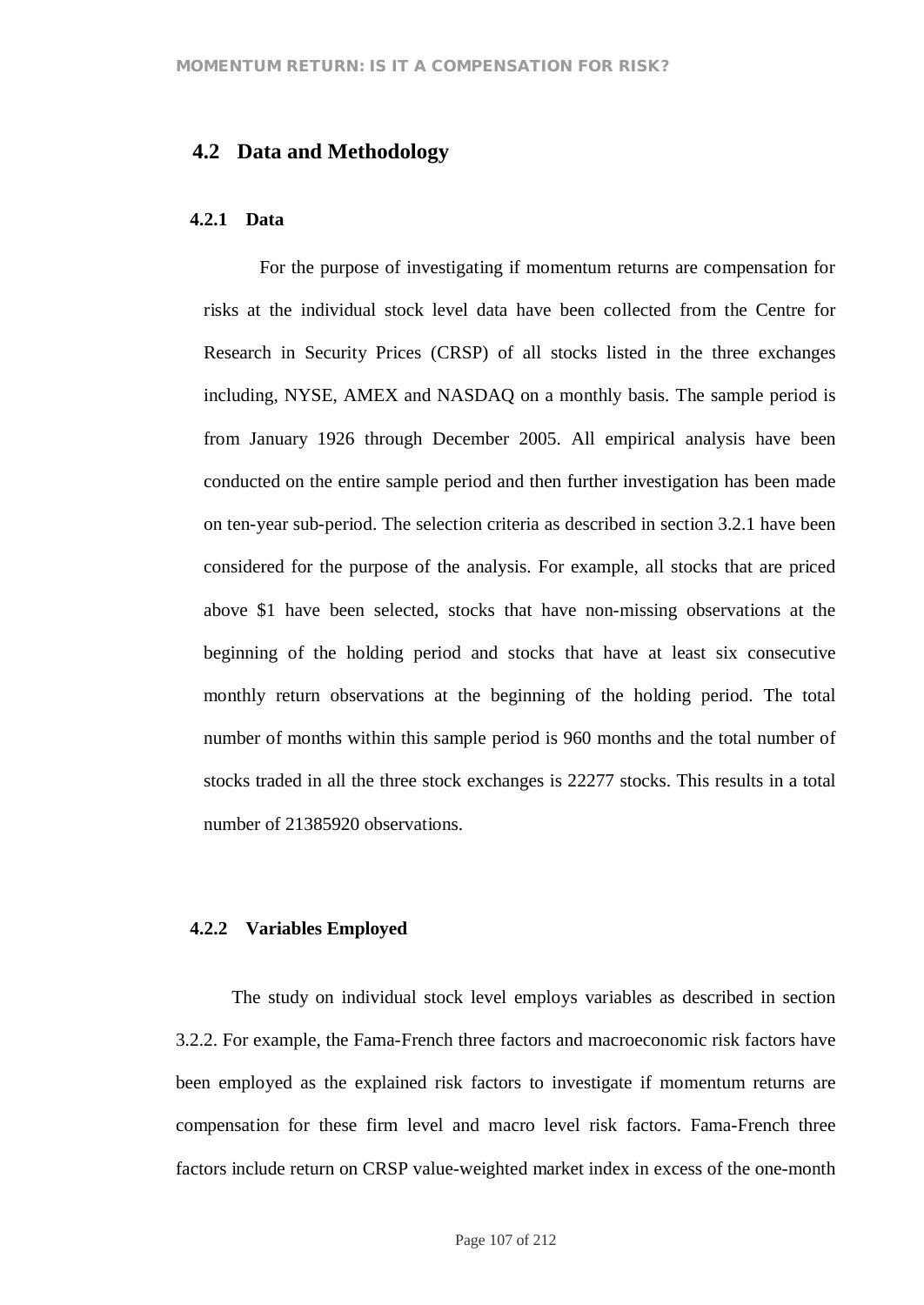## 4.2 Data and Methodology

### 4.2.1 Data

For the purpose of investigating if momentum returns are compensation for risks at the individual stock level data have been collected from the Centre for Research in Security Prices (CRSP) of all stocks listed in the three exchanges including, NYSE, AMEX and NASDAQ on a monthly basis. The sample period is from January 1926 through December 2005. All empirical analysis have been conducted on the entire sample period and then further investigation has been made on ten-year sub-period. The selection criteria as described in section 3.2.1 have been considered for the purpose of the analysis. For example, all stocks that are priced above $1 have been selected, stocks that have non-missing observations at the beginning of the holding period and stocks that have at least six consecutive monthly return observations at the beginning of the holding period. The total number of months within this sample period is 960 months and the total number of stocks traded in all the three stock exchanges is 22277 stocks. This results in a total number of 21385920 observations.

### 4.2.2 Variables Employed

The study on individual stock level employs variables as described in section 3.2.2. For example, the Fama-French three factors and macroeconomic risk factors have been employed as the explained risk factors to investigate if momentum returns are compensation for these firm level and macro level risk factors. Fama-French three factors include return on CRSP value-weighted market index in excess of the one-month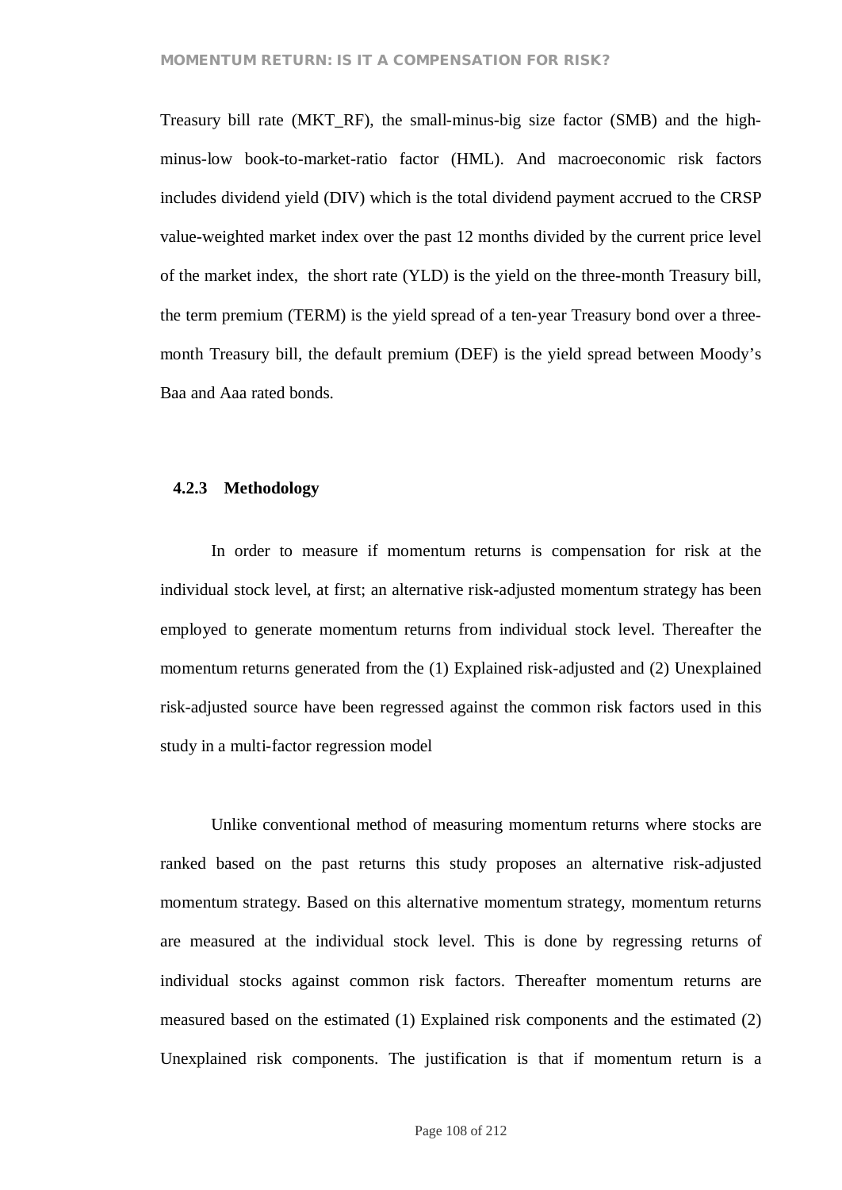Treasury bill rate (MKT_RF), the small-minus-big size factor (SMB) and the high-minus-low book-to-market-ratio factor (HML). And macroeconomic risk factors includes dividend yield (DIV) which is the total dividend payment accrued to the CRSP value-weighted market index over the past 12 months divided by the current price level of the market index,  the short rate (YLD) is the yield on the three-month Treasury bill, the term premium (TERM) is the yield spread of a ten-year Treasury bond over a three-month Treasury bill, the default premium (DEF) is the yield spread between Moody's Baa and Aaa rated bonds.

### 4.2.3 Methodology

In order to measure if momentum returns is compensation for risk at the individual stock level, at first; an alternative risk-adjusted momentum strategy has been employed to generate momentum returns from individual stock level. Thereafter the momentum returns generated from the (1) Explained risk-adjusted and (2) Unexplained risk-adjusted source have been regressed against the common risk factors used in this study in a multi-factor regression model

Unlike conventional method of measuring momentum returns where stocks are ranked based on the past returns this study proposes an alternative risk-adjusted momentum strategy. Based on this alternative momentum strategy, momentum returns are measured at the individual stock level. This is done by regressing returns of individual stocks against common risk factors. Thereafter momentum returns are measured based on the estimated (1) Explained risk components and the estimated (2) Unexplained risk components. The justification is that if momentum return is a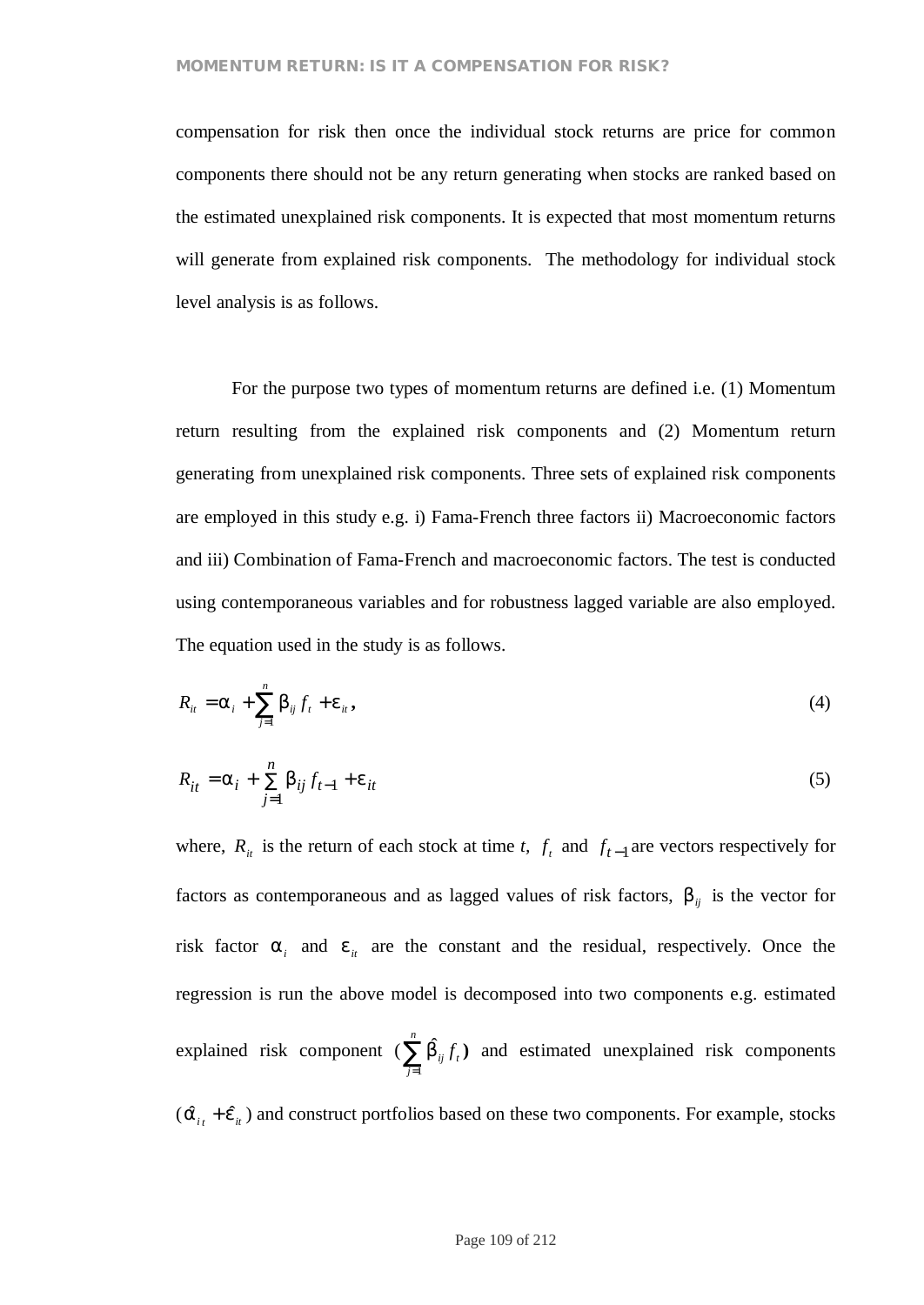compensation for risk then once the individual stock returns are price for common components there should not be any return generating when stocks are ranked based on the estimated unexplained risk components. It is expected that most momentum returns will generate from explained risk components. The methodology for individual stock level analysis is as follows.

For the purpose two types of momentum returns are defined i.e. (1) Momentum return resulting from the explained risk components and (2) Momentum return generating from unexplained risk components. Three sets of explained risk components are employed in this study e.g. i) Fama-French three factors ii) Macroeconomic factors and iii) Combination of Fama-French and macroeconomic factors. The test is conducted using contemporaneous variables and for robustness lagged variable are also employed. The equation used in the study is as follows.

$$R_{it} = \alpha_i + \sum_{j=1}^{n} \beta_{ij} f_t + \varepsilon_{it}, \tag{4}$$

$$R_{it} = \alpha_i + \sum_{j=1}^{n} \beta_{ij} f_{t-1} + \varepsilon_{it} \tag{5}$$

where, $R_{it}$ is the return of each stock at time *t*, $f_t$ and $f_{t-1}$ are vectors respectively for factors as contemporaneous and as lagged values of risk factors, $\beta_{ij}$ is the vector for risk factor $\alpha_i$ and $\varepsilon_{it}$ are the constant and the residual, respectively. Once the regression is run the above model is decomposed into two components e.g. estimated explained risk component $(\sum_{j=1}^{n} \hat{\beta}_{ij} f_t)$ and estimated unexplained risk components $(\hat{\alpha}_{it} + \hat{\varepsilon}_{it})$ and construct portfolios based on these two components. For example, stocks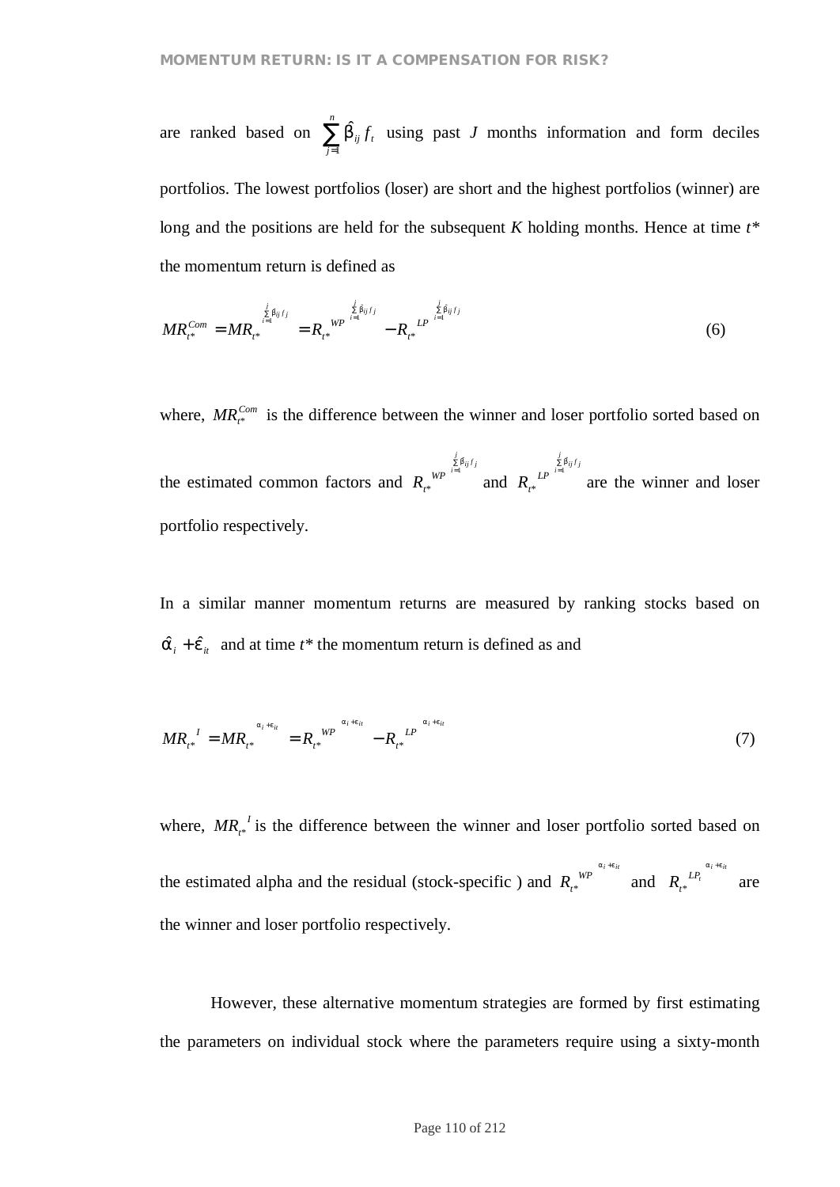are ranked based on $\sum_{j=1}^{n} \hat{\beta}_{ij} f_t$ using past $J$ months information and form deciles portfolios. The lowest portfolios (loser) are short and the highest portfolios (winner) are long and the positions are held for the subsequent $K$ holding months. Hence at time $t^*$ the momentum return is defined as

$$MR_{t^*}^{Com} = MR_{t^*}^{\sum_{i=1}^{j} \hat{\beta}_{ij} f_j} = R_{t^*}^{WP^{\sum_{i=1}^{j} \hat{\beta}_{ij} f_j}} - R_{t^*}^{LP^{\sum_{i=1}^{j} \hat{\beta}_{ij} f_j}} \tag{6}$$

where, $MR_{t^*}^{Com}$ is the difference between the winner and loser portfolio sorted based on the estimated common factors and $R_{t^*}^{WP^{\sum_{i=1}^{j} \hat{\beta}_{ij} f_j}}$ and $R_{t^*}^{LP^{\sum_{i=1}^{j} \hat{\beta}_{ij} f_j}}$ are the winner and loser portfolio respectively.

In a similar manner momentum returns are measured by ranking stocks based on $\hat{\alpha}_i + \hat{\varepsilon}_{it}$ and at time $t^*$ the momentum return is defined as and

$$MR_{t^*}^{I} = MR_{t^*}^{\alpha_i + \varepsilon_{it}} = R_{t^*}^{WP^{\alpha_i + \varepsilon_{it}}} - R_{t^*}^{LP^{\alpha_i + \varepsilon_{it}}} \tag{7}$$

where, $MR_{t^*}^{I}$ is the difference between the winner and loser portfolio sorted based on the estimated alpha and the residual (stock-specific ) and $R_{t^*}^{WP^{\alpha_i + \varepsilon_{it}}}$ and $R_{t^*}^{LP_t^{\alpha_i + \varepsilon_{it}}}$ are the winner and loser portfolio respectively.

However, these alternative momentum strategies are formed by first estimating the parameters on individual stock where the parameters require using a sixty-month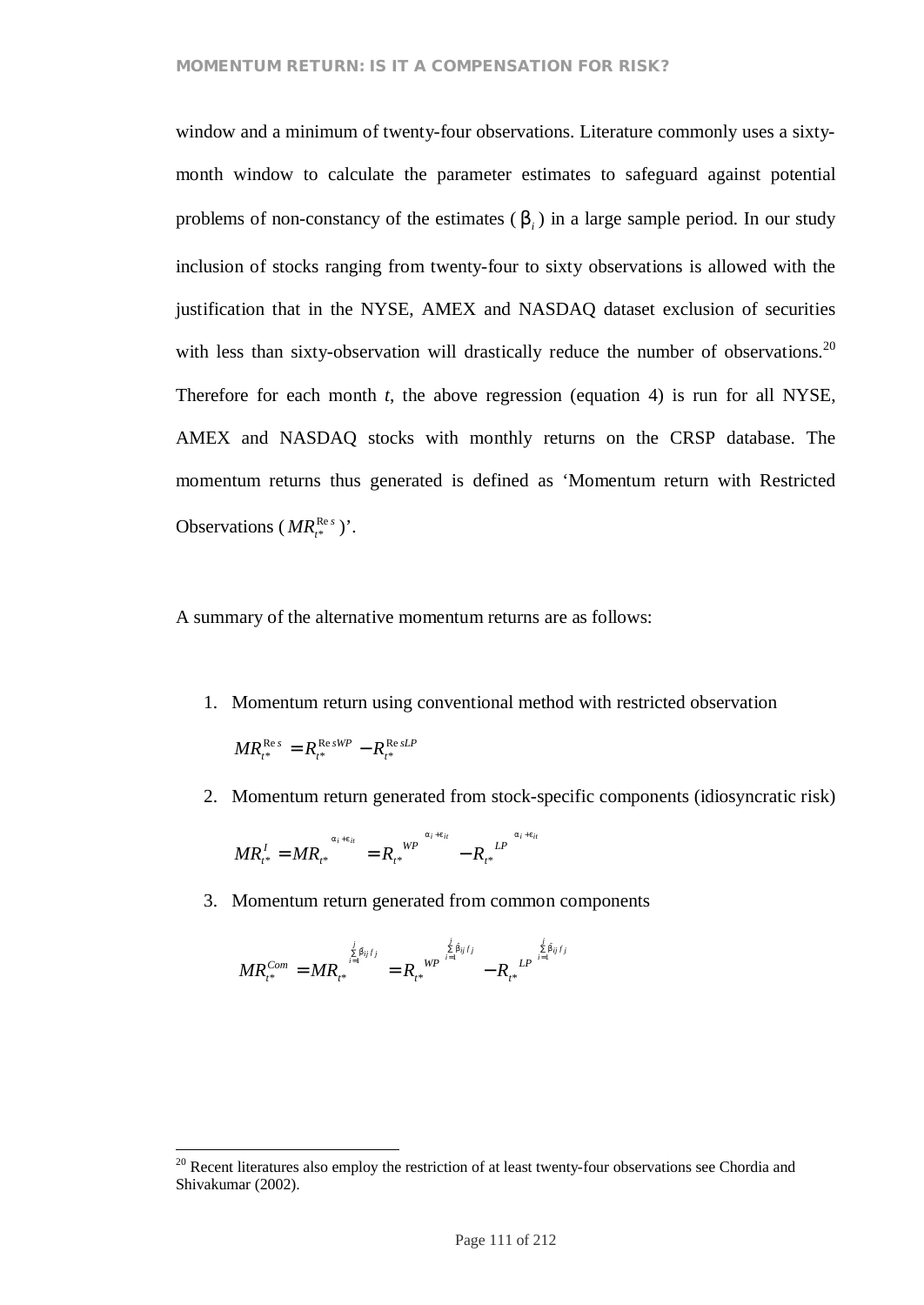window and a minimum of twenty-four observations. Literature commonly uses a sixty-month window to calculate the parameter estimates to safeguard against potential problems of non-constancy of the estimates ($\beta_i$) in a large sample period. In our study inclusion of stocks ranging from twenty-four to sixty observations is allowed with the justification that in the NYSE, AMEX and NASDAQ dataset exclusion of securities with less than sixty-observation will drastically reduce the number of observations.[20] Therefore for each month *t*, the above regression (equation 4) is run for all NYSE, AMEX and NASDAQ stocks with monthly returns on the CRSP database. The momentum returns thus generated is defined as 'Momentum return with Restricted Observations ($MR_{t^*}^{\mathrm{Re}\,s}$)'.

A summary of the alternative momentum returns are as follows:

1. Momentum return using conventional method with restricted observation

   $$MR_{t^*}^{\mathrm{Re}\,s} = R_{t^*}^{\mathrm{Re}\,sWP} - R_{t^*}^{\mathrm{Re}\,sLP}$$

2. Momentum return generated from stock-specific components (idiosyncratic risk)

   $$MR_{t^*}^{I} = MR_{t^*}^{\alpha_i + \epsilon_{it}} = R_{t^*}^{WP\;\alpha_i + \epsilon_{it}} - R_{t^*}^{LP\;\alpha_i + \epsilon_{it}}$$

3. Momentum return generated from common components

   $$MR_{t^*}^{Com} = MR_{t^*}^{\sum_{i=1}^{j}\hat{\beta}_{ij} f_j} = R_{t^*}^{WP\;\sum_{i=1}^{j}\hat{\beta}_{ij} f_j} - R_{t^*}^{LP\;\sum_{i=1}^{j}\hat{\beta}_{ij} f_j}$$

---

[20] Recent literatures also employ the restriction of at least twenty-four observations see Chordia and Shivakumar (2002).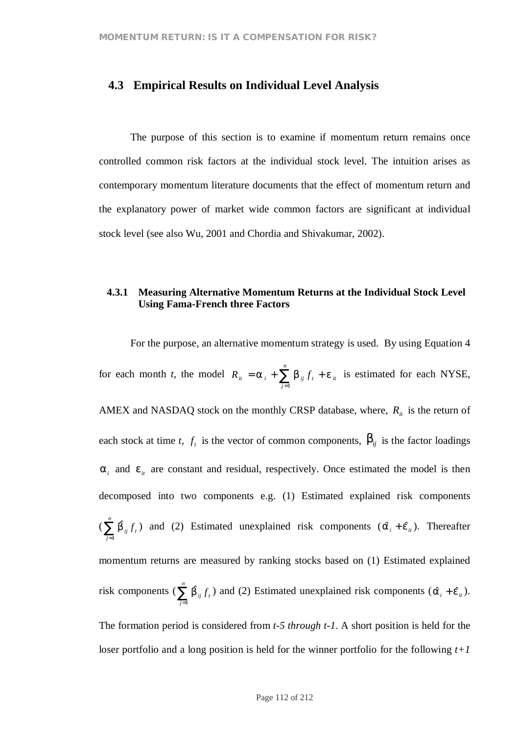## 4.3 Empirical Results on Individual Level Analysis

The purpose of this section is to examine if momentum return remains once controlled common risk factors at the individual stock level. The intuition arises as contemporary momentum literature documents that the effect of momentum return and the explanatory power of market wide common factors are significant at individual stock level (see also Wu, 2001 and Chordia and Shivakumar, 2002).

### 4.3.1 Measuring Alternative Momentum Returns at the Individual Stock Level Using Fama-French three Factors

For the purpose, an alternative momentum strategy is used. By using Equation 4 for each month *t*, the model $R_{it} = \alpha_i + \sum_{j=1}^{n} \beta_{ij} f_t + \varepsilon_{it}$ is estimated for each NYSE, AMEX and NASDAQ stock on the monthly CRSP database, where, $R_{it}$ is the return of each stock at time *t*, $f_t$ is the vector of common components, $\beta_{ij}$ is the factor loadings $\alpha_i$ and $\varepsilon_{it}$ are constant and residual, respectively. Once estimated the model is then decomposed into two components e.g. (1) Estimated explained risk components ($\sum_{j=1}^{n} \hat{\beta}_{ij} f_t$) and (2) Estimated unexplained risk components ($\hat{\alpha}_i + \hat{\varepsilon}_{it}$). Thereafter momentum returns are measured by ranking stocks based on (1) Estimated explained risk components ($\sum_{j=1}^{n} \hat{\beta}_{ij} f_t$) and (2) Estimated unexplained risk components ($\hat{\alpha}_i + \hat{\varepsilon}_{it}$). The formation period is considered from *t-5 through t-1*. A short position is held for the loser portfolio and a long position is held for the winner portfolio for the following *t+1*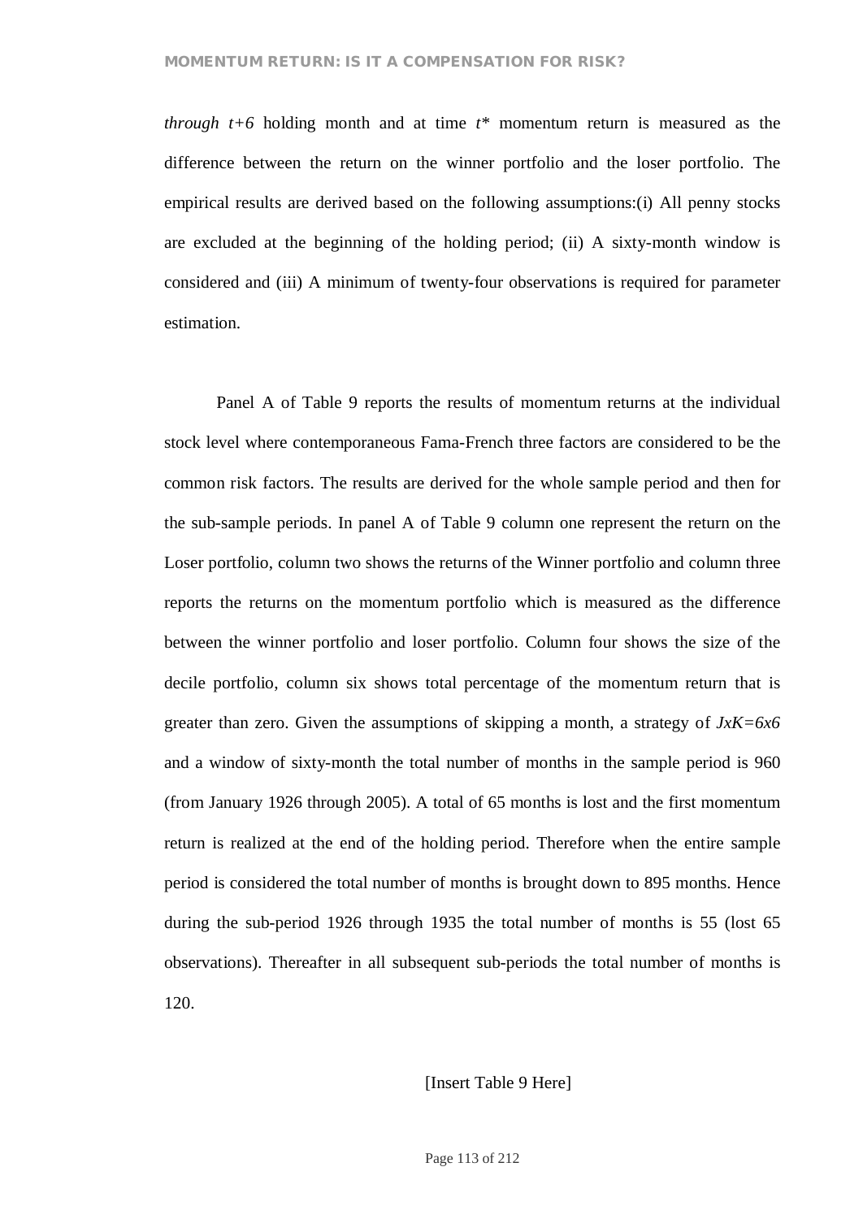*through t+6* holding month and at time *t** momentum return is measured as the difference between the return on the winner portfolio and the loser portfolio. The empirical results are derived based on the following assumptions:(i) All penny stocks are excluded at the beginning of the holding period; (ii) A sixty-month window is considered and (iii) A minimum of twenty-four observations is required for parameter estimation.

Panel A of Table 9 reports the results of momentum returns at the individual stock level where contemporaneous Fama-French three factors are considered to be the common risk factors. The results are derived for the whole sample period and then for the sub-sample periods. In panel A of Table 9 column one represent the return on the Loser portfolio, column two shows the returns of the Winner portfolio and column three reports the returns on the momentum portfolio which is measured as the difference between the winner portfolio and loser portfolio. Column four shows the size of the decile portfolio, column six shows total percentage of the momentum return that is greater than zero. Given the assumptions of skipping a month, a strategy of *JxK=6x6* and a window of sixty-month the total number of months in the sample period is 960 (from January 1926 through 2005). A total of 65 months is lost and the first momentum return is realized at the end of the holding period. Therefore when the entire sample period is considered the total number of months is brought down to 895 months. Hence during the sub-period 1926 through 1935 the total number of months is 55 (lost 65 observations). Thereafter in all subsequent sub-periods the total number of months is 120.

[Insert Table 9 Here]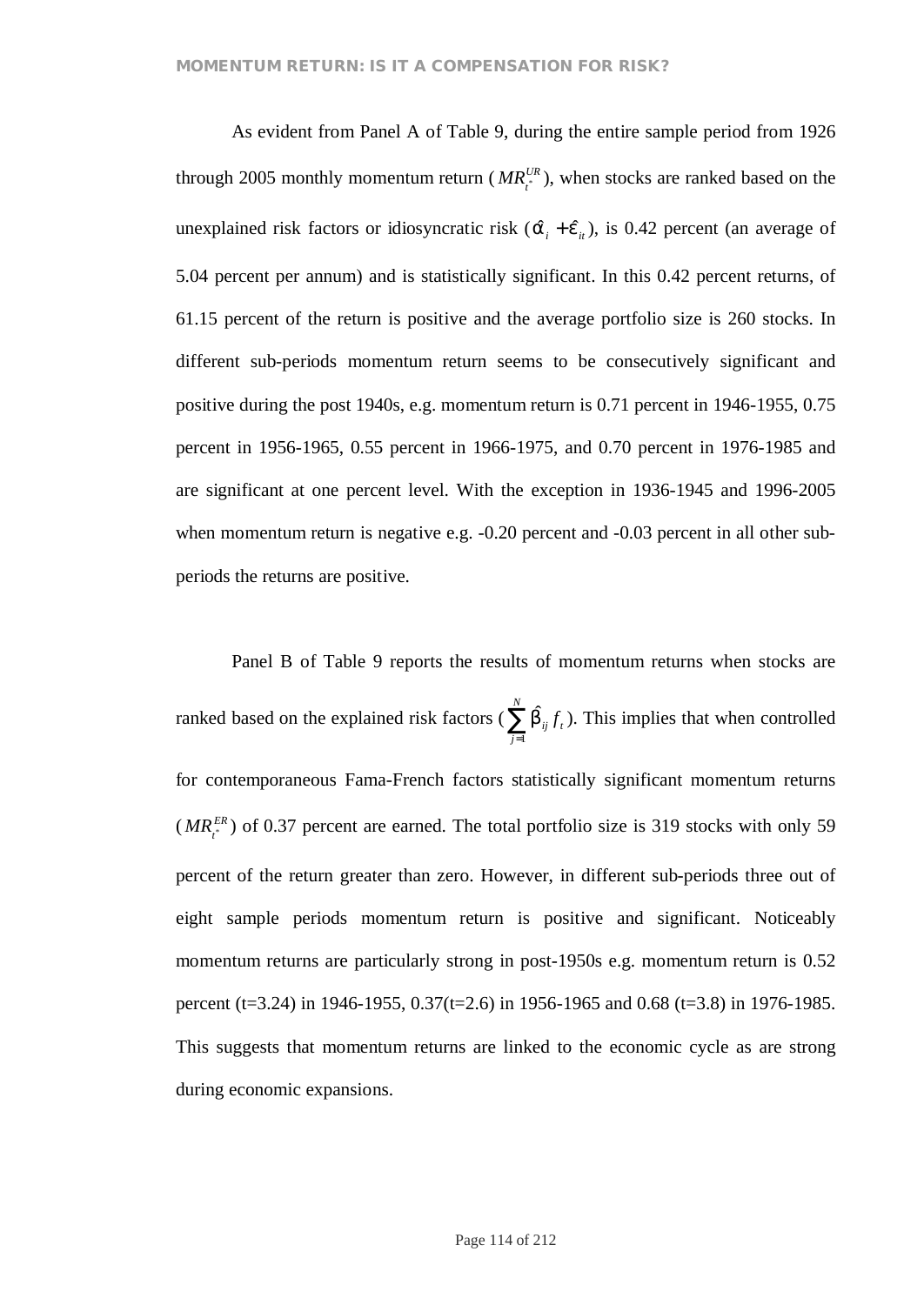As evident from Panel A of Table 9, during the entire sample period from 1926 through 2005 monthly momentum return ($MR_{t^*}^{UR}$), when stocks are ranked based on the unexplained risk factors or idiosyncratic risk ($\hat{\alpha}_i + \hat{\varepsilon}_{it}$), is 0.42 percent (an average of 5.04 percent per annum) and is statistically significant. In this 0.42 percent returns, of 61.15 percent of the return is positive and the average portfolio size is 260 stocks. In different sub-periods momentum return seems to be consecutively significant and positive during the post 1940s, e.g. momentum return is 0.71 percent in 1946-1955, 0.75 percent in 1956-1965, 0.55 percent in 1966-1975, and 0.70 percent in 1976-1985 and are significant at one percent level. With the exception in 1936-1945 and 1996-2005 when momentum return is negative e.g. -0.20 percent and -0.03 percent in all other sub-periods the returns are positive.

Panel B of Table 9 reports the results of momentum returns when stocks are ranked based on the explained risk factors ($\sum_{j=1}^{N} \hat{\beta}_{ij} f_t$). This implies that when controlled for contemporaneous Fama-French factors statistically significant momentum returns ($MR_{t^*}^{ER}$) of 0.37 percent are earned. The total portfolio size is 319 stocks with only 59 percent of the return greater than zero. However, in different sub-periods three out of eight sample periods momentum return is positive and significant. Noticeably momentum returns are particularly strong in post-1950s e.g. momentum return is 0.52 percent (t=3.24) in 1946-1955, 0.37(t=2.6) in 1956-1965 and 0.68 (t=3.8) in 1976-1985. This suggests that momentum returns are linked to the economic cycle as are strong during economic expansions.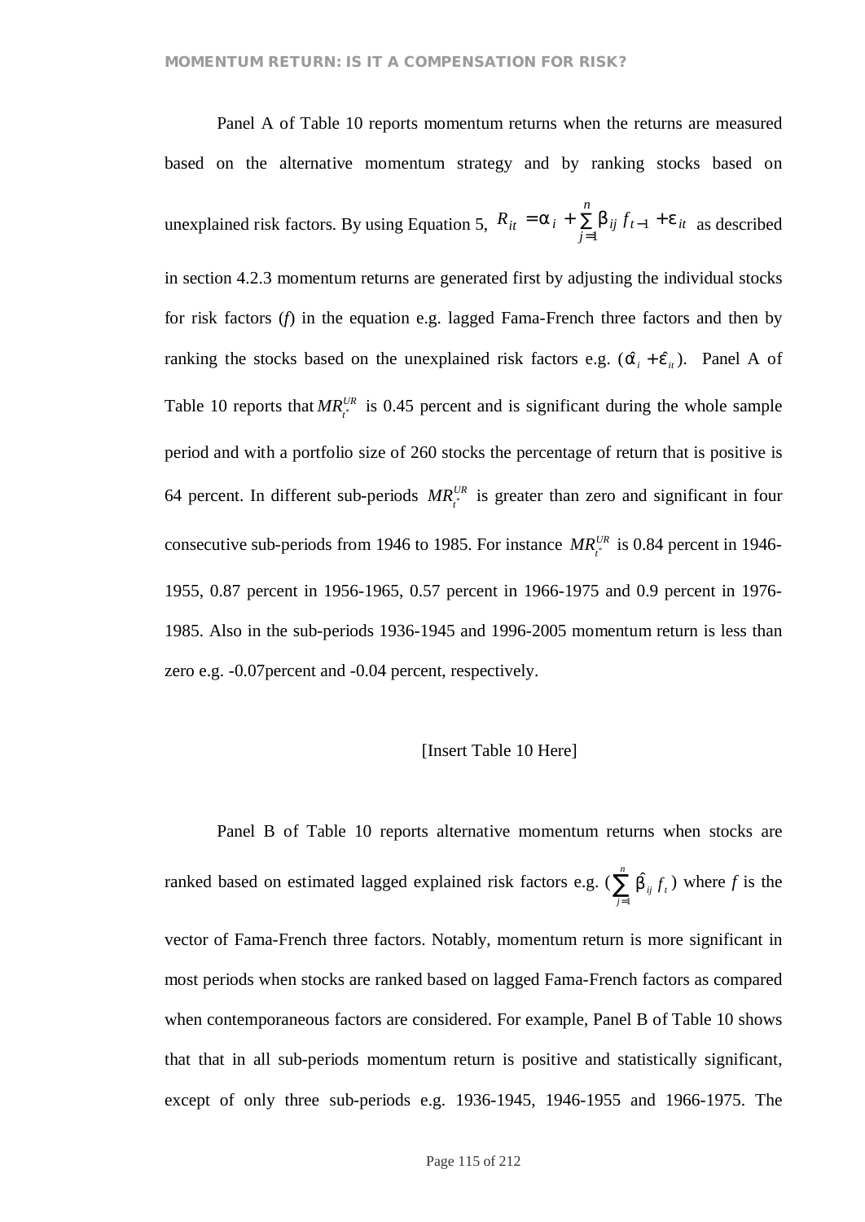Panel A of Table 10 reports momentum returns when the returns are measured based on the alternative momentum strategy and by ranking stocks based on unexplained risk factors. By using Equation 5, $R_{it} = \alpha_i + \sum_{j=1}^{n} \beta_{ij} f_{t-1} + \varepsilon_{it}$ as described in section 4.2.3 momentum returns are generated first by adjusting the individual stocks for risk factors (*f*) in the equation e.g. lagged Fama-French three factors and then by ranking the stocks based on the unexplained risk factors e.g. $(\hat{\alpha}_i + \hat{\varepsilon}_{it})$. Panel A of Table 10 reports that $MR_{t^*}^{UR}$ is 0.45 percent and is significant during the whole sample period and with a portfolio size of 260 stocks the percentage of return that is positive is 64 percent. In different sub-periods $MR_{t^*}^{UR}$ is greater than zero and significant in four consecutive sub-periods from 1946 to 1985. For instance $MR_{t^*}^{UR}$ is 0.84 percent in 1946-1955, 0.87 percent in 1956-1965, 0.57 percent in 1966-1975 and 0.9 percent in 1976-1985. Also in the sub-periods 1936-1945 and 1996-2005 momentum return is less than zero e.g. -0.07percent and -0.04 percent, respectively.

[Insert Table 10 Here]

Panel B of Table 10 reports alternative momentum returns when stocks are ranked based on estimated lagged explained risk factors e.g. $(\sum_{j=1}^{n} \hat{\beta}_{ij} f_t)$ where *f* is the vector of Fama-French three factors. Notably, momentum return is more significant in most periods when stocks are ranked based on lagged Fama-French factors as compared when contemporaneous factors are considered. For example, Panel B of Table 10 shows that that in all sub-periods momentum return is positive and statistically significant, except of only three sub-periods e.g. 1936-1945, 1946-1955 and 1966-1975. The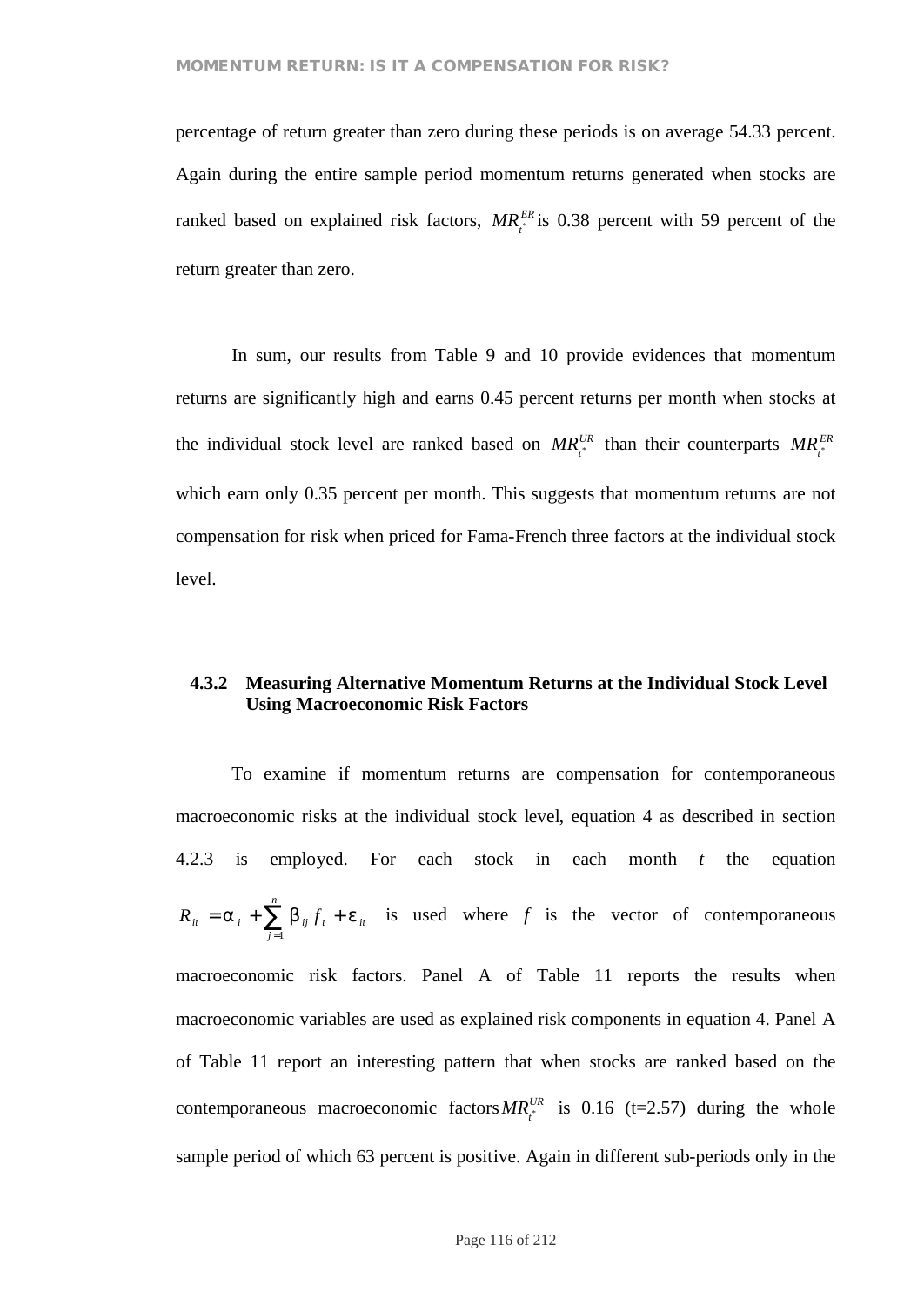percentage of return greater than zero during these periods is on average 54.33 percent. Again during the entire sample period momentum returns generated when stocks are ranked based on explained risk factors, $MR_{t^*}^{ER}$ is 0.38 percent with 59 percent of the return greater than zero.

In sum, our results from Table 9 and 10 provide evidences that momentum returns are significantly high and earns 0.45 percent returns per month when stocks at the individual stock level are ranked based on $MR_{t^*}^{UR}$ than their counterparts $MR_{t^*}^{ER}$ which earn only 0.35 percent per month. This suggests that momentum returns are not compensation for risk when priced for Fama-French three factors at the individual stock level.

### 4.3.2 Measuring Alternative Momentum Returns at the Individual Stock Level Using Macroeconomic Risk Factors

To examine if momentum returns are compensation for contemporaneous macroeconomic risks at the individual stock level, equation 4 as described in section 4.2.3 is employed. For each stock in each month $t$ the equation $R_{it} = \alpha_i + \sum_{j=1}^{n} \beta_{ij} f_t + \varepsilon_{it}$ is used where $f$ is the vector of contemporaneous macroeconomic risk factors. Panel A of Table 11 reports the results when macroeconomic variables are used as explained risk components in equation 4. Panel A of Table 11 report an interesting pattern that when stocks are ranked based on the contemporaneous macroeconomic factors $MR_{t^*}^{UR}$ is 0.16 (t=2.57) during the whole sample period of which 63 percent is positive. Again in different sub-periods only in the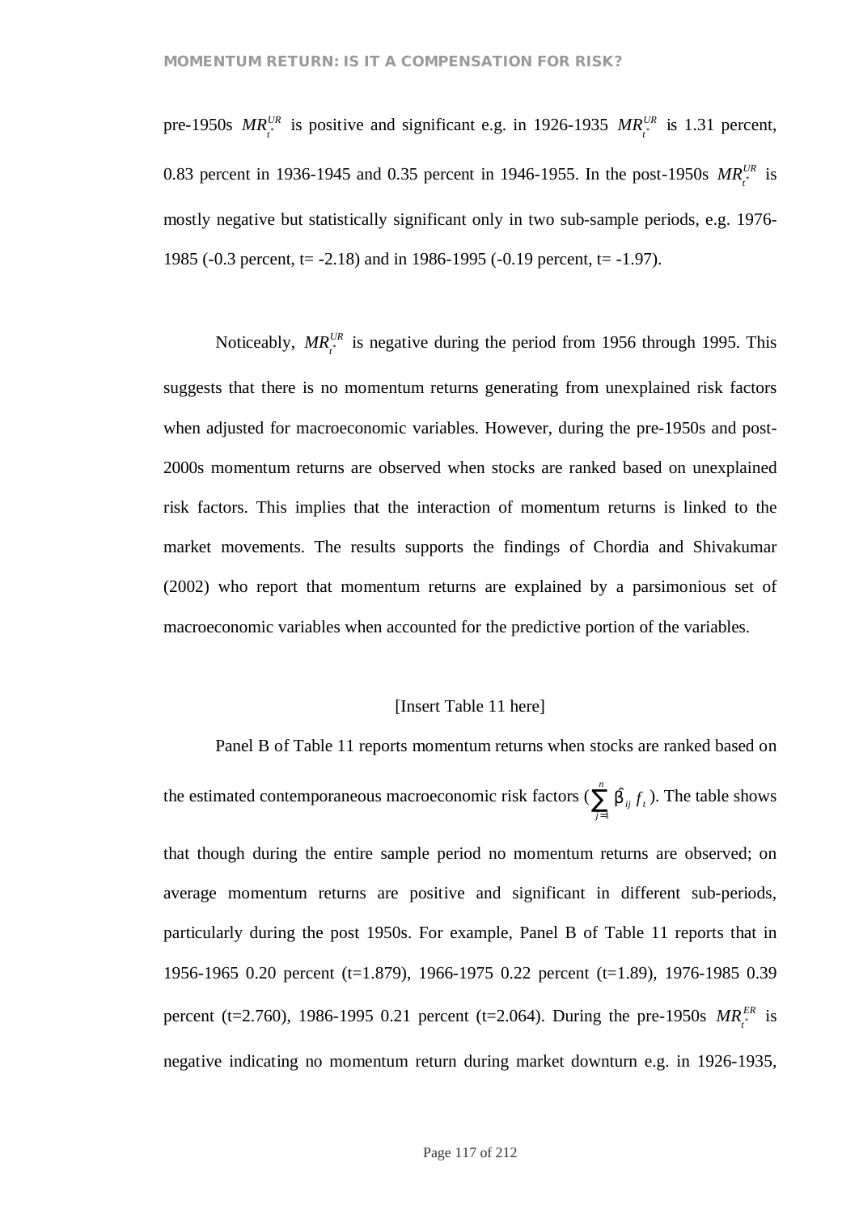pre-1950s $MR_{t^*}^{UR}$ is positive and significant e.g. in 1926-1935 $MR_{t^*}^{UR}$ is 1.31 percent, 0.83 percent in 1936-1945 and 0.35 percent in 1946-1955. In the post-1950s $MR_{t^*}^{UR}$ is mostly negative but statistically significant only in two sub-sample periods, e.g. 1976-1985 (-0.3 percent, t= -2.18) and in 1986-1995 (-0.19 percent, t= -1.97).

Noticeably, $MR_{t^*}^{UR}$ is negative during the period from 1956 through 1995. This suggests that there is no momentum returns generating from unexplained risk factors when adjusted for macroeconomic variables. However, during the pre-1950s and post-2000s momentum returns are observed when stocks are ranked based on unexplained risk factors. This implies that the interaction of momentum returns is linked to the market movements. The results supports the findings of Chordia and Shivakumar (2002) who report that momentum returns are explained by a parsimonious set of macroeconomic variables when accounted for the predictive portion of the variables.

[Insert Table 11 here]

Panel B of Table 11 reports momentum returns when stocks are ranked based on the estimated contemporaneous macroeconomic risk factors ($\sum_{j=1}^{n} \hat{\beta}_{ij} f_t$). The table shows that though during the entire sample period no momentum returns are observed; on average momentum returns are positive and significant in different sub-periods, particularly during the post 1950s. For example, Panel B of Table 11 reports that in 1956-1965 0.20 percent (t=1.879), 1966-1975 0.22 percent (t=1.89), 1976-1985 0.39 percent (t=2.760), 1986-1995 0.21 percent (t=2.064). During the pre-1950s $MR_{t^*}^{ER}$ is negative indicating no momentum return during market downturn e.g. in 1926-1935,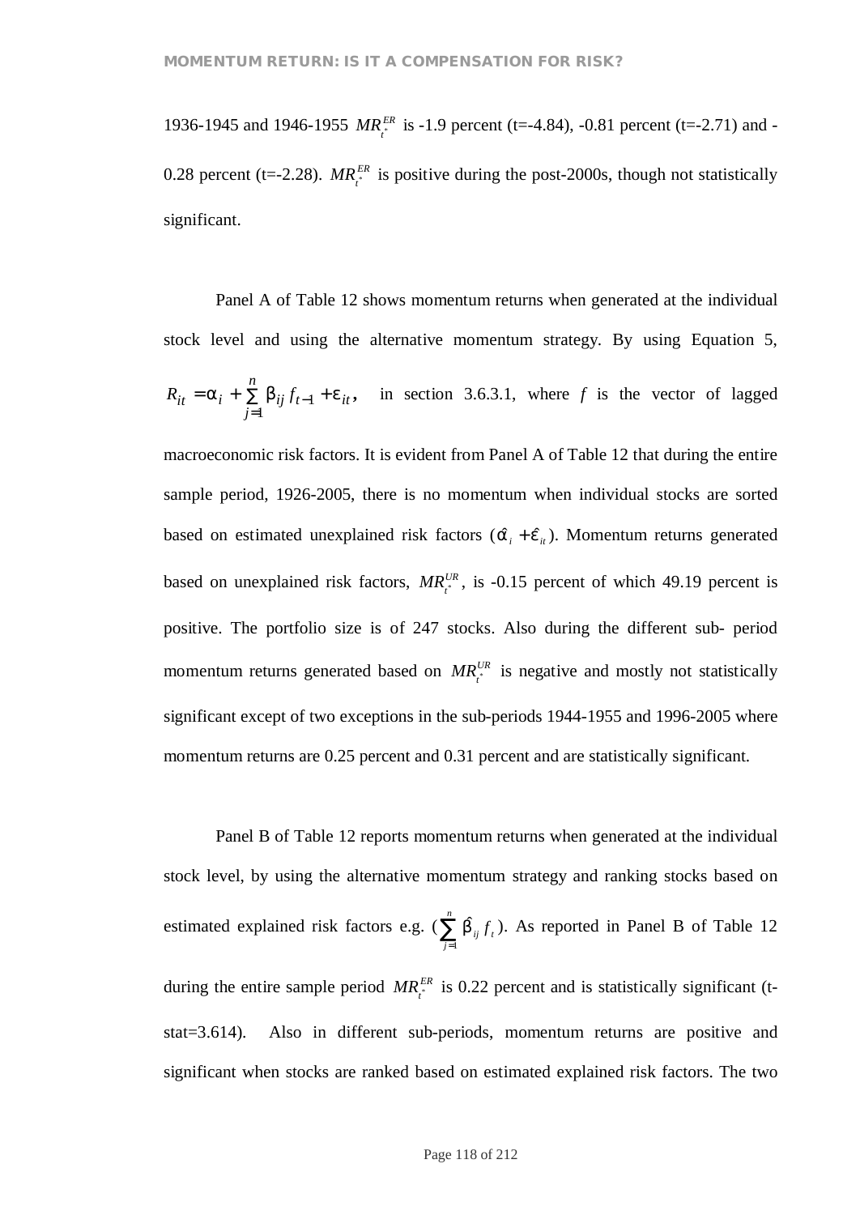1936-1945 and 1946-1955 $MR_{t^*}^{ER}$ is -1.9 percent (t=-4.84), -0.81 percent (t=-2.71) and -0.28 percent (t=-2.28). $MR_{t^*}^{ER}$ is positive during the post-2000s, though not statistically significant.

Panel A of Table 12 shows momentum returns when generated at the individual stock level and using the alternative momentum strategy. By using Equation 5, $R_{it} = \alpha_i + \sum_{j=1}^{n} \beta_{ij} f_{t-1} + \varepsilon_{it}$, in section 3.6.3.1, where $f$ is the vector of lagged macroeconomic risk factors. It is evident from Panel A of Table 12 that during the entire sample period, 1926-2005, there is no momentum when individual stocks are sorted based on estimated unexplained risk factors ($\hat{\alpha}_i + \hat{\varepsilon}_{it}$). Momentum returns generated based on unexplained risk factors, $MR_{t^*}^{UR}$, is -0.15 percent of which 49.19 percent is positive. The portfolio size is of 247 stocks. Also during the different sub- period momentum returns generated based on $MR_{t^*}^{UR}$ is negative and mostly not statistically significant except of two exceptions in the sub-periods 1944-1955 and 1996-2005 where momentum returns are 0.25 percent and 0.31 percent and are statistically significant.

Panel B of Table 12 reports momentum returns when generated at the individual stock level, by using the alternative momentum strategy and ranking stocks based on estimated explained risk factors e.g. ($\sum_{j=1}^{n} \hat{\beta}_{ij} f_t$). As reported in Panel B of Table 12 during the entire sample period $MR_{t^*}^{ER}$ is 0.22 percent and is statistically significant (t-stat=3.614). Also in different sub-periods, momentum returns are positive and significant when stocks are ranked based on estimated explained risk factors. The two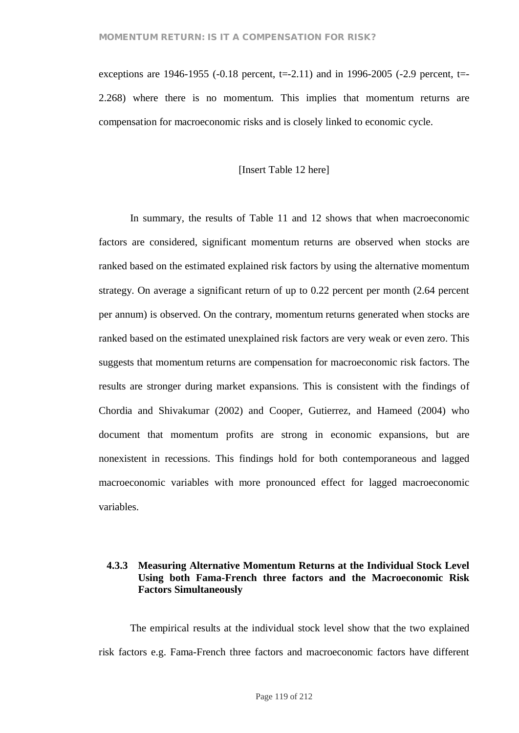exceptions are 1946-1955 (-0.18 percent, t=-2.11) and in 1996-2005 (-2.9 percent, t=-2.268) where there is no momentum. This implies that momentum returns are compensation for macroeconomic risks and is closely linked to economic cycle.

[Insert Table 12 here]

In summary, the results of Table 11 and 12 shows that when macroeconomic factors are considered, significant momentum returns are observed when stocks are ranked based on the estimated explained risk factors by using the alternative momentum strategy. On average a significant return of up to 0.22 percent per month (2.64 percent per annum) is observed. On the contrary, momentum returns generated when stocks are ranked based on the estimated unexplained risk factors are very weak or even zero. This suggests that momentum returns are compensation for macroeconomic risk factors. The results are stronger during market expansions. This is consistent with the findings of Chordia and Shivakumar (2002) and Cooper, Gutierrez, and Hameed (2004) who document that momentum profits are strong in economic expansions, but are nonexistent in recessions. This findings hold for both contemporaneous and lagged macroeconomic variables with more pronounced effect for lagged macroeconomic variables.

### 4.3.3 Measuring Alternative Momentum Returns at the Individual Stock Level Using both Fama-French three factors and the Macroeconomic Risk Factors Simultaneously

The empirical results at the individual stock level show that the two explained risk factors e.g. Fama-French three factors and macroeconomic factors have different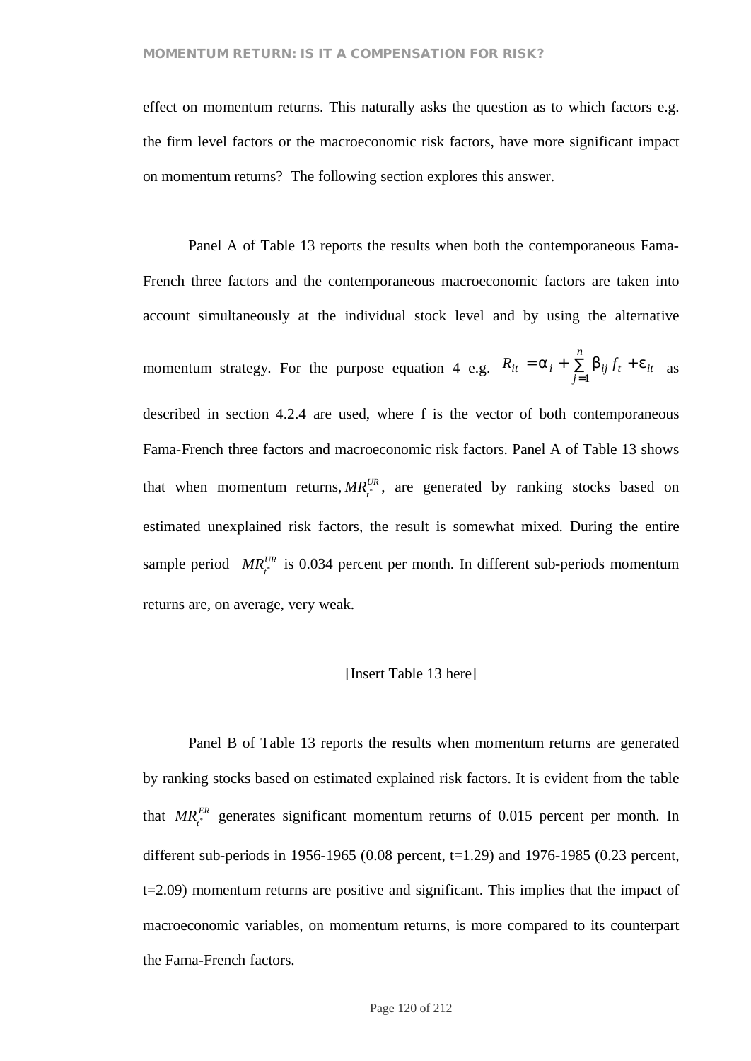effect on momentum returns. This naturally asks the question as to which factors e.g. the firm level factors or the macroeconomic risk factors, have more significant impact on momentum returns? The following section explores this answer.

Panel A of Table 13 reports the results when both the contemporaneous Fama-French three factors and the contemporaneous macroeconomic factors are taken into account simultaneously at the individual stock level and by using the alternative momentum strategy. For the purpose equation 4 e.g. $R_{it} = \alpha_i + \sum_{j=1}^{n} \beta_{ij} f_t + \varepsilon_{it}$ as described in section 4.2.4 are used, where f is the vector of both contemporaneous Fama-French three factors and macroeconomic risk factors. Panel A of Table 13 shows that when momentum returns, $MR_{t^*}^{UR}$, are generated by ranking stocks based on estimated unexplained risk factors, the result is somewhat mixed. During the entire sample period $MR_{t^*}^{UR}$ is 0.034 percent per month. In different sub-periods momentum returns are, on average, very weak.

[Insert Table 13 here]

Panel B of Table 13 reports the results when momentum returns are generated by ranking stocks based on estimated explained risk factors. It is evident from the table that $MR_{t^*}^{ER}$ generates significant momentum returns of 0.015 percent per month. In different sub-periods in 1956-1965 (0.08 percent, t=1.29) and 1976-1985 (0.23 percent, t=2.09) momentum returns are positive and significant. This implies that the impact of macroeconomic variables, on momentum returns, is more compared to its counterpart the Fama-French factors.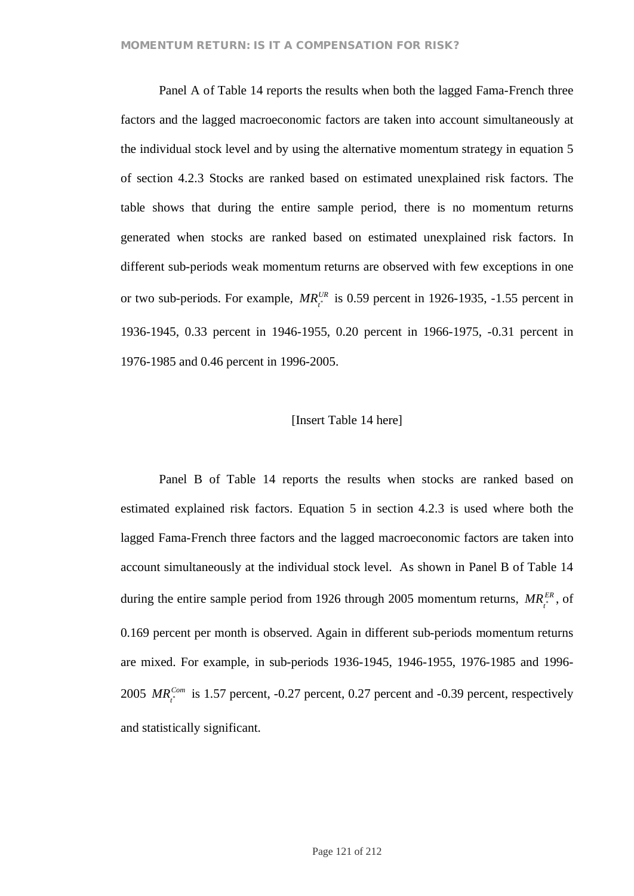Panel A of Table 14 reports the results when both the lagged Fama-French three factors and the lagged macroeconomic factors are taken into account simultaneously at the individual stock level and by using the alternative momentum strategy in equation 5 of section 4.2.3 Stocks are ranked based on estimated unexplained risk factors. The table shows that during the entire sample period, there is no momentum returns generated when stocks are ranked based on estimated unexplained risk factors. In different sub-periods weak momentum returns are observed with few exceptions in one or two sub-periods. For example, $MR_{t^*}^{UR}$ is 0.59 percent in 1926-1935, -1.55 percent in 1936-1945, 0.33 percent in 1946-1955, 0.20 percent in 1966-1975, -0.31 percent in 1976-1985 and 0.46 percent in 1996-2005.

[Insert Table 14 here]

Panel B of Table 14 reports the results when stocks are ranked based on estimated explained risk factors. Equation 5 in section 4.2.3 is used where both the lagged Fama-French three factors and the lagged macroeconomic factors are taken into account simultaneously at the individual stock level. As shown in Panel B of Table 14 during the entire sample period from 1926 through 2005 momentum returns, $MR_{t^*}^{ER}$, of 0.169 percent per month is observed. Again in different sub-periods momentum returns are mixed. For example, in sub-periods 1936-1945, 1946-1955, 1976-1985 and 1996-2005 $MR_{t^*}^{Com}$ is 1.57 percent, -0.27 percent, 0.27 percent and -0.39 percent, respectively and statistically significant.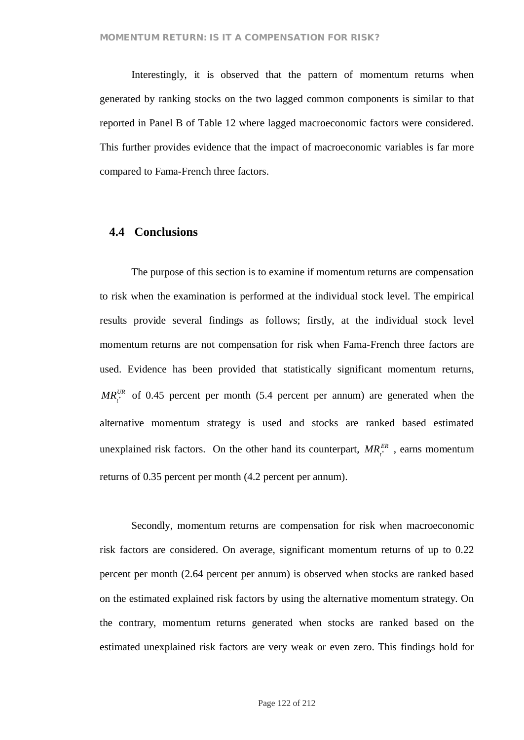Interestingly, it is observed that the pattern of momentum returns when generated by ranking stocks on the two lagged common components is similar to that reported in Panel B of Table 12 where lagged macroeconomic factors were considered. This further provides evidence that the impact of macroeconomic variables is far more compared to Fama-French three factors.

## 4.4 Conclusions

The purpose of this section is to examine if momentum returns are compensation to risk when the examination is performed at the individual stock level. The empirical results provide several findings as follows; firstly, at the individual stock level momentum returns are not compensation for risk when Fama-French three factors are used. Evidence has been provided that statistically significant momentum returns, $MR_{t^*}^{UR}$ of 0.45 percent per month (5.4 percent per annum) are generated when the alternative momentum strategy is used and stocks are ranked based estimated unexplained risk factors. On the other hand its counterpart, $MR_{t^*}^{ER}$ , earns momentum returns of 0.35 percent per month (4.2 percent per annum).

Secondly, momentum returns are compensation for risk when macroeconomic risk factors are considered. On average, significant momentum returns of up to 0.22 percent per month (2.64 percent per annum) is observed when stocks are ranked based on the estimated explained risk factors by using the alternative momentum strategy. On the contrary, momentum returns generated when stocks are ranked based on the estimated unexplained risk factors are very weak or even zero. This findings hold for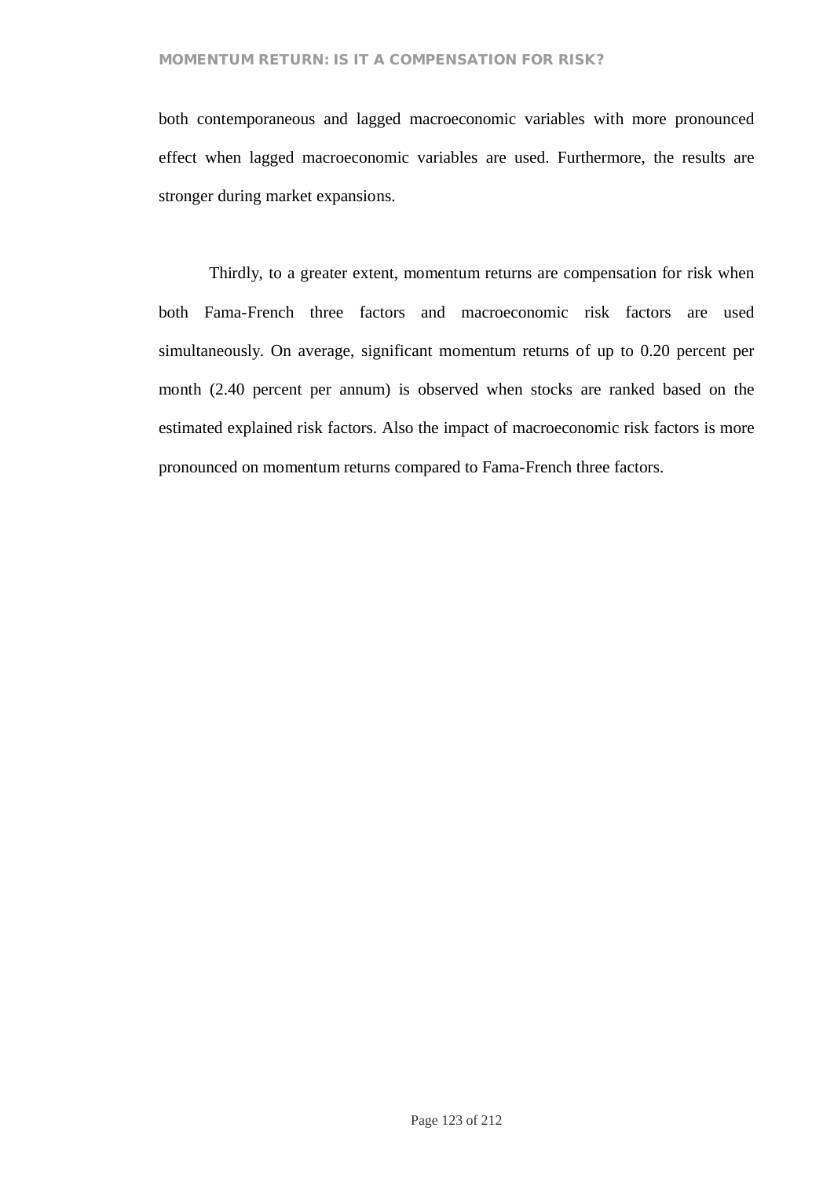both contemporaneous and lagged macroeconomic variables with more pronounced effect when lagged macroeconomic variables are used. Furthermore, the results are stronger during market expansions.

Thirdly, to a greater extent, momentum returns are compensation for risk when both Fama-French three factors and macroeconomic risk factors are used simultaneously. On average, significant momentum returns of up to 0.20 percent per month (2.40 percent per annum) is observed when stocks are ranked based on the estimated explained risk factors. Also the impact of macroeconomic risk factors is more pronounced on momentum returns compared to Fama-French three factors.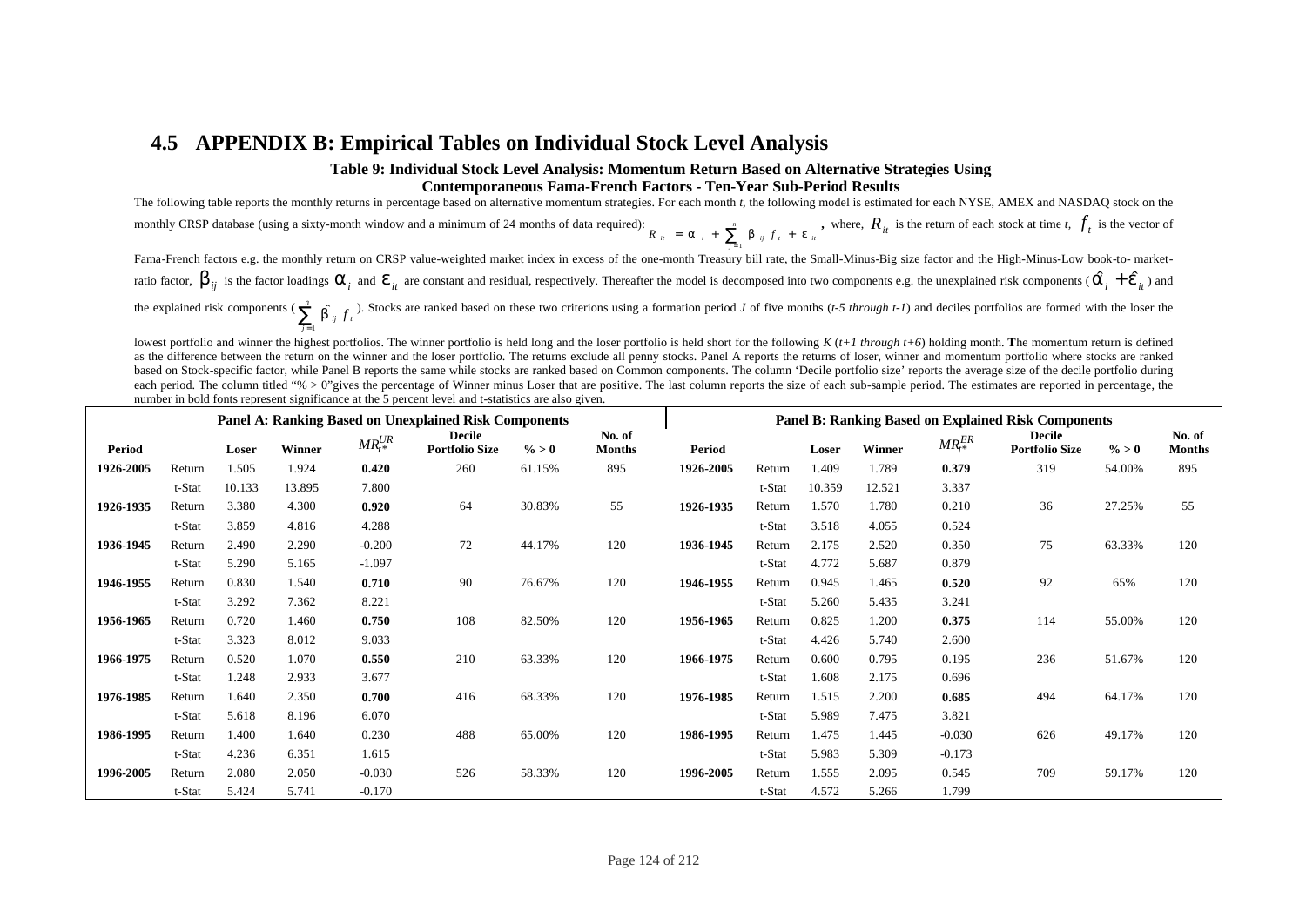## 4.5 APPENDIX B: Empirical Tables on Individual Stock Level Analysis

**Table 9: Individual Stock Level Analysis: Momentum Return Based on Alternative Strategies Using Contemporaneous Fama-French Factors - Ten-Year Sub-Period Results**

The following table reports the monthly returns in percentage based on alternative momentum strategies. For each month *t*, the following model is estimated for each NYSE, AMEX and NASDAQ stock on the monthly CRSP database (using a sixty-month window and a minimum of 24 months of data required): $R_{it} = \alpha_i + \sum_{j=1}^{n} \beta_{ij} f_t + \varepsilon_{it}$, where, $R_{it}$ is the return of each stock at time *t*, $f_t$ is the vector of Fama-French factors e.g. the monthly return on CRSP value-weighted market index in excess of the one-month Treasury bill rate, the Small-Minus-Big size factor and the High-Minus-Low book-to- market-ratio factor, $\beta_{ij}$ is the factor loadings $\alpha_i$ and $\varepsilon_{it}$ are constant and residual, respectively. Thereafter the model is decomposed into two components e.g. the unexplained risk components ($\hat{\alpha}_i + \hat{\varepsilon}_{it}$) and the explained risk components ($\sum_{j=1}^{n} \hat{\beta}_{ij} f_t$). Stocks are ranked based on these two criterions using a formation period *J* of five months (*t-5 through t-1*) and deciles portfolios are formed with the loser the lowest portfolio and winner the highest portfolios. The winner portfolio is held long and the loser portfolio is held short for the following *K* (*t+1 through t+6*) holding month. **T**he momentum return is defined as the difference between the return on the winner and the loser portfolio. The returns exclude all penny stocks. Panel A reports the returns of loser, winner and momentum portfolio where stocks are ranked based on Stock-specific factor, while Panel B reports the same while stocks are ranked based on Common components. The column 'Decile portfolio size' reports the average size of the decile portfolio during each period. The column titled "% > 0"gives the percentage of Winner minus Loser that are positive. The last column reports the size of each sub-sample period. The estimates are reported in percentage, the number in bold fonts represent significance at the 5 percent level and t-statistics are also given.

| Panel A: Ranking Based on Unexplained Risk Components | | | | | | | | Panel B: Ranking Based on Explained Risk Components | | | | | | | |
|---|---|---|---|---|---|---|---|---|---|---|---|---|---|---|---|
| **Period** | | **Loser** | **Winner** | $MR_{t^*}^{UR}$ | **Decile Portfolio Size** | **% > 0** | **No. of Months** | **Period** | | **Loser** | **Winner** | $MR_{t^*}^{ER}$ | **Decile Portfolio Size** | **% > 0** | **No. of Months** |
| **1926-2005** | Return | 1.505 | 1.924 | **0.420** | 260 | 61.15% | 895 | **1926-2005** | Return | 1.409 | 1.789 | **0.379** | 319 | 54.00% | 895 |
| | t-Stat | 10.133 | 13.895 | 7.800 | | | | | t-Stat | 10.359 | 12.521 | 3.337 | | | |
| **1926-1935** | Return | 3.380 | 4.300 | **0.920** | 64 | 30.83% | 55 | **1926-1935** | Return | 1.570 | 1.780 | 0.210 | 36 | 27.25% | 55 |
| | t-Stat | 3.859 | 4.816 | 4.288 | | | | | t-Stat | 3.518 | 4.055 | 0.524 | | | |
| **1936-1945** | Return | 2.490 | 2.290 | -0.200 | 72 | 44.17% | 120 | **1936-1945** | Return | 2.175 | 2.520 | 0.350 | 75 | 63.33% | 120 |
| | t-Stat | 5.290 | 5.165 | -1.097 | | | | | t-Stat | 4.772 | 5.687 | 0.879 | | | |
| **1946-1955** | Return | 0.830 | 1.540 | **0.710** | 90 | 76.67% | 120 | **1946-1955** | Return | 0.945 | 1.465 | **0.520** | 92 | 65% | 120 |
| | t-Stat | 3.292 | 7.362 | 8.221 | | | | | t-Stat | 5.260 | 5.435 | 3.241 | | | |
| **1956-1965** | Return | 0.720 | 1.460 | **0.750** | 108 | 82.50% | 120 | **1956-1965** | Return | 0.825 | 1.200 | **0.375** | 114 | 55.00% | 120 |
| | t-Stat | 3.323 | 8.012 | 9.033 | | | | | t-Stat | 4.426 | 5.740 | 2.600 | | | |
| **1966-1975** | Return | 0.520 | 1.070 | **0.550** | 210 | 63.33% | 120 | **1966-1975** | Return | 0.600 | 0.795 | 0.195 | 236 | 51.67% | 120 |
| | t-Stat | 1.248 | 2.933 | 3.677 | | | | | t-Stat | 1.608 | 2.175 | 0.696 | | | |
| **1976-1985** | Return | 1.640 | 2.350 | **0.700** | 416 | 68.33% | 120 | **1976-1985** | Return | 1.515 | 2.200 | **0.685** | 494 | 64.17% | 120 |
| | t-Stat | 5.618 | 8.196 | 6.070 | | | | | t-Stat | 5.989 | 7.475 | 3.821 | | | |
| **1986-1995** | Return | 1.400 | 1.640 | 0.230 | 488 | 65.00% | 120 | **1986-1995** | Return | 1.475 | 1.445 | -0.030 | 626 | 49.17% | 120 |
| | t-Stat | 4.236 | 6.351 | 1.615 | | | | | t-Stat | 5.983 | 5.309 | -0.173 | | | |
| **1996-2005** | Return | 2.080 | 2.050 | -0.030 | 526 | 58.33% | 120 | **1996-2005** | Return | 1.555 | 2.095 | 0.545 | 709 | 59.17% | 120 |
| | t-Stat | 5.424 | 5.741 | -0.170 | | | | | t-Stat | 4.572 | 5.266 | 1.799 | | | |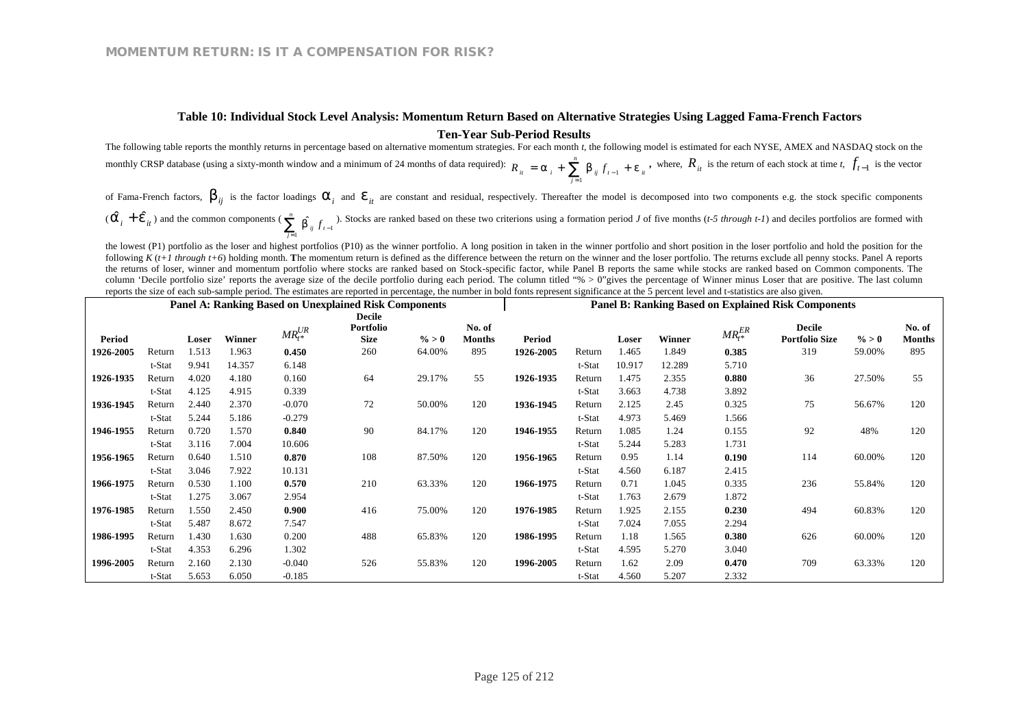**Table 10: Individual Stock Level Analysis: Momentum Return Based on Alternative Strategies Using Lagged Fama-French Factors**

**Ten-Year Sub-Period Results**

The following table reports the monthly returns in percentage based on alternative momentum strategies. For each month *t*, the following model is estimated for each NYSE, AMEX and NASDAQ stock on the monthly CRSP database (using a sixty-month window and a minimum of 24 months of data required): $R_{it} = \alpha_i + \sum_{j=1}^{n} \beta_{ij} f_{t-1} + \varepsilon_{it}$, where, $R_{it}$ is the return of each stock at time *t*, $f_{t-1}$ is the vector of Fama-French factors, $\beta_{ij}$ is the factor loadings $\alpha_i$ and $\varepsilon_{it}$ are constant and residual, respectively. Thereafter the model is decomposed into two components e.g. the stock specific components ($\hat{\alpha}_i + \hat{\varepsilon}_{it}$) and the common components ($\sum_{j=1}^{n} \hat{\beta}_{ij} f_{t-1}$). Stocks are ranked based on these two criterions using a formation period *J* of five months (*t-5 through t-1*) and deciles portfolios are formed with the lowest (P1) portfolio as the loser and highest portfolios (P10) as the winner portfolio. A long position in taken in the winner portfolio and short position in the loser portfolio and hold the position for the following *K* (*t+1 through t+6*) holding month. **T**he momentum return is defined as the difference between the return on the winner and the loser portfolio. The returns exclude all penny stocks. Panel A reports the returns of loser, winner and momentum portfolio where stocks are ranked based on Stock-specific factor, while Panel B reports the same while stocks are ranked based on Common components. The column 'Decile portfolio size' reports the average size of the decile portfolio during each period. The column titled "% > 0" gives the percentage of Winner minus Loser that are positive. The last column reports the size of each sub-sample period. The estimates are reported in percentage, the number in bold fonts represent significance at the 5 percent level and t-statistics are also given.

| Panel A: Ranking Based on Unexplained Risk Components | | | | | | | | Panel B: Ranking Based on Explained Risk Components | | | | | | | |
|---|---|---|---|---|---|---|---|---|---|---|---|---|---|---|---|
| **Period** | | **Loser** | **Winner** | $MR_{t^*}^{UR}$ | **Decile Portfolio Size** | **% > 0** | **No. of Months** | **Period** | | **Loser** | **Winner** | $MR_{t^*}^{ER}$ | **Decile Portfolio Size** | **% > 0** | **No. of Months** |
| **1926-2005** | Return | 1.513 | 1.963 | **0.450** | 260 | 64.00% | 895 | **1926-2005** | Return | 1.465 | 1.849 | **0.385** | 319 | 59.00% | 895 |
| | t-Stat | 9.941 | 14.357 | 6.148 | | | | | t-Stat | 10.917 | 12.289 | 5.710 | | | |
| **1926-1935** | Return | 4.020 | 4.180 | 0.160 | 64 | 29.17% | 55 | **1926-1935** | Return | 1.475 | 2.355 | **0.880** | 36 | 27.50% | 55 |
| | t-Stat | 4.125 | 4.915 | 0.339 | | | | | t-Stat | 3.663 | 4.738 | 3.892 | | | |
| **1936-1945** | Return | 2.440 | 2.370 | -0.070 | 72 | 50.00% | 120 | **1936-1945** | Return | 2.125 | 2.45 | 0.325 | 75 | 56.67% | 120 |
| | t-Stat | 5.244 | 5.186 | -0.279 | | | | | t-Stat | 4.973 | 5.469 | 1.566 | | | |
| **1946-1955** | Return | 0.720 | 1.570 | **0.840** | 90 | 84.17% | 120 | **1946-1955** | Return | 1.085 | 1.24 | 0.155 | 92 | 48% | 120 |
| | t-Stat | 3.116 | 7.004 | 10.606 | | | | | t-Stat | 5.244 | 5.283 | 1.731 | | | |
| **1956-1965** | Return | 0.640 | 1.510 | **0.870** | 108 | 87.50% | 120 | **1956-1965** | Return | 0.95 | 1.14 | **0.190** | 114 | 60.00% | 120 |
| | t-Stat | 3.046 | 7.922 | 10.131 | | | | | t-Stat | 4.560 | 6.187 | 2.415 | | | |
| **1966-1975** | Return | 0.530 | 1.100 | **0.570** | 210 | 63.33% | 120 | **1966-1975** | Return | 0.71 | 1.045 | 0.335 | 236 | 55.84% | 120 |
| | t-Stat | 1.275 | 3.067 | 2.954 | | | | | t-Stat | 1.763 | 2.679 | 1.872 | | | |
| **1976-1985** | Return | 1.550 | 2.450 | **0.900** | 416 | 75.00% | 120 | **1976-1985** | Return | 1.925 | 2.155 | **0.230** | 494 | 60.83% | 120 |
| | t-Stat | 5.487 | 8.672 | 7.547 | | | | | t-Stat | 7.024 | 7.055 | 2.294 | | | |
| **1986-1995** | Return | 1.430 | 1.630 | 0.200 | 488 | 65.83% | 120 | **1986-1995** | Return | 1.18 | 1.565 | **0.380** | 626 | 60.00% | 120 |
| | t-Stat | 4.353 | 6.296 | 1.302 | | | | | t-Stat | 4.595 | 5.270 | 3.040 | | | |
| **1996-2005** | Return | 2.160 | 2.130 | -0.040 | 526 | 55.83% | 120 | **1996-2005** | Return | 1.62 | 2.09 | **0.470** | 709 | 63.33% | 120 |
| | t-Stat | 5.653 | 6.050 | -0.185 | | | | | t-Stat | 4.560 | 5.207 | 2.332 | | | |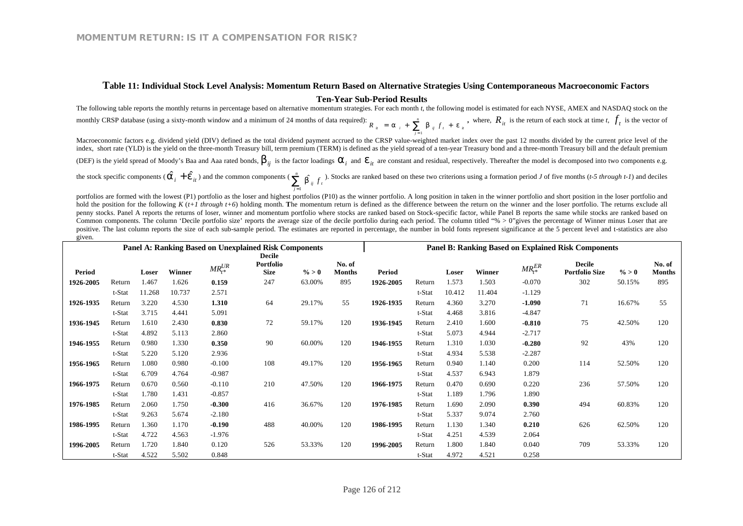**Table 11: Individual Stock Level Analysis: Momentum Return Based on Alternative Strategies Using Contemporaneous Macroeconomic Factors**

**Ten-Year Sub-Period Results**

The following table reports the monthly returns in percentage based on alternative momentum strategies. For each month *t*, the following model is estimated for each NYSE, AMEX and NASDAQ stock on the monthly CRSP database (using a sixty-month window and a minimum of 24 months of data required): $R_{it} = \alpha_i + \sum_{j=1}^{n} \beta_{ij} f_t + \varepsilon_{it}$, where, $R_{it}$ is the return of each stock at time *t*, $f_t$ is the vector of Macroeconomic factors e.g. dividend yield (DIV) defined as the total dividend payment accrued to the CRSP value-weighted market index over the past 12 months divided by the current price level of the index, short rate (YLD) is the yield on the three-month Treasury bill, term premium (TERM) is defined as the yield spread of a ten-year Treasury bond and a three-month Treasury bill and the default premium (DEF) is the yield spread of Moody's Baa and Aaa rated bonds, $\beta_{ij}$ is the factor loadings $\alpha_i$ and $\varepsilon_{it}$ are constant and residual, respectively. Thereafter the model is decomposed into two components e.g. the stock specific components ($\hat{\alpha}_i + \hat{\varepsilon}_{it}$) and the common components ($\sum_{j=1}^{n} \hat{\beta}_{ij} f_t$). Stocks are ranked based on these two criterions using a formation period *J* of five months (*t-5 through t-1*) and deciles portfolios are formed with the lowest (P1) portfolio as the loser and highest portfolios (P10) as the winner portfolio. A long position in taken in the winner portfolio and short position in the loser portfolio and hold the position for the following *K* (*t+1 through t+6*) holding month. **T**he momentum return is defined as the difference between the return on the winner and the loser portfolio. The returns exclude all penny stocks. Panel A reports the returns of loser, winner and momentum portfolio where stocks are ranked based on Stock-specific factor, while Panel B reports the same while stocks are ranked based on Common components. The column 'Decile portfolio size' reports the average size of the decile portfolio during each period. The column titled "% > 0"gives the percentage of Winner minus Loser that are positive. The last column reports the size of each sub-sample period. The estimates are reported in percentage, the number in bold fonts represent significance at the 5 percent level and t-statistics are also given.

| **Panel A: Ranking Based on Unexplained Risk Components** | | | | | | | | **Panel B: Ranking Based on Explained Risk Components** | | | | | | | |
|---|---|---|---|---|---|---|---|---|---|---|---|---|---|---|---|
| **Period** | | **Loser** | **Winner** | $MR^{UR}_{t^*}$ | **Decile Portfolio Size** | **% > 0** | **No. of Months** | **Period** | | **Loser** | **Winner** | $MR^{ER}_{t^*}$ | **Decile Portfolio Size** | **% > 0** | **No. of Months** |
| **1926-2005** | Return | 1.467 | 1.626 | **0.159** | 247 | 63.00% | 895 | **1926-2005** | Return | 1.573 | 1.503 | -0.070 | 302 | 50.15% | 895 |
| | t-Stat | 11.268 | 10.737 | 2.571 | | | | | t-Stat | 10.412 | 11.404 | -1.129 | | | |
| **1926-1935** | Return | 3.220 | 4.530 | **1.310** | 64 | 29.17% | 55 | **1926-1935** | Return | 4.360 | 3.270 | **-1.090** | 71 | 16.67% | 55 |
| | t-Stat | 3.715 | 4.441 | 5.091 | | | | | t-Stat | 4.468 | 3.816 | -4.847 | | | |
| **1936-1945** | Return | 1.610 | 2.430 | **0.830** | 72 | 59.17% | 120 | **1936-1945** | Return | 2.410 | 1.600 | **-0.810** | 75 | 42.50% | 120 |
| | t-Stat | 4.892 | 5.113 | 2.860 | | | | | t-Stat | 5.073 | 4.944 | -2.717 | | | |
| **1946-1955** | Return | 0.980 | 1.330 | **0.350** | 90 | 60.00% | 120 | **1946-1955** | Return | 1.310 | 1.030 | **-0.280** | 92 | 43% | 120 |
| | t-Stat | 5.220 | 5.120 | 2.936 | | | | | t-Stat | 4.934 | 5.538 | -2.287 | | | |
| **1956-1965** | Return | 1.080 | 0.980 | -0.100 | 108 | 49.17% | 120 | **1956-1965** | Return | 0.940 | 1.140 | 0.200 | 114 | 52.50% | 120 |
| | t-Stat | 6.709 | 4.764 | -0.987 | | | | | t-Stat | 4.537 | 6.943 | 1.879 | | | |
| **1966-1975** | Return | 0.670 | 0.560 | -0.110 | 210 | 47.50% | 120 | **1966-1975** | Return | 0.470 | 0.690 | 0.220 | 236 | 57.50% | 120 |
| | t-Stat | 1.780 | 1.431 | -0.857 | | | | | t-Stat | 1.189 | 1.796 | 1.890 | | | |
| **1976-1985** | Return | 2.060 | 1.750 | **-0.300** | 416 | 36.67% | 120 | **1976-1985** | Return | 1.690 | 2.090 | **0.390** | 494 | 60.83% | 120 |
| | t-Stat | 9.263 | 5.674 | -2.180 | | | | | t-Stat | 5.337 | 9.074 | 2.760 | | | |
| **1986-1995** | Return | 1.360 | 1.170 | **-0.190** | 488 | 40.00% | 120 | **1986-1995** | Return | 1.130 | 1.340 | **0.210** | 626 | 62.50% | 120 |
| | t-Stat | 4.722 | 4.563 | -1.976 | | | | | t-Stat | 4.251 | 4.539 | 2.064 | | | |
| **1996-2005** | Return | 1.720 | 1.840 | 0.120 | 526 | 53.33% | 120 | **1996-2005** | Return | 1.800 | 1.840 | 0.040 | 709 | 53.33% | 120 |
| | t-Stat | 4.522 | 5.502 | 0.848 | | | | | t-Stat | 4.972 | 4.521 | 0.258 | | | |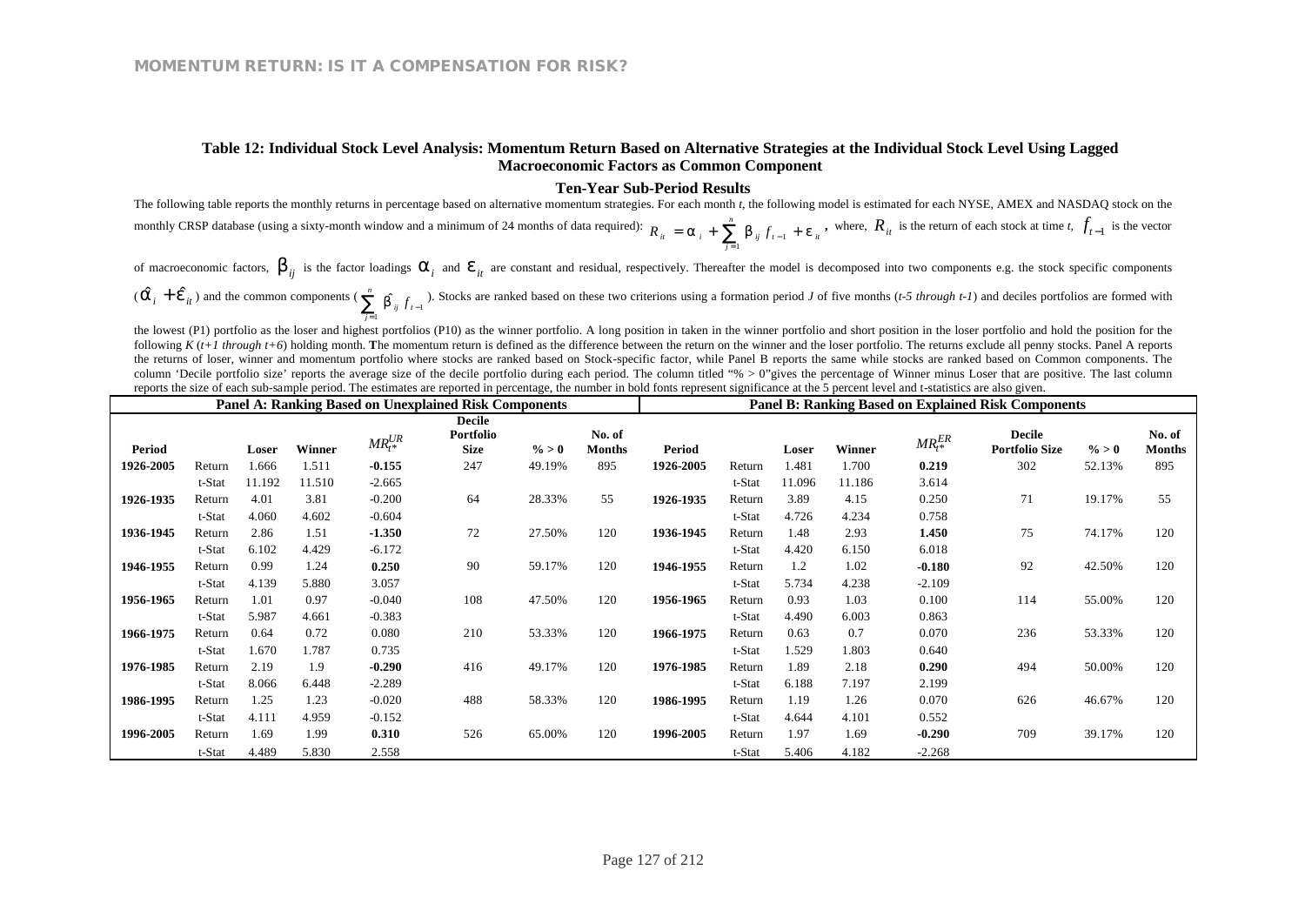**Table 12: Individual Stock Level Analysis: Momentum Return Based on Alternative Strategies at the Individual Stock Level Using Lagged Macroeconomic Factors as Common Component**

**Ten-Year Sub-Period Results**

The following table reports the monthly returns in percentage based on alternative momentum strategies. For each month *t*, the following model is estimated for each NYSE, AMEX and NASDAQ stock on the monthly CRSP database (using a sixty-month window and a minimum of 24 months of data required): $R_{it} = \alpha_i + \sum_{j=1}^{n} \beta_{ij} f_{t-1} + \varepsilon_{it}$, where, $R_{it}$ is the return of each stock at time *t*, $f_{t-1}$ is the vector of macroeconomic factors, $\beta_{ij}$ is the factor loadings $\alpha_i$ and $\varepsilon_{it}$ are constant and residual, respectively. Thereafter the model is decomposed into two components e.g. the stock specific components ($\hat{\alpha}_i + \hat{\varepsilon}_{it}$) and the common components ($\sum_{j=1}^{n} \hat{\beta}_{ij} f_{t-1}$). Stocks are ranked based on these two criterions using a formation period *J* of five months (*t-5 through t-1*) and deciles portfolios are formed with the lowest (P1) portfolio as the loser and highest portfolios (P10) as the winner portfolio. A long position in taken in the winner portfolio and short position in the loser portfolio and hold the position for the following *K* (*t+1 through t+6*) holding month. **T**he momentum return is defined as the difference between the return on the winner and the loser portfolio. The returns exclude all penny stocks. Panel A reports the returns of loser, winner and momentum portfolio where stocks are ranked based on Stock-specific factor, while Panel B reports the same while stocks are ranked based on Common components. The column 'Decile portfolio size' reports the average size of the decile portfolio during each period. The column titled "% > 0"gives the percentage of Winner minus Loser that are positive. The last column reports the size of each sub-sample period. The estimates are reported in percentage, the number in bold fonts represent significance at the 5 percent level and t-statistics are also given.

| **Panel A: Ranking Based on Unexplained Risk Components** | | | | | | | | **Panel B: Ranking Based on Explained Risk Components** | | | | | | | |
|---|---|---|---|---|---|---|---|---|---|---|---|---|---|---|---|
| **Period** | | **Loser** | **Winner** | $MR_{t^*}^{UR}$ | **Decile Portfolio Size** | **% > 0** | **No. of Months** | **Period** | | **Loser** | **Winner** | $MR_{t^*}^{ER}$ | **Decile Portfolio Size** | **% > 0** | **No. of Months** |
| **1926-2005** | Return | 1.666 | 1.511 | **-0.155** | 247 | 49.19% | 895 | **1926-2005** | Return | 1.481 | 1.700 | **0.219** | 302 | 52.13% | 895 |
| | t-Stat | 11.192 | 11.510 | -2.665 | | | | | t-Stat | 11.096 | 11.186 | 3.614 | | | |
| **1926-1935** | Return | 4.01 | 3.81 | -0.200 | 64 | 28.33% | 55 | **1926-1935** | Return | 3.89 | 4.15 | 0.250 | 71 | 19.17% | 55 |
| | t-Stat | 4.060 | 4.602 | -0.604 | | | | | t-Stat | 4.726 | 4.234 | 0.758 | | | |
| **1936-1945** | Return | 2.86 | 1.51 | **-1.350** | 72 | 27.50% | 120 | **1936-1945** | Return | 1.48 | 2.93 | **1.450** | 75 | 74.17% | 120 |
| | t-Stat | 6.102 | 4.429 | -6.172 | | | | | t-Stat | 4.420 | 6.150 | 6.018 | | | |
| **1946-1955** | Return | 0.99 | 1.24 | **0.250** | 90 | 59.17% | 120 | **1946-1955** | Return | 1.2 | 1.02 | **-0.180** | 92 | 42.50% | 120 |
| | t-Stat | 4.139 | 5.880 | 3.057 | | | | | t-Stat | 5.734 | 4.238 | -2.109 | | | |
| **1956-1965** | Return | 1.01 | 0.97 | -0.040 | 108 | 47.50% | 120 | **1956-1965** | Return | 0.93 | 1.03 | 0.100 | 114 | 55.00% | 120 |
| | t-Stat | 5.987 | 4.661 | -0.383 | | | | | t-Stat | 4.490 | 6.003 | 0.863 | | | |
| **1966-1975** | Return | 0.64 | 0.72 | 0.080 | 210 | 53.33% | 120 | **1966-1975** | Return | 0.63 | 0.7 | 0.070 | 236 | 53.33% | 120 |
| | t-Stat | 1.670 | 1.787 | 0.735 | | | | | t-Stat | 1.529 | 1.803 | 0.640 | | | |
| **1976-1985** | Return | 2.19 | 1.9 | **-0.290** | 416 | 49.17% | 120 | **1976-1985** | Return | 1.89 | 2.18 | **0.290** | 494 | 50.00% | 120 |
| | t-Stat | 8.066 | 6.448 | -2.289 | | | | | t-Stat | 6.188 | 7.197 | 2.199 | | | |
| **1986-1995** | Return | 1.25 | 1.23 | -0.020 | 488 | 58.33% | 120 | **1986-1995** | Return | 1.19 | 1.26 | 0.070 | 626 | 46.67% | 120 |
| | t-Stat | 4.111 | 4.959 | -0.152 | | | | | t-Stat | 4.644 | 4.101 | 0.552 | | | |
| **1996-2005** | Return | 1.69 | 1.99 | **0.310** | 526 | 65.00% | 120 | **1996-2005** | Return | 1.97 | 1.69 | **-0.290** | 709 | 39.17% | 120 |
| | t-Stat | 4.489 | 5.830 | 2.558 | | | | | t-Stat | 5.406 | 4.182 | -2.268 | | | |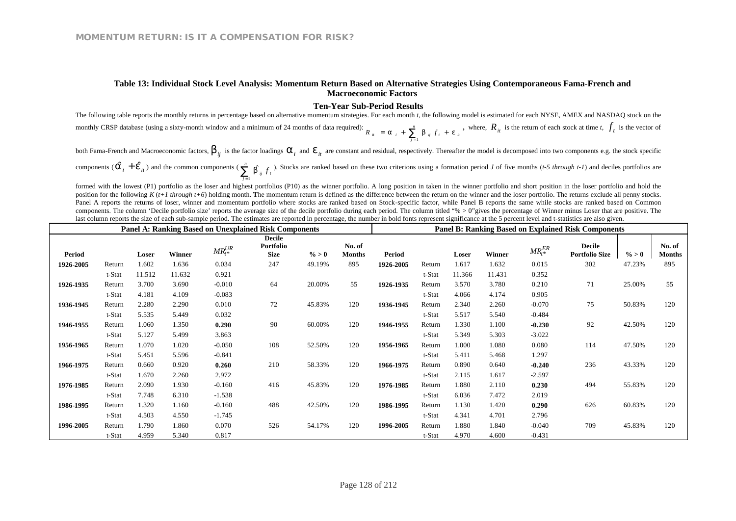**Table 13: Individual Stock Level Analysis: Momentum Return Based on Alternative Strategies Using Contemporaneous Fama-French and Macroeconomic Factors**

**Ten-Year Sub-Period Results**

The following table reports the monthly returns in percentage based on alternative momentum strategies. For each month *t*, the following model is estimated for each NYSE, AMEX and NASDAQ stock on the monthly CRSP database (using a sixty-month window and a minimum of 24 months of data required): $R_{it} = \alpha_i + \sum_{j=1}^{n} \beta_{ij} f_t + \varepsilon_{it}$, where, $R_{it}$ is the return of each stock at time *t*, $f_t$ is the vector of both Fama-French and Macroeconomic factors, $\beta_{ij}$ is the factor loadings $\alpha_i$ and $\varepsilon_{it}$ are constant and residual, respectively. Thereafter the model is decomposed into two components e.g. the stock specific components ($\hat{\alpha}_i + \hat{\varepsilon}_{it}$) and the common components ($\sum_{j=1}^{n} \hat{\beta}_{ij} f_t$). Stocks are ranked based on these two criterions using a formation period *J* of five months (*t-5 through t-1*) and deciles portfolios are formed with the lowest (P1) portfolio as the loser and highest portfolios (P10) as the winner portfolio. A long position in taken in the winner portfolio and short position in the loser portfolio and hold the position for the following *K* (*t+1 through t+6*) holding month. **T**he momentum return is defined as the difference between the return on the winner and the loser portfolio. The returns exclude all penny stocks. Panel A reports the returns of loser, winner and momentum portfolio where stocks are ranked based on Stock-specific factor, while Panel B reports the same while stocks are ranked based on Common components. The column 'Decile portfolio size' reports the average size of the decile portfolio during each period. The column titled "% > 0" gives the percentage of Winner minus Loser that are positive. The last column reports the size of each sub-sample period. The estimates are reported in percentage, the number in bold fonts represent significance at the 5 percent level and t-statistics are also given.

| **Panel A: Ranking Based on Unexplained Risk Components** | | | | | | | | **Panel B: Ranking Based on Explained Risk Components** | | | | | | | |
|---|---|---|---|---|---|---|---|---|---|---|---|---|---|---|---|
| **Period** | | **Loser** | **Winner** | $MR_{t*}^{UR}$ | **Decile Portfolio Size** | **% > 0** | **No. of Months** | **Period** | | **Loser** | **Winner** | $MR_{t*}^{ER}$ | **Decile Portfolio Size** | **% > 0** | **No. of Months** |
| **1926-2005** | Return | 1.602 | 1.636 | 0.034 | 247 | 49.19% | 895 | **1926-2005** | Return | 1.617 | 1.632 | 0.015 | 302 | 47.23% | 895 |
| | t-Stat | 11.512 | 11.632 | 0.921 | | | | | t-Stat | 11.366 | 11.431 | 0.352 | | | |
| **1926-1935** | Return | 3.700 | 3.690 | -0.010 | 64 | 20.00% | 55 | **1926-1935** | Return | 3.570 | 3.780 | 0.210 | 71 | 25.00% | 55 |
| | t-Stat | 4.181 | 4.109 | -0.083 | | | | | t-Stat | 4.066 | 4.174 | 0.905 | | | |
| **1936-1945** | Return | 2.280 | 2.290 | 0.010 | 72 | 45.83% | 120 | **1936-1945** | Return | 2.340 | 2.260 | -0.070 | 75 | 50.83% | 120 |
| | t-Stat | 5.535 | 5.449 | 0.032 | | | | | t-Stat | 5.517 | 5.540 | -0.484 | | | |
| **1946-1955** | Return | 1.060 | 1.350 | **0.290** | 90 | 60.00% | 120 | **1946-1955** | Return | 1.330 | 1.100 | **-0.230** | 92 | 42.50% | 120 |
| | t-Stat | 5.127 | 5.499 | 3.863 | | | | | t-Stat | 5.349 | 5.303 | -3.022 | | | |
| **1956-1965** | Return | 1.070 | 1.020 | -0.050 | 108 | 52.50% | 120 | **1956-1965** | Return | 1.000 | 1.080 | 0.080 | 114 | 47.50% | 120 |
| | t-Stat | 5.451 | 5.596 | -0.841 | | | | | t-Stat | 5.411 | 5.468 | 1.297 | | | |
| **1966-1975** | Return | 0.660 | 0.920 | **0.260** | 210 | 58.33% | 120 | **1966-1975** | Return | 0.890 | 0.640 | **-0.240** | 236 | 43.33% | 120 |
| | t-Stat | 1.670 | 2.260 | 2.972 | | | | | t-Stat | 2.115 | 1.617 | -2.597 | | | |
| **1976-1985** | Return | 2.090 | 1.930 | -0.160 | 416 | 45.83% | 120 | **1976-1985** | Return | 1.880 | 2.110 | **0.230** | 494 | 55.83% | 120 |
| | t-Stat | 7.748 | 6.310 | -1.538 | | | | | t-Stat | 6.036 | 7.472 | 2.019 | | | |
| **1986-1995** | Return | 1.320 | 1.160 | -0.160 | 488 | 42.50% | 120 | **1986-1995** | Return | 1.130 | 1.420 | **0.290** | 626 | 60.83% | 120 |
| | t-Stat | 4.503 | 4.550 | -1.745 | | | | | t-Stat | 4.341 | 4.701 | 2.796 | | | |
| **1996-2005** | Return | 1.790 | 1.860 | 0.070 | 526 | 54.17% | 120 | **1996-2005** | Return | 1.880 | 1.840 | -0.040 | 709 | 45.83% | 120 |
| | t-Stat | 4.959 | 5.340 | 0.817 | | | | | t-Stat | 4.970 | 4.600 | -0.431 | | | |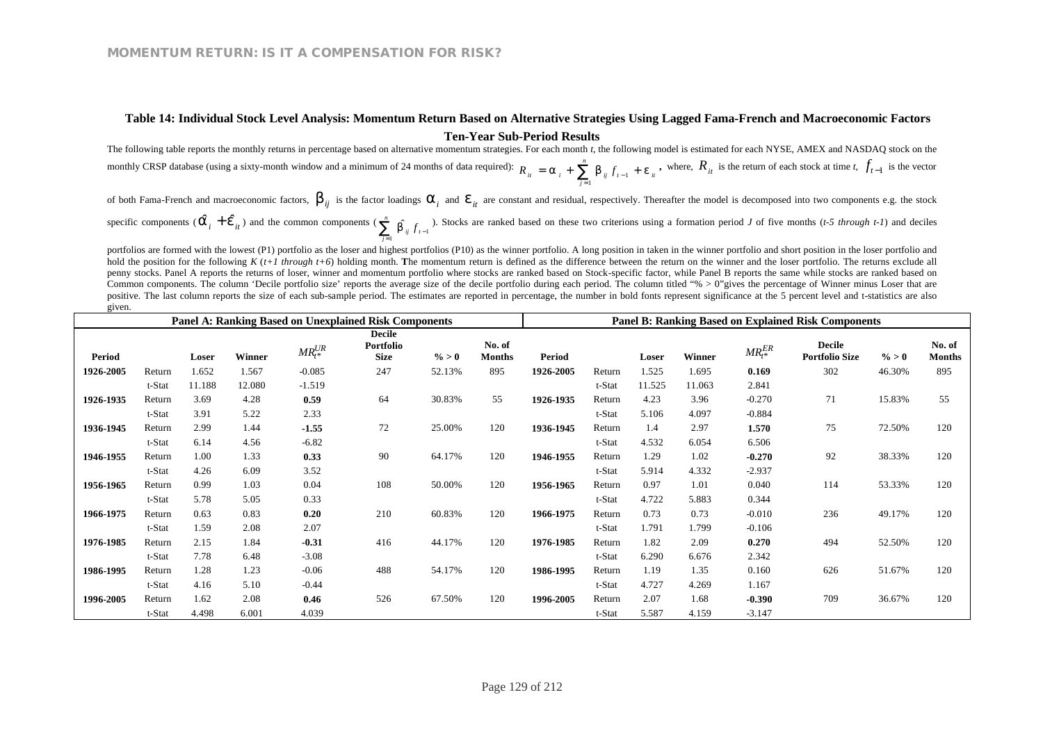## Table 14: Individual Stock Level Analysis: Momentum Return Based on Alternative Strategies Using Lagged Fama-French and Macroeconomic Factors

### Ten-Year Sub-Period Results

The following table reports the monthly returns in percentage based on alternative momentum strategies. For each month *t*, the following model is estimated for each NYSE, AMEX and NASDAQ stock on the monthly CRSP database (using a sixty-month window and a minimum of 24 months of data required): $R_{it} = \alpha_i + \sum_{j=1}^{n} \beta_{ij} f_{t-1} + \varepsilon_{it}$, where, $R_{it}$ is the return of each stock at time *t*, $f_{t-1}$ is the vector of both Fama-French and macroeconomic factors, $\beta_{ij}$ is the factor loadings $\alpha_i$ and $\varepsilon_{it}$ are constant and residual, respectively. Thereafter the model is decomposed into two components e.g. the stock specific components ($\hat{\alpha}_i + \hat{\varepsilon}_{it}$) and the common components ($\sum_{j=1}^{n} \hat{\beta}_{ij} f_{t-1}$). Stocks are ranked based on these two criterions using a formation period *J* of five months (*t-5 through t-1*) and deciles portfolios are formed with the lowest (P1) portfolio as the loser and highest portfolios (P10) as the winner portfolio. A long position in taken in the winner portfolio and short position in the loser portfolio and hold the position for the following *K* (*t+1 through t+6*) holding month. The momentum return is defined as the difference between the return on the winner and the loser portfolio. The returns exclude all penny stocks. Panel A reports the returns of loser, winner and momentum portfolio where stocks are ranked based on Stock-specific factor, while Panel B reports the same while stocks are ranked based on Common components. The column 'Decile portfolio size' reports the average size of the decile portfolio during each period. The column titled "% > 0"gives the percentage of Winner minus Loser that are positive. The last column reports the size of each sub-sample period. The estimates are reported in percentage, the number in bold fonts represent significance at the 5 percent level and t-statistics are also given.

| Panel A: Ranking Based on Unexplained Risk Components | | | | | | | | Panel B: Ranking Based on Explained Risk Components | | | | | | | |
|---|---|---|---|---|---|---|---|---|---|---|---|---|---|---|---|
| Period | | Loser | Winner | $MR_{t^*}^{UR}$ | Decile Portfolio Size | % > 0 | No. of Months | Period | | Loser | Winner | $MR_{t^*}^{ER}$ | Decile Portfolio Size | % > 0 | No. of Months |
| **1926-2005** | Return | 1.652 | 1.567 | -0.085 | 247 | 52.13% | 895 | **1926-2005** | Return | 1.525 | 1.695 | **0.169** | 302 | 46.30% | 895 |
| | t-Stat | 11.188 | 12.080 | -1.519 | | | | | t-Stat | 11.525 | 11.063 | 2.841 | | | |
| **1926-1935** | Return | 3.69 | 4.28 | **0.59** | 64 | 30.83% | 55 | **1926-1935** | Return | 4.23 | 3.96 | -0.270 | 71 | 15.83% | 55 |
| | t-Stat | 3.91 | 5.22 | 2.33 | | | | | t-Stat | 5.106 | 4.097 | -0.884 | | | |
| **1936-1945** | Return | 2.99 | 1.44 | **-1.55** | 72 | 25.00% | 120 | **1936-1945** | Return | 1.4 | 2.97 | **1.570** | 75 | 72.50% | 120 |
| | t-Stat | 6.14 | 4.56 | -6.82 | | | | | t-Stat | 4.532 | 6.054 | 6.506 | | | |
| **1946-1955** | Return | 1.00 | 1.33 | **0.33** | 90 | 64.17% | 120 | **1946-1955** | Return | 1.29 | 1.02 | **-0.270** | 92 | 38.33% | 120 |
| | t-Stat | 4.26 | 6.09 | 3.52 | | | | | t-Stat | 5.914 | 4.332 | -2.937 | | | |
| **1956-1965** | Return | 0.99 | 1.03 | 0.04 | 108 | 50.00% | 120 | **1956-1965** | Return | 0.97 | 1.01 | 0.040 | 114 | 53.33% | 120 |
| | t-Stat | 5.78 | 5.05 | 0.33 | | | | | t-Stat | 4.722 | 5.883 | 0.344 | | | |
| **1966-1975** | Return | 0.63 | 0.83 | **0.20** | 210 | 60.83% | 120 | **1966-1975** | Return | 0.73 | 0.73 | -0.010 | 236 | 49.17% | 120 |
| | t-Stat | 1.59 | 2.08 | 2.07 | | | | | t-Stat | 1.791 | 1.799 | -0.106 | | | |
| **1976-1985** | Return | 2.15 | 1.84 | **-0.31** | 416 | 44.17% | 120 | **1976-1985** | Return | 1.82 | 2.09 | **0.270** | 494 | 52.50% | 120 |
| | t-Stat | 7.78 | 6.48 | -3.08 | | | | | t-Stat | 6.290 | 6.676 | 2.342 | | | |
| **1986-1995** | Return | 1.28 | 1.23 | -0.06 | 488 | 54.17% | 120 | **1986-1995** | Return | 1.19 | 1.35 | 0.160 | 626 | 51.67% | 120 |
| | t-Stat | 4.16 | 5.10 | -0.44 | | | | | t-Stat | 4.727 | 4.269 | 1.167 | | | |
| **1996-2005** | Return | 1.62 | 2.08 | **0.46** | 526 | 67.50% | 120 | **1996-2005** | Return | 2.07 | 1.68 | **-0.390** | 709 | 36.67% | 120 |
| | t-Stat | 4.498 | 6.001 | 4.039 | | | | | t-Stat | 5.587 | 4.159 | -3.147 | | | |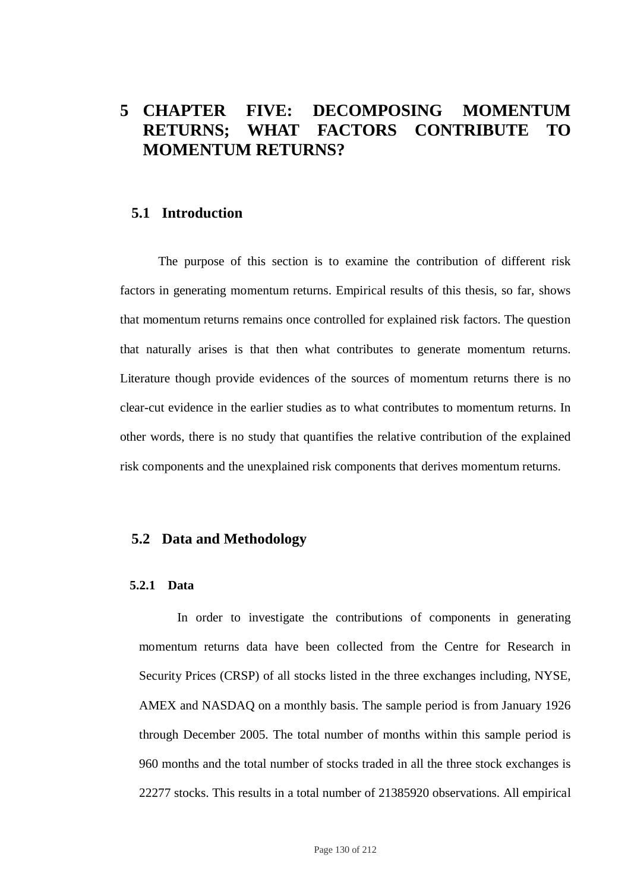# 5 CHAPTER FIVE: DECOMPOSING MOMENTUM RETURNS; WHAT FACTORS CONTRIBUTE TO MOMENTUM RETURNS?

## 5.1 Introduction

The purpose of this section is to examine the contribution of different risk factors in generating momentum returns. Empirical results of this thesis, so far, shows that momentum returns remains once controlled for explained risk factors. The question that naturally arises is that then what contributes to generate momentum returns. Literature though provide evidences of the sources of momentum returns there is no clear-cut evidence in the earlier studies as to what contributes to momentum returns. In other words, there is no study that quantifies the relative contribution of the explained risk components and the unexplained risk components that derives momentum returns.

## 5.2 Data and Methodology

### 5.2.1 Data

In order to investigate the contributions of components in generating momentum returns data have been collected from the Centre for Research in Security Prices (CRSP) of all stocks listed in the three exchanges including, NYSE, AMEX and NASDAQ on a monthly basis. The sample period is from January 1926 through December 2005. The total number of months within this sample period is 960 months and the total number of stocks traded in all the three stock exchanges is 22277 stocks. This results in a total number of 21385920 observations. All empirical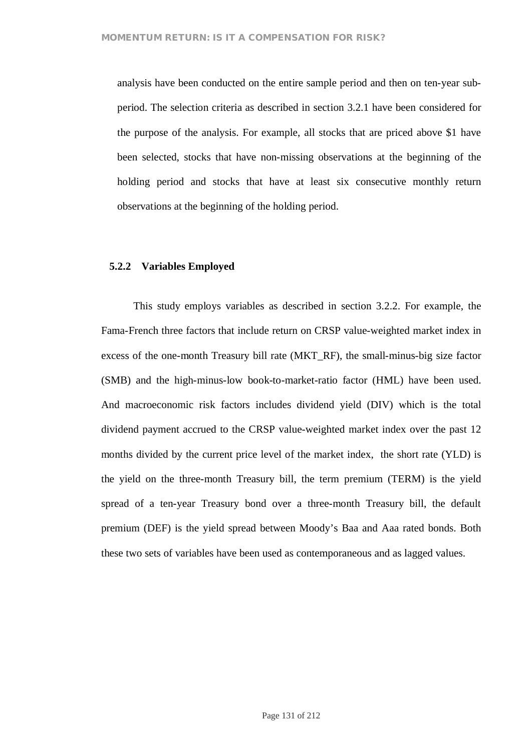analysis have been conducted on the entire sample period and then on ten-year sub-period. The selection criteria as described in section 3.2.1 have been considered for the purpose of the analysis. For example, all stocks that are priced above $1 have been selected, stocks that have non-missing observations at the beginning of the holding period and stocks that have at least six consecutive monthly return observations at the beginning of the holding period.

### 5.2.2 Variables Employed

This study employs variables as described in section 3.2.2. For example, the Fama-French three factors that include return on CRSP value-weighted market index in excess of the one-month Treasury bill rate (MKT_RF), the small-minus-big size factor (SMB) and the high-minus-low book-to-market-ratio factor (HML) have been used. And macroeconomic risk factors includes dividend yield (DIV) which is the total dividend payment accrued to the CRSP value-weighted market index over the past 12 months divided by the current price level of the market index, the short rate (YLD) is the yield on the three-month Treasury bill, the term premium (TERM) is the yield spread of a ten-year Treasury bond over a three-month Treasury bill, the default premium (DEF) is the yield spread between Moody's Baa and Aaa rated bonds. Both these two sets of variables have been used as contemporaneous and as lagged values.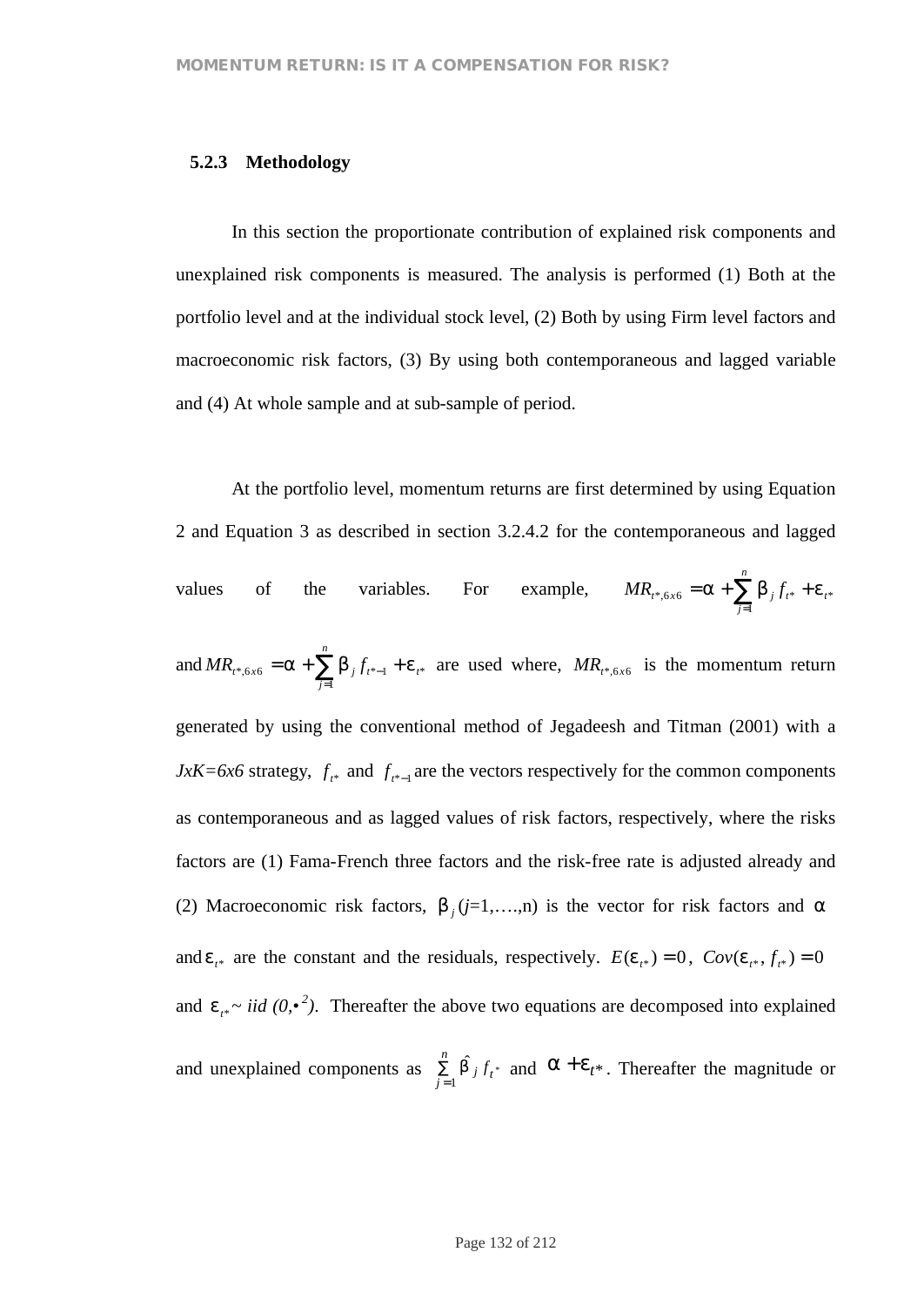### 5.2.3 Methodology

In this section the proportionate contribution of explained risk components and unexplained risk components is measured. The analysis is performed (1) Both at the portfolio level and at the individual stock level, (2) Both by using Firm level factors and macroeconomic risk factors, (3) By using both contemporaneous and lagged variable and (4) At whole sample and at sub-sample of period.

At the portfolio level, momentum returns are first determined by using Equation 2 and Equation 3 as described in section 3.2.4.2 for the contemporaneous and lagged values of the variables. For example, $MR_{t^*,6x6} = \alpha + \sum_{j=1}^{n} \beta_j f_{t^*} + \varepsilon_{t^*}$ and $MR_{t^*,6x6} = \alpha + \sum_{j=1}^{n} \beta_j f_{t^*-1} + \varepsilon_{t^*}$ are used where, $MR_{t^*,6x6}$ is the momentum return generated by using the conventional method of Jegadeesh and Titman (2001) with a *JxK=6x6* strategy, $f_{t^*}$ and $f_{t^*-1}$ are the vectors respectively for the common components as contemporaneous and as lagged values of risk factors, respectively, where the risks factors are (1) Fama-French three factors and the risk-free rate is adjusted already and (2) Macroeconomic risk factors, $\beta_j$ ($j$=1,….,n) is the vector for risk factors and $\alpha$ and $\varepsilon_{t^*}$ are the constant and the residuals, respectively. $E(\varepsilon_{t^*}) = 0$, $Cov(\varepsilon_{t^*}, f_{t^*}) = 0$ and $\varepsilon_{t^*}$ ~ *iid (0,•²)*. Thereafter the above two equations are decomposed into explained and unexplained components as $\sum_{j=1}^{n} \hat{\beta}_j f_{t^*}$ and $\alpha + \varepsilon_{t^*}$. Thereafter the magnitude or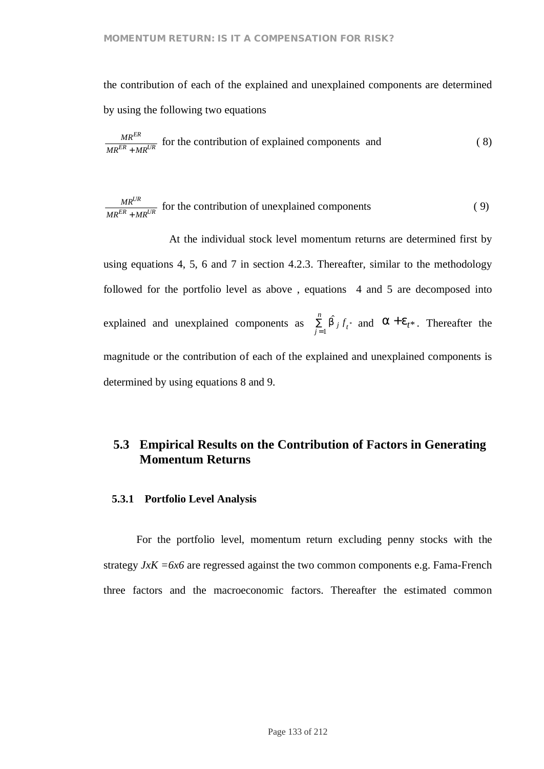the contribution of each of the explained and unexplained components are determined by using the following two equations

$$\frac{MR^{ER}}{MR^{ER}+MR^{UR}} \text{ for the contribution of explained components and} \tag{8}$$

$$\frac{MR^{UR}}{MR^{ER}+MR^{UR}} \text{ for the contribution of unexplained components} \tag{9}$$

At the individual stock level momentum returns are determined first by using equations 4, 5, 6 and 7 in section 4.2.3. Thereafter, similar to the methodology followed for the portfolio level as above , equations 4 and 5 are decomposed into explained and unexplained components as $\sum_{j=1}^{n} \hat{\beta}_j f_{t^*}$ and $\alpha + \varepsilon_{t*}$. Thereafter the magnitude or the contribution of each of the explained and unexplained components is determined by using equations 8 and 9.

## 5.3 Empirical Results on the Contribution of Factors in Generating Momentum Returns

### 5.3.1 Portfolio Level Analysis

For the portfolio level, momentum return excluding penny stocks with the strategy *JxK =6x6* are regressed against the two common components e.g. Fama-French three factors and the macroeconomic factors. Thereafter the estimated common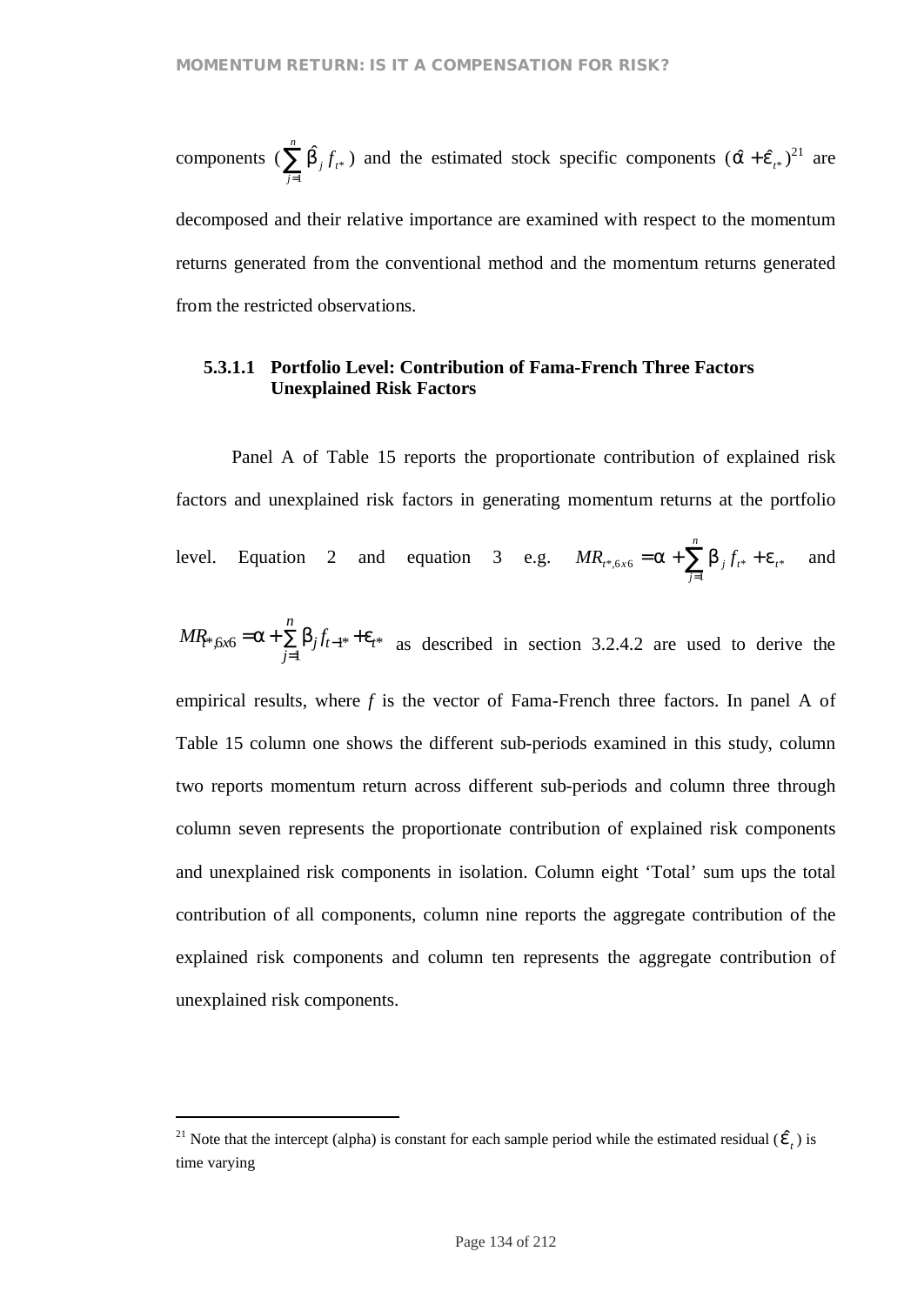components $(\sum_{j=1}^{n} \hat{\beta}_j f_{t*})$ and the estimated stock specific components $(\hat{\alpha} + \hat{\varepsilon}_{t*})$[21] are decomposed and their relative importance are examined with respect to the momentum returns generated from the conventional method and the momentum returns generated from the restricted observations.

#### 5.3.1.1 Portfolio Level: Contribution of Fama-French Three Factors Unexplained Risk Factors

Panel A of Table 15 reports the proportionate contribution of explained risk factors and unexplained risk factors in generating momentum returns at the portfolio level. Equation 2 and equation 3 e.g. $MR_{t*,6x6} = \alpha + \sum_{j=1}^{n} \beta_j f_{t*} + \varepsilon_{t*}$ and $MR_{t*,6x6} = \alpha + \sum_{j=1}^{n} \beta_j f_{t-1*} + \varepsilon_{t*}$ as described in section 3.2.4.2 are used to derive the empirical results, where *f* is the vector of Fama-French three factors. In panel A of Table 15 column one shows the different sub-periods examined in this study, column two reports momentum return across different sub-periods and column three through column seven represents the proportionate contribution of explained risk components and unexplained risk components in isolation. Column eight 'Total' sum ups the total contribution of all components, column nine reports the aggregate contribution of the explained risk components and column ten represents the aggregate contribution of unexplained risk components.

---

[21] Note that the intercept (alpha) is constant for each sample period while the estimated residual $(\hat{\varepsilon}_t)$ is time varying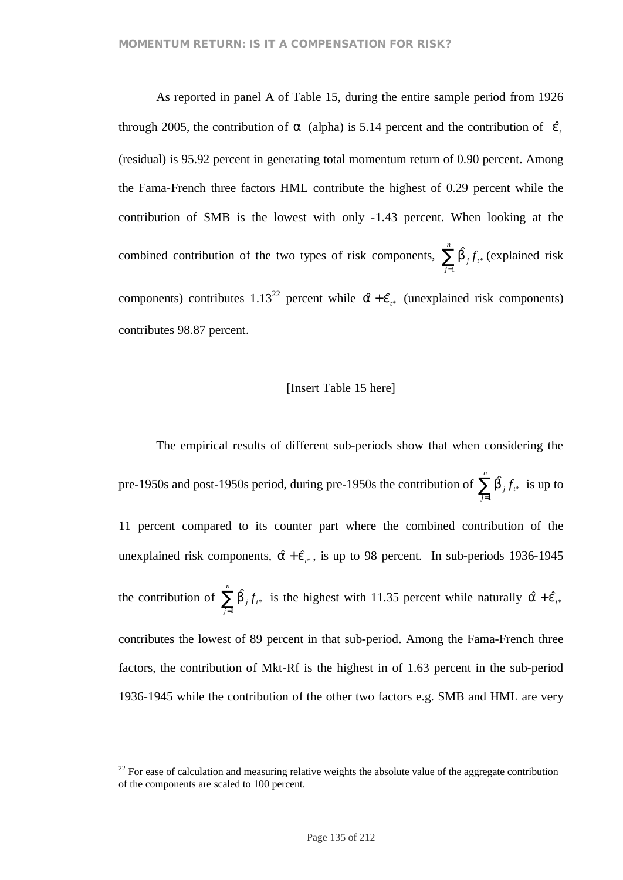As reported in panel A of Table 15, during the entire sample period from 1926 through 2005, the contribution of $\alpha$ (alpha) is 5.14 percent and the contribution of $\hat{\varepsilon}_t$ (residual) is 95.92 percent in generating total momentum return of 0.90 percent. Among the Fama-French three factors HML contribute the highest of 0.29 percent while the contribution of SMB is the lowest with only -1.43 percent. When looking at the combined contribution of the two types of risk components, $\sum_{j=1}^{n} \hat{\beta}_j f_{t^*}$ (explained risk components) contributes 1.13[22] percent while $\hat{\alpha} + \hat{\varepsilon}_{t^*}$ (unexplained risk components) contributes 98.87 percent.

[Insert Table 15 here]

The empirical results of different sub-periods show that when considering the pre-1950s and post-1950s period, during pre-1950s the contribution of $\sum_{j=1}^{n} \hat{\beta}_j f_{t^*}$ is up to 11 percent compared to its counter part where the combined contribution of the unexplained risk components, $\hat{\alpha} + \hat{\varepsilon}_{t^*}$, is up to 98 percent. In sub-periods 1936-1945 the contribution of $\sum_{j=1}^{n} \hat{\beta}_j f_{t^*}$ is the highest with 11.35 percent while naturally $\hat{\alpha} + \hat{\varepsilon}_{t^*}$ contributes the lowest of 89 percent in that sub-period. Among the Fama-French three factors, the contribution of Mkt-Rf is the highest in of 1.63 percent in the sub-period 1936-1945 while the contribution of the other two factors e.g. SMB and HML are very

[22] For ease of calculation and measuring relative weights the absolute value of the aggregate contribution of the components are scaled to 100 percent.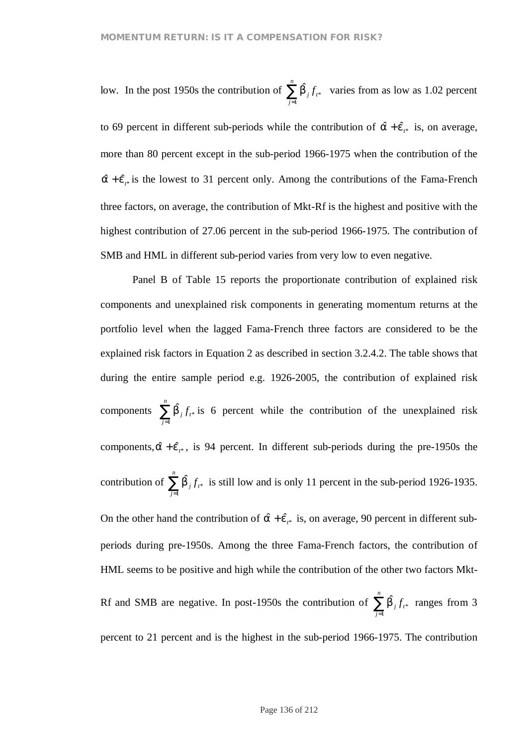low. In the post 1950s the contribution of $\sum_{j=1}^{n} \hat{\beta}_j f_{t^*}$ varies from as low as 1.02 percent to 69 percent in different sub-periods while the contribution of $\hat{\alpha} + \hat{\varepsilon}_{t^*}$ is, on average, more than 80 percent except in the sub-period 1966-1975 when the contribution of the $\hat{\alpha} + \hat{\varepsilon}_{t^*}$ is the lowest to 31 percent only. Among the contributions of the Fama-French three factors, on average, the contribution of Mkt-Rf is the highest and positive with the highest contribution of 27.06 percent in the sub-period 1966-1975. The contribution of SMB and HML in different sub-period varies from very low to even negative.

Panel B of Table 15 reports the proportionate contribution of explained risk components and unexplained risk components in generating momentum returns at the portfolio level when the lagged Fama-French three factors are considered to be the explained risk factors in Equation 2 as described in section 3.2.4.2. The table shows that during the entire sample period e.g. 1926-2005, the contribution of explained risk components $\sum_{j=1}^{n} \hat{\beta}_j f_{t^*}$ is 6 percent while the contribution of the unexplained risk components, $\hat{\alpha} + \hat{\varepsilon}_{t^*}$, is 94 percent. In different sub-periods during the pre-1950s the contribution of $\sum_{j=1}^{n} \hat{\beta}_j f_{t^*}$ is still low and is only 11 percent in the sub-period 1926-1935. On the other hand the contribution of $\hat{\alpha} + \hat{\varepsilon}_{t^*}$ is, on average, 90 percent in different sub-periods during pre-1950s. Among the three Fama-French factors, the contribution of HML seems to be positive and high while the contribution of the other two factors Mkt-Rf and SMB are negative. In post-1950s the contribution of $\sum_{j=1}^{n} \hat{\beta}_j f_{t^*}$ ranges from 3 percent to 21 percent and is the highest in the sub-period 1966-1975. The contribution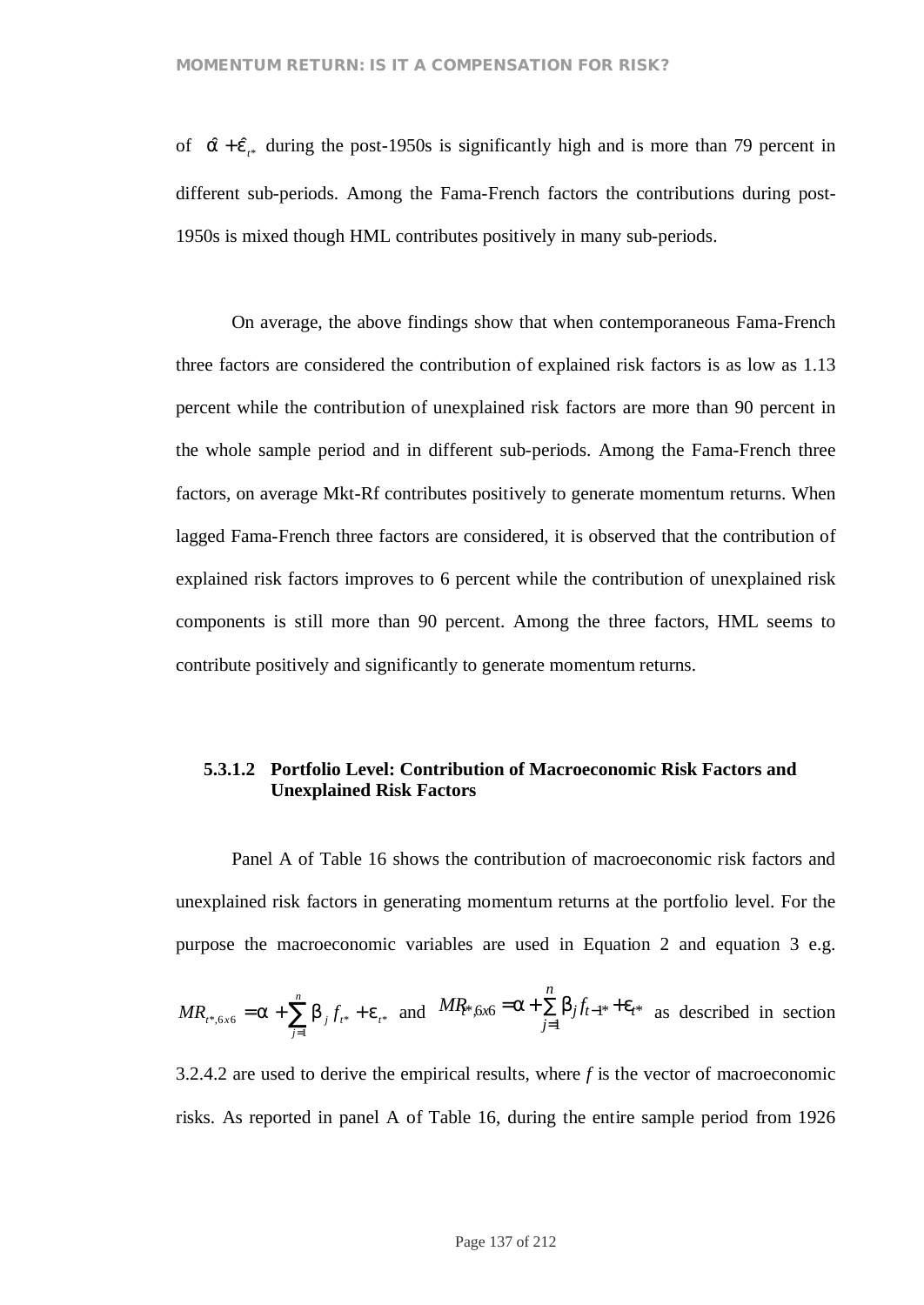of $\hat{\alpha} + \hat{\varepsilon}_{t^*}$ during the post-1950s is significantly high and is more than 79 percent in different sub-periods. Among the Fama-French factors the contributions during post-1950s is mixed though HML contributes positively in many sub-periods.

On average, the above findings show that when contemporaneous Fama-French three factors are considered the contribution of explained risk factors is as low as 1.13 percent while the contribution of unexplained risk factors are more than 90 percent in the whole sample period and in different sub-periods. Among the Fama-French three factors, on average Mkt-Rf contributes positively to generate momentum returns. When lagged Fama-French three factors are considered, it is observed that the contribution of explained risk factors improves to 6 percent while the contribution of unexplained risk components is still more than 90 percent. Among the three factors, HML seems to contribute positively and significantly to generate momentum returns.

#### 5.3.1.2 Portfolio Level: Contribution of Macroeconomic Risk Factors and Unexplained Risk Factors

Panel A of Table 16 shows the contribution of macroeconomic risk factors and unexplained risk factors in generating momentum returns at the portfolio level. For the purpose the macroeconomic variables are used in Equation 2 and equation 3 e.g. $MR_{t^*,6x6} = \alpha + \sum_{j=1}^{n} \beta_j f_{t^*} + \varepsilon_{t^*}$ and $MR_{t^*,6x6} = \alpha + \sum_{j=1}^{n} \beta_j f_{t-1^*} + \varepsilon_{t^*}$ as described in section 3.2.4.2 are used to derive the empirical results, where *f* is the vector of macroeconomic risks. As reported in panel A of Table 16, during the entire sample period from 1926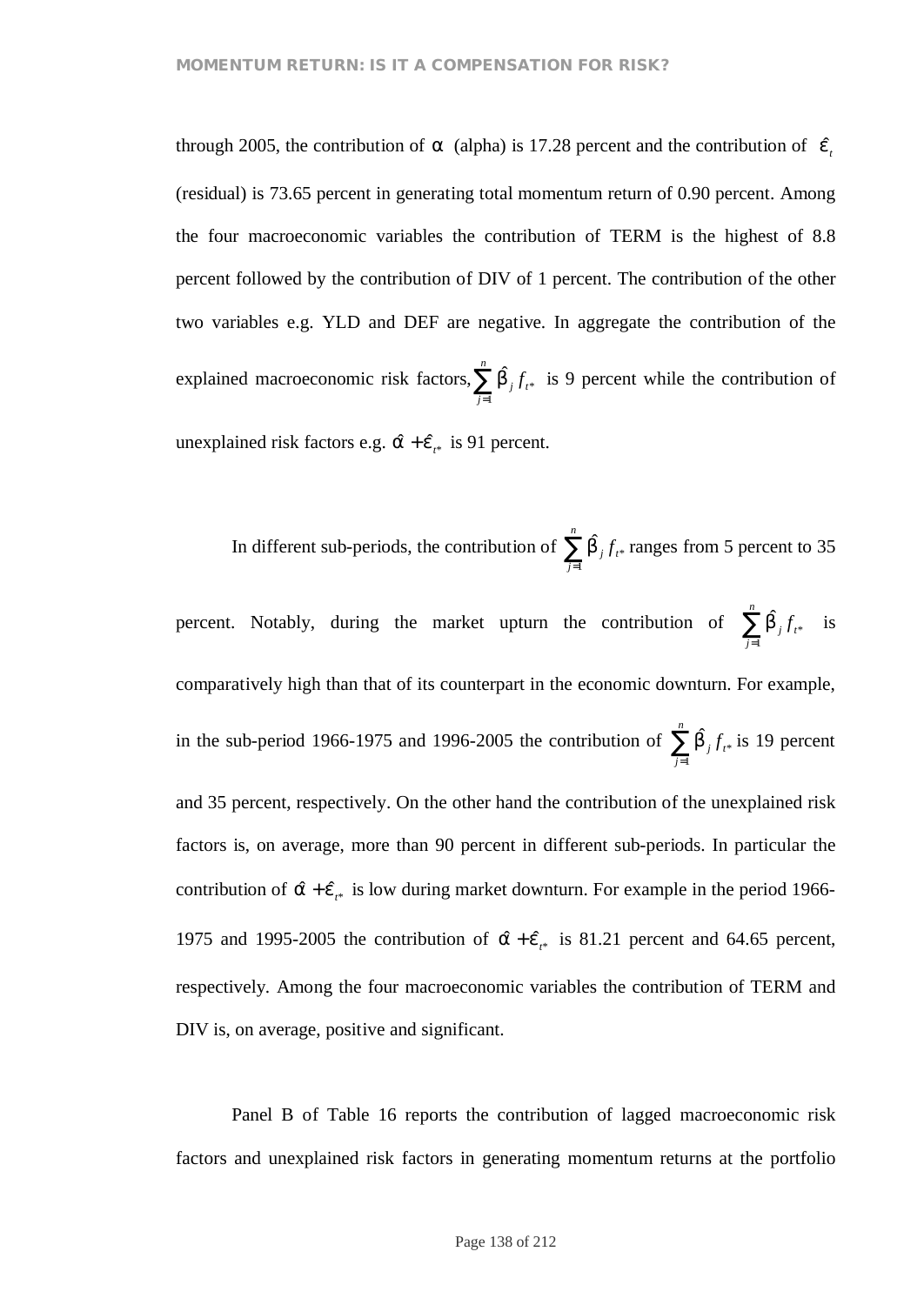through 2005, the contribution of $\alpha$ (alpha) is 17.28 percent and the contribution of $\hat{\varepsilon}_t$ (residual) is 73.65 percent in generating total momentum return of 0.90 percent. Among the four macroeconomic variables the contribution of TERM is the highest of 8.8 percent followed by the contribution of DIV of 1 percent. The contribution of the other two variables e.g. YLD and DEF are negative. In aggregate the contribution of the explained macroeconomic risk factors, $\sum_{j=1}^{n} \hat{\beta}_j f_{t^*}$ is 9 percent while the contribution of unexplained risk factors e.g. $\hat{\alpha} + \hat{\varepsilon}_{t^*}$ is 91 percent.

In different sub-periods, the contribution of $\sum_{j=1}^{n} \hat{\beta}_j f_{t^*}$ ranges from 5 percent to 35 percent. Notably, during the market upturn the contribution of $\sum_{j=1}^{n} \hat{\beta}_j f_{t^*}$ is comparatively high than that of its counterpart in the economic downturn. For example, in the sub-period 1966-1975 and 1996-2005 the contribution of $\sum_{j=1}^{n} \hat{\beta}_j f_{t^*}$ is 19 percent and 35 percent, respectively. On the other hand the contribution of the unexplained risk factors is, on average, more than 90 percent in different sub-periods. In particular the contribution of $\hat{\alpha} + \hat{\varepsilon}_{t^*}$ is low during market downturn. For example in the period 1966-1975 and 1995-2005 the contribution of $\hat{\alpha} + \hat{\varepsilon}_{t^*}$ is 81.21 percent and 64.65 percent, respectively. Among the four macroeconomic variables the contribution of TERM and DIV is, on average, positive and significant.

Panel B of Table 16 reports the contribution of lagged macroeconomic risk factors and unexplained risk factors in generating momentum returns at the portfolio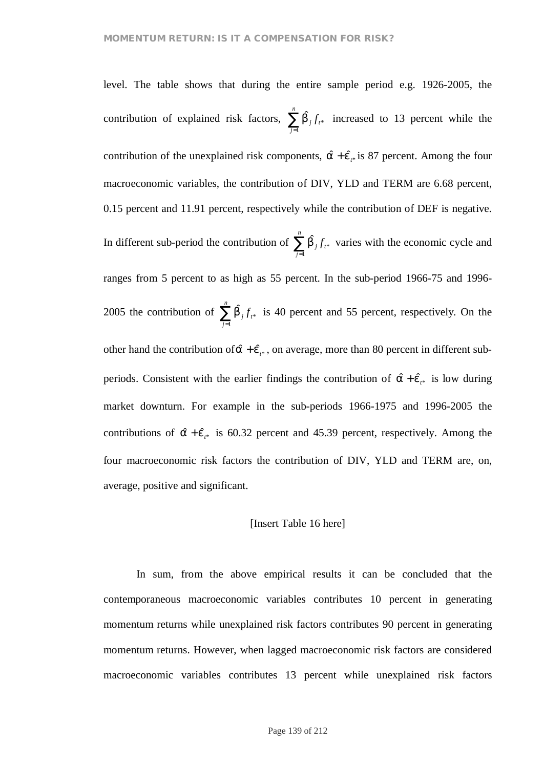level. The table shows that during the entire sample period e.g. 1926-2005, the contribution of explained risk factors, $\sum_{j=1}^{n} \hat{\beta}_j f_{t^*}$ increased to 13 percent while the contribution of the unexplained risk components, $\hat{\alpha} + \hat{\varepsilon}_{t^*}$ is 87 percent. Among the four macroeconomic variables, the contribution of DIV, YLD and TERM are 6.68 percent, 0.15 percent and 11.91 percent, respectively while the contribution of DEF is negative. In different sub-period the contribution of $\sum_{j=1}^{n} \hat{\beta}_j f_{t^*}$ varies with the economic cycle and ranges from 5 percent to as high as 55 percent. In the sub-period 1966-75 and 1996-2005 the contribution of $\sum_{j=1}^{n} \hat{\beta}_j f_{t^*}$ is 40 percent and 55 percent, respectively. On the other hand the contribution of $\hat{\alpha} + \hat{\varepsilon}_{t^*}$, on average, more than 80 percent in different sub-periods. Consistent with the earlier findings the contribution of $\hat{\alpha} + \hat{\varepsilon}_{t^*}$ is low during market downturn. For example in the sub-periods 1966-1975 and 1996-2005 the contributions of $\hat{\alpha} + \hat{\varepsilon}_{t^*}$ is 60.32 percent and 45.39 percent, respectively. Among the four macroeconomic risk factors the contribution of DIV, YLD and TERM are, on, average, positive and significant.

[Insert Table 16 here]

In sum, from the above empirical results it can be concluded that the contemporaneous macroeconomic variables contributes 10 percent in generating momentum returns while unexplained risk factors contributes 90 percent in generating momentum returns. However, when lagged macroeconomic risk factors are considered macroeconomic variables contributes 13 percent while unexplained risk factors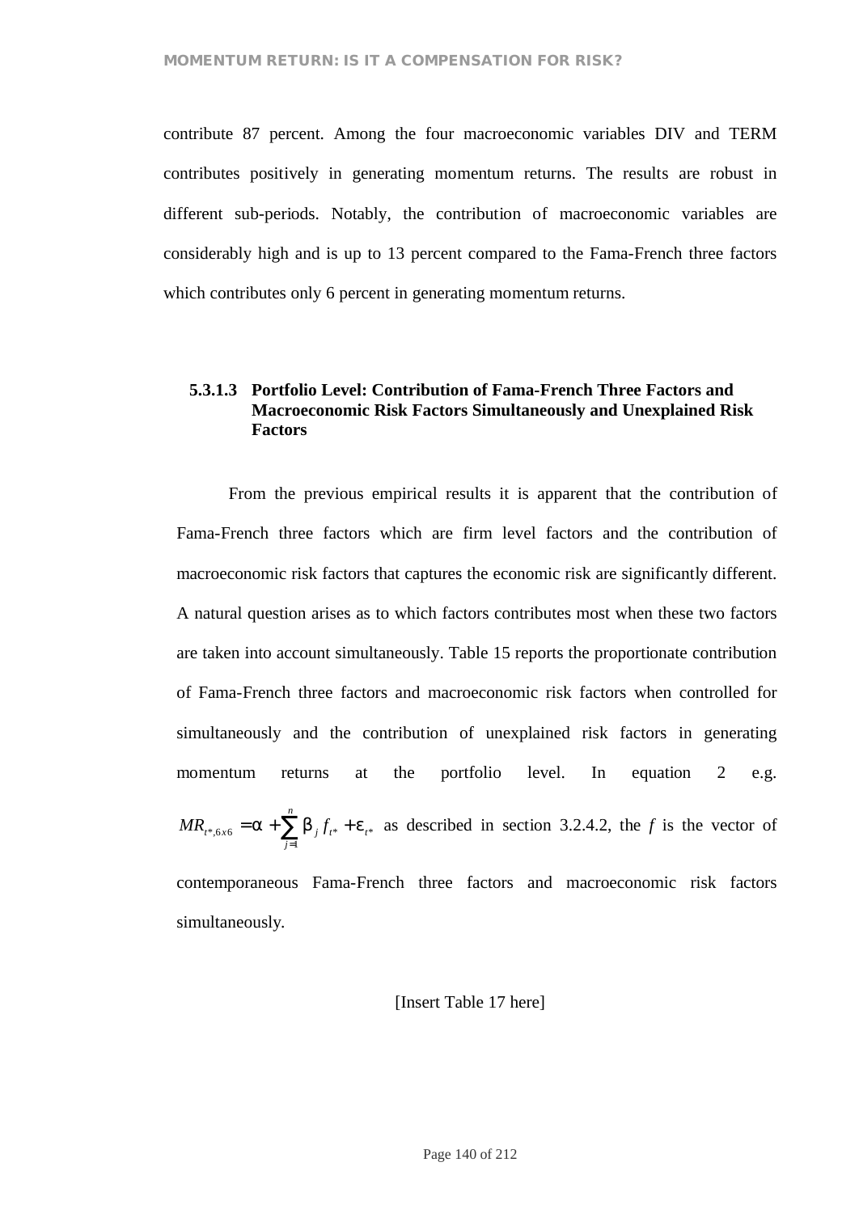contribute 87 percent. Among the four macroeconomic variables DIV and TERM contributes positively in generating momentum returns. The results are robust in different sub-periods. Notably, the contribution of macroeconomic variables are considerably high and is up to 13 percent compared to the Fama-French three factors which contributes only 6 percent in generating momentum returns.

#### 5.3.1.3 Portfolio Level: Contribution of Fama-French Three Factors and Macroeconomic Risk Factors Simultaneously and Unexplained Risk Factors

From the previous empirical results it is apparent that the contribution of Fama-French three factors which are firm level factors and the contribution of macroeconomic risk factors that captures the economic risk are significantly different. A natural question arises as to which factors contributes most when these two factors are taken into account simultaneously. Table 15 reports the proportionate contribution of Fama-French three factors and macroeconomic risk factors when controlled for simultaneously and the contribution of unexplained risk factors in generating momentum returns at the portfolio level. In equation 2 e.g. $MR_{t^*,6x6} = \alpha + \sum_{j=1}^{n} \beta_j f_{t^*} + \varepsilon_{t^*}$ as described in section 3.2.4.2, the $f$ is the vector of contemporaneous Fama-French three factors and macroeconomic risk factors simultaneously.

[Insert Table 17 here]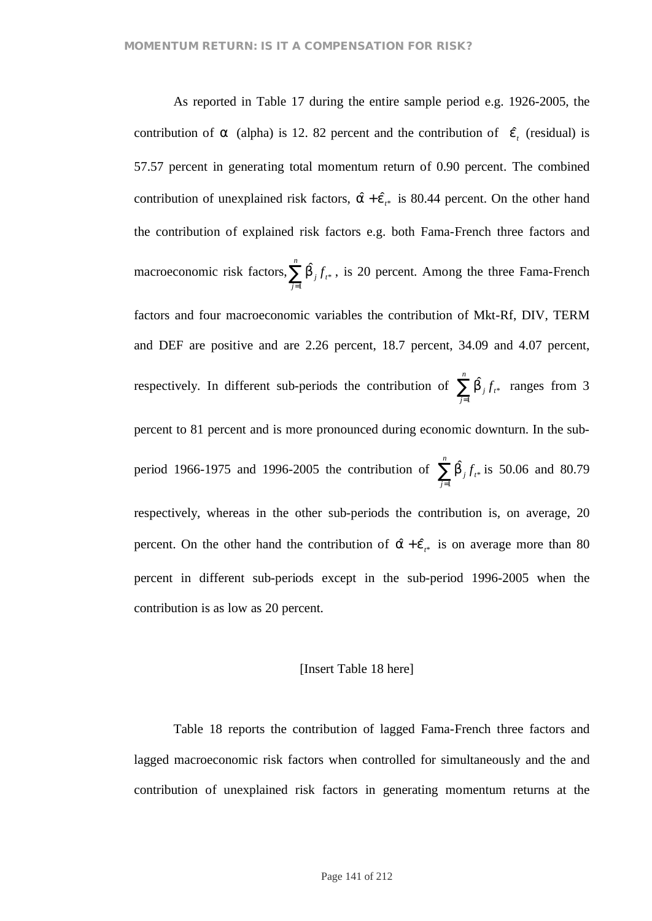As reported in Table 17 during the entire sample period e.g. 1926-2005, the contribution of $\alpha$ (alpha) is 12. 82 percent and the contribution of $\hat{\varepsilon}_t$ (residual) is 57.57 percent in generating total momentum return of 0.90 percent. The combined contribution of unexplained risk factors, $\hat{\alpha} + \hat{\varepsilon}_{t^*}$ is 80.44 percent. On the other hand the contribution of explained risk factors e.g. both Fama-French three factors and macroeconomic risk factors, $\sum_{j=1}^{n} \hat{\beta}_j f_{t^*}$, is 20 percent. Among the three Fama-French factors and four macroeconomic variables the contribution of Mkt-Rf, DIV, TERM and DEF are positive and are 2.26 percent, 18.7 percent, 34.09 and 4.07 percent, respectively. In different sub-periods the contribution of $\sum_{j=1}^{n} \hat{\beta}_j f_{t^*}$ ranges from 3 percent to 81 percent and is more pronounced during economic downturn. In the sub-period 1966-1975 and 1996-2005 the contribution of $\sum_{j=1}^{n} \hat{\beta}_j f_{t^*}$ is 50.06 and 80.79 respectively, whereas in the other sub-periods the contribution is, on average, 20 percent. On the other hand the contribution of $\hat{\alpha} + \hat{\varepsilon}_{t^*}$ is on average more than 80 percent in different sub-periods except in the sub-period 1996-2005 when the contribution is as low as 20 percent.

[Insert Table 18 here]

Table 18 reports the contribution of lagged Fama-French three factors and lagged macroeconomic risk factors when controlled for simultaneously and the and contribution of unexplained risk factors in generating momentum returns at the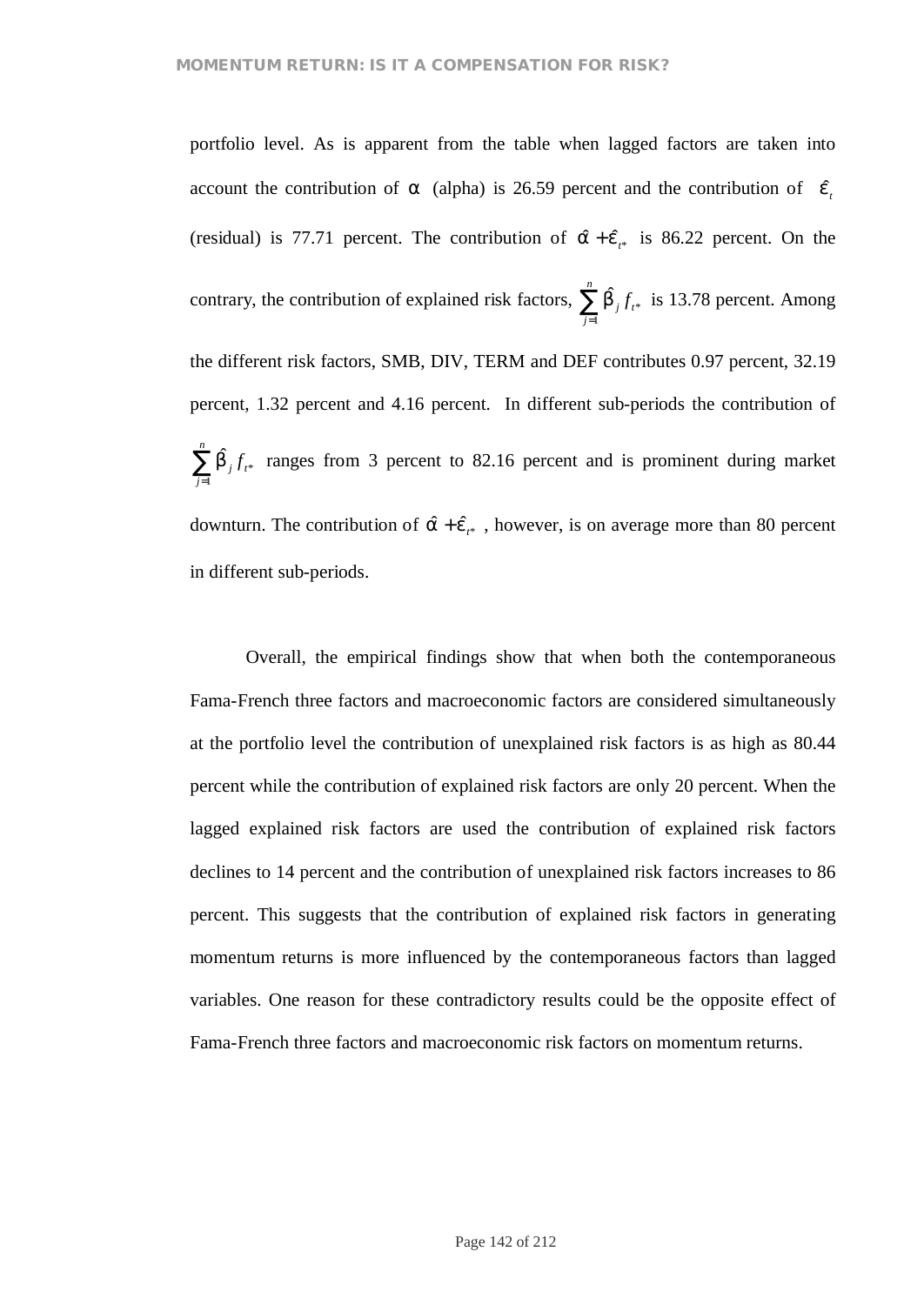portfolio level. As is apparent from the table when lagged factors are taken into account the contribution of $\alpha$ (alpha) is 26.59 percent and the contribution of $\hat{\varepsilon}_t$ (residual) is 77.71 percent. The contribution of $\hat{\alpha} + \hat{\varepsilon}_{t*}$ is 86.22 percent. On the contrary, the contribution of explained risk factors, $\sum_{j=1}^{n} \hat{\beta}_j f_{t*}$ is 13.78 percent. Among the different risk factors, SMB, DIV, TERM and DEF contributes 0.97 percent, 32.19 percent, 1.32 percent and 4.16 percent. In different sub-periods the contribution of $\sum_{j=1}^{n} \hat{\beta}_j f_{t*}$ ranges from 3 percent to 82.16 percent and is prominent during market downturn. The contribution of $\hat{\alpha} + \hat{\varepsilon}_{t*}$, however, is on average more than 80 percent in different sub-periods.

Overall, the empirical findings show that when both the contemporaneous Fama-French three factors and macroeconomic factors are considered simultaneously at the portfolio level the contribution of unexplained risk factors is as high as 80.44 percent while the contribution of explained risk factors are only 20 percent. When the lagged explained risk factors are used the contribution of explained risk factors declines to 14 percent and the contribution of unexplained risk factors increases to 86 percent. This suggests that the contribution of explained risk factors in generating momentum returns is more influenced by the contemporaneous factors than lagged variables. One reason for these contradictory results could be the opposite effect of Fama-French three factors and macroeconomic risk factors on momentum returns.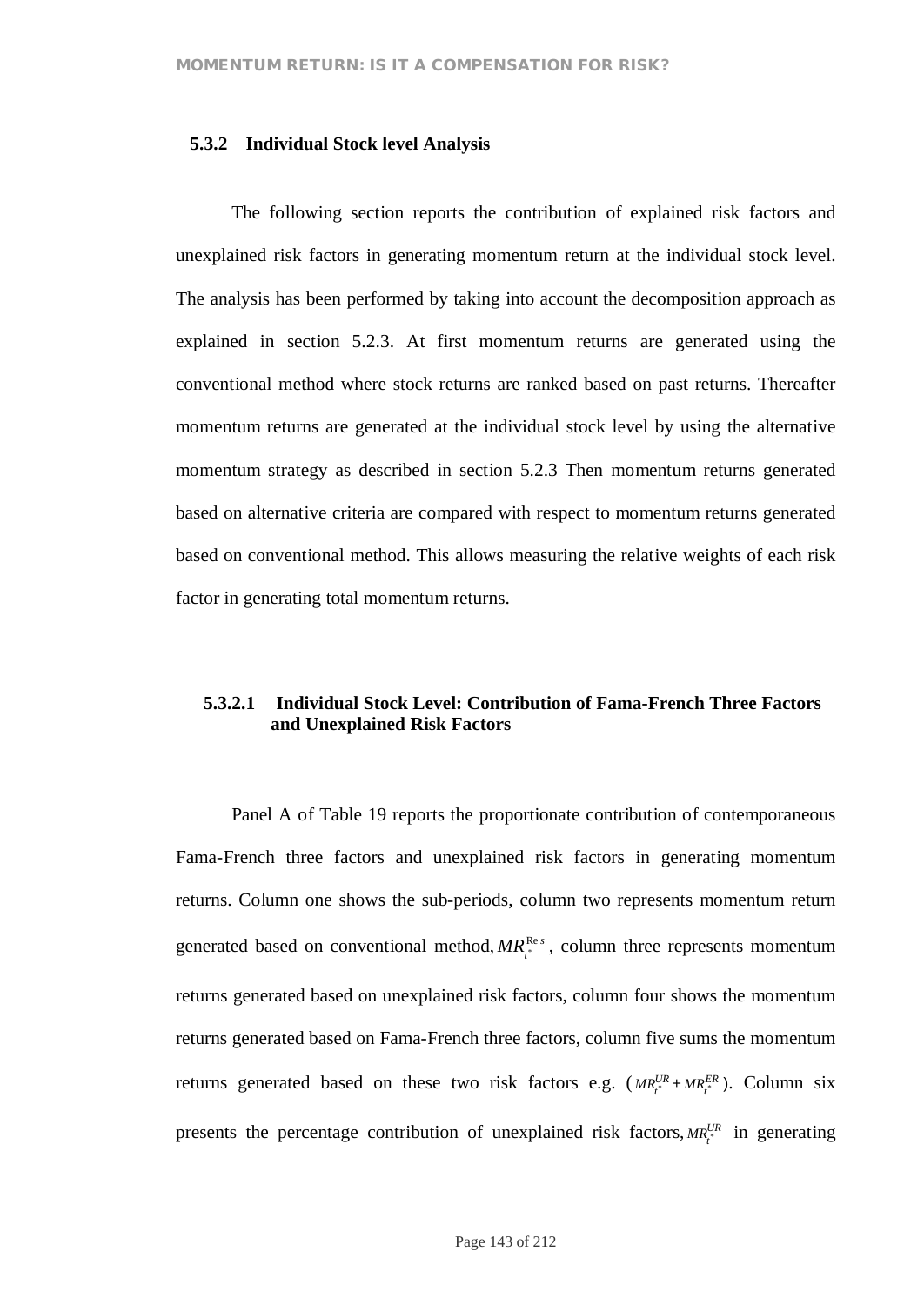### 5.3.2 Individual Stock level Analysis

The following section reports the contribution of explained risk factors and unexplained risk factors in generating momentum return at the individual stock level. The analysis has been performed by taking into account the decomposition approach as explained in section 5.2.3. At first momentum returns are generated using the conventional method where stock returns are ranked based on past returns. Thereafter momentum returns are generated at the individual stock level by using the alternative momentum strategy as described in section 5.2.3 Then momentum returns generated based on alternative criteria are compared with respect to momentum returns generated based on conventional method. This allows measuring the relative weights of each risk factor in generating total momentum returns.

#### 5.3.2.1 Individual Stock Level: Contribution of Fama-French Three Factors and Unexplained Risk Factors

Panel A of Table 19 reports the proportionate contribution of contemporaneous Fama-French three factors and unexplained risk factors in generating momentum returns. Column one shows the sub-periods, column two represents momentum return generated based on conventional method, $MR_{t^*}^{\mathrm{Re}\,s}$, column three represents momentum returns generated based on unexplained risk factors, column four shows the momentum returns generated based on Fama-French three factors, column five sums the momentum returns generated based on these two risk factors e.g. ($MR_{t^*}^{UR} + MR_{t^*}^{ER}$). Column six presents the percentage contribution of unexplained risk factors, $MR_{t^*}^{UR}$ in generating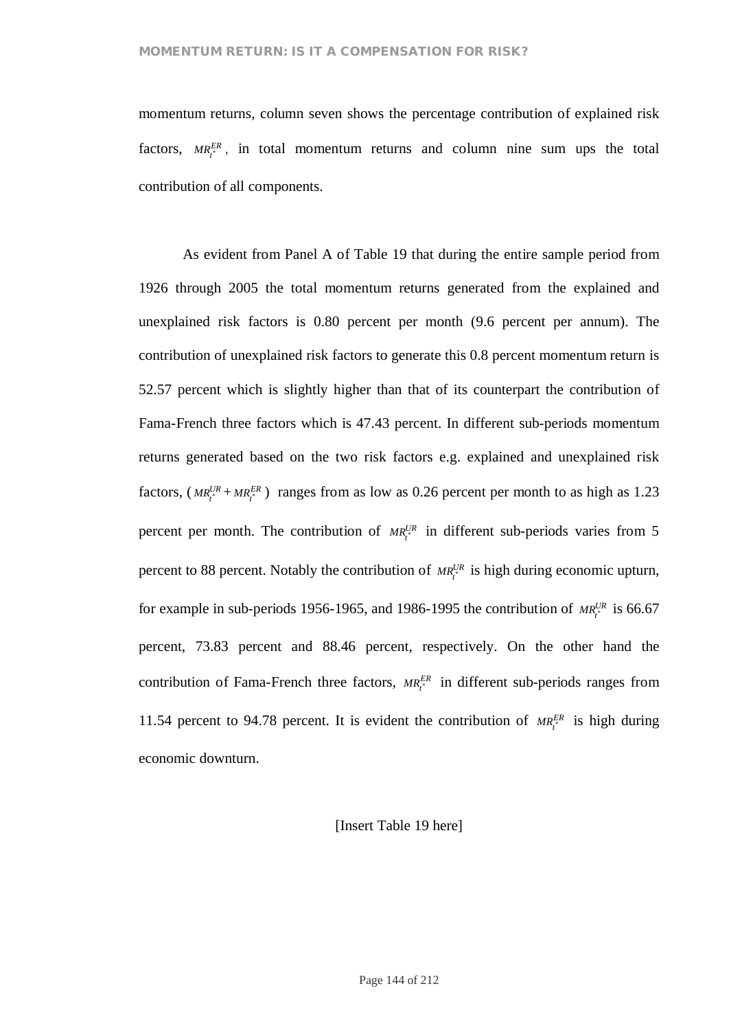momentum returns, column seven shows the percentage contribution of explained risk factors, $MR_{t^*}^{ER}$, in total momentum returns and column nine sum ups the total contribution of all components.

As evident from Panel A of Table 19 that during the entire sample period from 1926 through 2005 the total momentum returns generated from the explained and unexplained risk factors is 0.80 percent per month (9.6 percent per annum). The contribution of unexplained risk factors to generate this 0.8 percent momentum return is 52.57 percent which is slightly higher than that of its counterpart the contribution of Fama-French three factors which is 47.43 percent. In different sub-periods momentum returns generated based on the two risk factors e.g. explained and unexplained risk factors, $(MR_{t^*}^{UR} + MR_{t^*}^{ER})$ ranges from as low as 0.26 percent per month to as high as 1.23 percent per month. The contribution of $MR_{t^*}^{UR}$ in different sub-periods varies from 5 percent to 88 percent. Notably the contribution of $MR_{t^*}^{UR}$ is high during economic upturn, for example in sub-periods 1956-1965, and 1986-1995 the contribution of $MR_{t^*}^{UR}$ is 66.67 percent, 73.83 percent and 88.46 percent, respectively. On the other hand the contribution of Fama-French three factors, $MR_{t^*}^{ER}$ in different sub-periods ranges from 11.54 percent to 94.78 percent. It is evident the contribution of $MR_{t^*}^{ER}$ is high during economic downturn.

[Insert Table 19 here]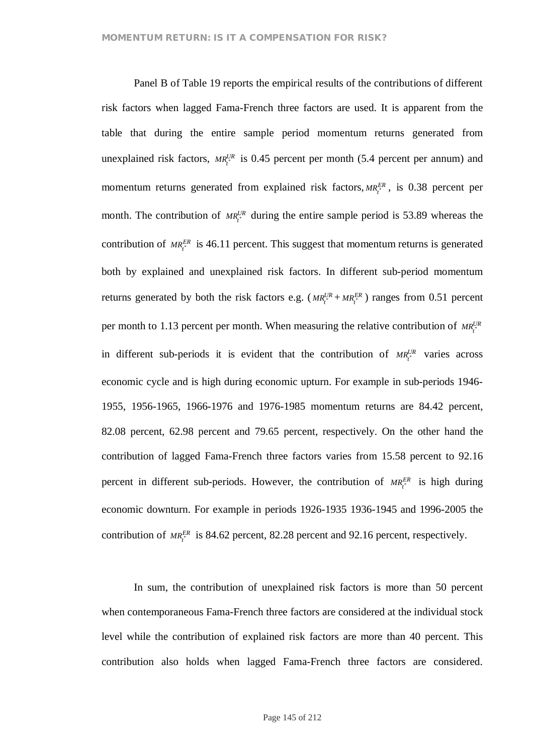Panel B of Table 19 reports the empirical results of the contributions of different risk factors when lagged Fama-French three factors are used. It is apparent from the table that during the entire sample period momentum returns generated from unexplained risk factors, $MR_{t^*}^{UR}$ is 0.45 percent per month (5.4 percent per annum) and momentum returns generated from explained risk factors, $MR_{t^*}^{ER}$, is 0.38 percent per month. The contribution of $MR_{t^*}^{UR}$ during the entire sample period is 53.89 whereas the contribution of $MR_{t^*}^{ER}$ is 46.11 percent. This suggest that momentum returns is generated both by explained and unexplained risk factors. In different sub-period momentum returns generated by both the risk factors e.g. ($MR_{t^*}^{UR} + MR_{t^*}^{ER}$) ranges from 0.51 percent per month to 1.13 percent per month. When measuring the relative contribution of $MR_{t^*}^{UR}$ in different sub-periods it is evident that the contribution of $MR_{t^*}^{UR}$ varies across economic cycle and is high during economic upturn. For example in sub-periods 1946-1955, 1956-1965, 1966-1976 and 1976-1985 momentum returns are 84.42 percent, 82.08 percent, 62.98 percent and 79.65 percent, respectively. On the other hand the contribution of lagged Fama-French three factors varies from 15.58 percent to 92.16 percent in different sub-periods. However, the contribution of $MR_{t^*}^{ER}$ is high during economic downturn. For example in periods 1926-1935 1936-1945 and 1996-2005 the contribution of $MR_{t^*}^{ER}$ is 84.62 percent, 82.28 percent and 92.16 percent, respectively.

In sum, the contribution of unexplained risk factors is more than 50 percent when contemporaneous Fama-French three factors are considered at the individual stock level while the contribution of explained risk factors are more than 40 percent. This contribution also holds when lagged Fama-French three factors are considered.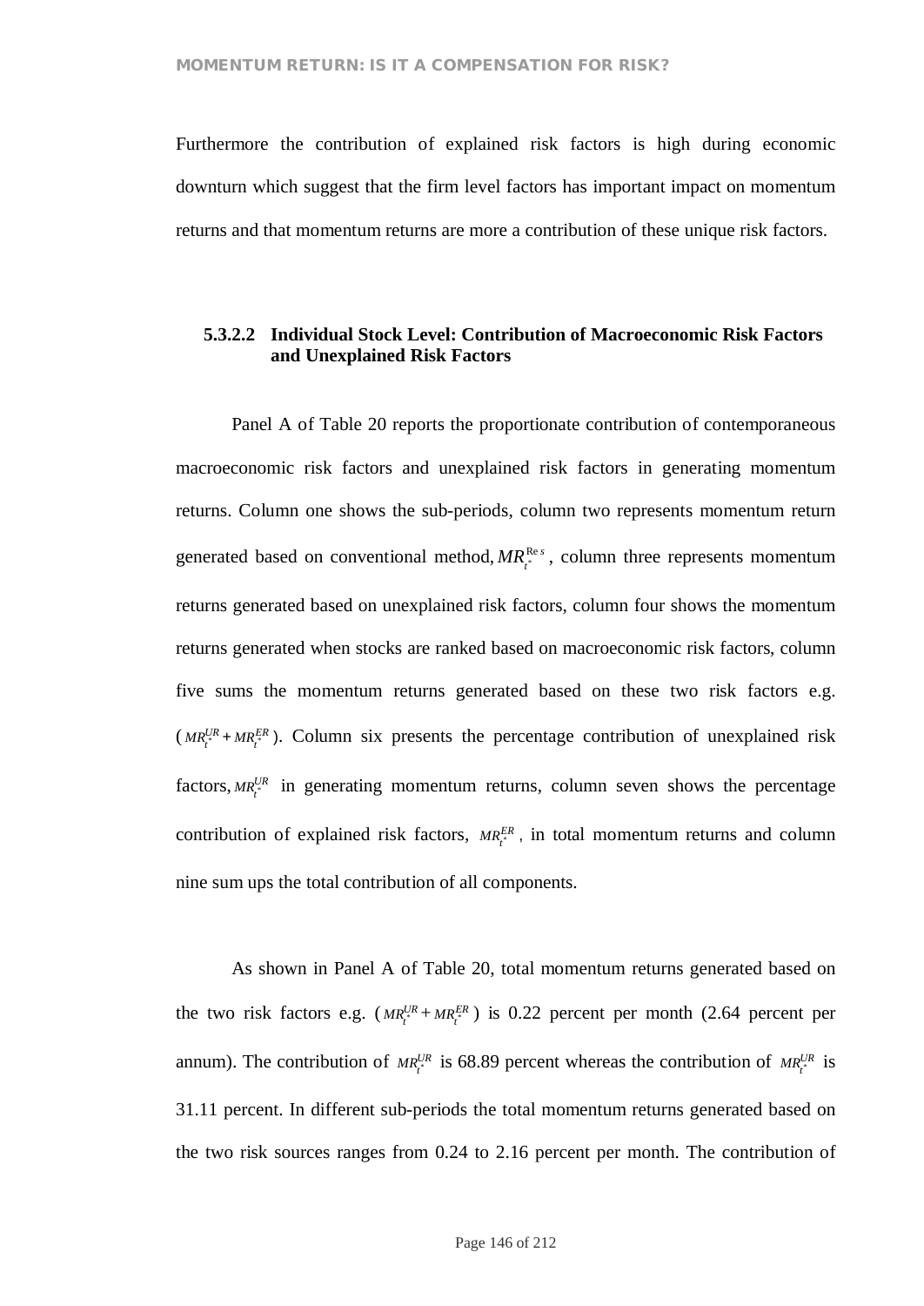Furthermore the contribution of explained risk factors is high during economic downturn which suggest that the firm level factors has important impact on momentum returns and that momentum returns are more a contribution of these unique risk factors.

#### 5.3.2.2 Individual Stock Level: Contribution of Macroeconomic Risk Factors and Unexplained Risk Factors

Panel A of Table 20 reports the proportionate contribution of contemporaneous macroeconomic risk factors and unexplained risk factors in generating momentum returns. Column one shows the sub-periods, column two represents momentum return generated based on conventional method, $MR_{t^*}^{\mathrm{Re}\,s}$, column three represents momentum returns generated based on unexplained risk factors, column four shows the momentum returns generated when stocks are ranked based on macroeconomic risk factors, column five sums the momentum returns generated based on these two risk factors e.g. ($MR_{t^*}^{UR} + MR_{t^*}^{ER}$). Column six presents the percentage contribution of unexplained risk factors, $MR_{t^*}^{UR}$ in generating momentum returns, column seven shows the percentage contribution of explained risk factors, $MR_{t^*}^{ER}$, in total momentum returns and column nine sum ups the total contribution of all components.

As shown in Panel A of Table 20, total momentum returns generated based on the two risk factors e.g. ($MR_{t^*}^{UR} + MR_{t^*}^{ER}$) is 0.22 percent per month (2.64 percent per annum). The contribution of $MR_{t^*}^{UR}$ is 68.89 percent whereas the contribution of $MR_{t^*}^{UR}$ is 31.11 percent. In different sub-periods the total momentum returns generated based on the two risk sources ranges from 0.24 to 2.16 percent per month. The contribution of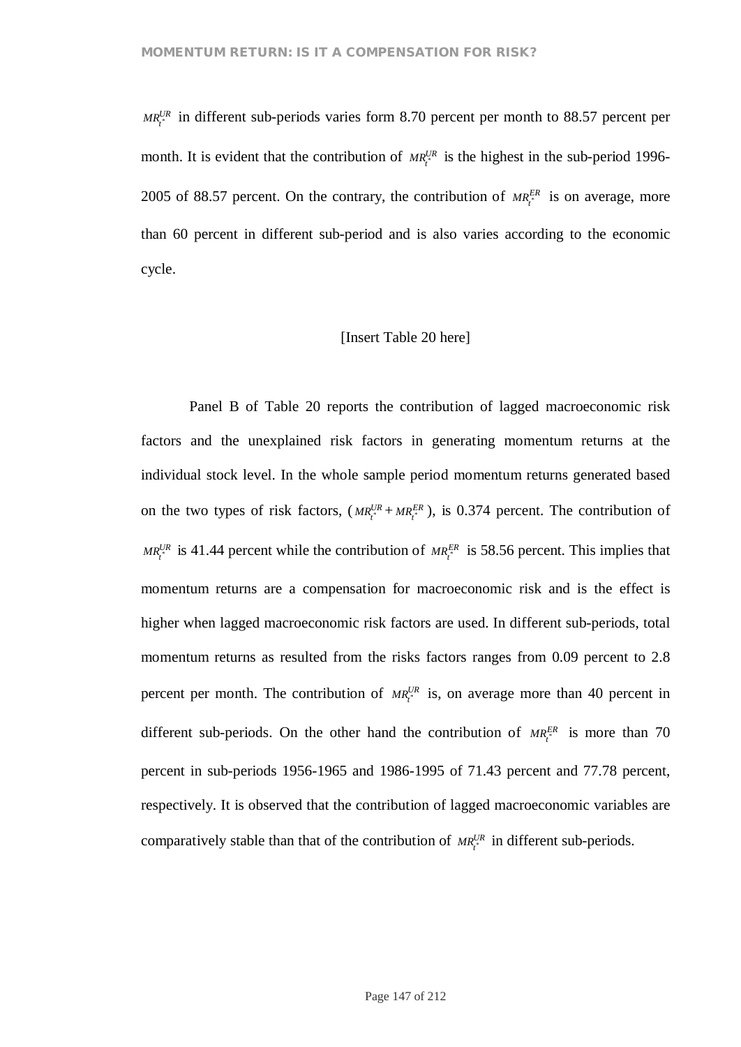$MR_{t^*}^{UR}$ in different sub-periods varies form 8.70 percent per month to 88.57 percent per month. It is evident that the contribution of $MR_{t^*}^{UR}$ is the highest in the sub-period 1996-2005 of 88.57 percent. On the contrary, the contribution of $MR_{t^*}^{ER}$ is on average, more than 60 percent in different sub-period and is also varies according to the economic cycle.

[Insert Table 20 here]

Panel B of Table 20 reports the contribution of lagged macroeconomic risk factors and the unexplained risk factors in generating momentum returns at the individual stock level. In the whole sample period momentum returns generated based on the two types of risk factors, ($MR_{t^*}^{UR} + MR_{t^*}^{ER}$), is 0.374 percent. The contribution of $MR_{t^*}^{UR}$ is 41.44 percent while the contribution of $MR_{t^*}^{ER}$ is 58.56 percent. This implies that momentum returns are a compensation for macroeconomic risk and is the effect is higher when lagged macroeconomic risk factors are used. In different sub-periods, total momentum returns as resulted from the risks factors ranges from 0.09 percent to 2.8 percent per month. The contribution of $MR_{t^*}^{UR}$ is, on average more than 40 percent in different sub-periods. On the other hand the contribution of $MR_{t^*}^{ER}$ is more than 70 percent in sub-periods 1956-1965 and 1986-1995 of 71.43 percent and 77.78 percent, respectively. It is observed that the contribution of lagged macroeconomic variables are comparatively stable than that of the contribution of $MR_{t^*}^{UR}$ in different sub-periods.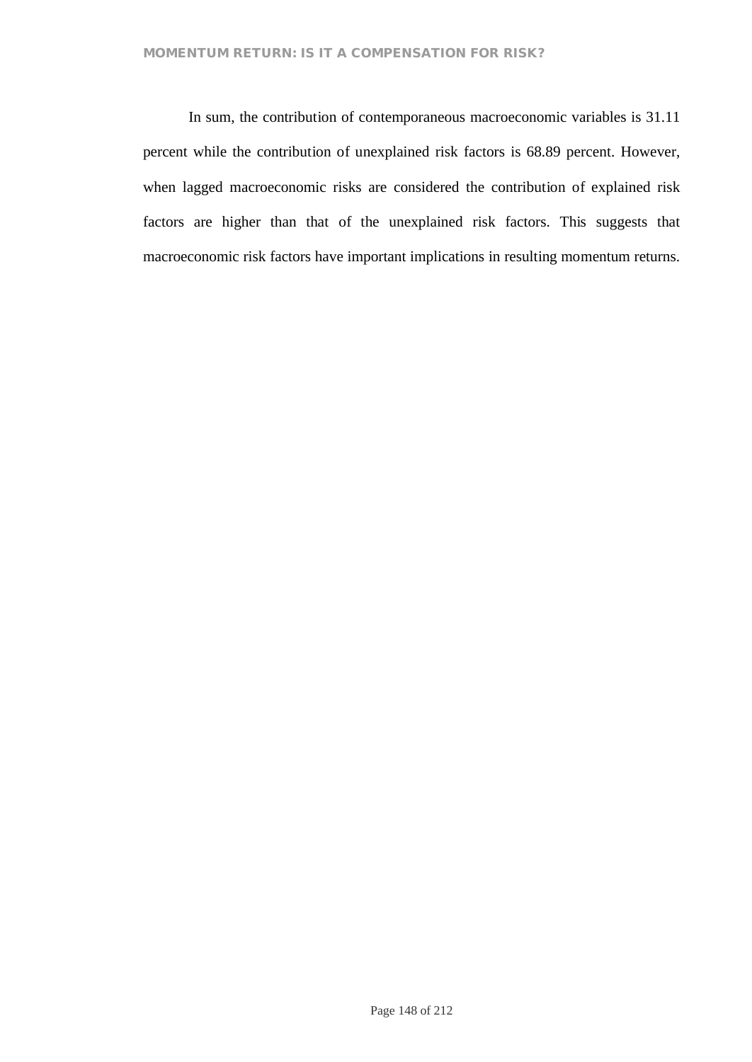In sum, the contribution of contemporaneous macroeconomic variables is 31.11 percent while the contribution of unexplained risk factors is 68.89 percent. However, when lagged macroeconomic risks are considered the contribution of explained risk factors are higher than that of the unexplained risk factors. This suggests that macroeconomic risk factors have important implications in resulting momentum returns.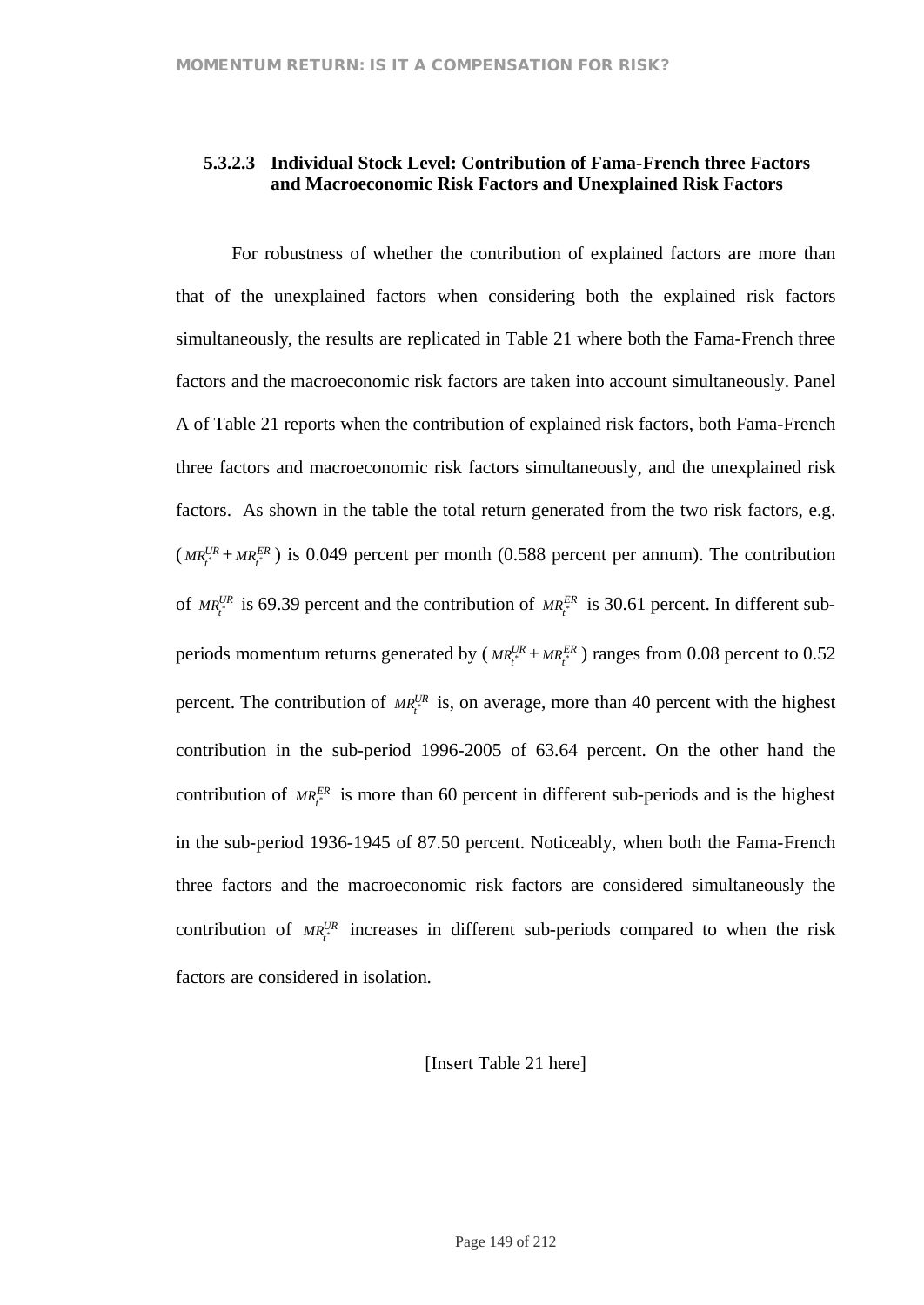#### 5.3.2.3 Individual Stock Level: Contribution of Fama-French three Factors and Macroeconomic Risk Factors and Unexplained Risk Factors

For robustness of whether the contribution of explained factors are more than that of the unexplained factors when considering both the explained risk factors simultaneously, the results are replicated in Table 21 where both the Fama-French three factors and the macroeconomic risk factors are taken into account simultaneously. Panel A of Table 21 reports when the contribution of explained risk factors, both Fama-French three factors and macroeconomic risk factors simultaneously, and the unexplained risk factors. As shown in the table the total return generated from the two risk factors, e.g. ($MR_{t^*}^{UR} + MR_{t^*}^{ER}$) is 0.049 percent per month (0.588 percent per annum). The contribution of $MR_{t^*}^{UR}$ is 69.39 percent and the contribution of $MR_{t^*}^{ER}$ is 30.61 percent. In different sub-periods momentum returns generated by ($MR_{t^*}^{UR} + MR_{t^*}^{ER}$) ranges from 0.08 percent to 0.52 percent. The contribution of $MR_{t^*}^{UR}$ is, on average, more than 40 percent with the highest contribution in the sub-period 1996-2005 of 63.64 percent. On the other hand the contribution of $MR_{t^*}^{ER}$ is more than 60 percent in different sub-periods and is the highest in the sub-period 1936-1945 of 87.50 percent. Noticeably, when both the Fama-French three factors and the macroeconomic risk factors are considered simultaneously the contribution of $MR_{t^*}^{UR}$ increases in different sub-periods compared to when the risk factors are considered in isolation.

[Insert Table 21 here]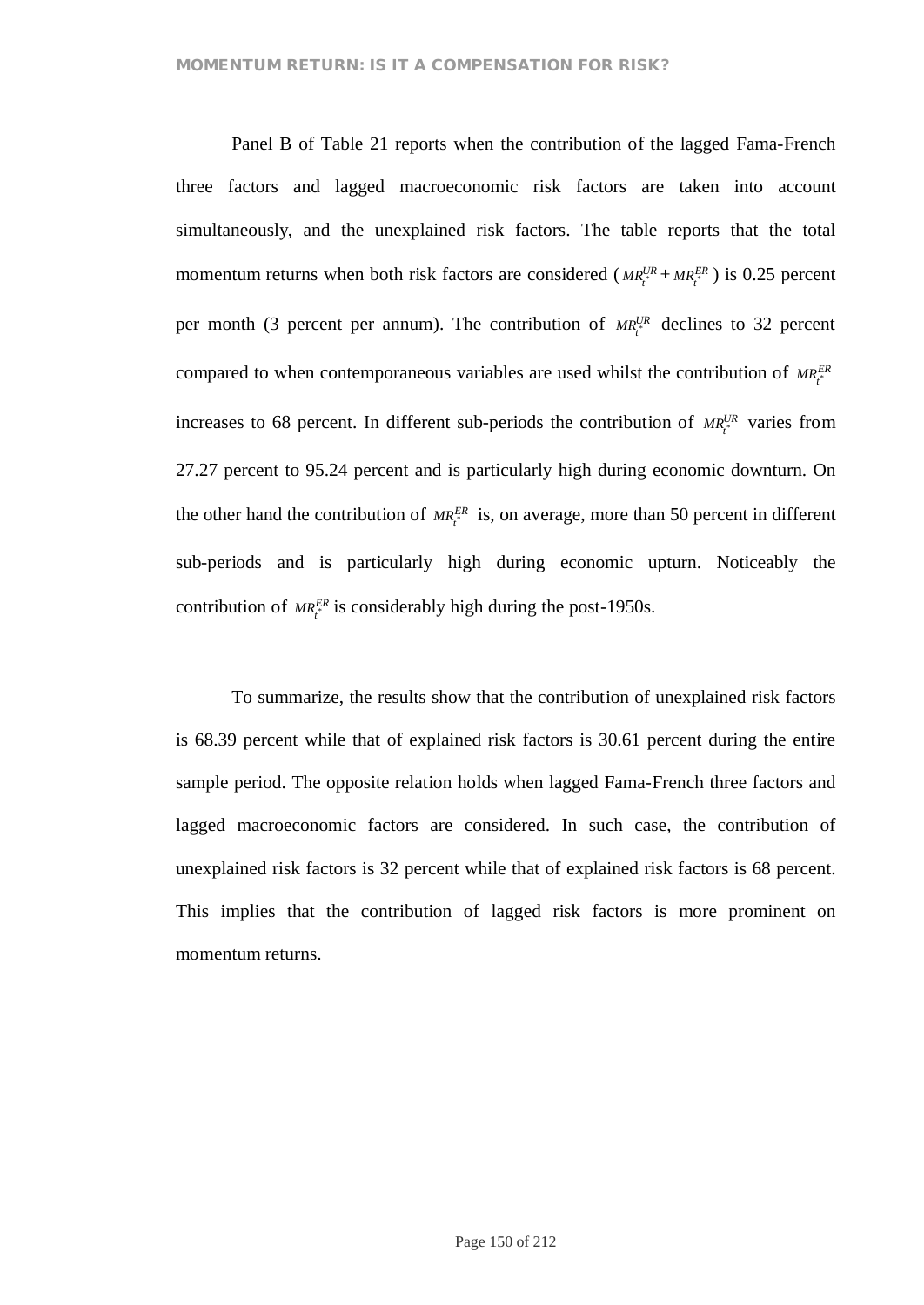Panel B of Table 21 reports when the contribution of the lagged Fama-French three factors and lagged macroeconomic risk factors are taken into account simultaneously, and the unexplained risk factors. The table reports that the total momentum returns when both risk factors are considered ($MR_{t^*}^{UR} + MR_{t^*}^{ER}$) is 0.25 percent per month (3 percent per annum). The contribution of $MR_{t^*}^{UR}$ declines to 32 percent compared to when contemporaneous variables are used whilst the contribution of $MR_{t^*}^{ER}$ increases to 68 percent. In different sub-periods the contribution of $MR_{t^*}^{UR}$ varies from 27.27 percent to 95.24 percent and is particularly high during economic downturn. On the other hand the contribution of $MR_{t^*}^{ER}$ is, on average, more than 50 percent in different sub-periods and is particularly high during economic upturn. Noticeably the contribution of $MR_{t^*}^{ER}$ is considerably high during the post-1950s.

To summarize, the results show that the contribution of unexplained risk factors is 68.39 percent while that of explained risk factors is 30.61 percent during the entire sample period. The opposite relation holds when lagged Fama-French three factors and lagged macroeconomic factors are considered. In such case, the contribution of unexplained risk factors is 32 percent while that of explained risk factors is 68 percent. This implies that the contribution of lagged risk factors is more prominent on momentum returns.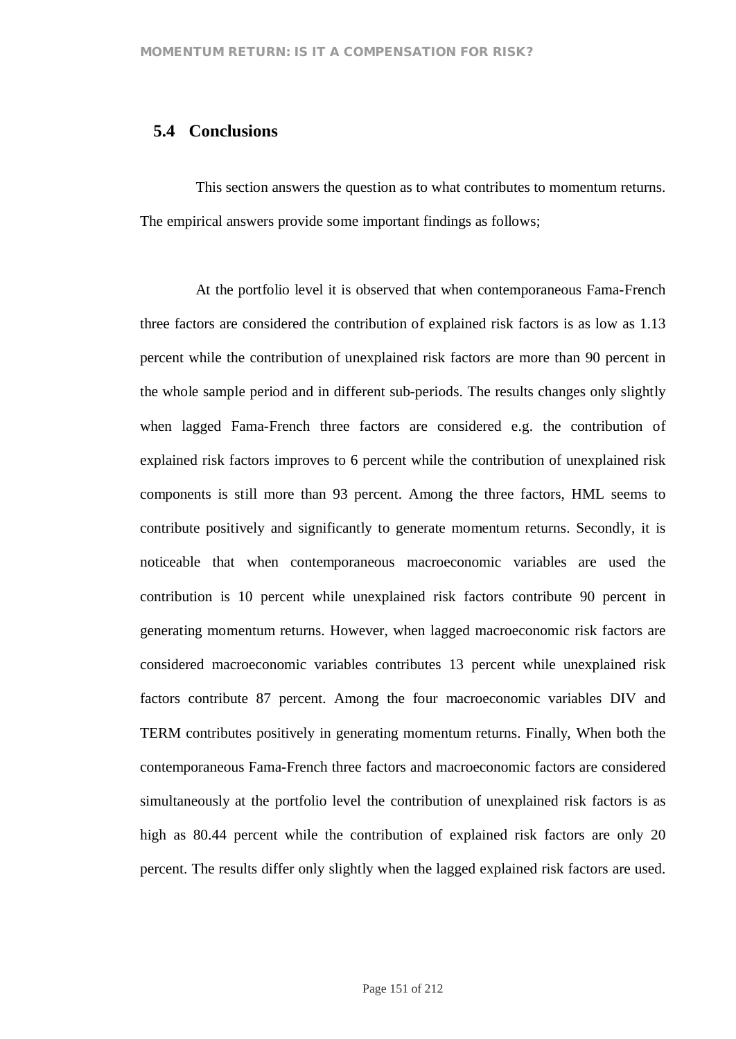## 5.4 Conclusions

This section answers the question as to what contributes to momentum returns. The empirical answers provide some important findings as follows;

At the portfolio level it is observed that when contemporaneous Fama-French three factors are considered the contribution of explained risk factors is as low as 1.13 percent while the contribution of unexplained risk factors are more than 90 percent in the whole sample period and in different sub-periods. The results changes only slightly when lagged Fama-French three factors are considered e.g. the contribution of explained risk factors improves to 6 percent while the contribution of unexplained risk components is still more than 93 percent. Among the three factors, HML seems to contribute positively and significantly to generate momentum returns. Secondly, it is noticeable that when contemporaneous macroeconomic variables are used the contribution is 10 percent while unexplained risk factors contribute 90 percent in generating momentum returns. However, when lagged macroeconomic risk factors are considered macroeconomic variables contributes 13 percent while unexplained risk factors contribute 87 percent. Among the four macroeconomic variables DIV and TERM contributes positively in generating momentum returns. Finally, When both the contemporaneous Fama-French three factors and macroeconomic factors are considered simultaneously at the portfolio level the contribution of unexplained risk factors is as high as 80.44 percent while the contribution of explained risk factors are only 20 percent. The results differ only slightly when the lagged explained risk factors are used.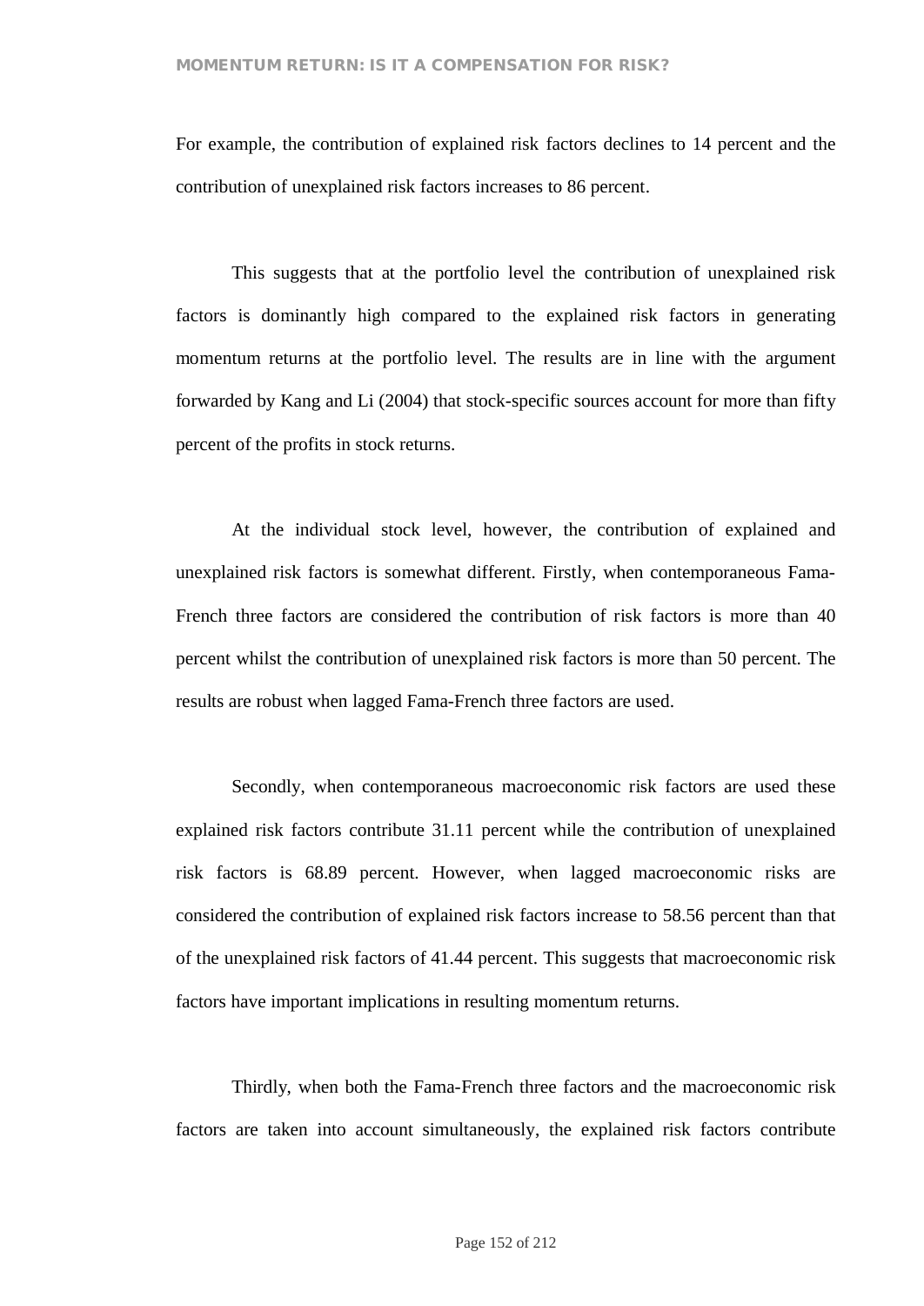For example, the contribution of explained risk factors declines to 14 percent and the contribution of unexplained risk factors increases to 86 percent.

This suggests that at the portfolio level the contribution of unexplained risk factors is dominantly high compared to the explained risk factors in generating momentum returns at the portfolio level. The results are in line with the argument forwarded by Kang and Li (2004) that stock-specific sources account for more than fifty percent of the profits in stock returns.

At the individual stock level, however, the contribution of explained and unexplained risk factors is somewhat different. Firstly, when contemporaneous Fama-French three factors are considered the contribution of risk factors is more than 40 percent whilst the contribution of unexplained risk factors is more than 50 percent. The results are robust when lagged Fama-French three factors are used.

Secondly, when contemporaneous macroeconomic risk factors are used these explained risk factors contribute 31.11 percent while the contribution of unexplained risk factors is 68.89 percent. However, when lagged macroeconomic risks are considered the contribution of explained risk factors increase to 58.56 percent than that of the unexplained risk factors of 41.44 percent. This suggests that macroeconomic risk factors have important implications in resulting momentum returns.

Thirdly, when both the Fama-French three factors and the macroeconomic risk factors are taken into account simultaneously, the explained risk factors contribute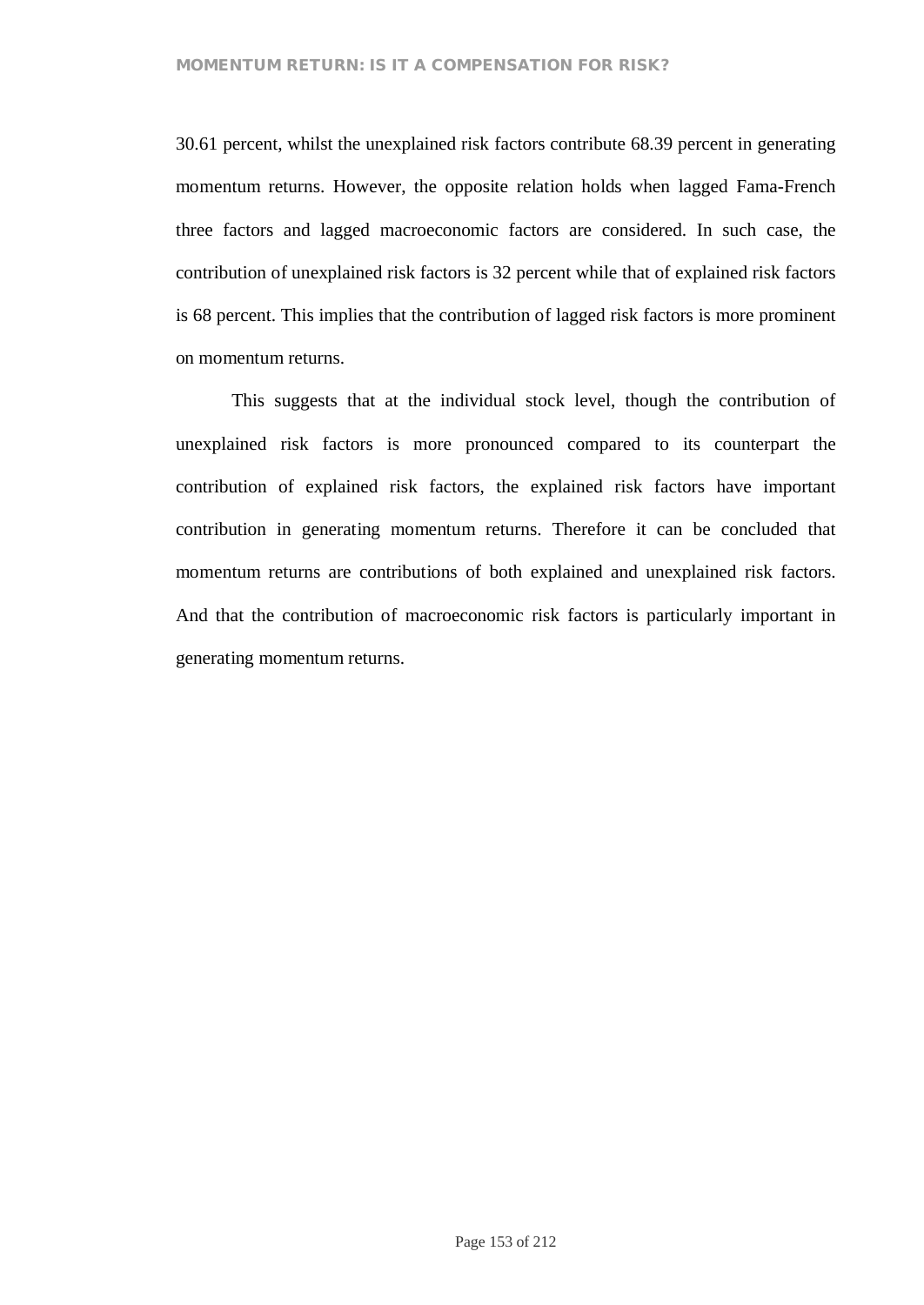30.61 percent, whilst the unexplained risk factors contribute 68.39 percent in generating momentum returns. However, the opposite relation holds when lagged Fama-French three factors and lagged macroeconomic factors are considered. In such case, the contribution of unexplained risk factors is 32 percent while that of explained risk factors is 68 percent. This implies that the contribution of lagged risk factors is more prominent on momentum returns.

This suggests that at the individual stock level, though the contribution of unexplained risk factors is more pronounced compared to its counterpart the contribution of explained risk factors, the explained risk factors have important contribution in generating momentum returns. Therefore it can be concluded that momentum returns are contributions of both explained and unexplained risk factors. And that the contribution of macroeconomic risk factors is particularly important in generating momentum returns.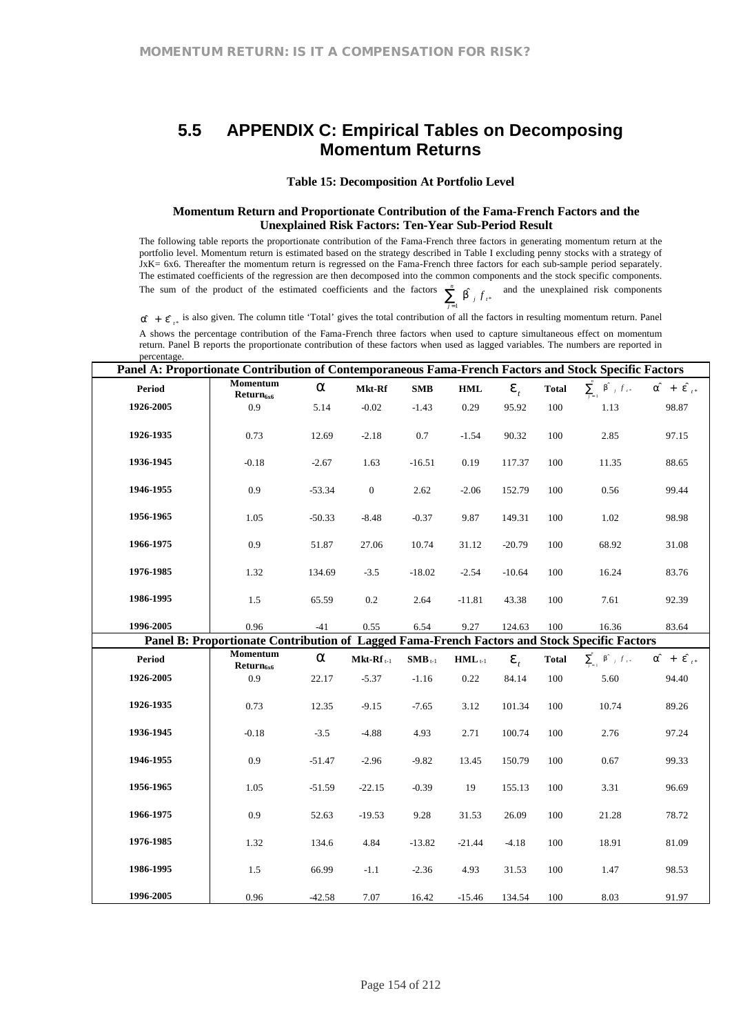## 5.5 APPENDIX C: Empirical Tables on Decomposing Momentum Returns

**Table 15: Decomposition At Portfolio Level**

**Momentum Return and Proportionate Contribution of the Fama-French Factors and the Unexplained Risk Factors: Ten-Year Sub-Period Result**

The following table reports the proportionate contribution of the Fama-French three factors in generating momentum return at the portfolio level. Momentum return is estimated based on the strategy described in Table I excluding penny stocks with a strategy of JxK= 6x6. Thereafter the momentum return is regressed on the Fama-French three factors for each sub-sample period separately. The estimated coefficients of the regression are then decomposed into the common components and the stock specific components. The sum of the product of the estimated coefficients and the factors $\sum_{j=1}^{n} \hat{\beta}_j f_{t*}$ and the unexplained risk components $\hat{\alpha} + \hat{\varepsilon}_{t*}$ is also given. The column title 'Total' gives the total contribution of all the factors in resulting momentum return. Panel A shows the percentage contribution of the Fama-French three factors when used to capture simultaneous effect on momentum return. Panel B reports the proportionate contribution of these factors when used as lagged variables. The numbers are reported in percentage.

**Panel A: Proportionate Contribution of Contemporaneous Fama-French Factors and Stock Specific Factors**

| Period | Momentum Return$_{6x6}$ | $\alpha$ | Mkt-Rf | SMB | HML | $\varepsilon_t$ | Total | $\sum_{j=1}^{n} \hat{\beta}_j f_{t*}$ | $\hat{\alpha} + \hat{\varepsilon}_{t*}$ |
|---|---|---|---|---|---|---|---|---|---|
| 1926-2005 | 0.9 | 5.14 | -0.02 | -1.43 | 0.29 | 95.92 | 100 | 1.13 | 98.87 |
| 1926-1935 | 0.73 | 12.69 | -2.18 | 0.7 | -1.54 | 90.32 | 100 | 2.85 | 97.15 |
| 1936-1945 | -0.18 | -2.67 | 1.63 | -16.51 | 0.19 | 117.37 | 100 | 11.35 | 88.65 |
| 1946-1955 | 0.9 | -53.34 | 0 | 2.62 | -2.06 | 152.79 | 100 | 0.56 | 99.44 |
| 1956-1965 | 1.05 | -50.33 | -8.48 | -0.37 | 9.87 | 149.31 | 100 | 1.02 | 98.98 |
| 1966-1975 | 0.9 | 51.87 | 27.06 | 10.74 | 31.12 | -20.79 | 100 | 68.92 | 31.08 |
| 1976-1985 | 1.32 | 134.69 | -3.5 | -18.02 | -2.54 | -10.64 | 100 | 16.24 | 83.76 |
| 1986-1995 | 1.5 | 65.59 | 0.2 | 2.64 | -11.81 | 43.38 | 100 | 7.61 | 92.39 |
| 1996-2005 | 0.96 | -41 | 0.55 | 6.54 | 9.27 | 124.63 | 100 | 16.36 | 83.64 |

**Panel B: Proportionate Contribution of Lagged Fama-French Factors and Stock Specific Factors**

| Period | Momentum Return$_{6x6}$ | $\alpha$ | Mkt-Rf$_{t-1}$ | SMB$_{t-1}$ | HML$_{t-1}$ | $\varepsilon_t$ | Total | $\sum_{j=1}^{n} \hat{\beta}_j f_{t*}$ | $\hat{\alpha} + \hat{\varepsilon}_{t*}$ |
|---|---|---|---|---|---|---|---|---|---|
| 1926-2005 | 0.9 | 22.17 | -5.37 | -1.16 | 0.22 | 84.14 | 100 | 5.60 | 94.40 |
| 1926-1935 | 0.73 | 12.35 | -9.15 | -7.65 | 3.12 | 101.34 | 100 | 10.74 | 89.26 |
| 1936-1945 | -0.18 | -3.5 | -4.88 | 4.93 | 2.71 | 100.74 | 100 | 2.76 | 97.24 |
| 1946-1955 | 0.9 | -51.47 | -2.96 | -9.82 | 13.45 | 150.79 | 100 | 0.67 | 99.33 |
| 1956-1965 | 1.05 | -51.59 | -22.15 | -0.39 | 19 | 155.13 | 100 | 3.31 | 96.69 |
| 1966-1975 | 0.9 | 52.63 | -19.53 | 9.28 | 31.53 | 26.09 | 100 | 21.28 | 78.72 |
| 1976-1985 | 1.32 | 134.6 | 4.84 | -13.82 | -21.44 | -4.18 | 100 | 18.91 | 81.09 |
| 1986-1995 | 1.5 | 66.99 | -1.1 | -2.36 | 4.93 | 31.53 | 100 | 1.47 | 98.53 |
| 1996-2005 | 0.96 | -42.58 | 7.07 | 16.42 | -15.46 | 134.54 | 100 | 8.03 | 91.97 |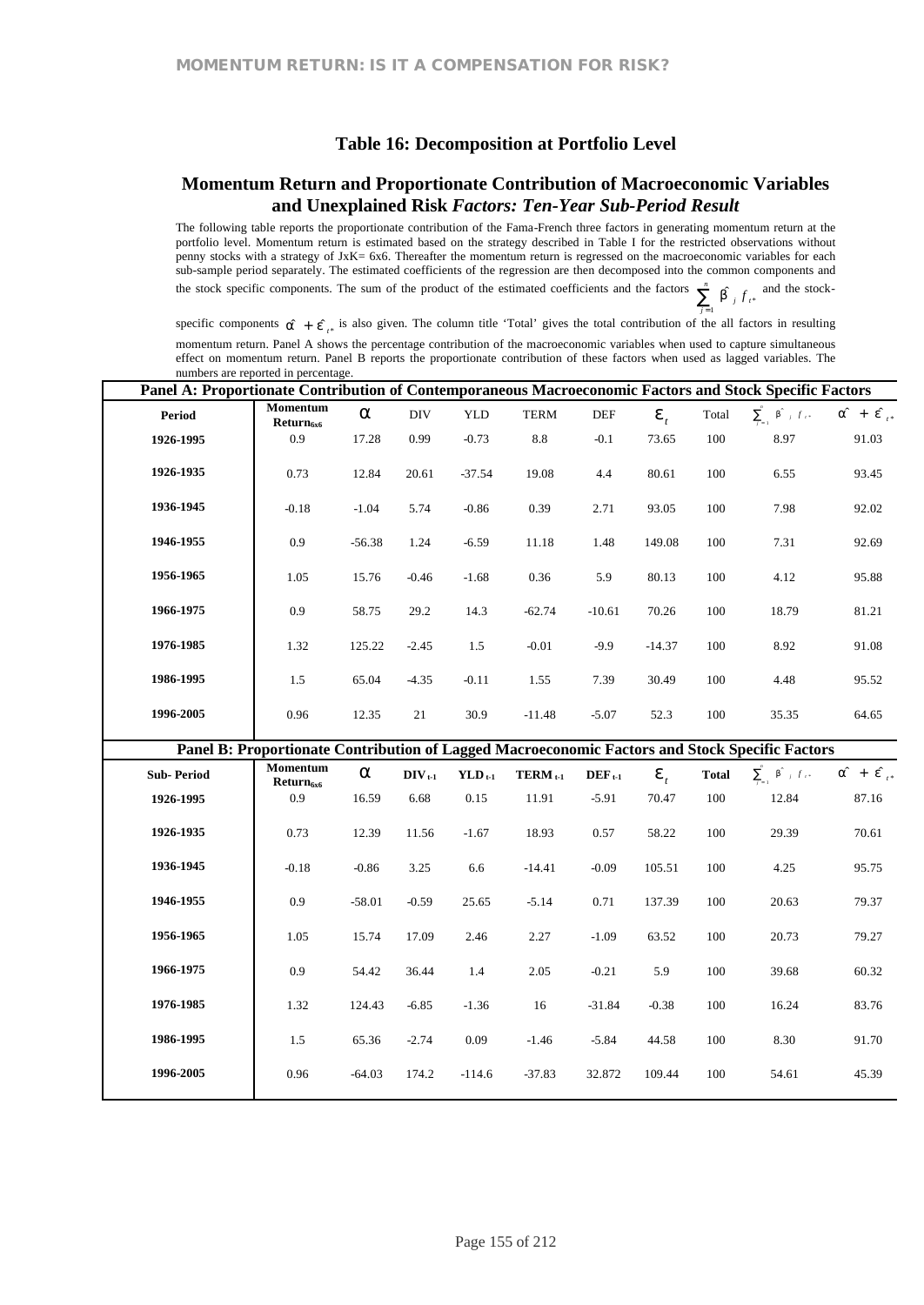## Table 16: Decomposition at Portfolio Level

## Momentum Return and Proportionate Contribution of Macroeconomic Variables and Unexplained Risk *Factors: Ten-Year Sub-Period Result*

The following table reports the proportionate contribution of the Fama-French three factors in generating momentum return at the portfolio level. Momentum return is estimated based on the strategy described in Table I for the restricted observations without penny stocks with a strategy of JxK= 6x6. Thereafter the momentum return is regressed on the macroeconomic variables for each sub-sample period separately. The estimated coefficients of the regression are then decomposed into the common components and the stock specific components. The sum of the product of the estimated coefficients and the factors $\sum_{j=1}^{n} \hat{\beta}_j f_{t*}$ and the stock-specific components $\hat{\alpha} + \hat{\varepsilon}_{t*}$ is also given. The column title 'Total' gives the total contribution of the all factors in resulting momentum return. Panel A shows the percentage contribution of the macroeconomic variables when used to capture simultaneous effect on momentum return. Panel B reports the proportionate contribution of these factors when used as lagged variables. The numbers are reported in percentage.

**Panel A: Proportionate Contribution of Contemporaneous Macroeconomic Factors and Stock Specific Factors**

| Period | Momentum Return$_{6x6}$ | $\alpha$ | DIV | YLD | TERM | DEF | $\varepsilon_t$ | Total | $\sum_{j=1}^{n} \hat{\beta}_j f_{t*}$ | $\hat{\alpha} + \hat{\varepsilon}_{t*}$ |
|---|---|---|---|---|---|---|---|---|---|---|
| 1926-1995 | 0.9 | 17.28 | 0.99 | -0.73 | 8.8 | -0.1 | 73.65 | 100 | 8.97 | 91.03 |
| 1926-1935 | 0.73 | 12.84 | 20.61 | -37.54 | 19.08 | 4.4 | 80.61 | 100 | 6.55 | 93.45 |
| 1936-1945 | -0.18 | -1.04 | 5.74 | -0.86 | 0.39 | 2.71 | 93.05 | 100 | 7.98 | 92.02 |
| 1946-1955 | 0.9 | -56.38 | 1.24 | -6.59 | 11.18 | 1.48 | 149.08 | 100 | 7.31 | 92.69 |
| 1956-1965 | 1.05 | 15.76 | -0.46 | -1.68 | 0.36 | 5.9 | 80.13 | 100 | 4.12 | 95.88 |
| 1966-1975 | 0.9 | 58.75 | 29.2 | 14.3 | -62.74 | -10.61 | 70.26 | 100 | 18.79 | 81.21 |
| 1976-1985 | 1.32 | 125.22 | -2.45 | 1.5 | -0.01 | -9.9 | -14.37 | 100 | 8.92 | 91.08 |
| 1986-1995 | 1.5 | 65.04 | -4.35 | -0.11 | 1.55 | 7.39 | 30.49 | 100 | 4.48 | 95.52 |
| 1996-2005 | 0.96 | 12.35 | 21 | 30.9 | -11.48 | -5.07 | 52.3 | 100 | 35.35 | 64.65 |

**Panel B: Proportionate Contribution of Lagged Macroeconomic Factors and Stock Specific Factors**

| Sub- Period | Momentum Return$_{6x6}$ | $\alpha$ | DIV$_{t-1}$ | YLD$_{t-1}$ | TERM$_{t-1}$ | DEF$_{t-1}$ | $\varepsilon_t$ | Total | $\sum_{j=1}^{n} \hat{\beta}_j f_{t*}$ | $\hat{\alpha} + \hat{\varepsilon}_{t*}$ |
|---|---|---|---|---|---|---|---|---|---|---|
| 1926-1995 | 0.9 | 16.59 | 6.68 | 0.15 | 11.91 | -5.91 | 70.47 | 100 | 12.84 | 87.16 |
| 1926-1935 | 0.73 | 12.39 | 11.56 | -1.67 | 18.93 | 0.57 | 58.22 | 100 | 29.39 | 70.61 |
| 1936-1945 | -0.18 | -0.86 | 3.25 | 6.6 | -14.41 | -0.09 | 105.51 | 100 | 4.25 | 95.75 |
| 1946-1955 | 0.9 | -58.01 | -0.59 | 25.65 | -5.14 | 0.71 | 137.39 | 100 | 20.63 | 79.37 |
| 1956-1965 | 1.05 | 15.74 | 17.09 | 2.46 | 2.27 | -1.09 | 63.52 | 100 | 20.73 | 79.27 |
| 1966-1975 | 0.9 | 54.42 | 36.44 | 1.4 | 2.05 | -0.21 | 5.9 | 100 | 39.68 | 60.32 |
| 1976-1985 | 1.32 | 124.43 | -6.85 | -1.36 | 16 | -31.84 | -0.38 | 100 | 16.24 | 83.76 |
| 1986-1995 | 1.5 | 65.36 | -2.74 | 0.09 | -1.46 | -5.84 | 44.58 | 100 | 8.30 | 91.70 |
| 1996-2005 | 0.96 | -64.03 | 174.2 | -114.6 | -37.83 | 32.872 | 109.44 | 100 | 54.61 | 45.39 |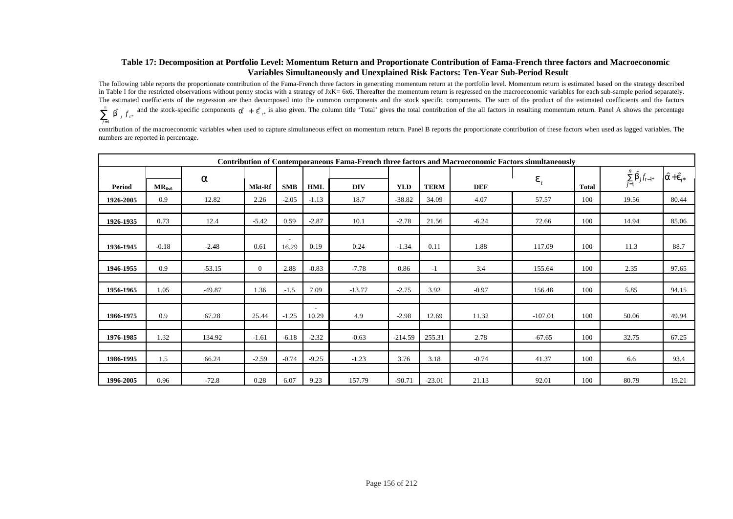**Table 17: Decomposition at Portfolio Level: Momentum Return and Proportionate Contribution of Fama-French three factors and Macroeconomic Variables Simultaneously and Unexplained Risk Factors: Ten-Year Sub-Period Result**

The following table reports the proportionate contribution of the Fama-French three factors in generating momentum return at the portfolio level. Momentum return is estimated based on the strategy described in Table I for the restricted observations without penny stocks with a strategy of JxK= 6x6. Thereafter the momentum return is regressed on the macroeconomic variables for each sub-sample period separately. The estimated coefficients of the regression are then decomposed into the common components and the stock specific components. The sum of the product of the estimated coefficients and the factors $\sum_{j=1}^{n} \hat{\beta}_j f_{t*}$ and the stock-specific components $\hat{\alpha} + \hat{\varepsilon}_{t*}$ is also given. The column title 'Total' gives the total contribution of the all factors in resulting momentum return. Panel A shows the percentage contribution of the macroeconomic variables when used to capture simultaneous effect on momentum return. Panel B reports the proportionate contribution of these factors when used as lagged variables. The numbers are reported in percentage.

| Contribution of Contemporaneous Fama-French three factors and Macroeconomic Factors simultaneously | | | | | | | | | | | | | |
|---|---|---|---|---|---|---|---|---|---|---|---|---|---|
| Period | $MR_{6x6}$ | $\alpha$ | Mkt-Rf | SMB | HML | DIV | YLD | TERM | DEF | $\varepsilon_t$ | Total | $\sum_{j=1}^{n} \hat{\beta}_j f_{t-1*}$ | $\hat{\alpha} + \hat{\varepsilon}_{t*}$ |
| 1926-2005 | 0.9 | 12.82 | 2.26 | -2.05 | -1.13 | 18.7 | -38.82 | 34.09 | 4.07 | 57.57 | 100 | 19.56 | 80.44 |
| 1926-1935 | 0.73 | 12.4 | -5.42 | 0.59 | -2.87 | 10.1 | -2.78 | 21.56 | -6.24 | 72.66 | 100 | 14.94 | 85.06 |
| 1936-1945 | -0.18 | -2.48 | 0.61 | -16.29 | 0.19 | 0.24 | -1.34 | 0.11 | 1.88 | 117.09 | 100 | 11.3 | 88.7 |
| 1946-1955 | 0.9 | -53.15 | 0 | 2.88 | -0.83 | -7.78 | 0.86 | -1 | 3.4 | 155.64 | 100 | 2.35 | 97.65 |
| 1956-1965 | 1.05 | -49.87 | 1.36 | -1.5 | 7.09 | -13.77 | -2.75 | 3.92 | -0.97 | 156.48 | 100 | 5.85 | 94.15 |
| 1966-1975 | 0.9 | 67.28 | 25.44 | -1.25 | -10.29 | 4.9 | -2.98 | 12.69 | 11.32 | -107.01 | 100 | 50.06 | 49.94 |
| 1976-1985 | 1.32 | 134.92 | -1.61 | -6.18 | -2.32 | -0.63 | -214.59 | 255.31 | 2.78 | -67.65 | 100 | 32.75 | 67.25 |
| 1986-1995 | 1.5 | 66.24 | -2.59 | -0.74 | -9.25 | -1.23 | 3.76 | 3.18 | -0.74 | 41.37 | 100 | 6.6 | 93.4 |
| 1996-2005 | 0.96 | -72.8 | 0.28 | 6.07 | 9.23 | 157.79 | -90.71 | -23.01 | 21.13 | 92.01 | 100 | 80.79 | 19.21 |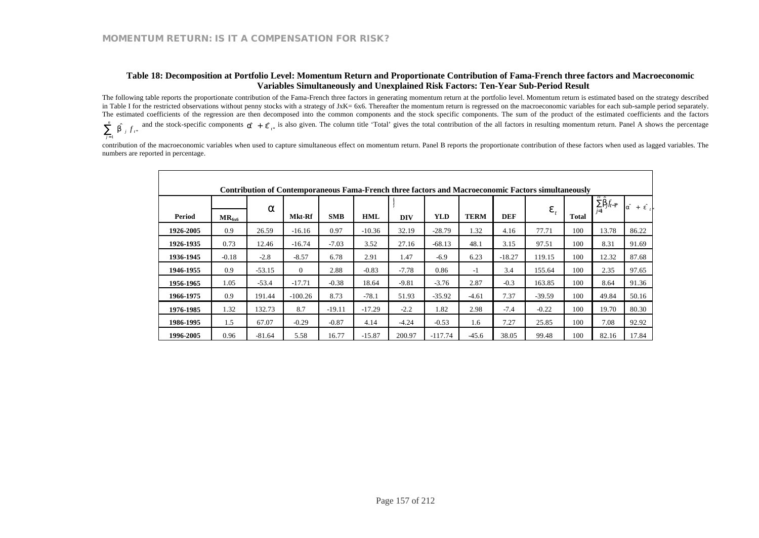**Table 18: Decomposition at Portfolio Level: Momentum Return and Proportionate Contribution of Fama-French three factors and Macroeconomic Variables Simultaneously and Unexplained Risk Factors: Ten-Year Sub-Period Result**

The following table reports the proportionate contribution of the Fama-French three factors in generating momentum return at the portfolio level. Momentum return is estimated based on the strategy described in Table I for the restricted observations without penny stocks with a strategy of JxK= 6x6. Thereafter the momentum return is regressed on the macroeconomic variables for each sub-sample period separately. The estimated coefficients of the regression are then decomposed into the common components and the stock specific components. The sum of the product of the estimated coefficients and the factors $\sum_{j=1}^{n} \hat{\beta}_j f_{t^*}$ and the stock-specific components $\hat{\alpha} + \hat{\varepsilon}_{t^*}$ is also given. The column title 'Total' gives the total contribution of the all factors in resulting momentum return. Panel A shows the percentage contribution of the macroeconomic variables when used to capture simultaneous effect on momentum return. Panel B reports the proportionate contribution of these factors when used as lagged variables. The numbers are reported in percentage.

| Contribution of Contemporaneous Fama-French three factors and Macroeconomic Factors simultaneously | | | | | | | | | | | | | |
|---|---|---|---|---|---|---|---|---|---|---|---|---|---|
| **Period** | $MR_{6x6}$ | $\alpha$ | **Mkt-Rf** | **SMB** | **HML** | **DIV** | **YLD** | **TERM** | **DEF** | $\varepsilon_t$ | **Total** | $\sum_{j=1}^{n} \hat{\beta}_j f_{t-1^*}$ | $\hat{\alpha} + \hat{\varepsilon}_{t^*}$ |
| **1926-2005** | 0.9 | 26.59 | -16.16 | 0.97 | -10.36 | 32.19 | -28.79 | 1.32 | 4.16 | 77.71 | 100 | 13.78 | 86.22 |
| **1926-1935** | 0.73 | 12.46 | -16.74 | -7.03 | 3.52 | 27.16 | -68.13 | 48.1 | 3.15 | 97.51 | 100 | 8.31 | 91.69 |
| **1936-1945** | -0.18 | -2.8 | -8.57 | 6.78 | 2.91 | 1.47 | -6.9 | 6.23 | -18.27 | 119.15 | 100 | 12.32 | 87.68 |
| **1946-1955** | 0.9 | -53.15 | 0 | 2.88 | -0.83 | -7.78 | 0.86 | -1 | 3.4 | 155.64 | 100 | 2.35 | 97.65 |
| **1956-1965** | 1.05 | -53.4 | -17.71 | -0.38 | 18.64 | -9.81 | -3.76 | 2.87 | -0.3 | 163.85 | 100 | 8.64 | 91.36 |
| **1966-1975** | 0.9 | 191.44 | -100.26 | 8.73 | -78.1 | 51.93 | -35.92 | -4.61 | 7.37 | -39.59 | 100 | 49.84 | 50.16 |
| **1976-1985** | 1.32 | 132.73 | 8.7 | -19.11 | -17.29 | -2.2 | 1.82 | 2.98 | -7.4 | -0.22 | 100 | 19.70 | 80.30 |
| **1986-1995** | 1.5 | 67.07 | -0.29 | -0.87 | 4.14 | -4.24 | -0.53 | 1.6 | 7.27 | 25.85 | 100 | 7.08 | 92.92 |
| **1996-2005** | 0.96 | -81.64 | 5.58 | 16.77 | -15.87 | 200.97 | -117.74 | -45.6 | 38.05 | 99.48 | 100 | 82.16 | 17.84 |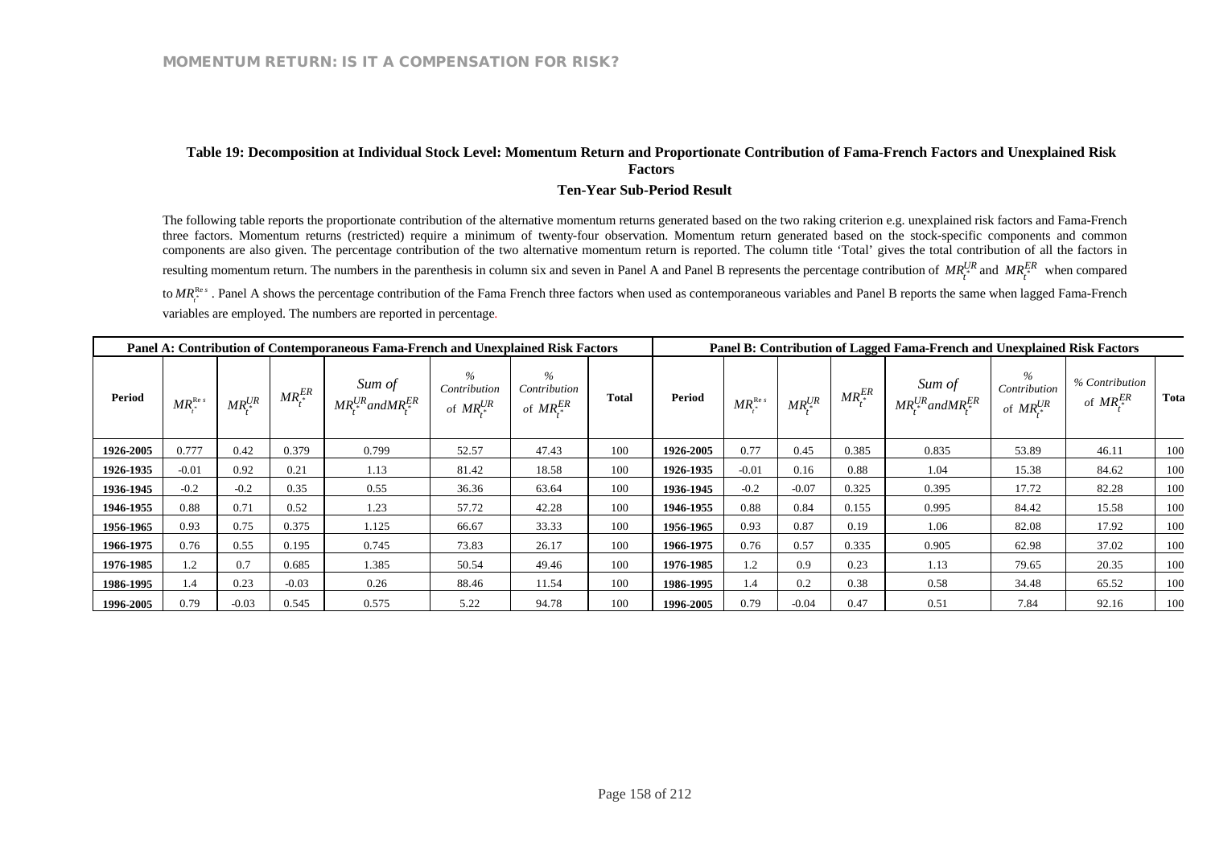**Table 19: Decomposition at Individual Stock Level: Momentum Return and Proportionate Contribution of Fama-French Factors and Unexplained Risk Factors**

**Ten-Year Sub-Period Result**

The following table reports the proportionate contribution of the alternative momentum returns generated based on the two raking criterion e.g. unexplained risk factors and Fama-French three factors. Momentum returns (restricted) require a minimum of twenty-four observation. Momentum return generated based on the stock-specific components and common components are also given. The percentage contribution of the two alternative momentum return is reported. The column title 'Total' gives the total contribution of all the factors in resulting momentum return. The numbers in the parenthesis in column six and seven in Panel A and Panel B represents the percentage contribution of $MR_{t^*}^{UR}$ and $MR_{t^*}^{ER}$ when compared to $MR_{t^*}^{Res}$. Panel A shows the percentage contribution of the Fama French three factors when used as contemporaneous variables and Panel B reports the same when lagged Fama-French variables are employed. The numbers are reported in percentage.

| Panel A: Contribution of Contemporaneous Fama-French and Unexplained Risk Factors | | | | | | | | Panel B: Contribution of Lagged Fama-French and Unexplained Risk Factors | | | | | | | |
|---|---|---|---|---|---|---|---|---|---|---|---|---|---|---|---|
| Period | $MR_{t^*}^{Res}$ | $MR_{t^*}^{UR}$ | $MR_{t^*}^{ER}$ | *Sum of* $MR_{t^*}^{UR}$ *and* $MR_{t^*}^{ER}$ | *% Contribution of* $MR_{t^*}^{UR}$ | *% Contribution of* $MR_{t^*}^{ER}$ | Total | Period | $MR_{t^*}^{Res}$ | $MR_{t^*}^{UR}$ | $MR_{t^*}^{ER}$ | *Sum of* $MR_{t^*}^{UR}$ *and* $MR_{t^*}^{ER}$ | *% Contribution of* $MR_{t^*}^{UR}$ | *% Contribution of* $MR_{t^*}^{ER}$ | Tota |
| **1926-2005** | 0.777 | 0.42 | 0.379 | 0.799 | 52.57 | 47.43 | 100 | **1926-2005** | 0.77 | 0.45 | 0.385 | 0.835 | 53.89 | 46.11 | 100 |
| **1926-1935** | -0.01 | 0.92 | 0.21 | 1.13 | 81.42 | 18.58 | 100 | **1926-1935** | -0.01 | 0.16 | 0.88 | 1.04 | 15.38 | 84.62 | 100 |
| **1936-1945** | -0.2 | -0.2 | 0.35 | 0.55 | 36.36 | 63.64 | 100 | **1936-1945** | -0.2 | -0.07 | 0.325 | 0.395 | 17.72 | 82.28 | 100 |
| **1946-1955** | 0.88 | 0.71 | 0.52 | 1.23 | 57.72 | 42.28 | 100 | **1946-1955** | 0.88 | 0.84 | 0.155 | 0.995 | 84.42 | 15.58 | 100 |
| **1956-1965** | 0.93 | 0.75 | 0.375 | 1.125 | 66.67 | 33.33 | 100 | **1956-1965** | 0.93 | 0.87 | 0.19 | 1.06 | 82.08 | 17.92 | 100 |
| **1966-1975** | 0.76 | 0.55 | 0.195 | 0.745 | 73.83 | 26.17 | 100 | **1966-1975** | 0.76 | 0.57 | 0.335 | 0.905 | 62.98 | 37.02 | 100 |
| **1976-1985** | 1.2 | 0.7 | 0.685 | 1.385 | 50.54 | 49.46 | 100 | **1976-1985** | 1.2 | 0.9 | 0.23 | 1.13 | 79.65 | 20.35 | 100 |
| **1986-1995** | 1.4 | 0.23 | -0.03 | 0.26 | 88.46 | 11.54 | 100 | **1986-1995** | 1.4 | 0.2 | 0.38 | 0.58 | 34.48 | 65.52 | 100 |
| **1996-2005** | 0.79 | -0.03 | 0.545 | 0.575 | 5.22 | 94.78 | 100 | **1996-2005** | 0.79 | -0.04 | 0.47 | 0.51 | 7.84 | 92.16 | 100 |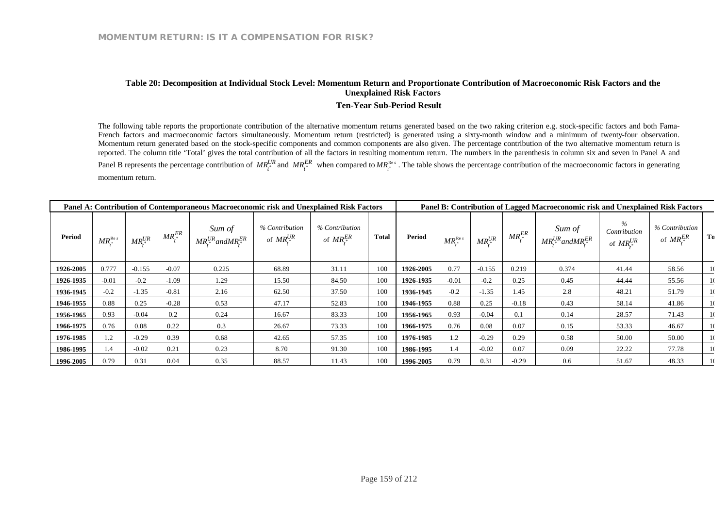### Table 20: Decomposition at Individual Stock Level: Momentum Return and Proportionate Contribution of Macroeconomic Risk Factors and the Unexplained Risk Factors

**Ten-Year Sub-Period Result**

The following table reports the proportionate contribution of the alternative momentum returns generated based on the two raking criterion e.g. stock-specific factors and both Fama-French factors and macroeconomic factors simultaneously. Momentum return (restricted) is generated using a sixty-month window and a minimum of twenty-four observation. Momentum return generated based on the stock-specific components and common components are also given. The percentage contribution of the two alternative momentum return is reported. The column title 'Total' gives the total contribution of all the factors in resulting momentum return. The numbers in the parenthesis in column six and seven in Panel A and Panel B represents the percentage contribution of $MR_{t^*}^{UR}$ and $MR_{t^*}^{ER}$ when compared to $MR_{t^*}^{Res}$. The table shows the percentage contribution of the macroeconomic factors in generating momentum return.

| Panel A: Contribution of Contemporaneous Macroeconomic risk and Unexplained Risk Factors | | | | | | | | Panel B: Contribution of Lagged Macroeconomic risk and Unexplained Risk Factors | | | | | | | |
|---|---|---|---|---|---|---|---|---|---|---|---|---|---|---|---|
| Period | $MR_{t^*}^{Res}$ | $MR_{t^*}^{UR}$ | $MR_{t^*}^{ER}$ | Sum of $MR_{t^*}^{UR} and MR_{t^*}^{ER}$ | % Contribution of $MR_{t^*}^{UR}$ | % Contribution of $MR_{t^*}^{ER}$ | Total | Period | $MR_{t^*}^{Res}$ | $MR_{t^*}^{UR}$ | $MR_{t^*}^{ER}$ | Sum of $MR_{t^*}^{UR} and MR_{t^*}^{ER}$ | % Contribution of $MR_{t^*}^{UR}$ | % Contribution of $MR_{t^*}^{ER}$ | To |
| **1926-2005** | 0.777 | -0.155 | -0.07 | 0.225 | 68.89 | 31.11 | 100 | **1926-2005** | 0.77 | -0.155 | 0.219 | 0.374 | 41.44 | 58.56 | 1( |
| **1926-1935** | -0.01 | -0.2 | -1.09 | 1.29 | 15.50 | 84.50 | 100 | **1926-1935** | -0.01 | -0.2 | 0.25 | 0.45 | 44.44 | 55.56 | 1( |
| **1936-1945** | -0.2 | -1.35 | -0.81 | 2.16 | 62.50 | 37.50 | 100 | **1936-1945** | -0.2 | -1.35 | 1.45 | 2.8 | 48.21 | 51.79 | 1( |
| **1946-1955** | 0.88 | 0.25 | -0.28 | 0.53 | 47.17 | 52.83 | 100 | **1946-1955** | 0.88 | 0.25 | -0.18 | 0.43 | 58.14 | 41.86 | 1( |
| **1956-1965** | 0.93 | -0.04 | 0.2 | 0.24 | 16.67 | 83.33 | 100 | **1956-1965** | 0.93 | -0.04 | 0.1 | 0.14 | 28.57 | 71.43 | 1( |
| **1966-1975** | 0.76 | 0.08 | 0.22 | 0.3 | 26.67 | 73.33 | 100 | **1966-1975** | 0.76 | 0.08 | 0.07 | 0.15 | 53.33 | 46.67 | 1( |
| **1976-1985** | 1.2 | -0.29 | 0.39 | 0.68 | 42.65 | 57.35 | 100 | **1976-1985** | 1.2 | -0.29 | 0.29 | 0.58 | 50.00 | 50.00 | 1( |
| **1986-1995** | 1.4 | -0.02 | 0.21 | 0.23 | 8.70 | 91.30 | 100 | **1986-1995** | 1.4 | -0.02 | 0.07 | 0.09 | 22.22 | 77.78 | 1( |
| **1996-2005** | 0.79 | 0.31 | 0.04 | 0.35 | 88.57 | 11.43 | 100 | **1996-2005** | 0.79 | 0.31 | -0.29 | 0.6 | 51.67 | 48.33 | 1( |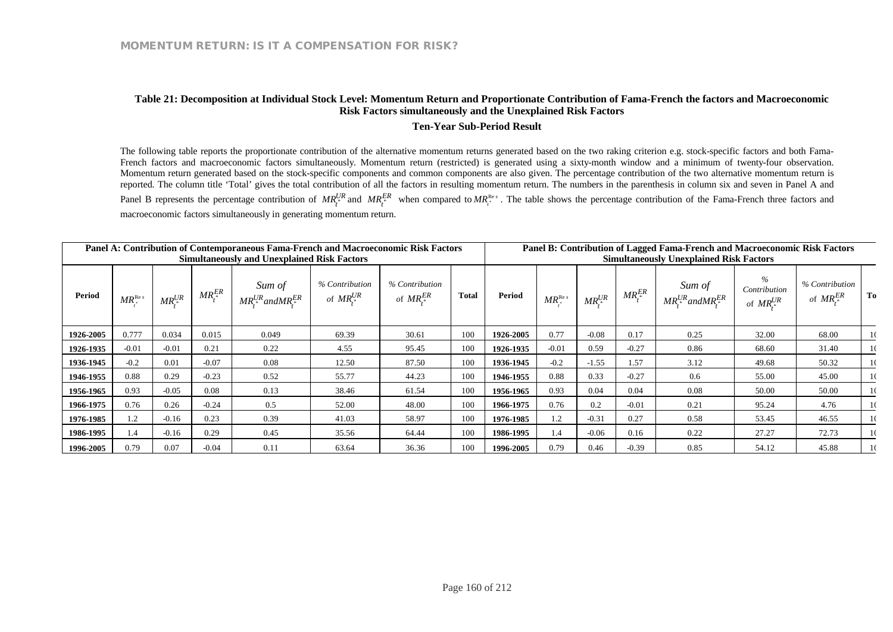**Table 21: Decomposition at Individual Stock Level: Momentum Return and Proportionate Contribution of Fama-French the factors and Macroeconomic Risk Factors simultaneously and the Unexplained Risk Factors**

**Ten-Year Sub-Period Result**

The following table reports the proportionate contribution of the alternative momentum returns generated based on the two raking criterion e.g. stock-specific factors and both Fama-French factors and macroeconomic factors simultaneously. Momentum return (restricted) is generated using a sixty-month window and a minimum of twenty-four observation. Momentum return generated based on the stock-specific components and common components are also given. The percentage contribution of the two alternative momentum return is reported. The column title 'Total' gives the total contribution of all the factors in resulting momentum return. The numbers in the parenthesis in column six and seven in Panel A and Panel B represents the percentage contribution of $MR_{t^*}^{UR}$ and $MR_{t^*}^{ER}$ when compared to $MR_{t^*}^{Res}$. The table shows the percentage contribution of the Fama-French three factors and macroeconomic factors simultaneously in generating momentum return.

| Panel A: Contribution of Contemporaneous Fama-French and Macroeconomic Risk Factors Simultaneously and Unexplained Risk Factors | | | | | | | | Panel B: Contribution of Lagged Fama-French and Macroeconomic Risk Factors Simultaneously Unexplained Risk Factors | | | | | | | |
|---|---|---|---|---|---|---|---|---|---|---|---|---|---|---|---|
| Period | $MR_{t^*}^{Res}$ | $MR_{t^*}^{UR}$ | $MR_{t^*}^{ER}$ | *Sum of* $MR_{t^*}^{UR} and MR_{t^*}^{ER}$ | *% Contribution of* $MR_{t^*}^{UR}$ | *% Contribution of* $MR_{t^*}^{ER}$ | Total | Period | $MR_{t^*}^{Res}$ | $MR_{t^*}^{UR}$ | $MR_{t^*}^{ER}$ | *Sum of* $MR_{t^*}^{UR} and MR_{t^*}^{ER}$ | *% Contribution of* $MR_{t^*}^{UR}$ | *% Contribution of* $MR_{t^*}^{ER}$ | To |
| **1926-2005** | 0.777 | 0.034 | 0.015 | 0.049 | 69.39 | 30.61 | 100 | **1926-2005** | 0.77 | -0.08 | 0.17 | 0.25 | 32.00 | 68.00 | 1( |
| **1926-1935** | -0.01 | -0.01 | 0.21 | 0.22 | 4.55 | 95.45 | 100 | **1926-1935** | -0.01 | 0.59 | -0.27 | 0.86 | 68.60 | 31.40 | 1( |
| **1936-1945** | -0.2 | 0.01 | -0.07 | 0.08 | 12.50 | 87.50 | 100 | **1936-1945** | -0.2 | -1.55 | 1.57 | 3.12 | 49.68 | 50.32 | 1( |
| **1946-1955** | 0.88 | 0.29 | -0.23 | 0.52 | 55.77 | 44.23 | 100 | **1946-1955** | 0.88 | 0.33 | -0.27 | 0.6 | 55.00 | 45.00 | 1( |
| **1956-1965** | 0.93 | -0.05 | 0.08 | 0.13 | 38.46 | 61.54 | 100 | **1956-1965** | 0.93 | 0.04 | 0.04 | 0.08 | 50.00 | 50.00 | 1( |
| **1966-1975** | 0.76 | 0.26 | -0.24 | 0.5 | 52.00 | 48.00 | 100 | **1966-1975** | 0.76 | 0.2 | -0.01 | 0.21 | 95.24 | 4.76 | 1( |
| **1976-1985** | 1.2 | -0.16 | 0.23 | 0.39 | 41.03 | 58.97 | 100 | **1976-1985** | 1.2 | -0.31 | 0.27 | 0.58 | 53.45 | 46.55 | 1( |
| **1986-1995** | 1.4 | -0.16 | 0.29 | 0.45 | 35.56 | 64.44 | 100 | **1986-1995** | 1.4 | -0.06 | 0.16 | 0.22 | 27.27 | 72.73 | 1( |
| **1996-2005** | 0.79 | 0.07 | -0.04 | 0.11 | 63.64 | 36.36 | 100 | **1996-2005** | 0.79 | 0.46 | -0.39 | 0.85 | 54.12 | 45.88 | 1( |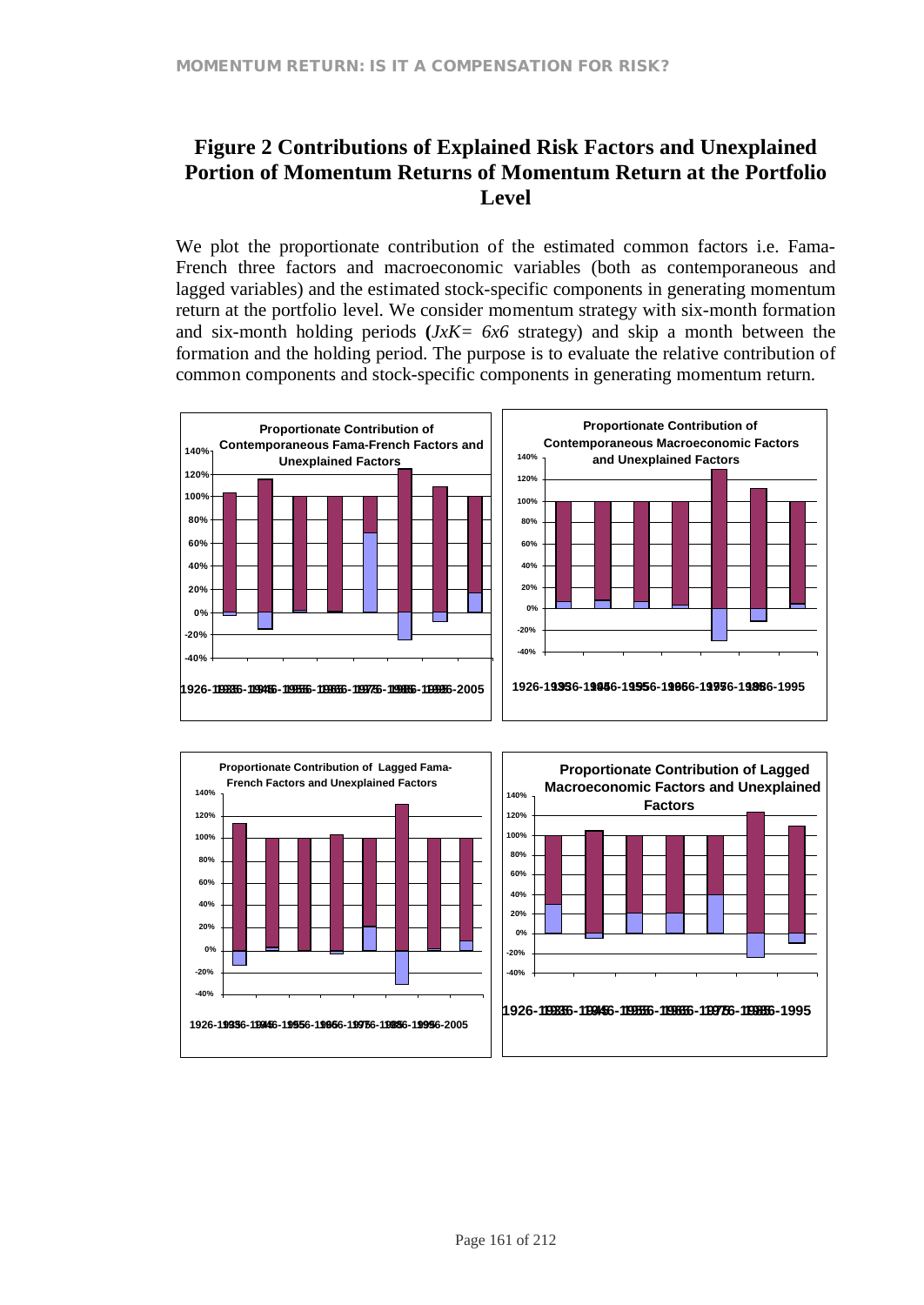## Figure 2 Contributions of Explained Risk Factors and Unexplained Portion of Momentum Returns of Momentum Return at the Portfolio Level

We plot the proportionate contribution of the estimated common factors i.e. Fama-French three factors and macroeconomic variables (both as contemporaneous and lagged variables) and the estimated stock-specific components in generating momentum return at the portfolio level. We consider momentum strategy with six-month formation and six-month holding periods **(***JxK= 6x6* strategy) and skip a month between the formation and the holding period. The purpose is to evaluate the relative contribution of common components and stock-specific components in generating momentum return.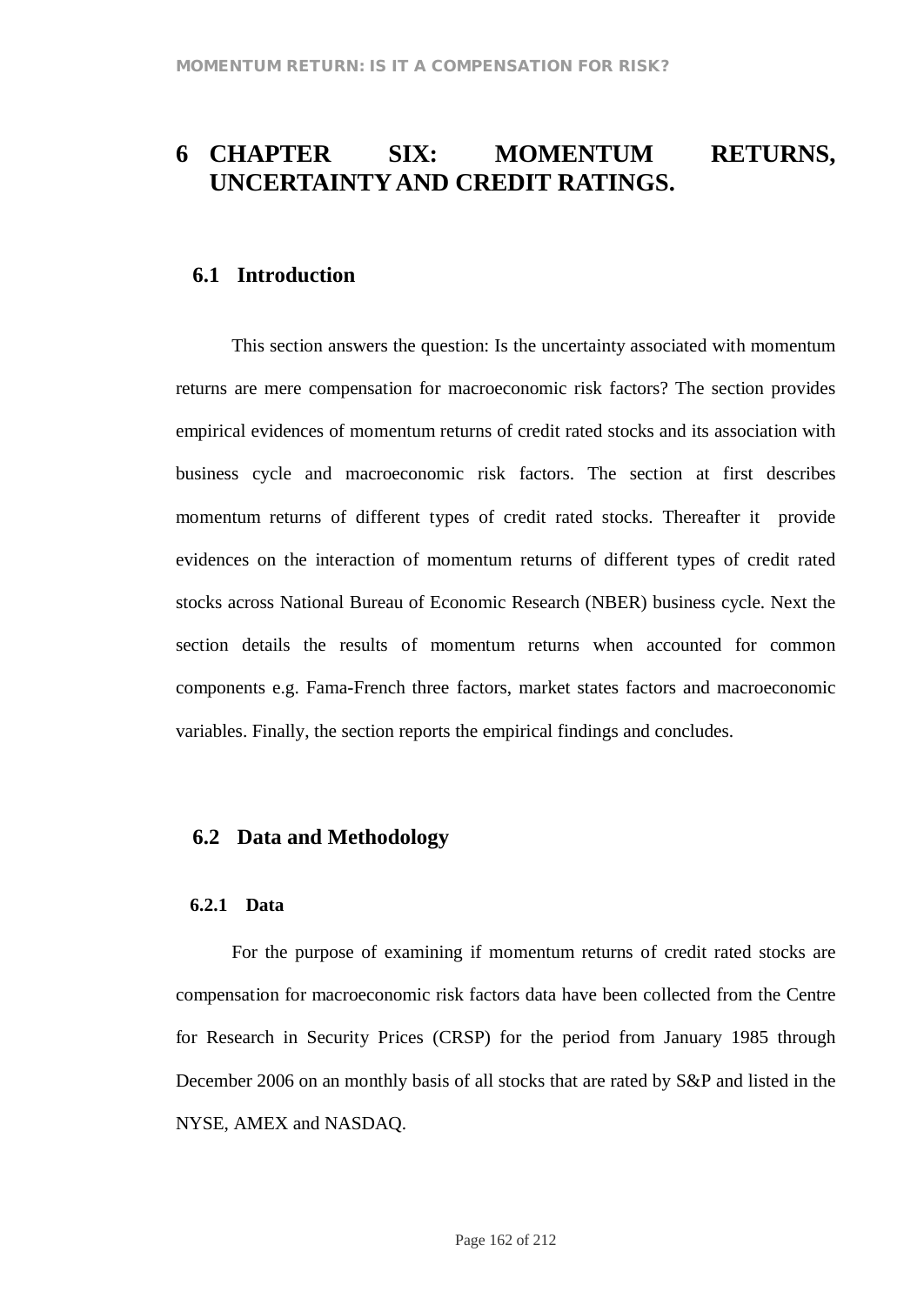# 6 CHAPTER SIX: MOMENTUM RETURNS, UNCERTAINTY AND CREDIT RATINGS.

## 6.1 Introduction

This section answers the question: Is the uncertainty associated with momentum returns are mere compensation for macroeconomic risk factors? The section provides empirical evidences of momentum returns of credit rated stocks and its association with business cycle and macroeconomic risk factors. The section at first describes momentum returns of different types of credit rated stocks. Thereafter it provide evidences on the interaction of momentum returns of different types of credit rated stocks across National Bureau of Economic Research (NBER) business cycle. Next the section details the results of momentum returns when accounted for common components e.g. Fama-French three factors, market states factors and macroeconomic variables. Finally, the section reports the empirical findings and concludes.

## 6.2 Data and Methodology

### 6.2.1 Data

For the purpose of examining if momentum returns of credit rated stocks are compensation for macroeconomic risk factors data have been collected from the Centre for Research in Security Prices (CRSP) for the period from January 1985 through December 2006 on an monthly basis of all stocks that are rated by S&P and listed in the NYSE, AMEX and NASDAQ.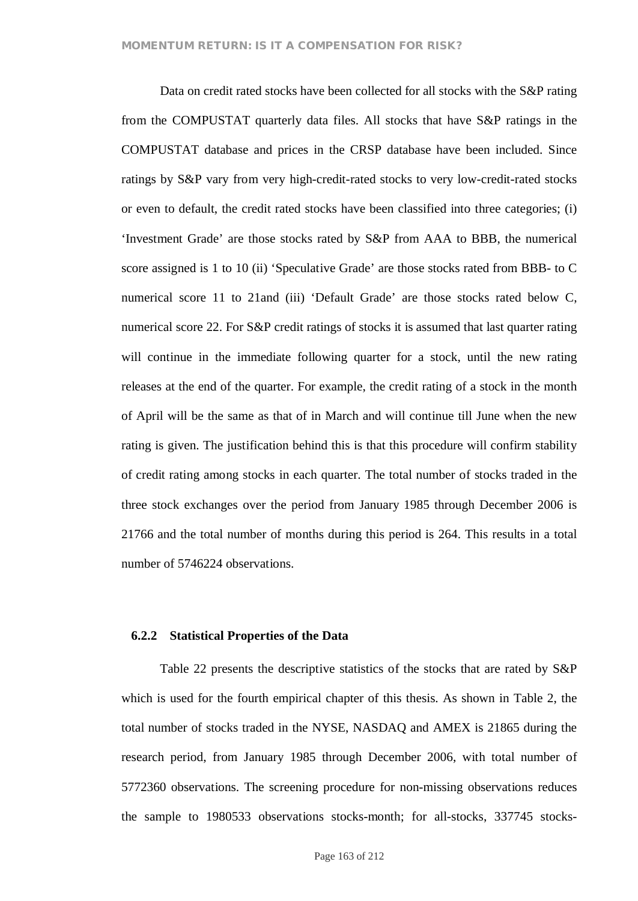Data on credit rated stocks have been collected for all stocks with the S&P rating from the COMPUSTAT quarterly data files. All stocks that have S&P ratings in the COMPUSTAT database and prices in the CRSP database have been included. Since ratings by S&P vary from very high-credit-rated stocks to very low-credit-rated stocks or even to default, the credit rated stocks have been classified into three categories; (i) 'Investment Grade' are those stocks rated by S&P from AAA to BBB, the numerical score assigned is 1 to 10 (ii) 'Speculative Grade' are those stocks rated from BBB- to C numerical score 11 to 21and (iii) 'Default Grade' are those stocks rated below C, numerical score 22. For S&P credit ratings of stocks it is assumed that last quarter rating will continue in the immediate following quarter for a stock, until the new rating releases at the end of the quarter. For example, the credit rating of a stock in the month of April will be the same as that of in March and will continue till June when the new rating is given. The justification behind this is that this procedure will confirm stability of credit rating among stocks in each quarter. The total number of stocks traded in the three stock exchanges over the period from January 1985 through December 2006 is 21766 and the total number of months during this period is 264. This results in a total number of 5746224 observations.

### 6.2.2 Statistical Properties of the Data

Table 22 presents the descriptive statistics of the stocks that are rated by S&P which is used for the fourth empirical chapter of this thesis. As shown in Table 2, the total number of stocks traded in the NYSE, NASDAQ and AMEX is 21865 during the research period, from January 1985 through December 2006, with total number of 5772360 observations. The screening procedure for non-missing observations reduces the sample to 1980533 observations stocks-month; for all-stocks, 337745 stocks-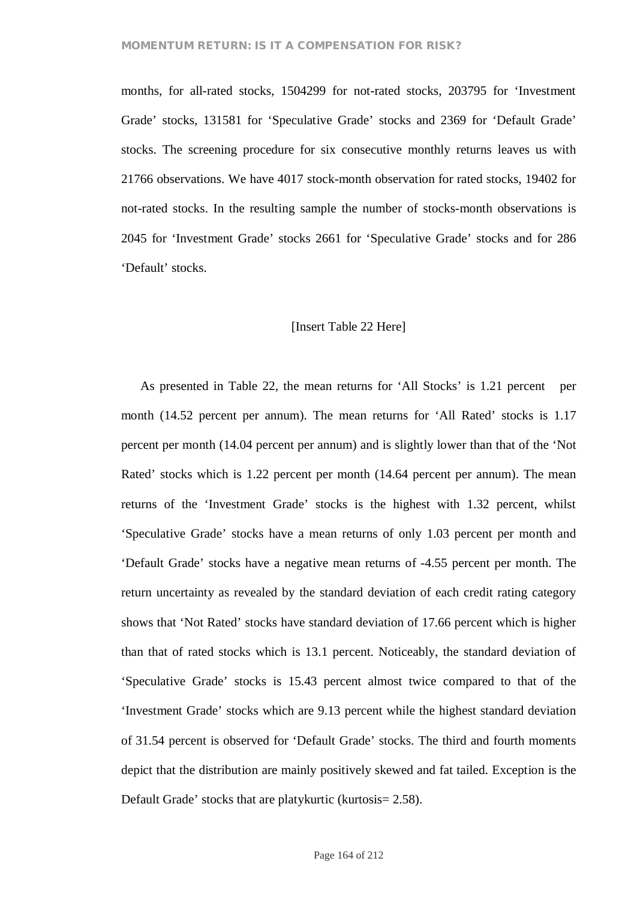months, for all-rated stocks, 1504299 for not-rated stocks, 203795 for 'Investment Grade' stocks, 131581 for 'Speculative Grade' stocks and 2369 for 'Default Grade' stocks. The screening procedure for six consecutive monthly returns leaves us with 21766 observations. We have 4017 stock-month observation for rated stocks, 19402 for not-rated stocks. In the resulting sample the number of stocks-month observations is 2045 for 'Investment Grade' stocks 2661 for 'Speculative Grade' stocks and for 286 'Default' stocks.

[Insert Table 22 Here]

As presented in Table 22, the mean returns for 'All Stocks' is 1.21 percent per month (14.52 percent per annum). The mean returns for 'All Rated' stocks is 1.17 percent per month (14.04 percent per annum) and is slightly lower than that of the 'Not Rated' stocks which is 1.22 percent per month (14.64 percent per annum). The mean returns of the 'Investment Grade' stocks is the highest with 1.32 percent, whilst 'Speculative Grade' stocks have a mean returns of only 1.03 percent per month and 'Default Grade' stocks have a negative mean returns of -4.55 percent per month. The return uncertainty as revealed by the standard deviation of each credit rating category shows that 'Not Rated' stocks have standard deviation of 17.66 percent which is higher than that of rated stocks which is 13.1 percent. Noticeably, the standard deviation of 'Speculative Grade' stocks is 15.43 percent almost twice compared to that of the 'Investment Grade' stocks which are 9.13 percent while the highest standard deviation of 31.54 percent is observed for 'Default Grade' stocks. The third and fourth moments depict that the distribution are mainly positively skewed and fat tailed. Exception is the Default Grade' stocks that are platykurtic (kurtosis= 2.58).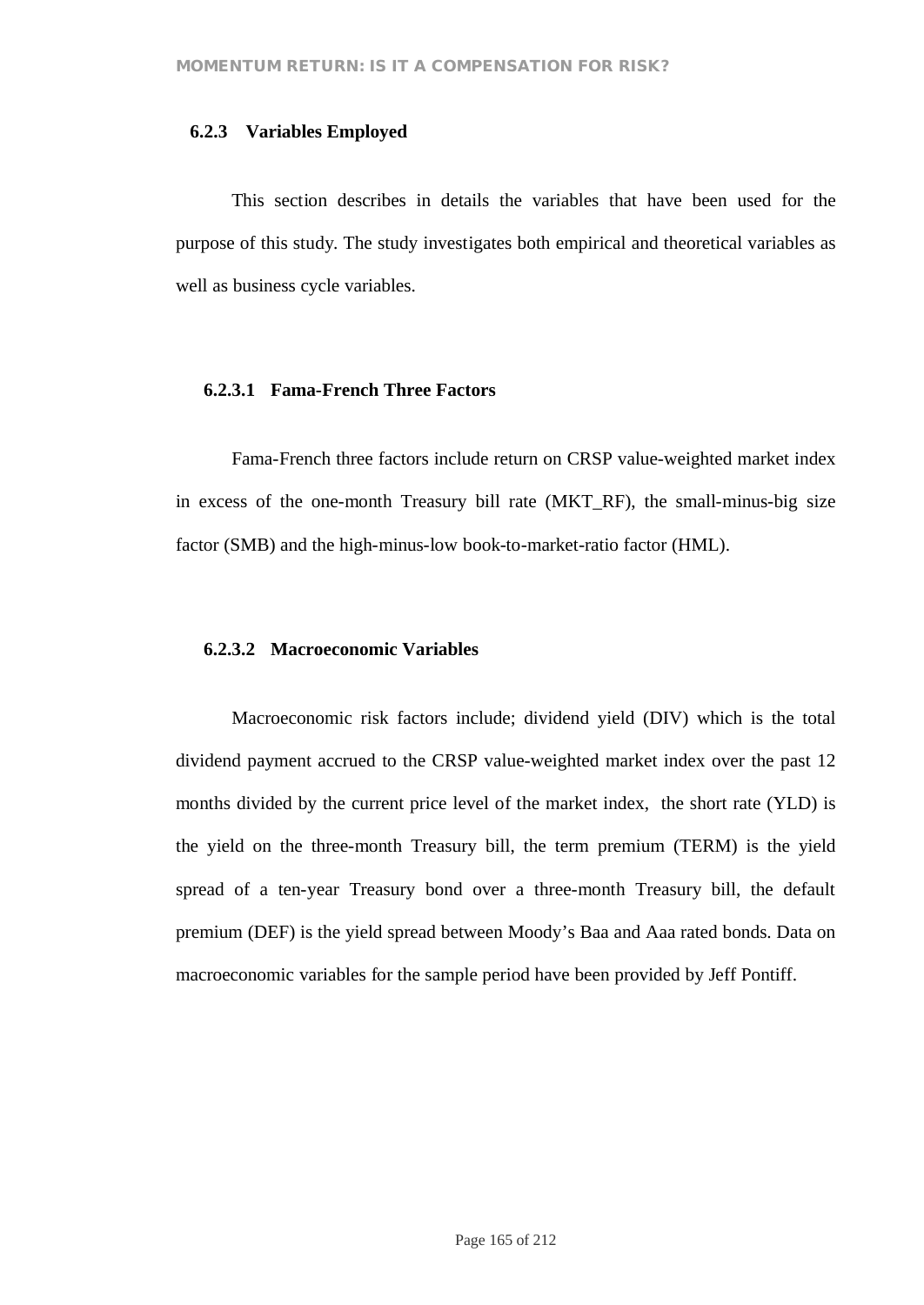### 6.2.3 Variables Employed

This section describes in details the variables that have been used for the purpose of this study. The study investigates both empirical and theoretical variables as well as business cycle variables.

#### 6.2.3.1 Fama-French Three Factors

Fama-French three factors include return on CRSP value-weighted market index in excess of the one-month Treasury bill rate (MKT_RF), the small-minus-big size factor (SMB) and the high-minus-low book-to-market-ratio factor (HML).

#### 6.2.3.2 Macroeconomic Variables

Macroeconomic risk factors include; dividend yield (DIV) which is the total dividend payment accrued to the CRSP value-weighted market index over the past 12 months divided by the current price level of the market index, the short rate (YLD) is the yield on the three-month Treasury bill, the term premium (TERM) is the yield spread of a ten-year Treasury bond over a three-month Treasury bill, the default premium (DEF) is the yield spread between Moody's Baa and Aaa rated bonds. Data on macroeconomic variables for the sample period have been provided by Jeff Pontiff.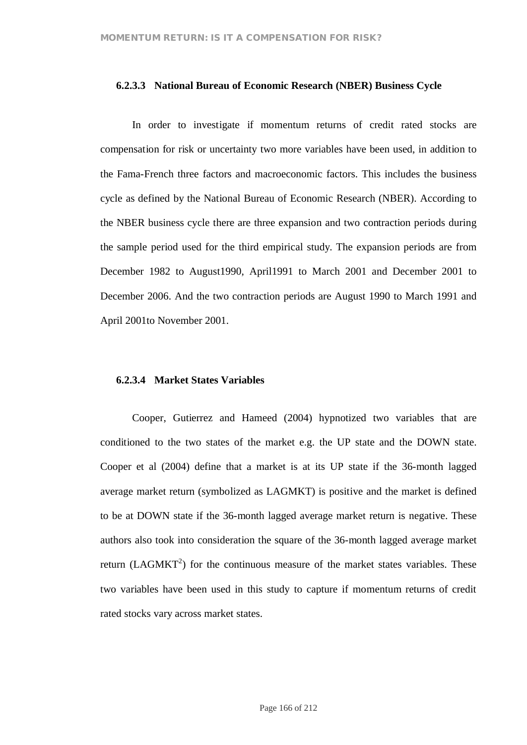#### 6.2.3.3 National Bureau of Economic Research (NBER) Business Cycle

In order to investigate if momentum returns of credit rated stocks are compensation for risk or uncertainty two more variables have been used, in addition to the Fama-French three factors and macroeconomic factors. This includes the business cycle as defined by the National Bureau of Economic Research (NBER). According to the NBER business cycle there are three expansion and two contraction periods during the sample period used for the third empirical study. The expansion periods are from December 1982 to August1990, April1991 to March 2001 and December 2001 to December 2006. And the two contraction periods are August 1990 to March 1991 and April 2001to November 2001.

#### 6.2.3.4 Market States Variables

Cooper, Gutierrez and Hameed (2004) hypnotized two variables that are conditioned to the two states of the market e.g. the UP state and the DOWN state. Cooper et al (2004) define that a market is at its UP state if the 36-month lagged average market return (symbolized as LAGMKT) is positive and the market is defined to be at DOWN state if the 36-month lagged average market return is negative. These authors also took into consideration the square of the 36-month lagged average market return ($LAGMKT^2$) for the continuous measure of the market states variables. These two variables have been used in this study to capture if momentum returns of credit rated stocks vary across market states.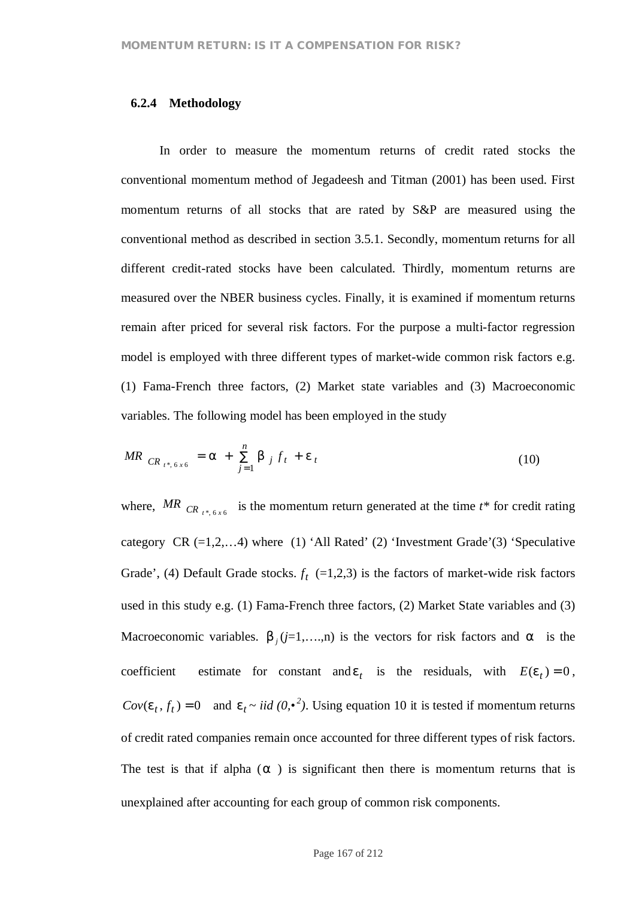### 6.2.4 Methodology

In order to measure the momentum returns of credit rated stocks the conventional momentum method of Jegadeesh and Titman (2001) has been used. First momentum returns of all stocks that are rated by S&P are measured using the conventional method as described in section 3.5.1. Secondly, momentum returns for all different credit-rated stocks have been calculated. Thirdly, momentum returns are measured over the NBER business cycles. Finally, it is examined if momentum returns remain after priced for several risk factors. For the purpose a multi-factor regression model is employed with three different types of market-wide common risk factors e.g. (1) Fama-French three factors, (2) Market state variables and (3) Macroeconomic variables. The following model has been employed in the study

$$MR_{CR_{t^*,6x6}} = \alpha + \sum_{j=1}^{n} \beta_j f_t + \varepsilon_t \tag{10}$$

where, $MR_{CR_{t^*,6x6}}$ is the momentum return generated at the time $t^*$ for credit rating category CR (=1,2,…4) where (1) 'All Rated' (2) 'Investment Grade'(3) 'Speculative Grade', (4) Default Grade stocks. $f_t$ (=1,2,3) is the factors of market-wide risk factors used in this study e.g. (1) Fama-French three factors, (2) Market State variables and (3) Macroeconomic variables. $\beta_j$ ($j$=1,….,n) is the vectors for risk factors and $\alpha$ is the coefficient estimate for constant and $\varepsilon_t$ is the residuals, with $E(\varepsilon_t) = 0$, $Cov(\varepsilon_t, f_t) = 0$ and $\varepsilon_t \sim iid\,(0,\bullet^2)$. Using equation 10 it is tested if momentum returns of credit rated companies remain once accounted for three different types of risk factors. The test is that if alpha ($\alpha$) is significant then there is momentum returns that is unexplained after accounting for each group of common risk components.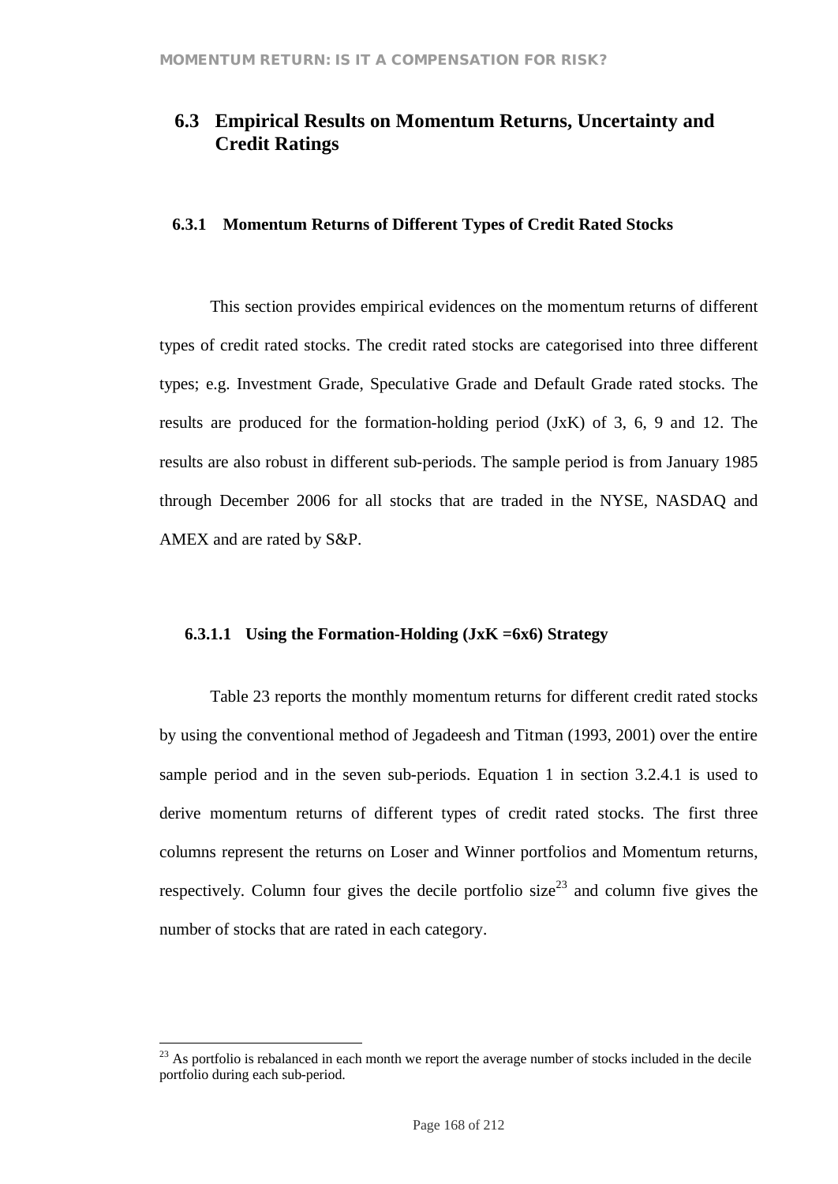## 6.3 Empirical Results on Momentum Returns, Uncertainty and Credit Ratings

### 6.3.1 Momentum Returns of Different Types of Credit Rated Stocks

This section provides empirical evidences on the momentum returns of different types of credit rated stocks. The credit rated stocks are categorised into three different types; e.g. Investment Grade, Speculative Grade and Default Grade rated stocks. The results are produced for the formation-holding period (JxK) of 3, 6, 9 and 12. The results are also robust in different sub-periods. The sample period is from January 1985 through December 2006 for all stocks that are traded in the NYSE, NASDAQ and AMEX and are rated by S&P.

#### 6.3.1.1 Using the Formation-Holding (JxK =6x6) Strategy

Table 23 reports the monthly momentum returns for different credit rated stocks by using the conventional method of Jegadeesh and Titman (1993, 2001) over the entire sample period and in the seven sub-periods. Equation 1 in section 3.2.4.1 is used to derive momentum returns of different types of credit rated stocks. The first three columns represent the returns on Loser and Winner portfolios and Momentum returns, respectively. Column four gives the decile portfolio size[23] and column five gives the number of stocks that are rated in each category.

[23] As portfolio is rebalanced in each month we report the average number of stocks included in the decile portfolio during each sub-period.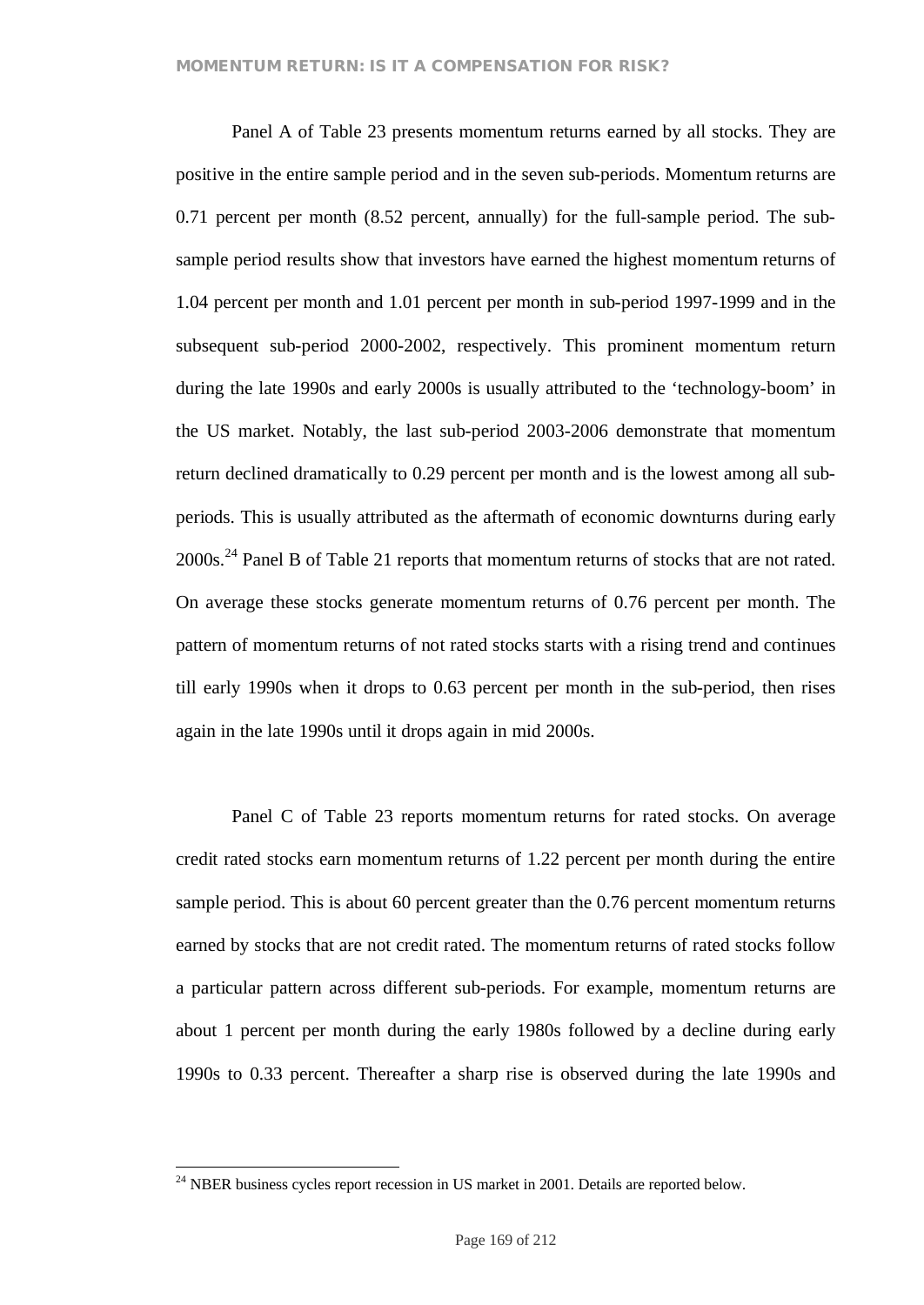Panel A of Table 23 presents momentum returns earned by all stocks. They are positive in the entire sample period and in the seven sub-periods. Momentum returns are 0.71 percent per month (8.52 percent, annually) for the full-sample period. The sub-sample period results show that investors have earned the highest momentum returns of 1.04 percent per month and 1.01 percent per month in sub-period 1997-1999 and in the subsequent sub-period 2000-2002, respectively. This prominent momentum return during the late 1990s and early 2000s is usually attributed to the 'technology-boom' in the US market. Notably, the last sub-period 2003-2006 demonstrate that momentum return declined dramatically to 0.29 percent per month and is the lowest among all sub-periods. This is usually attributed as the aftermath of economic downturns during early 2000s.[24] Panel B of Table 21 reports that momentum returns of stocks that are not rated. On average these stocks generate momentum returns of 0.76 percent per month. The pattern of momentum returns of not rated stocks starts with a rising trend and continues till early 1990s when it drops to 0.63 percent per month in the sub-period, then rises again in the late 1990s until it drops again in mid 2000s.

Panel C of Table 23 reports momentum returns for rated stocks. On average credit rated stocks earn momentum returns of 1.22 percent per month during the entire sample period. This is about 60 percent greater than the 0.76 percent momentum returns earned by stocks that are not credit rated. The momentum returns of rated stocks follow a particular pattern across different sub-periods. For example, momentum returns are about 1 percent per month during the early 1980s followed by a decline during early 1990s to 0.33 percent. Thereafter a sharp rise is observed during the late 1990s and

---

[24] NBER business cycles report recession in US market in 2001. Details are reported below.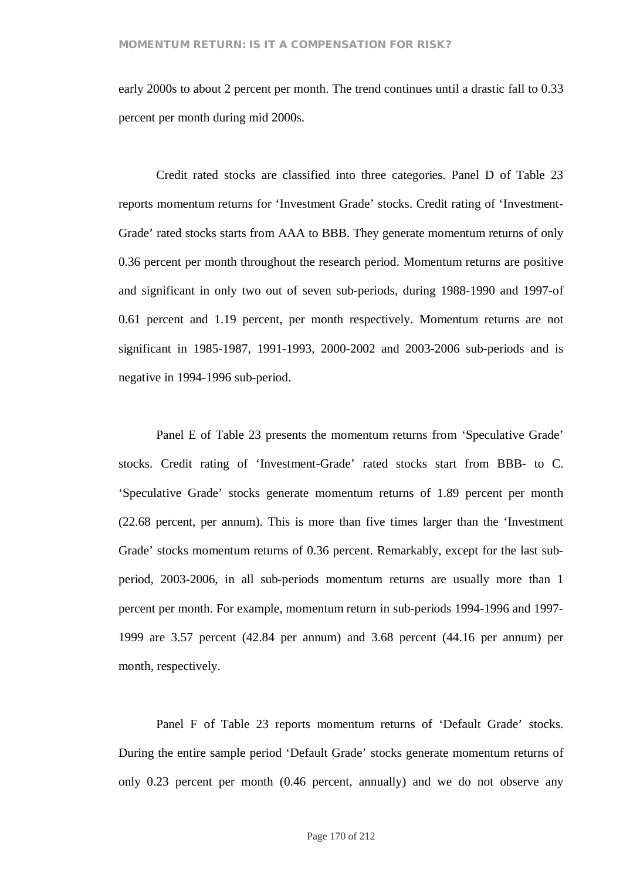early 2000s to about 2 percent per month. The trend continues until a drastic fall to 0.33 percent per month during mid 2000s.

Credit rated stocks are classified into three categories. Panel D of Table 23 reports momentum returns for 'Investment Grade' stocks. Credit rating of 'Investment-Grade' rated stocks starts from AAA to BBB. They generate momentum returns of only 0.36 percent per month throughout the research period. Momentum returns are positive and significant in only two out of seven sub-periods, during 1988-1990 and 1997-of 0.61 percent and 1.19 percent, per month respectively. Momentum returns are not significant in 1985-1987, 1991-1993, 2000-2002 and 2003-2006 sub-periods and is negative in 1994-1996 sub-period.

Panel E of Table 23 presents the momentum returns from 'Speculative Grade' stocks. Credit rating of 'Investment-Grade' rated stocks start from BBB- to C. 'Speculative Grade' stocks generate momentum returns of 1.89 percent per month (22.68 percent, per annum). This is more than five times larger than the 'Investment Grade' stocks momentum returns of 0.36 percent. Remarkably, except for the last sub-period, 2003-2006, in all sub-periods momentum returns are usually more than 1 percent per month. For example, momentum return in sub-periods 1994-1996 and 1997-1999 are 3.57 percent (42.84 per annum) and 3.68 percent (44.16 per annum) per month, respectively.

Panel F of Table 23 reports momentum returns of 'Default Grade' stocks. During the entire sample period 'Default Grade' stocks generate momentum returns of only 0.23 percent per month (0.46 percent, annually) and we do not observe any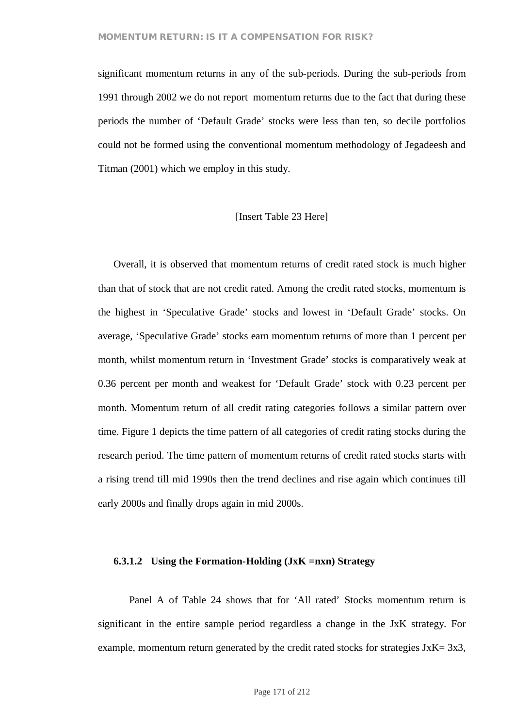significant momentum returns in any of the sub-periods. During the sub-periods from 1991 through 2002 we do not report momentum returns due to the fact that during these periods the number of 'Default Grade' stocks were less than ten, so decile portfolios could not be formed using the conventional momentum methodology of Jegadeesh and Titman (2001) which we employ in this study.

[Insert Table 23 Here]

Overall, it is observed that momentum returns of credit rated stock is much higher than that of stock that are not credit rated. Among the credit rated stocks, momentum is the highest in 'Speculative Grade' stocks and lowest in 'Default Grade' stocks. On average, 'Speculative Grade' stocks earn momentum returns of more than 1 percent per month, whilst momentum return in 'Investment Grade' stocks is comparatively weak at 0.36 percent per month and weakest for 'Default Grade' stock with 0.23 percent per month. Momentum return of all credit rating categories follows a similar pattern over time. Figure 1 depicts the time pattern of all categories of credit rating stocks during the research period. The time pattern of momentum returns of credit rated stocks starts with a rising trend till mid 1990s then the trend declines and rise again which continues till early 2000s and finally drops again in mid 2000s.

#### 6.3.1.2 Using the Formation-Holding (JxK =nxn) Strategy

Panel A of Table 24 shows that for 'All rated' Stocks momentum return is significant in the entire sample period regardless a change in the JxK strategy. For example, momentum return generated by the credit rated stocks for strategies JxK= 3x3,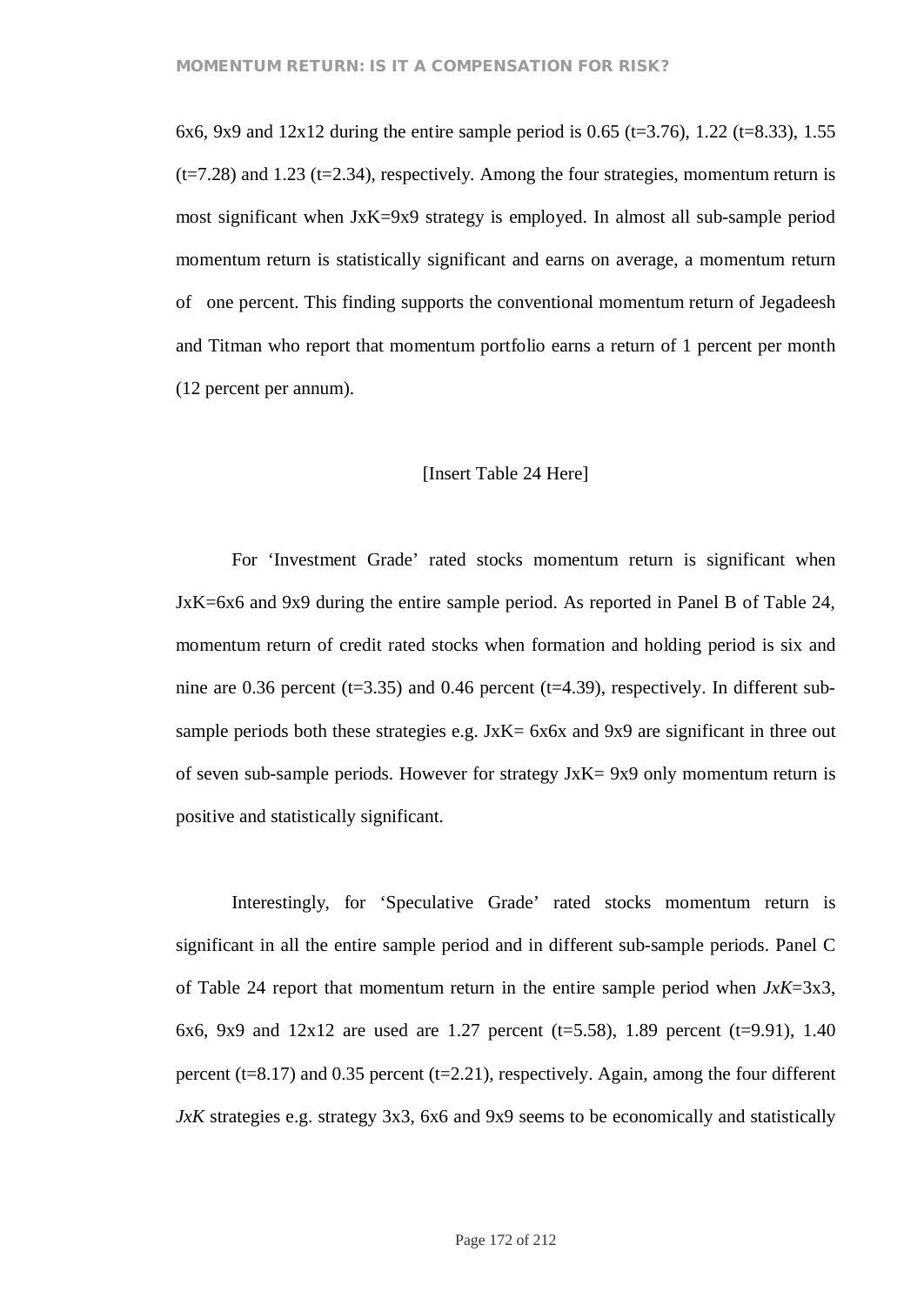6x6, 9x9 and 12x12 during the entire sample period is 0.65 (t=3.76), 1.22 (t=8.33), 1.55 (t=7.28) and 1.23 (t=2.34), respectively. Among the four strategies, momentum return is most significant when JxK=9x9 strategy is employed. In almost all sub-sample period momentum return is statistically significant and earns on average, a momentum return of one percent. This finding supports the conventional momentum return of Jegadeesh and Titman who report that momentum portfolio earns a return of 1 percent per month (12 percent per annum).

[Insert Table 24 Here]

For 'Investment Grade' rated stocks momentum return is significant when JxK=6x6 and 9x9 during the entire sample period. As reported in Panel B of Table 24, momentum return of credit rated stocks when formation and holding period is six and nine are 0.36 percent (t=3.35) and 0.46 percent (t=4.39), respectively. In different sub-sample periods both these strategies e.g. JxK= 6x6x and 9x9 are significant in three out of seven sub-sample periods. However for strategy JxK= 9x9 only momentum return is positive and statistically significant.

Interestingly, for 'Speculative Grade' rated stocks momentum return is significant in all the entire sample period and in different sub-sample periods. Panel C of Table 24 report that momentum return in the entire sample period when *JxK*=3x3, 6x6, 9x9 and 12x12 are used are 1.27 percent (t=5.58), 1.89 percent (t=9.91), 1.40 percent (t=8.17) and 0.35 percent (t=2.21), respectively. Again, among the four different *JxK* strategies e.g. strategy 3x3, 6x6 and 9x9 seems to be economically and statistically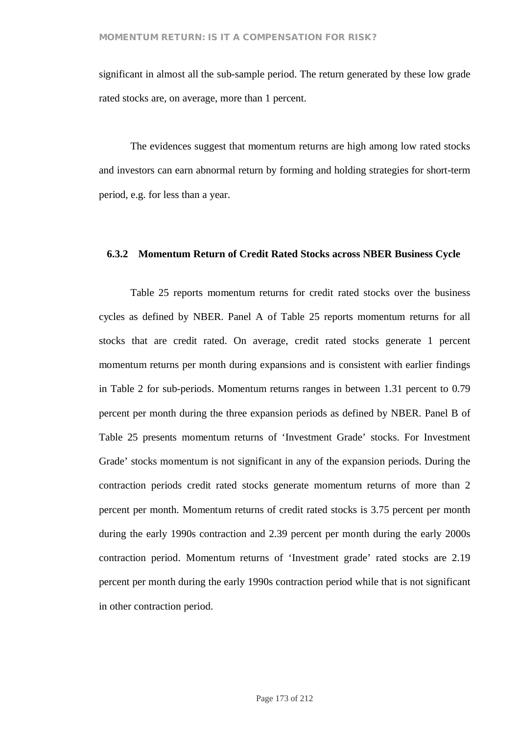significant in almost all the sub-sample period. The return generated by these low grade rated stocks are, on average, more than 1 percent.

The evidences suggest that momentum returns are high among low rated stocks and investors can earn abnormal return by forming and holding strategies for short-term period, e.g. for less than a year.

### 6.3.2 Momentum Return of Credit Rated Stocks across NBER Business Cycle

Table 25 reports momentum returns for credit rated stocks over the business cycles as defined by NBER. Panel A of Table 25 reports momentum returns for all stocks that are credit rated. On average, credit rated stocks generate 1 percent momentum returns per month during expansions and is consistent with earlier findings in Table 2 for sub-periods. Momentum returns ranges in between 1.31 percent to 0.79 percent per month during the three expansion periods as defined by NBER. Panel B of Table 25 presents momentum returns of 'Investment Grade' stocks. For Investment Grade' stocks momentum is not significant in any of the expansion periods. During the contraction periods credit rated stocks generate momentum returns of more than 2 percent per month. Momentum returns of credit rated stocks is 3.75 percent per month during the early 1990s contraction and 2.39 percent per month during the early 2000s contraction period. Momentum returns of 'Investment grade' rated stocks are 2.19 percent per month during the early 1990s contraction period while that is not significant in other contraction period.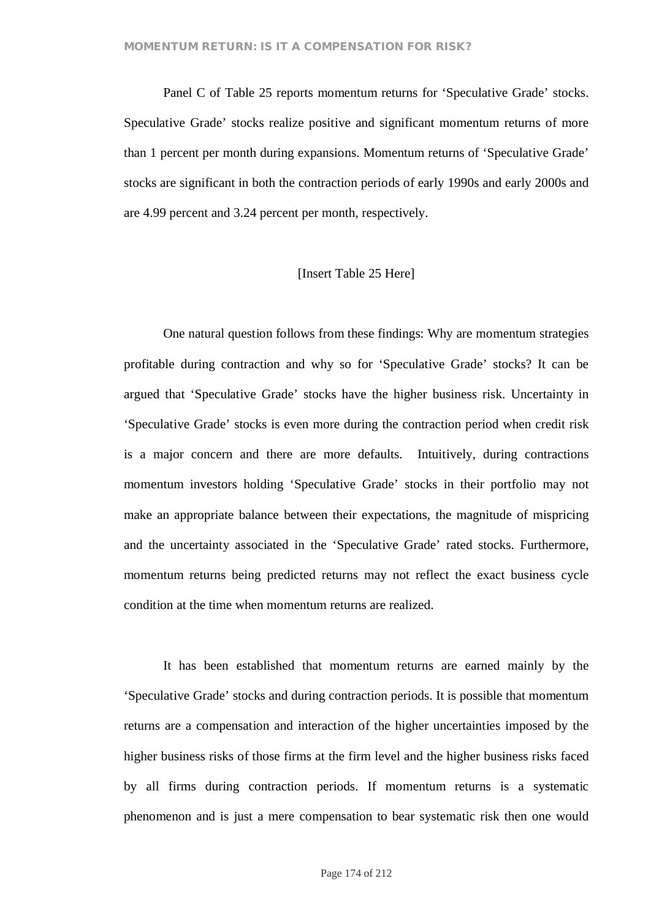Panel C of Table 25 reports momentum returns for 'Speculative Grade' stocks. Speculative Grade' stocks realize positive and significant momentum returns of more than 1 percent per month during expansions. Momentum returns of 'Speculative Grade' stocks are significant in both the contraction periods of early 1990s and early 2000s and are 4.99 percent and 3.24 percent per month, respectively.

[Insert Table 25 Here]

One natural question follows from these findings: Why are momentum strategies profitable during contraction and why so for 'Speculative Grade' stocks? It can be argued that 'Speculative Grade' stocks have the higher business risk. Uncertainty in 'Speculative Grade' stocks is even more during the contraction period when credit risk is a major concern and there are more defaults. Intuitively, during contractions momentum investors holding 'Speculative Grade' stocks in their portfolio may not make an appropriate balance between their expectations, the magnitude of mispricing and the uncertainty associated in the 'Speculative Grade' rated stocks. Furthermore, momentum returns being predicted returns may not reflect the exact business cycle condition at the time when momentum returns are realized.

It has been established that momentum returns are earned mainly by the 'Speculative Grade' stocks and during contraction periods. It is possible that momentum returns are a compensation and interaction of the higher uncertainties imposed by the higher business risks of those firms at the firm level and the higher business risks faced by all firms during contraction periods. If momentum returns is a systematic phenomenon and is just a mere compensation to bear systematic risk then one would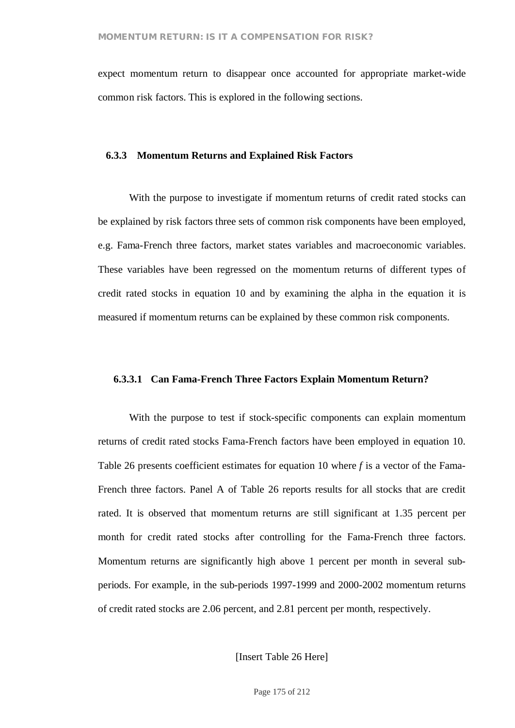expect momentum return to disappear once accounted for appropriate market-wide common risk factors. This is explored in the following sections.

### 6.3.3 Momentum Returns and Explained Risk Factors

With the purpose to investigate if momentum returns of credit rated stocks can be explained by risk factors three sets of common risk components have been employed, e.g. Fama-French three factors, market states variables and macroeconomic variables. These variables have been regressed on the momentum returns of different types of credit rated stocks in equation 10 and by examining the alpha in the equation it is measured if momentum returns can be explained by these common risk components.

#### 6.3.3.1 Can Fama-French Three Factors Explain Momentum Return?

With the purpose to test if stock-specific components can explain momentum returns of credit rated stocks Fama-French factors have been employed in equation 10. Table 26 presents coefficient estimates for equation 10 where $f$ is a vector of the Fama-French three factors. Panel A of Table 26 reports results for all stocks that are credit rated. It is observed that momentum returns are still significant at 1.35 percent per month for credit rated stocks after controlling for the Fama-French three factors. Momentum returns are significantly high above 1 percent per month in several sub-periods. For example, in the sub-periods 1997-1999 and 2000-2002 momentum returns of credit rated stocks are 2.06 percent, and 2.81 percent per month, respectively.

[Insert Table 26 Here]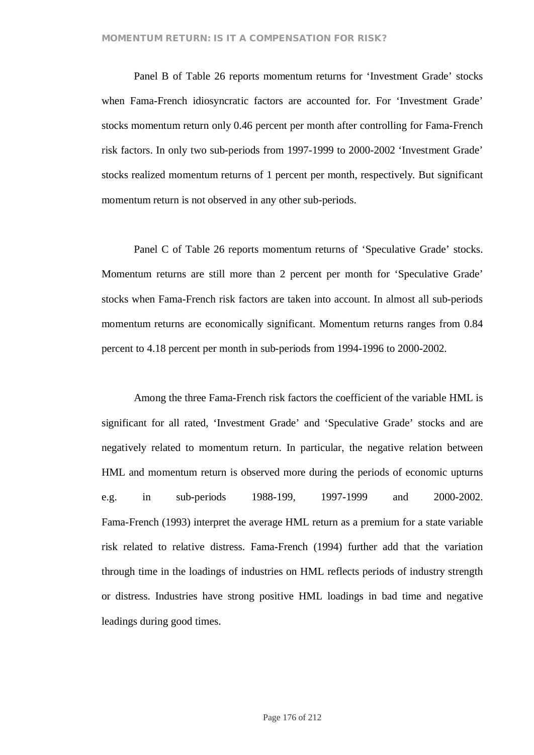Panel B of Table 26 reports momentum returns for ‘Investment Grade’ stocks when Fama-French idiosyncratic factors are accounted for. For ‘Investment Grade’ stocks momentum return only 0.46 percent per month after controlling for Fama-French risk factors. In only two sub-periods from 1997-1999 to 2000-2002 ‘Investment Grade’ stocks realized momentum returns of 1 percent per month, respectively. But significant momentum return is not observed in any other sub-periods.

Panel C of Table 26 reports momentum returns of ‘Speculative Grade’ stocks. Momentum returns are still more than 2 percent per month for ‘Speculative Grade’ stocks when Fama-French risk factors are taken into account. In almost all sub-periods momentum returns are economically significant. Momentum returns ranges from 0.84 percent to 4.18 percent per month in sub-periods from 1994-1996 to 2000-2002.

Among the three Fama-French risk factors the coefficient of the variable HML is significant for all rated, ‘Investment Grade’ and ‘Speculative Grade’ stocks and are negatively related to momentum return. In particular, the negative relation between HML and momentum return is observed more during the periods of economic upturns e.g. in sub-periods 1988-199, 1997-1999 and 2000-2002. Fama-French (1993) interpret the average HML return as a premium for a state variable risk related to relative distress. Fama-French (1994) further add that the variation through time in the loadings of industries on HML reflects periods of industry strength or distress. Industries have strong positive HML loadings in bad time and negative leadings during good times.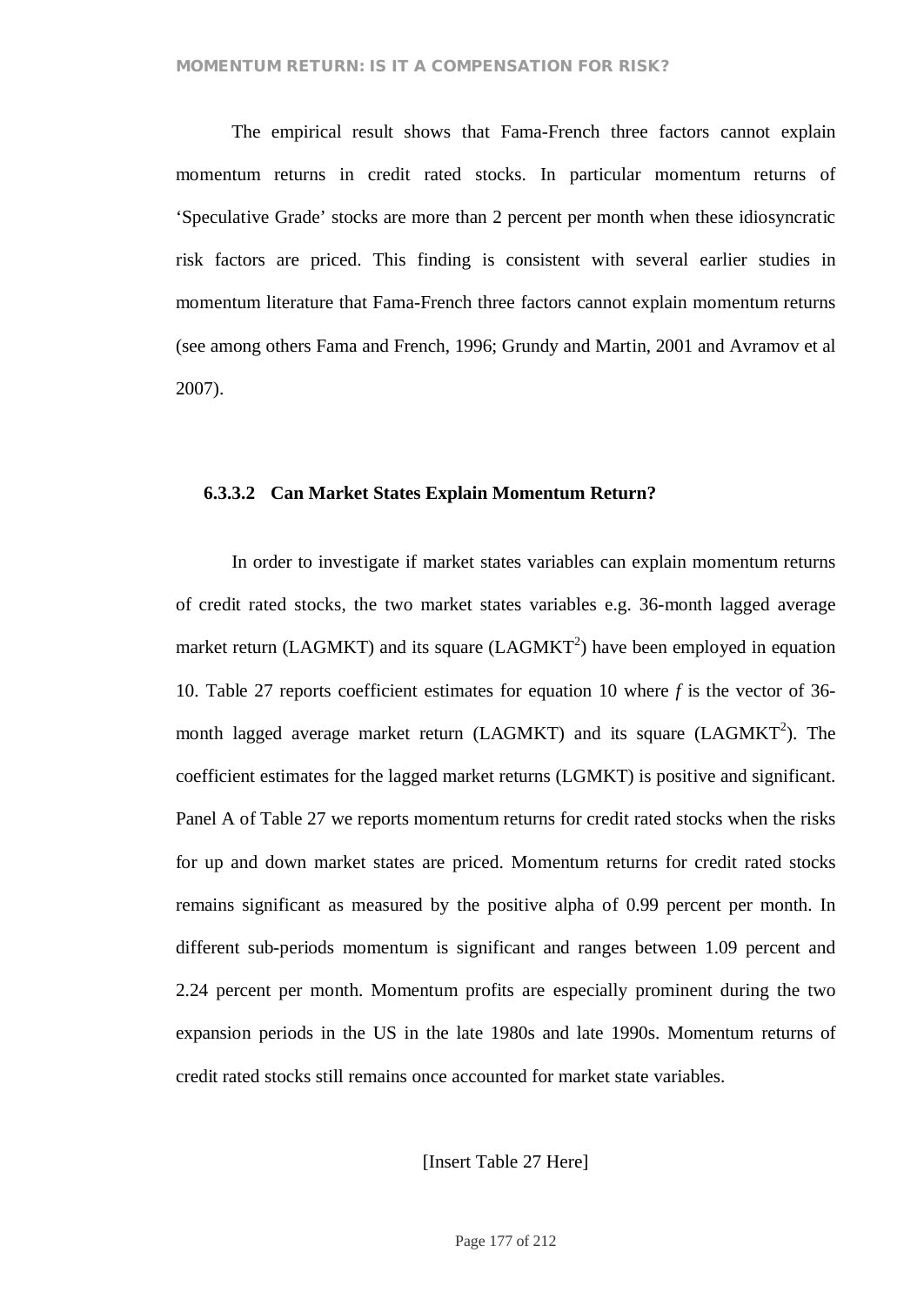The empirical result shows that Fama-French three factors cannot explain momentum returns in credit rated stocks. In particular momentum returns of 'Speculative Grade' stocks are more than 2 percent per month when these idiosyncratic risk factors are priced. This finding is consistent with several earlier studies in momentum literature that Fama-French three factors cannot explain momentum returns (see among others Fama and French, 1996; Grundy and Martin, 2001 and Avramov et al 2007).

### 6.3.3.2 Can Market States Explain Momentum Return?

In order to investigate if market states variables can explain momentum returns of credit rated stocks, the two market states variables e.g. 36-month lagged average market return (LAGMKT) and its square ($LAGMKT^2$) have been employed in equation 10. Table 27 reports coefficient estimates for equation 10 where *f* is the vector of 36-month lagged average market return (LAGMKT) and its square ($LAGMKT^2$). The coefficient estimates for the lagged market returns (LGMKT) is positive and significant. Panel A of Table 27 we reports momentum returns for credit rated stocks when the risks for up and down market states are priced. Momentum returns for credit rated stocks remains significant as measured by the positive alpha of 0.99 percent per month. In different sub-periods momentum is significant and ranges between 1.09 percent and 2.24 percent per month. Momentum profits are especially prominent during the two expansion periods in the US in the late 1980s and late 1990s. Momentum returns of credit rated stocks still remains once accounted for market state variables.

[Insert Table 27 Here]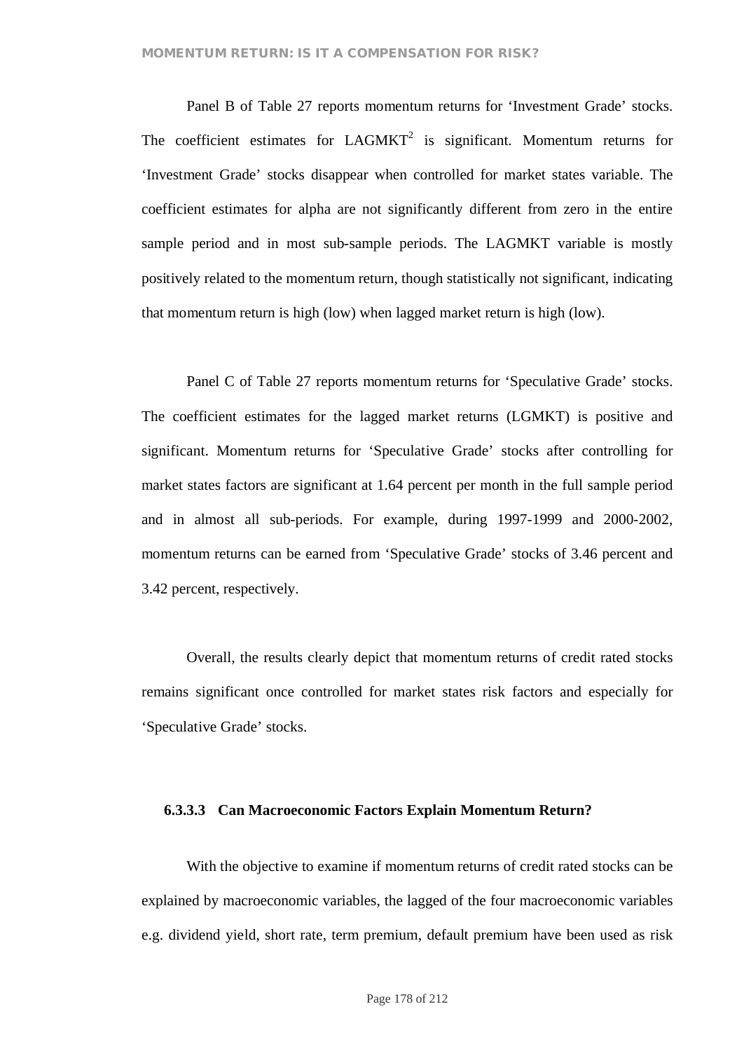Panel B of Table 27 reports momentum returns for 'Investment Grade' stocks. The coefficient estimates for $\text{LAGMKT}^2$ is significant. Momentum returns for 'Investment Grade' stocks disappear when controlled for market states variable. The coefficient estimates for alpha are not significantly different from zero in the entire sample period and in most sub-sample periods. The LAGMKT variable is mostly positively related to the momentum return, though statistically not significant, indicating that momentum return is high (low) when lagged market return is high (low).

Panel C of Table 27 reports momentum returns for 'Speculative Grade' stocks. The coefficient estimates for the lagged market returns (LGMKT) is positive and significant. Momentum returns for 'Speculative Grade' stocks after controlling for market states factors are significant at 1.64 percent per month in the full sample period and in almost all sub-periods. For example, during 1997-1999 and 2000-2002, momentum returns can be earned from 'Speculative Grade' stocks of 3.46 percent and 3.42 percent, respectively.

Overall, the results clearly depict that momentum returns of credit rated stocks remains significant once controlled for market states risk factors and especially for 'Speculative Grade' stocks.

#### 6.3.3.3 Can Macroeconomic Factors Explain Momentum Return?

With the objective to examine if momentum returns of credit rated stocks can be explained by macroeconomic variables, the lagged of the four macroeconomic variables e.g. dividend yield, short rate, term premium, default premium have been used as risk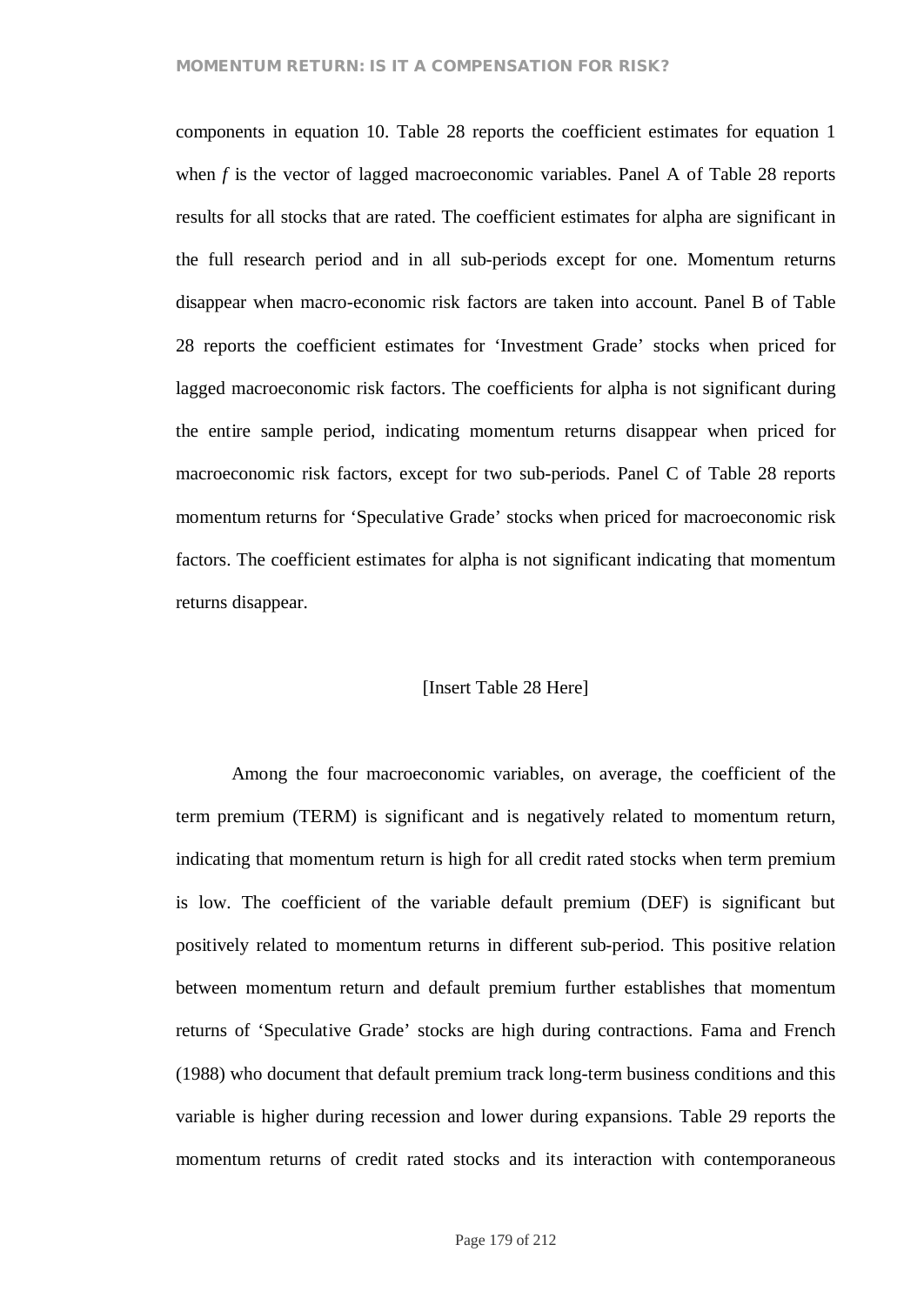components in equation 10. Table 28 reports the coefficient estimates for equation 1 when *f* is the vector of lagged macroeconomic variables. Panel A of Table 28 reports results for all stocks that are rated. The coefficient estimates for alpha are significant in the full research period and in all sub-periods except for one. Momentum returns disappear when macro-economic risk factors are taken into account. Panel B of Table 28 reports the coefficient estimates for 'Investment Grade' stocks when priced for lagged macroeconomic risk factors. The coefficients for alpha is not significant during the entire sample period, indicating momentum returns disappear when priced for macroeconomic risk factors, except for two sub-periods. Panel C of Table 28 reports momentum returns for 'Speculative Grade' stocks when priced for macroeconomic risk factors. The coefficient estimates for alpha is not significant indicating that momentum returns disappear.

[Insert Table 28 Here]

Among the four macroeconomic variables, on average, the coefficient of the term premium (TERM) is significant and is negatively related to momentum return, indicating that momentum return is high for all credit rated stocks when term premium is low. The coefficient of the variable default premium (DEF) is significant but positively related to momentum returns in different sub-period. This positive relation between momentum return and default premium further establishes that momentum returns of 'Speculative Grade' stocks are high during contractions. Fama and French (1988) who document that default premium track long-term business conditions and this variable is higher during recession and lower during expansions. Table 29 reports the momentum returns of credit rated stocks and its interaction with contemporaneous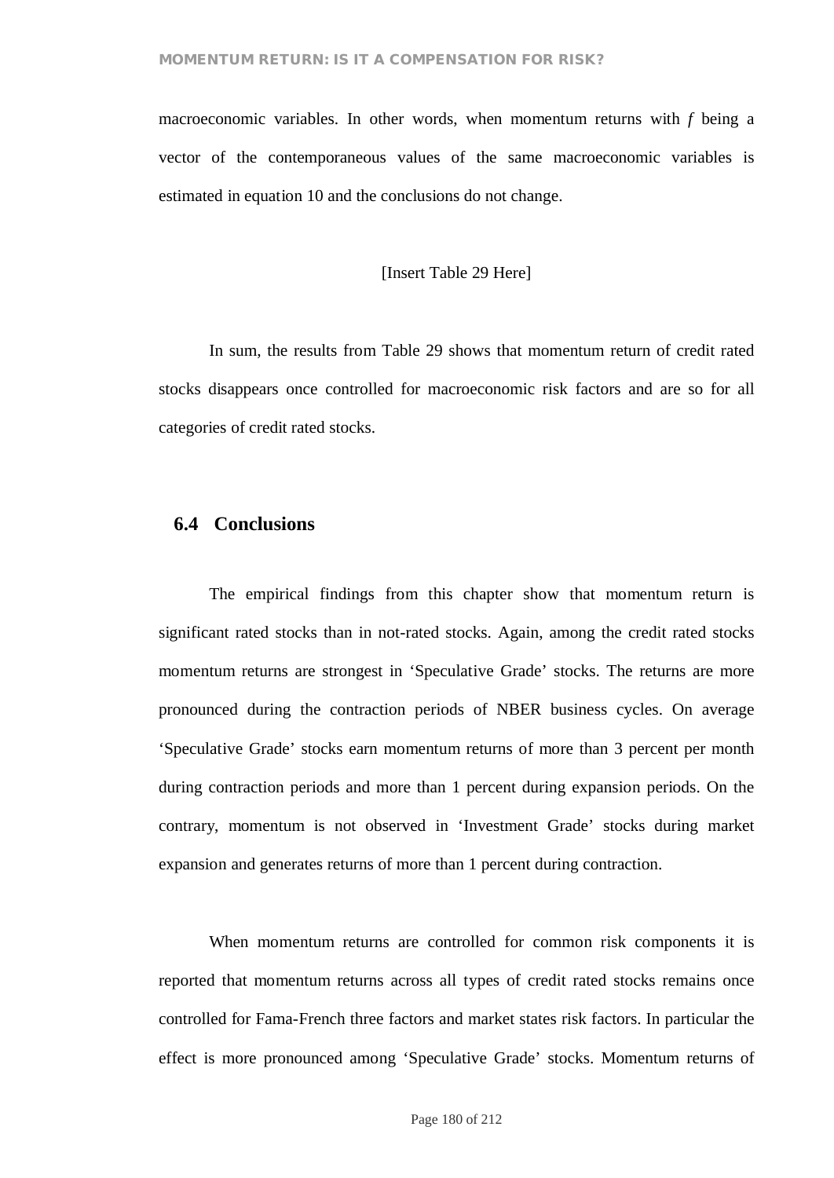macroeconomic variables. In other words, when momentum returns with $f$ being a vector of the contemporaneous values of the same macroeconomic variables is estimated in equation 10 and the conclusions do not change.

[Insert Table 29 Here]

In sum, the results from Table 29 shows that momentum return of credit rated stocks disappears once controlled for macroeconomic risk factors and are so for all categories of credit rated stocks.

## 6.4 Conclusions

The empirical findings from this chapter show that momentum return is significant rated stocks than in not-rated stocks. Again, among the credit rated stocks momentum returns are strongest in 'Speculative Grade' stocks. The returns are more pronounced during the contraction periods of NBER business cycles. On average 'Speculative Grade' stocks earn momentum returns of more than 3 percent per month during contraction periods and more than 1 percent during expansion periods. On the contrary, momentum is not observed in 'Investment Grade' stocks during market expansion and generates returns of more than 1 percent during contraction.

When momentum returns are controlled for common risk components it is reported that momentum returns across all types of credit rated stocks remains once controlled for Fama-French three factors and market states risk factors. In particular the effect is more pronounced among 'Speculative Grade' stocks. Momentum returns of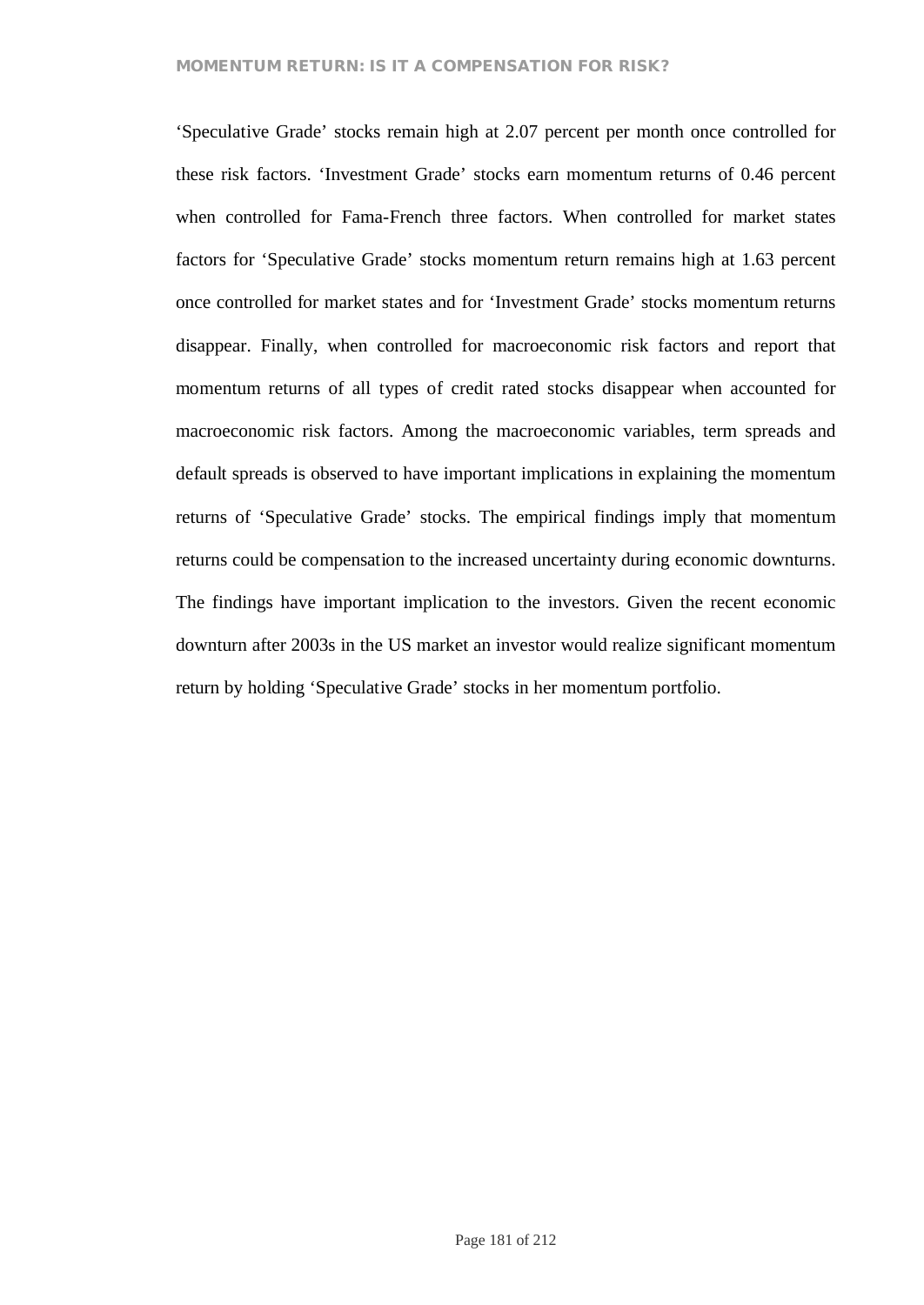‘Speculative Grade’ stocks remain high at 2.07 percent per month once controlled for these risk factors. ‘Investment Grade’ stocks earn momentum returns of 0.46 percent when controlled for Fama-French three factors. When controlled for market states factors for ‘Speculative Grade’ stocks momentum return remains high at 1.63 percent once controlled for market states and for ‘Investment Grade’ stocks momentum returns disappear. Finally, when controlled for macroeconomic risk factors and report that momentum returns of all types of credit rated stocks disappear when accounted for macroeconomic risk factors. Among the macroeconomic variables, term spreads and default spreads is observed to have important implications in explaining the momentum returns of ‘Speculative Grade’ stocks. The empirical findings imply that momentum returns could be compensation to the increased uncertainty during economic downturns. The findings have important implication to the investors. Given the recent economic downturn after 2003s in the US market an investor would realize significant momentum return by holding ‘Speculative Grade’ stocks in her momentum portfolio.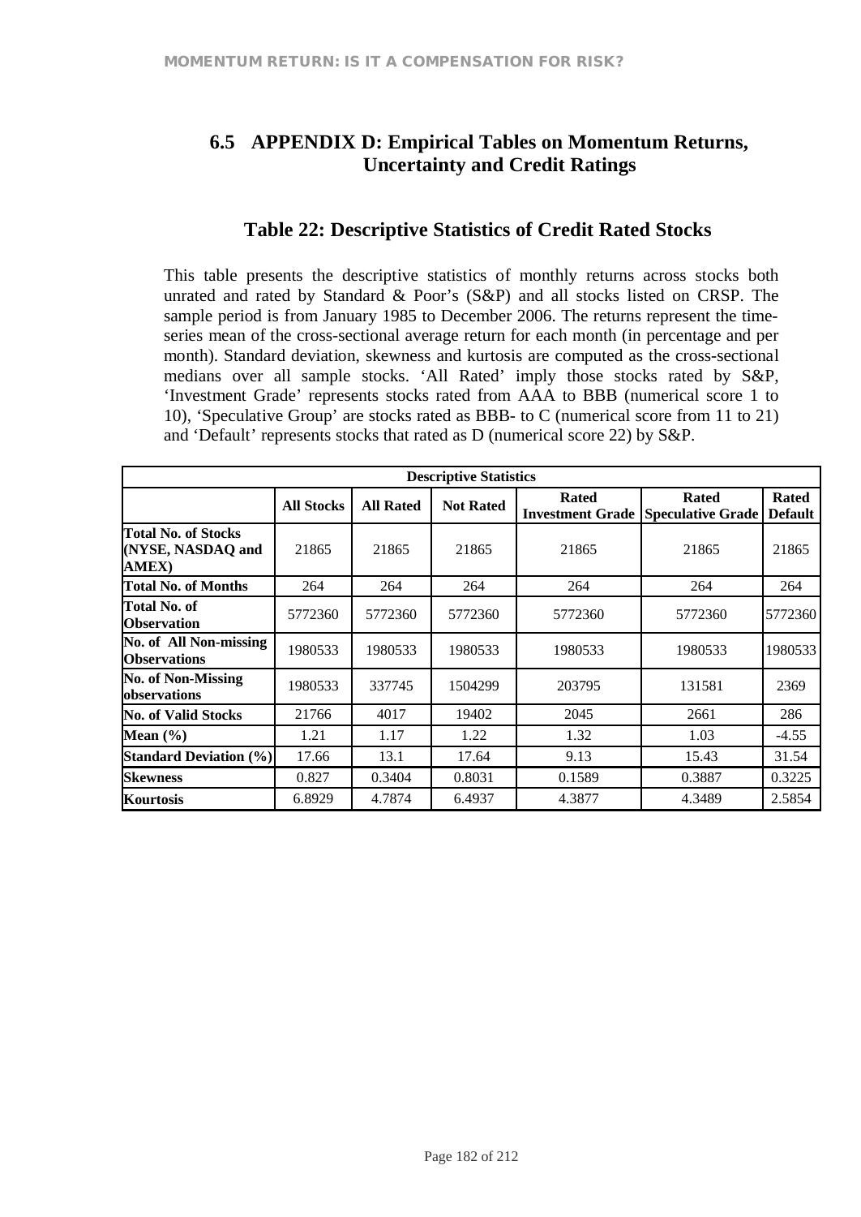## 6.5 APPENDIX D: Empirical Tables on Momentum Returns, Uncertainty and Credit Ratings

### Table 22: Descriptive Statistics of Credit Rated Stocks

This table presents the descriptive statistics of monthly returns across stocks both unrated and rated by Standard & Poor's (S&P) and all stocks listed on CRSP. The sample period is from January 1985 to December 2006. The returns represent the time-series mean of the cross-sectional average return for each month (in percentage and per month). Standard deviation, skewness and kurtosis are computed as the cross-sectional medians over all sample stocks. 'All Rated' imply those stocks rated by S&P, 'Investment Grade' represents stocks rated from AAA to BBB (numerical score 1 to 10), 'Speculative Group' are stocks rated as BBB- to C (numerical score from 11 to 21) and 'Default' represents stocks that rated as D (numerical score 22) by S&P.

| Descriptive Statistics | | | | | | |
|---|---|---|---|---|---|---|
| | **All Stocks** | **All Rated** | **Not Rated** | **Rated Investment Grade** | **Rated Speculative Grade** | **Rated Default** |
| **Total No. of Stocks (NYSE, NASDAQ and AMEX)** | 21865 | 21865 | 21865 | 21865 | 21865 | 21865 |
| **Total No. of Months** | 264 | 264 | 264 | 264 | 264 | 264 |
| **Total No. of Observation** | 5772360 | 5772360 | 5772360 | 5772360 | 5772360 | 5772360 |
| **No. of All Non-missing Observations** | 1980533 | 1980533 | 1980533 | 1980533 | 1980533 | 1980533 |
| **No. of Non-Missing observations** | 1980533 | 337745 | 1504299 | 203795 | 131581 | 2369 |
| **No. of Valid Stocks** | 21766 | 4017 | 19402 | 2045 | 2661 | 286 |
| **Mean (%)** | 1.21 | 1.17 | 1.22 | 1.32 | 1.03 | -4.55 |
| **Standard Deviation (%)** | 17.66 | 13.1 | 17.64 | 9.13 | 15.43 | 31.54 |
| **Skewness** | 0.827 | 0.3404 | 0.8031 | 0.1589 | 0.3887 | 0.3225 |
| **Kourtosis** | 6.8929 | 4.7874 | 6.4937 | 4.3877 | 4.3489 | 2.5854 |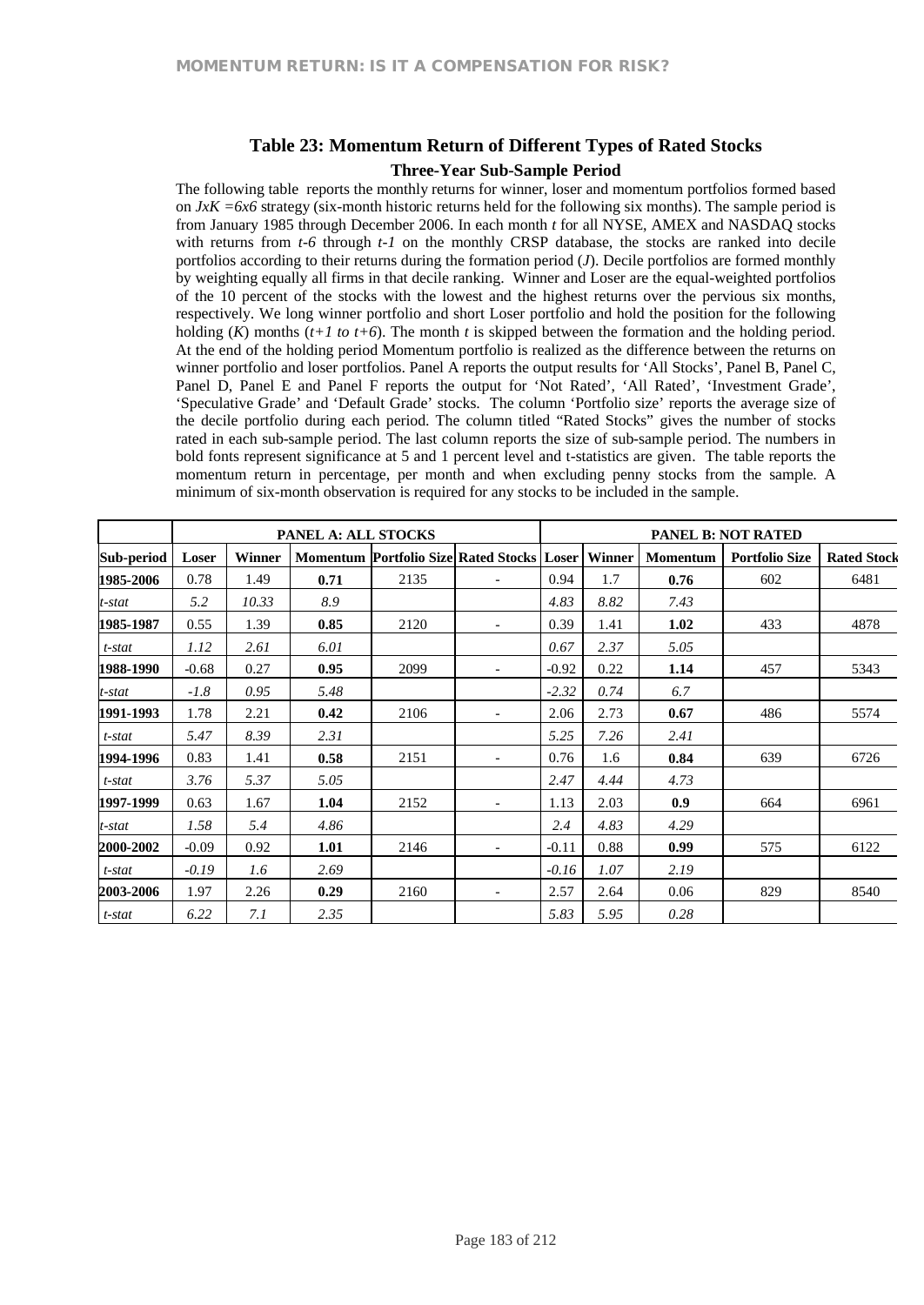## Table 23: Momentum Return of Different Types of Rated Stocks

### Three-Year Sub-Sample Period

The following table reports the monthly returns for winner, loser and momentum portfolios formed based on $JxK = 6x6$ strategy (six-month historic returns held for the following six months). The sample period is from January 1985 through December 2006. In each month *t* for all NYSE, AMEX and NASDAQ stocks with returns from *t-6* through *t-1* on the monthly CRSP database, the stocks are ranked into decile portfolios according to their returns during the formation period (*J*). Decile portfolios are formed monthly by weighting equally all firms in that decile ranking. Winner and Loser are the equal-weighted portfolios of the 10 percent of the stocks with the lowest and the highest returns over the pervious six months, respectively. We long winner portfolio and short Loser portfolio and hold the position for the following holding (*K*) months (*t+1 to t+6*). The month *t* is skipped between the formation and the holding period. At the end of the holding period Momentum portfolio is realized as the difference between the returns on winner portfolio and loser portfolios. Panel A reports the output results for 'All Stocks', Panel B, Panel C, Panel D, Panel E and Panel F reports the output for 'Not Rated', 'All Rated', 'Investment Grade', 'Speculative Grade' and 'Default Grade' stocks. The column 'Portfolio size' reports the average size of the decile portfolio during each period. The column titled "Rated Stocks" gives the number of stocks rated in each sub-sample period. The last column reports the size of sub-sample period. The numbers in bold fonts represent significance at 5 and 1 percent level and t-statistics are given. The table reports the momentum return in percentage, per month and when excluding penny stocks from the sample. A minimum of six-month observation is required for any stocks to be included in the sample.

| | PANEL A: ALL STOCKS | | | | | PANEL B: NOT RATED | | | | |
|---|---|---|---|---|---|---|---|---|---|---|
| **Sub-period** | **Loser** | **Winner** | **Momentum** | **Portfolio Size** | **Rated Stocks** | **Loser** | **Winner** | **Momentum** | **Portfolio Size** | **Rated Stock** |
| **1985-2006** | 0.78 | 1.49 | **0.71** | 2135 | - | 0.94 | 1.7 | **0.76** | 602 | 6481 |
| *t-stat* | *5.2* | *10.33* | *8.9* | | | *4.83* | *8.82* | *7.43* | | |
| **1985-1987** | 0.55 | 1.39 | **0.85** | 2120 | - | 0.39 | 1.41 | **1.02** | 433 | 4878 |
| *t-stat* | *1.12* | *2.61* | *6.01* | | | *0.67* | *2.37* | *5.05* | | |
| **1988-1990** | -0.68 | 0.27 | **0.95** | 2099 | - | -0.92 | 0.22 | **1.14** | 457 | 5343 |
| *t-stat* | *-1.8* | *0.95* | *5.48* | | | *-2.32* | *0.74* | *6.7* | | |
| **1991-1993** | 1.78 | 2.21 | **0.42** | 2106 | - | 2.06 | 2.73 | **0.67** | 486 | 5574 |
| *t-stat* | *5.47* | *8.39* | *2.31* | | | *5.25* | *7.26* | *2.41* | | |
| **1994-1996** | 0.83 | 1.41 | **0.58** | 2151 | - | 0.76 | 1.6 | **0.84** | 639 | 6726 |
| *t-stat* | *3.76* | *5.37* | *5.05* | | | *2.47* | *4.44* | *4.73* | | |
| **1997-1999** | 0.63 | 1.67 | **1.04** | 2152 | - | 1.13 | 2.03 | **0.9** | 664 | 6961 |
| *t-stat* | *1.58* | *5.4* | *4.86* | | | *2.4* | *4.83* | *4.29* | | |
| **2000-2002** | -0.09 | 0.92 | **1.01** | 2146 | - | -0.11 | 0.88 | **0.99** | 575 | 6122 |
| *t-stat* | *-0.19* | *1.6* | *2.69* | | | *-0.16* | *1.07* | *2.19* | | |
| **2003-2006** | 1.97 | 2.26 | **0.29** | 2160 | - | 2.57 | 2.64 | 0.06 | 829 | 8540 |
| *t-stat* | *6.22* | *7.1* | *2.35* | | | *5.83* | *5.95* | *0.28* | | |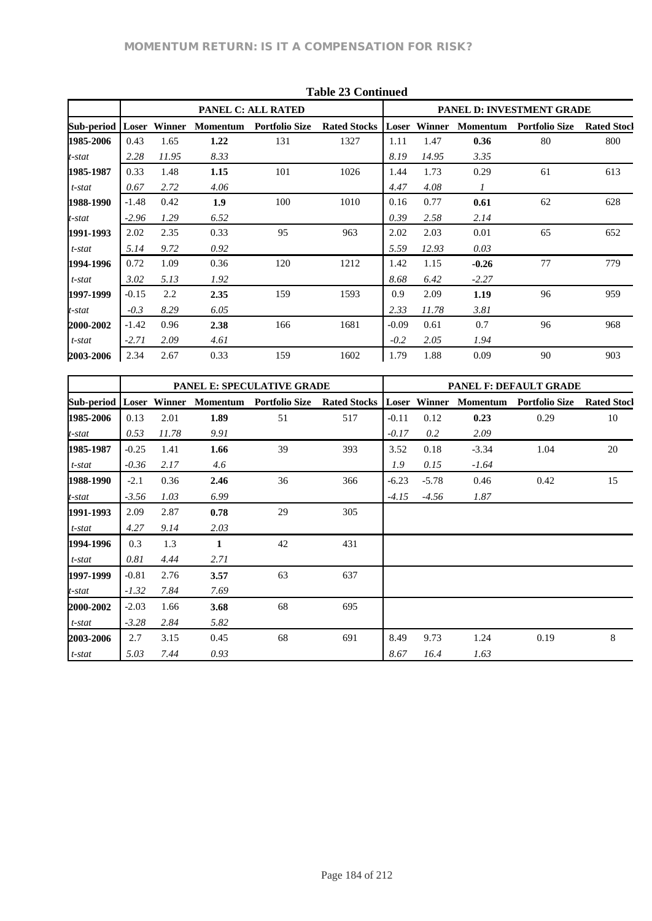**Table 23 Continued**

| | PANEL C: ALL RATED | | | | | PANEL D: INVESTMENT GRADE | | | | |
|---|---|---|---|---|---|---|---|---|---|---|
| Sub-period | Loser | Winner | Momentum | Portfolio Size | Rated Stocks | Loser | Winner | Momentum | Portfolio Size | Rated Stocl |
| **1985-2006** | 0.43 | 1.65 | **1.22** | 131 | 1327 | 1.11 | 1.47 | **0.36** | 80 | 800 |
| *t-stat* | *2.28* | *11.95* | *8.33* | | | *8.19* | *14.95* | *3.35* | | |
| **1985-1987** | 0.33 | 1.48 | **1.15** | 101 | 1026 | 1.44 | 1.73 | 0.29 | 61 | 613 |
| *t-stat* | *0.67* | *2.72* | *4.06* | | | *4.47* | *4.08* | *1* | | |
| **1988-1990** | -1.48 | 0.42 | **1.9** | 100 | 1010 | 0.16 | 0.77 | **0.61** | 62 | 628 |
| *t-stat* | *-2.96* | *1.29* | *6.52* | | | *0.39* | *2.58* | *2.14* | | |
| **1991-1993** | 2.02 | 2.35 | 0.33 | 95 | 963 | 2.02 | 2.03 | 0.01 | 65 | 652 |
| *t-stat* | *5.14* | *9.72* | *0.92* | | | *5.59* | *12.93* | *0.03* | | |
| **1994-1996** | 0.72 | 1.09 | 0.36 | 120 | 1212 | 1.42 | 1.15 | **-0.26** | 77 | 779 |
| *t-stat* | *3.02* | *5.13* | *1.92* | | | *8.68* | *6.42* | *-2.27* | | |
| **1997-1999** | -0.15 | 2.2 | **2.35** | 159 | 1593 | 0.9 | 2.09 | **1.19** | 96 | 959 |
| *t-stat* | *-0.3* | *8.29* | *6.05* | | | *2.33* | *11.78* | *3.81* | | |
| **2000-2002** | -1.42 | 0.96 | **2.38** | 166 | 1681 | -0.09 | 0.61 | 0.7 | 96 | 968 |
| *t-stat* | *-2.71* | *2.09* | *4.61* | | | *-0.2* | *2.05* | *1.94* | | |
| **2003-2006** | 2.34 | 2.67 | 0.33 | 159 | 1602 | 1.79 | 1.88 | 0.09 | 90 | 903 |

| | PANEL E: SPECULATIVE GRADE | | | | | PANEL F: DEFAULT GRADE | | | | |
|---|---|---|---|---|---|---|---|---|---|---|
| Sub-period | Loser | Winner | Momentum | Portfolio Size | Rated Stocks | Loser | Winner | Momentum | Portfolio Size | Rated Stocl |
| **1985-2006** | 0.13 | 2.01 | **1.89** | 51 | 517 | -0.11 | 0.12 | **0.23** | 0.29 | 10 |
| *t-stat* | *0.53* | *11.78* | *9.91* | | | *-0.17* | *0.2* | *2.09* | | |
| **1985-1987** | -0.25 | 1.41 | **1.66** | 39 | 393 | 3.52 | 0.18 | -3.34 | 1.04 | 20 |
| *t-stat* | *-0.36* | *2.17* | *4.6* | | | *1.9* | *0.15* | *-1.64* | | |
| **1988-1990** | -2.1 | 0.36 | **2.46** | 36 | 366 | -6.23 | -5.78 | 0.46 | 0.42 | 15 |
| *t-stat* | *-3.56* | *1.03* | *6.99* | | | *-4.15* | *-4.56* | *1.87* | | |
| **1991-1993** | 2.09 | 2.87 | **0.78** | 29 | 305 | | | | | |
| *t-stat* | *4.27* | *9.14* | *2.03* | | | | | | | |
| **1994-1996** | 0.3 | 1.3 | **1** | 42 | 431 | | | | | |
| *t-stat* | *0.81* | *4.44* | *2.71* | | | | | | | |
| **1997-1999** | -0.81 | 2.76 | **3.57** | 63 | 637 | | | | | |
| *t-stat* | *-1.32* | *7.84* | *7.69* | | | | | | | |
| **2000-2002** | -2.03 | 1.66 | **3.68** | 68 | 695 | | | | | |
| *t-stat* | *-3.28* | *2.84* | *5.82* | | | | | | | |
| **2003-2006** | 2.7 | 3.15 | 0.45 | 68 | 691 | 8.49 | 9.73 | 1.24 | 0.19 | 8 |
| *t-stat* | *5.03* | *7.44* | *0.93* | | | *8.67* | *16.4* | *1.63* | | |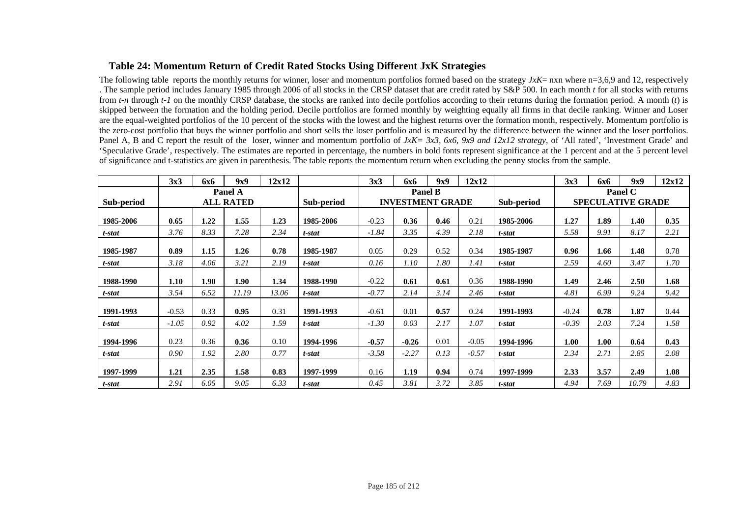### Table 24: Momentum Return of Credit Rated Stocks Using Different JxK Strategies

The following table reports the monthly returns for winner, loser and momentum portfolios formed based on the strategy *JxK*= nxn where n=3,6,9 and 12, respectively . The sample period includes January 1985 through 2006 of all stocks in the CRSP dataset that are credit rated by S&P 500. In each month *t* for all stocks with returns from *t-n* through *t-1* on the monthly CRSP database, the stocks are ranked into decile portfolios according to their returns during the formation period. A month (*t*) is skipped between the formation and the holding period. Decile portfolios are formed monthly by weighting equally all firms in that decile ranking. Winner and Loser are the equal-weighted portfolios of the 10 percent of the stocks with the lowest and the highest returns over the formation month, respectively. Momentum portfolio is the zero-cost portfolio that buys the winner portfolio and short sells the loser portfolio and is measured by the difference between the winner and the loser portfolios. Panel A, B and C report the result of the loser, winner and momentum portfolio of *JxK= 3x3, 6x6, 9x9 and 12x12 strategy*, of 'All rated', 'Investment Grade' and 'Speculative Grade', respectively. The estimates are reported in percentage, the numbers in bold fonts represent significance at the 1 percent and at the 5 percent level of significance and t-statistics are given in parenthesis. The table reports the momentum return when excluding the penny stocks from the sample.

| | 3x3 | 6x6 | 9x9 | 12x12 | | 3x3 | 6x6 | 9x9 | 12x12 | | 3x3 | 6x6 | 9x9 | 12x12 |
|---|---|---|---|---|---|---|---|---|---|---|---|---|---|---|
| | Panel A | | | | | Panel B | | | | | Panel C | | | |
| **Sub-period** | **ALL RATED** | | | | **Sub-period** | **INVESTMENT GRADE** | | | | **Sub-period** | **SPECULATIVE GRADE** | | | |
| **1985-2006** | **0.65** | **1.22** | **1.55** | **1.23** | **1985-2006** | -0.23 | **0.36** | **0.46** | 0.21 | **1985-2006** | **1.27** | **1.89** | **1.40** | **0.35** |
| ***t-stat*** | *3.76* | *8.33* | *7.28* | *2.34* | ***t-stat*** | *-1.84* | *3.35* | *4.39* | *2.18* | ***t-stat*** | *5.58* | *9.91* | *8.17* | *2.21* |
| **1985-1987** | **0.89** | **1.15** | **1.26** | **0.78** | **1985-1987** | 0.05 | 0.29 | 0.52 | 0.34 | **1985-1987** | **0.96** | **1.66** | **1.48** | 0.78 |
| ***t-stat*** | *3.18* | *4.06* | *3.21* | *2.19* | ***t-stat*** | *0.16* | *1.10* | *1.80* | *1.41* | ***t-stat*** | *2.59* | *4.60* | *3.47* | *1.70* |
| **1988-1990** | **1.10** | **1.90** | **1.90** | **1.34** | **1988-1990** | -0.22 | **0.61** | **0.61** | 0.36 | **1988-1990** | **1.49** | **2.46** | **2.50** | **1.68** |
| ***t-stat*** | *3.54* | *6.52* | *11.19* | *13.06* | ***t-stat*** | *-0.77* | *2.14* | *3.14* | *2.46* | ***t-stat*** | *4.81* | *6.99* | *9.24* | *9.42* |
| **1991-1993** | -0.53 | 0.33 | **0.95** | 0.31 | **1991-1993** | -0.61 | 0.01 | **0.57** | 0.24 | **1991-1993** | -0.24 | **0.78** | **1.87** | 0.44 |
| ***t-stat*** | *-1.05* | *0.92* | *4.02* | *1.59* | ***t-stat*** | *-1.30* | *0.03* | *2.17* | *1.07* | ***t-stat*** | *-0.39* | *2.03* | *7.24* | *1.58* |
| **1994-1996** | 0.23 | 0.36 | **0.36** | 0.10 | **1994-1996** | **-0.57** | **-0.26** | 0.01 | -0.05 | **1994-1996** | **1.00** | **1.00** | **0.64** | **0.43** |
| ***t-stat*** | *0.90* | *1.92* | *2.80* | *0.77* | ***t-stat*** | *-3.58* | *-2.27* | *0.13* | *-0.57* | ***t-stat*** | *2.34* | *2.71* | *2.85* | *2.08* |
| **1997-1999** | **1.21** | **2.35** | **1.58** | **0.83** | **1997-1999** | 0.16 | **1.19** | **0.94** | 0.74 | **1997-1999** | **2.33** | **3.57** | **2.49** | **1.08** |
| ***t-stat*** | *2.91* | *6.05* | *9.05* | *6.33* | ***t-stat*** | *0.45* | *3.81* | *3.72* | *3.85* | ***t-stat*** | *4.94* | *7.69* | *10.79* | *4.83* |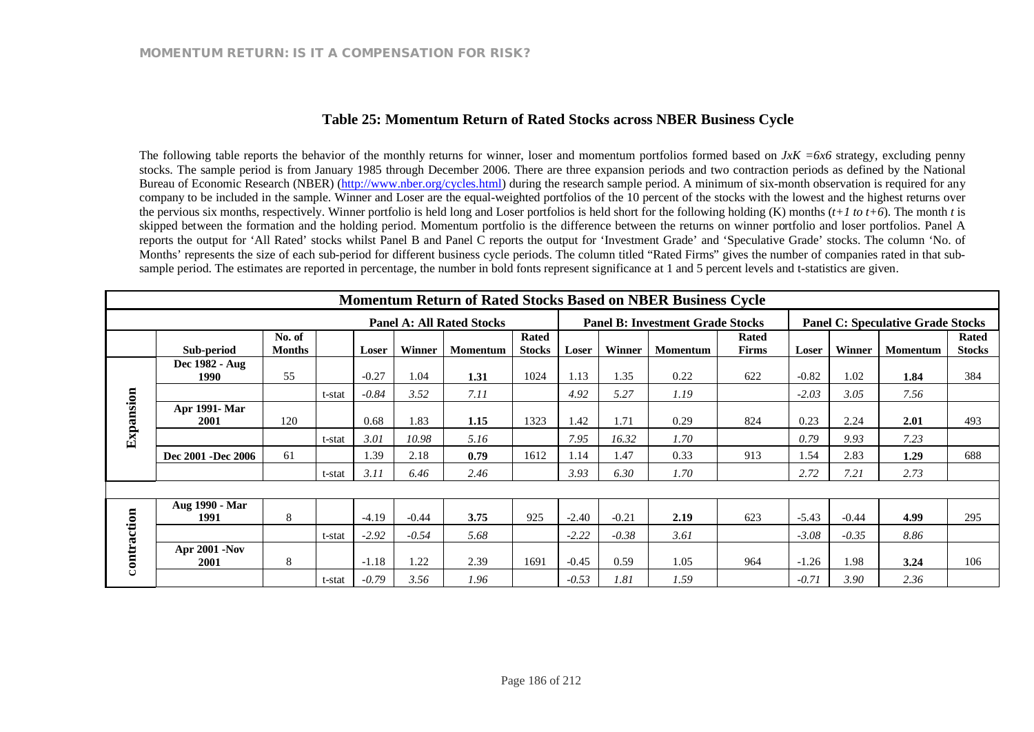### Table 25: Momentum Return of Rated Stocks across NBER Business Cycle

The following table reports the behavior of the monthly returns for winner, loser and momentum portfolios formed based on $JxK = 6x6$ strategy, excluding penny stocks. The sample period is from January 1985 through December 2006. There are three expansion periods and two contraction periods as defined by the National Bureau of Economic Research (NBER) (http://www.nber.org/cycles.html) during the research sample period. A minimum of six-month observation is required for any company to be included in the sample. Winner and Loser are the equal-weighted portfolios of the 10 percent of the stocks with the lowest and the highest returns over the pervious six months, respectively. Winner portfolio is held long and Loser portfolios is held short for the following holding (K) months ($t+1$ *to* $t+6$). The month $t$ is skipped between the formation and the holding period. Momentum portfolio is the difference between the returns on winner portfolio and loser portfolios. Panel A reports the output for 'All Rated' stocks whilst Panel B and Panel C reports the output for 'Investment Grade' and 'Speculative Grade' stocks. The column 'No. of Months' represents the size of each sub-period for different business cycle periods. The column titled "Rated Firms" gives the number of companies rated in that sub-sample period. The estimates are reported in percentage, the number in bold fonts represent significance at 1 and 5 percent levels and t-statistics are given.

| Momentum Return of Rated Stocks Based on NBER Business Cycle | | | | | | | | | | | | | | | | |
|---|---|---|---|---|---|---|---|---|---|---|---|---|---|---|---|---|
| | | | | **Panel A: All Rated Stocks** | | | | **Panel B: Investment Grade Stocks** | | | | **Panel C: Speculative Grade Stocks** | | | | |
| | **Sub-period** | **No. of Months** | | **Loser** | **Winner** | **Momentum** | **Rated Stocks** | **Loser** | **Winner** | **Momentum** | **Rated Firms** | **Loser** | **Winner** | **Momentum** | **Rated Stocks** |
| **Expansion** | **Dec 1982 - Aug 1990** | 55 | | -0.27 | 1.04 | **1.31** | 1024 | 1.13 | 1.35 | 0.22 | 622 | -0.82 | 1.02 | **1.84** | 384 |
| | | | t-stat | *-0.84* | *3.52* | *7.11* | | *4.92* | *5.27* | *1.19* | | *-2.03* | *3.05* | *7.56* | |
| | **Apr 1991- Mar 2001** | 120 | | 0.68 | 1.83 | **1.15** | 1323 | 1.42 | 1.71 | 0.29 | 824 | 0.23 | 2.24 | **2.01** | 493 |
| | | | t-stat | *3.01* | *10.98* | *5.16* | | *7.95* | *16.32* | *1.70* | | *0.79* | *9.93* | *7.23* | |
| | **Dec 2001 -Dec 2006** | 61 | | 1.39 | 2.18 | **0.79** | 1612 | 1.14 | 1.47 | 0.33 | 913 | 1.54 | 2.83 | **1.29** | 688 |
| | | | t-stat | *3.11* | *6.46* | *2.46* | | *3.93* | *6.30* | *1.70* | | *2.72* | *7.21* | *2.73* | |
| **Contraction** | **Aug 1990 - Mar 1991** | 8 | | -4.19 | -0.44 | **3.75** | 925 | -2.40 | -0.21 | **2.19** | 623 | -5.43 | -0.44 | **4.99** | 295 |
| | | | t-stat | *-2.92* | *-0.54* | *5.68* | | *-2.22* | *-0.38* | *3.61* | | *-3.08* | *-0.35* | *8.86* | |
| | **Apr 2001 -Nov 2001** | 8 | | -1.18 | 1.22 | 2.39 | 1691 | -0.45 | 0.59 | 1.05 | 964 | -1.26 | 1.98 | **3.24** | 106 |
| | | | t-stat | *-0.79* | *3.56* | *1.96* | | *-0.53* | *1.81* | *1.59* | | *-0.71* | *3.90* | *2.36* | |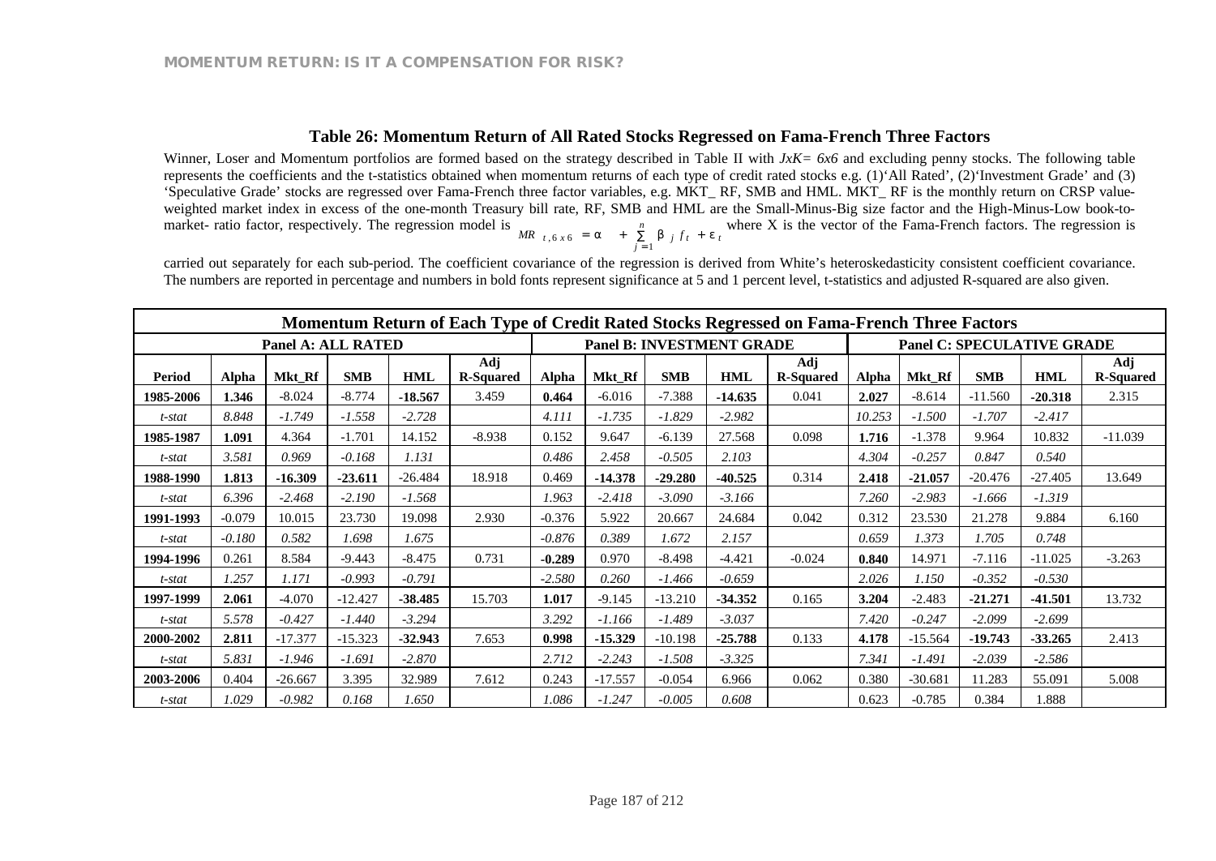### Table 26: Momentum Return of All Rated Stocks Regressed on Fama-French Three Factors

Winner, Loser and Momentum portfolios are formed based on the strategy described in Table II with *JxK= 6x6* and excluding penny stocks. The following table represents the coefficients and the t-statistics obtained when momentum returns of each type of credit rated stocks e.g. (1)'All Rated', (2)'Investment Grade' and (3) 'Speculative Grade' stocks are regressed over Fama-French three factor variables, e.g. MKT_ RF, SMB and HML. MKT_ RF is the monthly return on CRSP value-weighted market index in excess of the one-month Treasury bill rate, RF, SMB and HML are the Small-Minus-Big size factor and the High-Minus-Low book-to-market- ratio factor, respectively. The regression model is $MR_{t,6x6} = \alpha + \sum_{j=1}^{n} \beta_j f_t + \varepsilon_t$ where X is the vector of the Fama-French factors. The regression is carried out separately for each sub-period. The coefficient covariance of the regression is derived from White's heteroskedasticity consistent coefficient covariance. The numbers are reported in percentage and numbers in bold fonts represent significance at 5 and 1 percent level, t-statistics and adjusted R-squared are also given.

| Momentum Return of Each Type of Credit Rated Stocks Regressed on Fama-French Three Factors | | | | | | | | | | | | | | | |
|---|---|---|---|---|---|---|---|---|---|---|---|---|---|---|---|
| | **Panel A: ALL RATED** | | | | | **Panel B: INVESTMENT GRADE** | | | | | **Panel C: SPECULATIVE GRADE** | | | | |
| **Period** | **Alpha** | **Mkt_Rf** | **SMB** | **HML** | **Adj R-Squared** | **Alpha** | **Mkt_Rf** | **SMB** | **HML** | **Adj R-Squared** | **Alpha** | **Mkt_Rf** | **SMB** | **HML** | **Adj R-Squared** |
| **1985-2006** | **1.346** | -8.024 | -8.774 | **-18.567** | 3.459 | **0.464** | -6.016 | -7.388 | **-14.635** | 0.041 | **2.027** | -8.614 | -11.560 | **-20.318** | 2.315 |
| *t-stat* | *8.848* | *-1.749* | *-1.558* | *-2.728* | | *4.111* | *-1.735* | *-1.829* | *-2.982* | | *10.253* | *-1.500* | *-1.707* | *-2.417* | |
| **1985-1987** | **1.091** | 4.364 | -1.701 | 14.152 | -8.938 | 0.152 | 9.647 | -6.139 | 27.568 | 0.098 | **1.716** | -1.378 | 9.964 | 10.832 | -11.039 |
| *t-stat* | *3.581* | *0.969* | *-0.168* | *1.131* | | *0.486* | *2.458* | *-0.505* | *2.103* | | *4.304* | *-0.257* | *0.847* | *0.540* | |
| **1988-1990** | **1.813** | **-16.309** | **-23.611** | -26.484 | 18.918 | 0.469 | **-14.378** | **-29.280** | **-40.525** | 0.314 | **2.418** | **-21.057** | -20.476 | -27.405 | 13.649 |
| *t-stat* | *6.396* | *-2.468* | *-2.190* | *-1.568* | | *1.963* | *-2.418* | *-3.090* | *-3.166* | | *7.260* | *-2.983* | *-1.666* | *-1.319* | |
| **1991-1993** | -0.079 | 10.015 | 23.730 | 19.098 | 2.930 | -0.376 | 5.922 | 20.667 | 24.684 | 0.042 | 0.312 | 23.530 | 21.278 | 9.884 | 6.160 |
| *t-stat* | *-0.180* | *0.582* | *1.698* | *1.675* | | *-0.876* | *0.389* | *1.672* | *2.157* | | *0.659* | *1.373* | *1.705* | *0.748* | |
| **1994-1996** | 0.261 | 8.584 | -9.443 | -8.475 | 0.731 | **-0.289** | 0.970 | -8.498 | -4.421 | -0.024 | **0.840** | 14.971 | -7.116 | -11.025 | -3.263 |
| *t-stat* | *1.257* | *1.171* | *-0.993* | *-0.791* | | *-2.580* | *0.260* | *-1.466* | *-0.659* | | *2.026* | *1.150* | *-0.352* | *-0.530* | |
| **1997-1999** | **2.061** | -4.070 | -12.427 | **-38.485** | 15.703 | **1.017** | -9.145 | -13.210 | **-34.352** | 0.165 | **3.204** | -2.483 | **-21.271** | **-41.501** | 13.732 |
| *t-stat* | *5.578* | *-0.427* | *-1.440* | *-3.294* | | *3.292* | *-1.166* | *-1.489* | *-3.037* | | *7.420* | *-0.247* | *-2.099* | *-2.699* | |
| **2000-2002** | **2.811** | -17.377 | -15.323 | **-32.943** | 7.653 | **0.998** | **-15.329** | -10.198 | **-25.788** | 0.133 | **4.178** | -15.564 | **-19.743** | **-33.265** | 2.413 |
| *t-stat* | *5.831* | *-1.946* | *-1.691* | *-2.870* | | *2.712* | *-2.243* | *-1.508* | *-3.325* | | *7.341* | *-1.491* | *-2.039* | *-2.586* | |
| **2003-2006** | 0.404 | -26.667 | 3.395 | 32.989 | 7.612 | 0.243 | -17.557 | -0.054 | 6.966 | 0.062 | 0.380 | -30.681 | 11.283 | 55.091 | 5.008 |
| *t-stat* | *1.029* | *-0.982* | *0.168* | *1.650* | | *1.086* | *-1.247* | *-0.005* | *0.608* | | 0.623 | -0.785 | 0.384 | 1.888 | |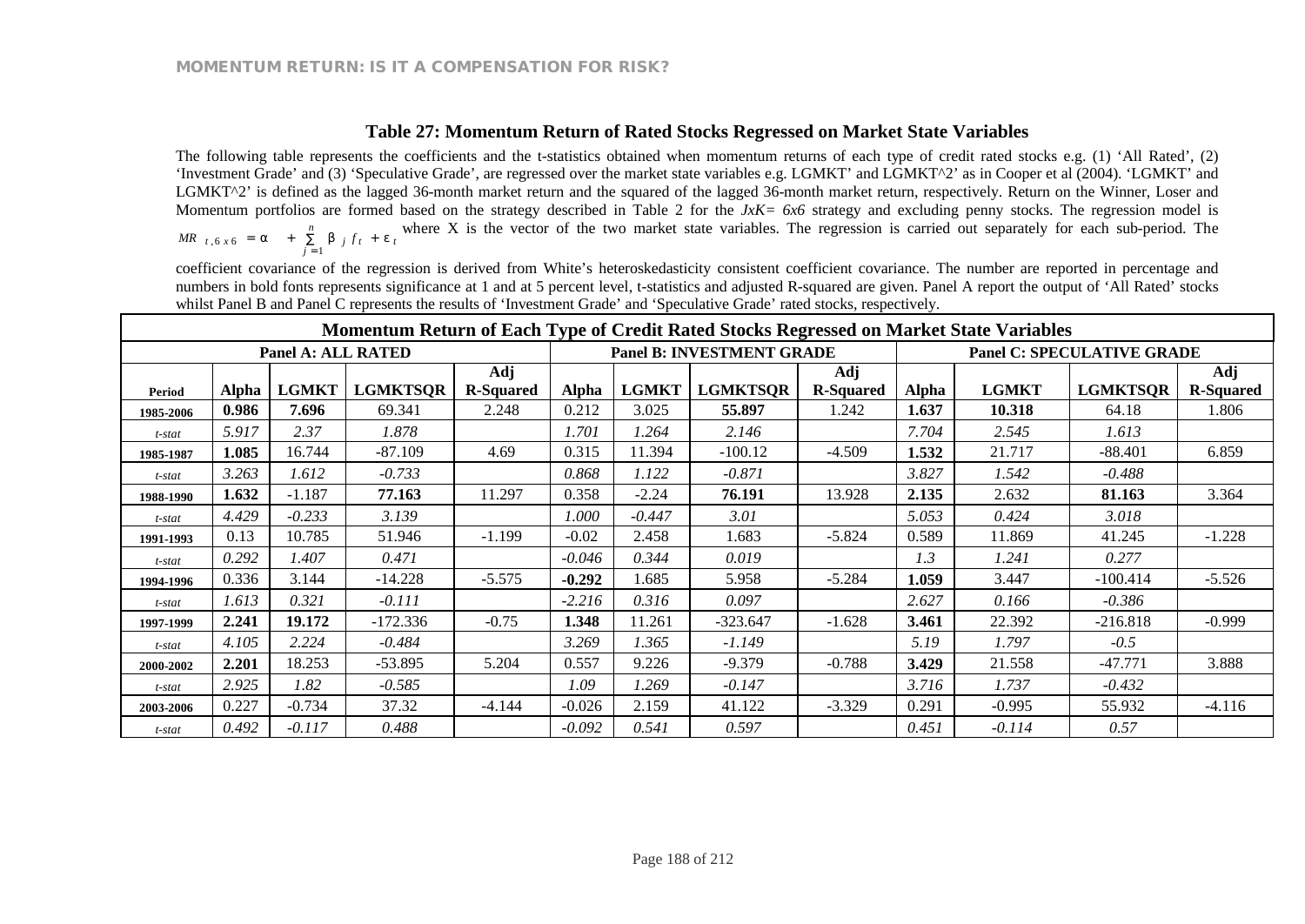### Table 27: Momentum Return of Rated Stocks Regressed on Market State Variables

The following table represents the coefficients and the t-statistics obtained when momentum returns of each type of credit rated stocks e.g. (1) 'All Rated', (2) 'Investment Grade' and (3) 'Speculative Grade', are regressed over the market state variables e.g. LGMKT' and LGMKT^2' as in Cooper et al (2004). 'LGMKT' and LGMKT^2' is defined as the lagged 36-month market return and the squared of the lagged 36-month market return, respectively. Return on the Winner, Loser and Momentum portfolios are formed based on the strategy described in Table 2 for the *JxK= 6x6* strategy and excluding penny stocks. The regression model is $MR_{t,6x6} = \alpha + \sum_{j=1}^{n} \beta_j f_t + \varepsilon_t$ where X is the vector of the two market state variables. The regression is carried out separately for each sub-period. The coefficient covariance of the regression is derived from White's heteroskedasticity consistent coefficient covariance. The number are reported in percentage and numbers in bold fonts represents significance at 1 and at 5 percent level, t-statistics and adjusted R-squared are given. Panel A report the output of 'All Rated' stocks whilst Panel B and Panel C represents the results of 'Investment Grade' and 'Speculative Grade' rated stocks, respectively.

| Momentum Return of Each Type of Credit Rated Stocks Regressed on Market State Variables | | | | | | | | | | | | |
|---|---|---|---|---|---|---|---|---|---|---|---|---|
| | Panel A: ALL RATED | | | | Panel B: INVESTMENT GRADE | | | | Panel C: SPECULATIVE GRADE | | | |
| Period | Alpha | LGMKT | LGMKTSQR | Adj R-Squared | Alpha | LGMKT | LGMKTSQR | Adj R-Squared | Alpha | LGMKT | LGMKTSQR | Adj R-Squared |
| 1985-2006 | **0.986** | **7.696** | 69.341 | 2.248 | 0.212 | 3.025 | **55.897** | 1.242 | **1.637** | **10.318** | 64.18 | 1.806 |
| *t-stat* | *5.917* | *2.37* | *1.878* | | *1.701* | *1.264* | *2.146* | | *7.704* | *2.545* | *1.613* | |
| 1985-1987 | **1.085** | 16.744 | -87.109 | 4.69 | 0.315 | 11.394 | -100.12 | -4.509 | **1.532** | 21.717 | -88.401 | 6.859 |
| *t-stat* | *3.263* | *1.612* | *-0.733* | | *0.868* | *1.122* | *-0.871* | | *3.827* | *1.542* | *-0.488* | |
| 1988-1990 | **1.632** | -1.187 | **77.163** | 11.297 | 0.358 | -2.24 | **76.191** | 13.928 | **2.135** | 2.632 | **81.163** | 3.364 |
| *t-stat* | *4.429* | *-0.233* | *3.139* | | *1.000* | *-0.447* | *3.01* | | *5.053* | *0.424* | *3.018* | |
| 1991-1993 | 0.13 | 10.785 | 51.946 | -1.199 | -0.02 | 2.458 | 1.683 | -5.824 | 0.589 | 11.869 | 41.245 | -1.228 |
| *t-stat* | *0.292* | *1.407* | *0.471* | | *-0.046* | *0.344* | *0.019* | | *1.3* | *1.241* | *0.277* | |
| 1994-1996 | 0.336 | 3.144 | -14.228 | -5.575 | **-0.292** | 1.685 | 5.958 | -5.284 | **1.059** | 3.447 | -100.414 | -5.526 |
| *t-stat* | *1.613* | *0.321* | *-0.111* | | *-2.216* | *0.316* | *0.097* | | *2.627* | *0.166* | *-0.386* | |
| 1997-1999 | **2.241** | **19.172** | -172.336 | -0.75 | **1.348** | 11.261 | -323.647 | -1.628 | **3.461** | 22.392 | -216.818 | -0.999 |
| *t-stat* | *4.105* | *2.224* | *-0.484* | | *3.269* | *1.365* | *-1.149* | | *5.19* | *1.797* | *-0.5* | |
| 2000-2002 | **2.201** | 18.253 | -53.895 | 5.204 | 0.557 | 9.226 | -9.379 | -0.788 | **3.429** | 21.558 | -47.771 | 3.888 |
| *t-stat* | *2.925* | *1.82* | *-0.585* | | *1.09* | *1.269* | *-0.147* | | *3.716* | *1.737* | *-0.432* | |
| 2003-2006 | 0.227 | -0.734 | 37.32 | -4.144 | -0.026 | 2.159 | 41.122 | -3.329 | 0.291 | -0.995 | 55.932 | -4.116 |
| *t-stat* | *0.492* | *-0.117* | *0.488* | | *-0.092* | *0.541* | *0.597* | | *0.451* | *-0.114* | *0.57* | |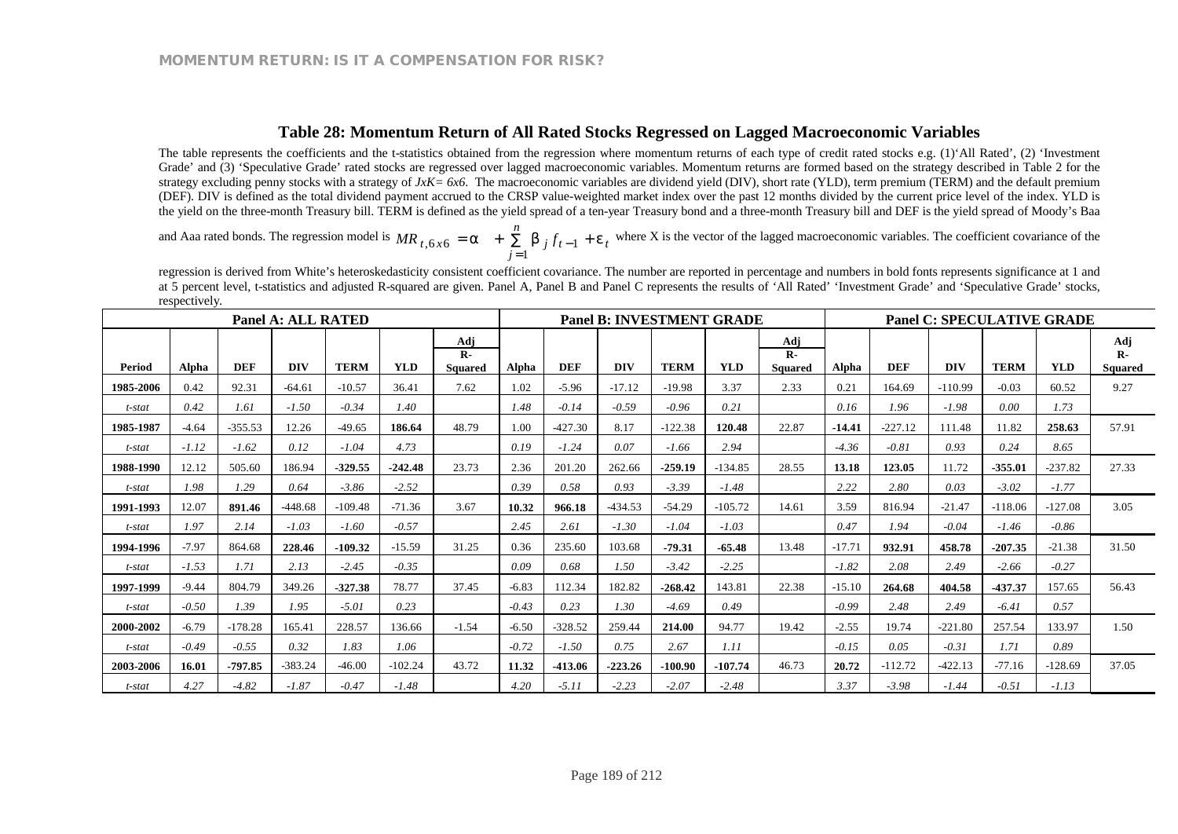## Table 28: Momentum Return of All Rated Stocks Regressed on Lagged Macroeconomic Variables

The table represents the coefficients and the t-statistics obtained from the regression where momentum returns of each type of credit rated stocks e.g. (1)'All Rated', (2) 'Investment Grade' and (3) 'Speculative Grade' rated stocks are regressed over lagged macroeconomic variables. Momentum returns are formed based on the strategy described in Table 2 for the strategy excluding penny stocks with a strategy of *JxK= 6x6*. The macroeconomic variables are dividend yield (DIV), short rate (YLD), term premium (TERM) and the default premium (DEF). DIV is defined as the total dividend payment accrued to the CRSP value-weighted market index over the past 12 months divided by the current price level of the index. YLD is the yield on the three-month Treasury bill. TERM is defined as the yield spread of a ten-year Treasury bond and a three-month Treasury bill and DEF is the yield spread of Moody's Baa and Aaa rated bonds. The regression model is $MR_{t,6x6} = \alpha + \sum_{j=1}^{n} \beta_j f_{t-1} + \varepsilon_t$ where X is the vector of the lagged macroeconomic variables. The coefficient covariance of the regression is derived from White's heteroskedasticity consistent coefficient covariance. The number are reported in percentage and numbers in bold fonts represents significance at 1 and at 5 percent level, t-statistics and adjusted R-squared are given. Panel A, Panel B and Panel C represents the results of 'All Rated' 'Investment Grade' and 'Speculative Grade' stocks, respectively.

| | Panel A: ALL RATED | | | | | | Panel B: INVESTMENT GRADE | | | | | | Panel C: SPECULATIVE GRADE | | | | | |
|---|---|---|---|---|---|---|---|---|---|---|---|---|---|---|---|---|---|---|
| **Period** | **Alpha** | **DEF** | **DIV** | **TERM** | **YLD** | **Adj R-Squared** | **Alpha** | **DEF** | **DIV** | **TERM** | **YLD** | **Adj R-Squared** | **Alpha** | **DEF** | **DIV** | **TERM** | **YLD** | **Adj R-Squared** |
| **1985-2006** | 0.42 | 92.31 | -64.61 | -10.57 | 36.41 | 7.62 | 1.02 | -5.96 | -17.12 | -19.98 | 3.37 | 2.33 | 0.21 | 164.69 | -110.99 | -0.03 | 60.52 | 9.27 |
| *t-stat* | *0.42* | *1.61* | *-1.50* | *-0.34* | *1.40* | | *1.48* | *-0.14* | *-0.59* | *-0.96* | *0.21* | | *0.16* | *1.96* | *-1.98* | *0.00* | *1.73* | |
| **1985-1987** | -4.64 | -355.53 | 12.26 | -49.65 | **186.64** | 48.79 | 1.00 | -427.30 | 8.17 | -122.38 | **120.48** | 22.87 | **-14.41** | -227.12 | 111.48 | 11.82 | **258.63** | 57.91 |
| *t-stat* | *-1.12* | *-1.62* | *0.12* | *-1.04* | *4.73* | | *0.19* | *-1.24* | *0.07* | *-1.66* | *2.94* | | *-4.36* | *-0.81* | *0.93* | *0.24* | *8.65* | |
| **1988-1990** | 12.12 | 505.60 | 186.94 | **-329.55** | **-242.48** | 23.73 | 2.36 | 201.20 | 262.66 | **-259.19** | -134.85 | 28.55 | **13.18** | **123.05** | 11.72 | **-355.01** | -237.82 | 27.33 |
| *t-stat* | *1.98* | *1.29* | *0.64* | *-3.86* | *-2.52* | | *0.39* | *0.58* | *0.93* | *-3.39* | *-1.48* | | *2.22* | *2.80* | *0.03* | *-3.02* | *-1.77* | |
| **1991-1993** | 12.07 | **891.46** | -448.68 | -109.48 | -71.36 | 3.67 | **10.32** | **966.18** | -434.53 | -54.29 | -105.72 | 14.61 | 3.59 | 816.94 | -21.47 | -118.06 | -127.08 | 3.05 |
| *t-stat* | *1.97* | *2.14* | *-1.03* | *-1.60* | *-0.57* | | *2.45* | *2.61* | *-1.30* | *-1.04* | *-1.03* | | *0.47* | *1.94* | *-0.04* | *-1.46* | *-0.86* | |
| **1994-1996** | -7.97 | 864.68 | **228.46** | **-109.32** | -15.59 | 31.25 | 0.36 | 235.60 | 103.68 | **-79.31** | **-65.48** | 13.48 | -17.71 | **932.91** | **458.78** | **-207.35** | -21.38 | 31.50 |
| *t-stat* | *-1.53* | *1.71* | *2.13* | *-2.45* | *-0.35* | | *0.09* | *0.68* | *1.50* | *-3.42* | *-2.25* | | *-1.82* | *2.08* | *2.49* | *-2.66* | *-0.27* | |
| **1997-1999** | -9.44 | 804.79 | 349.26 | **-327.38** | 78.77 | 37.45 | -6.83 | 112.34 | 182.82 | **-268.42** | 143.81 | 22.38 | -15.10 | **264.68** | **404.58** | **-437.37** | 157.65 | 56.43 |
| *t-stat* | *-0.50* | *1.39* | *1.95* | *-5.01* | *0.23* | | *-0.43* | *0.23* | *1.30* | *-4.69* | *0.49* | | *-0.99* | *2.48* | *2.49* | *-6.41* | *0.57* | |
| **2000-2002** | -6.79 | -178.28 | 165.41 | 228.57 | 136.66 | -1.54 | -6.50 | -328.52 | 259.44 | **214.00** | 94.77 | 19.42 | -2.55 | 19.74 | -221.80 | 257.54 | 133.97 | 1.50 |
| *t-stat* | *-0.49* | *-0.55* | *0.32* | *1.83* | *1.06* | | *-0.72* | *-1.50* | *0.75* | *2.67* | *1.11* | | *-0.15* | *0.05* | *-0.31* | *1.71* | *0.89* | |
| **2003-2006** | **16.01** | **-797.85** | -383.24 | -46.00 | -102.24 | 43.72 | **11.32** | **-413.06** | **-223.26** | **-100.90** | **-107.74** | 46.73 | **20.72** | -112.72 | -422.13 | -77.16 | -128.69 | 37.05 |
| *t-stat* | *4.27* | *-4.82* | *-1.87* | *-0.47* | *-1.48* | | *4.20* | *-5.11* | *-2.23* | *-2.07* | *-2.48* | | *3.37* | *-3.98* | *-1.44* | *-0.51* | *-1.13* | |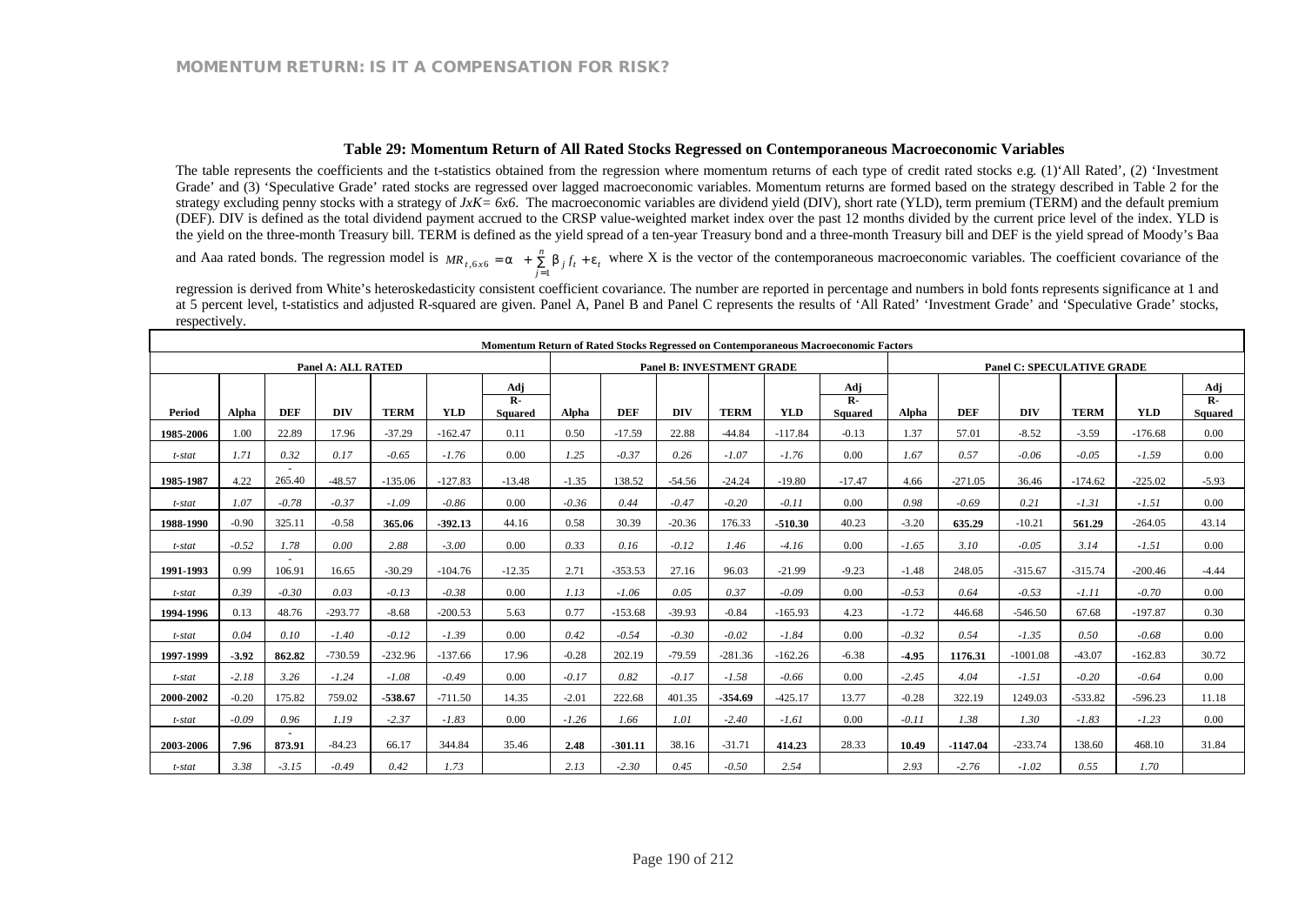### Table 29: Momentum Return of All Rated Stocks Regressed on Contemporaneous Macroeconomic Variables

The table represents the coefficients and the t-statistics obtained from the regression where momentum returns of each type of credit rated stocks e.g. (1)'All Rated', (2) 'Investment Grade' and (3) 'Speculative Grade' rated stocks are regressed over lagged macroeconomic variables. Momentum returns are formed based on the strategy described in Table 2 for the strategy excluding penny stocks with a strategy of *JxK= 6x6*. The macroeconomic variables are dividend yield (DIV), short rate (YLD), term premium (TERM) and the default premium (DEF). DIV is defined as the total dividend payment accrued to the CRSP value-weighted market index over the past 12 months divided by the current price level of the index. YLD is the yield on the three-month Treasury bill. TERM is defined as the yield spread of a ten-year Treasury bond and a three-month Treasury bill and DEF is the yield spread of Moody's Baa and Aaa rated bonds. The regression model is $MR_{t,6x6} = \alpha + \sum_{j=1}^{n} \beta_j f_t + \varepsilon_t$ where X is the vector of the contemporaneous macroeconomic variables. The coefficient covariance of the regression is derived from White's heteroskedasticity consistent coefficient covariance. The number are reported in percentage and numbers in bold fonts represents significance at 1 and at 5 percent level, t-statistics and adjusted R-squared are given. Panel A, Panel B and Panel C represents the results of 'All Rated' 'Investment Grade' and 'Speculative Grade' stocks, respectively.

| Momentum Return of Rated Stocks Regressed on Contemporaneous Macroeconomic Factors | | | | | | | | | | | | | | | | | | |
|---|---|---|---|---|---|---|---|---|---|---|---|---|---|---|---|---|---|---|
| | Panel A: ALL RATED | | | | | | Panel B: INVESTMENT GRADE | | | | | | Panel C: SPECULATIVE GRADE | | | | | |
| Period | Alpha | DEF | DIV | TERM | YLD | Adj R-Squared | Alpha | DEF | DIV | TERM | YLD | Adj R-Squared | Alpha | DEF | DIV | TERM | YLD | Adj R-Squared |
| 1985-2006 | 1.00 | 22.89 | 17.96 | -37.29 | -162.47 | 0.11 | 0.50 | -17.59 | 22.88 | -44.84 | -117.84 | -0.13 | 1.37 | 57.01 | -8.52 | -3.59 | -176.68 | 0.00 |
| *t-stat* | *1.71* | *0.32* | *0.17* | *-0.65* | *-1.76* | 0.00 | *1.25* | *-0.37* | *0.26* | *-1.07* | *-1.76* | 0.00 | *1.67* | *0.57* | *-0.06* | *-0.05* | *-1.59* | 0.00 |
| 1985-1987 | 4.22 | -265.40 | -48.57 | -135.06 | -127.83 | -13.48 | -1.35 | 138.52 | -54.56 | -24.24 | -19.80 | -17.47 | 4.66 | -271.05 | 36.46 | -174.62 | -225.02 | -5.93 |
| *t-stat* | *1.07* | *-0.78* | *-0.37* | *-1.09* | *-0.86* | 0.00 | *-0.36* | *0.44* | *-0.47* | *-0.20* | *-0.11* | 0.00 | *0.98* | *-0.69* | *0.21* | *-1.31* | *-1.51* | 0.00 |
| 1988-1990 | -0.90 | 325.11 | -0.58 | **365.06** | **-392.13** | 44.16 | 0.58 | 30.39 | -20.36 | 176.33 | **-510.30** | 40.23 | -3.20 | **635.29** | -10.21 | **561.29** | -264.05 | 43.14 |
| *t-stat* | *-0.52* | *1.78* | *0.00* | *2.88* | *-3.00* | 0.00 | *0.33* | *0.16* | *-0.12* | *1.46* | *-4.16* | 0.00 | *-1.65* | *3.10* | *-0.05* | *3.14* | *-1.51* | 0.00 |
| 1991-1993 | 0.99 | -106.91 | 16.65 | -30.29 | -104.76 | -12.35 | 2.71 | -353.53 | 27.16 | 96.03 | -21.99 | -9.23 | -1.48 | 248.05 | -315.67 | -315.74 | -200.46 | -4.44 |
| *t-stat* | *0.39* | *-0.30* | *0.03* | *-0.13* | *-0.38* | 0.00 | *1.13* | *-1.06* | *0.05* | *0.37* | *-0.09* | 0.00 | *-0.53* | *0.64* | *-0.53* | *-1.11* | *-0.70* | 0.00 |
| 1994-1996 | 0.13 | 48.76 | -293.77 | -8.68 | -200.53 | 5.63 | 0.77 | -153.68 | -39.93 | -0.84 | -165.93 | 4.23 | -1.72 | 446.68 | -546.50 | 67.68 | -197.87 | 0.30 |
| *t-stat* | *0.04* | *0.10* | *-1.40* | *-0.12* | *-1.39* | 0.00 | *0.42* | *-0.54* | *-0.30* | *-0.02* | *-1.84* | 0.00 | *-0.32* | *0.54* | *-1.35* | *0.50* | *-0.68* | 0.00 |
| 1997-1999 | **-3.92** | **862.82** | -730.59 | -232.96 | -137.66 | 17.96 | -0.28 | 202.19 | -79.59 | -281.36 | -162.26 | -6.38 | **-4.95** | **1176.31** | -1001.08 | -43.07 | -162.83 | 30.72 |
| *t-stat* | *-2.18* | *3.26* | *-1.24* | *-1.08* | *-0.49* | 0.00 | *-0.17* | *0.82* | *-0.17* | *-1.58* | *-0.66* | 0.00 | *-2.45* | *4.04* | *-1.51* | *-0.20* | *-0.64* | 0.00 |
| 2000-2002 | -0.20 | 175.82 | 759.02 | **-538.67** | -711.50 | 14.35 | -2.01 | 222.68 | 401.35 | **-354.69** | -425.17 | 13.77 | -0.28 | 322.19 | 1249.03 | -533.82 | -596.23 | 11.18 |
| *t-stat* | *-0.09* | *0.96* | *1.19* | *-2.37* | *-1.83* | 0.00 | *-1.26* | *1.66* | *1.01* | *-2.40* | *-1.61* | 0.00 | *-0.11* | *1.38* | *1.30* | *-1.83* | *-1.23* | 0.00 |
| 2003-2006 | **7.96** | **-873.91** | -84.23 | 66.17 | 344.84 | 35.46 | **2.48** | **-301.11** | 38.16 | -31.71 | **414.23** | 28.33 | **10.49** | **-1147.04** | -233.74 | 138.60 | 468.10 | 31.84 |
| *t-stat* | *3.38* | *-3.15* | *-0.49* | *0.42* | *1.73* | | *2.13* | *-2.30* | *0.45* | *-0.50* | *2.54* | | *2.93* | *-2.76* | *-1.02* | *0.55* | *1.70* | |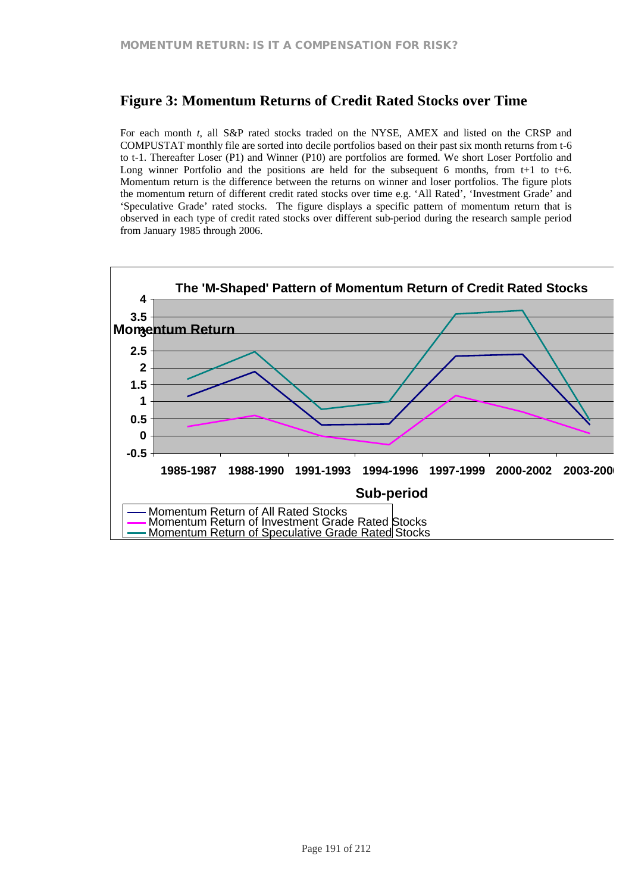## Figure 3: Momentum Returns of Credit Rated Stocks over Time

For each month *t*, all S&P rated stocks traded on the NYSE, AMEX and listed on the CRSP and COMPUSTAT monthly file are sorted into decile portfolios based on their past six month returns from t-6 to t-1. Thereafter Loser (P1) and Winner (P10) are portfolios are formed. We short Loser Portfolio and Long winner Portfolio and the positions are held for the subsequent 6 months, from t+1 to t+6. Momentum return is the difference between the returns on winner and loser portfolios. The figure plots the momentum return of different credit rated stocks over time e.g. 'All Rated', 'Investment Grade' and 'Speculative Grade' rated stocks. The figure displays a specific pattern of momentum return that is observed in each type of credit rated stocks over different sub-period during the research sample period from January 1985 through 2006.

**The 'M-Shaped' Pattern of Momentum Return of Credit Rated Stocks**

Momentum Return

4
3.5
3
2.5
2
1.5
1
0.5
0
-0.5

1985-1987 1988-1990 1991-1993 1994-1996 1997-1999 2000-2002 2003-2006

Sub-period

- Momentum Return of All Rated Stocks
- Momentum Return of Investment Grade Rated Stocks
- Momentum Return of Speculative Grade Rated Stocks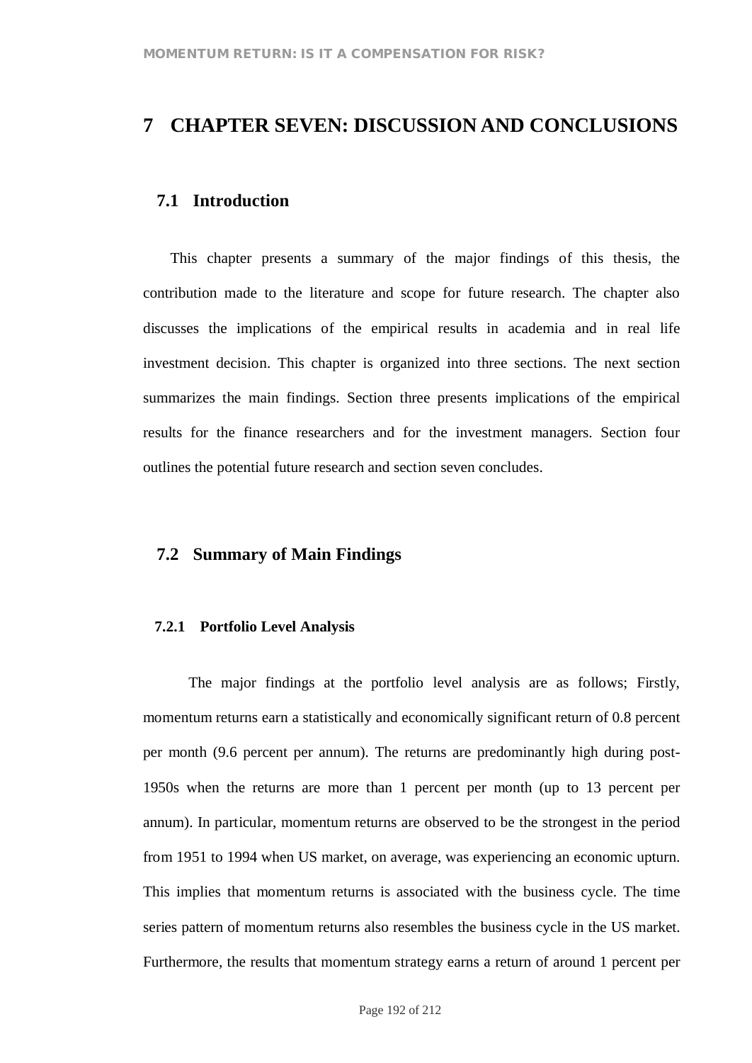# 7 CHAPTER SEVEN: DISCUSSION AND CONCLUSIONS

## 7.1 Introduction

This chapter presents a summary of the major findings of this thesis, the contribution made to the literature and scope for future research. The chapter also discusses the implications of the empirical results in academia and in real life investment decision. This chapter is organized into three sections. The next section summarizes the main findings. Section three presents implications of the empirical results for the finance researchers and for the investment managers. Section four outlines the potential future research and section seven concludes.

## 7.2 Summary of Main Findings

### 7.2.1 Portfolio Level Analysis

The major findings at the portfolio level analysis are as follows; Firstly, momentum returns earn a statistically and economically significant return of 0.8 percent per month (9.6 percent per annum). The returns are predominantly high during post-1950s when the returns are more than 1 percent per month (up to 13 percent per annum). In particular, momentum returns are observed to be the strongest in the period from 1951 to 1994 when US market, on average, was experiencing an economic upturn. This implies that momentum returns is associated with the business cycle. The time series pattern of momentum returns also resembles the business cycle in the US market. Furthermore, the results that momentum strategy earns a return of around 1 percent per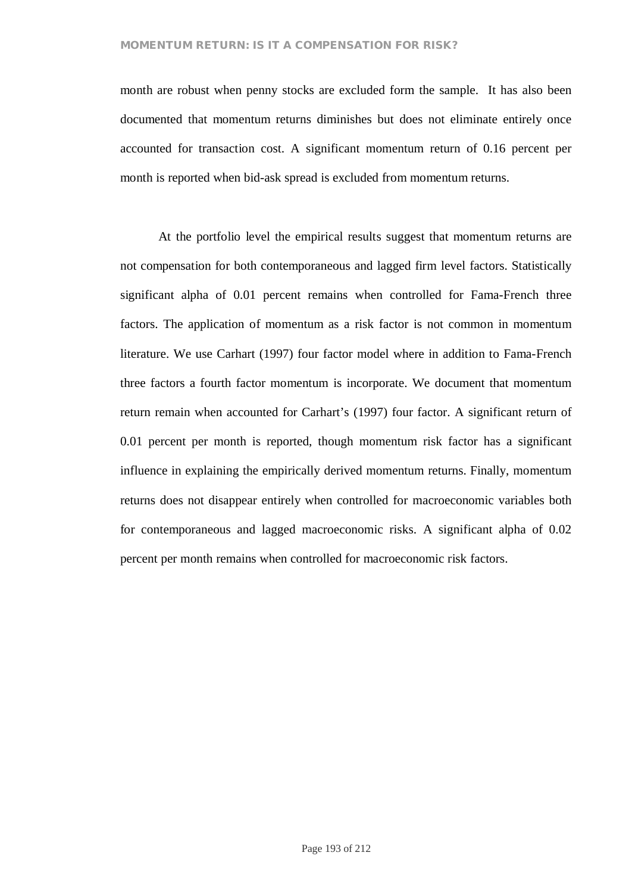month are robust when penny stocks are excluded form the sample. It has also been documented that momentum returns diminishes but does not eliminate entirely once accounted for transaction cost. A significant momentum return of 0.16 percent per month is reported when bid-ask spread is excluded from momentum returns.

At the portfolio level the empirical results suggest that momentum returns are not compensation for both contemporaneous and lagged firm level factors. Statistically significant alpha of 0.01 percent remains when controlled for Fama-French three factors. The application of momentum as a risk factor is not common in momentum literature. We use Carhart (1997) four factor model where in addition to Fama-French three factors a fourth factor momentum is incorporate. We document that momentum return remain when accounted for Carhart's (1997) four factor. A significant return of 0.01 percent per month is reported, though momentum risk factor has a significant influence in explaining the empirically derived momentum returns. Finally, momentum returns does not disappear entirely when controlled for macroeconomic variables both for contemporaneous and lagged macroeconomic risks. A significant alpha of 0.02 percent per month remains when controlled for macroeconomic risk factors.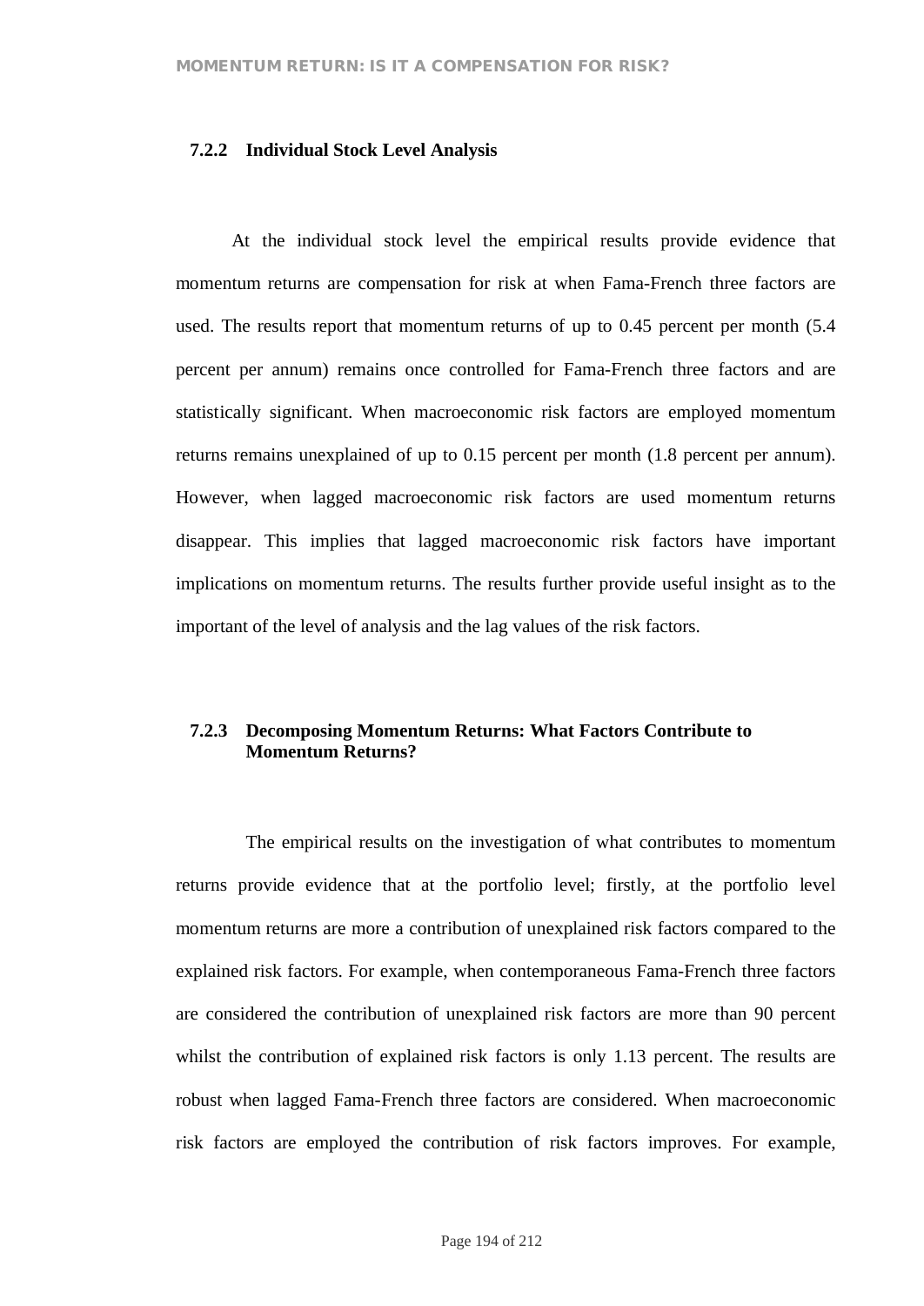### 7.2.2 Individual Stock Level Analysis

At the individual stock level the empirical results provide evidence that momentum returns are compensation for risk at when Fama-French three factors are used. The results report that momentum returns of up to 0.45 percent per month (5.4 percent per annum) remains once controlled for Fama-French three factors and are statistically significant. When macroeconomic risk factors are employed momentum returns remains unexplained of up to 0.15 percent per month (1.8 percent per annum). However, when lagged macroeconomic risk factors are used momentum returns disappear. This implies that lagged macroeconomic risk factors have important implications on momentum returns. The results further provide useful insight as to the important of the level of analysis and the lag values of the risk factors.

### 7.2.3 Decomposing Momentum Returns: What Factors Contribute to Momentum Returns?

The empirical results on the investigation of what contributes to momentum returns provide evidence that at the portfolio level; firstly, at the portfolio level momentum returns are more a contribution of unexplained risk factors compared to the explained risk factors. For example, when contemporaneous Fama-French three factors are considered the contribution of unexplained risk factors are more than 90 percent whilst the contribution of explained risk factors is only 1.13 percent. The results are robust when lagged Fama-French three factors are considered. When macroeconomic risk factors are employed the contribution of risk factors improves. For example,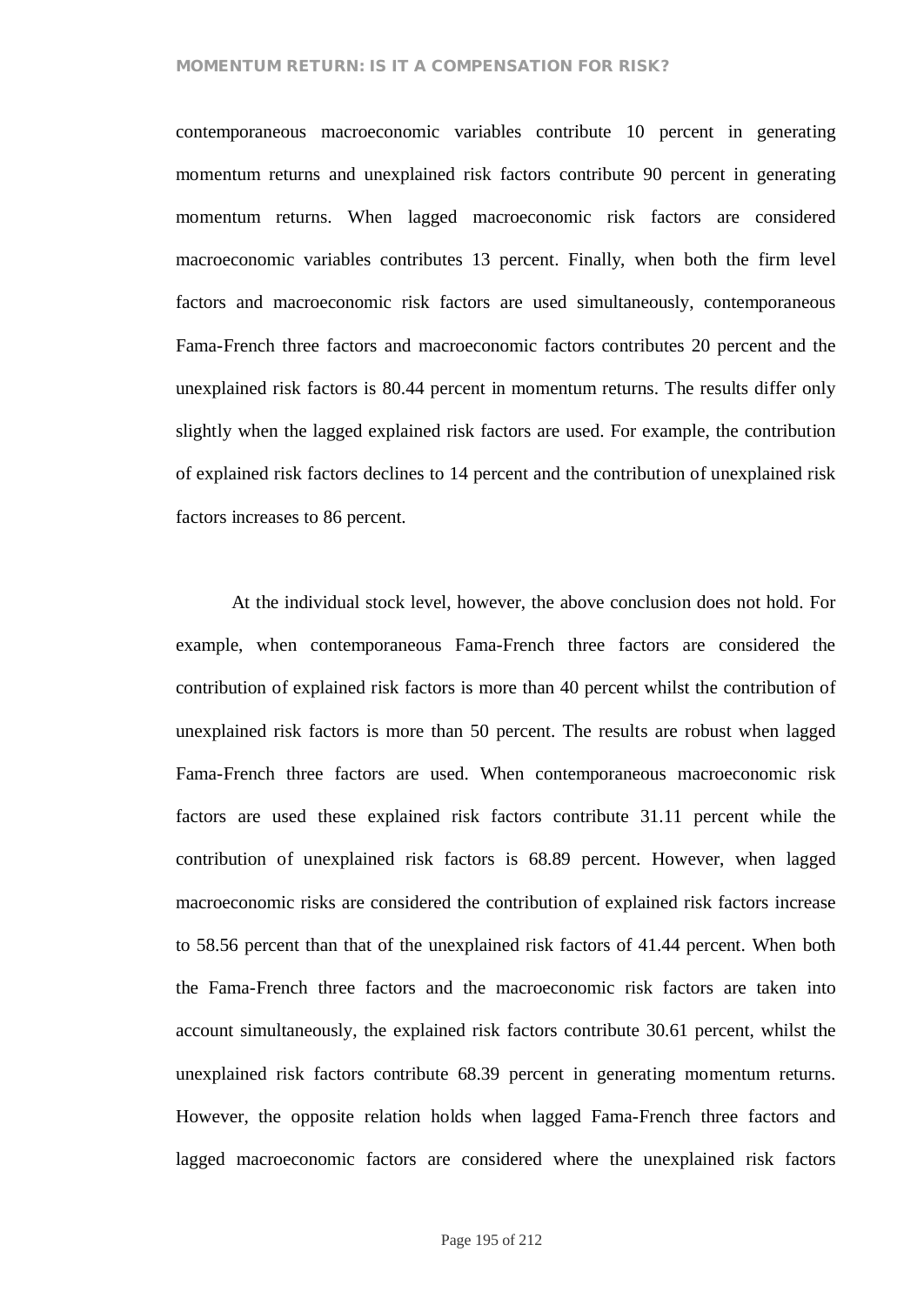contemporaneous macroeconomic variables contribute 10 percent in generating momentum returns and unexplained risk factors contribute 90 percent in generating momentum returns. When lagged macroeconomic risk factors are considered macroeconomic variables contributes 13 percent. Finally, when both the firm level factors and macroeconomic risk factors are used simultaneously, contemporaneous Fama-French three factors and macroeconomic factors contributes 20 percent and the unexplained risk factors is 80.44 percent in momentum returns. The results differ only slightly when the lagged explained risk factors are used. For example, the contribution of explained risk factors declines to 14 percent and the contribution of unexplained risk factors increases to 86 percent.

At the individual stock level, however, the above conclusion does not hold. For example, when contemporaneous Fama-French three factors are considered the contribution of explained risk factors is more than 40 percent whilst the contribution of unexplained risk factors is more than 50 percent. The results are robust when lagged Fama-French three factors are used. When contemporaneous macroeconomic risk factors are used these explained risk factors contribute 31.11 percent while the contribution of unexplained risk factors is 68.89 percent. However, when lagged macroeconomic risks are considered the contribution of explained risk factors increase to 58.56 percent than that of the unexplained risk factors of 41.44 percent. When both the Fama-French three factors and the macroeconomic risk factors are taken into account simultaneously, the explained risk factors contribute 30.61 percent, whilst the unexplained risk factors contribute 68.39 percent in generating momentum returns. However, the opposite relation holds when lagged Fama-French three factors and lagged macroeconomic factors are considered where the unexplained risk factors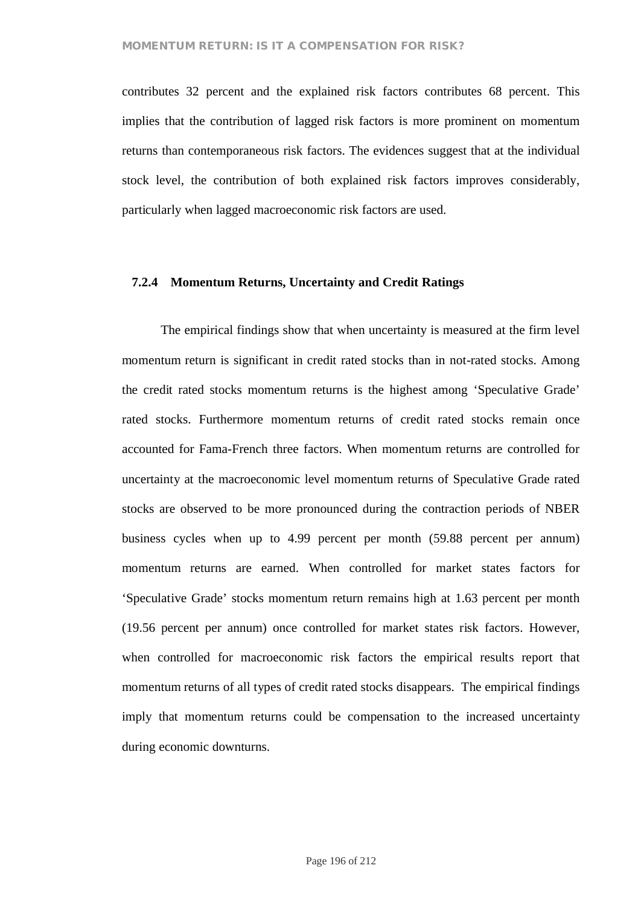contributes 32 percent and the explained risk factors contributes 68 percent. This implies that the contribution of lagged risk factors is more prominent on momentum returns than contemporaneous risk factors. The evidences suggest that at the individual stock level, the contribution of both explained risk factors improves considerably, particularly when lagged macroeconomic risk factors are used.

### 7.2.4 Momentum Returns, Uncertainty and Credit Ratings

The empirical findings show that when uncertainty is measured at the firm level momentum return is significant in credit rated stocks than in not-rated stocks. Among the credit rated stocks momentum returns is the highest among 'Speculative Grade' rated stocks. Furthermore momentum returns of credit rated stocks remain once accounted for Fama-French three factors. When momentum returns are controlled for uncertainty at the macroeconomic level momentum returns of Speculative Grade rated stocks are observed to be more pronounced during the contraction periods of NBER business cycles when up to 4.99 percent per month (59.88 percent per annum) momentum returns are earned. When controlled for market states factors for 'Speculative Grade' stocks momentum return remains high at 1.63 percent per month (19.56 percent per annum) once controlled for market states risk factors. However, when controlled for macroeconomic risk factors the empirical results report that momentum returns of all types of credit rated stocks disappears. The empirical findings imply that momentum returns could be compensation to the increased uncertainty during economic downturns.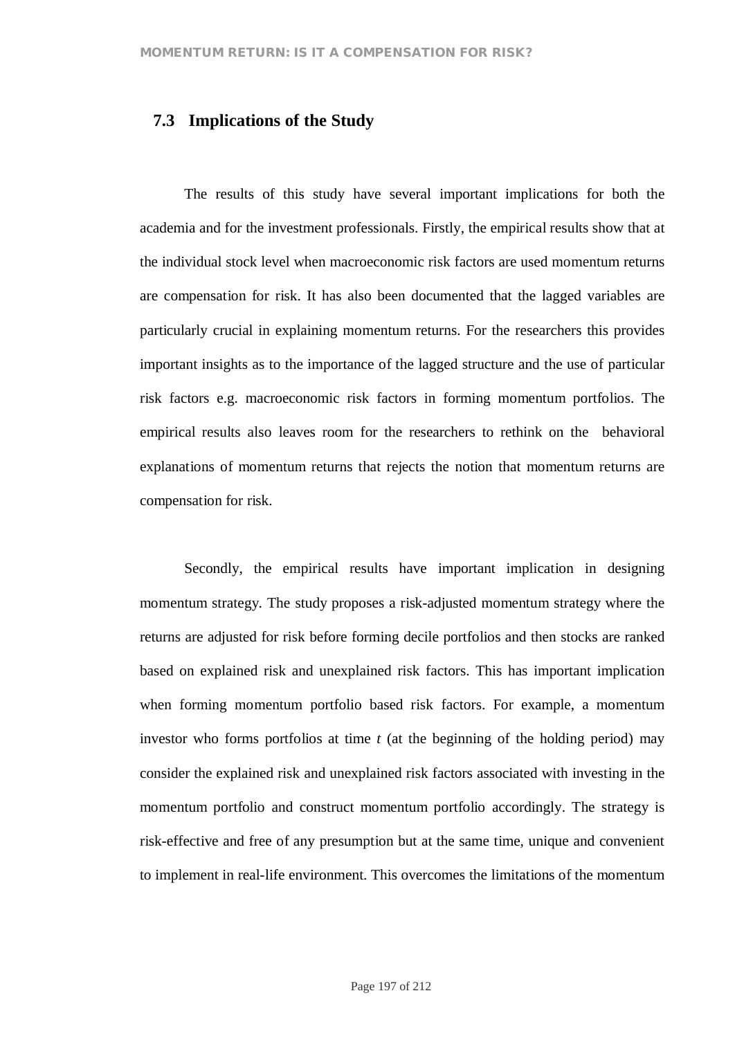## 7.3 Implications of the Study

The results of this study have several important implications for both the academia and for the investment professionals. Firstly, the empirical results show that at the individual stock level when macroeconomic risk factors are used momentum returns are compensation for risk. It has also been documented that the lagged variables are particularly crucial in explaining momentum returns. For the researchers this provides important insights as to the importance of the lagged structure and the use of particular risk factors e.g. macroeconomic risk factors in forming momentum portfolios. The empirical results also leaves room for the researchers to rethink on the behavioral explanations of momentum returns that rejects the notion that momentum returns are compensation for risk.

Secondly, the empirical results have important implication in designing momentum strategy. The study proposes a risk-adjusted momentum strategy where the returns are adjusted for risk before forming decile portfolios and then stocks are ranked based on explained risk and unexplained risk factors. This has important implication when forming momentum portfolio based risk factors. For example, a momentum investor who forms portfolios at time *t* (at the beginning of the holding period) may consider the explained risk and unexplained risk factors associated with investing in the momentum portfolio and construct momentum portfolio accordingly. The strategy is risk-effective and free of any presumption but at the same time, unique and convenient to implement in real-life environment. This overcomes the limitations of the momentum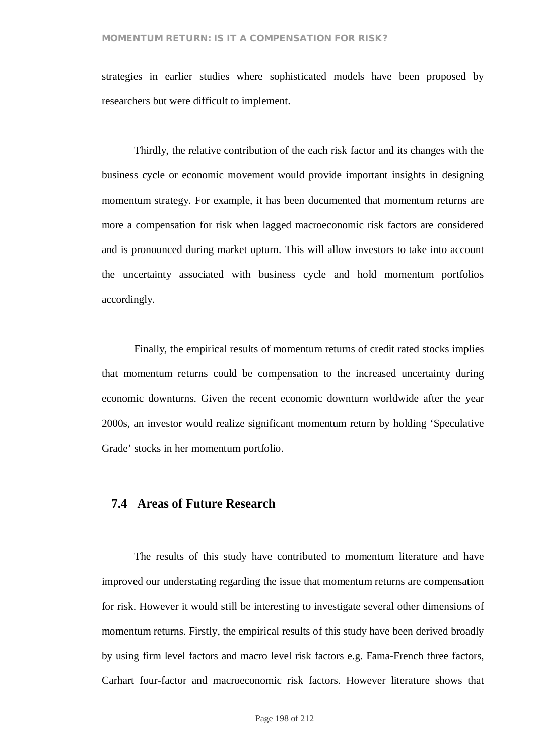strategies in earlier studies where sophisticated models have been proposed by researchers but were difficult to implement.

Thirdly, the relative contribution of the each risk factor and its changes with the business cycle or economic movement would provide important insights in designing momentum strategy. For example, it has been documented that momentum returns are more a compensation for risk when lagged macroeconomic risk factors are considered and is pronounced during market upturn. This will allow investors to take into account the uncertainty associated with business cycle and hold momentum portfolios accordingly.

Finally, the empirical results of momentum returns of credit rated stocks implies that momentum returns could be compensation to the increased uncertainty during economic downturns. Given the recent economic downturn worldwide after the year 2000s, an investor would realize significant momentum return by holding 'Speculative Grade' stocks in her momentum portfolio.

## 7.4 Areas of Future Research

The results of this study have contributed to momentum literature and have improved our understating regarding the issue that momentum returns are compensation for risk. However it would still be interesting to investigate several other dimensions of momentum returns. Firstly, the empirical results of this study have been derived broadly by using firm level factors and macro level risk factors e.g. Fama-French three factors, Carhart four-factor and macroeconomic risk factors. However literature shows that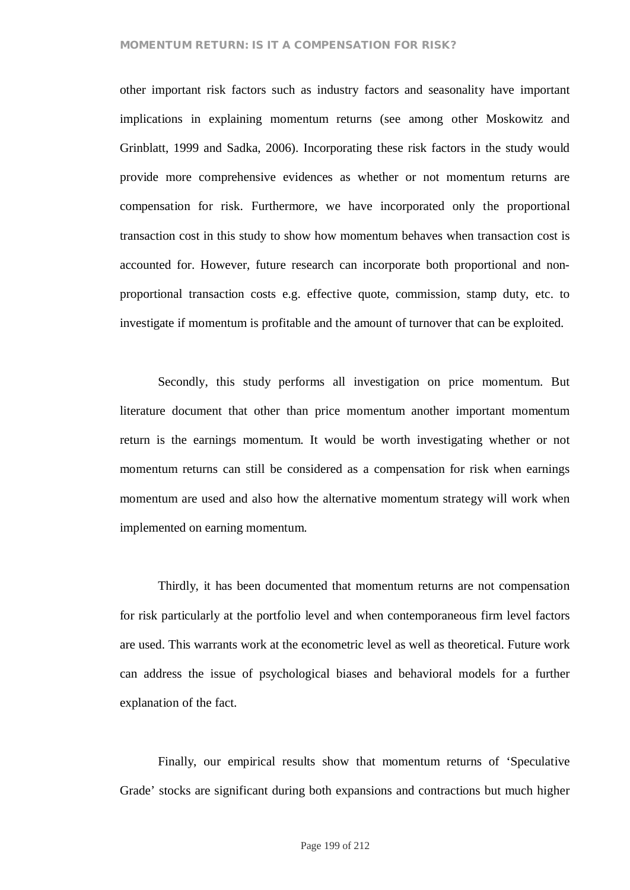other important risk factors such as industry factors and seasonality have important implications in explaining momentum returns (see among other Moskowitz and Grinblatt, 1999 and Sadka, 2006). Incorporating these risk factors in the study would provide more comprehensive evidences as whether or not momentum returns are compensation for risk. Furthermore, we have incorporated only the proportional transaction cost in this study to show how momentum behaves when transaction cost is accounted for. However, future research can incorporate both proportional and non-proportional transaction costs e.g. effective quote, commission, stamp duty, etc. to investigate if momentum is profitable and the amount of turnover that can be exploited.

Secondly, this study performs all investigation on price momentum. But literature document that other than price momentum another important momentum return is the earnings momentum. It would be worth investigating whether or not momentum returns can still be considered as a compensation for risk when earnings momentum are used and also how the alternative momentum strategy will work when implemented on earning momentum.

Thirdly, it has been documented that momentum returns are not compensation for risk particularly at the portfolio level and when contemporaneous firm level factors are used. This warrants work at the econometric level as well as theoretical. Future work can address the issue of psychological biases and behavioral models for a further explanation of the fact.

Finally, our empirical results show that momentum returns of 'Speculative Grade' stocks are significant during both expansions and contractions but much higher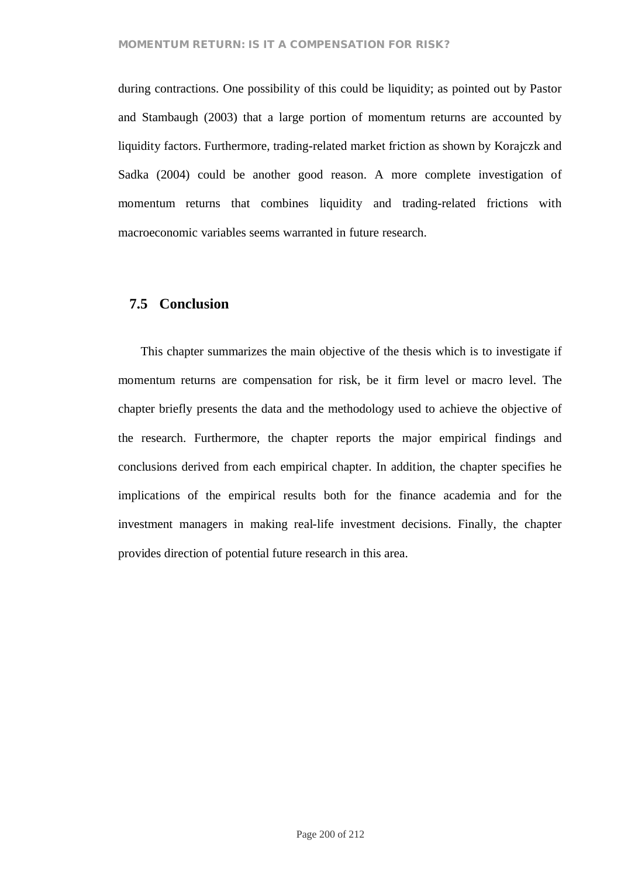during contractions. One possibility of this could be liquidity; as pointed out by Pastor and Stambaugh (2003) that a large portion of momentum returns are accounted by liquidity factors. Furthermore, trading-related market friction as shown by Korajczk and Sadka (2004) could be another good reason. A more complete investigation of momentum returns that combines liquidity and trading-related frictions with macroeconomic variables seems warranted in future research.

## 7.5 Conclusion

This chapter summarizes the main objective of the thesis which is to investigate if momentum returns are compensation for risk, be it firm level or macro level. The chapter briefly presents the data and the methodology used to achieve the objective of the research. Furthermore, the chapter reports the major empirical findings and conclusions derived from each empirical chapter. In addition, the chapter specifies he implications of the empirical results both for the finance academia and for the investment managers in making real-life investment decisions. Finally, the chapter provides direction of potential future research in this area.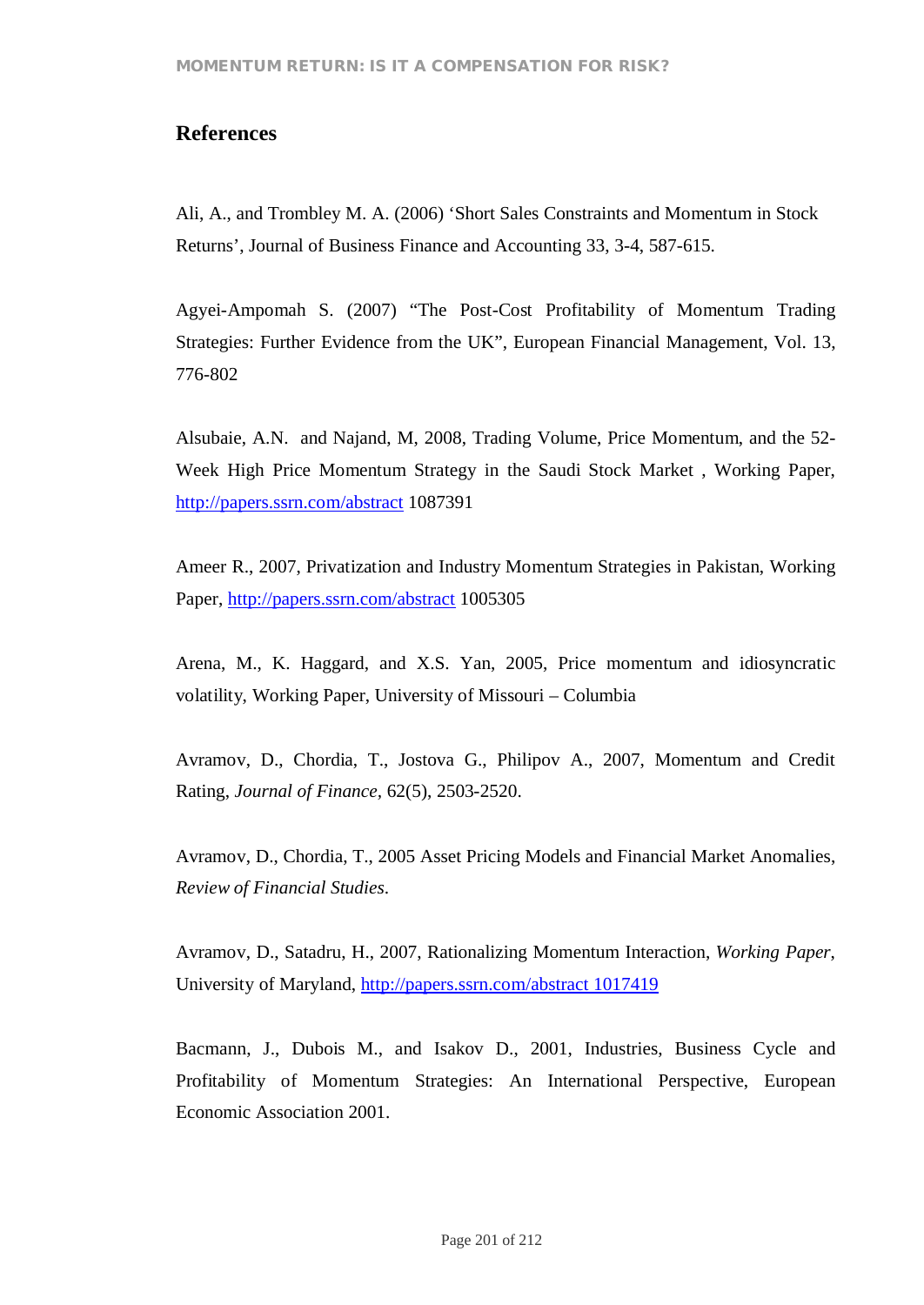## References

Ali, A., and Trombley M. A. (2006) 'Short Sales Constraints and Momentum in Stock Returns', Journal of Business Finance and Accounting 33, 3-4, 587-615.

Agyei-Ampomah S. (2007) "The Post-Cost Profitability of Momentum Trading Strategies: Further Evidence from the UK", European Financial Management, Vol. 13, 776-802

Alsubaie, A.N. and Najand, M, 2008, Trading Volume, Price Momentum, and the 52-Week High Price Momentum Strategy in the Saudi Stock Market , Working Paper, http://papers.ssrn.com/abstract 1087391

Ameer R., 2007, Privatization and Industry Momentum Strategies in Pakistan, Working Paper, http://papers.ssrn.com/abstract 1005305

Arena, M., K. Haggard, and X.S. Yan, 2005, Price momentum and idiosyncratic volatility, Working Paper, University of Missouri – Columbia

Avramov, D., Chordia, T., Jostova G., Philipov A., 2007, Momentum and Credit Rating, *Journal of Finance*, 62(5), 2503-2520.

Avramov, D., Chordia, T., 2005 Asset Pricing Models and Financial Market Anomalies, *Review of Financial Studies*.

Avramov, D., Satadru, H., 2007, Rationalizing Momentum Interaction, *Working Paper*, University of Maryland, http://papers.ssrn.com/abstract 1017419

Bacmann, J., Dubois M., and Isakov D., 2001, Industries, Business Cycle and Profitability of Momentum Strategies: An International Perspective, European Economic Association 2001.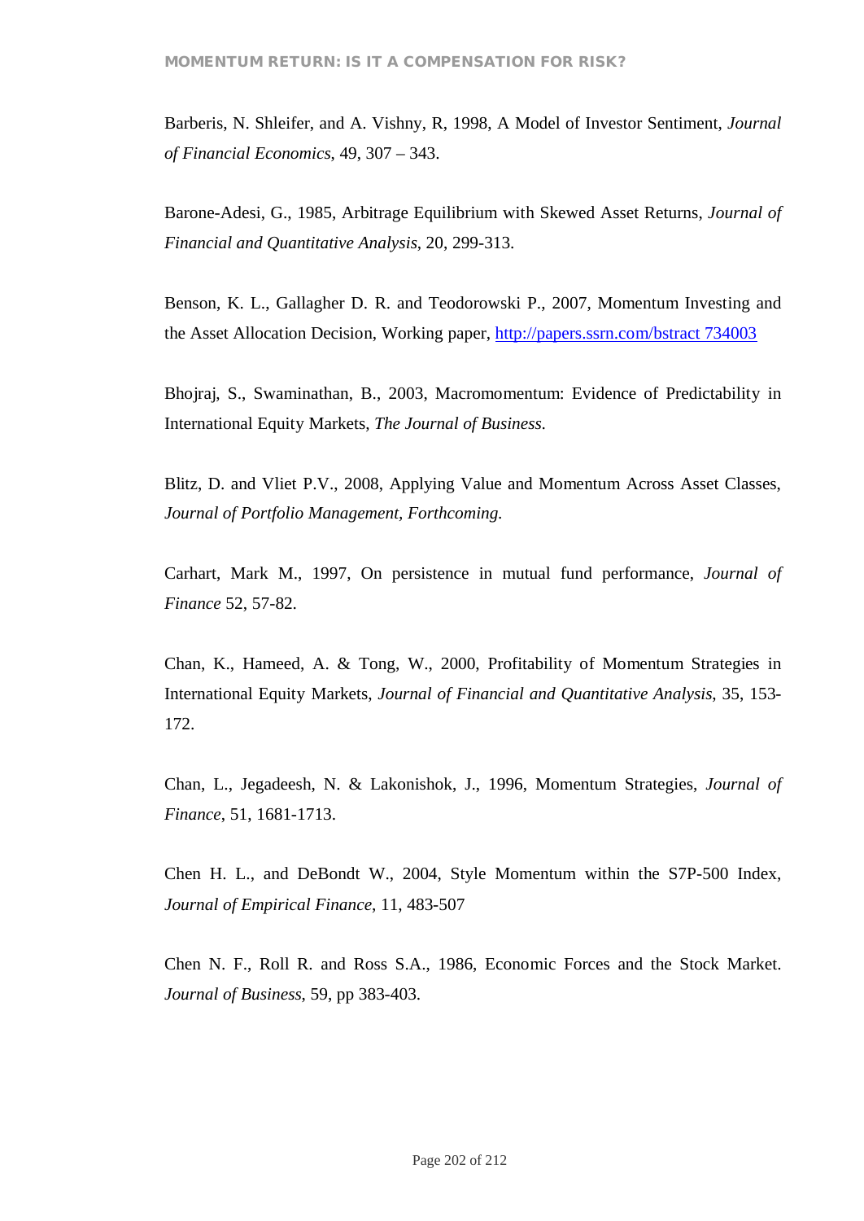Barberis, N. Shleifer, and A. Vishny, R, 1998, A Model of Investor Sentiment, *Journal of Financial Economics*, 49, 307 – 343.

Barone-Adesi, G., 1985, Arbitrage Equilibrium with Skewed Asset Returns, *Journal of Financial and Quantitative Analysis*, 20, 299-313.

Benson, K. L., Gallagher D. R. and Teodorowski P., 2007, Momentum Investing and the Asset Allocation Decision, Working paper, [http://papers.ssrn.com/bstract 734003](http://papers.ssrn.com/bstract 734003)

Bhojraj, S., Swaminathan, B., 2003, Macromomentum: Evidence of Predictability in International Equity Markets, *The Journal of Business.*

Blitz, D. and Vliet P.V., 2008, Applying Value and Momentum Across Asset Classes, *Journal of Portfolio Management, Forthcoming.*

Carhart, Mark M., 1997, On persistence in mutual fund performance, *Journal of Finance* 52, 57-82.

Chan, K., Hameed, A. & Tong, W., 2000, Profitability of Momentum Strategies in International Equity Markets, *Journal of Financial and Quantitative Analysis*, 35, 153-172.

Chan, L., Jegadeesh, N. & Lakonishok, J., 1996, Momentum Strategies, *Journal of Finance*, 51, 1681-1713.

Chen H. L., and DeBondt W., 2004, Style Momentum within the S7P-500 Index, *Journal of Empirical Finance*, 11, 483-507

Chen N. F., Roll R. and Ross S.A., 1986, Economic Forces and the Stock Market. *Journal of Business*, 59, pp 383-403.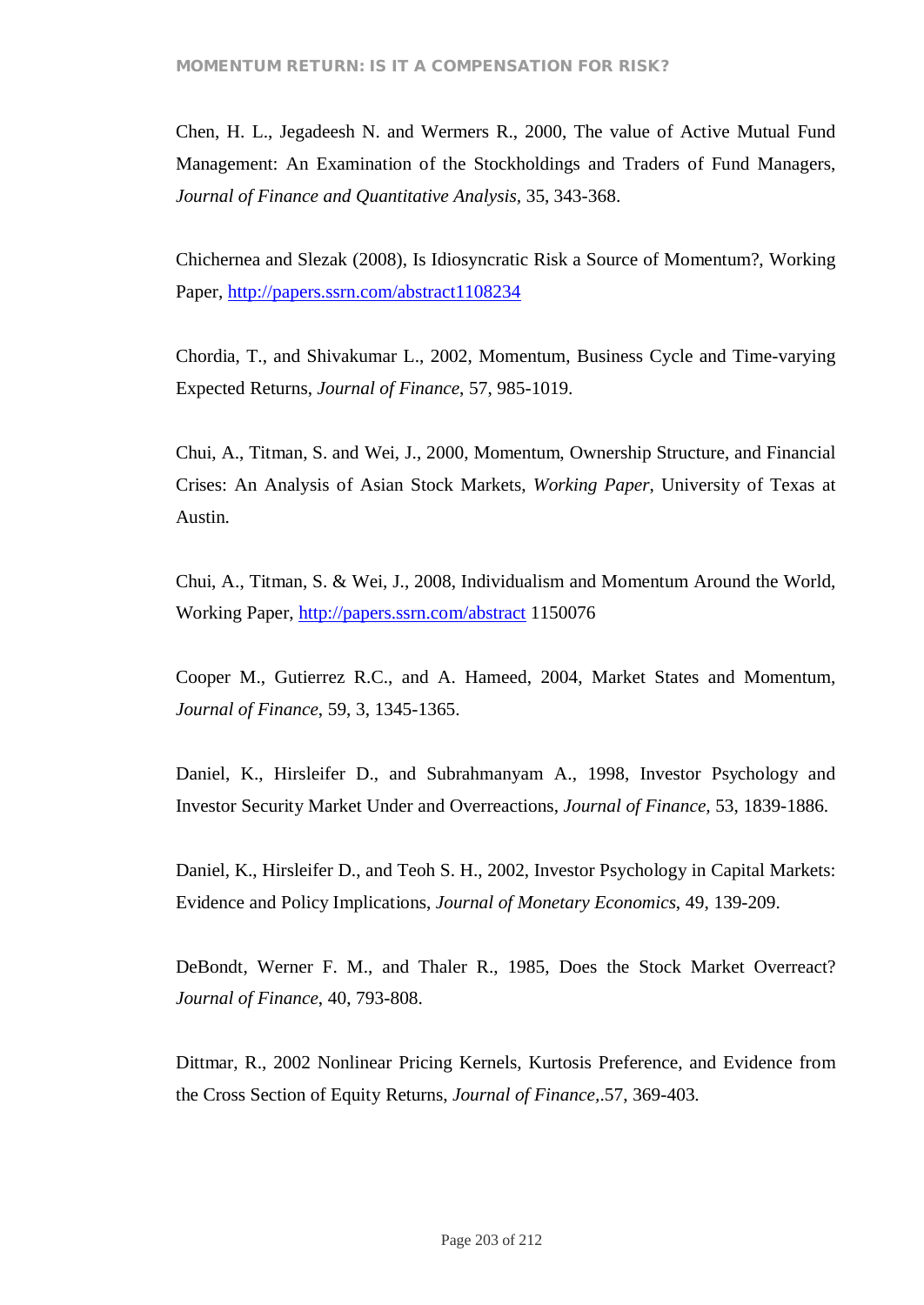Chen, H. L., Jegadeesh N. and Wermers R., 2000, The value of Active Mutual Fund Management: An Examination of the Stockholdings and Traders of Fund Managers, *Journal of Finance and Quantitative Analysis*, 35, 343-368.

Chichernea and Slezak (2008), Is Idiosyncratic Risk a Source of Momentum?, Working Paper, http://papers.ssrn.com/abstract1108234

Chordia, T., and Shivakumar L., 2002, Momentum, Business Cycle and Time-varying Expected Returns, *Journal of Finance*, 57, 985-1019.

Chui, A., Titman, S. and Wei, J., 2000, Momentum, Ownership Structure, and Financial Crises: An Analysis of Asian Stock Markets, *Working Paper*, University of Texas at Austin.

Chui, A., Titman, S. & Wei, J., 2008, Individualism and Momentum Around the World, Working Paper, http://papers.ssrn.com/abstract 1150076

Cooper M., Gutierrez R.C., and A. Hameed, 2004, Market States and Momentum, *Journal of Finance*, 59, 3, 1345-1365.

Daniel, K., Hirsleifer D., and Subrahmanyam A., 1998, Investor Psychology and Investor Security Market Under and Overreactions, *Journal of Finance*, 53, 1839-1886.

Daniel, K., Hirsleifer D., and Teoh S. H., 2002, Investor Psychology in Capital Markets: Evidence and Policy Implications, *Journal of Monetary Economics*, 49, 139-209.

DeBondt, Werner F. M., and Thaler R., 1985, Does the Stock Market Overreact? *Journal of Finance*, 40, 793-808.

Dittmar, R., 2002 Nonlinear Pricing Kernels, Kurtosis Preference, and Evidence from the Cross Section of Equity Returns, *Journal of Finance*,.57, 369-403.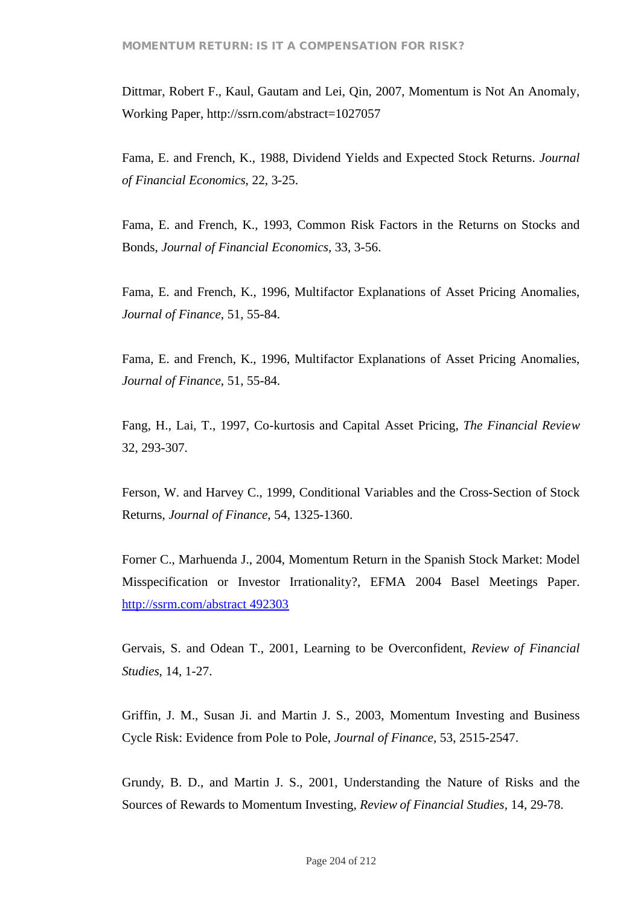Dittmar, Robert F., Kaul, Gautam and Lei, Qin, 2007, Momentum is Not An Anomaly, Working Paper, http://ssrn.com/abstract=1027057

Fama, E. and French, K., 1988, Dividend Yields and Expected Stock Returns. *Journal of Financial Economics*, 22, 3-25.

Fama, E. and French, K., 1993, Common Risk Factors in the Returns on Stocks and Bonds, *Journal of Financial Economics*, 33, 3-56.

Fama, E. and French, K., 1996, Multifactor Explanations of Asset Pricing Anomalies, *Journal of Finance*, 51, 55-84.

Fama, E. and French, K., 1996, Multifactor Explanations of Asset Pricing Anomalies, *Journal of Finance*, 51, 55-84.

Fang, H., Lai, T., 1997, Co-kurtosis and Capital Asset Pricing, *The Financial Review* 32, 293-307.

Ferson, W. and Harvey C., 1999, Conditional Variables and the Cross-Section of Stock Returns, *Journal of Finance*, 54, 1325-1360.

Forner C., Marhuenda J., 2004, Momentum Return in the Spanish Stock Market: Model Misspecification or Investor Irrationality?, EFMA 2004 Basel Meetings Paper. http://ssrm.com/abstract 492303

Gervais, S. and Odean T., 2001, Learning to be Overconfident, *Review of Financial Studies*, 14, 1-27.

Griffin, J. M., Susan Ji. and Martin J. S., 2003, Momentum Investing and Business Cycle Risk: Evidence from Pole to Pole, *Journal of Finance*, 53, 2515-2547.

Grundy, B. D., and Martin J. S., 2001, Understanding the Nature of Risks and the Sources of Rewards to Momentum Investing, *Review of Financial Studies*, 14, 29-78.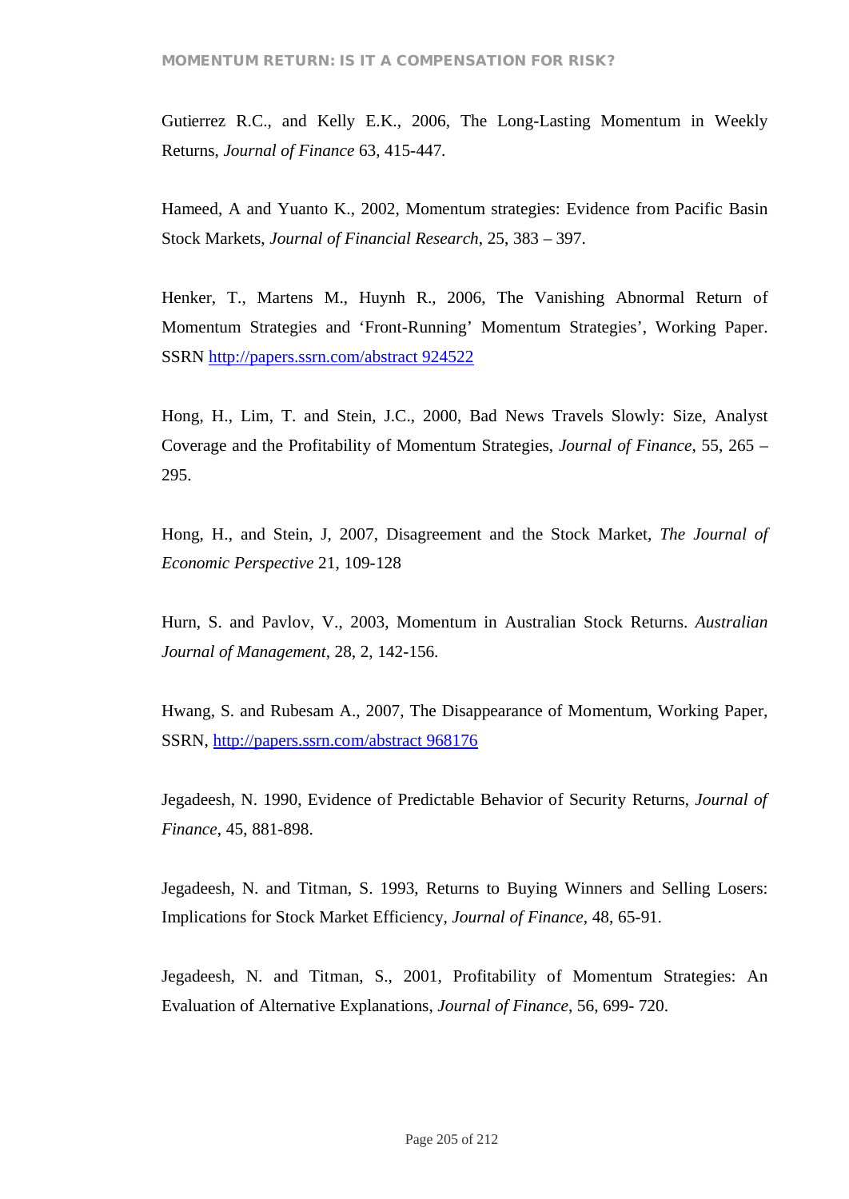Gutierrez R.C., and Kelly E.K., 2006, The Long-Lasting Momentum in Weekly Returns, *Journal of Finance* 63, 415-447.

Hameed, A and Yuanto K., 2002, Momentum strategies: Evidence from Pacific Basin Stock Markets, *Journal of Financial Research*, 25, 383 – 397.

Henker, T., Martens M., Huynh R., 2006, The Vanishing Abnormal Return of Momentum Strategies and 'Front-Running' Momentum Strategies', Working Paper. SSRN [http://papers.ssrn.com/abstract 924522](http://papers.ssrn.com/abstract%20924522)

Hong, H., Lim, T. and Stein, J.C., 2000, Bad News Travels Slowly: Size, Analyst Coverage and the Profitability of Momentum Strategies, *Journal of Finance*, 55, 265 – 295.

Hong, H., and Stein, J, 2007, Disagreement and the Stock Market, *The Journal of Economic Perspective* 21, 109-128

Hurn, S. and Pavlov, V., 2003, Momentum in Australian Stock Returns. *Australian Journal of Management*, 28, 2, 142-156.

Hwang, S. and Rubesam A., 2007, The Disappearance of Momentum, Working Paper, SSRN, [http://papers.ssrn.com/abstract 968176](http://papers.ssrn.com/abstract%20968176)

Jegadeesh, N. 1990, Evidence of Predictable Behavior of Security Returns, *Journal of Finance*, 45, 881-898.

Jegadeesh, N. and Titman, S. 1993, Returns to Buying Winners and Selling Losers: Implications for Stock Market Efficiency, *Journal of Finance*, 48, 65-91.

Jegadeesh, N. and Titman, S., 2001, Profitability of Momentum Strategies: An Evaluation of Alternative Explanations, *Journal of Finance*, 56, 699- 720.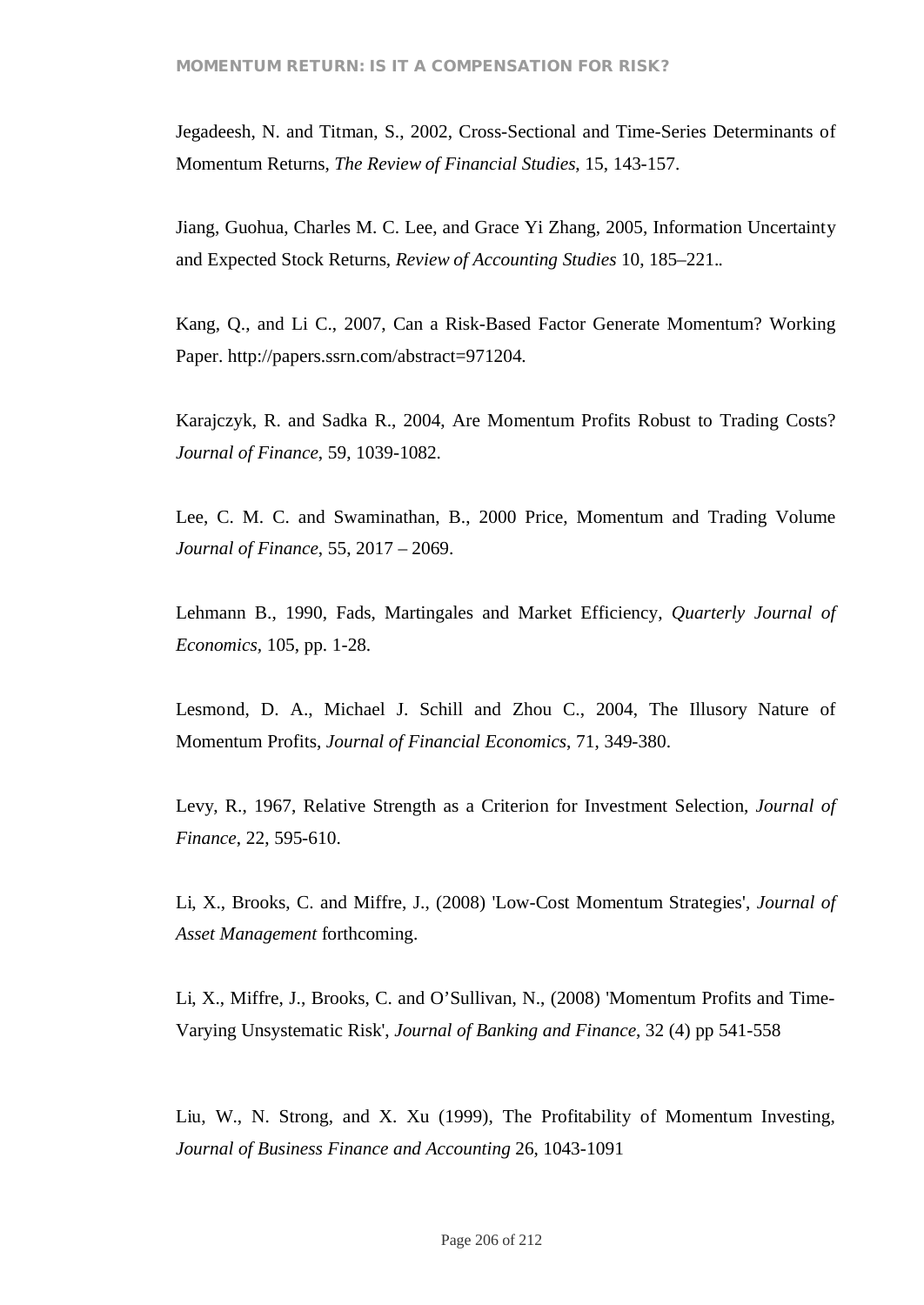Jegadeesh, N. and Titman, S., 2002, Cross-Sectional and Time-Series Determinants of Momentum Returns, *The Review of Financial Studies*, 15, 143-157.

Jiang, Guohua, Charles M. C. Lee, and Grace Yi Zhang, 2005, Information Uncertainty and Expected Stock Returns, *Review of Accounting Studies* 10, 185–221..

Kang, Q., and Li C., 2007, Can a Risk-Based Factor Generate Momentum? Working Paper. http://papers.ssrn.com/abstract=971204.

Karajczyk, R. and Sadka R., 2004, Are Momentum Profits Robust to Trading Costs? *Journal of Finance*, 59, 1039-1082.

Lee, C. M. C. and Swaminathan, B., 2000 Price, Momentum and Trading Volume *Journal of Finance*, 55, 2017 – 2069.

Lehmann B., 1990, Fads, Martingales and Market Efficiency, *Quarterly Journal of Economics*, 105, pp. 1-28.

Lesmond, D. A., Michael J. Schill and Zhou C., 2004, The Illusory Nature of Momentum Profits, *Journal of Financial Economics*, 71, 349-380.

Levy, R., 1967, Relative Strength as a Criterion for Investment Selection, *Journal of Finance*, 22, 595-610.

Li, X., Brooks, C. and Miffre, J., (2008) 'Low-Cost Momentum Strategies', *Journal of Asset Management* forthcoming.

Li, X., Miffre, J., Brooks, C. and O'Sullivan, N., (2008) 'Momentum Profits and Time-Varying Unsystematic Risk', *Journal of Banking and Finance*, 32 (4) pp 541-558

Liu, W., N. Strong, and X. Xu (1999), The Profitability of Momentum Investing, *Journal of Business Finance and Accounting* 26, 1043-1091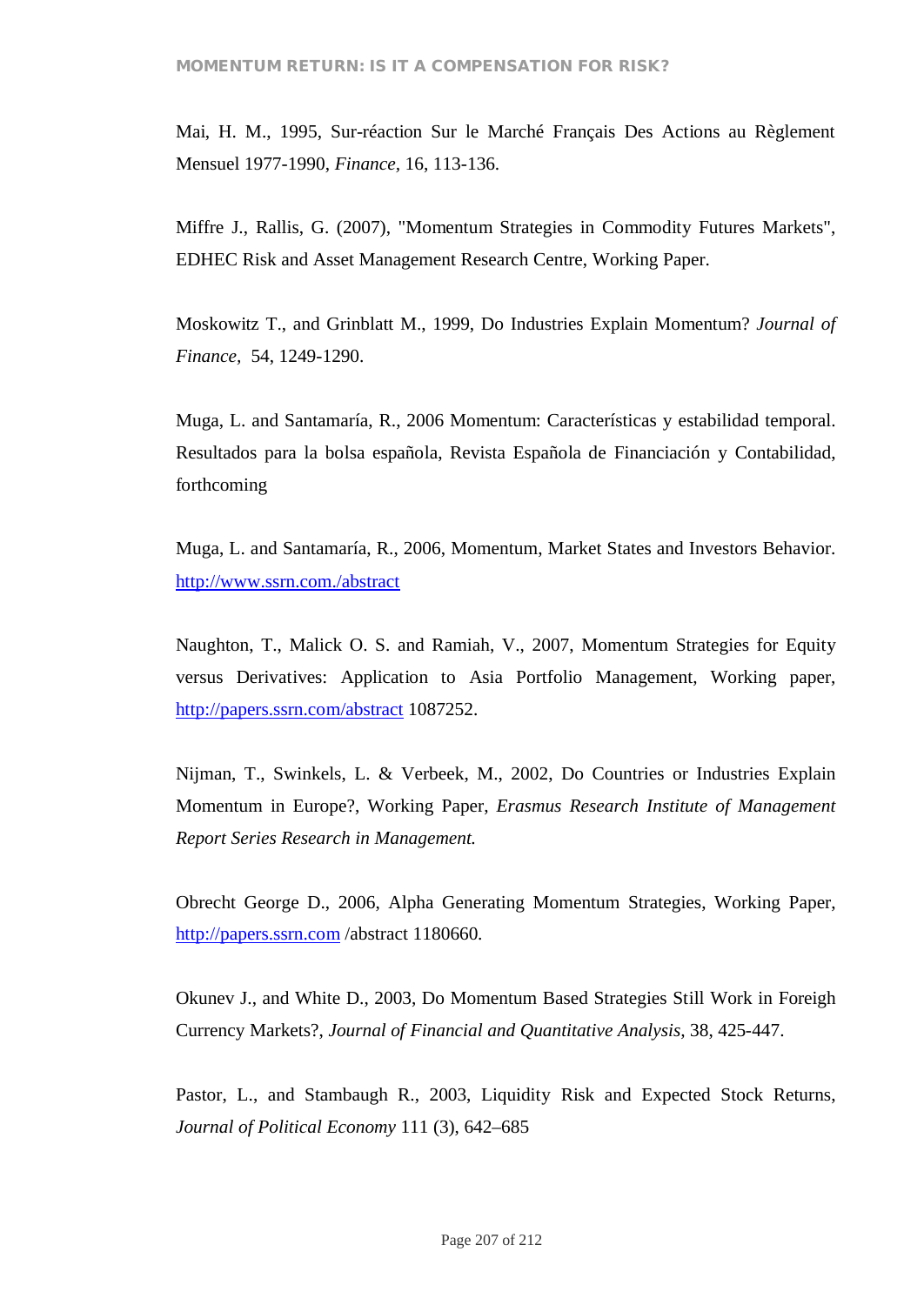Mai, H. M., 1995, Sur-réaction Sur le Marché Français Des Actions au Règlement Mensuel 1977-1990, *Finance*, 16, 113-136.

Miffre J., Rallis, G. (2007), "Momentum Strategies in Commodity Futures Markets", EDHEC Risk and Asset Management Research Centre, Working Paper.

Moskowitz T., and Grinblatt M., 1999, Do Industries Explain Momentum? *Journal of Finance*, 54, 1249-1290.

Muga, L. and Santamaría, R., 2006 Momentum: Características y estabilidad temporal. Resultados para la bolsa española, Revista Española de Financiación y Contabilidad, forthcoming

Muga, L. and Santamaría, R., 2006, Momentum, Market States and Investors Behavior. http://www.ssrn.com./abstract

Naughton, T., Malick O. S. and Ramiah, V., 2007, Momentum Strategies for Equity versus Derivatives: Application to Asia Portfolio Management, Working paper, http://papers.ssrn.com/abstract 1087252.

Nijman, T., Swinkels, L. & Verbeek, M., 2002, Do Countries or Industries Explain Momentum in Europe?, Working Paper, *Erasmus Research Institute of Management Report Series Research in Management.*

Obrecht George D., 2006, Alpha Generating Momentum Strategies, Working Paper, http://papers.ssrn.com /abstract 1180660.

Okunev J., and White D., 2003, Do Momentum Based Strategies Still Work in Foreigh Currency Markets?, *Journal of Financial and Quantitative Analysis*, 38, 425-447.

Pastor, L., and Stambaugh R., 2003, Liquidity Risk and Expected Stock Returns, *Journal of Political Economy* 111 (3), 642–685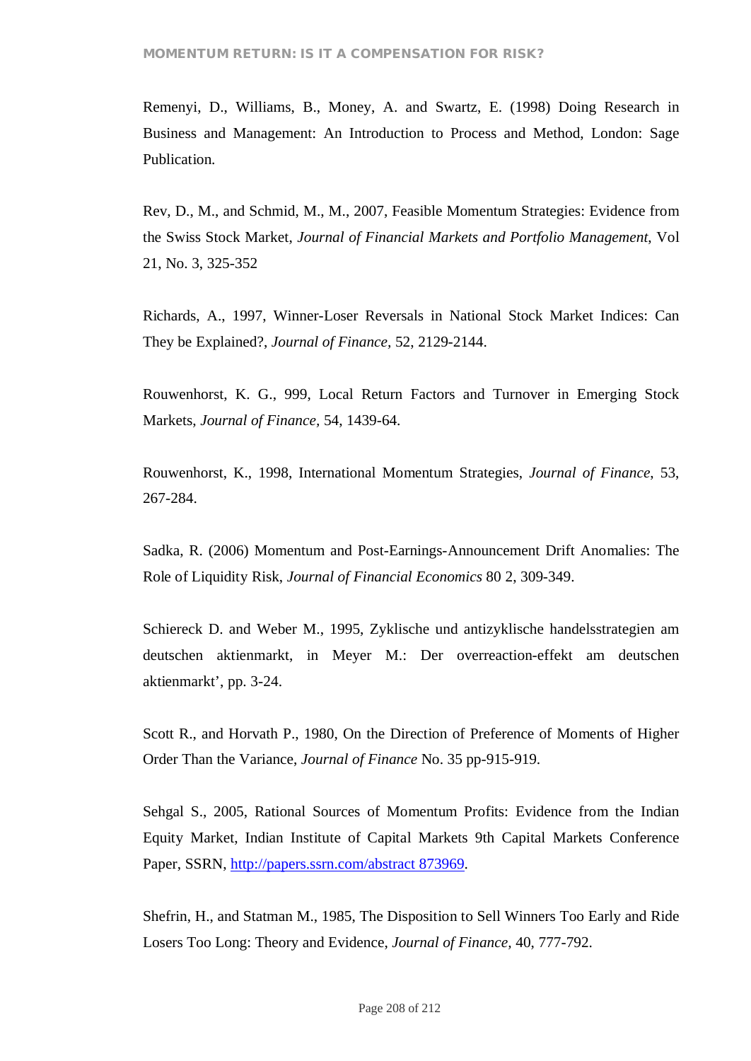Remenyi, D., Williams, B., Money, A. and Swartz, E. (1998) Doing Research in Business and Management: An Introduction to Process and Method, London: Sage Publication.

Rev, D., M., and Schmid, M., M., 2007, Feasible Momentum Strategies: Evidence from the Swiss Stock Market, *Journal of Financial Markets and Portfolio Management*, Vol 21, No. 3, 325-352

Richards, A., 1997, Winner-Loser Reversals in National Stock Market Indices: Can They be Explained?, *Journal of Finance*, 52, 2129-2144.

Rouwenhorst, K. G., 999, Local Return Factors and Turnover in Emerging Stock Markets, *Journal of Finance*, 54, 1439-64.

Rouwenhorst, K., 1998, International Momentum Strategies, *Journal of Finance*, 53, 267-284.

Sadka, R. (2006) Momentum and Post-Earnings-Announcement Drift Anomalies: The Role of Liquidity Risk, *Journal of Financial Economics* 80 2, 309-349.

Schiereck D. and Weber M., 1995, Zyklische und antizyklische handelsstrategien am deutschen aktienmarkt, in Meyer M.: Der overreaction-effekt am deutschen aktienmarkt', pp. 3-24.

Scott R., and Horvath P., 1980, On the Direction of Preference of Moments of Higher Order Than the Variance, *Journal of Finance* No. 35 pp-915-919.

Sehgal S., 2005, Rational Sources of Momentum Profits: Evidence from the Indian Equity Market, Indian Institute of Capital Markets 9th Capital Markets Conference Paper, SSRN, http://papers.ssrn.com/abstract 873969.

Shefrin, H., and Statman M., 1985, The Disposition to Sell Winners Too Early and Ride Losers Too Long: Theory and Evidence, *Journal of Finance*, 40, 777-792.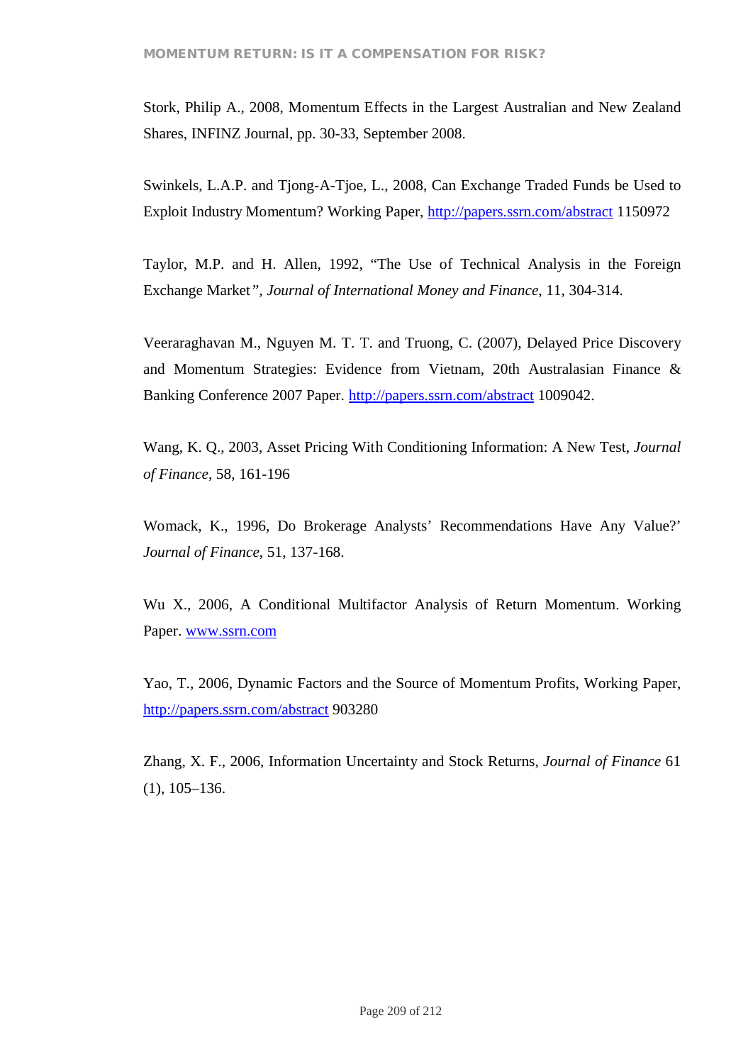Stork, Philip A., 2008, Momentum Effects in the Largest Australian and New Zealand Shares, INFINZ Journal, pp. 30-33, September 2008.

Swinkels, L.A.P. and Tjong-A-Tjoe, L., 2008, Can Exchange Traded Funds be Used to Exploit Industry Momentum? Working Paper, http://papers.ssrn.com/abstract 1150972

Taylor, M.P. and H. Allen, 1992, "The Use of Technical Analysis in the Foreign Exchange Market", *Journal of International Money and Finance*, 11, 304-314.

Veeraraghavan M., Nguyen M. T. T. and Truong, C. (2007), Delayed Price Discovery and Momentum Strategies: Evidence from Vietnam, 20th Australasian Finance & Banking Conference 2007 Paper. http://papers.ssrn.com/abstract 1009042.

Wang, K. Q., 2003, Asset Pricing With Conditioning Information: A New Test, *Journal of Finance*, 58, 161-196

Womack, K., 1996, Do Brokerage Analysts' Recommendations Have Any Value?' *Journal of Finance*, 51, 137-168.

Wu X., 2006, A Conditional Multifactor Analysis of Return Momentum. Working Paper. www.ssrn.com

Yao, T., 2006, Dynamic Factors and the Source of Momentum Profits, Working Paper, http://papers.ssrn.com/abstract 903280

Zhang, X. F., 2006, Information Uncertainty and Stock Returns, *Journal of Finance* 61 (1), 105–136.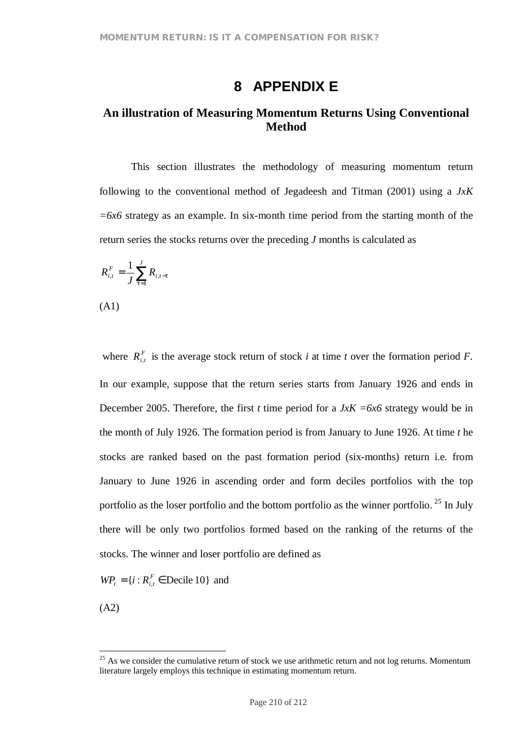# 8 APPENDIX E

## An illustration of Measuring Momentum Returns Using Conventional Method

This section illustrates the methodology of measuring momentum return following to the conventional method of Jegadeesh and Titman (2001) using a *JxK =6x6* strategy as an example. In six-month time period from the starting month of the return series the stocks returns over the preceding *J* months is calculated as

$$R_{i,t}^{F} = \frac{1}{J}\sum_{\tau=1}^{J} R_{i,t-\tau}$$

(A1)

where $R_{i,t}^{F}$ is the average stock return of stock *i* at time *t* over the formation period *F*. In our example, suppose that the return series starts from January 1926 and ends in December 2005. Therefore, the first *t* time period for a *JxK =6x6* strategy would be in the month of July 1926. The formation period is from January to June 1926. At time *t* he stocks are ranked based on the past formation period (six-months) return i.e. from January to June 1926 in ascending order and form deciles portfolios with the top portfolio as the loser portfolio and the bottom portfolio as the winner portfolio.[25] In July there will be only two portfolios formed based on the ranking of the returns of the stocks. The winner and loser portfolio are defined as

$WP_{t} = \{i : R_{i,t}^{F} \in \text{Decile } 10\}$ and

(A2)

[25] As we consider the cumulative return of stock we use arithmetic return and not log returns. Momentum literature largely employs this technique in estimating momentum return.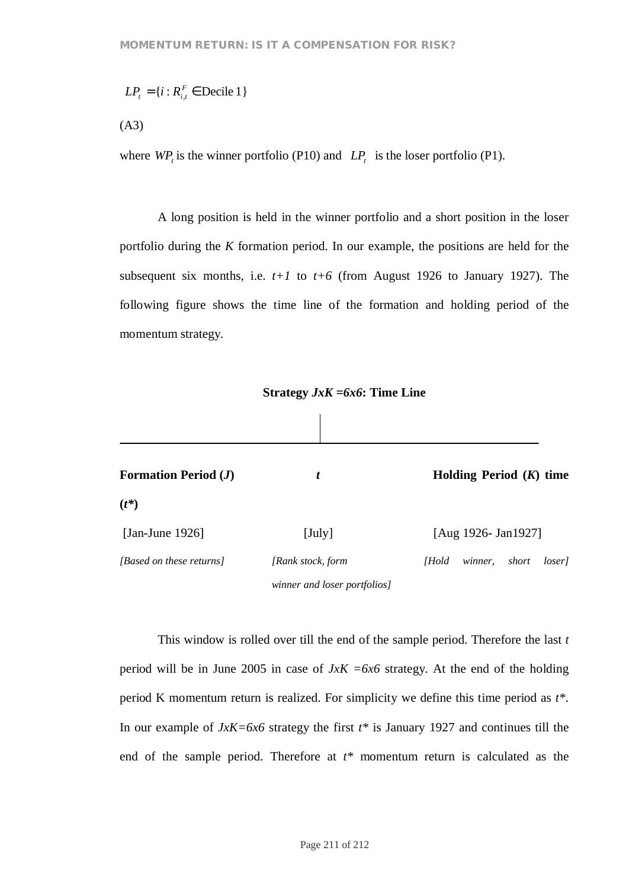$$LP_t = \{i : R^F_{i,t} \in \text{Decile 1}\}$$

(A3)

where $WP_t$ is the winner portfolio (P10) and $LP_t$ is the loser portfolio (P1).

A long position is held in the winner portfolio and a short position in the loser portfolio during the *K* formation period. In our example, the positions are held for the subsequent six months, i.e. *t+1* to *t+6* (from August 1926 to January 1927). The following figure shows the time line of the formation and holding period of the momentum strategy.

**Strategy *JxK =6x6*: Time Line**

| **Formation Period (*J*)** | ***t*** | **Holding Period (*K*) time (*t\**)** |
|---|---|---|
| [Jan-June 1926] | [July] | [Aug 1926- Jan1927] |
| *[Based on these returns]* | *[Rank stock, form winner and loser portfolios]* | *[Hold winner, short loser]* |

This window is rolled over till the end of the sample period. Therefore the last *t* period will be in June 2005 in case of *JxK =6x6* strategy. At the end of the holding period K momentum return is realized. For simplicity we define this time period as *t\**. In our example of *JxK=6x6* strategy the first *t\** is January 1927 and continues till the end of the sample period. Therefore at *t\** momentum return is calculated as the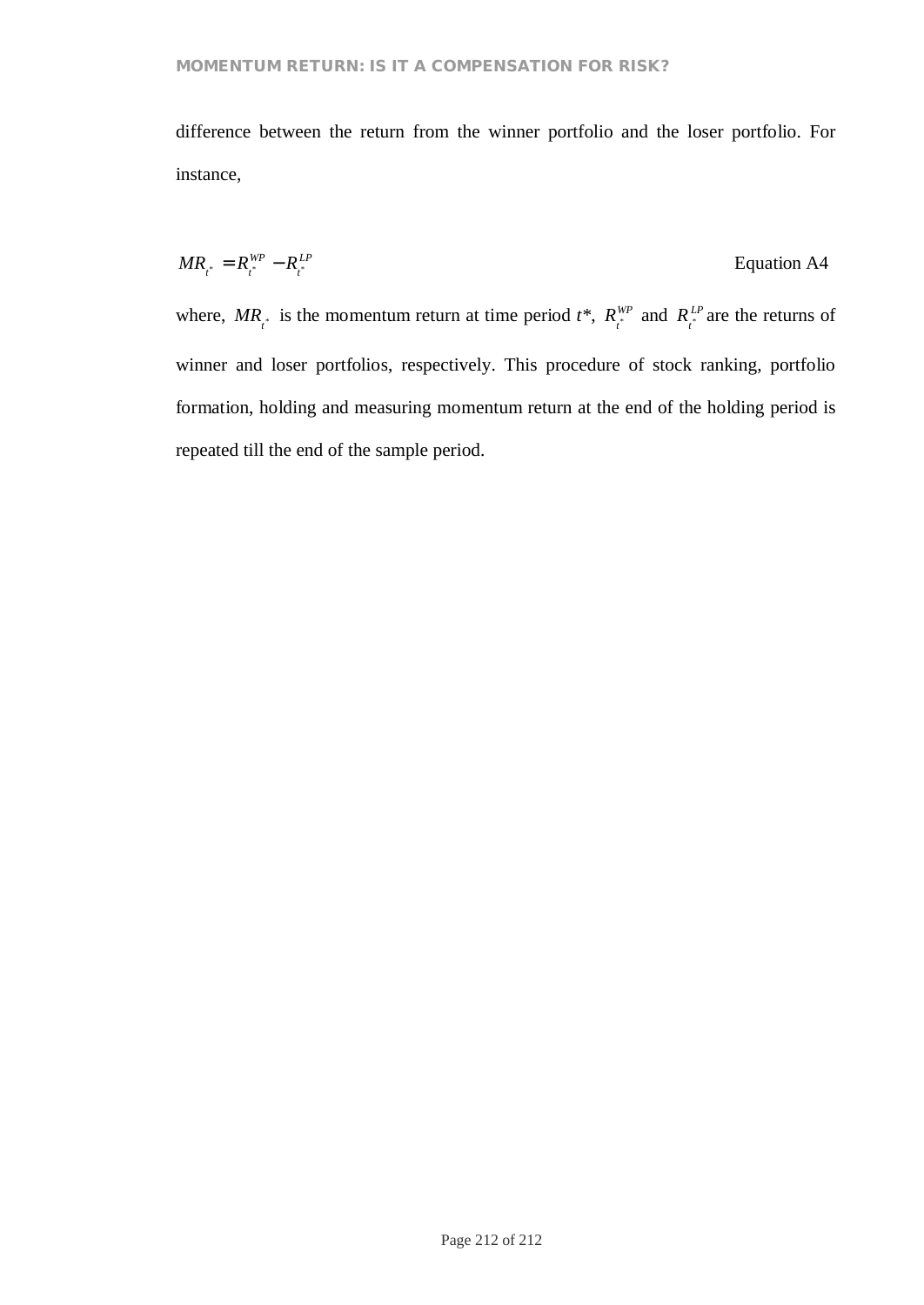difference between the return from the winner portfolio and the loser portfolio. For instance,

$$MR_{t^*} = R_{t^*}^{WP} - R_{t^*}^{LP} \qquad \text{Equation A4}$$

where, $MR_{t^*}$ is the momentum return at time period $t^*$, $R_{t^*}^{WP}$ and $R_{t^*}^{LP}$ are the returns of winner and loser portfolios, respectively. This procedure of stock ranking, portfolio formation, holding and measuring momentum return at the end of the holding period is repeated till the end of the sample period.